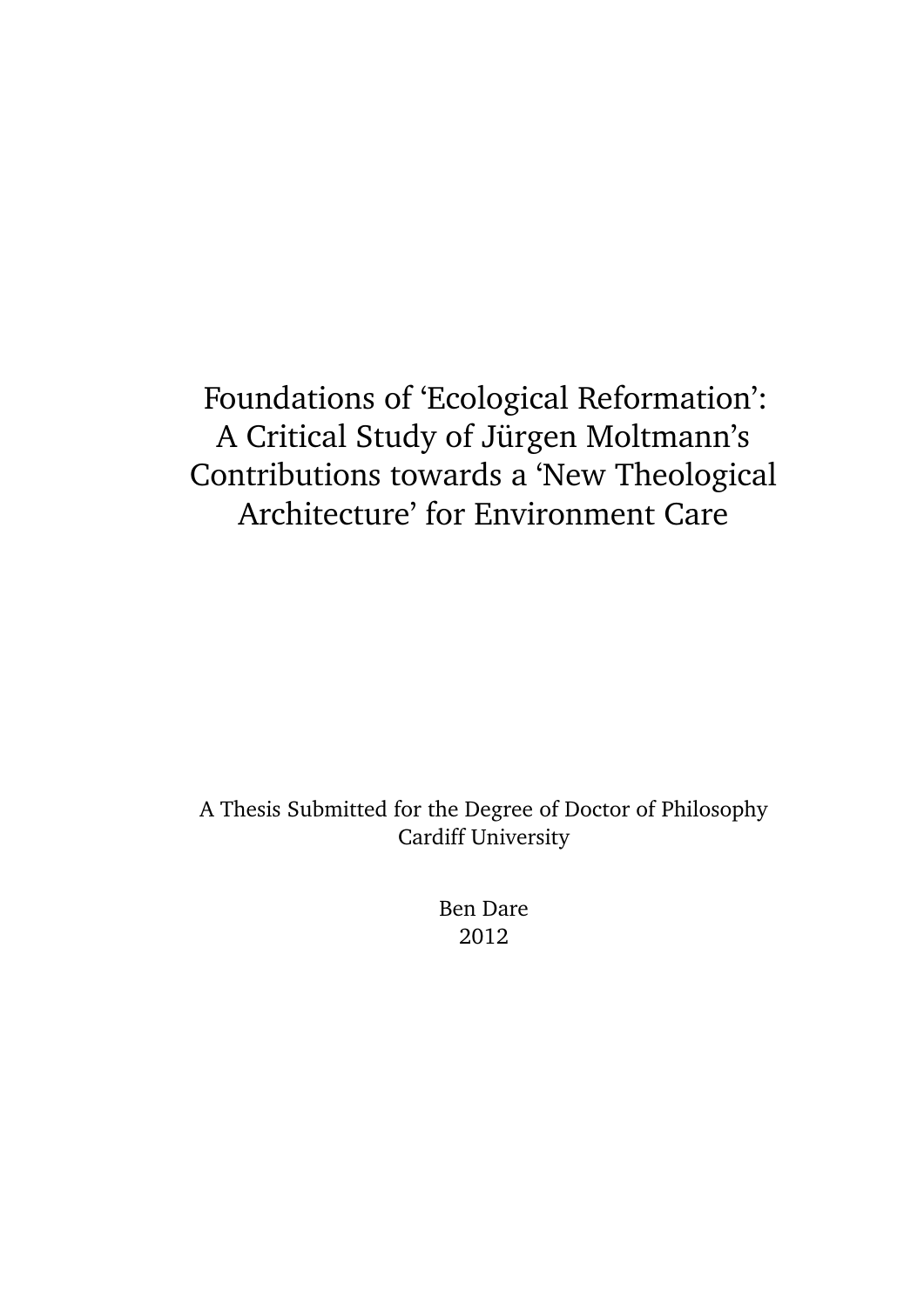# Foundations of 'Ecological Reformation': A Critical Study of Jürgen Moltmann's Contributions towards a 'New Theological Architecture' for Environment Care

A Thesis Submitted for the Degree of Doctor of Philosophy
Cardiff University

Ben Dare
2012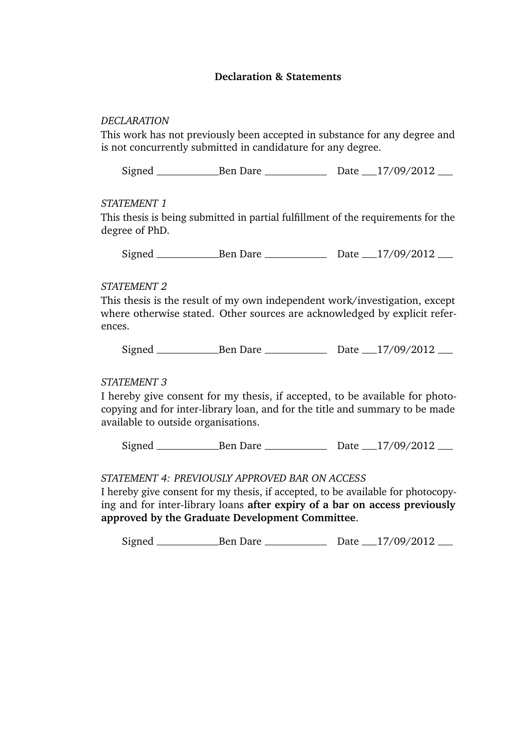**Declaration & Statements**

*DECLARATION*

This work has not previously been accepted in substance for any degree and is not concurrently submitted in candidature for any degree.

Signed ____________Ben Dare ____________ Date ___17/09/2012 ___

*STATEMENT 1*

This thesis is being submitted in partial fulfillment of the requirements for the degree of PhD.

Signed ____________Ben Dare ____________ Date ___17/09/2012 ___

*STATEMENT 2*

This thesis is the result of my own independent work/investigation, except where otherwise stated. Other sources are acknowledged by explicit references.

Signed ____________Ben Dare ____________ Date ___17/09/2012 ___

*STATEMENT 3*

I hereby give consent for my thesis, if accepted, to be available for photocopying and for inter-library loan, and for the title and summary to be made available to outside organisations.

Signed ____________Ben Dare ____________ Date ___17/09/2012 ___

*STATEMENT 4: PREVIOUSLY APPROVED BAR ON ACCESS*

I hereby give consent for my thesis, if accepted, to be available for photocopying and for inter-library loans **after expiry of a bar on access previously approved by the Graduate Development Committee**.

Signed ____________Ben Dare ____________ Date ___17/09/2012 ___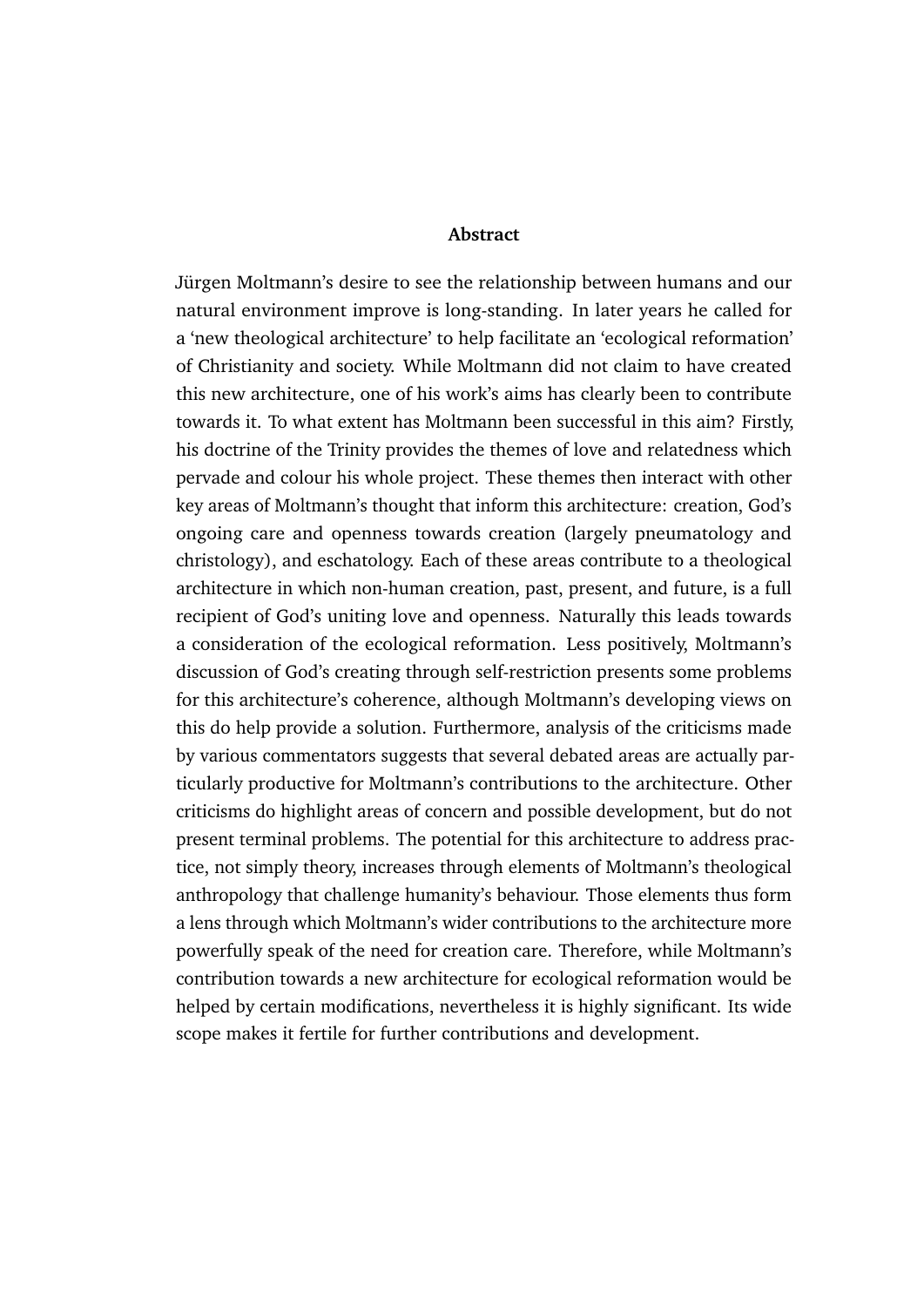## Abstract

Jürgen Moltmann's desire to see the relationship between humans and our natural environment improve is long-standing. In later years he called for a 'new theological architecture' to help facilitate an 'ecological reformation' of Christianity and society. While Moltmann did not claim to have created this new architecture, one of his work's aims has clearly been to contribute towards it. To what extent has Moltmann been successful in this aim? Firstly, his doctrine of the Trinity provides the themes of love and relatedness which pervade and colour his whole project. These themes then interact with other key areas of Moltmann's thought that inform this architecture: creation, God's ongoing care and openness towards creation (largely pneumatology and christology), and eschatology. Each of these areas contribute to a theological architecture in which non-human creation, past, present, and future, is a full recipient of God's uniting love and openness. Naturally this leads towards a consideration of the ecological reformation. Less positively, Moltmann's discussion of God's creating through self-restriction presents some problems for this architecture's coherence, although Moltmann's developing views on this do help provide a solution. Furthermore, analysis of the criticisms made by various commentators suggests that several debated areas are actually particularly productive for Moltmann's contributions to the architecture. Other criticisms do highlight areas of concern and possible development, but do not present terminal problems. The potential for this architecture to address practice, not simply theory, increases through elements of Moltmann's theological anthropology that challenge humanity's behaviour. Those elements thus form a lens through which Moltmann's wider contributions to the architecture more powerfully speak of the need for creation care. Therefore, while Moltmann's contribution towards a new architecture for ecological reformation would be helped by certain modifications, nevertheless it is highly significant. Its wide scope makes it fertile for further contributions and development.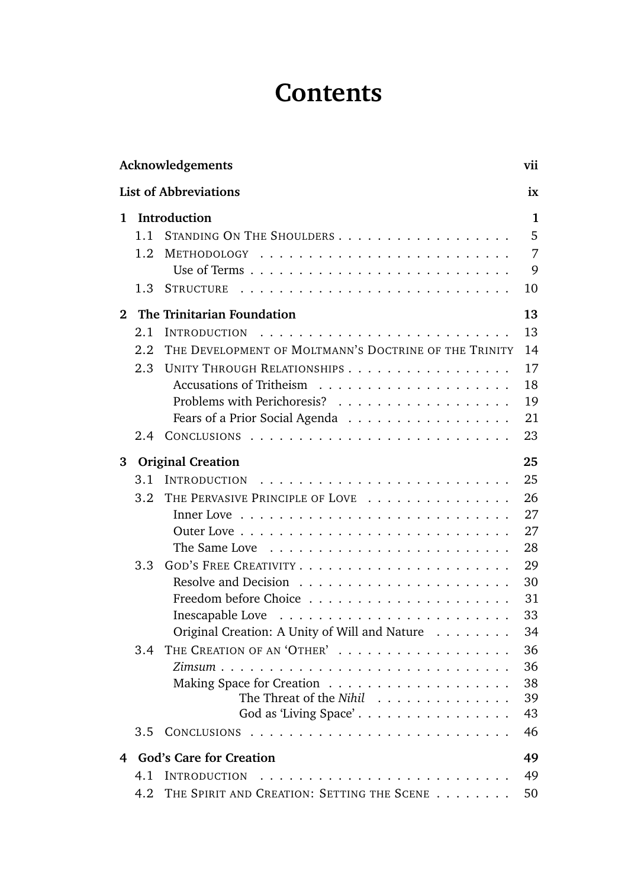# Contents

**Acknowledgements** **vii**

**List of Abbreviations** **ix**

**1 Introduction** **1**

- 1.1 Standing On The Shoulders . . . . . . . . . . . . . . . . . . 5
- 1.2 Methodology . . . . . . . . . . . . . . . . . . . . . . . . . 7
  - Use of Terms . . . . . . . . . . . . . . . . . . . . . . . . . 9
- 1.3 Structure . . . . . . . . . . . . . . . . . . . . . . . . . . 10

**2 The Trinitarian Foundation** **13**

- 2.1 Introduction . . . . . . . . . . . . . . . . . . . . . . . . . 13
- 2.2 The Development of Moltmann's Doctrine of the Trinity 14
- 2.3 Unity Through Relationships . . . . . . . . . . . . . . . . . 17
  - Accusations of Tritheism . . . . . . . . . . . . . . . . . . . 18
  - Problems with Perichoresis? . . . . . . . . . . . . . . . . . 19
  - Fears of a Prior Social Agenda . . . . . . . . . . . . . . . . 21
- 2.4 Conclusions . . . . . . . . . . . . . . . . . . . . . . . . . 23

**3 Original Creation** **25**

- 3.1 Introduction . . . . . . . . . . . . . . . . . . . . . . . . . 25
- 3.2 The Pervasive Principle of Love . . . . . . . . . . . . . . . 26
  - Inner Love . . . . . . . . . . . . . . . . . . . . . . . . . . 27
  - Outer Love . . . . . . . . . . . . . . . . . . . . . . . . . . 27
  - The Same Love . . . . . . . . . . . . . . . . . . . . . . . . 28
- 3.3 God's Free Creativity . . . . . . . . . . . . . . . . . . . . 29
  - Resolve and Decision . . . . . . . . . . . . . . . . . . . . . 30
  - Freedom before Choice . . . . . . . . . . . . . . . . . . . . 31
  - Inescapable Love . . . . . . . . . . . . . . . . . . . . . . . 33
  - Original Creation: A Unity of Will and Nature . . . . . . . . 34
- 3.4 The Creation of an 'Other' . . . . . . . . . . . . . . . . . 36
  - *Zimsum* . . . . . . . . . . . . . . . . . . . . . . . . . . . 36
  - Making Space for Creation . . . . . . . . . . . . . . . . . . 38
    - The Threat of the *Nihil* . . . . . . . . . . . . . . 39
    - God as 'Living Space' . . . . . . . . . . . . . . . . 43
- 3.5 Conclusions . . . . . . . . . . . . . . . . . . . . . . . . . 46

**4 God's Care for Creation** **49**

- 4.1 Introduction . . . . . . . . . . . . . . . . . . . . . . . . . 49
- 4.2 The Spirit and Creation: Setting the Scene . . . . . . . . 50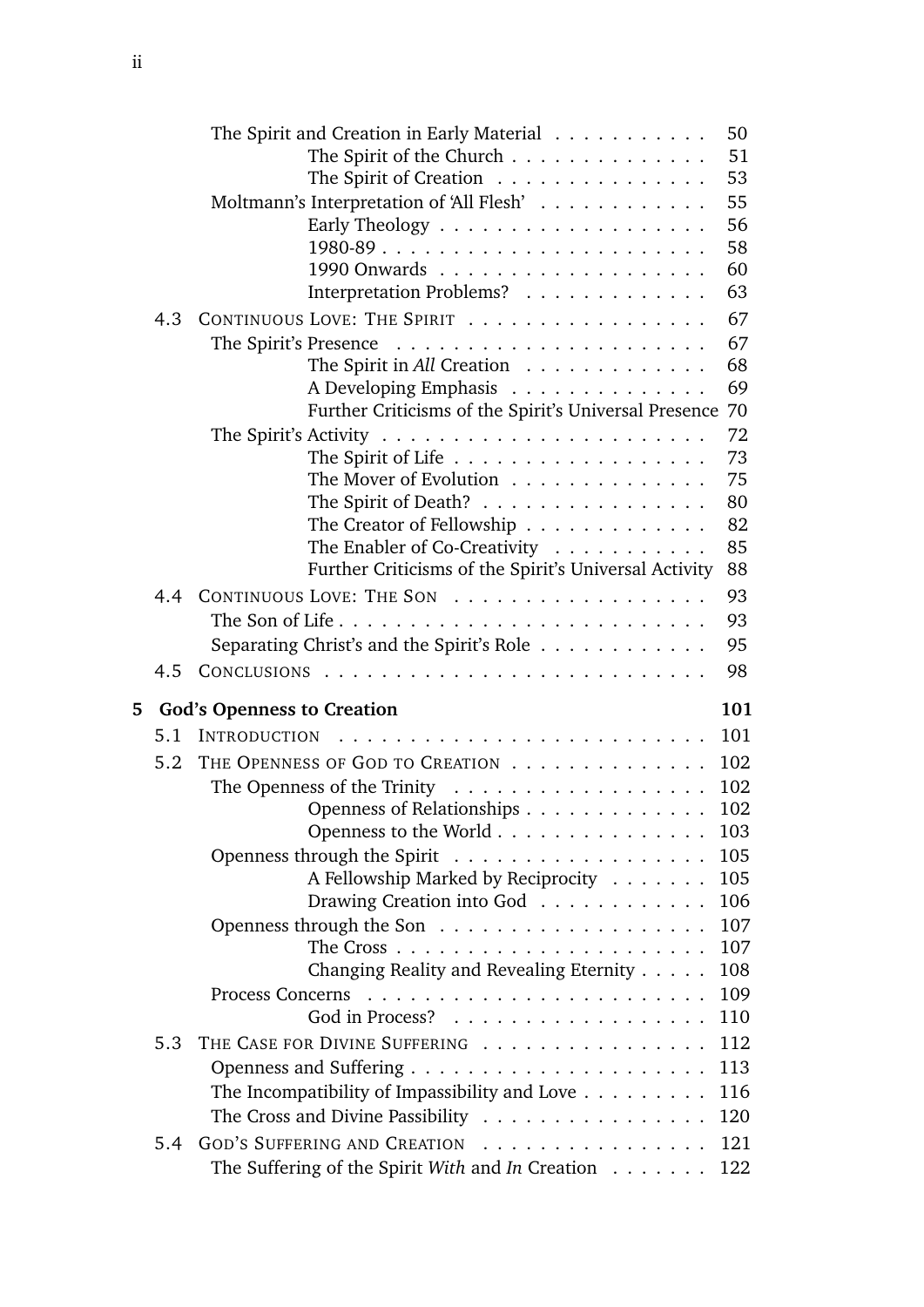The Spirit and Creation in Early Material . . . . . . . . . . . 50
- The Spirit of the Church . . . . . . . . . . . . . . 51
- The Spirit of Creation . . . . . . . . . . . . . . . 53

Moltmann's Interpretation of 'All Flesh' . . . . . . . . . . . . 55
- Early Theology . . . . . . . . . . . . . . . . . . . 56
- 1980-89 . . . . . . . . . . . . . . . . . . . . . . 58
- 1990 Onwards . . . . . . . . . . . . . . . . . . . 60
- Interpretation Problems? . . . . . . . . . . . . . 63

4.3 CONTINUOUS LOVE: THE SPIRIT . . . . . . . . . . . . . . . . . 67

The Spirit's Presence . . . . . . . . . . . . . . . . . . . . . 67
- The Spirit in *All* Creation . . . . . . . . . . . . . 68
- A Developing Emphasis . . . . . . . . . . . . . . 69
- Further Criticisms of the Spirit's Universal Presence 70

The Spirit's Activity . . . . . . . . . . . . . . . . . . . . . . 72
- The Spirit of Life . . . . . . . . . . . . . . . . . . 73
- The Mover of Evolution . . . . . . . . . . . . . . 75
- The Spirit of Death? . . . . . . . . . . . . . . . . 80
- The Creator of Fellowship . . . . . . . . . . . . . 82
- The Enabler of Co-Creativity . . . . . . . . . . . 85
- Further Criticisms of the Spirit's Universal Activity 88

4.4 CONTINUOUS LOVE: THE SON . . . . . . . . . . . . . . . . . . 93

The Son of Life . . . . . . . . . . . . . . . . . . . . . . . . . 93

Separating Christ's and the Spirit's Role . . . . . . . . . . . . 95

4.5 CONCLUSIONS . . . . . . . . . . . . . . . . . . . . . . . . . 98

**5 God's Openness to Creation** **101**

5.1 INTRODUCTION . . . . . . . . . . . . . . . . . . . . . . . . . 101

5.2 THE OPENNESS OF GOD TO CREATION . . . . . . . . . . . . . . 102

The Openness of the Trinity . . . . . . . . . . . . . . . . . . 102
- Openness of Relationships . . . . . . . . . . . . . 102
- Openness to the World . . . . . . . . . . . . . . . 103

Openness through the Spirit . . . . . . . . . . . . . . . . . . 105
- A Fellowship Marked by Reciprocity . . . . . . . 105
- Drawing Creation into God . . . . . . . . . . . . 106

Openness through the Son . . . . . . . . . . . . . . . . . . . 107
- The Cross . . . . . . . . . . . . . . . . . . . . . . 107
- Changing Reality and Revealing Eternity . . . . . 108

Process Concerns . . . . . . . . . . . . . . . . . . . . . . . 109
- God in Process? . . . . . . . . . . . . . . . . . . 110

5.3 THE CASE FOR DIVINE SUFFERING . . . . . . . . . . . . . . . . 112

Openness and Suffering . . . . . . . . . . . . . . . . . . . . . 113

The Incompatibility of Impassibility and Love . . . . . . . . . 116

The Cross and Divine Passibility . . . . . . . . . . . . . . . . 120

5.4 GOD'S SUFFERING AND CREATION . . . . . . . . . . . . . . . . 121

The Suffering of the Spirit *With* and *In* Creation . . . . . . . 122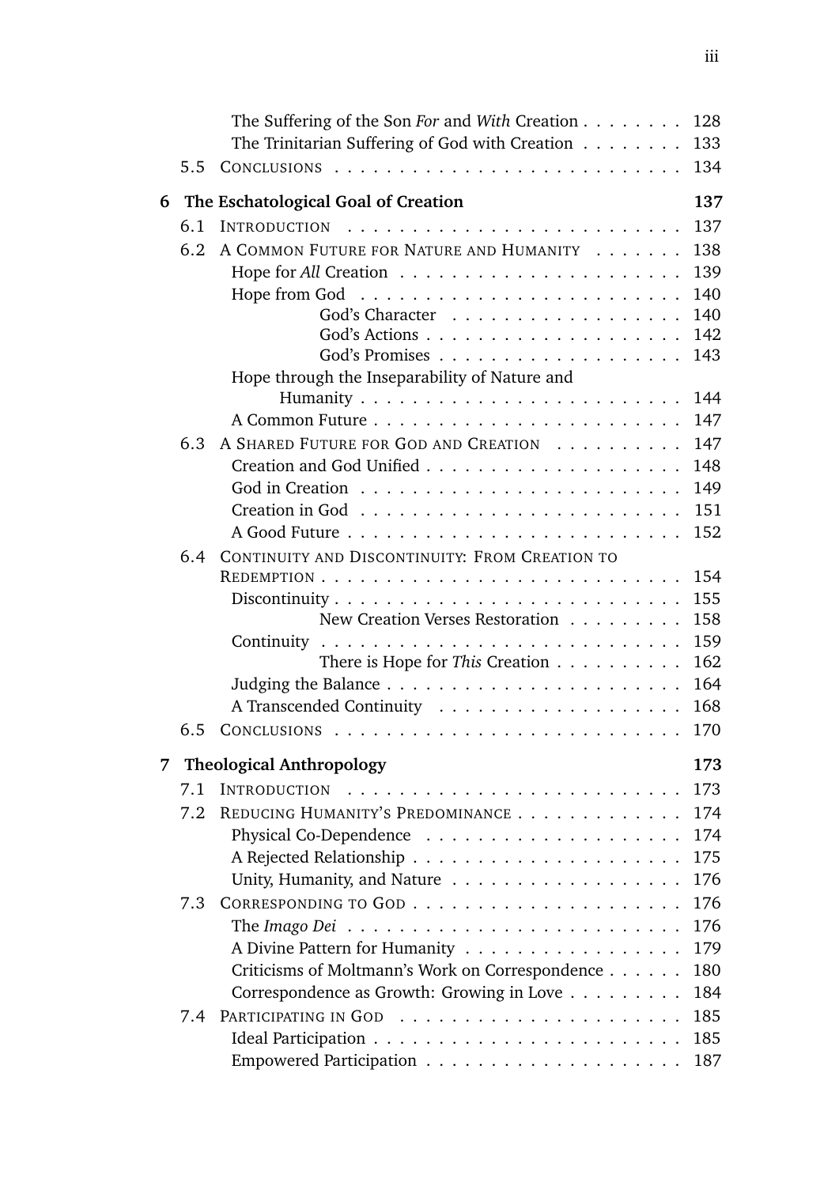- The Suffering of the Son *For* and *With* Creation . . . . . . . . 128
- The Trinitarian Suffering of God with Creation . . . . . . . . 133

5.5 CONCLUSIONS . . . . . . . . . . . . . . . . . . . . . . . . . 134

**6 The Eschatological Goal of Creation** **137**

6.1 INTRODUCTION . . . . . . . . . . . . . . . . . . . . . . . . . 137

6.2 A COMMON FUTURE FOR NATURE AND HUMANITY . . . . . . . 138
- Hope for *All* Creation . . . . . . . . . . . . . . . . . . . . . 139
- Hope from God . . . . . . . . . . . . . . . . . . . . . . . . . 140
  - God's Character . . . . . . . . . . . . . . . . . 140
  - God's Actions . . . . . . . . . . . . . . . . . . . 142
  - God's Promises . . . . . . . . . . . . . . . . . . 143
- Hope through the Inseparability of Nature and Humanity . . . . . . . . . . . . . . . . . . . . . . . . 144
- A Common Future . . . . . . . . . . . . . . . . . . . . . . . 147

6.3 A SHARED FUTURE FOR GOD AND CREATION . . . . . . . . . . 147
- Creation and God Unified . . . . . . . . . . . . . . . . . . . 148
- God in Creation . . . . . . . . . . . . . . . . . . . . . . . . 149
- Creation in God . . . . . . . . . . . . . . . . . . . . . . . . 151
- A Good Future . . . . . . . . . . . . . . . . . . . . . . . . . 152

6.4 CONTINUITY AND DISCONTINUITY: FROM CREATION TO REDEMPTION . . . . . . . . . . . . . . . . . . . . . . . . . . . 154
- Discontinuity . . . . . . . . . . . . . . . . . . . . . . . . . . 155
  - New Creation Verses Restoration . . . . . . . . . 158
- Continuity . . . . . . . . . . . . . . . . . . . . . . . . . . . 159
  - There is Hope for *This* Creation . . . . . . . . . . 162
- Judging the Balance . . . . . . . . . . . . . . . . . . . . . . 164
- A Transcended Continuity . . . . . . . . . . . . . . . . . . . 168

6.5 CONCLUSIONS . . . . . . . . . . . . . . . . . . . . . . . . . 170

**7 Theological Anthropology** **173**

7.1 INTRODUCTION . . . . . . . . . . . . . . . . . . . . . . . . . 173

7.2 REDUCING HUMANITY'S PREDOMINANCE . . . . . . . . . . . . . 174
- Physical Co-Dependence . . . . . . . . . . . . . . . . . . . 174
- A Rejected Relationship . . . . . . . . . . . . . . . . . . . . 175
- Unity, Humanity, and Nature . . . . . . . . . . . . . . . . . 176

7.3 CORRESPONDING TO GOD . . . . . . . . . . . . . . . . . . . . 176
- The *Imago Dei* . . . . . . . . . . . . . . . . . . . . . . . . . 176
- A Divine Pattern for Humanity . . . . . . . . . . . . . . . . 179
- Criticisms of Moltmann's Work on Correspondence . . . . . . 180
- Correspondence as Growth: Growing in Love . . . . . . . . . 184

7.4 PARTICIPATING IN GOD . . . . . . . . . . . . . . . . . . . . . 185
- Ideal Participation . . . . . . . . . . . . . . . . . . . . . . . 185
- Empowered Participation . . . . . . . . . . . . . . . . . . . 187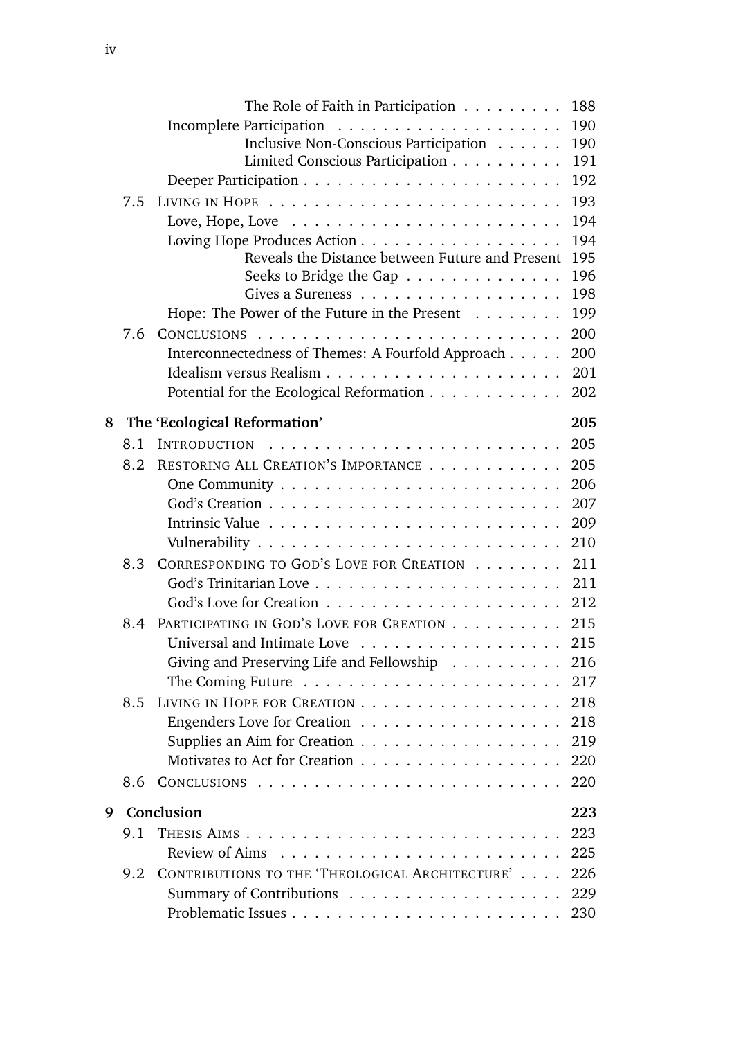The Role of Faith in Participation . . . . . . . . . 188
Incomplete Participation . . . . . . . . . . . . . . . . . . . . 190
Inclusive Non-Conscious Participation . . . . . . 190
Limited Conscious Participation . . . . . . . . . . 191
Deeper Participation . . . . . . . . . . . . . . . . . . . . . . 192

7.5 Living in Hope . . . . . . . . . . . . . . . . . . . . . . . . . 193
Love, Hope, Love . . . . . . . . . . . . . . . . . . . . . . . 194
Loving Hope Produces Action . . . . . . . . . . . . . . . . . . 194
Reveals the Distance between Future and Present 195
Seeks to Bridge the Gap . . . . . . . . . . . . . . 196
Gives a Sureness . . . . . . . . . . . . . . . . . . 198
Hope: The Power of the Future in the Present . . . . . . . . 199

7.6 Conclusions . . . . . . . . . . . . . . . . . . . . . . . . . . 200
Interconnectedness of Themes: A Fourfold Approach . . . . . 200
Idealism versus Realism . . . . . . . . . . . . . . . . . . . . . 201
Potential for the Ecological Reformation . . . . . . . . . . . . 202

**8 The 'Ecological Reformation' 205**

8.1 Introduction . . . . . . . . . . . . . . . . . . . . . . . . . 205
8.2 Restoring All Creation's Importance . . . . . . . . . . . . 205
One Community . . . . . . . . . . . . . . . . . . . . . . . . 206
God's Creation . . . . . . . . . . . . . . . . . . . . . . . . . 207
Intrinsic Value . . . . . . . . . . . . . . . . . . . . . . . . . 209
Vulnerability . . . . . . . . . . . . . . . . . . . . . . . . . . 210

8.3 Corresponding to God's Love for Creation . . . . . . . . 211
God's Trinitarian Love . . . . . . . . . . . . . . . . . . . . . 211
God's Love for Creation . . . . . . . . . . . . . . . . . . . . 212

8.4 Participating in God's Love for Creation . . . . . . . . . . 215
Universal and Intimate Love . . . . . . . . . . . . . . . . . 215
Giving and Preserving Life and Fellowship . . . . . . . . . . 216
The Coming Future . . . . . . . . . . . . . . . . . . . . . . 217

8.5 Living in Hope for Creation . . . . . . . . . . . . . . . . . 218
Engenders Love for Creation . . . . . . . . . . . . . . . . . 218
Supplies an Aim for Creation . . . . . . . . . . . . . . . . . 219
Motivates to Act for Creation . . . . . . . . . . . . . . . . . 220

8.6 Conclusions . . . . . . . . . . . . . . . . . . . . . . . . . . 220

**9 Conclusion 223**

9.1 Thesis Aims . . . . . . . . . . . . . . . . . . . . . . . . . . 223
Review of Aims . . . . . . . . . . . . . . . . . . . . . . . . 225

9.2 Contributions to the 'Theological Architecture' . . . . 226
Summary of Contributions . . . . . . . . . . . . . . . . . . 229
Problematic Issues . . . . . . . . . . . . . . . . . . . . . . . 230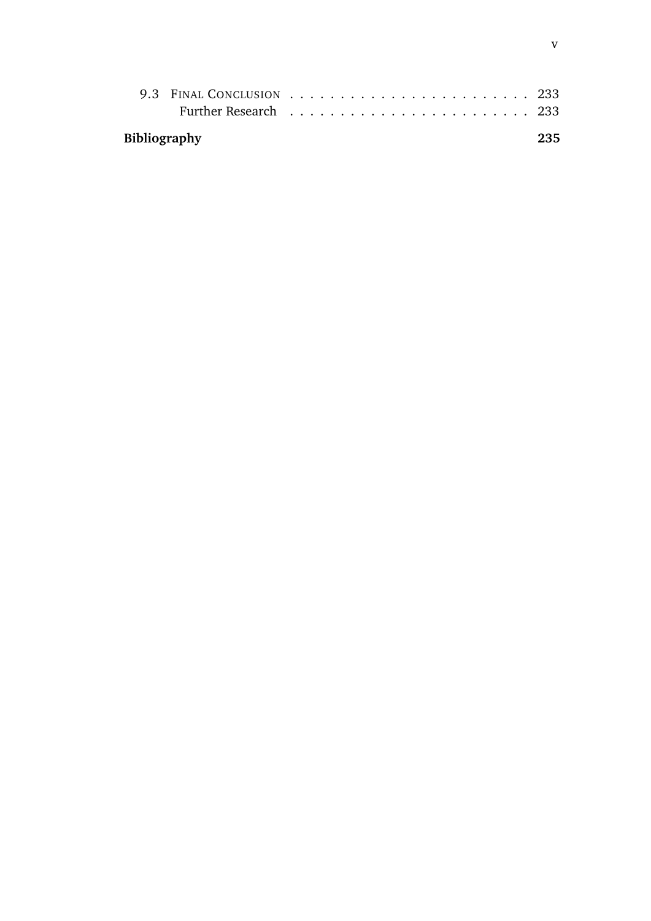9.3 FINAL CONCLUSION . . . . . . . . . . . . . . . . . . . . . . . 233
  Further Research . . . . . . . . . . . . . . . . . . . . . . . 233

**Bibliography** **235**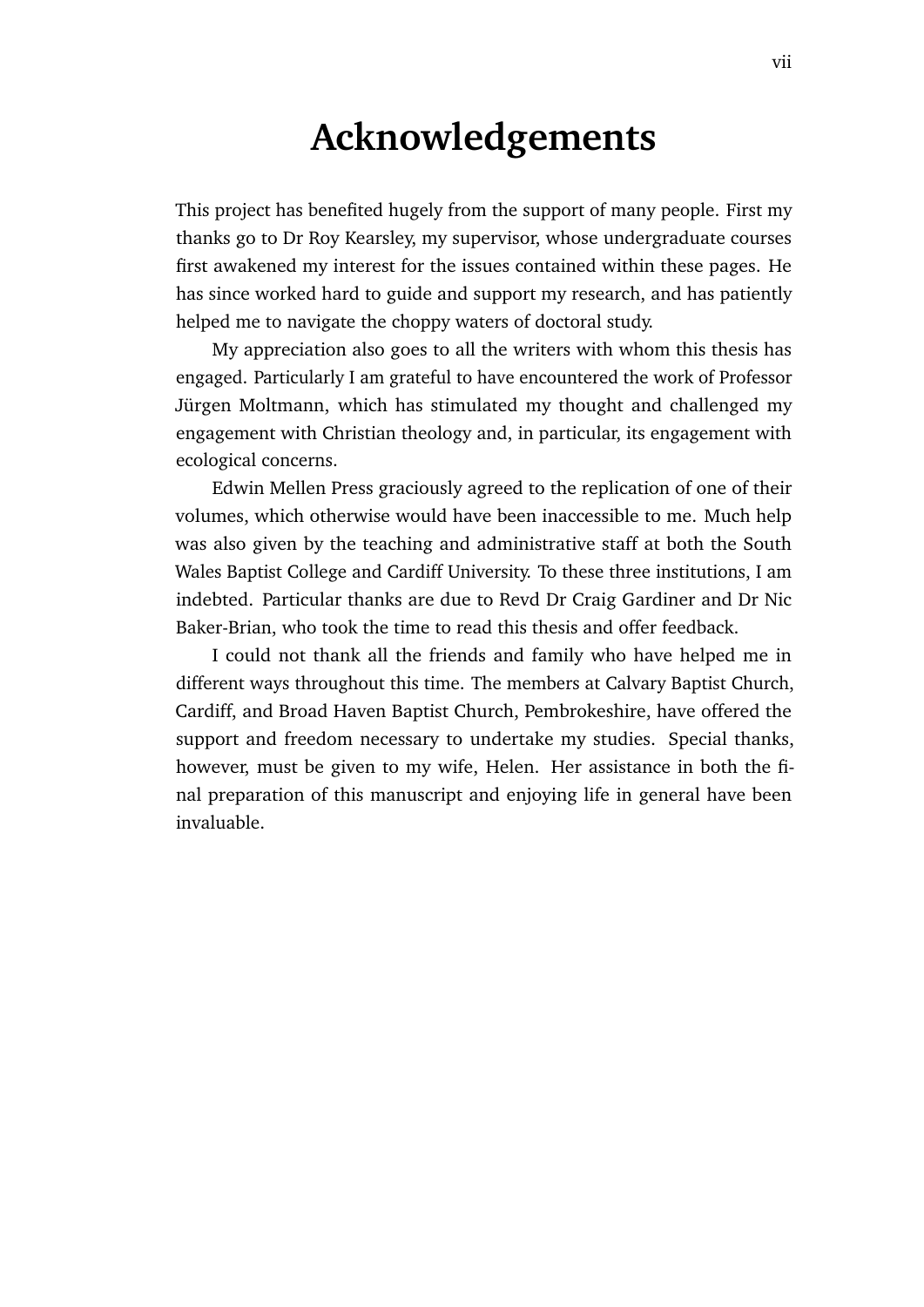# Acknowledgements

This project has benefited hugely from the support of many people. First my thanks go to Dr Roy Kearsley, my supervisor, whose undergraduate courses first awakened my interest for the issues contained within these pages. He has since worked hard to guide and support my research, and has patiently helped me to navigate the choppy waters of doctoral study.

My appreciation also goes to all the writers with whom this thesis has engaged. Particularly I am grateful to have encountered the work of Professor Jürgen Moltmann, which has stimulated my thought and challenged my engagement with Christian theology and, in particular, its engagement with ecological concerns.

Edwin Mellen Press graciously agreed to the replication of one of their volumes, which otherwise would have been inaccessible to me. Much help was also given by the teaching and administrative staff at both the South Wales Baptist College and Cardiff University. To these three institutions, I am indebted. Particular thanks are due to Revd Dr Craig Gardiner and Dr Nic Baker-Brian, who took the time to read this thesis and offer feedback.

I could not thank all the friends and family who have helped me in different ways throughout this time. The members at Calvary Baptist Church, Cardiff, and Broad Haven Baptist Church, Pembrokeshire, have offered the support and freedom necessary to undertake my studies. Special thanks, however, must be given to my wife, Helen. Her assistance in both the final preparation of this manuscript and enjoying life in general have been invaluable.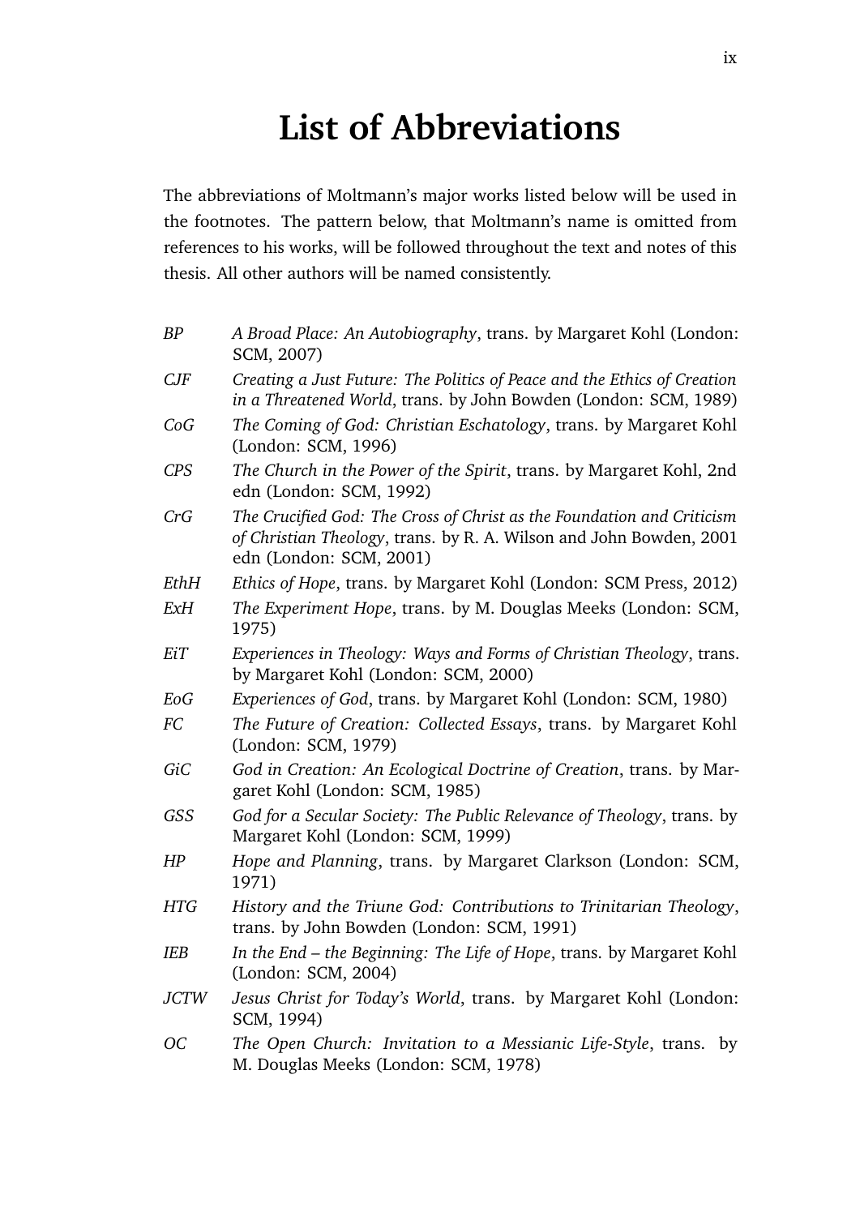# List of Abbreviations

The abbreviations of Moltmann's major works listed below will be used in the footnotes. The pattern below, that Moltmann's name is omitted from references to his works, will be followed throughout the text and notes of this thesis. All other authors will be named consistently.

| | |
|---|---|
| *BP* | *A Broad Place: An Autobiography*, trans. by Margaret Kohl (London: SCM, 2007) |
| *CJF* | *Creating a Just Future: The Politics of Peace and the Ethics of Creation in a Threatened World*, trans. by John Bowden (London: SCM, 1989) |
| *CoG* | *The Coming of God: Christian Eschatology*, trans. by Margaret Kohl (London: SCM, 1996) |
| *CPS* | *The Church in the Power of the Spirit*, trans. by Margaret Kohl, 2nd edn (London: SCM, 1992) |
| *CrG* | *The Crucified God: The Cross of Christ as the Foundation and Criticism of Christian Theology*, trans. by R. A. Wilson and John Bowden, 2001 edn (London: SCM, 2001) |
| *EthH* | *Ethics of Hope*, trans. by Margaret Kohl (London: SCM Press, 2012) |
| *ExH* | *The Experiment Hope*, trans. by M. Douglas Meeks (London: SCM, 1975) |
| *EiT* | *Experiences in Theology: Ways and Forms of Christian Theology*, trans. by Margaret Kohl (London: SCM, 2000) |
| *EoG* | *Experiences of God*, trans. by Margaret Kohl (London: SCM, 1980) |
| *FC* | *The Future of Creation: Collected Essays*, trans. by Margaret Kohl (London: SCM, 1979) |
| *GiC* | *God in Creation: An Ecological Doctrine of Creation*, trans. by Margaret Kohl (London: SCM, 1985) |
| *GSS* | *God for a Secular Society: The Public Relevance of Theology*, trans. by Margaret Kohl (London: SCM, 1999) |
| *HP* | *Hope and Planning*, trans. by Margaret Clarkson (London: SCM, 1971) |
| *HTG* | *History and the Triune God: Contributions to Trinitarian Theology*, trans. by John Bowden (London: SCM, 1991) |
| *IEB* | *In the End – the Beginning: The Life of Hope*, trans. by Margaret Kohl (London: SCM, 2004) |
| *JCTW* | *Jesus Christ for Today's World*, trans. by Margaret Kohl (London: SCM, 1994) |
| *OC* | *The Open Church: Invitation to a Messianic Life-Style*, trans. by M. Douglas Meeks (London: SCM, 1978) |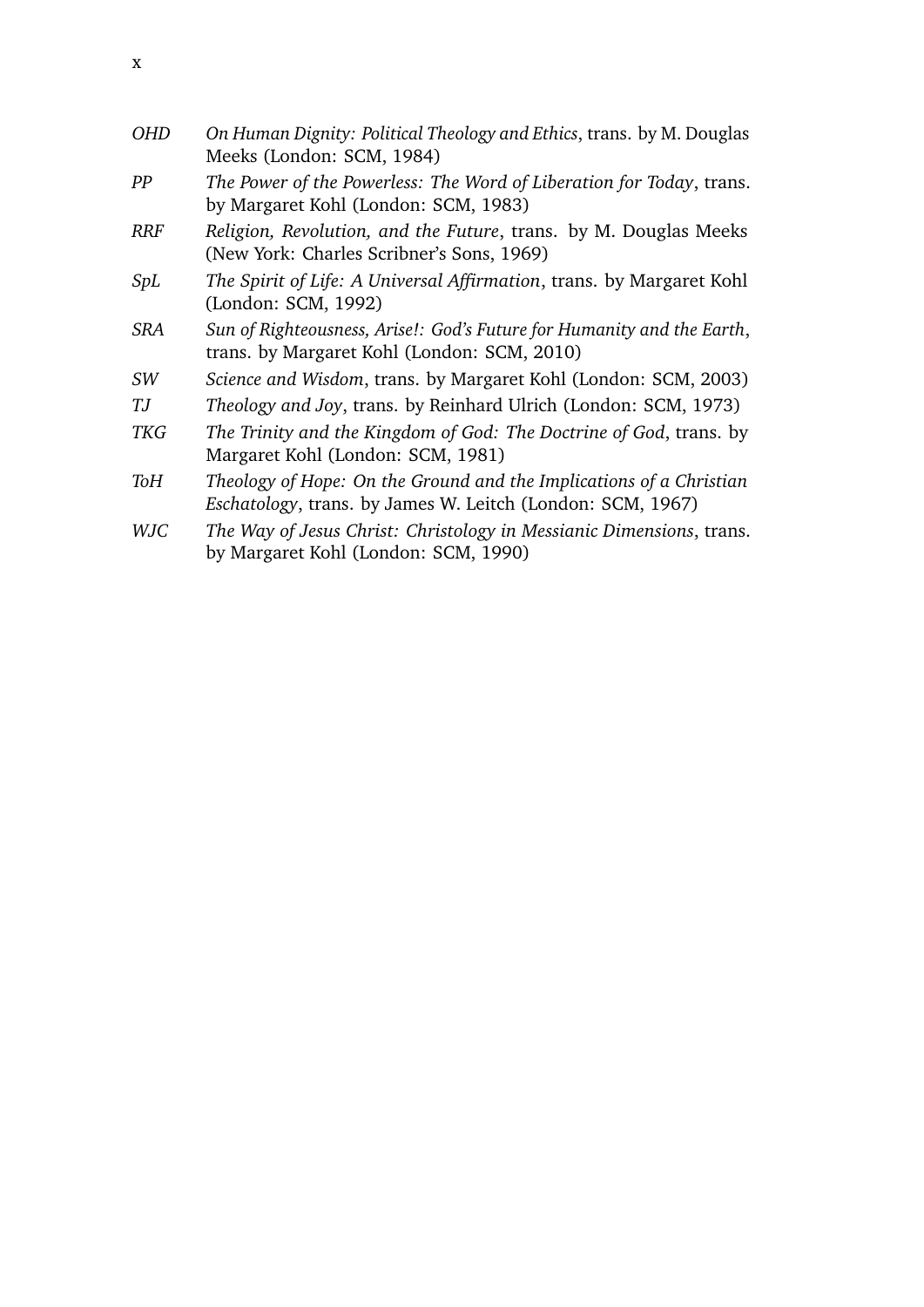*OHD* — *On Human Dignity: Political Theology and Ethics*, trans. by M. Douglas Meeks (London: SCM, 1984)

*PP* — *The Power of the Powerless: The Word of Liberation for Today*, trans. by Margaret Kohl (London: SCM, 1983)

*RRF* — *Religion, Revolution, and the Future*, trans. by M. Douglas Meeks (New York: Charles Scribner's Sons, 1969)

*SpL* — *The Spirit of Life: A Universal Affirmation*, trans. by Margaret Kohl (London: SCM, 1992)

*SRA* — *Sun of Righteousness, Arise!: God's Future for Humanity and the Earth*, trans. by Margaret Kohl (London: SCM, 2010)

*SW* — *Science and Wisdom*, trans. by Margaret Kohl (London: SCM, 2003)

*TJ* — *Theology and Joy*, trans. by Reinhard Ulrich (London: SCM, 1973)

*TKG* — *The Trinity and the Kingdom of God: The Doctrine of God*, trans. by Margaret Kohl (London: SCM, 1981)

*ToH* — *Theology of Hope: On the Ground and the Implications of a Christian Eschatology*, trans. by James W. Leitch (London: SCM, 1967)

*WJC* — *The Way of Jesus Christ: Christology in Messianic Dimensions*, trans. by Margaret Kohl (London: SCM, 1990)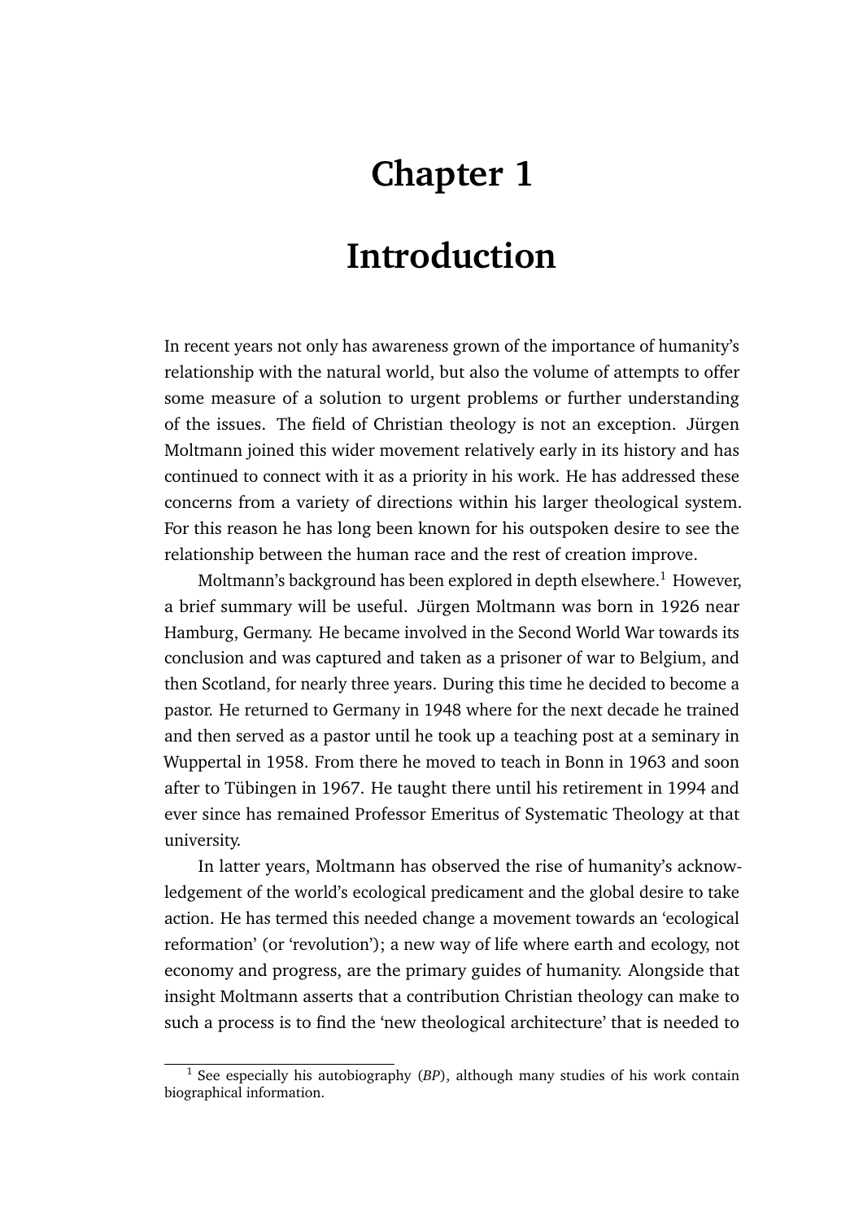# Chapter 1

# Introduction

In recent years not only has awareness grown of the importance of humanity's relationship with the natural world, but also the volume of attempts to offer some measure of a solution to urgent problems or further understanding of the issues. The field of Christian theology is not an exception. Jürgen Moltmann joined this wider movement relatively early in its history and has continued to connect with it as a priority in his work. He has addressed these concerns from a variety of directions within his larger theological system. For this reason he has long been known for his outspoken desire to see the relationship between the human race and the rest of creation improve.

Moltmann's background has been explored in depth elsewhere.[1] However, a brief summary will be useful. Jürgen Moltmann was born in 1926 near Hamburg, Germany. He became involved in the Second World War towards its conclusion and was captured and taken as a prisoner of war to Belgium, and then Scotland, for nearly three years. During this time he decided to become a pastor. He returned to Germany in 1948 where for the next decade he trained and then served as a pastor until he took up a teaching post at a seminary in Wuppertal in 1958. From there he moved to teach in Bonn in 1963 and soon after to Tübingen in 1967. He taught there until his retirement in 1994 and ever since has remained Professor Emeritus of Systematic Theology at that university.

In latter years, Moltmann has observed the rise of humanity's acknowledgement of the world's ecological predicament and the global desire to take action. He has termed this needed change a movement towards an 'ecological reformation' (or 'revolution'); a new way of life where earth and ecology, not economy and progress, are the primary guides of humanity. Alongside that insight Moltmann asserts that a contribution Christian theology can make to such a process is to find the 'new theological architecture' that is needed to

[1] See especially his autobiography (*BP*), although many studies of his work contain biographical information.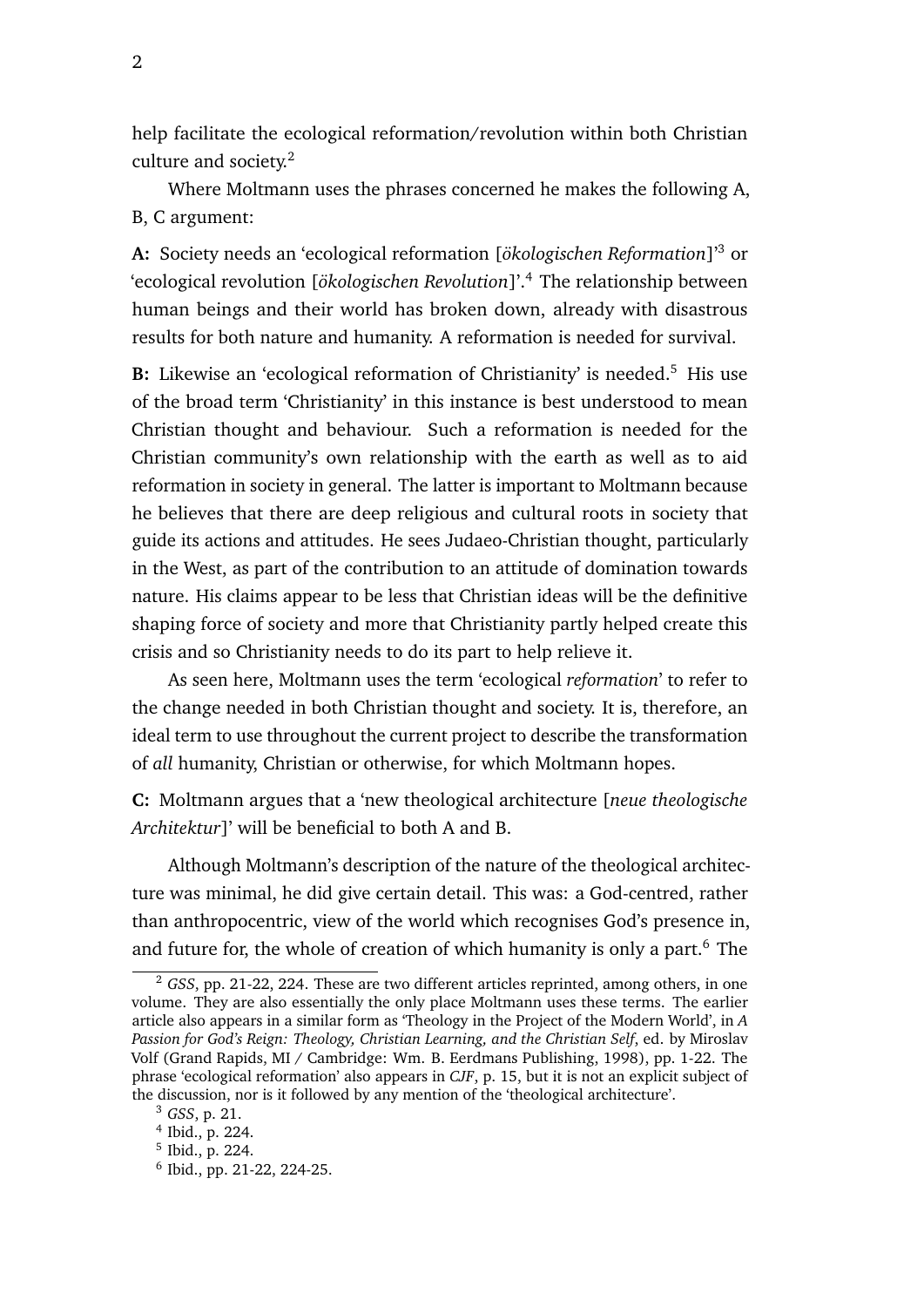help facilitate the ecological reformation/revolution within both Christian culture and society.[2]

Where Moltmann uses the phrases concerned he makes the following A, B, C argument:

**A:** Society needs an 'ecological reformation [*ökologischen Reformation*]'[3] or 'ecological revolution [*ökologischen Revolution*]'.[4] The relationship between human beings and their world has broken down, already with disastrous results for both nature and humanity. A reformation is needed for survival.

**B:** Likewise an 'ecological reformation of Christianity' is needed.[5] His use of the broad term 'Christianity' in this instance is best understood to mean Christian thought and behaviour. Such a reformation is needed for the Christian community's own relationship with the earth as well as to aid reformation in society in general. The latter is important to Moltmann because he believes that there are deep religious and cultural roots in society that guide its actions and attitudes. He sees Judaeo-Christian thought, particularly in the West, as part of the contribution to an attitude of domination towards nature. His claims appear to be less that Christian ideas will be the definitive shaping force of society and more that Christianity partly helped create this crisis and so Christianity needs to do its part to help relieve it.

As seen here, Moltmann uses the term 'ecological *reformation*' to refer to the change needed in both Christian thought and society. It is, therefore, an ideal term to use throughout the current project to describe the transformation of *all* humanity, Christian or otherwise, for which Moltmann hopes.

**C:** Moltmann argues that a 'new theological architecture [*neue theologische Architektur*]' will be beneficial to both A and B.

Although Moltmann's description of the nature of the theological architecture was minimal, he did give certain detail. This was: a God-centred, rather than anthropocentric, view of the world which recognises God's presence in, and future for, the whole of creation of which humanity is only a part.[6] The

[2] *GSS*, pp. 21-22, 224. These are two different articles reprinted, among others, in one volume. They are also essentially the only place Moltmann uses these terms. The earlier article also appears in a similar form as 'Theology in the Project of the Modern World', in *A Passion for God's Reign: Theology, Christian Learning, and the Christian Self*, ed. by Miroslav Volf (Grand Rapids, MI / Cambridge: Wm. B. Eerdmans Publishing, 1998), pp. 1-22. The phrase 'ecological reformation' also appears in *CJF*, p. 15, but it is not an explicit subject of the discussion, nor is it followed by any mention of the 'theological architecture'.

[3] *GSS*, p. 21.

[4] Ibid., p. 224.

[5] Ibid., p. 224.

[6] Ibid., pp. 21-22, 224-25.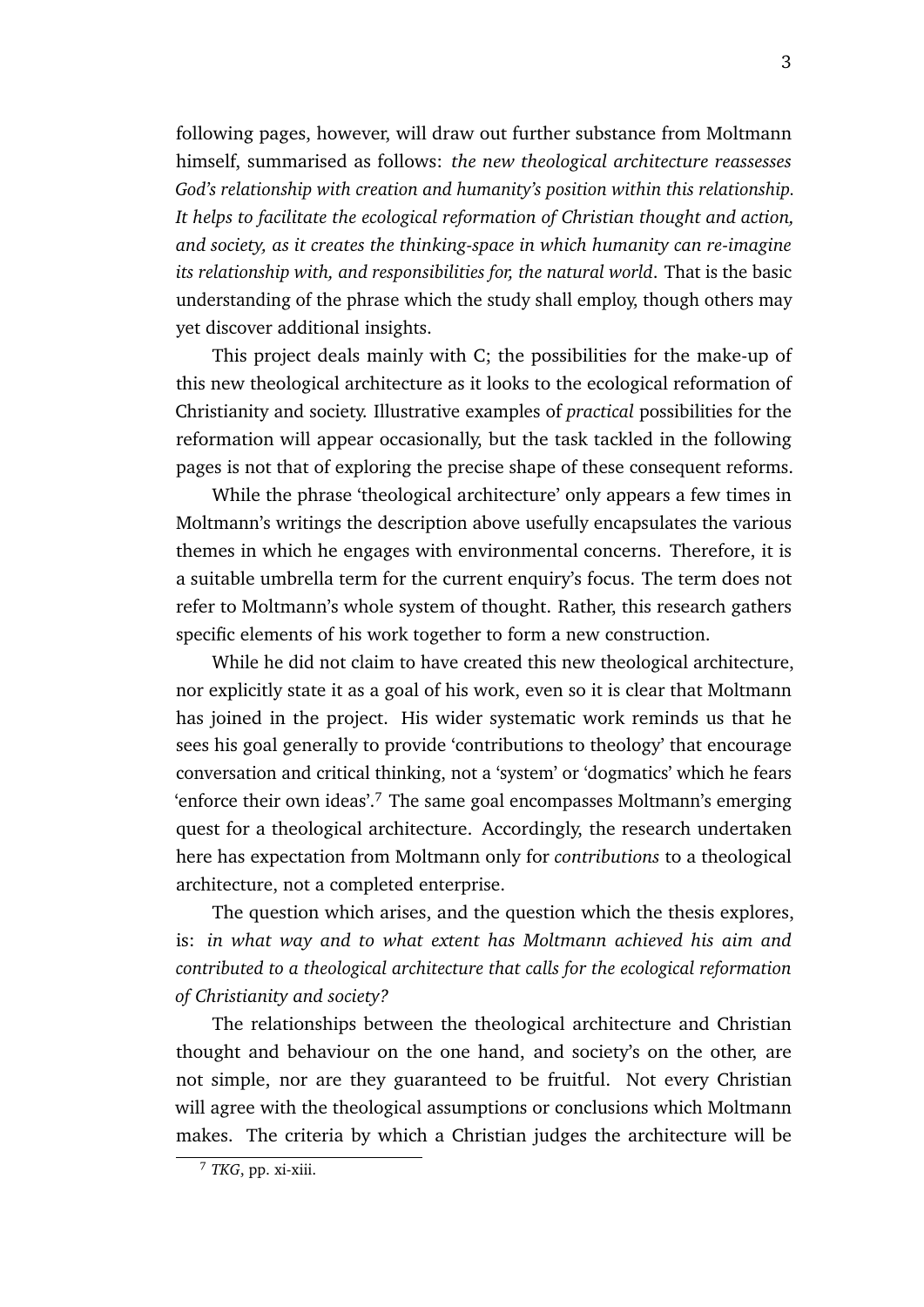following pages, however, will draw out further substance from Moltmann himself, summarised as follows: *the new theological architecture reassesses God's relationship with creation and humanity's position within this relationship. It helps to facilitate the ecological reformation of Christian thought and action, and society, as it creates the thinking-space in which humanity can re-imagine its relationship with, and responsibilities for, the natural world*. That is the basic understanding of the phrase which the study shall employ, though others may yet discover additional insights.

This project deals mainly with C; the possibilities for the make-up of this new theological architecture as it looks to the ecological reformation of Christianity and society. Illustrative examples of *practical* possibilities for the reformation will appear occasionally, but the task tackled in the following pages is not that of exploring the precise shape of these consequent reforms.

While the phrase 'theological architecture' only appears a few times in Moltmann's writings the description above usefully encapsulates the various themes in which he engages with environmental concerns. Therefore, it is a suitable umbrella term for the current enquiry's focus. The term does not refer to Moltmann's whole system of thought. Rather, this research gathers specific elements of his work together to form a new construction.

While he did not claim to have created this new theological architecture, nor explicitly state it as a goal of his work, even so it is clear that Moltmann has joined in the project. His wider systematic work reminds us that he sees his goal generally to provide 'contributions to theology' that encourage conversation and critical thinking, not a 'system' or 'dogmatics' which he fears 'enforce their own ideas'.[7] The same goal encompasses Moltmann's emerging quest for a theological architecture. Accordingly, the research undertaken here has expectation from Moltmann only for *contributions* to a theological architecture, not a completed enterprise.

The question which arises, and the question which the thesis explores, is: *in what way and to what extent has Moltmann achieved his aim and contributed to a theological architecture that calls for the ecological reformation of Christianity and society?*

The relationships between the theological architecture and Christian thought and behaviour on the one hand, and society's on the other, are not simple, nor are they guaranteed to be fruitful. Not every Christian will agree with the theological assumptions or conclusions which Moltmann makes. The criteria by which a Christian judges the architecture will be

[7] *TKG*, pp. xi-xiii.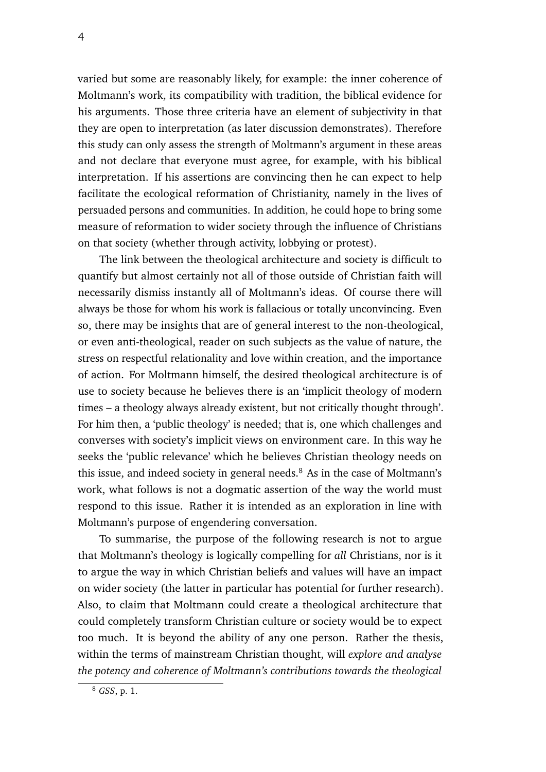varied but some are reasonably likely, for example: the inner coherence of Moltmann's work, its compatibility with tradition, the biblical evidence for his arguments. Those three criteria have an element of subjectivity in that they are open to interpretation (as later discussion demonstrates). Therefore this study can only assess the strength of Moltmann's argument in these areas and not declare that everyone must agree, for example, with his biblical interpretation. If his assertions are convincing then he can expect to help facilitate the ecological reformation of Christianity, namely in the lives of persuaded persons and communities. In addition, he could hope to bring some measure of reformation to wider society through the influence of Christians on that society (whether through activity, lobbying or protest).

The link between the theological architecture and society is difficult to quantify but almost certainly not all of those outside of Christian faith will necessarily dismiss instantly all of Moltmann's ideas. Of course there will always be those for whom his work is fallacious or totally unconvincing. Even so, there may be insights that are of general interest to the non-theological, or even anti-theological, reader on such subjects as the value of nature, the stress on respectful relationality and love within creation, and the importance of action. For Moltmann himself, the desired theological architecture is of use to society because he believes there is an 'implicit theology of modern times – a theology always already existent, but not critically thought through'. For him then, a 'public theology' is needed; that is, one which challenges and converses with society's implicit views on environment care. In this way he seeks the 'public relevance' which he believes Christian theology needs on this issue, and indeed society in general needs.[8] As in the case of Moltmann's work, what follows is not a dogmatic assertion of the way the world must respond to this issue. Rather it is intended as an exploration in line with Moltmann's purpose of engendering conversation.

To summarise, the purpose of the following research is not to argue that Moltmann's theology is logically compelling for *all* Christians, nor is it to argue the way in which Christian beliefs and values will have an impact on wider society (the latter in particular has potential for further research). Also, to claim that Moltmann could create a theological architecture that could completely transform Christian culture or society would be to expect too much. It is beyond the ability of any one person. Rather the thesis, within the terms of mainstream Christian thought, will *explore and analyse the potency and coherence of Moltmann's contributions towards the theological*

[8] *GSS*, p. 1.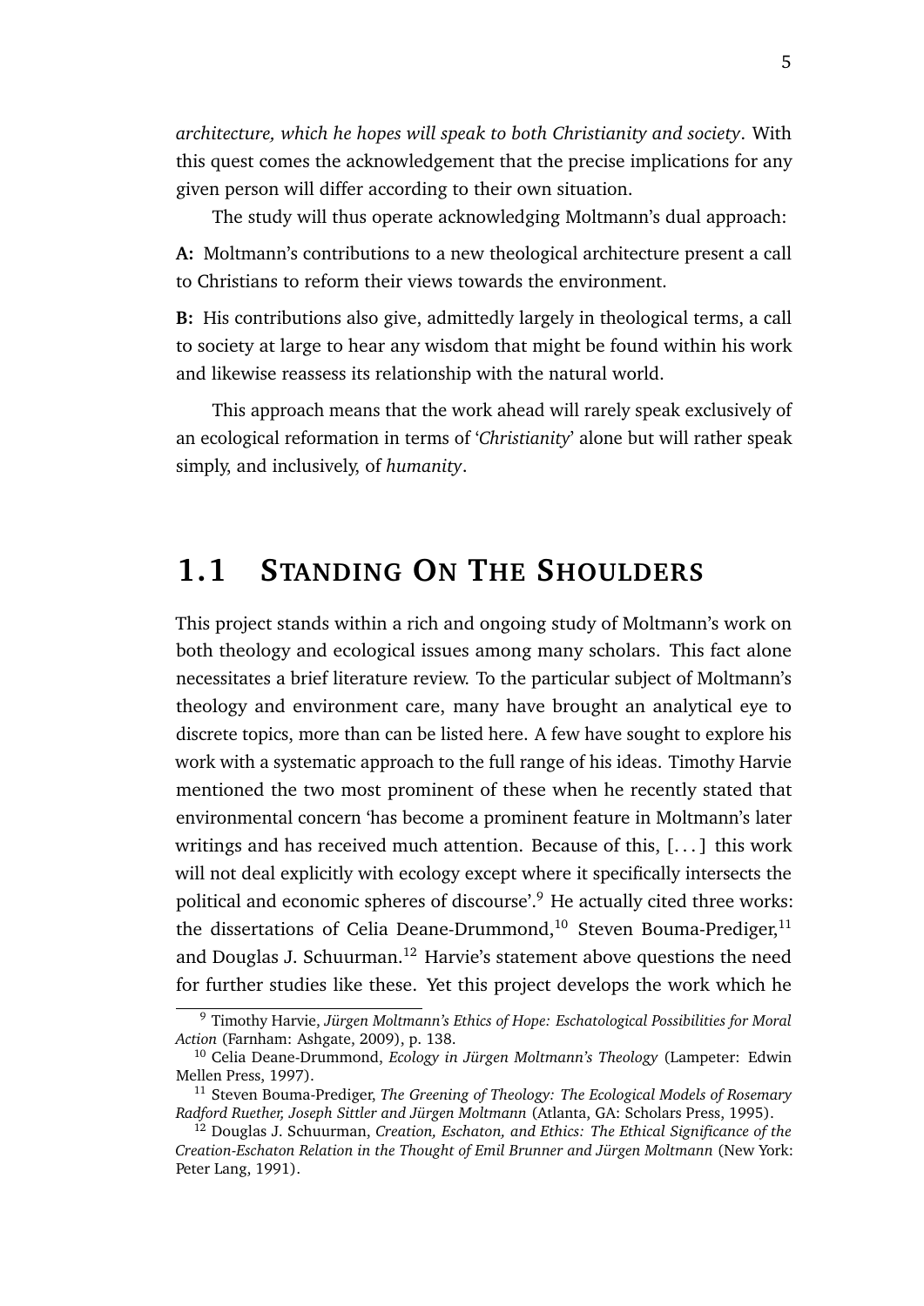*architecture, which he hopes will speak to both Christianity and society*. With this quest comes the acknowledgement that the precise implications for any given person will differ according to their own situation.

The study will thus operate acknowledging Moltmann's dual approach:

**A:** Moltmann's contributions to a new theological architecture present a call to Christians to reform their views towards the environment.

**B:** His contributions also give, admittedly largely in theological terms, a call to society at large to hear any wisdom that might be found within his work and likewise reassess its relationship with the natural world.

This approach means that the work ahead will rarely speak exclusively of an ecological reformation in terms of '*Christianity*' alone but will rather speak simply, and inclusively, of *humanity*.

## 1.1 Standing On The Shoulders

This project stands within a rich and ongoing study of Moltmann's work on both theology and ecological issues among many scholars. This fact alone necessitates a brief literature review. To the particular subject of Moltmann's theology and environment care, many have brought an analytical eye to discrete topics, more than can be listed here. A few have sought to explore his work with a systematic approach to the full range of his ideas. Timothy Harvie mentioned the two most prominent of these when he recently stated that environmental concern 'has become a prominent feature in Moltmann's later writings and has received much attention. Because of this, [. . . ] this work will not deal explicitly with ecology except where it specifically intersects the political and economic spheres of discourse'.[9] He actually cited three works: the dissertations of Celia Deane-Drummond,[10] Steven Bouma-Prediger,[11] and Douglas J. Schuurman.[12] Harvie's statement above questions the need for further studies like these. Yet this project develops the work which he

[9] Timothy Harvie, *Jürgen Moltmann's Ethics of Hope: Eschatological Possibilities for Moral Action* (Farnham: Ashgate, 2009), p. 138.

[10] Celia Deane-Drummond, *Ecology in Jürgen Moltmann's Theology* (Lampeter: Edwin Mellen Press, 1997).

[11] Steven Bouma-Prediger, *The Greening of Theology: The Ecological Models of Rosemary Radford Ruether, Joseph Sittler and Jürgen Moltmann* (Atlanta, GA: Scholars Press, 1995).

[12] Douglas J. Schuurman, *Creation, Eschaton, and Ethics: The Ethical Significance of the Creation-Eschaton Relation in the Thought of Emil Brunner and Jürgen Moltmann* (New York: Peter Lang, 1991).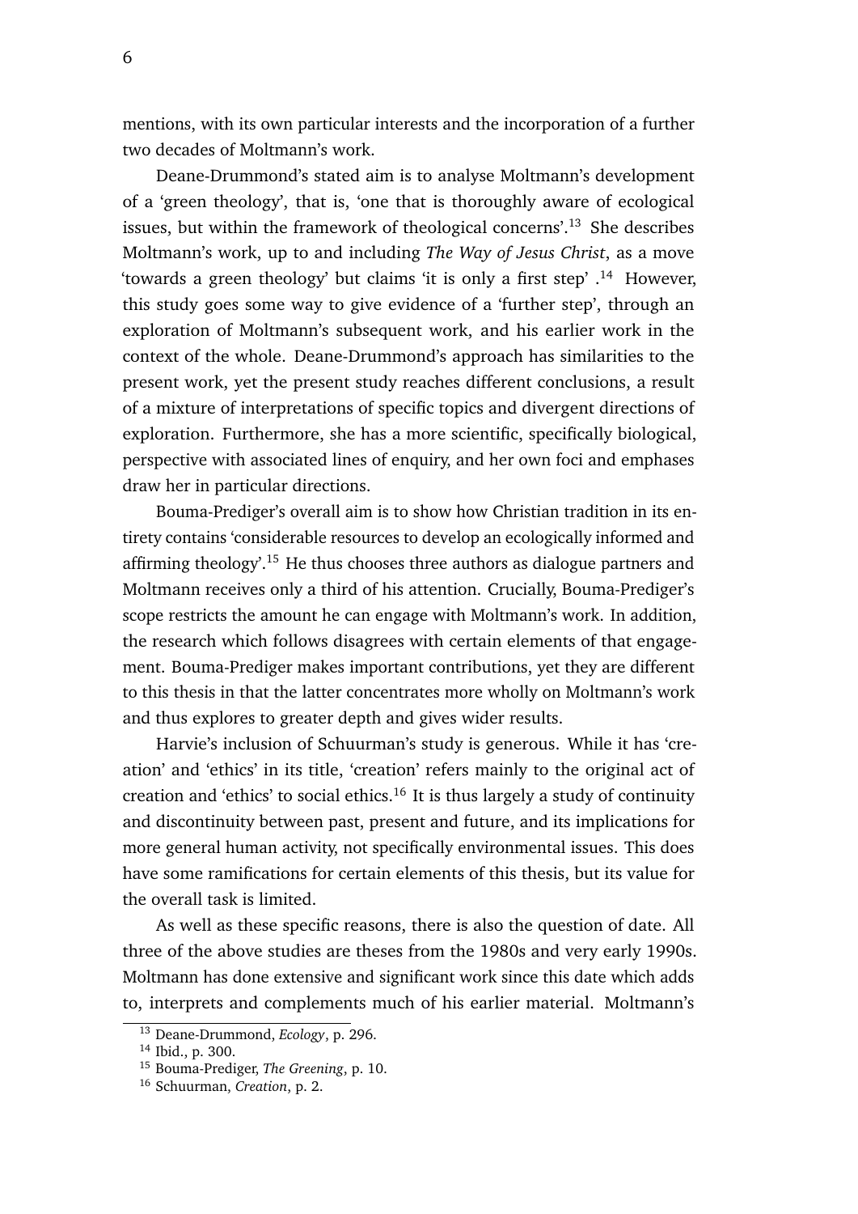mentions, with its own particular interests and the incorporation of a further two decades of Moltmann's work.

Deane-Drummond's stated aim is to analyse Moltmann's development of a 'green theology', that is, 'one that is thoroughly aware of ecological issues, but within the framework of theological concerns'.[13] She describes Moltmann's work, up to and including *The Way of Jesus Christ*, as a move 'towards a green theology' but claims 'it is only a first step' .[14] However, this study goes some way to give evidence of a 'further step', through an exploration of Moltmann's subsequent work, and his earlier work in the context of the whole. Deane-Drummond's approach has similarities to the present work, yet the present study reaches different conclusions, a result of a mixture of interpretations of specific topics and divergent directions of exploration. Furthermore, she has a more scientific, specifically biological, perspective with associated lines of enquiry, and her own foci and emphases draw her in particular directions.

Bouma-Prediger's overall aim is to show how Christian tradition in its entirety contains 'considerable resources to develop an ecologically informed and affirming theology'.[15] He thus chooses three authors as dialogue partners and Moltmann receives only a third of his attention. Crucially, Bouma-Prediger's scope restricts the amount he can engage with Moltmann's work. In addition, the research which follows disagrees with certain elements of that engagement. Bouma-Prediger makes important contributions, yet they are different to this thesis in that the latter concentrates more wholly on Moltmann's work and thus explores to greater depth and gives wider results.

Harvie's inclusion of Schuurman's study is generous. While it has 'creation' and 'ethics' in its title, 'creation' refers mainly to the original act of creation and 'ethics' to social ethics.[16] It is thus largely a study of continuity and discontinuity between past, present and future, and its implications for more general human activity, not specifically environmental issues. This does have some ramifications for certain elements of this thesis, but its value for the overall task is limited.

As well as these specific reasons, there is also the question of date. All three of the above studies are theses from the 1980s and very early 1990s. Moltmann has done extensive and significant work since this date which adds to, interprets and complements much of his earlier material. Moltmann's

[13] Deane-Drummond, *Ecology*, p. 296.

[14] Ibid., p. 300.

[15] Bouma-Prediger, *The Greening*, p. 10.

[16] Schuurman, *Creation*, p. 2.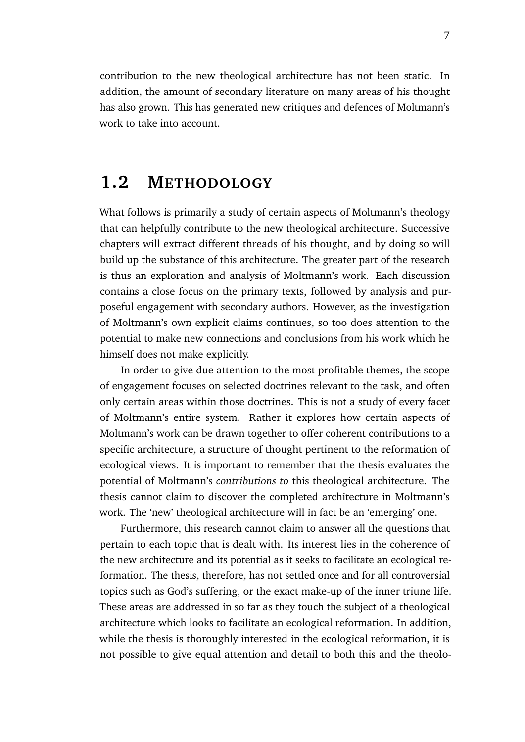contribution to the new theological architecture has not been static. In addition, the amount of secondary literature on many areas of his thought has also grown. This has generated new critiques and defences of Moltmann's work to take into account.

## 1.2 METHODOLOGY

What follows is primarily a study of certain aspects of Moltmann's theology that can helpfully contribute to the new theological architecture. Successive chapters will extract different threads of his thought, and by doing so will build up the substance of this architecture. The greater part of the research is thus an exploration and analysis of Moltmann's work. Each discussion contains a close focus on the primary texts, followed by analysis and purposeful engagement with secondary authors. However, as the investigation of Moltmann's own explicit claims continues, so too does attention to the potential to make new connections and conclusions from his work which he himself does not make explicitly.

In order to give due attention to the most profitable themes, the scope of engagement focuses on selected doctrines relevant to the task, and often only certain areas within those doctrines. This is not a study of every facet of Moltmann's entire system. Rather it explores how certain aspects of Moltmann's work can be drawn together to offer coherent contributions to a specific architecture, a structure of thought pertinent to the reformation of ecological views. It is important to remember that the thesis evaluates the potential of Moltmann's *contributions to* this theological architecture. The thesis cannot claim to discover the completed architecture in Moltmann's work. The 'new' theological architecture will in fact be an 'emerging' one.

Furthermore, this research cannot claim to answer all the questions that pertain to each topic that is dealt with. Its interest lies in the coherence of the new architecture and its potential as it seeks to facilitate an ecological reformation. The thesis, therefore, has not settled once and for all controversial topics such as God's suffering, or the exact make-up of the inner triune life. These areas are addressed in so far as they touch the subject of a theological architecture which looks to facilitate an ecological reformation. In addition, while the thesis is thoroughly interested in the ecological reformation, it is not possible to give equal attention and detail to both this and the theolo-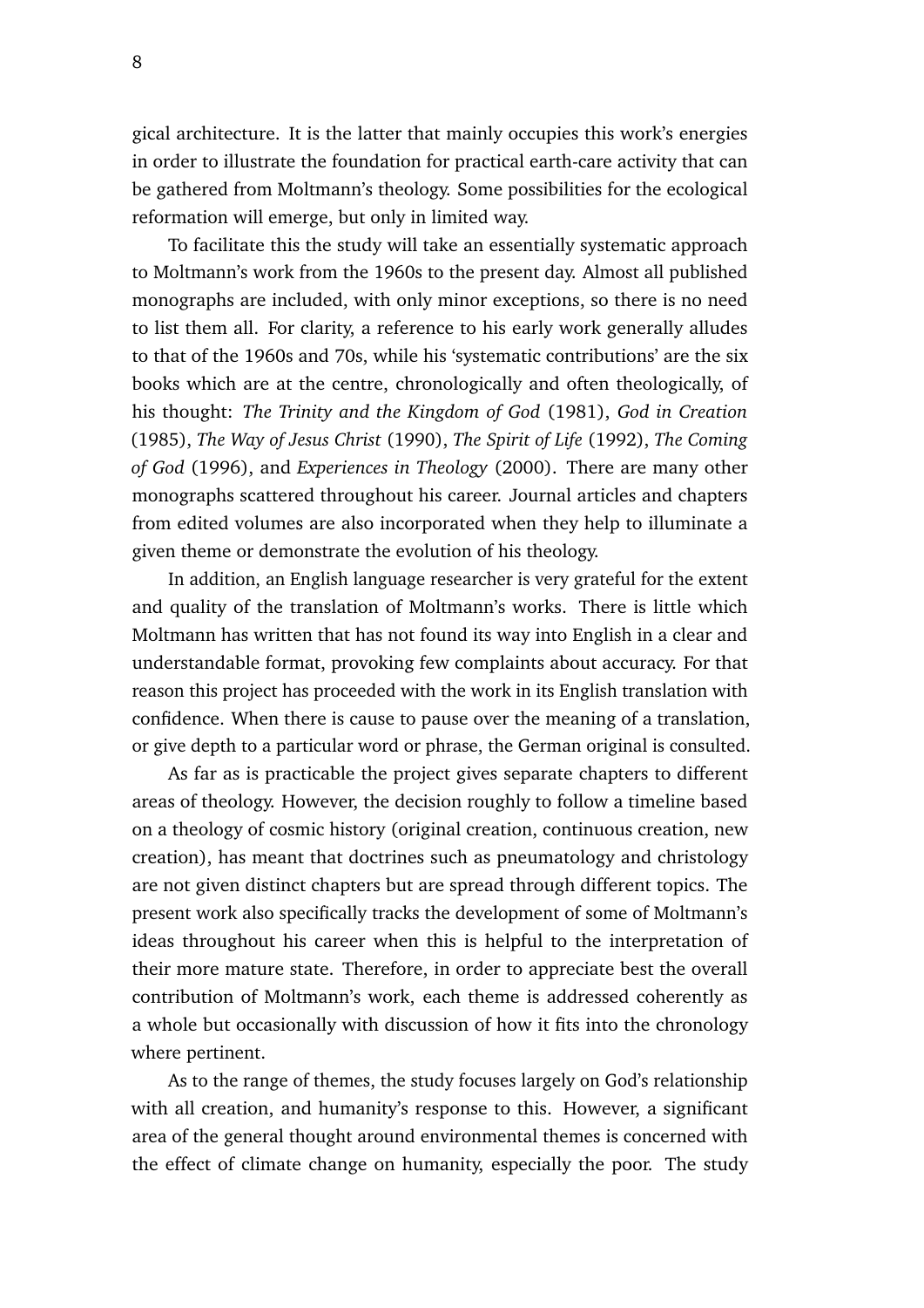gical architecture. It is the latter that mainly occupies this work's energies in order to illustrate the foundation for practical earth-care activity that can be gathered from Moltmann's theology. Some possibilities for the ecological reformation will emerge, but only in limited way.

To facilitate this the study will take an essentially systematic approach to Moltmann's work from the 1960s to the present day. Almost all published monographs are included, with only minor exceptions, so there is no need to list them all. For clarity, a reference to his early work generally alludes to that of the 1960s and 70s, while his 'systematic contributions' are the six books which are at the centre, chronologically and often theologically, of his thought: *The Trinity and the Kingdom of God* (1981), *God in Creation* (1985), *The Way of Jesus Christ* (1990), *The Spirit of Life* (1992), *The Coming of God* (1996), and *Experiences in Theology* (2000). There are many other monographs scattered throughout his career. Journal articles and chapters from edited volumes are also incorporated when they help to illuminate a given theme or demonstrate the evolution of his theology.

In addition, an English language researcher is very grateful for the extent and quality of the translation of Moltmann's works. There is little which Moltmann has written that has not found its way into English in a clear and understandable format, provoking few complaints about accuracy. For that reason this project has proceeded with the work in its English translation with confidence. When there is cause to pause over the meaning of a translation, or give depth to a particular word or phrase, the German original is consulted.

As far as is practicable the project gives separate chapters to different areas of theology. However, the decision roughly to follow a timeline based on a theology of cosmic history (original creation, continuous creation, new creation), has meant that doctrines such as pneumatology and christology are not given distinct chapters but are spread through different topics. The present work also specifically tracks the development of some of Moltmann's ideas throughout his career when this is helpful to the interpretation of their more mature state. Therefore, in order to appreciate best the overall contribution of Moltmann's work, each theme is addressed coherently as a whole but occasionally with discussion of how it fits into the chronology where pertinent.

As to the range of themes, the study focuses largely on God's relationship with all creation, and humanity's response to this. However, a significant area of the general thought around environmental themes is concerned with the effect of climate change on humanity, especially the poor. The study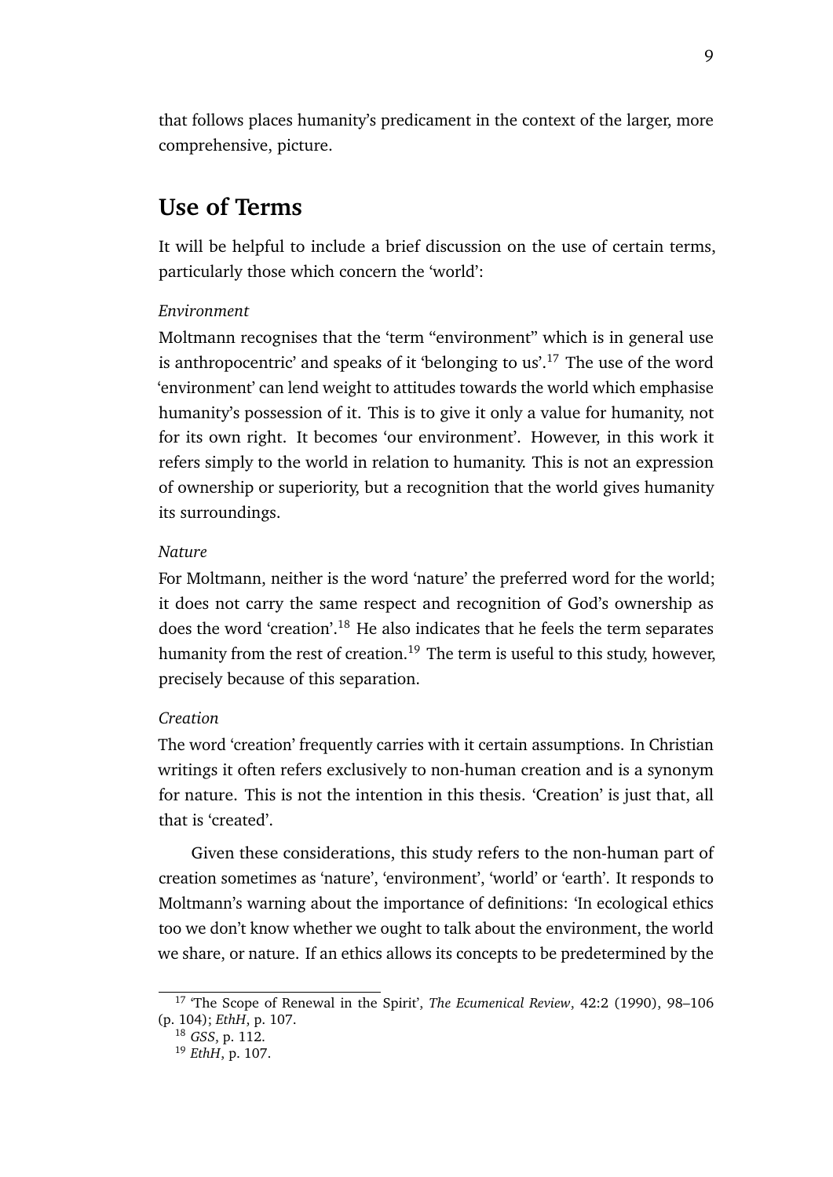that follows places humanity's predicament in the context of the larger, more comprehensive, picture.

## Use of Terms

It will be helpful to include a brief discussion on the use of certain terms, particularly those which concern the 'world':

*Environment*

Moltmann recognises that the 'term "environment" which is in general use is anthropocentric' and speaks of it 'belonging to us'.[17] The use of the word 'environment' can lend weight to attitudes towards the world which emphasise humanity's possession of it. This is to give it only a value for humanity, not for its own right. It becomes 'our environment'. However, in this work it refers simply to the world in relation to humanity. This is not an expression of ownership or superiority, but a recognition that the world gives humanity its surroundings.

*Nature*

For Moltmann, neither is the word 'nature' the preferred word for the world; it does not carry the same respect and recognition of God's ownership as does the word 'creation'.[18] He also indicates that he feels the term separates humanity from the rest of creation.[19] The term is useful to this study, however, precisely because of this separation.

*Creation*

The word 'creation' frequently carries with it certain assumptions. In Christian writings it often refers exclusively to non-human creation and is a synonym for nature. This is not the intention in this thesis. 'Creation' is just that, all that is 'created'.

Given these considerations, this study refers to the non-human part of creation sometimes as 'nature', 'environment', 'world' or 'earth'. It responds to Moltmann's warning about the importance of definitions: 'In ecological ethics too we don't know whether we ought to talk about the environment, the world we share, or nature. If an ethics allows its concepts to be predetermined by the

---

[17] 'The Scope of Renewal in the Spirit', *The Ecumenical Review*, 42:2 (1990), 98–106 (p. 104); *EthH*, p. 107.

[18] *GSS*, p. 112.

[19] *EthH*, p. 107.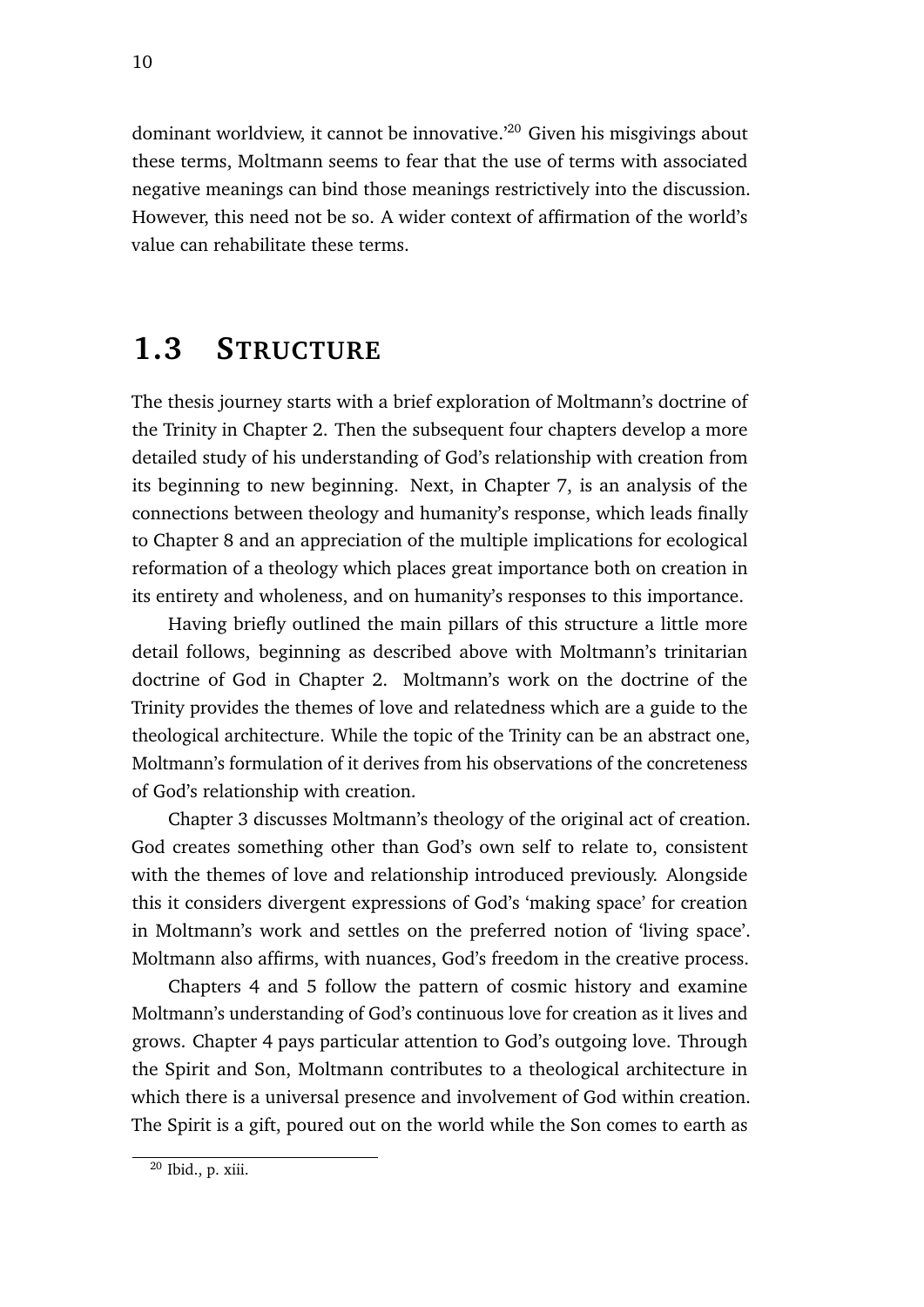dominant worldview, it cannot be innovative.'[20] Given his misgivings about these terms, Moltmann seems to fear that the use of terms with associated negative meanings can bind those meanings restrictively into the discussion. However, this need not be so. A wider context of affirmation of the world's value can rehabilitate these terms.

## 1.3 Structure

The thesis journey starts with a brief exploration of Moltmann's doctrine of the Trinity in Chapter 2. Then the subsequent four chapters develop a more detailed study of his understanding of God's relationship with creation from its beginning to new beginning. Next, in Chapter 7, is an analysis of the connections between theology and humanity's response, which leads finally to Chapter 8 and an appreciation of the multiple implications for ecological reformation of a theology which places great importance both on creation in its entirety and wholeness, and on humanity's responses to this importance.

Having briefly outlined the main pillars of this structure a little more detail follows, beginning as described above with Moltmann's trinitarian doctrine of God in Chapter 2. Moltmann's work on the doctrine of the Trinity provides the themes of love and relatedness which are a guide to the theological architecture. While the topic of the Trinity can be an abstract one, Moltmann's formulation of it derives from his observations of the concreteness of God's relationship with creation.

Chapter 3 discusses Moltmann's theology of the original act of creation. God creates something other than God's own self to relate to, consistent with the themes of love and relationship introduced previously. Alongside this it considers divergent expressions of God's 'making space' for creation in Moltmann's work and settles on the preferred notion of 'living space'. Moltmann also affirms, with nuances, God's freedom in the creative process.

Chapters 4 and 5 follow the pattern of cosmic history and examine Moltmann's understanding of God's continuous love for creation as it lives and grows. Chapter 4 pays particular attention to God's outgoing love. Through the Spirit and Son, Moltmann contributes to a theological architecture in which there is a universal presence and involvement of God within creation. The Spirit is a gift, poured out on the world while the Son comes to earth as

[20] Ibid., p. xiii.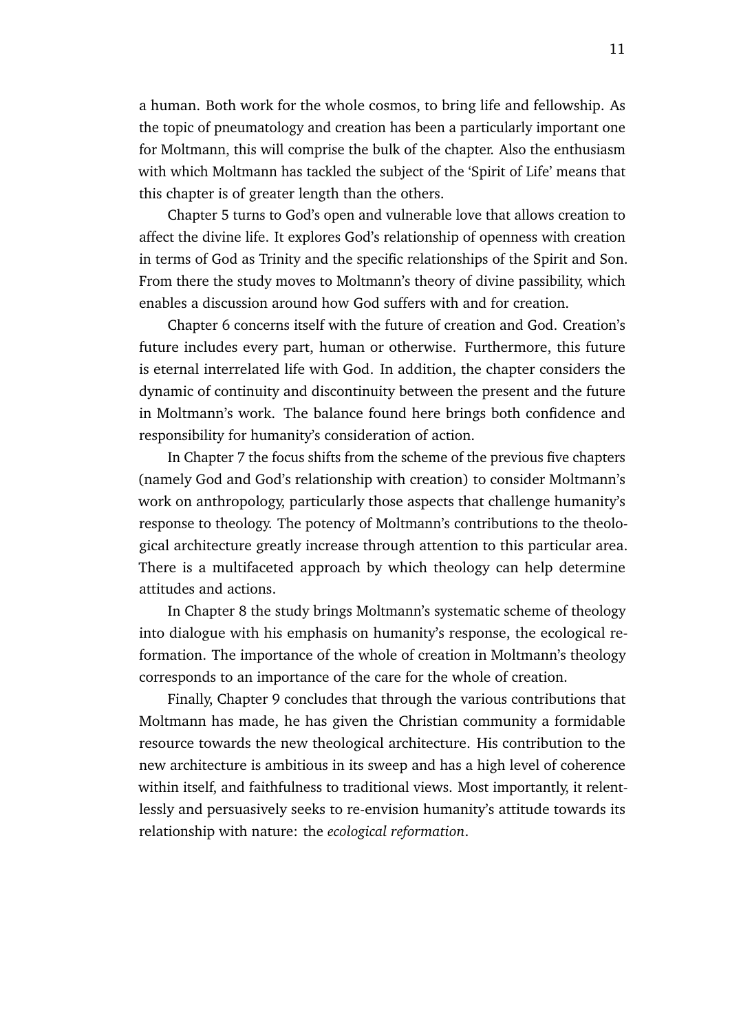a human. Both work for the whole cosmos, to bring life and fellowship. As the topic of pneumatology and creation has been a particularly important one for Moltmann, this will comprise the bulk of the chapter. Also the enthusiasm with which Moltmann has tackled the subject of the 'Spirit of Life' means that this chapter is of greater length than the others.

Chapter 5 turns to God's open and vulnerable love that allows creation to affect the divine life. It explores God's relationship of openness with creation in terms of God as Trinity and the specific relationships of the Spirit and Son. From there the study moves to Moltmann's theory of divine passibility, which enables a discussion around how God suffers with and for creation.

Chapter 6 concerns itself with the future of creation and God. Creation's future includes every part, human or otherwise. Furthermore, this future is eternal interrelated life with God. In addition, the chapter considers the dynamic of continuity and discontinuity between the present and the future in Moltmann's work. The balance found here brings both confidence and responsibility for humanity's consideration of action.

In Chapter 7 the focus shifts from the scheme of the previous five chapters (namely God and God's relationship with creation) to consider Moltmann's work on anthropology, particularly those aspects that challenge humanity's response to theology. The potency of Moltmann's contributions to the theological architecture greatly increase through attention to this particular area. There is a multifaceted approach by which theology can help determine attitudes and actions.

In Chapter 8 the study brings Moltmann's systematic scheme of theology into dialogue with his emphasis on humanity's response, the ecological reformation. The importance of the whole of creation in Moltmann's theology corresponds to an importance of the care for the whole of creation.

Finally, Chapter 9 concludes that through the various contributions that Moltmann has made, he has given the Christian community a formidable resource towards the new theological architecture. His contribution to the new architecture is ambitious in its sweep and has a high level of coherence within itself, and faithfulness to traditional views. Most importantly, it relentlessly and persuasively seeks to re-envision humanity's attitude towards its relationship with nature: the *ecological reformation*.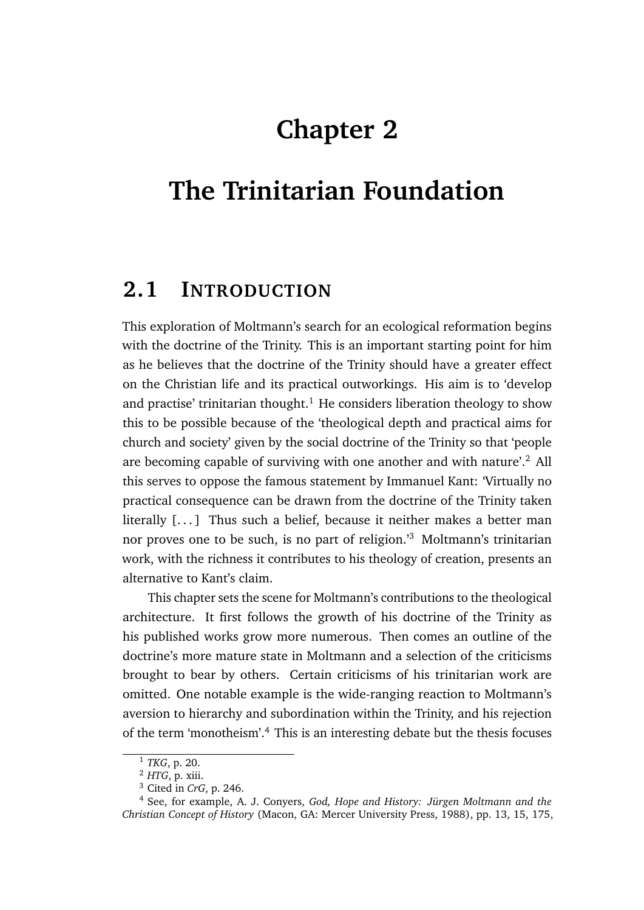# Chapter 2

# The Trinitarian Foundation

## 2.1 Introduction

This exploration of Moltmann's search for an ecological reformation begins with the doctrine of the Trinity. This is an important starting point for him as he believes that the doctrine of the Trinity should have a greater effect on the Christian life and its practical outworkings. His aim is to 'develop and practise' trinitarian thought.[1] He considers liberation theology to show this to be possible because of the 'theological depth and practical aims for church and society' given by the social doctrine of the Trinity so that 'people are becoming capable of surviving with one another and with nature'.[2] All this serves to oppose the famous statement by Immanuel Kant: 'Virtually no practical consequence can be drawn from the doctrine of the Trinity taken literally [...] Thus such a belief, because it neither makes a better man nor proves one to be such, is no part of religion.'[3] Moltmann's trinitarian work, with the richness it contributes to his theology of creation, presents an alternative to Kant's claim.

This chapter sets the scene for Moltmann's contributions to the theological architecture. It first follows the growth of his doctrine of the Trinity as his published works grow more numerous. Then comes an outline of the doctrine's more mature state in Moltmann and a selection of the criticisms brought to bear by others. Certain criticisms of his trinitarian work are omitted. One notable example is the wide-ranging reaction to Moltmann's aversion to hierarchy and subordination within the Trinity, and his rejection of the term 'monotheism'.[4] This is an interesting debate but the thesis focuses

---

[1] *TKG*, p. 20.

[2] *HTG*, p. xiii.

[3] Cited in *CrG*, p. 246.

[4] See, for example, A. J. Conyers, *God, Hope and History: Jürgen Moltmann and the Christian Concept of History* (Macon, GA: Mercer University Press, 1988), pp. 13, 15, 175,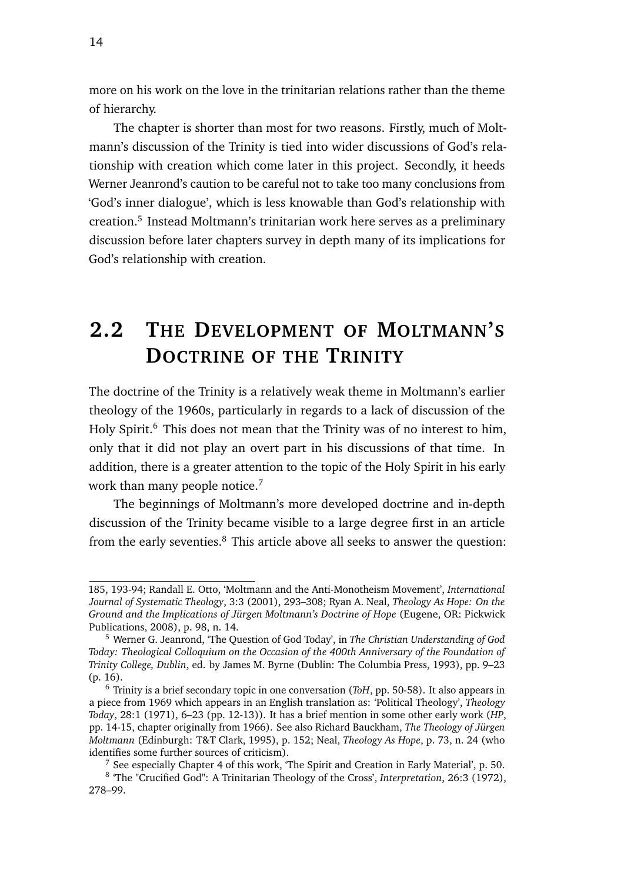more on his work on the love in the trinitarian relations rather than the theme of hierarchy.

The chapter is shorter than most for two reasons. Firstly, much of Moltmann's discussion of the Trinity is tied into wider discussions of God's relationship with creation which come later in this project. Secondly, it heeds Werner Jeanrond's caution to be careful not to take too many conclusions from 'God's inner dialogue', which is less knowable than God's relationship with creation.[5] Instead Moltmann's trinitarian work here serves as a preliminary discussion before later chapters survey in depth many of its implications for God's relationship with creation.

## 2.2 The Development of Moltmann's Doctrine of the Trinity

The doctrine of the Trinity is a relatively weak theme in Moltmann's earlier theology of the 1960s, particularly in regards to a lack of discussion of the Holy Spirit.[6] This does not mean that the Trinity was of no interest to him, only that it did not play an overt part in his discussions of that time. In addition, there is a greater attention to the topic of the Holy Spirit in his early work than many people notice.[7]

The beginnings of Moltmann's more developed doctrine and in-depth discussion of the Trinity became visible to a large degree first in an article from the early seventies.[8] This article above all seeks to answer the question:

---

185, 193-94; Randall E. Otto, 'Moltmann and the Anti-Monotheism Movement', *International Journal of Systematic Theology*, 3:3 (2001), 293–308; Ryan A. Neal, *Theology As Hope: On the Ground and the Implications of Jürgen Moltmann's Doctrine of Hope* (Eugene, OR: Pickwick Publications, 2008), p. 98, n. 14.

[5] Werner G. Jeanrond, 'The Question of God Today', in *The Christian Understanding of God Today: Theological Colloquium on the Occasion of the 400th Anniversary of the Foundation of Trinity College, Dublin*, ed. by James M. Byrne (Dublin: The Columbia Press, 1993), pp. 9–23 (p. 16).

[6] Trinity is a brief secondary topic in one conversation (*ToH*, pp. 50-58). It also appears in a piece from 1969 which appears in an English translation as: 'Political Theology', *Theology Today*, 28:1 (1971), 6–23 (pp. 12-13)). It has a brief mention in some other early work (*HP*, pp. 14-15, chapter originally from 1966). See also Richard Bauckham, *The Theology of Jürgen Moltmann* (Edinburgh: T&T Clark, 1995), p. 152; Neal, *Theology As Hope*, p. 73, n. 24 (who identifies some further sources of criticism).

[7] See especially Chapter 4 of this work, 'The Spirit and Creation in Early Material', p. 50.

[8] 'The "Crucified God": A Trinitarian Theology of the Cross', *Interpretation*, 26:3 (1972), 278–99.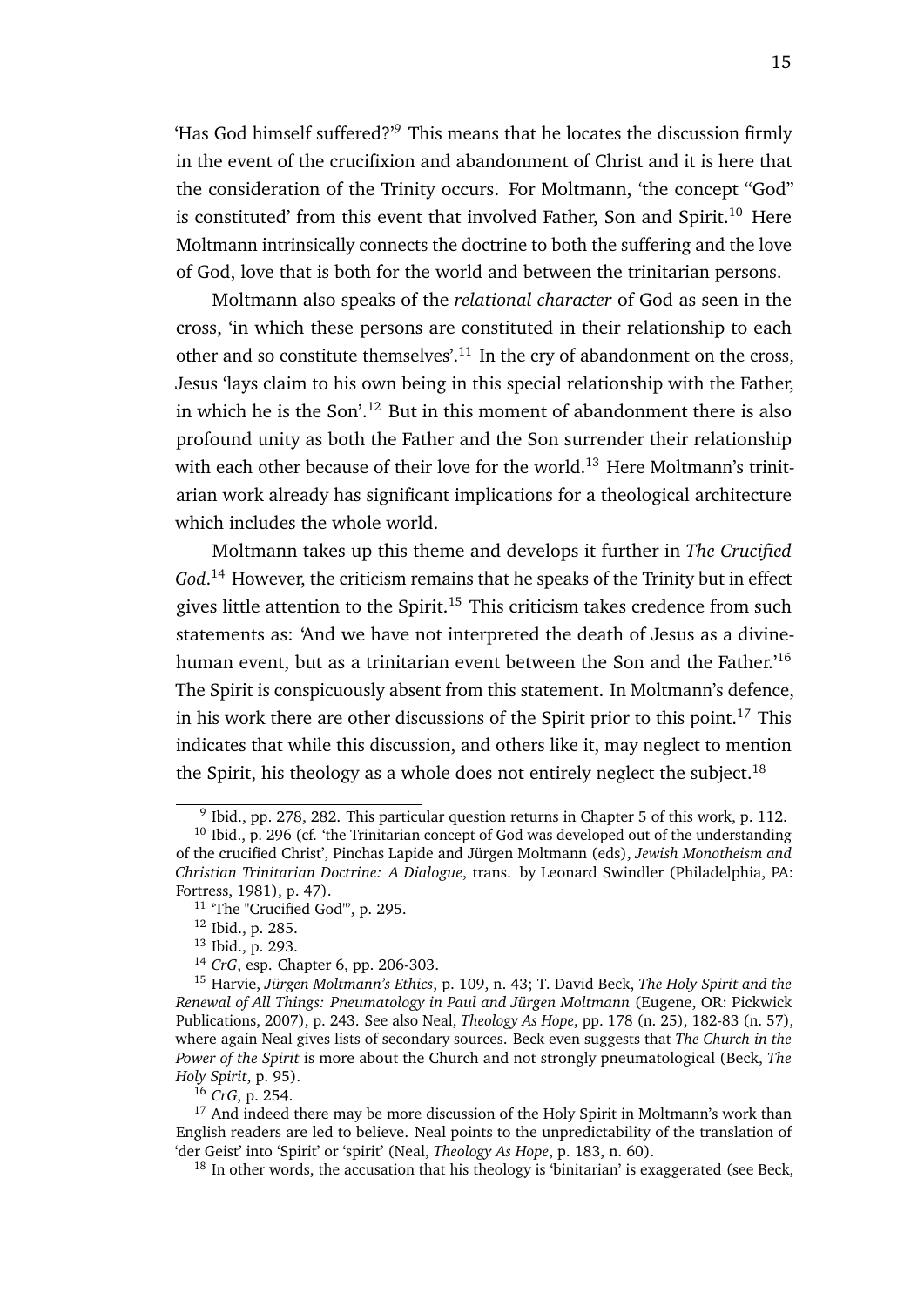'Has God himself suffered?'[9] This means that he locates the discussion firmly in the event of the crucifixion and abandonment of Christ and it is here that the consideration of the Trinity occurs. For Moltmann, 'the concept "God" is constituted' from this event that involved Father, Son and Spirit.[10] Here Moltmann intrinsically connects the doctrine to both the suffering and the love of God, love that is both for the world and between the trinitarian persons.

Moltmann also speaks of the *relational character* of God as seen in the cross, 'in which these persons are constituted in their relationship to each other and so constitute themselves'.[11] In the cry of abandonment on the cross, Jesus 'lays claim to his own being in this special relationship with the Father, in which he is the Son'.[12] But in this moment of abandonment there is also profound unity as both the Father and the Son surrender their relationship with each other because of their love for the world.[13] Here Moltmann's trinitarian work already has significant implications for a theological architecture which includes the whole world.

Moltmann takes up this theme and develops it further in *The Crucified God*.[14] However, the criticism remains that he speaks of the Trinity but in effect gives little attention to the Spirit.[15] This criticism takes credence from such statements as: 'And we have not interpreted the death of Jesus as a divine-human event, but as a trinitarian event between the Son and the Father.'[16] The Spirit is conspicuously absent from this statement. In Moltmann's defence, in his work there are other discussions of the Spirit prior to this point.[17] This indicates that while this discussion, and others like it, may neglect to mention the Spirit, his theology as a whole does not entirely neglect the subject.[18]

---

[9] Ibid., pp. 278, 282. This particular question returns in Chapter 5 of this work, p. 112.

[10] Ibid., p. 296 (cf. 'the Trinitarian concept of God was developed out of the understanding of the crucified Christ', Pinchas Lapide and Jürgen Moltmann (eds), *Jewish Monotheism and Christian Trinitarian Doctrine: A Dialogue*, trans. by Leonard Swindler (Philadelphia, PA: Fortress, 1981), p. 47).

[11] 'The "Crucified God"', p. 295.

[12] Ibid., p. 285.

[13] Ibid., p. 293.

[14] *CrG*, esp. Chapter 6, pp. 206-303.

[15] Harvie, *Jürgen Moltmann's Ethics*, p. 109, n. 43; T. David Beck, *The Holy Spirit and the Renewal of All Things: Pneumatology in Paul and Jürgen Moltmann* (Eugene, OR: Pickwick Publications, 2007), p. 243. See also Neal, *Theology As Hope*, pp. 178 (n. 25), 182-83 (n. 57), where again Neal gives lists of secondary sources. Beck even suggests that *The Church in the Power of the Spirit* is more about the Church and not strongly pneumatological (Beck, *The Holy Spirit*, p. 95).

[16] *CrG*, p. 254.

[17] And indeed there may be more discussion of the Holy Spirit in Moltmann's work than English readers are led to believe. Neal points to the unpredictability of the translation of 'der Geist' into 'Spirit' or 'spirit' (Neal, *Theology As Hope*, p. 183, n. 60).

[18] In other words, the accusation that his theology is 'binitarian' is exaggerated (see Beck,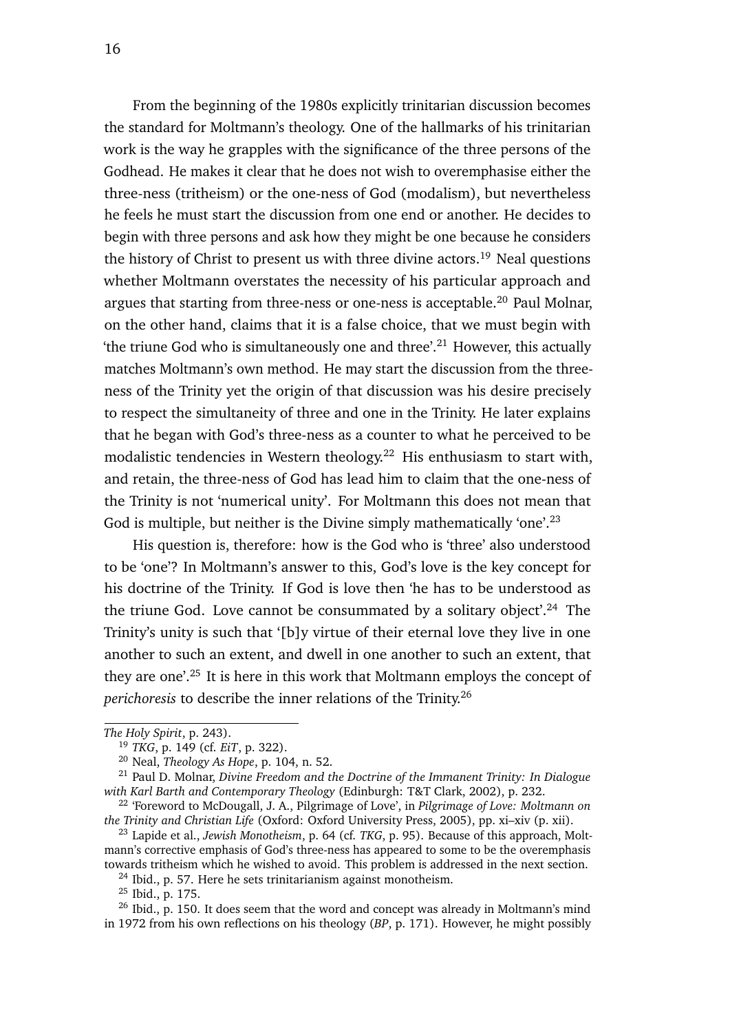From the beginning of the 1980s explicitly trinitarian discussion becomes the standard for Moltmann's theology. One of the hallmarks of his trinitarian work is the way he grapples with the significance of the three persons of the Godhead. He makes it clear that he does not wish to overemphasise either the three-ness (tritheism) or the one-ness of God (modalism), but nevertheless he feels he must start the discussion from one end or another. He decides to begin with three persons and ask how they might be one because he considers the history of Christ to present us with three divine actors.[19] Neal questions whether Moltmann overstates the necessity of his particular approach and argues that starting from three-ness or one-ness is acceptable.[20] Paul Molnar, on the other hand, claims that it is a false choice, that we must begin with 'the triune God who is simultaneously one and three'.[21] However, this actually matches Moltmann's own method. He may start the discussion from the three-ness of the Trinity yet the origin of that discussion was his desire precisely to respect the simultaneity of three and one in the Trinity. He later explains that he began with God's three-ness as a counter to what he perceived to be modalistic tendencies in Western theology.[22] His enthusiasm to start with, and retain, the three-ness of God has lead him to claim that the one-ness of the Trinity is not 'numerical unity'. For Moltmann this does not mean that God is multiple, but neither is the Divine simply mathematically 'one'.[23]

His question is, therefore: how is the God who is 'three' also understood to be 'one'? In Moltmann's answer to this, God's love is the key concept for his doctrine of the Trinity. If God is love then 'he has to be understood as the triune God. Love cannot be consummated by a solitary object'.[24] The Trinity's unity is such that '[b]y virtue of their eternal love they live in one another to such an extent, and dwell in one another to such an extent, that they are one'.[25] It is here in this work that Moltmann employs the concept of *perichoresis* to describe the inner relations of the Trinity.[26]

---

*The Holy Spirit*, p. 243).

[19] *TKG*, p. 149 (cf. *EiT*, p. 322).

[20] Neal, *Theology As Hope*, p. 104, n. 52.

[21] Paul D. Molnar, *Divine Freedom and the Doctrine of the Immanent Trinity: In Dialogue with Karl Barth and Contemporary Theology* (Edinburgh: T&T Clark, 2002), p. 232.

[22] 'Foreword to McDougall, J. A., Pilgrimage of Love', in *Pilgrimage of Love: Moltmann on the Trinity and Christian Life* (Oxford: Oxford University Press, 2005), pp. xi–xiv (p. xii).

[23] Lapide et al., *Jewish Monotheism*, p. 64 (cf. *TKG*, p. 95). Because of this approach, Moltmann's corrective emphasis of God's three-ness has appeared to some to be the overemphasis towards tritheism which he wished to avoid. This problem is addressed in the next section.

[24] Ibid., p. 57. Here he sets trinitarianism against monotheism.

[25] Ibid., p. 175.

[26] Ibid., p. 150. It does seem that the word and concept was already in Moltmann's mind in 1972 from his own reflections on his theology (*BP*, p. 171). However, he might possibly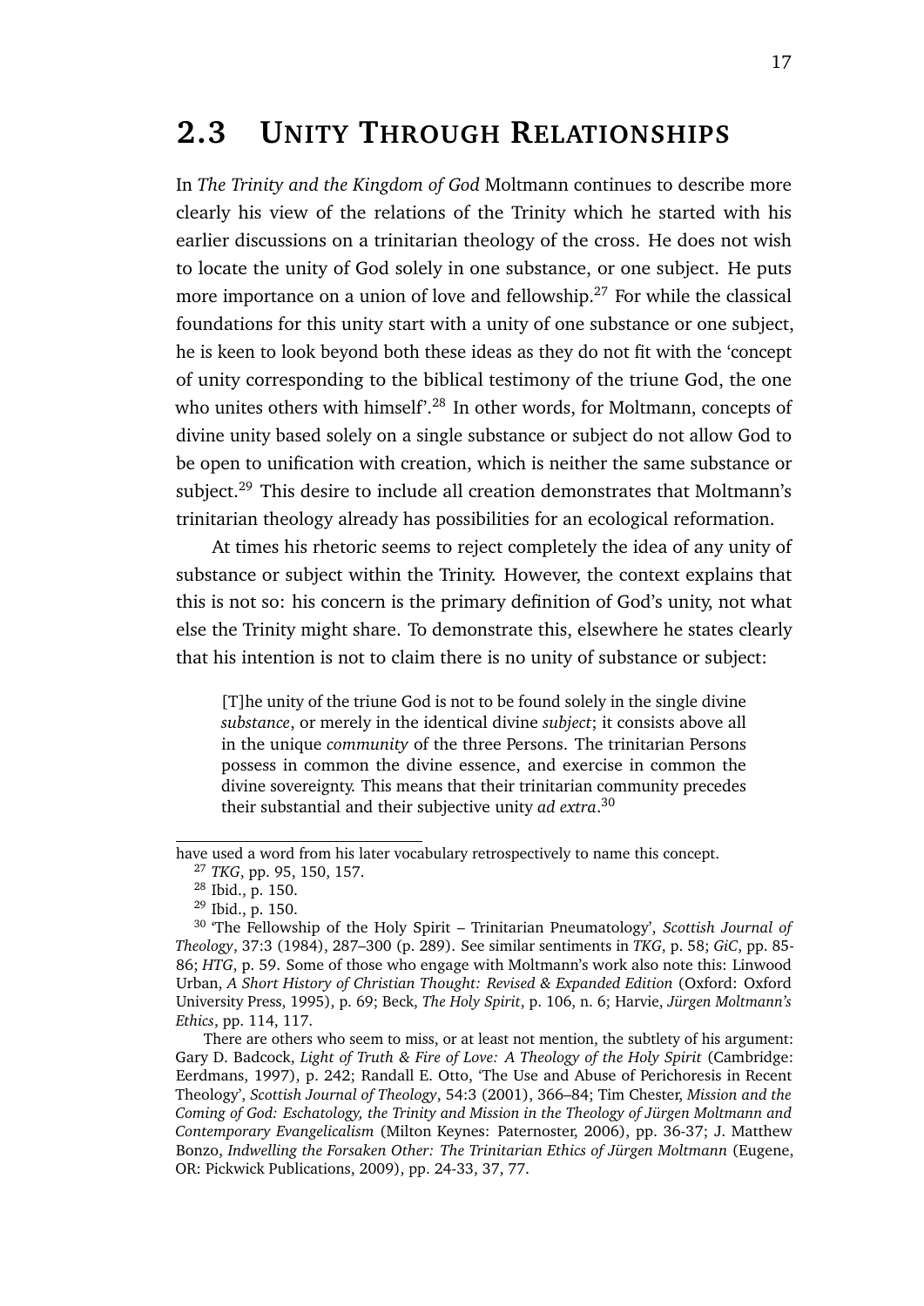## 2.3 Unity Through Relationships

In *The Trinity and the Kingdom of God* Moltmann continues to describe more clearly his view of the relations of the Trinity which he started with his earlier discussions on a trinitarian theology of the cross. He does not wish to locate the unity of God solely in one substance, or one subject. He puts more importance on a union of love and fellowship.[27] For while the classical foundations for this unity start with a unity of one substance or one subject, he is keen to look beyond both these ideas as they do not fit with the 'concept of unity corresponding to the biblical testimony of the triune God, the one who unites others with himself'.[28] In other words, for Moltmann, concepts of divine unity based solely on a single substance or subject do not allow God to be open to unification with creation, which is neither the same substance or subject.[29] This desire to include all creation demonstrates that Moltmann's trinitarian theology already has possibilities for an ecological reformation.

At times his rhetoric seems to reject completely the idea of any unity of substance or subject within the Trinity. However, the context explains that this is not so: his concern is the primary definition of God's unity, not what else the Trinity might share. To demonstrate this, elsewhere he states clearly that his intention is not to claim there is no unity of substance or subject:

> [T]he unity of the triune God is not to be found solely in the single divine *substance*, or merely in the identical divine *subject*; it consists above all in the unique *community* of the three Persons. The trinitarian Persons possess in common the divine essence, and exercise in common the divine sovereignty. This means that their trinitarian community precedes their substantial and their subjective unity *ad extra*.[30]

---

have used a word from his later vocabulary retrospectively to name this concept.

[27] *TKG*, pp. 95, 150, 157.

[28] Ibid., p. 150.

[29] Ibid., p. 150.

[30] 'The Fellowship of the Holy Spirit – Trinitarian Pneumatology', *Scottish Journal of Theology*, 37:3 (1984), 287–300 (p. 289). See similar sentiments in *TKG*, p. 58; *GiC*, pp. 85-86; *HTG*, p. 59. Some of those who engage with Moltmann's work also note this: Linwood Urban, *A Short History of Christian Thought: Revised & Expanded Edition* (Oxford: Oxford University Press, 1995), p. 69; Beck, *The Holy Spirit*, p. 106, n. 6; Harvie, *Jürgen Moltmann's Ethics*, pp. 114, 117.

There are others who seem to miss, or at least not mention, the subtlety of his argument: Gary D. Badcock, *Light of Truth & Fire of Love: A Theology of the Holy Spirit* (Cambridge: Eerdmans, 1997), p. 242; Randall E. Otto, 'The Use and Abuse of Perichoresis in Recent Theology', *Scottish Journal of Theology*, 54:3 (2001), 366–84; Tim Chester, *Mission and the Coming of God: Eschatology, the Trinity and Mission in the Theology of Jürgen Moltmann and Contemporary Evangelicalism* (Milton Keynes: Paternoster, 2006), pp. 36-37; J. Matthew Bonzo, *Indwelling the Forsaken Other: The Trinitarian Ethics of Jürgen Moltmann* (Eugene, OR: Pickwick Publications, 2009), pp. 24-33, 37, 77.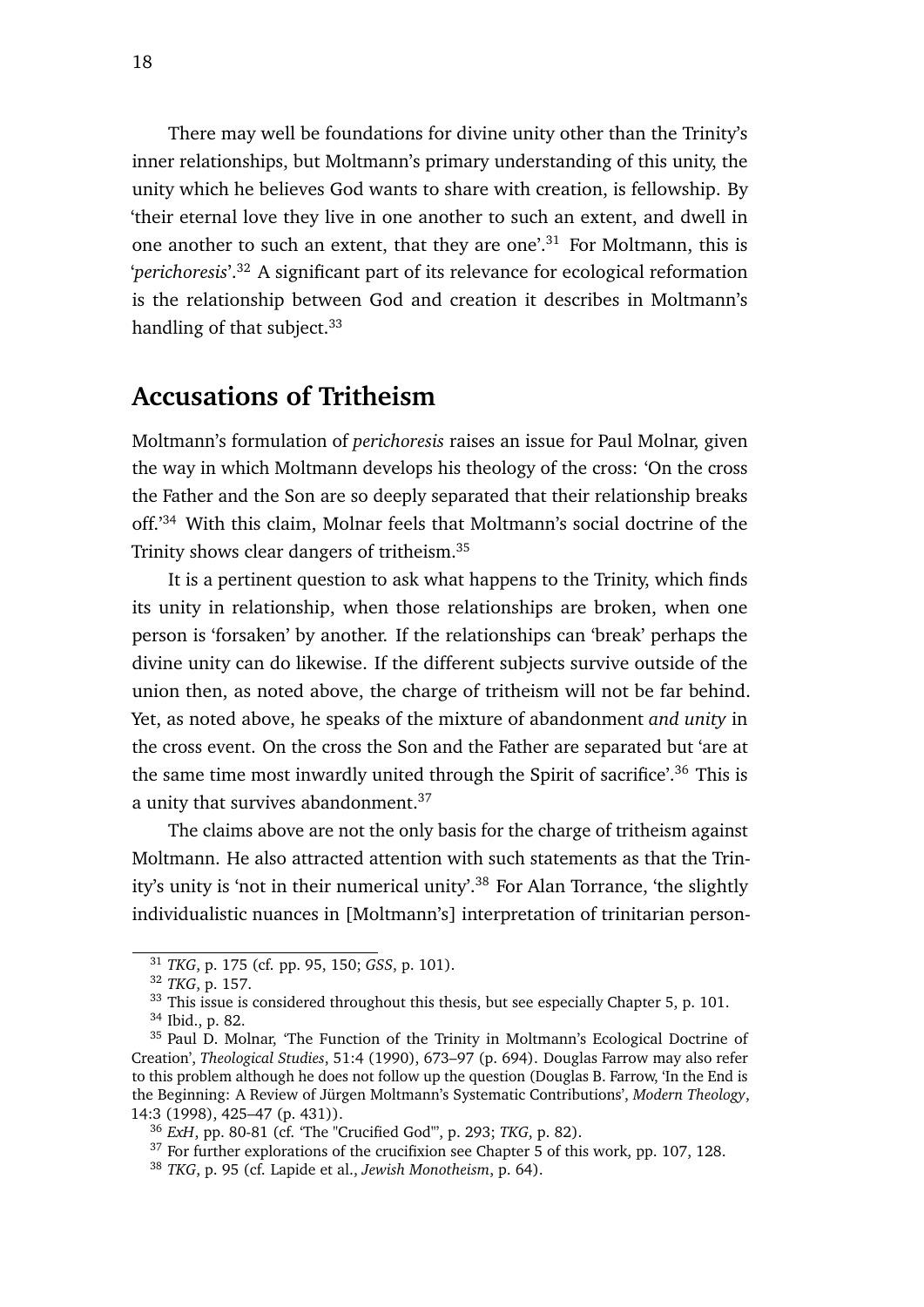There may well be foundations for divine unity other than the Trinity's inner relationships, but Moltmann's primary understanding of this unity, the unity which he believes God wants to share with creation, is fellowship. By 'their eternal love they live in one another to such an extent, and dwell in one another to such an extent, that they are one'.[31] For Moltmann, this is '*perichoresis*'.[32] A significant part of its relevance for ecological reformation is the relationship between God and creation it describes in Moltmann's handling of that subject.[33]

## Accusations of Tritheism

Moltmann's formulation of *perichoresis* raises an issue for Paul Molnar, given the way in which Moltmann develops his theology of the cross: 'On the cross the Father and the Son are so deeply separated that their relationship breaks off.'[34] With this claim, Molnar feels that Moltmann's social doctrine of the Trinity shows clear dangers of tritheism.[35]

It is a pertinent question to ask what happens to the Trinity, which finds its unity in relationship, when those relationships are broken, when one person is 'forsaken' by another. If the relationships can 'break' perhaps the divine unity can do likewise. If the different subjects survive outside of the union then, as noted above, the charge of tritheism will not be far behind. Yet, as noted above, he speaks of the mixture of abandonment *and unity* in the cross event. On the cross the Son and the Father are separated but 'are at the same time most inwardly united through the Spirit of sacrifice'.[36] This is a unity that survives abandonment.[37]

The claims above are not the only basis for the charge of tritheism against Moltmann. He also attracted attention with such statements as that the Trinity's unity is 'not in their numerical unity'.[38] For Alan Torrance, 'the slightly individualistic nuances in [Moltmann's] interpretation of trinitarian person-

---

[31] *TKG*, p. 175 (cf. pp. 95, 150; *GSS*, p. 101).

[32] *TKG*, p. 157.

[33] This issue is considered throughout this thesis, but see especially Chapter 5, p. 101.

[34] Ibid., p. 82.

[35] Paul D. Molnar, 'The Function of the Trinity in Moltmann's Ecological Doctrine of Creation', *Theological Studies*, 51:4 (1990), 673–97 (p. 694). Douglas Farrow may also refer to this problem although he does not follow up the question (Douglas B. Farrow, 'In the End is the Beginning: A Review of Jürgen Moltmann's Systematic Contributions', *Modern Theology*, 14:3 (1998), 425–47 (p. 431)).

[36] *ExH*, pp. 80-81 (cf. 'The "Crucified God"', p. 293; *TKG*, p. 82).

[37] For further explorations of the crucifixion see Chapter 5 of this work, pp. 107, 128.

[38] *TKG*, p. 95 (cf. Lapide et al., *Jewish Monotheism*, p. 64).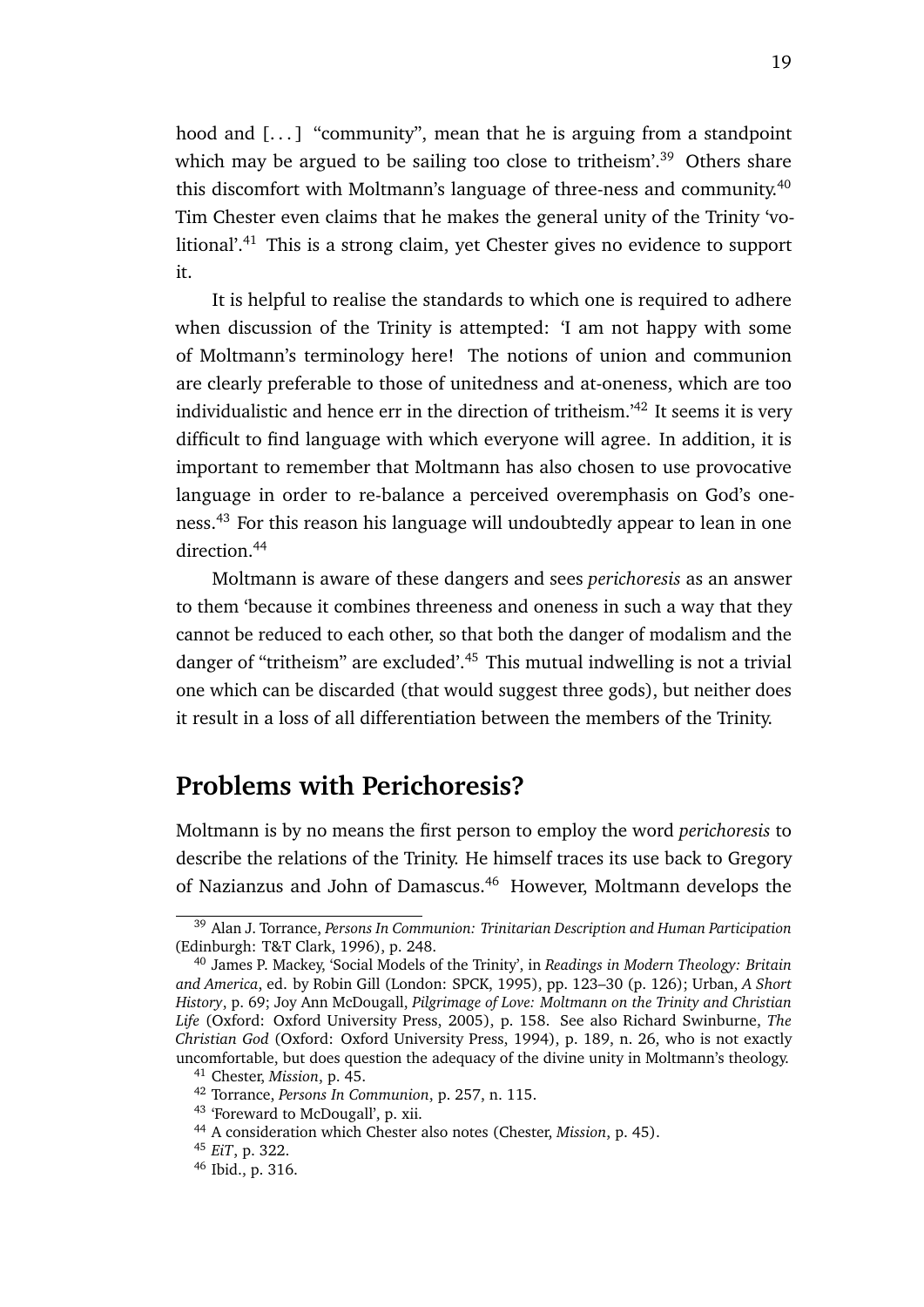hood and [...] "community", mean that he is arguing from a standpoint which may be argued to be sailing too close to tritheism'.[39] Others share this discomfort with Moltmann's language of three-ness and community.[40] Tim Chester even claims that he makes the general unity of the Trinity 'volitional'.[41] This is a strong claim, yet Chester gives no evidence to support it.

It is helpful to realise the standards to which one is required to adhere when discussion of the Trinity is attempted: 'I am not happy with some of Moltmann's terminology here! The notions of union and communion are clearly preferable to those of unitedness and at-oneness, which are too individualistic and hence err in the direction of tritheism.'[42] It seems it is very difficult to find language with which everyone will agree. In addition, it is important to remember that Moltmann has also chosen to use provocative language in order to re-balance a perceived overemphasis on God's oneness.[43] For this reason his language will undoubtedly appear to lean in one direction.[44]

Moltmann is aware of these dangers and sees *perichoresis* as an answer to them 'because it combines threeness and oneness in such a way that they cannot be reduced to each other, so that both the danger of modalism and the danger of "tritheism" are excluded'.[45] This mutual indwelling is not a trivial one which can be discarded (that would suggest three gods), but neither does it result in a loss of all differentiation between the members of the Trinity.

## Problems with Perichoresis?

Moltmann is by no means the first person to employ the word *perichoresis* to describe the relations of the Trinity. He himself traces its use back to Gregory of Nazianzus and John of Damascus.[46] However, Moltmann develops the

---

[39] Alan J. Torrance, *Persons In Communion: Trinitarian Description and Human Participation* (Edinburgh: T&T Clark, 1996), p. 248.

[40] James P. Mackey, 'Social Models of the Trinity', in *Readings in Modern Theology: Britain and America*, ed. by Robin Gill (London: SPCK, 1995), pp. 123–30 (p. 126); Urban, *A Short History*, p. 69; Joy Ann McDougall, *Pilgrimage of Love: Moltmann on the Trinity and Christian Life* (Oxford: Oxford University Press, 2005), p. 158. See also Richard Swinburne, *The Christian God* (Oxford: Oxford University Press, 1994), p. 189, n. 26, who is not exactly uncomfortable, but does question the adequacy of the divine unity in Moltmann's theology.

[41] Chester, *Mission*, p. 45.

[42] Torrance, *Persons In Communion*, p. 257, n. 115.

[43] 'Foreward to McDougall', p. xii.

[44] A consideration which Chester also notes (Chester, *Mission*, p. 45).

[45] *EiT*, p. 322.

[46] Ibid., p. 316.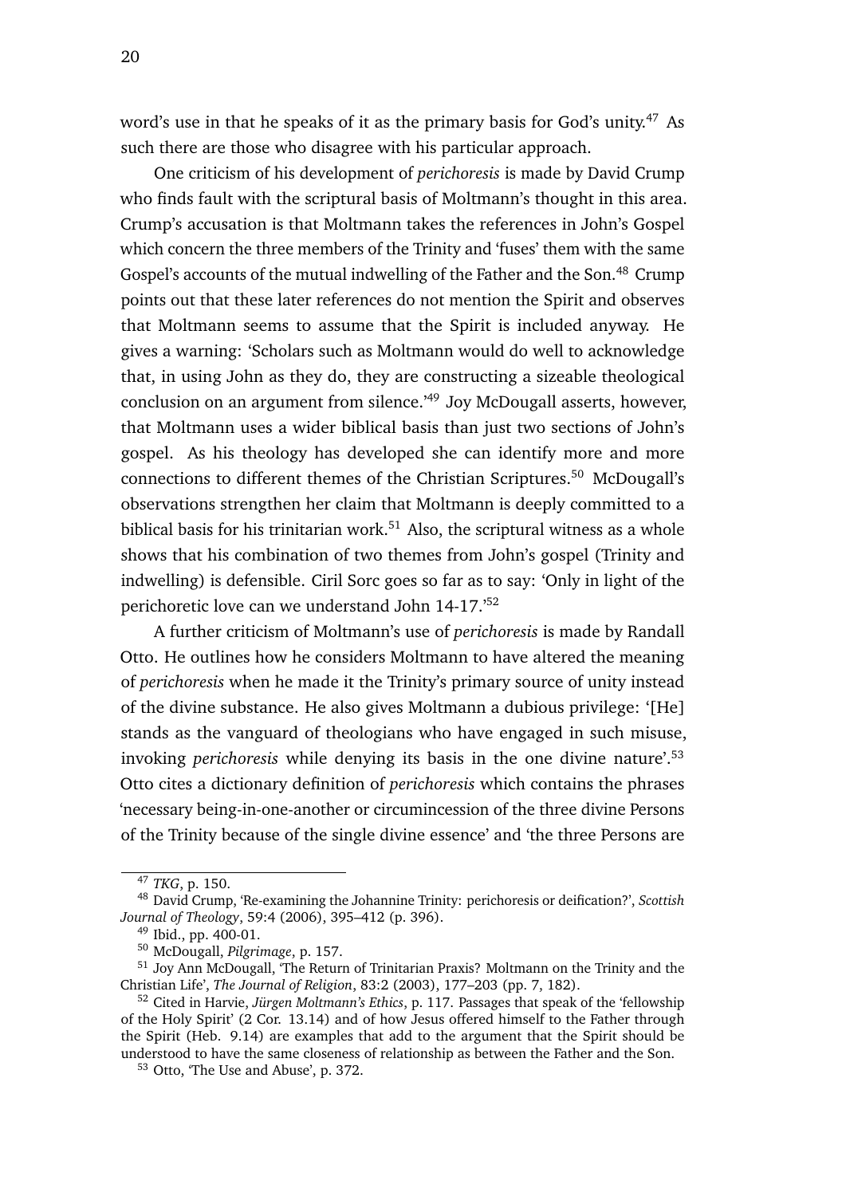word's use in that he speaks of it as the primary basis for God's unity.[47] As such there are those who disagree with his particular approach.

One criticism of his development of *perichoresis* is made by David Crump who finds fault with the scriptural basis of Moltmann's thought in this area. Crump's accusation is that Moltmann takes the references in John's Gospel which concern the three members of the Trinity and 'fuses' them with the same Gospel's accounts of the mutual indwelling of the Father and the Son.[48] Crump points out that these later references do not mention the Spirit and observes that Moltmann seems to assume that the Spirit is included anyway. He gives a warning: 'Scholars such as Moltmann would do well to acknowledge that, in using John as they do, they are constructing a sizeable theological conclusion on an argument from silence.'[49] Joy McDougall asserts, however, that Moltmann uses a wider biblical basis than just two sections of John's gospel. As his theology has developed she can identify more and more connections to different themes of the Christian Scriptures.[50] McDougall's observations strengthen her claim that Moltmann is deeply committed to a biblical basis for his trinitarian work.[51] Also, the scriptural witness as a whole shows that his combination of two themes from John's gospel (Trinity and indwelling) is defensible. Ciril Sorc goes so far as to say: 'Only in light of the perichoretic love can we understand John 14-17.'[52]

A further criticism of Moltmann's use of *perichoresis* is made by Randall Otto. He outlines how he considers Moltmann to have altered the meaning of *perichoresis* when he made it the Trinity's primary source of unity instead of the divine substance. He also gives Moltmann a dubious privilege: '[He] stands as the vanguard of theologians who have engaged in such misuse, invoking *perichoresis* while denying its basis in the one divine nature'.[53] Otto cites a dictionary definition of *perichoresis* which contains the phrases 'necessary being-in-one-another or circumincession of the three divine Persons of the Trinity because of the single divine essence' and 'the three Persons are

---

[47] *TKG*, p. 150.

[48] David Crump, 'Re-examining the Johannine Trinity: perichoresis or deification?', *Scottish Journal of Theology*, 59:4 (2006), 395–412 (p. 396).

[49] Ibid., pp. 400-01.

[50] McDougall, *Pilgrimage*, p. 157.

[51] Joy Ann McDougall, 'The Return of Trinitarian Praxis? Moltmann on the Trinity and the Christian Life', *The Journal of Religion*, 83:2 (2003), 177–203 (pp. 7, 182).

[52] Cited in Harvie, *Jürgen Moltmann's Ethics*, p. 117. Passages that speak of the 'fellowship of the Holy Spirit' (2 Cor. 13.14) and of how Jesus offered himself to the Father through the Spirit (Heb. 9.14) are examples that add to the argument that the Spirit should be understood to have the same closeness of relationship as between the Father and the Son.

[53] Otto, 'The Use and Abuse', p. 372.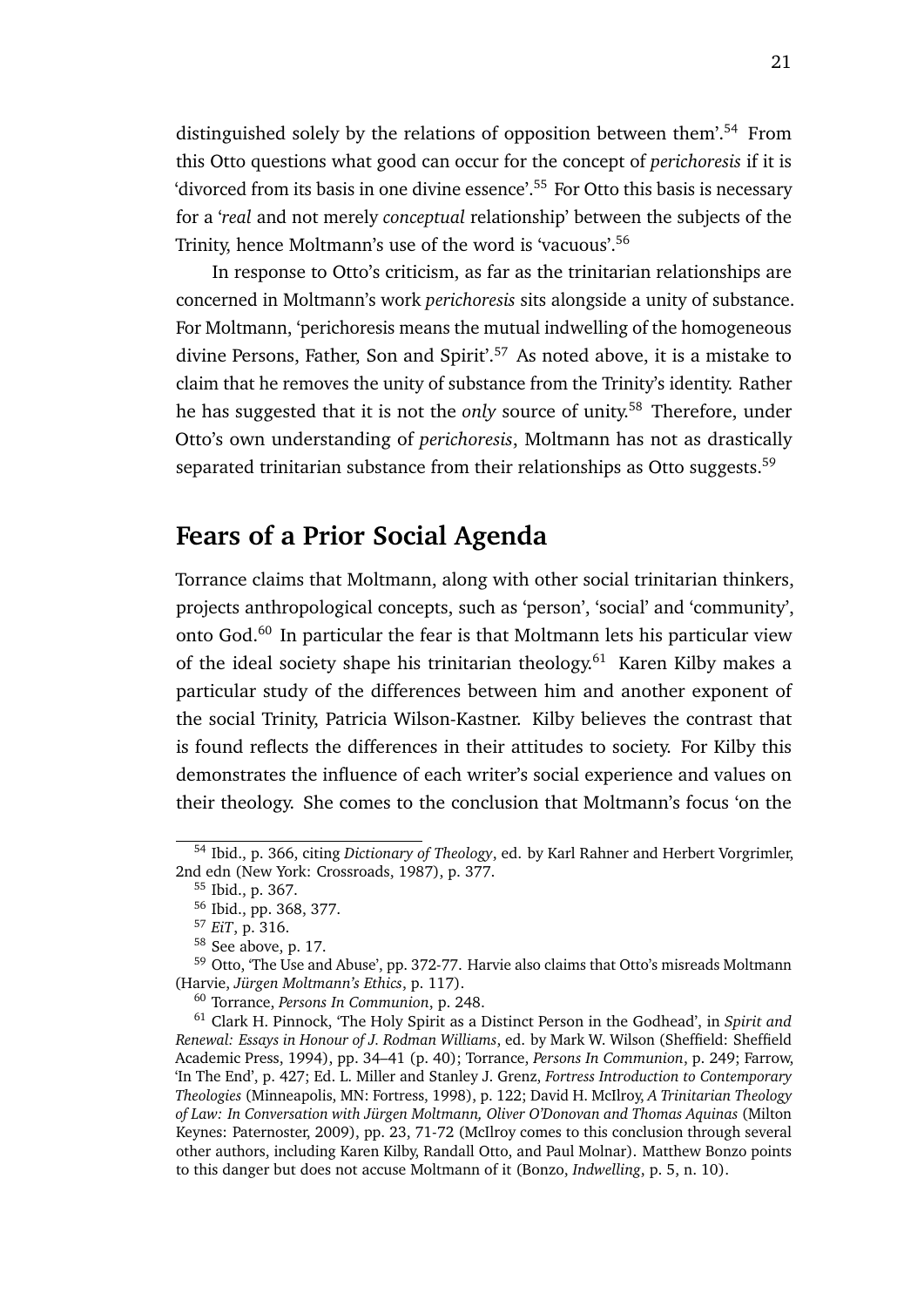distinguished solely by the relations of opposition between them'.[54] From this Otto questions what good can occur for the concept of *perichoresis* if it is 'divorced from its basis in one divine essence'.[55] For Otto this basis is necessary for a '*real* and not merely *conceptual* relationship' between the subjects of the Trinity, hence Moltmann's use of the word is 'vacuous'.[56]

In response to Otto's criticism, as far as the trinitarian relationships are concerned in Moltmann's work *perichoresis* sits alongside a unity of substance. For Moltmann, 'perichoresis means the mutual indwelling of the homogeneous divine Persons, Father, Son and Spirit'.[57] As noted above, it is a mistake to claim that he removes the unity of substance from the Trinity's identity. Rather he has suggested that it is not the *only* source of unity.[58] Therefore, under Otto's own understanding of *perichoresis*, Moltmann has not as drastically separated trinitarian substance from their relationships as Otto suggests.[59]

## Fears of a Prior Social Agenda

Torrance claims that Moltmann, along with other social trinitarian thinkers, projects anthropological concepts, such as 'person', 'social' and 'community', onto God.[60] In particular the fear is that Moltmann lets his particular view of the ideal society shape his trinitarian theology.[61] Karen Kilby makes a particular study of the differences between him and another exponent of the social Trinity, Patricia Wilson-Kastner. Kilby believes the contrast that is found reflects the differences in their attitudes to society. For Kilby this demonstrates the influence of each writer's social experience and values on their theology. She comes to the conclusion that Moltmann's focus 'on the

---

[54] Ibid., p. 366, citing *Dictionary of Theology*, ed. by Karl Rahner and Herbert Vorgrimler, 2nd edn (New York: Crossroads, 1987), p. 377.

[55] Ibid., p. 367.

[56] Ibid., pp. 368, 377.

[57] *EiT*, p. 316.

[58] See above, p. 17.

[59] Otto, 'The Use and Abuse', pp. 372-77. Harvie also claims that Otto's misreads Moltmann (Harvie, *Jürgen Moltmann's Ethics*, p. 117).

[60] Torrance, *Persons In Communion*, p. 248.

[61] Clark H. Pinnock, 'The Holy Spirit as a Distinct Person in the Godhead', in *Spirit and Renewal: Essays in Honour of J. Rodman Williams*, ed. by Mark W. Wilson (Sheffield: Sheffield Academic Press, 1994), pp. 34–41 (p. 40); Torrance, *Persons In Communion*, p. 249; Farrow, 'In The End', p. 427; Ed. L. Miller and Stanley J. Grenz, *Fortress Introduction to Contemporary Theologies* (Minneapolis, MN: Fortress, 1998), p. 122; David H. McIlroy, *A Trinitarian Theology of Law: In Conversation with Jürgen Moltmann, Oliver O'Donovan and Thomas Aquinas* (Milton Keynes: Paternoster, 2009), pp. 23, 71-72 (McIlroy comes to this conclusion through several other authors, including Karen Kilby, Randall Otto, and Paul Molnar). Matthew Bonzo points to this danger but does not accuse Moltmann of it (Bonzo, *Indwelling*, p. 5, n. 10).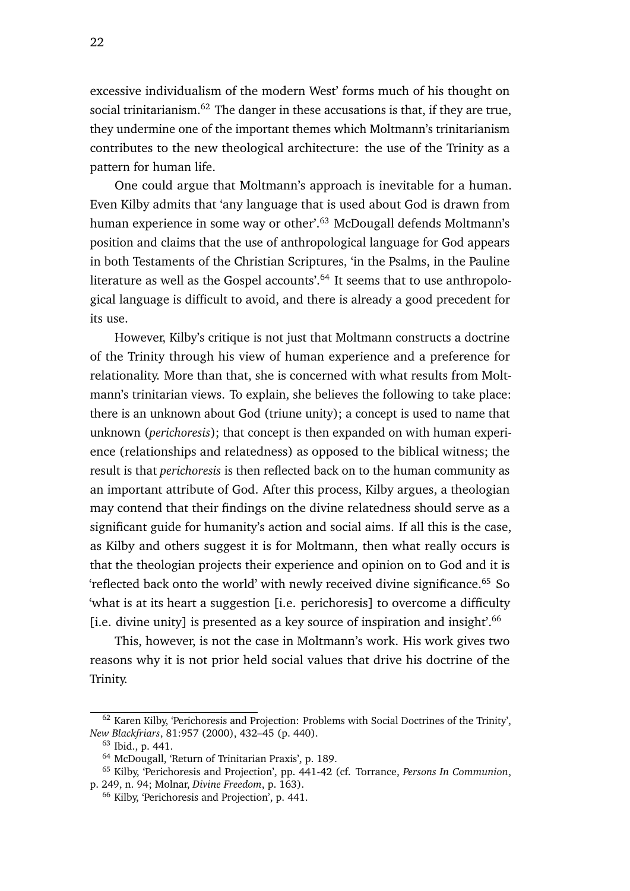excessive individualism of the modern West' forms much of his thought on social trinitarianism.[62] The danger in these accusations is that, if they are true, they undermine one of the important themes which Moltmann's trinitarianism contributes to the new theological architecture: the use of the Trinity as a pattern for human life.

One could argue that Moltmann's approach is inevitable for a human. Even Kilby admits that 'any language that is used about God is drawn from human experience in some way or other'.[63] McDougall defends Moltmann's position and claims that the use of anthropological language for God appears in both Testaments of the Christian Scriptures, 'in the Psalms, in the Pauline literature as well as the Gospel accounts'.[64] It seems that to use anthropological language is difficult to avoid, and there is already a good precedent for its use.

However, Kilby's critique is not just that Moltmann constructs a doctrine of the Trinity through his view of human experience and a preference for relationality. More than that, she is concerned with what results from Moltmann's trinitarian views. To explain, she believes the following to take place: there is an unknown about God (triune unity); a concept is used to name that unknown (*perichoresis*); that concept is then expanded on with human experience (relationships and relatedness) as opposed to the biblical witness; the result is that *perichoresis* is then reflected back on to the human community as an important attribute of God. After this process, Kilby argues, a theologian may contend that their findings on the divine relatedness should serve as a significant guide for humanity's action and social aims. If all this is the case, as Kilby and others suggest it is for Moltmann, then what really occurs is that the theologian projects their experience and opinion on to God and it is 'reflected back onto the world' with newly received divine significance.[65] So 'what is at its heart a suggestion [i.e. perichoresis] to overcome a difficulty [i.e. divine unity] is presented as a key source of inspiration and insight'.[66]

This, however, is not the case in Moltmann's work. His work gives two reasons why it is not prior held social values that drive his doctrine of the Trinity.

---

[62] Karen Kilby, 'Perichoresis and Projection: Problems with Social Doctrines of the Trinity', *New Blackfriars*, 81:957 (2000), 432–45 (p. 440).

[63] Ibid., p. 441.

[64] McDougall, 'Return of Trinitarian Praxis', p. 189.

[65] Kilby, 'Perichoresis and Projection', pp. 441-42 (cf. Torrance, *Persons In Communion*, p. 249, n. 94; Molnar, *Divine Freedom*, p. 163).

[66] Kilby, 'Perichoresis and Projection', p. 441.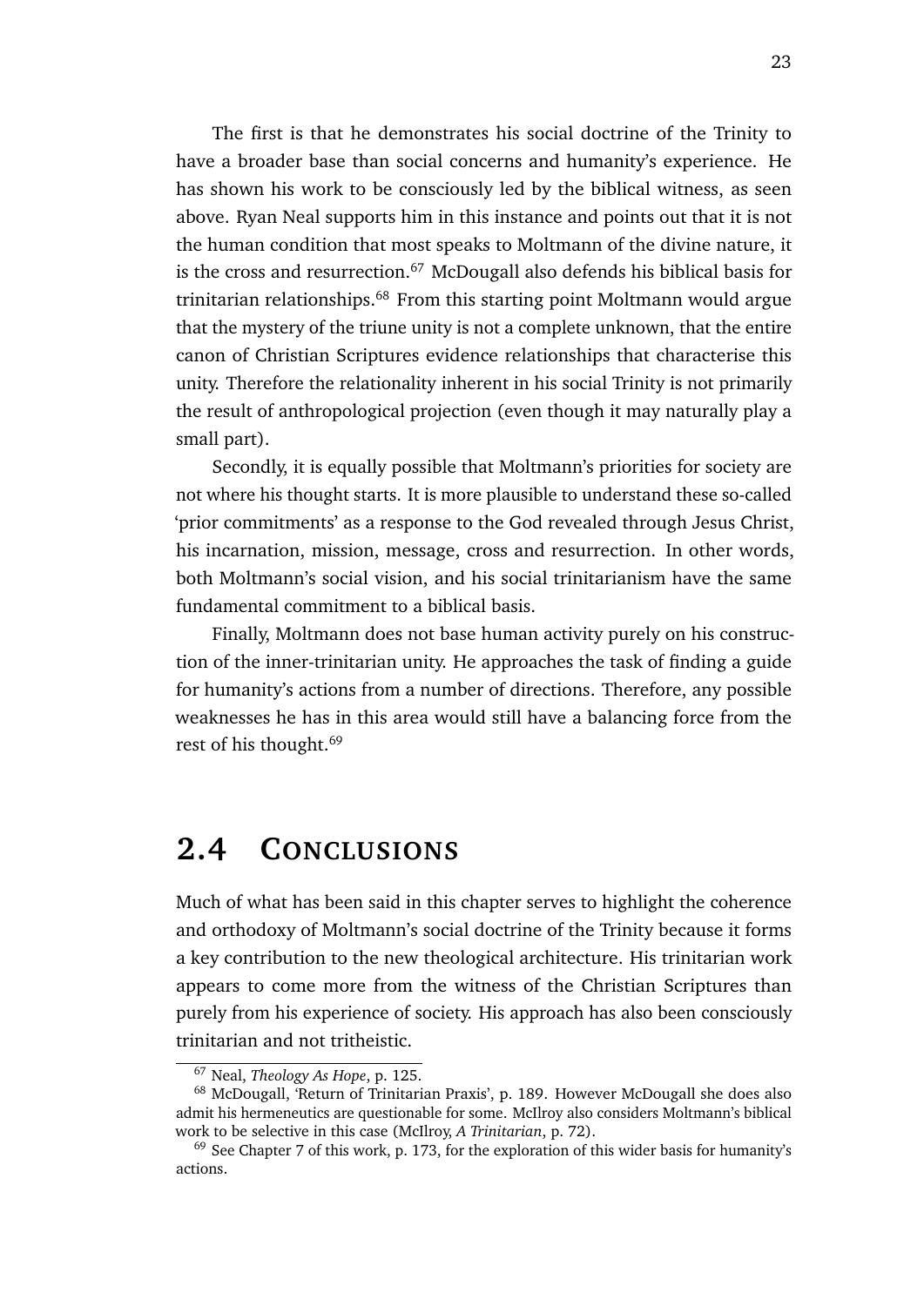The first is that he demonstrates his social doctrine of the Trinity to have a broader base than social concerns and humanity's experience. He has shown his work to be consciously led by the biblical witness, as seen above. Ryan Neal supports him in this instance and points out that it is not the human condition that most speaks to Moltmann of the divine nature, it is the cross and resurrection.[67] McDougall also defends his biblical basis for trinitarian relationships.[68] From this starting point Moltmann would argue that the mystery of the triune unity is not a complete unknown, that the entire canon of Christian Scriptures evidence relationships that characterise this unity. Therefore the relationality inherent in his social Trinity is not primarily the result of anthropological projection (even though it may naturally play a small part).

Secondly, it is equally possible that Moltmann's priorities for society are not where his thought starts. It is more plausible to understand these so-called 'prior commitments' as a response to the God revealed through Jesus Christ, his incarnation, mission, message, cross and resurrection. In other words, both Moltmann's social vision, and his social trinitarianism have the same fundamental commitment to a biblical basis.

Finally, Moltmann does not base human activity purely on his construction of the inner-trinitarian unity. He approaches the task of finding a guide for humanity's actions from a number of directions. Therefore, any possible weaknesses he has in this area would still have a balancing force from the rest of his thought.[69]

## 2.4 Conclusions

Much of what has been said in this chapter serves to highlight the coherence and orthodoxy of Moltmann's social doctrine of the Trinity because it forms a key contribution to the new theological architecture. His trinitarian work appears to come more from the witness of the Christian Scriptures than purely from his experience of society. His approach has also been consciously trinitarian and not tritheistic.

---

[67] Neal, *Theology As Hope*, p. 125.

[68] McDougall, 'Return of Trinitarian Praxis', p. 189. However McDougall she does also admit his hermeneutics are questionable for some. McIlroy also considers Moltmann's biblical work to be selective in this case (McIlroy, *A Trinitarian*, p. 72).

[69] See Chapter 7 of this work, p. 173, for the exploration of this wider basis for humanity's actions.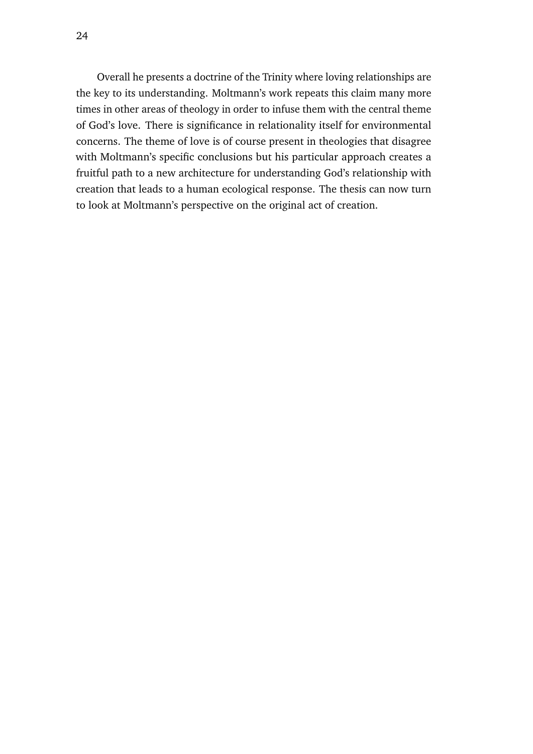Overall he presents a doctrine of the Trinity where loving relationships are the key to its understanding. Moltmann's work repeats this claim many more times in other areas of theology in order to infuse them with the central theme of God's love. There is significance in relationality itself for environmental concerns. The theme of love is of course present in theologies that disagree with Moltmann's specific conclusions but his particular approach creates a fruitful path to a new architecture for understanding God's relationship with creation that leads to a human ecological response. The thesis can now turn to look at Moltmann's perspective on the original act of creation.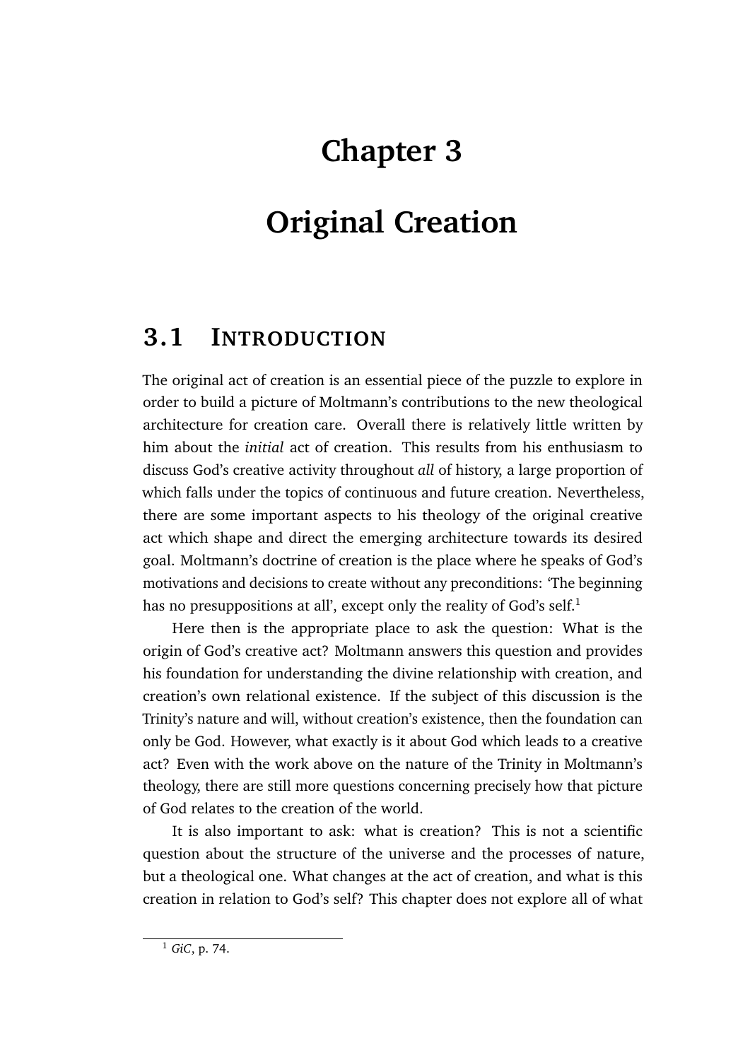# Chapter 3

# Original Creation

## 3.1 Introduction

The original act of creation is an essential piece of the puzzle to explore in order to build a picture of Moltmann's contributions to the new theological architecture for creation care. Overall there is relatively little written by him about the *initial* act of creation. This results from his enthusiasm to discuss God's creative activity throughout *all* of history, a large proportion of which falls under the topics of continuous and future creation. Nevertheless, there are some important aspects to his theology of the original creative act which shape and direct the emerging architecture towards its desired goal. Moltmann's doctrine of creation is the place where he speaks of God's motivations and decisions to create without any preconditions: 'The beginning has no presuppositions at all', except only the reality of God's self.[1]

Here then is the appropriate place to ask the question: What is the origin of God's creative act? Moltmann answers this question and provides his foundation for understanding the divine relationship with creation, and creation's own relational existence. If the subject of this discussion is the Trinity's nature and will, without creation's existence, then the foundation can only be God. However, what exactly is it about God which leads to a creative act? Even with the work above on the nature of the Trinity in Moltmann's theology, there are still more questions concerning precisely how that picture of God relates to the creation of the world.

It is also important to ask: what is creation? This is not a scientific question about the structure of the universe and the processes of nature, but a theological one. What changes at the act of creation, and what is this creation in relation to God's self? This chapter does not explore all of what

[1] *GiC*, p. 74.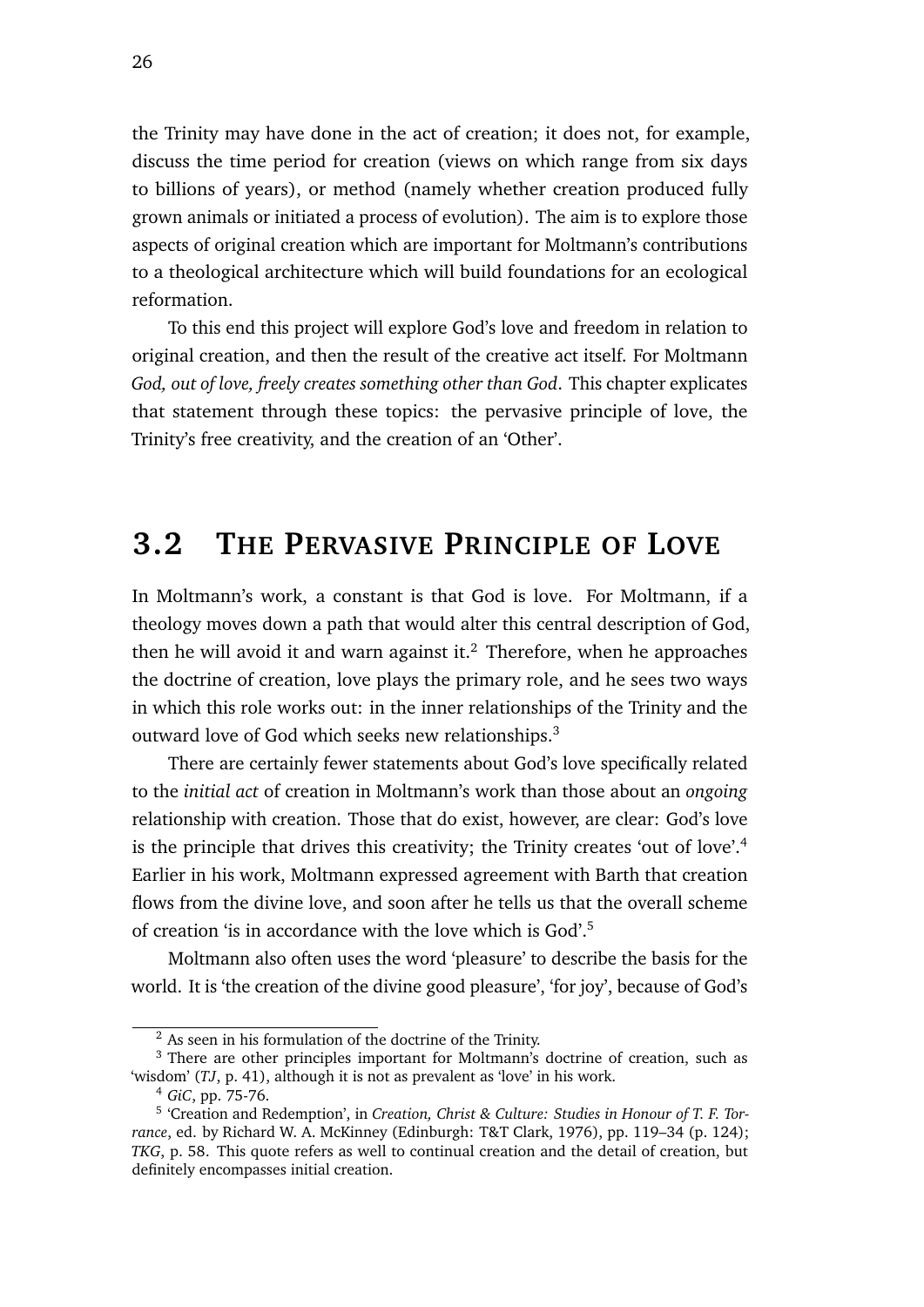the Trinity may have done in the act of creation; it does not, for example, discuss the time period for creation (views on which range from six days to billions of years), or method (namely whether creation produced fully grown animals or initiated a process of evolution). The aim is to explore those aspects of original creation which are important for Moltmann's contributions to a theological architecture which will build foundations for an ecological reformation.

To this end this project will explore God's love and freedom in relation to original creation, and then the result of the creative act itself. For Moltmann *God, out of love, freely creates something other than God*. This chapter explicates that statement through these topics: the pervasive principle of love, the Trinity's free creativity, and the creation of an 'Other'.

## 3.2 The Pervasive Principle of Love

In Moltmann's work, a constant is that God is love. For Moltmann, if a theology moves down a path that would alter this central description of God, then he will avoid it and warn against it.[2] Therefore, when he approaches the doctrine of creation, love plays the primary role, and he sees two ways in which this role works out: in the inner relationships of the Trinity and the outward love of God which seeks new relationships.[3]

There are certainly fewer statements about God's love specifically related to the *initial act* of creation in Moltmann's work than those about an *ongoing* relationship with creation. Those that do exist, however, are clear: God's love is the principle that drives this creativity; the Trinity creates 'out of love'.[4] Earlier in his work, Moltmann expressed agreement with Barth that creation flows from the divine love, and soon after he tells us that the overall scheme of creation 'is in accordance with the love which is God'.[5]

Moltmann also often uses the word 'pleasure' to describe the basis for the world. It is 'the creation of the divine good pleasure', 'for joy', because of God's

---

[2] As seen in his formulation of the doctrine of the Trinity.

[3] There are other principles important for Moltmann's doctrine of creation, such as 'wisdom' (*TJ*, p. 41), although it is not as prevalent as 'love' in his work.

[4] *GiC*, pp. 75-76.

[5] 'Creation and Redemption', in *Creation, Christ & Culture: Studies in Honour of T. F. Torrance*, ed. by Richard W. A. McKinney (Edinburgh: T&T Clark, 1976), pp. 119–34 (p. 124); *TKG*, p. 58. This quote refers as well to continual creation and the detail of creation, but definitely encompasses initial creation.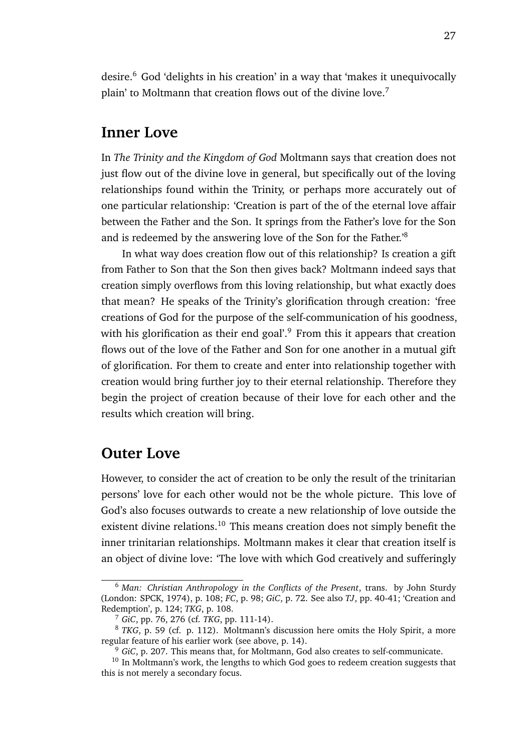desire.[6] God 'delights in his creation' in a way that 'makes it unequivocally plain' to Moltmann that creation flows out of the divine love.[7]

## Inner Love

In *The Trinity and the Kingdom of God* Moltmann says that creation does not just flow out of the divine love in general, but specifically out of the loving relationships found within the Trinity, or perhaps more accurately out of one particular relationship: 'Creation is part of the of the eternal love affair between the Father and the Son. It springs from the Father's love for the Son and is redeemed by the answering love of the Son for the Father.'[8]

In what way does creation flow out of this relationship? Is creation a gift from Father to Son that the Son then gives back? Moltmann indeed says that creation simply overflows from this loving relationship, but what exactly does that mean? He speaks of the Trinity's glorification through creation: 'free creations of God for the purpose of the self-communication of his goodness, with his glorification as their end goal'.[9] From this it appears that creation flows out of the love of the Father and Son for one another in a mutual gift of glorification. For them to create and enter into relationship together with creation would bring further joy to their eternal relationship. Therefore they begin the project of creation because of their love for each other and the results which creation will bring.

## Outer Love

However, to consider the act of creation to be only the result of the trinitarian persons' love for each other would not be the whole picture. This love of God's also focuses outwards to create a new relationship of love outside the existent divine relations.[10] This means creation does not simply benefit the inner trinitarian relationships. Moltmann makes it clear that creation itself is an object of divine love: 'The love with which God creatively and sufferingly

---

[6] *Man: Christian Anthropology in the Conflicts of the Present*, trans. by John Sturdy (London: SPCK, 1974), p. 108; *FC*, p. 98; *GiC*, p. 72. See also *TJ*, pp. 40-41; 'Creation and Redemption', p. 124; *TKG*, p. 108.

[7] *GiC*, pp. 76, 276 (cf. *TKG*, pp. 111-14).

[8] *TKG*, p. 59 (cf. p. 112). Moltmann's discussion here omits the Holy Spirit, a more regular feature of his earlier work (see above, p. 14).

[9] *GiC*, p. 207. This means that, for Moltmann, God also creates to self-communicate.

[10] In Moltmann's work, the lengths to which God goes to redeem creation suggests that this is not merely a secondary focus.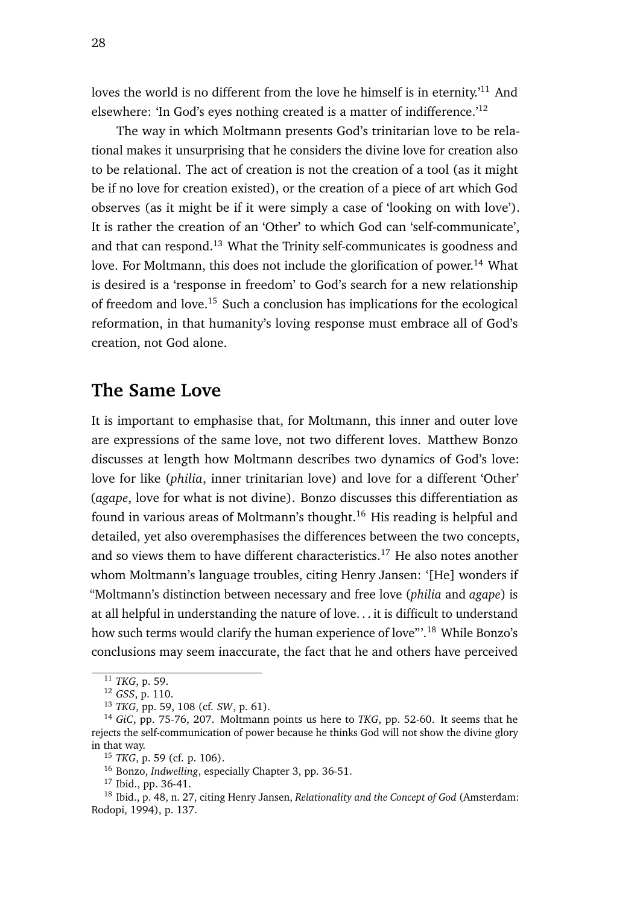loves the world is no different from the love he himself is in eternity.'[11] And elsewhere: 'In God's eyes nothing created is a matter of indifference.'[12]

The way in which Moltmann presents God's trinitarian love to be relational makes it unsurprising that he considers the divine love for creation also to be relational. The act of creation is not the creation of a tool (as it might be if no love for creation existed), or the creation of a piece of art which God observes (as it might be if it were simply a case of 'looking on with love'). It is rather the creation of an 'Other' to which God can 'self-communicate', and that can respond.[13] What the Trinity self-communicates is goodness and love. For Moltmann, this does not include the glorification of power.[14] What is desired is a 'response in freedom' to God's search for a new relationship of freedom and love.[15] Such a conclusion has implications for the ecological reformation, in that humanity's loving response must embrace all of God's creation, not God alone.

## The Same Love

It is important to emphasise that, for Moltmann, this inner and outer love are expressions of the same love, not two different loves. Matthew Bonzo discusses at length how Moltmann describes two dynamics of God's love: love for like (*philia*, inner trinitarian love) and love for a different 'Other' (*agape*, love for what is not divine). Bonzo discusses this differentiation as found in various areas of Moltmann's thought.[16] His reading is helpful and detailed, yet also overemphasises the differences between the two concepts, and so views them to have different characteristics.[17] He also notes another whom Moltmann's language troubles, citing Henry Jansen: '[He] wonders if "Moltmann's distinction between necessary and free love (*philia* and *agape*) is at all helpful in understanding the nature of love... it is difficult to understand how such terms would clarify the human experience of love"'.[18] While Bonzo's conclusions may seem inaccurate, the fact that he and others have perceived

---

[11] *TKG*, p. 59.

[12] *GSS*, p. 110.

[13] *TKG*, pp. 59, 108 (cf. *SW*, p. 61).

[14] *GiC*, pp. 75-76, 207. Moltmann points us here to *TKG*, pp. 52-60. It seems that he rejects the self-communication of power because he thinks God will not show the divine glory in that way.

[15] *TKG*, p. 59 (cf. p. 106).

[16] Bonzo, *Indwelling*, especially Chapter 3, pp. 36-51.

[17] Ibid., pp. 36-41.

[18] Ibid., p. 48, n. 27, citing Henry Jansen, *Relationality and the Concept of God* (Amsterdam: Rodopi, 1994), p. 137.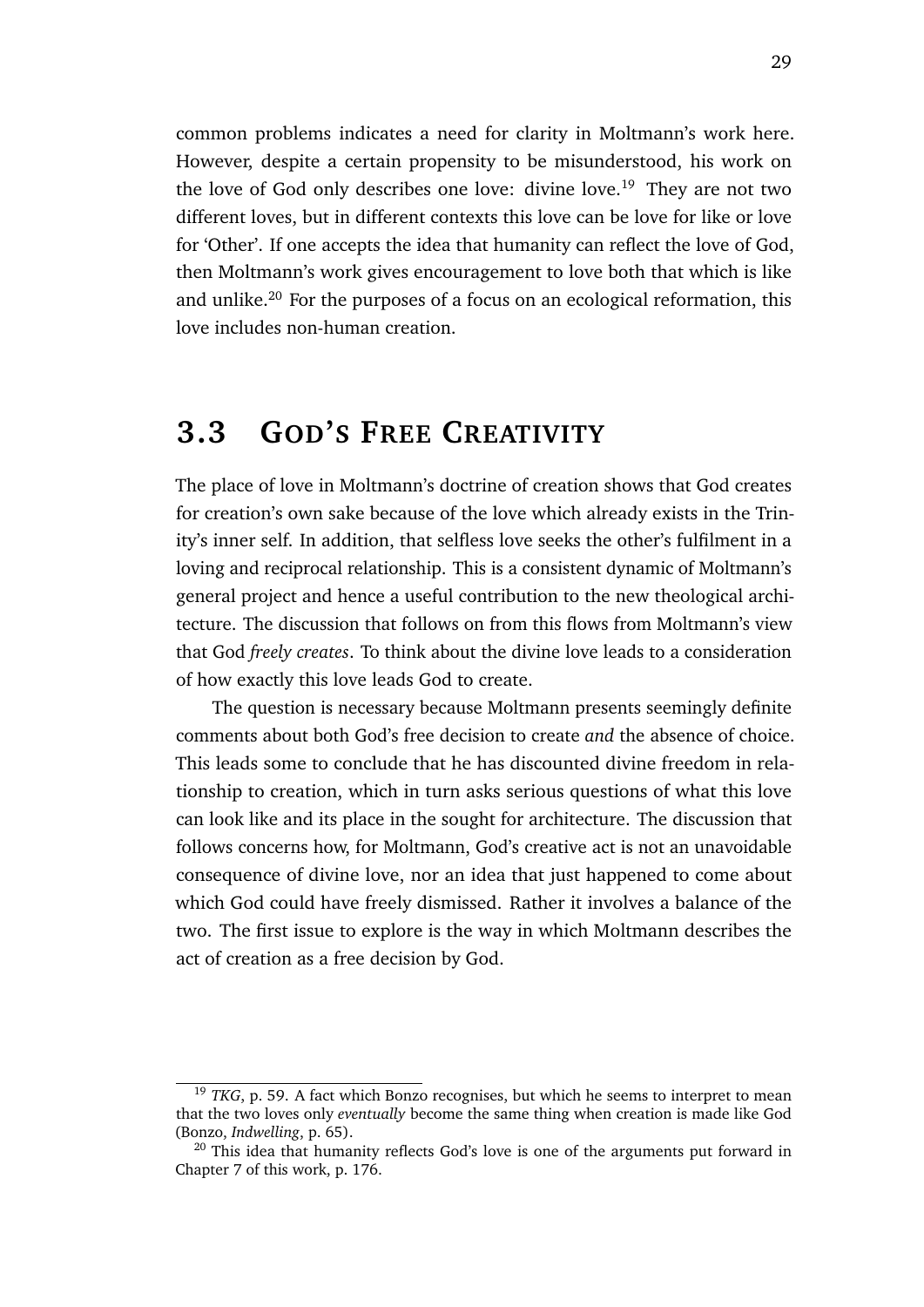common problems indicates a need for clarity in Moltmann's work here. However, despite a certain propensity to be misunderstood, his work on the love of God only describes one love: divine love.[19] They are not two different loves, but in different contexts this love can be love for like or love for 'Other'. If one accepts the idea that humanity can reflect the love of God, then Moltmann's work gives encouragement to love both that which is like and unlike.[20] For the purposes of a focus on an ecological reformation, this love includes non-human creation.

## 3.3 God's Free Creativity

The place of love in Moltmann's doctrine of creation shows that God creates for creation's own sake because of the love which already exists in the Trinity's inner self. In addition, that selfless love seeks the other's fulfilment in a loving and reciprocal relationship. This is a consistent dynamic of Moltmann's general project and hence a useful contribution to the new theological architecture. The discussion that follows on from this flows from Moltmann's view that God *freely creates*. To think about the divine love leads to a consideration of how exactly this love leads God to create.

The question is necessary because Moltmann presents seemingly definite comments about both God's free decision to create *and* the absence of choice. This leads some to conclude that he has discounted divine freedom in relationship to creation, which in turn asks serious questions of what this love can look like and its place in the sought for architecture. The discussion that follows concerns how, for Moltmann, God's creative act is not an unavoidable consequence of divine love, nor an idea that just happened to come about which God could have freely dismissed. Rather it involves a balance of the two. The first issue to explore is the way in which Moltmann describes the act of creation as a free decision by God.

---

[19] *TKG*, p. 59. A fact which Bonzo recognises, but which he seems to interpret to mean that the two loves only *eventually* become the same thing when creation is made like God (Bonzo, *Indwelling*, p. 65).

[20] This idea that humanity reflects God's love is one of the arguments put forward in Chapter 7 of this work, p. 176.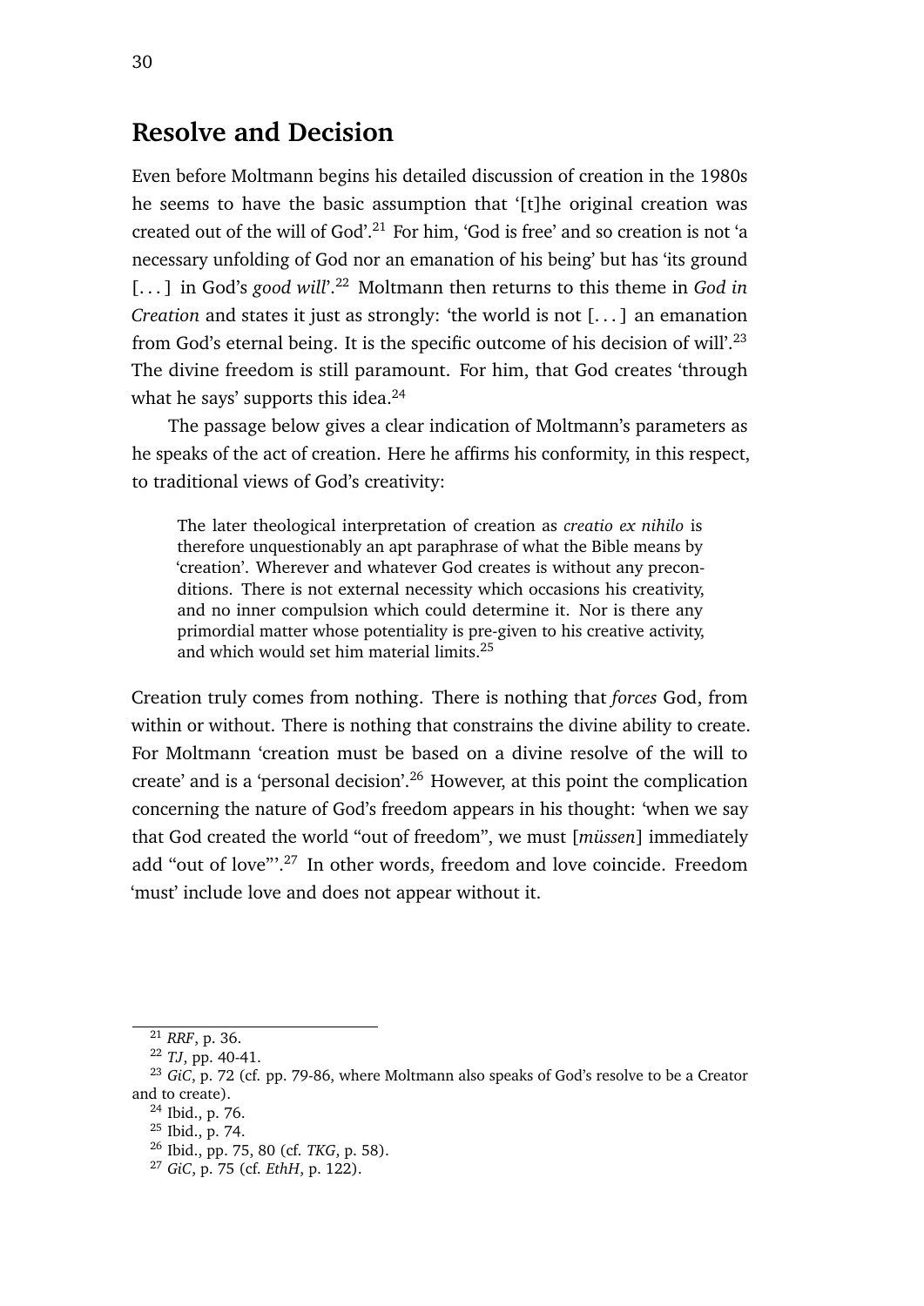## Resolve and Decision

Even before Moltmann begins his detailed discussion of creation in the 1980s he seems to have the basic assumption that '[t]he original creation was created out of the will of God'.[21] For him, 'God is free' and so creation is not 'a necessary unfolding of God nor an emanation of his being' but has 'its ground [...] in God's *good will*'.[22] Moltmann then returns to this theme in *God in Creation* and states it just as strongly: 'the world is not [...] an emanation from God's eternal being. It is the specific outcome of his decision of will'.[23] The divine freedom is still paramount. For him, that God creates 'through what he says' supports this idea.[24]

The passage below gives a clear indication of Moltmann's parameters as he speaks of the act of creation. Here he affirms his conformity, in this respect, to traditional views of God's creativity:

> The later theological interpretation of creation as *creatio ex nihilo* is therefore unquestionably an apt paraphrase of what the Bible means by 'creation'. Wherever and whatever God creates is without any preconditions. There is not external necessity which occasions his creativity, and no inner compulsion which could determine it. Nor is there any primordial matter whose potentiality is pre-given to his creative activity, and which would set him material limits.[25]

Creation truly comes from nothing. There is nothing that *forces* God, from within or without. There is nothing that constrains the divine ability to create. For Moltmann 'creation must be based on a divine resolve of the will to create' and is a 'personal decision'.[26] However, at this point the complication concerning the nature of God's freedom appears in his thought: 'when we say that God created the world "out of freedom", we must [*müssen*] immediately add "out of love"'.[27] In other words, freedom and love coincide. Freedom 'must' include love and does not appear without it.

---

[21] *RRF*, p. 36.

[22] *TJ*, pp. 40-41.

[23] *GiC*, p. 72 (cf. pp. 79-86, where Moltmann also speaks of God's resolve to be a Creator and to create).

[24] Ibid., p. 76.

[25] Ibid., p. 74.

[26] Ibid., pp. 75, 80 (cf. *TKG*, p. 58).

[27] *GiC*, p. 75 (cf. *EthH*, p. 122).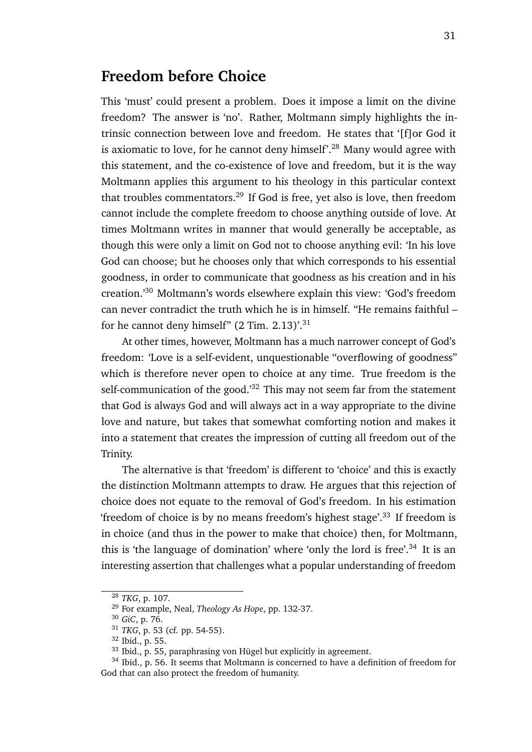## Freedom before Choice

This 'must' could present a problem. Does it impose a limit on the divine freedom? The answer is 'no'. Rather, Moltmann simply highlights the intrinsic connection between love and freedom. He states that '[f]or God it is axiomatic to love, for he cannot deny himself'.[28] Many would agree with this statement, and the co-existence of love and freedom, but it is the way Moltmann applies this argument to his theology in this particular context that troubles commentators.[29] If God is free, yet also is love, then freedom cannot include the complete freedom to choose anything outside of love. At times Moltmann writes in manner that would generally be acceptable, as though this were only a limit on God not to choose anything evil: 'In his love God can choose; but he chooses only that which corresponds to his essential goodness, in order to communicate that goodness as his creation and in his creation.'[30] Moltmann's words elsewhere explain this view: 'God's freedom can never contradict the truth which he is in himself. "He remains faithful – for he cannot deny himself" (2 Tim. 2.13)'.[31]

At other times, however, Moltmann has a much narrower concept of God's freedom: 'Love is a self-evident, unquestionable "overflowing of goodness" which is therefore never open to choice at any time. True freedom is the self-communication of the good.'[32] This may not seem far from the statement that God is always God and will always act in a way appropriate to the divine love and nature, but takes that somewhat comforting notion and makes it into a statement that creates the impression of cutting all freedom out of the Trinity.

The alternative is that 'freedom' is different to 'choice' and this is exactly the distinction Moltmann attempts to draw. He argues that this rejection of choice does not equate to the removal of God's freedom. In his estimation 'freedom of choice is by no means freedom's highest stage'.[33] If freedom is in choice (and thus in the power to make that choice) then, for Moltmann, this is 'the language of domination' where 'only the lord is free'.[34] It is an interesting assertion that challenges what a popular understanding of freedom

---

[28] *TKG*, p. 107.

[29] For example, Neal, *Theology As Hope*, pp. 132-37.

[30] *GiC*, p. 76.

[31] *TKG*, p. 53 (cf. pp. 54-55).

[32] Ibid., p. 55.

[33] Ibid., p. 55, paraphrasing von Hügel but explicitly in agreement.

[34] Ibid., p. 56. It seems that Moltmann is concerned to have a definition of freedom for God that can also protect the freedom of humanity.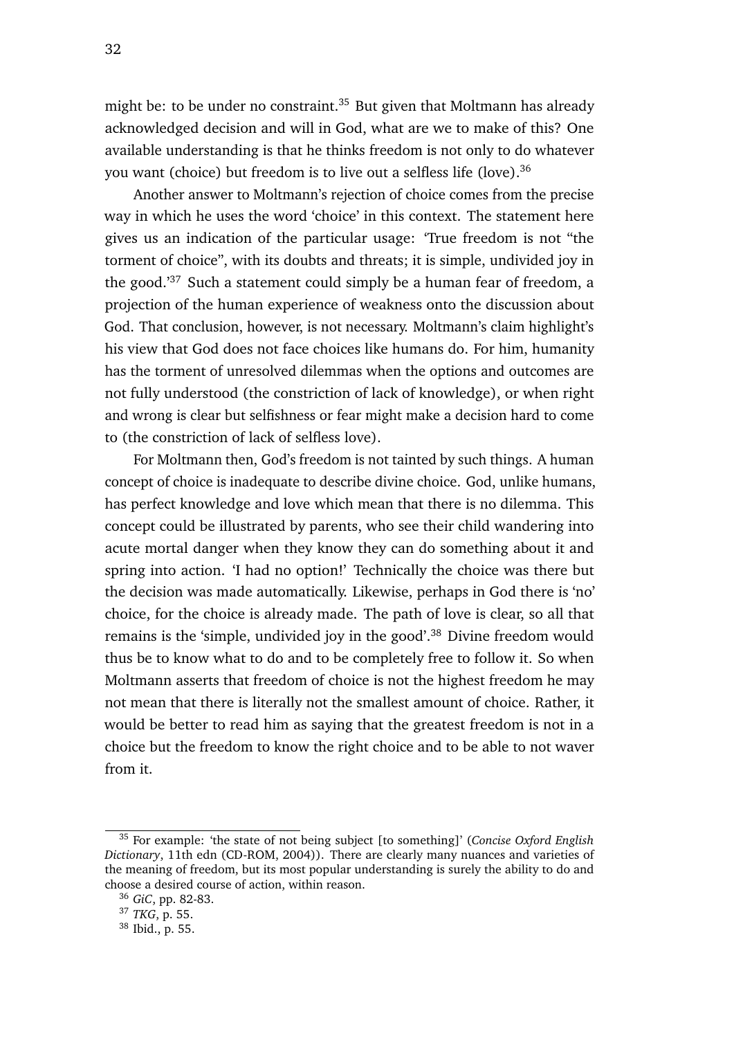might be: to be under no constraint.[35] But given that Moltmann has already acknowledged decision and will in God, what are we to make of this? One available understanding is that he thinks freedom is not only to do whatever you want (choice) but freedom is to live out a selfless life (love).[36]

Another answer to Moltmann's rejection of choice comes from the precise way in which he uses the word 'choice' in this context. The statement here gives us an indication of the particular usage: 'True freedom is not "the torment of choice", with its doubts and threats; it is simple, undivided joy in the good.'[37] Such a statement could simply be a human fear of freedom, a projection of the human experience of weakness onto the discussion about God. That conclusion, however, is not necessary. Moltmann's claim highlight's his view that God does not face choices like humans do. For him, humanity has the torment of unresolved dilemmas when the options and outcomes are not fully understood (the constriction of lack of knowledge), or when right and wrong is clear but selfishness or fear might make a decision hard to come to (the constriction of lack of selfless love).

For Moltmann then, God's freedom is not tainted by such things. A human concept of choice is inadequate to describe divine choice. God, unlike humans, has perfect knowledge and love which mean that there is no dilemma. This concept could be illustrated by parents, who see their child wandering into acute mortal danger when they know they can do something about it and spring into action. 'I had no option!' Technically the choice was there but the decision was made automatically. Likewise, perhaps in God there is 'no' choice, for the choice is already made. The path of love is clear, so all that remains is the 'simple, undivided joy in the good'.[38] Divine freedom would thus be to know what to do and to be completely free to follow it. So when Moltmann asserts that freedom of choice is not the highest freedom he may not mean that there is literally not the smallest amount of choice. Rather, it would be better to read him as saying that the greatest freedom is not in a choice but the freedom to know the right choice and to be able to not waver from it.

---

[35] For example: 'the state of not being subject [to something]' (*Concise Oxford English Dictionary*, 11th edn (CD-ROM, 2004)). There are clearly many nuances and varieties of the meaning of freedom, but its most popular understanding is surely the ability to do and choose a desired course of action, within reason.

[36] *GiC*, pp. 82-83.

[37] *TKG*, p. 55.

[38] Ibid., p. 55.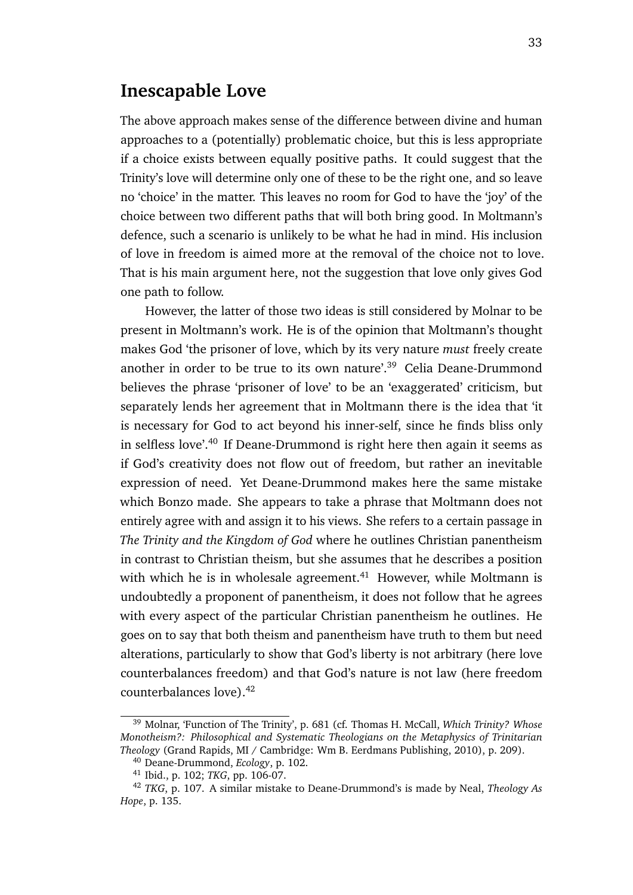## Inescapable Love

The above approach makes sense of the difference between divine and human approaches to a (potentially) problematic choice, but this is less appropriate if a choice exists between equally positive paths. It could suggest that the Trinity's love will determine only one of these to be the right one, and so leave no 'choice' in the matter. This leaves no room for God to have the 'joy' of the choice between two different paths that will both bring good. In Moltmann's defence, such a scenario is unlikely to be what he had in mind. His inclusion of love in freedom is aimed more at the removal of the choice not to love. That is his main argument here, not the suggestion that love only gives God one path to follow.

However, the latter of those two ideas is still considered by Molnar to be present in Moltmann's work. He is of the opinion that Moltmann's thought makes God 'the prisoner of love, which by its very nature *must* freely create another in order to be true to its own nature'.[39] Celia Deane-Drummond believes the phrase 'prisoner of love' to be an 'exaggerated' criticism, but separately lends her agreement that in Moltmann there is the idea that 'it is necessary for God to act beyond his inner-self, since he finds bliss only in selfless love'.[40] If Deane-Drummond is right here then again it seems as if God's creativity does not flow out of freedom, but rather an inevitable expression of need. Yet Deane-Drummond makes here the same mistake which Bonzo made. She appears to take a phrase that Moltmann does not entirely agree with and assign it to his views. She refers to a certain passage in *The Trinity and the Kingdom of God* where he outlines Christian panentheism in contrast to Christian theism, but she assumes that he describes a position with which he is in wholesale agreement.[41] However, while Moltmann is undoubtedly a proponent of panentheism, it does not follow that he agrees with every aspect of the particular Christian panentheism he outlines. He goes on to say that both theism and panentheism have truth to them but need alterations, particularly to show that God's liberty is not arbitrary (here love counterbalances freedom) and that God's nature is not law (here freedom counterbalances love).[42]

---

[39] Molnar, 'Function of The Trinity', p. 681 (cf. Thomas H. McCall, *Which Trinity? Whose Monotheism?: Philosophical and Systematic Theologians on the Metaphysics of Trinitarian Theology* (Grand Rapids, MI / Cambridge: Wm B. Eerdmans Publishing, 2010), p. 209).

[40] Deane-Drummond, *Ecology*, p. 102.

[41] Ibid., p. 102; *TKG*, pp. 106-07.

[42] *TKG*, p. 107. A similar mistake to Deane-Drummond's is made by Neal, *Theology As Hope*, p. 135.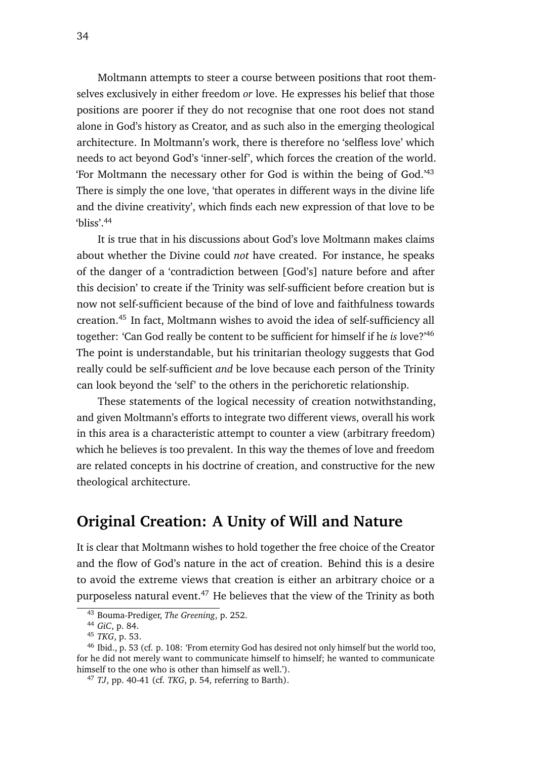Moltmann attempts to steer a course between positions that root themselves exclusively in either freedom *or* love. He expresses his belief that those positions are poorer if they do not recognise that one root does not stand alone in God's history as Creator, and as such also in the emerging theological architecture. In Moltmann's work, there is therefore no 'selfless love' which needs to act beyond God's 'inner-self', which forces the creation of the world. 'For Moltmann the necessary other for God is within the being of God.'[43] There is simply the one love, 'that operates in different ways in the divine life and the divine creativity', which finds each new expression of that love to be 'bliss'.[44]

It is true that in his discussions about God's love Moltmann makes claims about whether the Divine could *not* have created. For instance, he speaks of the danger of a 'contradiction between [God's] nature before and after this decision' to create if the Trinity was self-sufficient before creation but is now not self-sufficient because of the bind of love and faithfulness towards creation.[45] In fact, Moltmann wishes to avoid the idea of self-sufficiency all together: 'Can God really be content to be sufficient for himself if he *is* love?'[46] The point is understandable, but his trinitarian theology suggests that God really could be self-sufficient *and* be love because each person of the Trinity can look beyond the 'self' to the others in the perichoretic relationship.

These statements of the logical necessity of creation notwithstanding, and given Moltmann's efforts to integrate two different views, overall his work in this area is a characteristic attempt to counter a view (arbitrary freedom) which he believes is too prevalent. In this way the themes of love and freedom are related concepts in his doctrine of creation, and constructive for the new theological architecture.

## Original Creation: A Unity of Will and Nature

It is clear that Moltmann wishes to hold together the free choice of the Creator and the flow of God's nature in the act of creation. Behind this is a desire to avoid the extreme views that creation is either an arbitrary choice or a purposeless natural event.[47] He believes that the view of the Trinity as both

---

[43] Bouma-Prediger, *The Greening*, p. 252.

[44] *GiC*, p. 84.

[45] *TKG*, p. 53.

[46] Ibid., p. 53 (cf. p. 108: 'From eternity God has desired not only himself but the world too, for he did not merely want to communicate himself to himself; he wanted to communicate himself to the one who is other than himself as well.').

[47] *TJ*, pp. 40-41 (cf. *TKG*, p. 54, referring to Barth).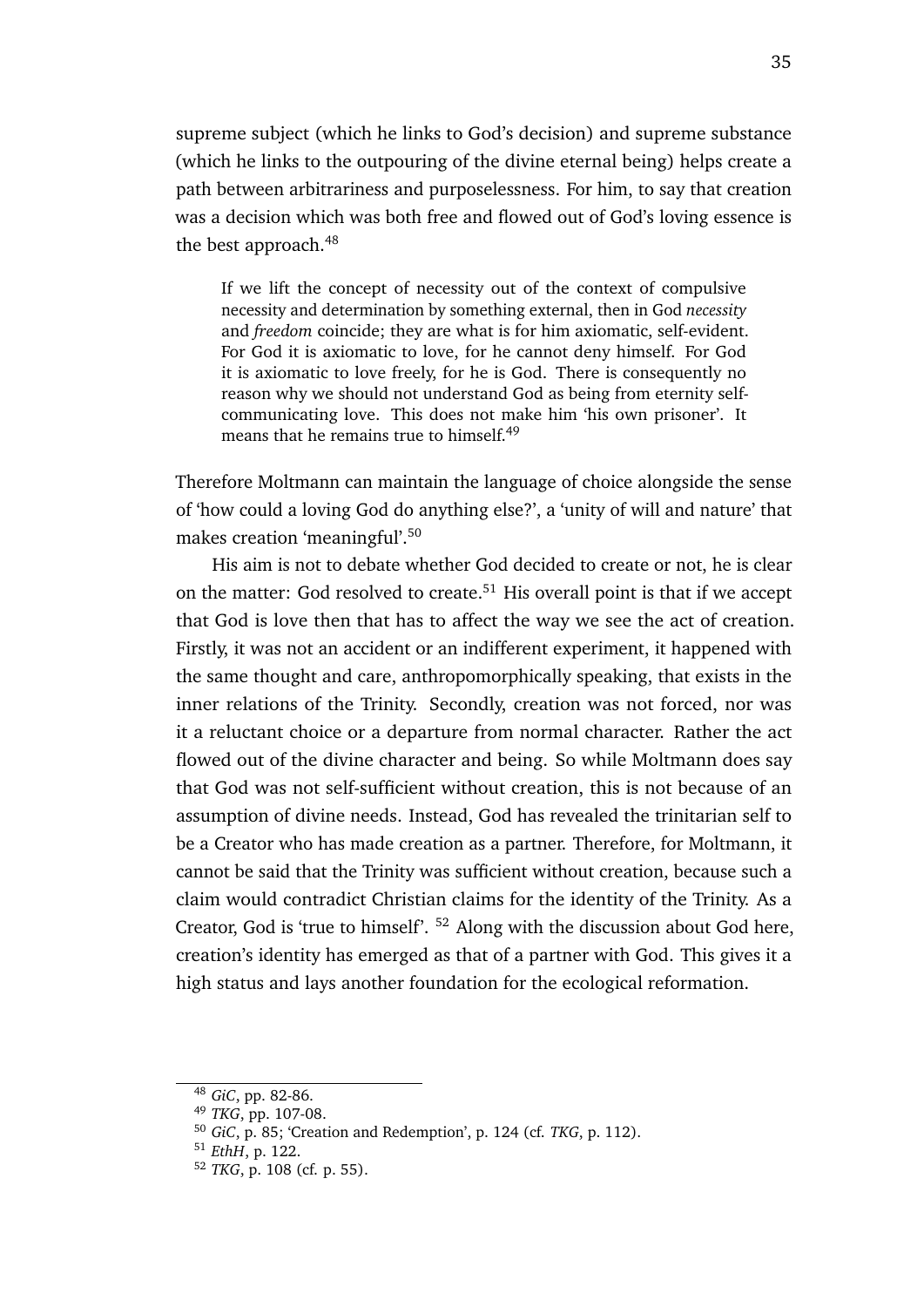supreme subject (which he links to God's decision) and supreme substance (which he links to the outpouring of the divine eternal being) helps create a path between arbitrariness and purposelessness. For him, to say that creation was a decision which was both free and flowed out of God's loving essence is the best approach.[48]

> If we lift the concept of necessity out of the context of compulsive necessity and determination by something external, then in God *necessity* and *freedom* coincide; they are what is for him axiomatic, self-evident. For God it is axiomatic to love, for he cannot deny himself. For God it is axiomatic to love freely, for he is God. There is consequently no reason why we should not understand God as being from eternity self-communicating love. This does not make him 'his own prisoner'. It means that he remains true to himself.[49]

Therefore Moltmann can maintain the language of choice alongside the sense of 'how could a loving God do anything else?', a 'unity of will and nature' that makes creation 'meaningful'.[50]

His aim is not to debate whether God decided to create or not, he is clear on the matter: God resolved to create.[51] His overall point is that if we accept that God is love then that has to affect the way we see the act of creation. Firstly, it was not an accident or an indifferent experiment, it happened with the same thought and care, anthropomorphically speaking, that exists in the inner relations of the Trinity. Secondly, creation was not forced, nor was it a reluctant choice or a departure from normal character. Rather the act flowed out of the divine character and being. So while Moltmann does say that God was not self-sufficient without creation, this is not because of an assumption of divine needs. Instead, God has revealed the trinitarian self to be a Creator who has made creation as a partner. Therefore, for Moltmann, it cannot be said that the Trinity was sufficient without creation, because such a claim would contradict Christian claims for the identity of the Trinity. As a Creator, God is 'true to himself'. [52] Along with the discussion about God here, creation's identity has emerged as that of a partner with God. This gives it a high status and lays another foundation for the ecological reformation.

---

[48] *GiC*, pp. 82-86.

[49] *TKG*, pp. 107-08.

[50] *GiC*, p. 85; 'Creation and Redemption', p. 124 (cf. *TKG*, p. 112).

[51] *EthH*, p. 122.

[52] *TKG*, p. 108 (cf. p. 55).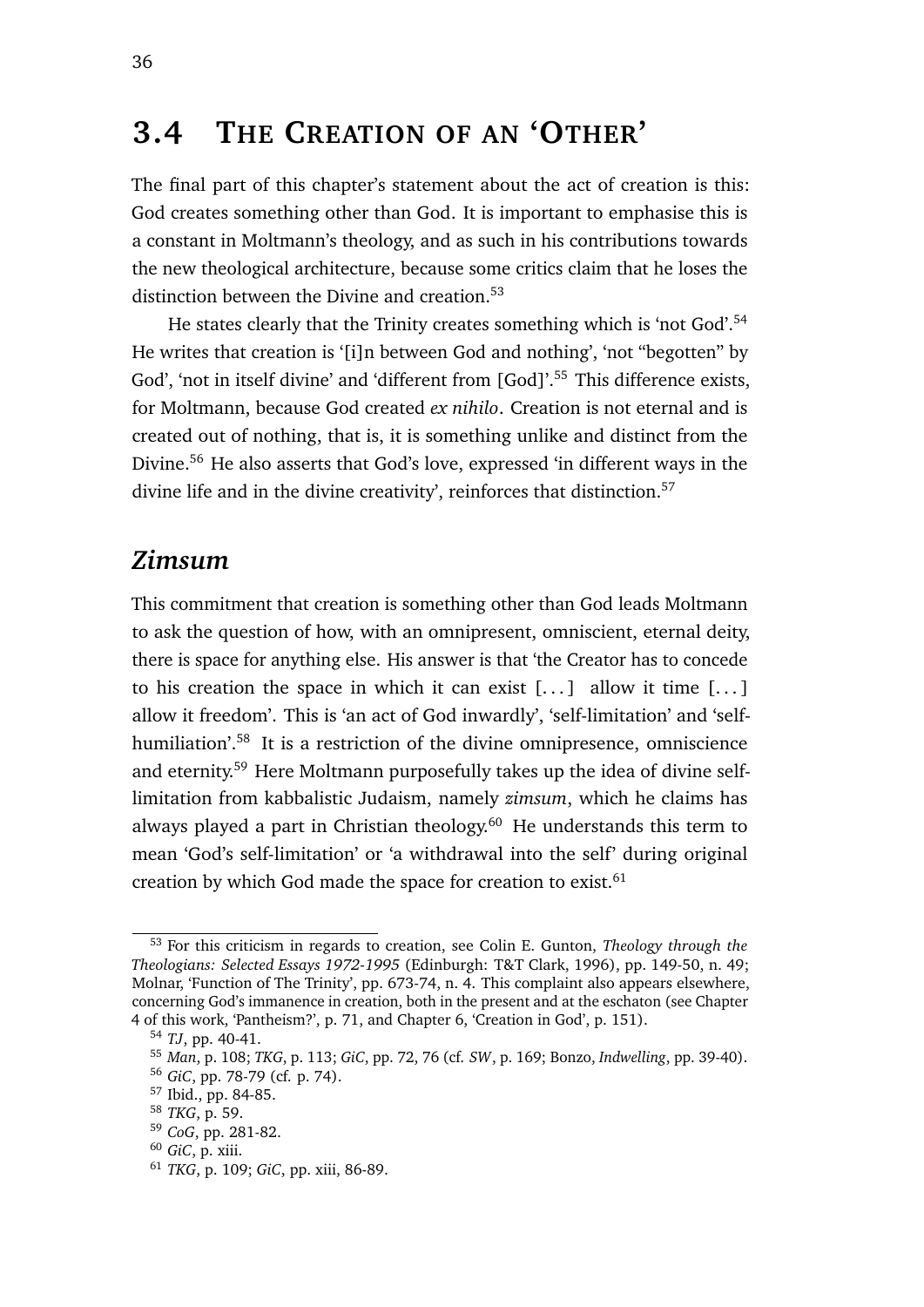## 3.4 The Creation of an 'Other'

The final part of this chapter's statement about the act of creation is this: God creates something other than God. It is important to emphasise this is a constant in Moltmann's theology, and as such in his contributions towards the new theological architecture, because some critics claim that he loses the distinction between the Divine and creation.[53]

He states clearly that the Trinity creates something which is 'not God'.[54] He writes that creation is '[i]n between God and nothing', 'not "begotten" by God', 'not in itself divine' and 'different from [God]'.[55] This difference exists, for Moltmann, because God created *ex nihilo*. Creation is not eternal and is created out of nothing, that is, it is something unlike and distinct from the Divine.[56] He also asserts that God's love, expressed 'in different ways in the divine life and in the divine creativity', reinforces that distinction.[57]

### *Zimsum*

This commitment that creation is something other than God leads Moltmann to ask the question of how, with an omnipresent, omniscient, eternal deity, there is space for anything else. His answer is that 'the Creator has to concede to his creation the space in which it can exist [. . . ] allow it time [. . . ] allow it freedom'. This is 'an act of God inwardly', 'self-limitation' and 'self-humiliation'.[58] It is a restriction of the divine omnipresence, omniscience and eternity.[59] Here Moltmann purposefully takes up the idea of divine self-limitation from kabbalistic Judaism, namely *zimsum*, which he claims has always played a part in Christian theology.[60] He understands this term to mean 'God's self-limitation' or 'a withdrawal into the self' during original creation by which God made the space for creation to exist.[61]

---

[53] For this criticism in regards to creation, see Colin E. Gunton, *Theology through the Theologians: Selected Essays 1972-1995* (Edinburgh: T&T Clark, 1996), pp. 149-50, n. 49; Molnar, 'Function of The Trinity', pp. 673-74, n. 4. This complaint also appears elsewhere, concerning God's immanence in creation, both in the present and at the eschaton (see Chapter 4 of this work, 'Pantheism?', p. 71, and Chapter 6, 'Creation in God', p. 151).

[54] *TJ*, pp. 40-41.

[55] *Man*, p. 108; *TKG*, p. 113; *GiC*, pp. 72, 76 (cf. *SW*, p. 169; Bonzo, *Indwelling*, pp. 39-40).

[56] *GiC*, pp. 78-79 (cf. p. 74).

[57] Ibid., pp. 84-85.

[58] *TKG*, p. 59.

[59] *CoG*, pp. 281-82.

[60] *GiC*, p. xiii.

[61] *TKG*, p. 109; *GiC*, pp. xiii, 86-89.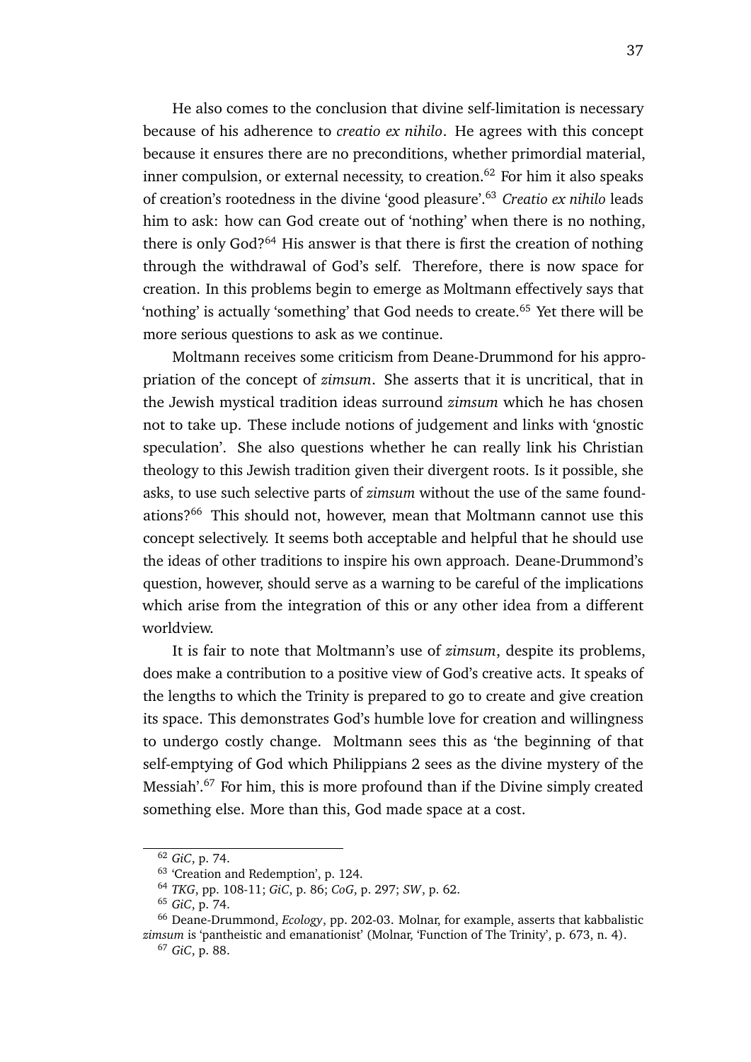He also comes to the conclusion that divine self-limitation is necessary because of his adherence to *creatio ex nihilo*. He agrees with this concept because it ensures there are no preconditions, whether primordial material, inner compulsion, or external necessity, to creation.[62] For him it also speaks of creation's rootedness in the divine 'good pleasure'.[63] *Creatio ex nihilo* leads him to ask: how can God create out of 'nothing' when there is no nothing, there is only God?[64] His answer is that there is first the creation of nothing through the withdrawal of God's self. Therefore, there is now space for creation. In this problems begin to emerge as Moltmann effectively says that 'nothing' is actually 'something' that God needs to create.[65] Yet there will be more serious questions to ask as we continue.

Moltmann receives some criticism from Deane-Drummond for his appropriation of the concept of *zimsum*. She asserts that it is uncritical, that in the Jewish mystical tradition ideas surround *zimsum* which he has chosen not to take up. These include notions of judgement and links with 'gnostic speculation'. She also questions whether he can really link his Christian theology to this Jewish tradition given their divergent roots. Is it possible, she asks, to use such selective parts of *zimsum* without the use of the same foundations?[66] This should not, however, mean that Moltmann cannot use this concept selectively. It seems both acceptable and helpful that he should use the ideas of other traditions to inspire his own approach. Deane-Drummond's question, however, should serve as a warning to be careful of the implications which arise from the integration of this or any other idea from a different worldview.

It is fair to note that Moltmann's use of *zimsum*, despite its problems, does make a contribution to a positive view of God's creative acts. It speaks of the lengths to which the Trinity is prepared to go to create and give creation its space. This demonstrates God's humble love for creation and willingness to undergo costly change. Moltmann sees this as 'the beginning of that self-emptying of God which Philippians 2 sees as the divine mystery of the Messiah'.[67] For him, this is more profound than if the Divine simply created something else. More than this, God made space at a cost.

---

[62] *GiC*, p. 74.

[63] 'Creation and Redemption', p. 124.

[64] *TKG*, pp. 108-11; *GiC*, p. 86; *CoG*, p. 297; *SW*, p. 62.

[65] *GiC*, p. 74.

[66] Deane-Drummond, *Ecology*, pp. 202-03. Molnar, for example, asserts that kabbalistic *zimsum* is 'pantheistic and emanationist' (Molnar, 'Function of The Trinity', p. 673, n. 4).

[67] *GiC*, p. 88.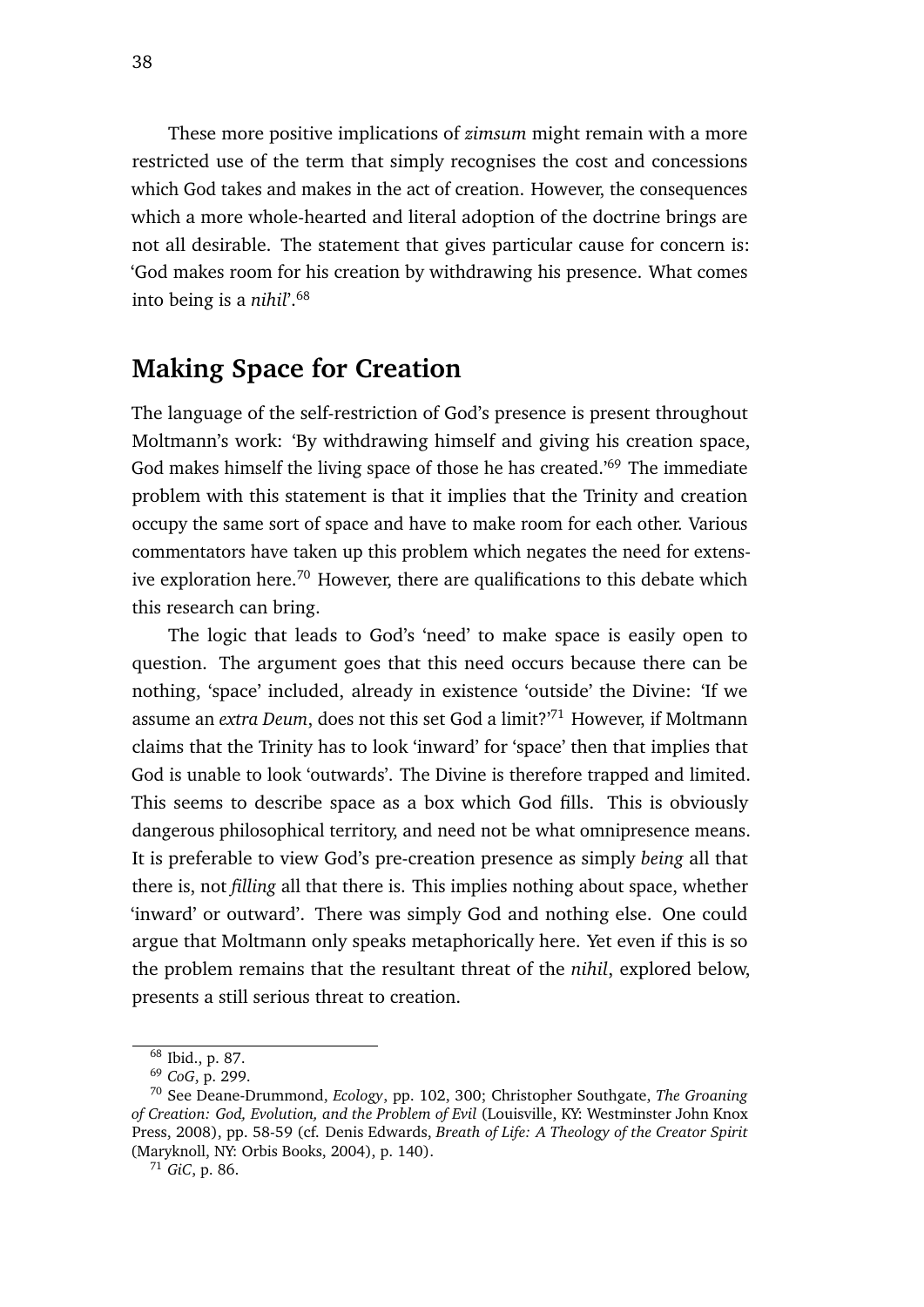These more positive implications of *zimsum* might remain with a more restricted use of the term that simply recognises the cost and concessions which God takes and makes in the act of creation. However, the consequences which a more whole-hearted and literal adoption of the doctrine brings are not all desirable. The statement that gives particular cause for concern is: 'God makes room for his creation by withdrawing his presence. What comes into being is a *nihil*'.[68]

## Making Space for Creation

The language of the self-restriction of God's presence is present throughout Moltmann's work: 'By withdrawing himself and giving his creation space, God makes himself the living space of those he has created.'[69] The immediate problem with this statement is that it implies that the Trinity and creation occupy the same sort of space and have to make room for each other. Various commentators have taken up this problem which negates the need for extensive exploration here.[70] However, there are qualifications to this debate which this research can bring.

The logic that leads to God's 'need' to make space is easily open to question. The argument goes that this need occurs because there can be nothing, 'space' included, already in existence 'outside' the Divine: 'If we assume an *extra Deum*, does not this set God a limit?'[71] However, if Moltmann claims that the Trinity has to look 'inward' for 'space' then that implies that God is unable to look 'outwards'. The Divine is therefore trapped and limited. This seems to describe space as a box which God fills. This is obviously dangerous philosophical territory, and need not be what omnipresence means. It is preferable to view God's pre-creation presence as simply *being* all that there is, not *filling* all that there is. This implies nothing about space, whether 'inward' or outward'. There was simply God and nothing else. One could argue that Moltmann only speaks metaphorically here. Yet even if this is so the problem remains that the resultant threat of the *nihil*, explored below, presents a still serious threat to creation.

---

[68] Ibid., p. 87.

[69] *CoG*, p. 299.

[70] See Deane-Drummond, *Ecology*, pp. 102, 300; Christopher Southgate, *The Groaning of Creation: God, Evolution, and the Problem of Evil* (Louisville, KY: Westminster John Knox Press, 2008), pp. 58-59 (cf. Denis Edwards, *Breath of Life: A Theology of the Creator Spirit* (Maryknoll, NY: Orbis Books, 2004), p. 140).

[71] *GiC*, p. 86.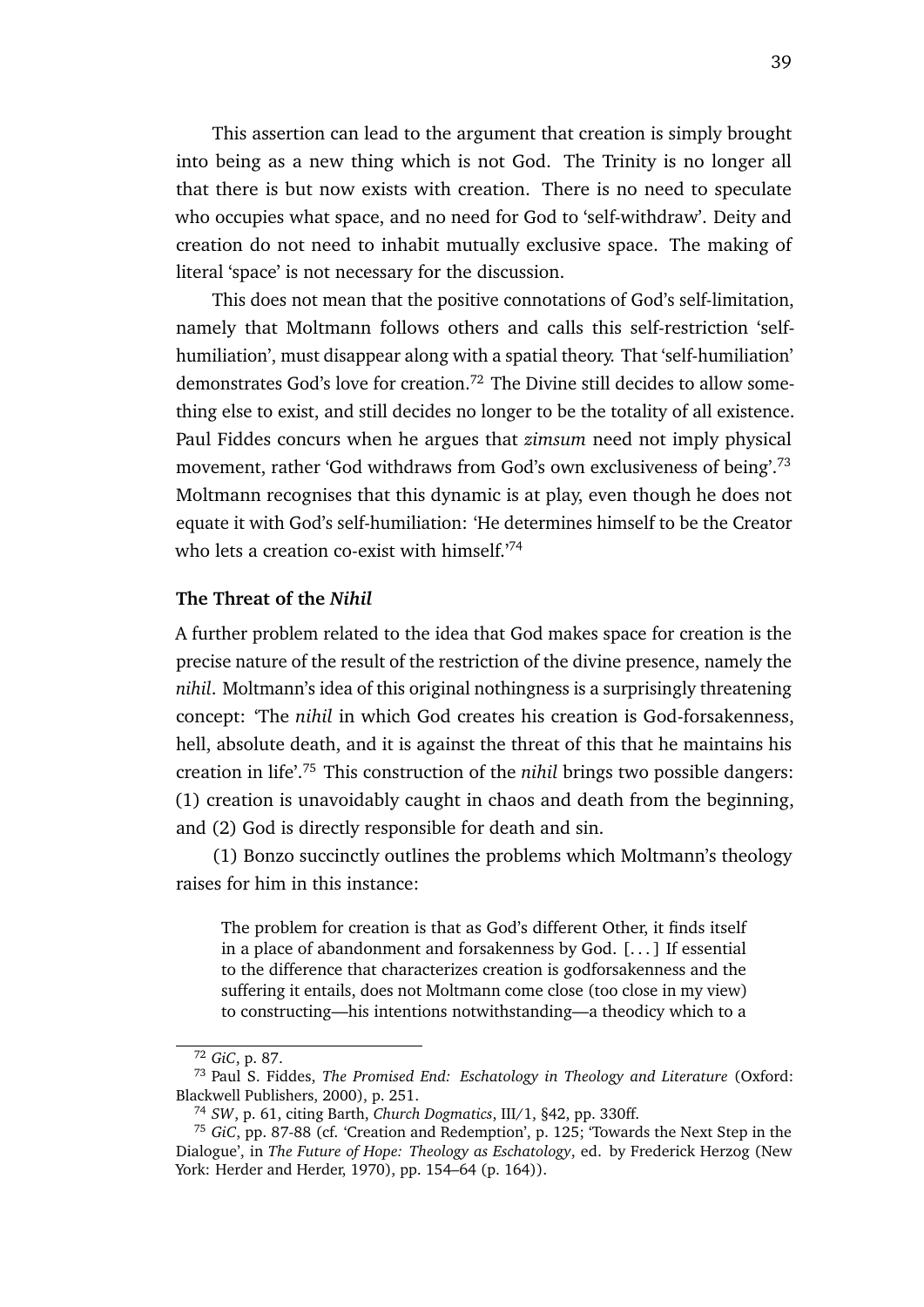This assertion can lead to the argument that creation is simply brought into being as a new thing which is not God. The Trinity is no longer all that there is but now exists with creation. There is no need to speculate who occupies what space, and no need for God to 'self-withdraw'. Deity and creation do not need to inhabit mutually exclusive space. The making of literal 'space' is not necessary for the discussion.

This does not mean that the positive connotations of God's self-limitation, namely that Moltmann follows others and calls this self-restriction 'self-humiliation', must disappear along with a spatial theory. That 'self-humiliation' demonstrates God's love for creation.[72] The Divine still decides to allow something else to exist, and still decides no longer to be the totality of all existence. Paul Fiddes concurs when he argues that *zimsum* need not imply physical movement, rather 'God withdraws from God's own exclusiveness of being'.[73] Moltmann recognises that this dynamic is at play, even though he does not equate it with God's self-humiliation: 'He determines himself to be the Creator who lets a creation co-exist with himself.'[74]

### The Threat of the *Nihil*

A further problem related to the idea that God makes space for creation is the precise nature of the result of the restriction of the divine presence, namely the *nihil*. Moltmann's idea of this original nothingness is a surprisingly threatening concept: 'The *nihil* in which God creates his creation is God-forsakenness, hell, absolute death, and it is against the threat of this that he maintains his creation in life'.[75] This construction of the *nihil* brings two possible dangers: (1) creation is unavoidably caught in chaos and death from the beginning, and (2) God is directly responsible for death and sin.

(1) Bonzo succinctly outlines the problems which Moltmann's theology raises for him in this instance:

> The problem for creation is that as God's different Other, it finds itself in a place of abandonment and forsakenness by God. [. . . ] If essential to the difference that characterizes creation is godforsakenness and the suffering it entails, does not Moltmann come close (too close in my view) to constructing—his intentions notwithstanding—a theodicy which to a

---

[72] *GiC*, p. 87.

[73] Paul S. Fiddes, *The Promised End: Eschatology in Theology and Literature* (Oxford: Blackwell Publishers, 2000), p. 251.

[74] *SW*, p. 61, citing Barth, *Church Dogmatics*, III/1, §42, pp. 330ff.

[75] *GiC*, pp. 87-88 (cf. 'Creation and Redemption', p. 125; 'Towards the Next Step in the Dialogue', in *The Future of Hope: Theology as Eschatology*, ed. by Frederick Herzog (New York: Herder and Herder, 1970), pp. 154–64 (p. 164)).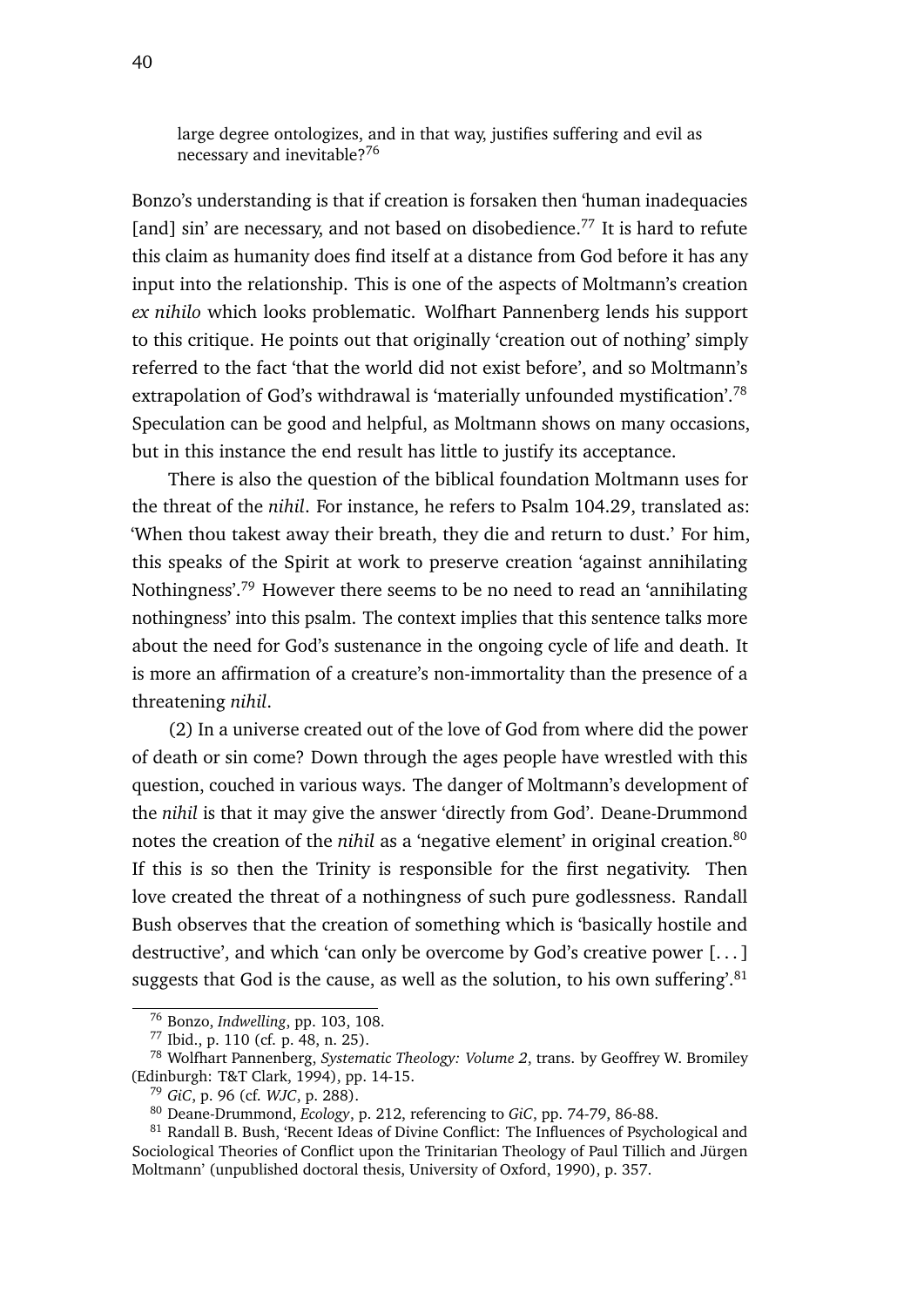> large degree ontologizes, and in that way, justifies suffering and evil as necessary and inevitable?[76]

Bonzo's understanding is that if creation is forsaken then 'human inadequacies [and] sin' are necessary, and not based on disobedience.[77] It is hard to refute this claim as humanity does find itself at a distance from God before it has any input into the relationship. This is one of the aspects of Moltmann's creation *ex nihilo* which looks problematic. Wolfhart Pannenberg lends his support to this critique. He points out that originally 'creation out of nothing' simply referred to the fact 'that the world did not exist before', and so Moltmann's extrapolation of God's withdrawal is 'materially unfounded mystification'.[78] Speculation can be good and helpful, as Moltmann shows on many occasions, but in this instance the end result has little to justify its acceptance.

There is also the question of the biblical foundation Moltmann uses for the threat of the *nihil*. For instance, he refers to Psalm 104.29, translated as: 'When thou takest away their breath, they die and return to dust.' For him, this speaks of the Spirit at work to preserve creation 'against annihilating Nothingness'.[79] However there seems to be no need to read an 'annihilating nothingness' into this psalm. The context implies that this sentence talks more about the need for God's sustenance in the ongoing cycle of life and death. It is more an affirmation of a creature's non-immortality than the presence of a threatening *nihil*.

(2) In a universe created out of the love of God from where did the power of death or sin come? Down through the ages people have wrestled with this question, couched in various ways. The danger of Moltmann's development of the *nihil* is that it may give the answer 'directly from God'. Deane-Drummond notes the creation of the *nihil* as a 'negative element' in original creation.[80] If this is so then the Trinity is responsible for the first negativity. Then love created the threat of a nothingness of such pure godlessness. Randall Bush observes that the creation of something which is 'basically hostile and destructive', and which 'can only be overcome by God's creative power [. . . ] suggests that God is the cause, as well as the solution, to his own suffering'.[81]

---

[76] Bonzo, *Indwelling*, pp. 103, 108.

[77] Ibid., p. 110 (cf. p. 48, n. 25).

[78] Wolfhart Pannenberg, *Systematic Theology: Volume 2*, trans. by Geoffrey W. Bromiley (Edinburgh: T&T Clark, 1994), pp. 14-15.

[79] *GiC*, p. 96 (cf. *WJC*, p. 288).

[80] Deane-Drummond, *Ecology*, p. 212, referencing to *GiC*, pp. 74-79, 86-88.

[81] Randall B. Bush, 'Recent Ideas of Divine Conflict: The Influences of Psychological and Sociological Theories of Conflict upon the Trinitarian Theology of Paul Tillich and Jürgen Moltmann' (unpublished doctoral thesis, University of Oxford, 1990), p. 357.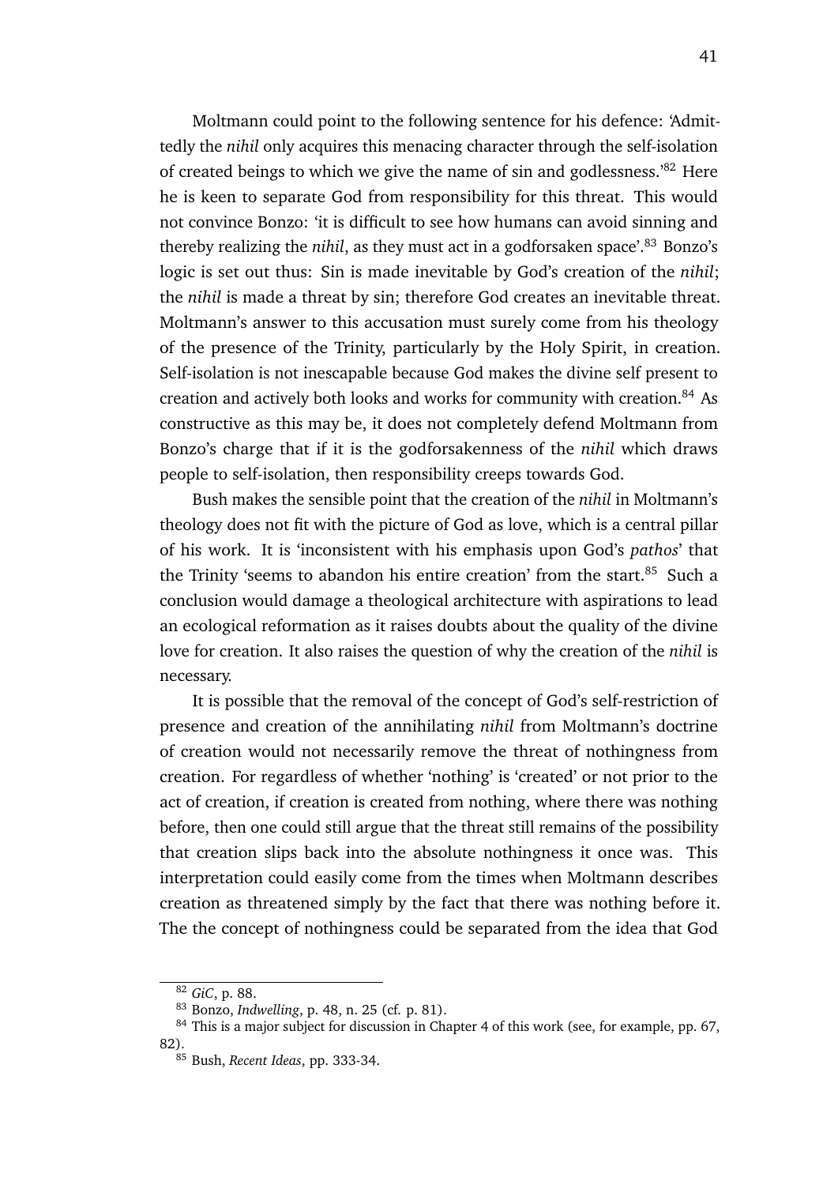Moltmann could point to the following sentence for his defence: 'Admittedly the *nihil* only acquires this menacing character through the self-isolation of created beings to which we give the name of sin and godlessness.'[82] Here he is keen to separate God from responsibility for this threat. This would not convince Bonzo: 'it is difficult to see how humans can avoid sinning and thereby realizing the *nihil*, as they must act in a godforsaken space'.[83] Bonzo's logic is set out thus: Sin is made inevitable by God's creation of the *nihil*; the *nihil* is made a threat by sin; therefore God creates an inevitable threat. Moltmann's answer to this accusation must surely come from his theology of the presence of the Trinity, particularly by the Holy Spirit, in creation. Self-isolation is not inescapable because God makes the divine self present to creation and actively both looks and works for community with creation.[84] As constructive as this may be, it does not completely defend Moltmann from Bonzo's charge that if it is the godforsakenness of the *nihil* which draws people to self-isolation, then responsibility creeps towards God.

Bush makes the sensible point that the creation of the *nihil* in Moltmann's theology does not fit with the picture of God as love, which is a central pillar of his work. It is 'inconsistent with his emphasis upon God's *pathos*' that the Trinity 'seems to abandon his entire creation' from the start.[85] Such a conclusion would damage a theological architecture with aspirations to lead an ecological reformation as it raises doubts about the quality of the divine love for creation. It also raises the question of why the creation of the *nihil* is necessary.

It is possible that the removal of the concept of God's self-restriction of presence and creation of the annihilating *nihil* from Moltmann's doctrine of creation would not necessarily remove the threat of nothingness from creation. For regardless of whether 'nothing' is 'created' or not prior to the act of creation, if creation is created from nothing, where there was nothing before, then one could still argue that the threat still remains of the possibility that creation slips back into the absolute nothingness it once was. This interpretation could easily come from the times when Moltmann describes creation as threatened simply by the fact that there was nothing before it. The the concept of nothingness could be separated from the idea that God

---

[82] *GiC*, p. 88.

[83] Bonzo, *Indwelling*, p. 48, n. 25 (cf. p. 81).

[84] This is a major subject for discussion in Chapter 4 of this work (see, for example, pp. 67, 82).

[85] Bush, *Recent Ideas*, pp. 333-34.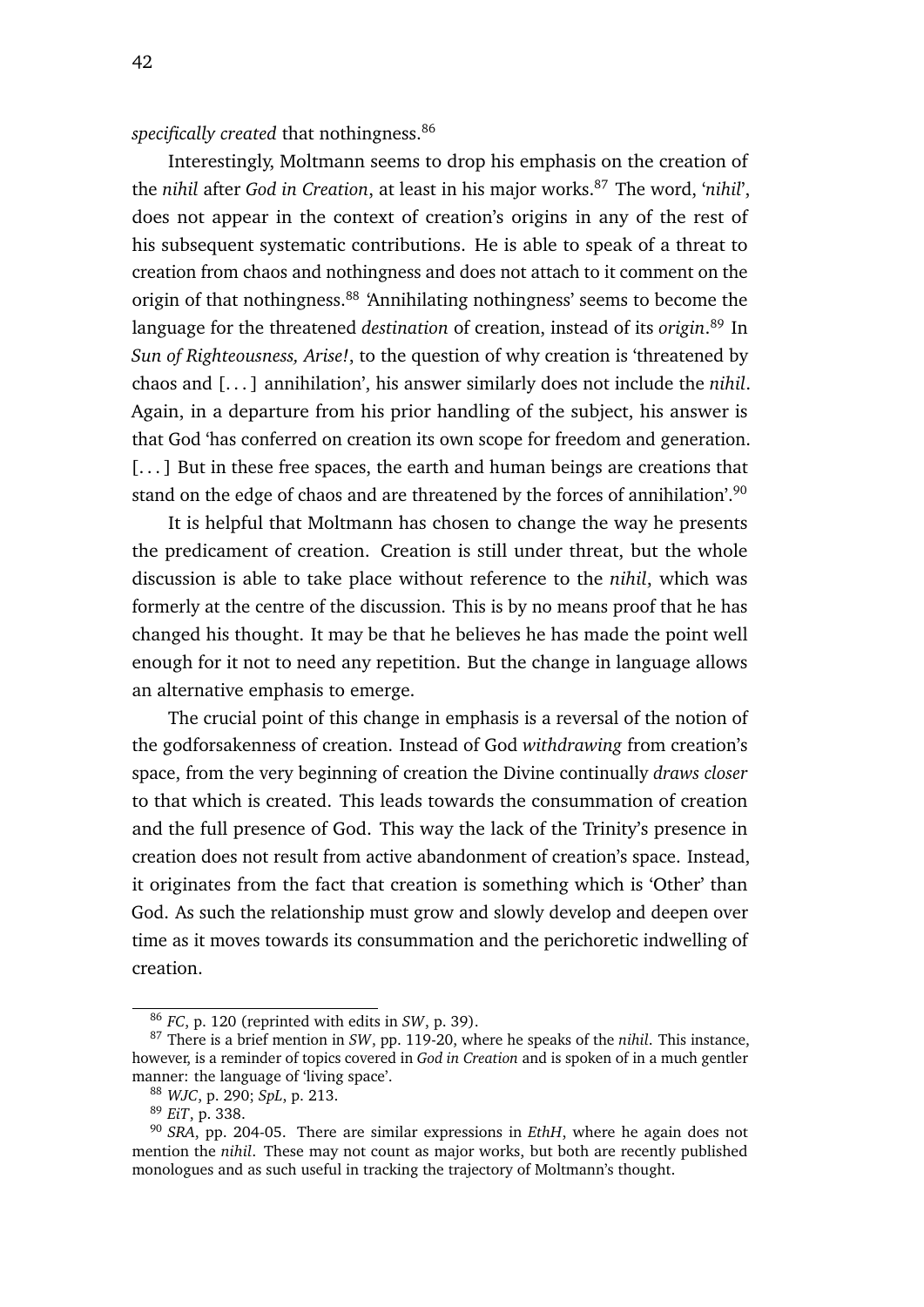*specifically created* that nothingness.[86]

Interestingly, Moltmann seems to drop his emphasis on the creation of the *nihil* after *God in Creation*, at least in his major works.[87] The word, '*nihil*', does not appear in the context of creation's origins in any of the rest of his subsequent systematic contributions. He is able to speak of a threat to creation from chaos and nothingness and does not attach to it comment on the origin of that nothingness.[88] 'Annihilating nothingness' seems to become the language for the threatened *destination* of creation, instead of its *origin*.[89] In *Sun of Righteousness, Arise!*, to the question of why creation is 'threatened by chaos and [...] annihilation', his answer similarly does not include the *nihil*. Again, in a departure from his prior handling of the subject, his answer is that God 'has conferred on creation its own scope for freedom and generation. [...] But in these free spaces, the earth and human beings are creations that stand on the edge of chaos and are threatened by the forces of annihilation'.[90]

It is helpful that Moltmann has chosen to change the way he presents the predicament of creation. Creation is still under threat, but the whole discussion is able to take place without reference to the *nihil*, which was formerly at the centre of the discussion. This is by no means proof that he has changed his thought. It may be that he believes he has made the point well enough for it not to need any repetition. But the change in language allows an alternative emphasis to emerge.

The crucial point of this change in emphasis is a reversal of the notion of the godforsakenness of creation. Instead of God *withdrawing* from creation's space, from the very beginning of creation the Divine continually *draws closer* to that which is created. This leads towards the consummation of creation and the full presence of God. This way the lack of the Trinity's presence in creation does not result from active abandonment of creation's space. Instead, it originates from the fact that creation is something which is 'Other' than God. As such the relationship must grow and slowly develop and deepen over time as it moves towards its consummation and the perichoretic indwelling of creation.

---

[86] *FC*, p. 120 (reprinted with edits in *SW*, p. 39).

[87] There is a brief mention in *SW*, pp. 119-20, where he speaks of the *nihil*. This instance, however, is a reminder of topics covered in *God in Creation* and is spoken of in a much gentler manner: the language of 'living space'.

[88] *WJC*, p. 290; *SpL*, p. 213.

[89] *EiT*, p. 338.

[90] *SRA*, pp. 204-05. There are similar expressions in *EthH*, where he again does not mention the *nihil*. These may not count as major works, but both are recently published monologues and as such useful in tracking the trajectory of Moltmann's thought.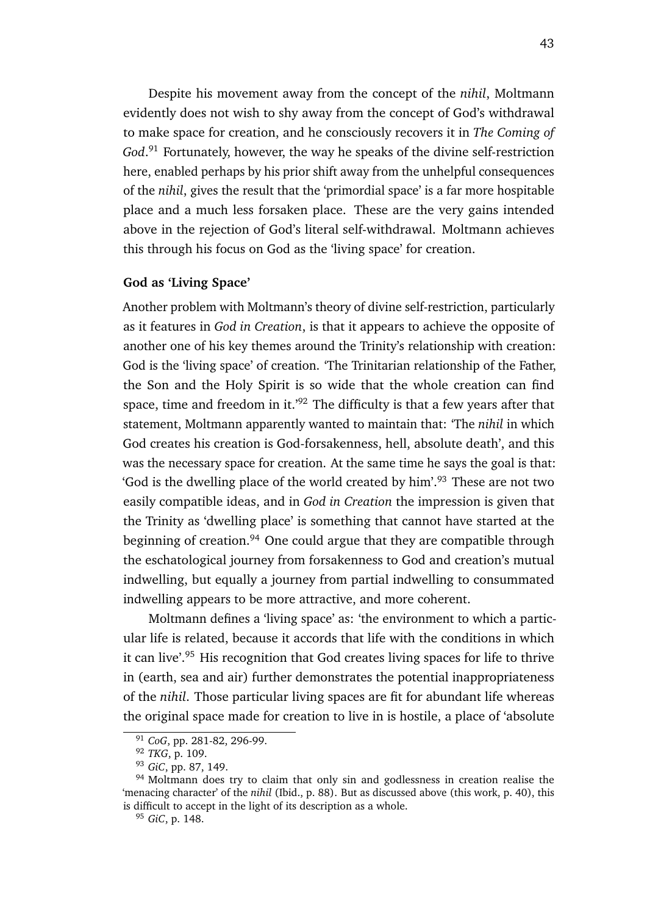Despite his movement away from the concept of the *nihil*, Moltmann evidently does not wish to shy away from the concept of God's withdrawal to make space for creation, and he consciously recovers it in *The Coming of God*.[91] Fortunately, however, the way he speaks of the divine self-restriction here, enabled perhaps by his prior shift away from the unhelpful consequences of the *nihil*, gives the result that the 'primordial space' is a far more hospitable place and a much less forsaken place. These are the very gains intended above in the rejection of God's literal self-withdrawal. Moltmann achieves this through his focus on God as the 'living space' for creation.

**God as 'Living Space'**

Another problem with Moltmann's theory of divine self-restriction, particularly as it features in *God in Creation*, is that it appears to achieve the opposite of another one of his key themes around the Trinity's relationship with creation: God is the 'living space' of creation. 'The Trinitarian relationship of the Father, the Son and the Holy Spirit is so wide that the whole creation can find space, time and freedom in it.'[92] The difficulty is that a few years after that statement, Moltmann apparently wanted to maintain that: 'The *nihil* in which God creates his creation is God-forsakenness, hell, absolute death', and this was the necessary space for creation. At the same time he says the goal is that: 'God is the dwelling place of the world created by him'.[93] These are not two easily compatible ideas, and in *God in Creation* the impression is given that the Trinity as 'dwelling place' is something that cannot have started at the beginning of creation.[94] One could argue that they are compatible through the eschatological journey from forsakenness to God and creation's mutual indwelling, but equally a journey from partial indwelling to consummated indwelling appears to be more attractive, and more coherent.

Moltmann defines a 'living space' as: 'the environment to which a particular life is related, because it accords that life with the conditions in which it can live'.[95] His recognition that God creates living spaces for life to thrive in (earth, sea and air) further demonstrates the potential inappropriateness of the *nihil*. Those particular living spaces are fit for abundant life whereas the original space made for creation to live in is hostile, a place of 'absolute

---

[91] *CoG*, pp. 281-82, 296-99.

[92] *TKG*, p. 109.

[93] *GiC*, pp. 87, 149.

[94] Moltmann does try to claim that only sin and godlessness in creation realise the 'menacing character' of the *nihil* (Ibid., p. 88). But as discussed above (this work, p. 40), this is difficult to accept in the light of its description as a whole.

[95] *GiC*, p. 148.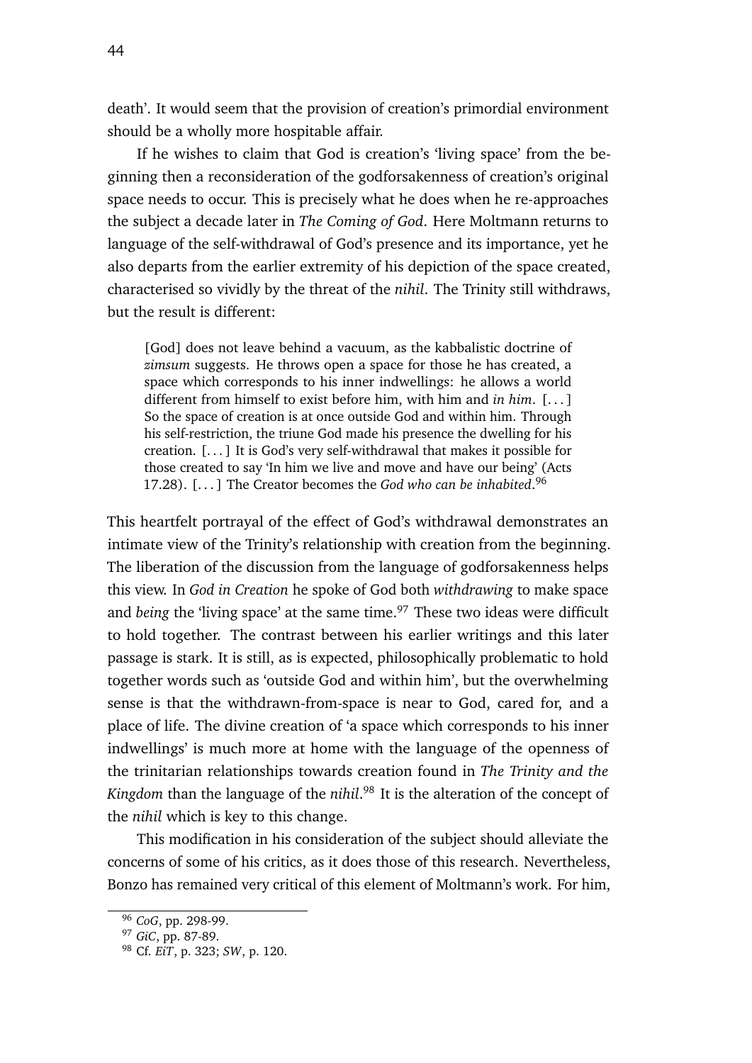death'. It would seem that the provision of creation's primordial environment should be a wholly more hospitable affair.

If he wishes to claim that God is creation's 'living space' from the beginning then a reconsideration of the godforsakenness of creation's original space needs to occur. This is precisely what he does when he re-approaches the subject a decade later in *The Coming of God*. Here Moltmann returns to language of the self-withdrawal of God's presence and its importance, yet he also departs from the earlier extremity of his depiction of the space created, characterised so vividly by the threat of the *nihil*. The Trinity still withdraws, but the result is different:

> [God] does not leave behind a vacuum, as the kabbalistic doctrine of *zimsum* suggests. He throws open a space for those he has created, a space which corresponds to his inner indwellings: he allows a world different from himself to exist before him, with him and *in him*. [. . . ] So the space of creation is at once outside God and within him. Through his self-restriction, the triune God made his presence the dwelling for his creation. [. . . ] It is God's very self-withdrawal that makes it possible for those created to say 'In him we live and move and have our being' (Acts 17.28). [. . . ] The Creator becomes the *God who can be inhabited*.[96]

This heartfelt portrayal of the effect of God's withdrawal demonstrates an intimate view of the Trinity's relationship with creation from the beginning. The liberation of the discussion from the language of godforsakenness helps this view. In *God in Creation* he spoke of God both *withdrawing* to make space and *being* the 'living space' at the same time.[97] These two ideas were difficult to hold together. The contrast between his earlier writings and this later passage is stark. It is still, as is expected, philosophically problematic to hold together words such as 'outside God and within him', but the overwhelming sense is that the withdrawn-from-space is near to God, cared for, and a place of life. The divine creation of 'a space which corresponds to his inner indwellings' is much more at home with the language of the openness of the trinitarian relationships towards creation found in *The Trinity and the Kingdom* than the language of the *nihil*.[98] It is the alteration of the concept of the *nihil* which is key to this change.

This modification in his consideration of the subject should alleviate the concerns of some of his critics, as it does those of this research. Nevertheless, Bonzo has remained very critical of this element of Moltmann's work. For him,

[96] *CoG*, pp. 298-99.
[97] *GiC*, pp. 87-89.
[98] Cf. *EiT*, p. 323; *SW*, p. 120.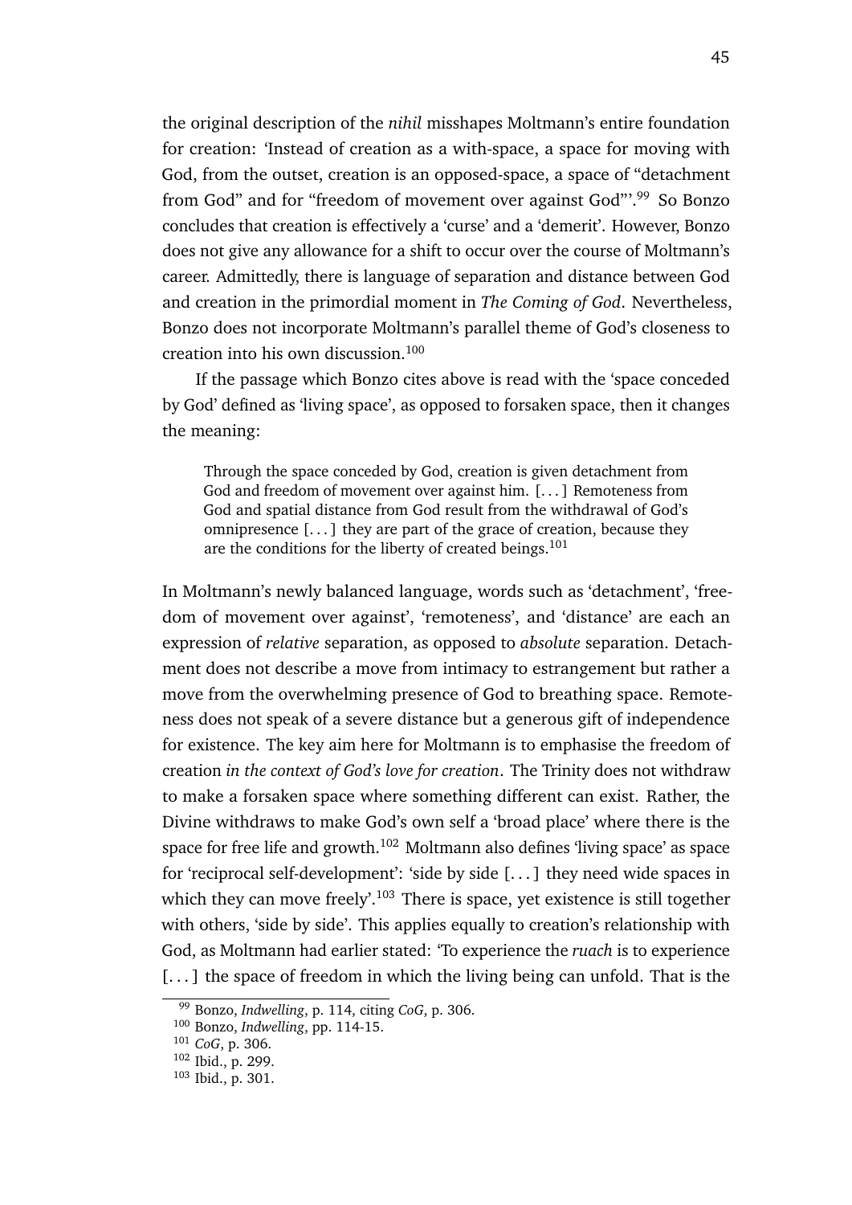the original description of the *nihil* misshapes Moltmann's entire foundation for creation: 'Instead of creation as a with-space, a space for moving with God, from the outset, creation is an opposed-space, a space of "detachment from God" and for "freedom of movement over against God"'.[99] So Bonzo concludes that creation is effectively a 'curse' and a 'demerit'. However, Bonzo does not give any allowance for a shift to occur over the course of Moltmann's career. Admittedly, there is language of separation and distance between God and creation in the primordial moment in *The Coming of God*. Nevertheless, Bonzo does not incorporate Moltmann's parallel theme of God's closeness to creation into his own discussion.[100]

If the passage which Bonzo cites above is read with the 'space conceded by God' defined as 'living space', as opposed to forsaken space, then it changes the meaning:

> Through the space conceded by God, creation is given detachment from God and freedom of movement over against him. [. . . ] Remoteness from God and spatial distance from God result from the withdrawal of God's omnipresence [. . . ] they are part of the grace of creation, because they are the conditions for the liberty of created beings.[101]

In Moltmann's newly balanced language, words such as 'detachment', 'freedom of movement over against', 'remoteness', and 'distance' are each an expression of *relative* separation, as opposed to *absolute* separation. Detachment does not describe a move from intimacy to estrangement but rather a move from the overwhelming presence of God to breathing space. Remoteness does not speak of a severe distance but a generous gift of independence for existence. The key aim here for Moltmann is to emphasise the freedom of creation *in the context of God's love for creation*. The Trinity does not withdraw to make a forsaken space where something different can exist. Rather, the Divine withdraws to make God's own self a 'broad place' where there is the space for free life and growth.[102] Moltmann also defines 'living space' as space for 'reciprocal self-development': 'side by side [. . . ] they need wide spaces in which they can move freely'.[103] There is space, yet existence is still together with others, 'side by side'. This applies equally to creation's relationship with God, as Moltmann had earlier stated: 'To experience the *ruach* is to experience [. . . ] the space of freedom in which the living being can unfold. That is the

---

[99] Bonzo, *Indwelling*, p. 114, citing *CoG*, p. 306.

[100] Bonzo, *Indwelling*, pp. 114-15.

[101] *CoG*, p. 306.

[102] Ibid., p. 299.

[103] Ibid., p. 301.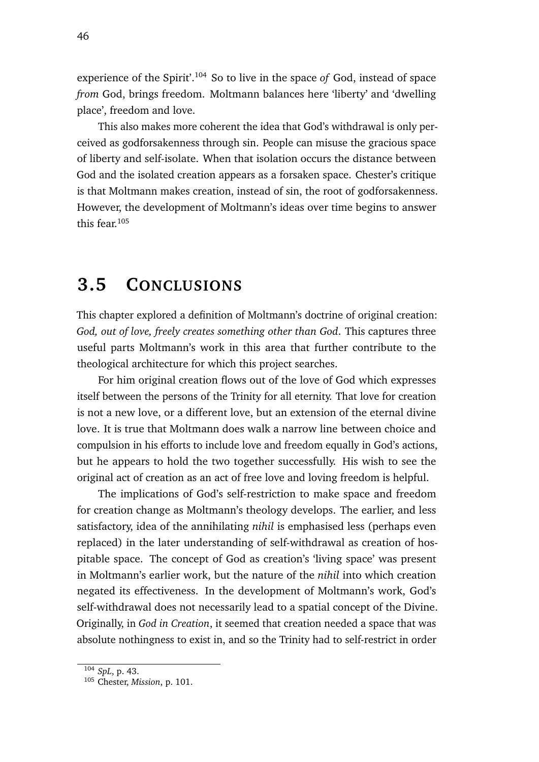experience of the Spirit'.[104] So to live in the space *of* God, instead of space *from* God, brings freedom. Moltmann balances here 'liberty' and 'dwelling place', freedom and love.

This also makes more coherent the idea that God's withdrawal is only perceived as godforsakenness through sin. People can misuse the gracious space of liberty and self-isolate. When that isolation occurs the distance between God and the isolated creation appears as a forsaken space. Chester's critique is that Moltmann makes creation, instead of sin, the root of godforsakenness. However, the development of Moltmann's ideas over time begins to answer this fear.[105]

## 3.5 Conclusions

This chapter explored a definition of Moltmann's doctrine of original creation: *God, out of love, freely creates something other than God*. This captures three useful parts Moltmann's work in this area that further contribute to the theological architecture for which this project searches.

For him original creation flows out of the love of God which expresses itself between the persons of the Trinity for all eternity. That love for creation is not a new love, or a different love, but an extension of the eternal divine love. It is true that Moltmann does walk a narrow line between choice and compulsion in his efforts to include love and freedom equally in God's actions, but he appears to hold the two together successfully. His wish to see the original act of creation as an act of free love and loving freedom is helpful.

The implications of God's self-restriction to make space and freedom for creation change as Moltmann's theology develops. The earlier, and less satisfactory, idea of the annihilating *nihil* is emphasised less (perhaps even replaced) in the later understanding of self-withdrawal as creation of hospitable space. The concept of God as creation's 'living space' was present in Moltmann's earlier work, but the nature of the *nihil* into which creation negated its effectiveness. In the development of Moltmann's work, God's self-withdrawal does not necessarily lead to a spatial concept of the Divine. Originally, in *God in Creation*, it seemed that creation needed a space that was absolute nothingness to exist in, and so the Trinity had to self-restrict in order

[104] *SpL*, p. 43.
[105] Chester, *Mission*, p. 101.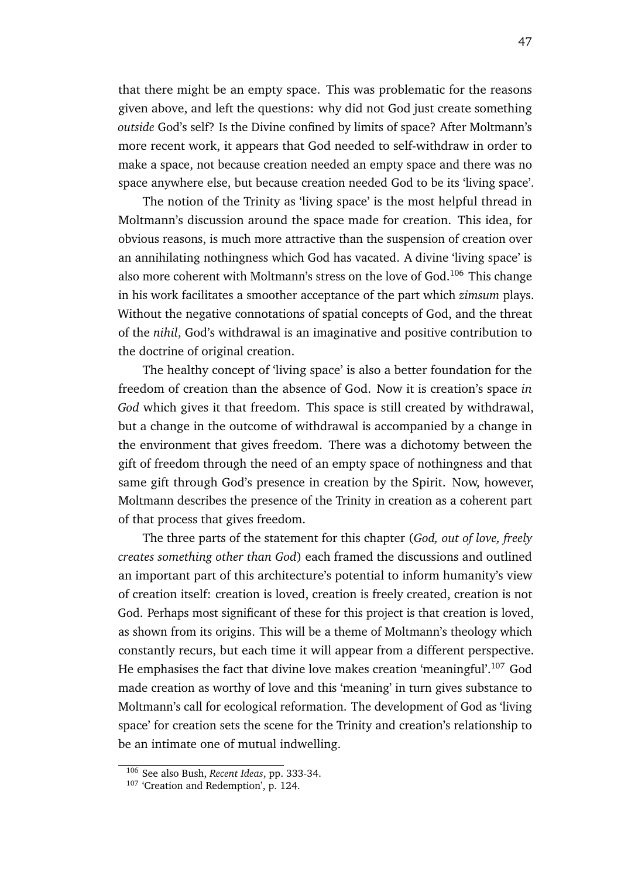that there might be an empty space. This was problematic for the reasons given above, and left the questions: why did not God just create something *outside* God's self? Is the Divine confined by limits of space? After Moltmann's more recent work, it appears that God needed to self-withdraw in order to make a space, not because creation needed an empty space and there was no space anywhere else, but because creation needed God to be its 'living space'.

The notion of the Trinity as 'living space' is the most helpful thread in Moltmann's discussion around the space made for creation. This idea, for obvious reasons, is much more attractive than the suspension of creation over an annihilating nothingness which God has vacated. A divine 'living space' is also more coherent with Moltmann's stress on the love of God.[106] This change in his work facilitates a smoother acceptance of the part which *zimsum* plays. Without the negative connotations of spatial concepts of God, and the threat of the *nihil*, God's withdrawal is an imaginative and positive contribution to the doctrine of original creation.

The healthy concept of 'living space' is also a better foundation for the freedom of creation than the absence of God. Now it is creation's space *in God* which gives it that freedom. This space is still created by withdrawal, but a change in the outcome of withdrawal is accompanied by a change in the environment that gives freedom. There was a dichotomy between the gift of freedom through the need of an empty space of nothingness and that same gift through God's presence in creation by the Spirit. Now, however, Moltmann describes the presence of the Trinity in creation as a coherent part of that process that gives freedom.

The three parts of the statement for this chapter (*God, out of love, freely creates something other than God*) each framed the discussions and outlined an important part of this architecture's potential to inform humanity's view of creation itself: creation is loved, creation is freely created, creation is not God. Perhaps most significant of these for this project is that creation is loved, as shown from its origins. This will be a theme of Moltmann's theology which constantly recurs, but each time it will appear from a different perspective. He emphasises the fact that divine love makes creation 'meaningful'.[107] God made creation as worthy of love and this 'meaning' in turn gives substance to Moltmann's call for ecological reformation. The development of God as 'living space' for creation sets the scene for the Trinity and creation's relationship to be an intimate one of mutual indwelling.

[106] See also Bush, *Recent Ideas*, pp. 333-34.

[107] 'Creation and Redemption', p. 124.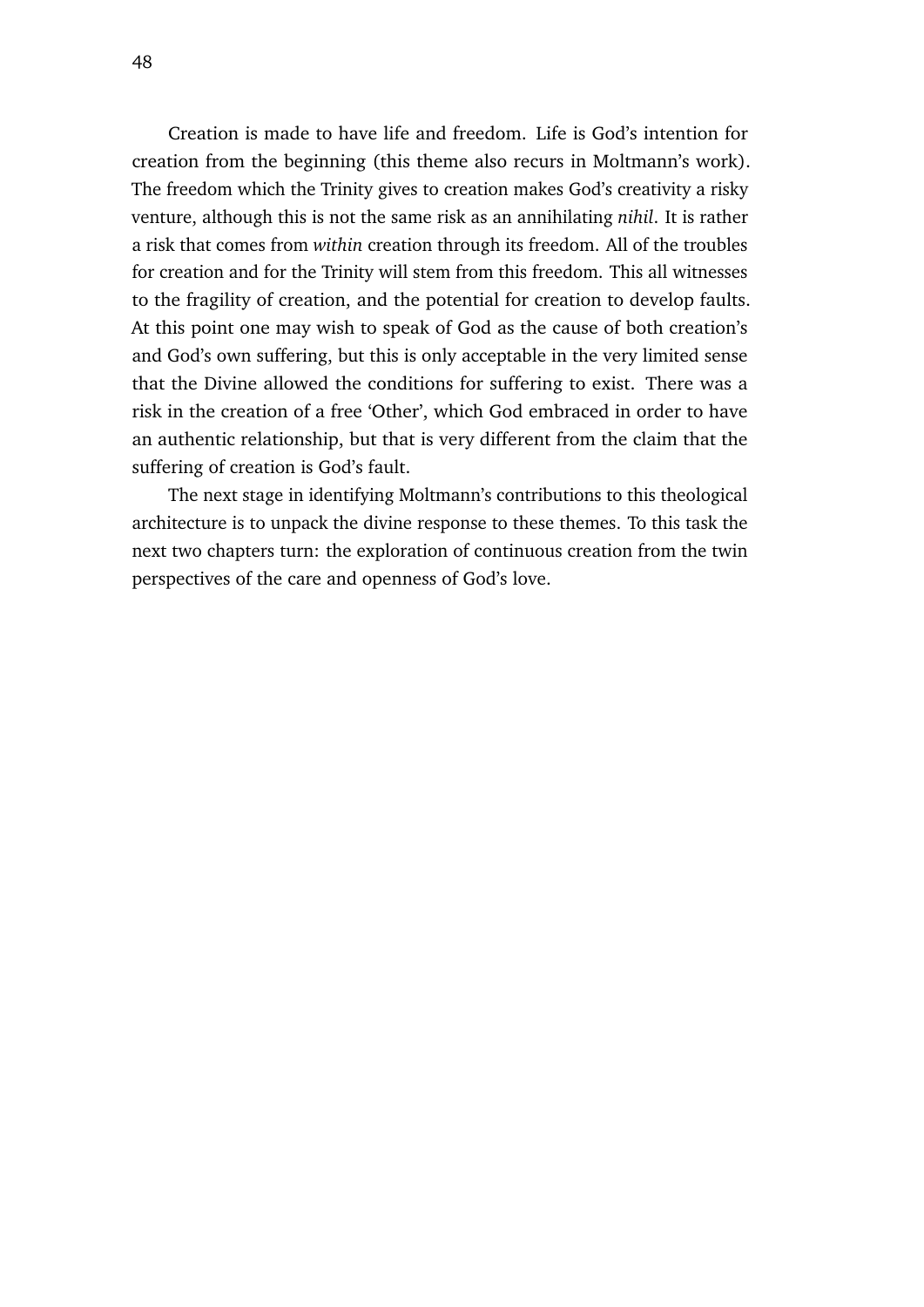Creation is made to have life and freedom. Life is God's intention for creation from the beginning (this theme also recurs in Moltmann's work). The freedom which the Trinity gives to creation makes God's creativity a risky venture, although this is not the same risk as an annihilating *nihil*. It is rather a risk that comes from *within* creation through its freedom. All of the troubles for creation and for the Trinity will stem from this freedom. This all witnesses to the fragility of creation, and the potential for creation to develop faults. At this point one may wish to speak of God as the cause of both creation's and God's own suffering, but this is only acceptable in the very limited sense that the Divine allowed the conditions for suffering to exist. There was a risk in the creation of a free 'Other', which God embraced in order to have an authentic relationship, but that is very different from the claim that the suffering of creation is God's fault.

The next stage in identifying Moltmann's contributions to this theological architecture is to unpack the divine response to these themes. To this task the next two chapters turn: the exploration of continuous creation from the twin perspectives of the care and openness of God's love.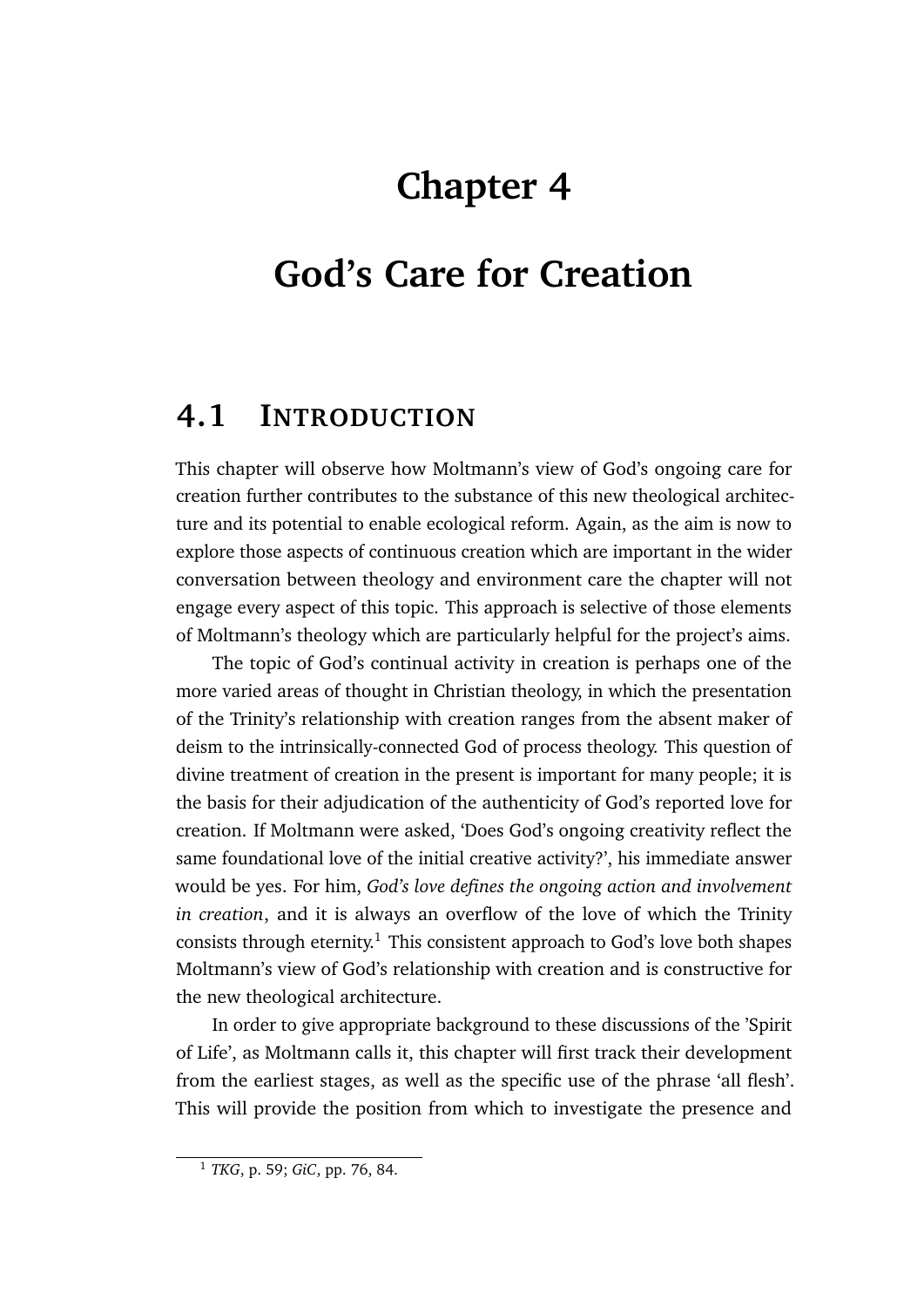# Chapter 4

# God's Care for Creation

## 4.1 Introduction

This chapter will observe how Moltmann's view of God's ongoing care for creation further contributes to the substance of this new theological architecture and its potential to enable ecological reform. Again, as the aim is now to explore those aspects of continuous creation which are important in the wider conversation between theology and environment care the chapter will not engage every aspect of this topic. This approach is selective of those elements of Moltmann's theology which are particularly helpful for the project's aims.

The topic of God's continual activity in creation is perhaps one of the more varied areas of thought in Christian theology, in which the presentation of the Trinity's relationship with creation ranges from the absent maker of deism to the intrinsically-connected God of process theology. This question of divine treatment of creation in the present is important for many people; it is the basis for their adjudication of the authenticity of God's reported love for creation. If Moltmann were asked, 'Does God's ongoing creativity reflect the same foundational love of the initial creative activity?', his immediate answer would be yes. For him, *God's love defines the ongoing action and involvement in creation*, and it is always an overflow of the love of which the Trinity consists through eternity.[1] This consistent approach to God's love both shapes Moltmann's view of God's relationship with creation and is constructive for the new theological architecture.

In order to give appropriate background to these discussions of the 'Spirit of Life', as Moltmann calls it, this chapter will first track their development from the earliest stages, as well as the specific use of the phrase 'all flesh'. This will provide the position from which to investigate the presence and

[1] *TKG*, p. 59; *GiC*, pp. 76, 84.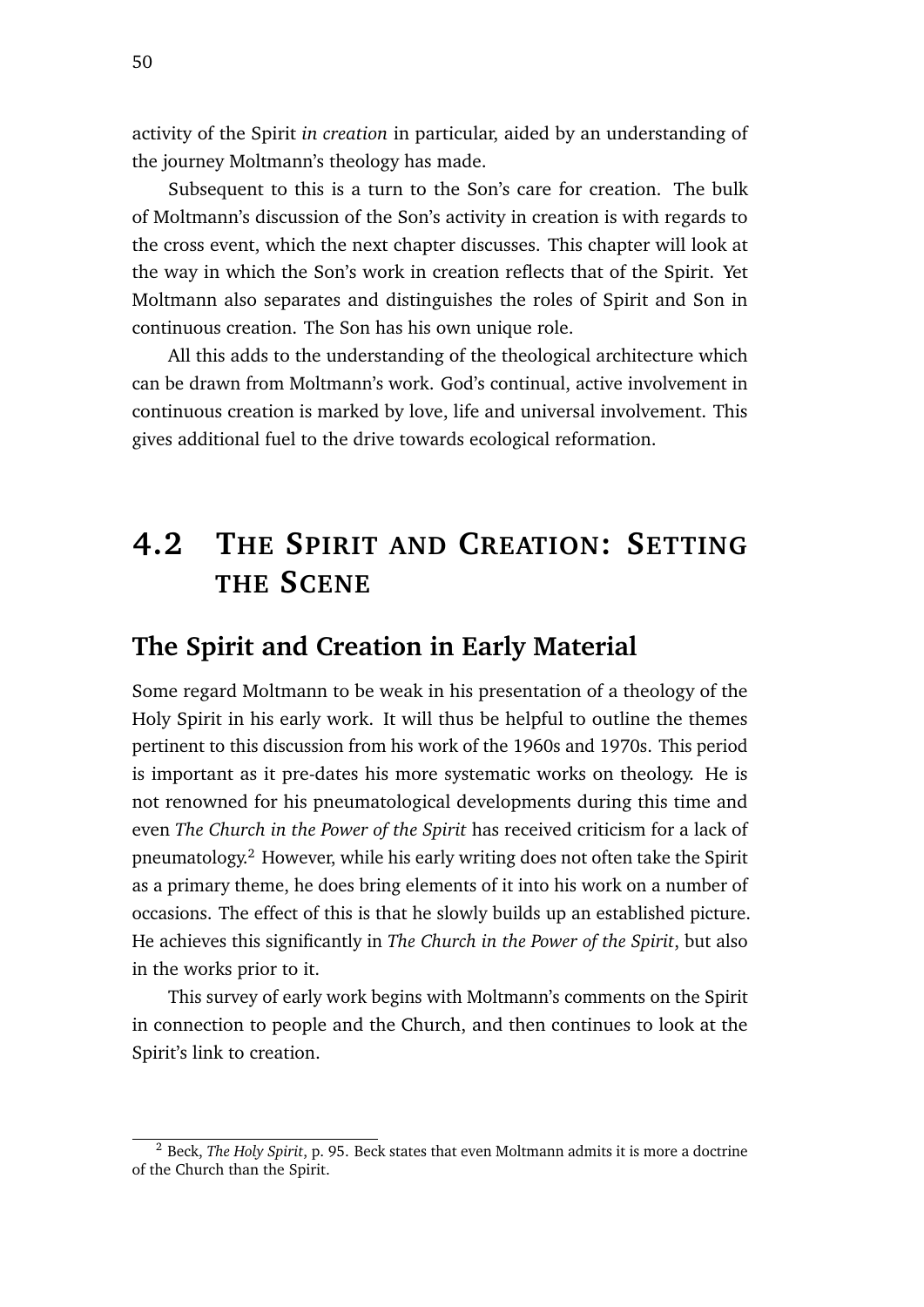activity of the Spirit *in creation* in particular, aided by an understanding of the journey Moltmann's theology has made.

Subsequent to this is a turn to the Son's care for creation. The bulk of Moltmann's discussion of the Son's activity in creation is with regards to the cross event, which the next chapter discusses. This chapter will look at the way in which the Son's work in creation reflects that of the Spirit. Yet Moltmann also separates and distinguishes the roles of Spirit and Son in continuous creation. The Son has his own unique role.

All this adds to the understanding of the theological architecture which can be drawn from Moltmann's work. God's continual, active involvement in continuous creation is marked by love, life and universal involvement. This gives additional fuel to the drive towards ecological reformation.

## 4.2 The Spirit and Creation: Setting the Scene

### The Spirit and Creation in Early Material

Some regard Moltmann to be weak in his presentation of a theology of the Holy Spirit in his early work. It will thus be helpful to outline the themes pertinent to this discussion from his work of the 1960s and 1970s. This period is important as it pre-dates his more systematic works on theology. He is not renowned for his pneumatological developments during this time and even *The Church in the Power of the Spirit* has received criticism for a lack of pneumatology.[2] However, while his early writing does not often take the Spirit as a primary theme, he does bring elements of it into his work on a number of occasions. The effect of this is that he slowly builds up an established picture. He achieves this significantly in *The Church in the Power of the Spirit*, but also in the works prior to it.

This survey of early work begins with Moltmann's comments on the Spirit in connection to people and the Church, and then continues to look at the Spirit's link to creation.

[2] Beck, *The Holy Spirit*, p. 95. Beck states that even Moltmann admits it is more a doctrine of the Church than the Spirit.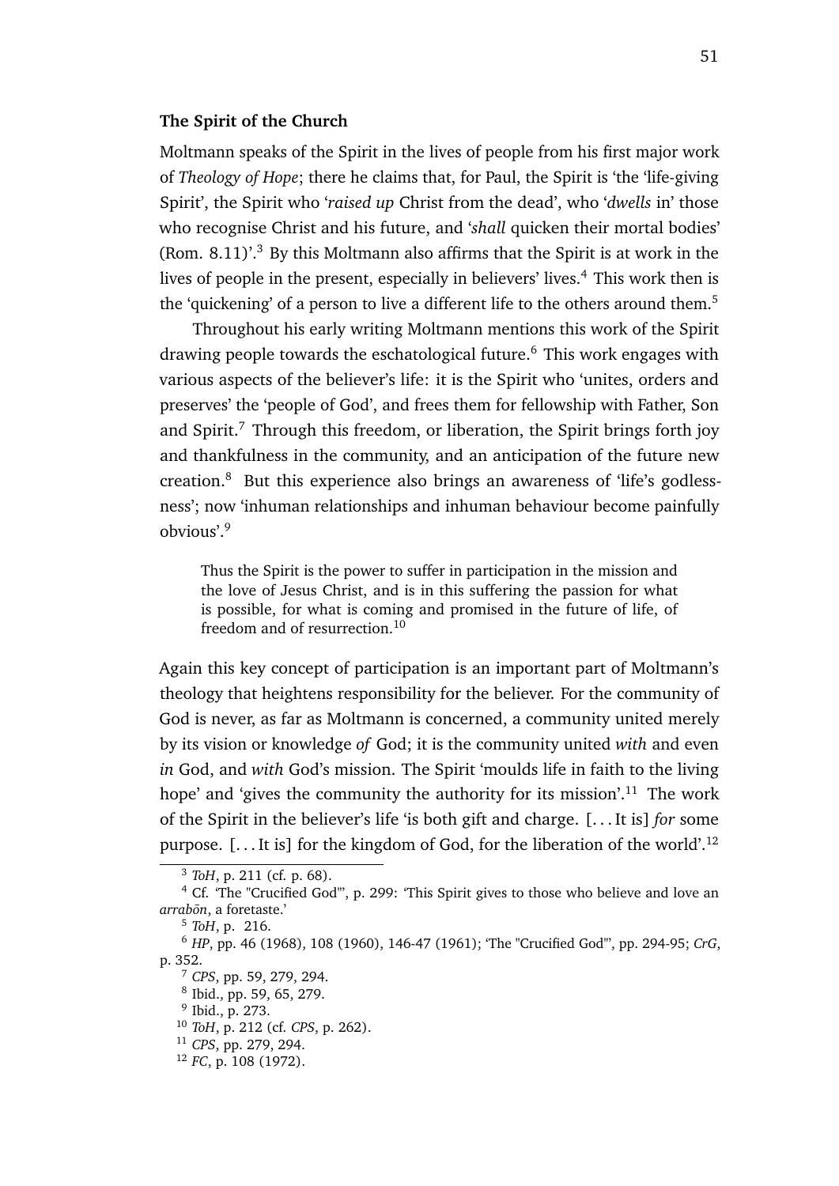### The Spirit of the Church

Moltmann speaks of the Spirit in the lives of people from his first major work of *Theology of Hope*; there he claims that, for Paul, the Spirit is 'the 'life-giving Spirit', the Spirit who '*raised up* Christ from the dead', who '*dwells* in' those who recognise Christ and his future, and '*shall* quicken their mortal bodies' (Rom. 8.11)'.[3] By this Moltmann also affirms that the Spirit is at work in the lives of people in the present, especially in believers' lives.[4] This work then is the 'quickening' of a person to live a different life to the others around them.[5]

Throughout his early writing Moltmann mentions this work of the Spirit drawing people towards the eschatological future.[6] This work engages with various aspects of the believer's life: it is the Spirit who 'unites, orders and preserves' the 'people of God', and frees them for fellowship with Father, Son and Spirit.[7] Through this freedom, or liberation, the Spirit brings forth joy and thankfulness in the community, and an anticipation of the future new creation.[8] But this experience also brings an awareness of 'life's godlessness'; now 'inhuman relationships and inhuman behaviour become painfully obvious'.[9]

> Thus the Spirit is the power to suffer in participation in the mission and the love of Jesus Christ, and is in this suffering the passion for what is possible, for what is coming and promised in the future of life, of freedom and of resurrection.[10]

Again this key concept of participation is an important part of Moltmann's theology that heightens responsibility for the believer. For the community of God is never, as far as Moltmann is concerned, a community united merely by its vision or knowledge *of* God; it is the community united *with* and even *in* God, and *with* God's mission. The Spirit 'moulds life in faith to the living hope' and 'gives the community the authority for its mission'.[11] The work of the Spirit in the believer's life 'is both gift and charge. [. . . It is] *for* some purpose. [. . . It is] for the kingdom of God, for the liberation of the world'.[12]

---

[3] *ToH*, p. 211 (cf. p. 68).

[4] Cf. 'The "Crucified God"', p. 299: 'This Spirit gives to those who believe and love an *arrabōn*, a foretaste.'

[5] *ToH*, p. 216.

[6] *HP*, pp. 46 (1968), 108 (1960), 146-47 (1961); 'The "Crucified God"', pp. 294-95; *CrG*, p. 352.

[7] *CPS*, pp. 59, 279, 294.

[8] Ibid., pp. 59, 65, 279.

[9] Ibid., p. 273.

[10] *ToH*, p. 212 (cf. *CPS*, p. 262).

[11] *CPS*, pp. 279, 294.

[12] *FC*, p. 108 (1972).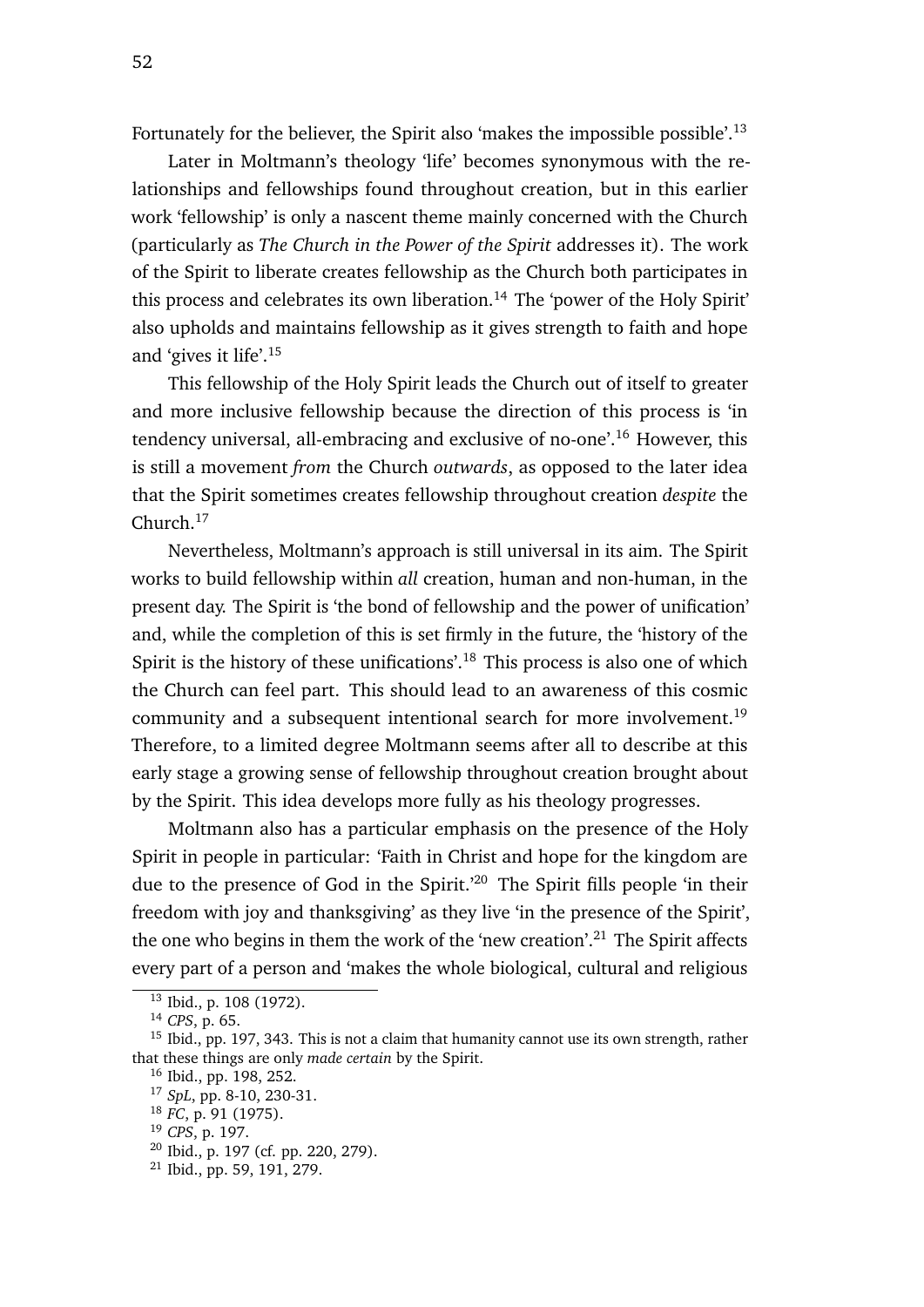Fortunately for the believer, the Spirit also 'makes the impossible possible'.[13]

Later in Moltmann's theology 'life' becomes synonymous with the relationships and fellowships found throughout creation, but in this earlier work 'fellowship' is only a nascent theme mainly concerned with the Church (particularly as *The Church in the Power of the Spirit* addresses it). The work of the Spirit to liberate creates fellowship as the Church both participates in this process and celebrates its own liberation.[14] The 'power of the Holy Spirit' also upholds and maintains fellowship as it gives strength to faith and hope and 'gives it life'.[15]

This fellowship of the Holy Spirit leads the Church out of itself to greater and more inclusive fellowship because the direction of this process is 'in tendency universal, all-embracing and exclusive of no-one'.[16] However, this is still a movement *from* the Church *outwards*, as opposed to the later idea that the Spirit sometimes creates fellowship throughout creation *despite* the Church.[17]

Nevertheless, Moltmann's approach is still universal in its aim. The Spirit works to build fellowship within *all* creation, human and non-human, in the present day. The Spirit is 'the bond of fellowship and the power of unification' and, while the completion of this is set firmly in the future, the 'history of the Spirit is the history of these unifications'.[18] This process is also one of which the Church can feel part. This should lead to an awareness of this cosmic community and a subsequent intentional search for more involvement.[19] Therefore, to a limited degree Moltmann seems after all to describe at this early stage a growing sense of fellowship throughout creation brought about by the Spirit. This idea develops more fully as his theology progresses.

Moltmann also has a particular emphasis on the presence of the Holy Spirit in people in particular: 'Faith in Christ and hope for the kingdom are due to the presence of God in the Spirit.'[20] The Spirit fills people 'in their freedom with joy and thanksgiving' as they live 'in the presence of the Spirit', the one who begins in them the work of the 'new creation'.[21] The Spirit affects every part of a person and 'makes the whole biological, cultural and religious

---

[13] Ibid., p. 108 (1972).

[14] *CPS*, p. 65.

[15] Ibid., pp. 197, 343. This is not a claim that humanity cannot use its own strength, rather that these things are only *made certain* by the Spirit.

[16] Ibid., pp. 198, 252.

[17] *SpL*, pp. 8-10, 230-31.

[18] *FC*, p. 91 (1975).

[19] *CPS*, p. 197.

[20] Ibid., p. 197 (cf. pp. 220, 279).

[21] Ibid., pp. 59, 191, 279.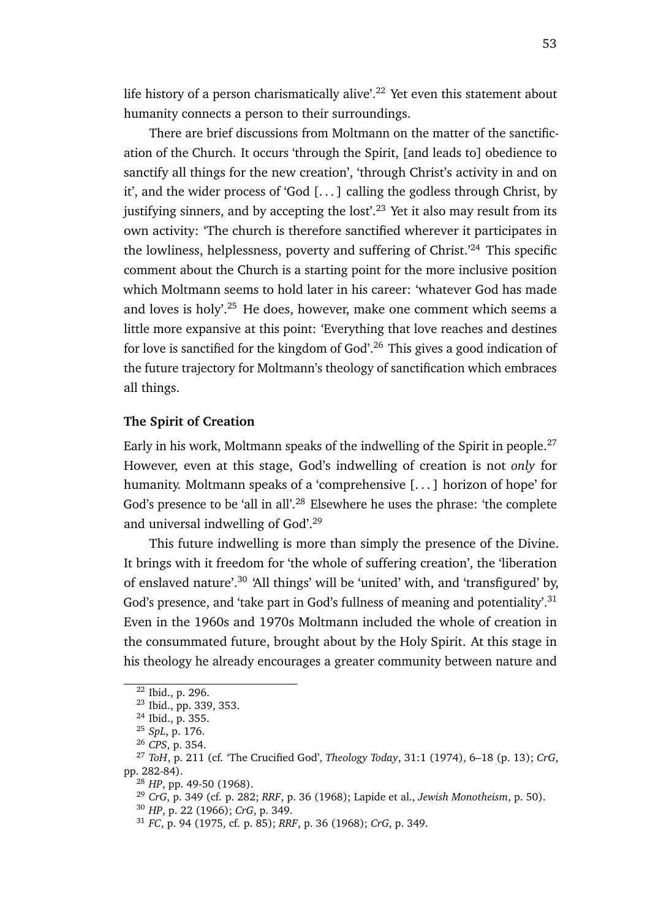life history of a person charismatically alive'.[22] Yet even this statement about humanity connects a person to their surroundings.

There are brief discussions from Moltmann on the matter of the sanctification of the Church. It occurs 'through the Spirit, [and leads to] obedience to sanctify all things for the new creation', 'through Christ's activity in and on it', and the wider process of 'God [. . . ] calling the godless through Christ, by justifying sinners, and by accepting the lost'.[23] Yet it also may result from its own activity: 'The church is therefore sanctified wherever it participates in the lowliness, helplessness, poverty and suffering of Christ.'[24] This specific comment about the Church is a starting point for the more inclusive position which Moltmann seems to hold later in his career: 'whatever God has made and loves is holy'.[25] He does, however, make one comment which seems a little more expansive at this point: 'Everything that love reaches and destines for love is sanctified for the kingdom of God'.[26] This gives a good indication of the future trajectory for Moltmann's theology of sanctification which embraces all things.

### The Spirit of Creation

Early in his work, Moltmann speaks of the indwelling of the Spirit in people.[27] However, even at this stage, God's indwelling of creation is not *only* for humanity. Moltmann speaks of a 'comprehensive [. . . ] horizon of hope' for God's presence to be 'all in all'.[28] Elsewhere he uses the phrase: 'the complete and universal indwelling of God'.[29]

This future indwelling is more than simply the presence of the Divine. It brings with it freedom for 'the whole of suffering creation', the 'liberation of enslaved nature'.[30] 'All things' will be 'united' with, and 'transfigured' by, God's presence, and 'take part in God's fullness of meaning and potentiality'.[31] Even in the 1960s and 1970s Moltmann included the whole of creation in the consummated future, brought about by the Holy Spirit. At this stage in his theology he already encourages a greater community between nature and

---

[22] Ibid., p. 296.

[23] Ibid., pp. 339, 353.

[24] Ibid., p. 355.

[25] *SpL*, p. 176.

[26] *CPS*, p. 354.

[27] *ToH*, p. 211 (cf. 'The Crucified God', *Theology Today*, 31:1 (1974), 6–18 (p. 13); *CrG*, pp. 282-84).

[28] *HP*, pp. 49-50 (1968).

[29] *CrG*, p. 349 (cf. p. 282; *RRF*, p. 36 (1968); Lapide et al., *Jewish Monotheism*, p. 50).

[30] *HP*, p. 22 (1966); *CrG*, p. 349.

[31] *FC*, p. 94 (1975, cf. p. 85); *RRF*, p. 36 (1968); *CrG*, p. 349.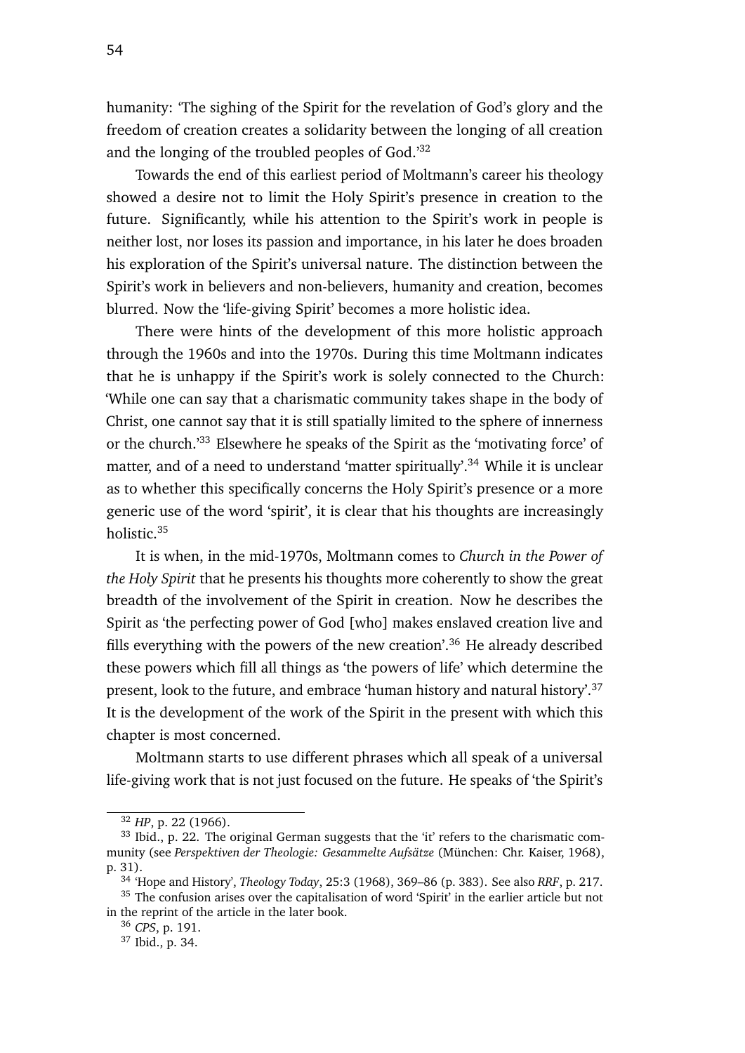humanity: 'The sighing of the Spirit for the revelation of God's glory and the freedom of creation creates a solidarity between the longing of all creation and the longing of the troubled peoples of God.'[32]

Towards the end of this earliest period of Moltmann's career his theology showed a desire not to limit the Holy Spirit's presence in creation to the future. Significantly, while his attention to the Spirit's work in people is neither lost, nor loses its passion and importance, in his later he does broaden his exploration of the Spirit's universal nature. The distinction between the Spirit's work in believers and non-believers, humanity and creation, becomes blurred. Now the 'life-giving Spirit' becomes a more holistic idea.

There were hints of the development of this more holistic approach through the 1960s and into the 1970s. During this time Moltmann indicates that he is unhappy if the Spirit's work is solely connected to the Church: 'While one can say that a charismatic community takes shape in the body of Christ, one cannot say that it is still spatially limited to the sphere of innerness or the church.'[33] Elsewhere he speaks of the Spirit as the 'motivating force' of matter, and of a need to understand 'matter spiritually'.[34] While it is unclear as to whether this specifically concerns the Holy Spirit's presence or a more generic use of the word 'spirit', it is clear that his thoughts are increasingly holistic.[35]

It is when, in the mid-1970s, Moltmann comes to *Church in the Power of the Holy Spirit* that he presents his thoughts more coherently to show the great breadth of the involvement of the Spirit in creation. Now he describes the Spirit as 'the perfecting power of God [who] makes enslaved creation live and fills everything with the powers of the new creation'.[36] He already described these powers which fill all things as 'the powers of life' which determine the present, look to the future, and embrace 'human history and natural history'.[37] It is the development of the work of the Spirit in the present with which this chapter is most concerned.

Moltmann starts to use different phrases which all speak of a universal life-giving work that is not just focused on the future. He speaks of 'the Spirit's

---

[32] *HP*, p. 22 (1966).

[33] Ibid., p. 22. The original German suggests that the 'it' refers to the charismatic community (see *Perspektiven der Theologie: Gesammelte Aufsätze* (München: Chr. Kaiser, 1968), p. 31).

[34] 'Hope and History', *Theology Today*, 25:3 (1968), 369–86 (p. 383). See also *RRF*, p. 217.

[35] The confusion arises over the capitalisation of word 'Spirit' in the earlier article but not in the reprint of the article in the later book.

[36] *CPS*, p. 191.

[37] Ibid., p. 34.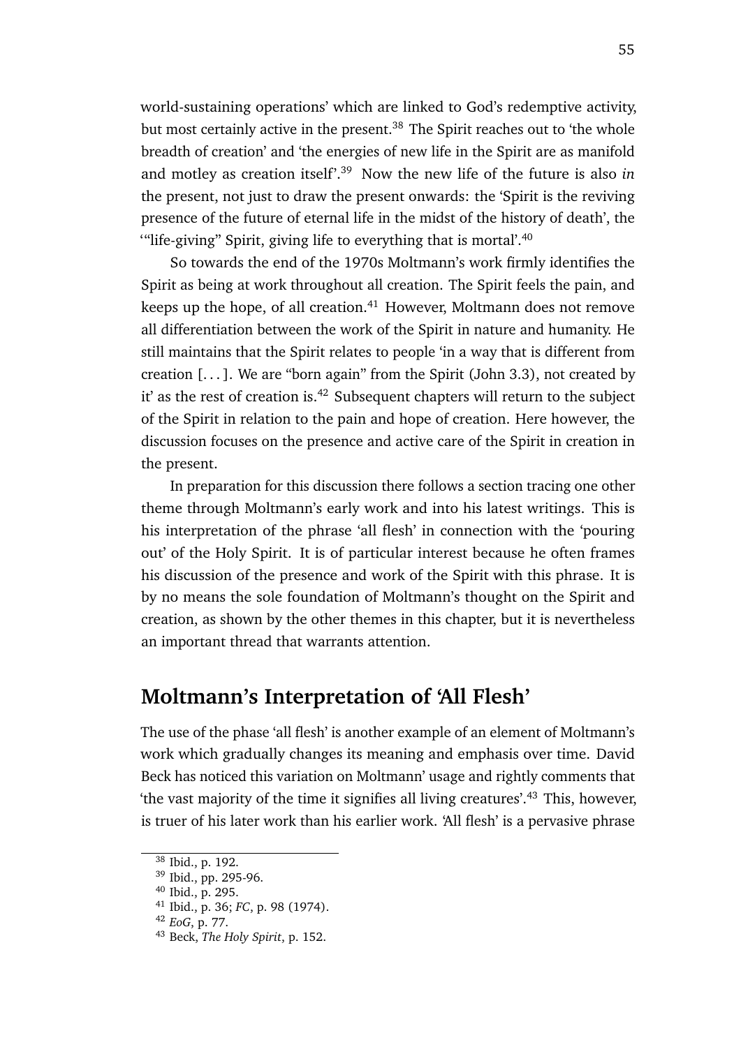world-sustaining operations' which are linked to God's redemptive activity, but most certainly active in the present.[38] The Spirit reaches out to 'the whole breadth of creation' and 'the energies of new life in the Spirit are as manifold and motley as creation itself'.[39] Now the new life of the future is also *in* the present, not just to draw the present onwards: the 'Spirit is the reviving presence of the future of eternal life in the midst of the history of death', the '"life-giving" Spirit, giving life to everything that is mortal'.[40]

So towards the end of the 1970s Moltmann's work firmly identifies the Spirit as being at work throughout all creation. The Spirit feels the pain, and keeps up the hope, of all creation.[41] However, Moltmann does not remove all differentiation between the work of the Spirit in nature and humanity. He still maintains that the Spirit relates to people 'in a way that is different from creation [. . . ]. We are "born again" from the Spirit (John 3.3), not created by it' as the rest of creation is.[42] Subsequent chapters will return to the subject of the Spirit in relation to the pain and hope of creation. Here however, the discussion focuses on the presence and active care of the Spirit in creation in the present.

In preparation for this discussion there follows a section tracing one other theme through Moltmann's early work and into his latest writings. This is his interpretation of the phrase 'all flesh' in connection with the 'pouring out' of the Holy Spirit. It is of particular interest because he often frames his discussion of the presence and work of the Spirit with this phrase. It is by no means the sole foundation of Moltmann's thought on the Spirit and creation, as shown by the other themes in this chapter, but it is nevertheless an important thread that warrants attention.

## Moltmann's Interpretation of 'All Flesh'

The use of the phase 'all flesh' is another example of an element of Moltmann's work which gradually changes its meaning and emphasis over time. David Beck has noticed this variation on Moltmann' usage and rightly comments that 'the vast majority of the time it signifies all living creatures'.[43] This, however, is truer of his later work than his earlier work. 'All flesh' is a pervasive phrase

[38] Ibid., p. 192.
[39] Ibid., pp. 295-96.
[40] Ibid., p. 295.
[41] Ibid., p. 36; *FC*, p. 98 (1974).
[42] *EoG*, p. 77.
[43] Beck, *The Holy Spirit*, p. 152.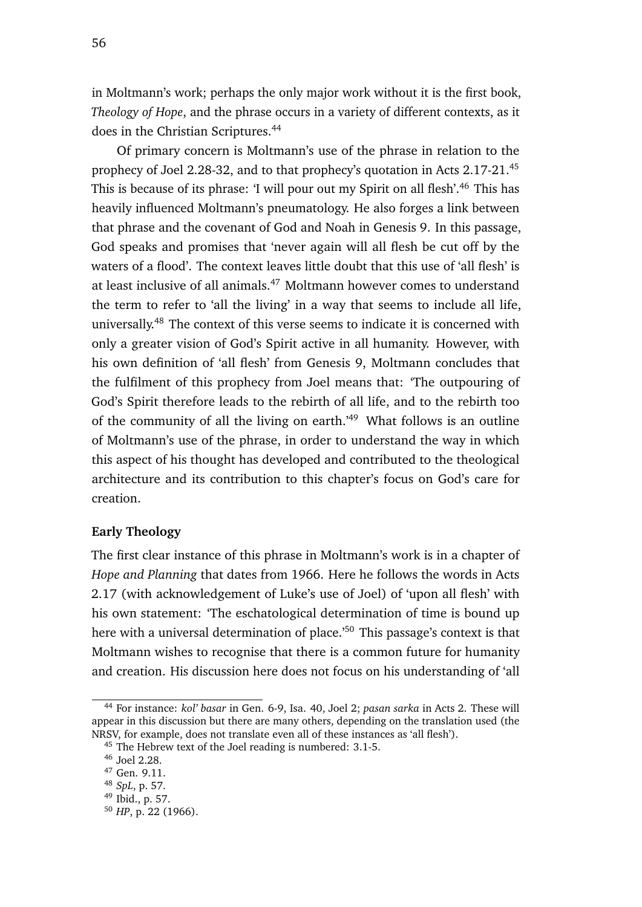in Moltmann's work; perhaps the only major work without it is the first book, *Theology of Hope*, and the phrase occurs in a variety of different contexts, as it does in the Christian Scriptures.[44]

Of primary concern is Moltmann's use of the phrase in relation to the prophecy of Joel 2.28-32, and to that prophecy's quotation in Acts 2.17-21.[45] This is because of its phrase: 'I will pour out my Spirit on all flesh'.[46] This has heavily influenced Moltmann's pneumatology. He also forges a link between that phrase and the covenant of God and Noah in Genesis 9. In this passage, God speaks and promises that 'never again will all flesh be cut off by the waters of a flood'. The context leaves little doubt that this use of 'all flesh' is at least inclusive of all animals.[47] Moltmann however comes to understand the term to refer to 'all the living' in a way that seems to include all life, universally.[48] The context of this verse seems to indicate it is concerned with only a greater vision of God's Spirit active in all humanity. However, with his own definition of 'all flesh' from Genesis 9, Moltmann concludes that the fulfilment of this prophecy from Joel means that: 'The outpouring of God's Spirit therefore leads to the rebirth of all life, and to the rebirth too of the community of all the living on earth.'[49] What follows is an outline of Moltmann's use of the phrase, in order to understand the way in which this aspect of his thought has developed and contributed to the theological architecture and its contribution to this chapter's focus on God's care for creation.

**Early Theology**

The first clear instance of this phrase in Moltmann's work is in a chapter of *Hope and Planning* that dates from 1966. Here he follows the words in Acts 2.17 (with acknowledgement of Luke's use of Joel) of 'upon all flesh' with his own statement: 'The eschatological determination of time is bound up here with a universal determination of place.'[50] This passage's context is that Moltmann wishes to recognise that there is a common future for humanity and creation. His discussion here does not focus on his understanding of 'all

---

[44] For instance: *kol' basar* in Gen. 6-9, Isa. 40, Joel 2; *pasan sarka* in Acts 2. These will appear in this discussion but there are many others, depending on the translation used (the NRSV, for example, does not translate even all of these instances as 'all flesh').

[45] The Hebrew text of the Joel reading is numbered: 3.1-5.

[46] Joel 2.28.

[47] Gen. 9.11.

[48] *SpL*, p. 57.

[49] Ibid., p. 57.

[50] *HP*, p. 22 (1966).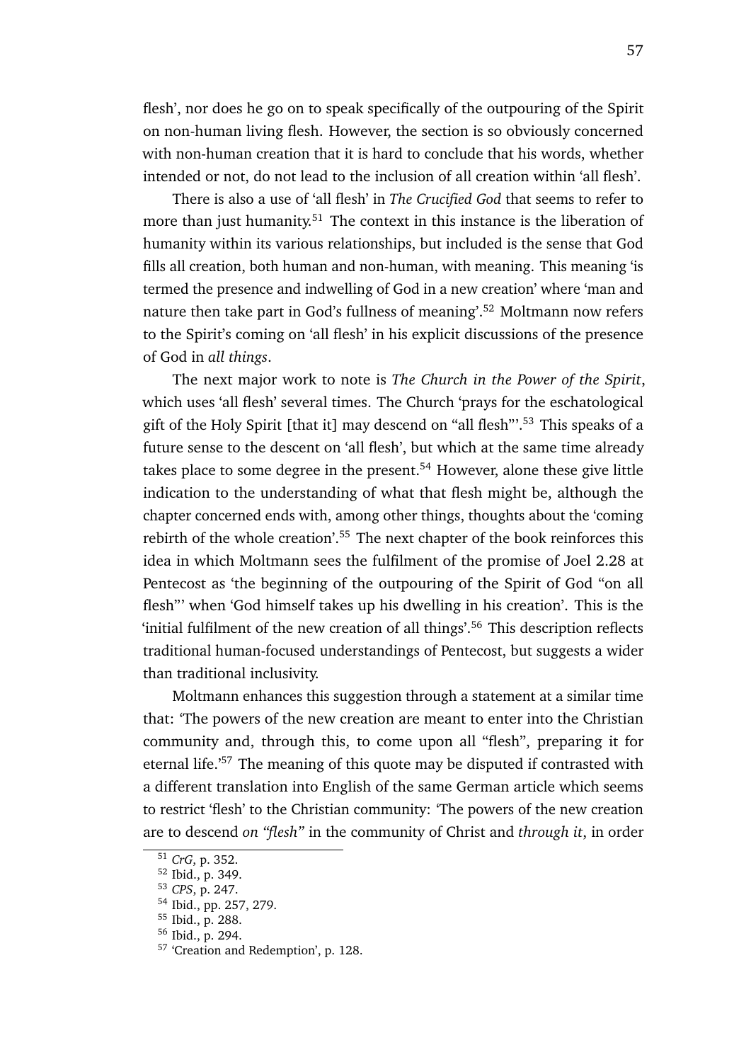flesh', nor does he go on to speak specifically of the outpouring of the Spirit on non-human living flesh. However, the section is so obviously concerned with non-human creation that it is hard to conclude that his words, whether intended or not, do not lead to the inclusion of all creation within 'all flesh'.

There is also a use of 'all flesh' in *The Crucified God* that seems to refer to more than just humanity.[51] The context in this instance is the liberation of humanity within its various relationships, but included is the sense that God fills all creation, both human and non-human, with meaning. This meaning 'is termed the presence and indwelling of God in a new creation' where 'man and nature then take part in God's fullness of meaning'.[52] Moltmann now refers to the Spirit's coming on 'all flesh' in his explicit discussions of the presence of God in *all things*.

The next major work to note is *The Church in the Power of the Spirit*, which uses 'all flesh' several times. The Church 'prays for the eschatological gift of the Holy Spirit [that it] may descend on "all flesh"'.[53] This speaks of a future sense to the descent on 'all flesh', but which at the same time already takes place to some degree in the present.[54] However, alone these give little indication to the understanding of what that flesh might be, although the chapter concerned ends with, among other things, thoughts about the 'coming rebirth of the whole creation'.[55] The next chapter of the book reinforces this idea in which Moltmann sees the fulfilment of the promise of Joel 2.28 at Pentecost as 'the beginning of the outpouring of the Spirit of God "on all flesh"' when 'God himself takes up his dwelling in his creation'. This is the 'initial fulfilment of the new creation of all things'.[56] This description reflects traditional human-focused understandings of Pentecost, but suggests a wider than traditional inclusivity.

Moltmann enhances this suggestion through a statement at a similar time that: 'The powers of the new creation are meant to enter into the Christian community and, through this, to come upon all "flesh", preparing it for eternal life.'[57] The meaning of this quote may be disputed if contrasted with a different translation into English of the same German article which seems to restrict 'flesh' to the Christian community: 'The powers of the new creation are to descend *on "flesh"* in the community of Christ and *through it*, in order

---

[51] *CrG*, p. 352.
[52] Ibid., p. 349.
[53] *CPS*, p. 247.
[54] Ibid., pp. 257, 279.
[55] Ibid., p. 288.
[56] Ibid., p. 294.
[57] 'Creation and Redemption', p. 128.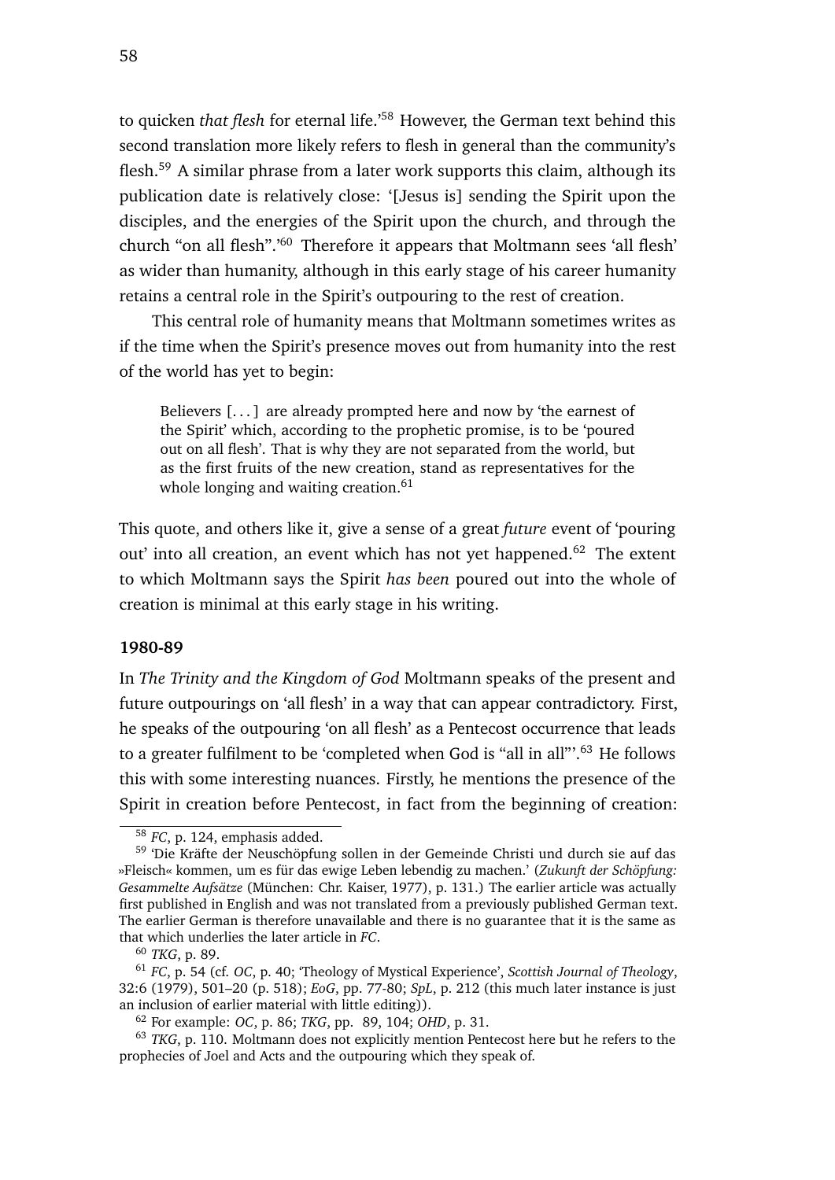to quicken *that flesh* for eternal life.'[58] However, the German text behind this second translation more likely refers to flesh in general than the community's flesh.[59] A similar phrase from a later work supports this claim, although its publication date is relatively close: '[Jesus is] sending the Spirit upon the disciples, and the energies of the Spirit upon the church, and through the church "on all flesh".'[60] Therefore it appears that Moltmann sees 'all flesh' as wider than humanity, although in this early stage of his career humanity retains a central role in the Spirit's outpouring to the rest of creation.

This central role of humanity means that Moltmann sometimes writes as if the time when the Spirit's presence moves out from humanity into the rest of the world has yet to begin:

> Believers [. . . ] are already prompted here and now by 'the earnest of the Spirit' which, according to the prophetic promise, is to be 'poured out on all flesh'. That is why they are not separated from the world, but as the first fruits of the new creation, stand as representatives for the whole longing and waiting creation.[61]

This quote, and others like it, give a sense of a great *future* event of 'pouring out' into all creation, an event which has not yet happened.[62] The extent to which Moltmann says the Spirit *has been* poured out into the whole of creation is minimal at this early stage in his writing.

**1980-89**

In *The Trinity and the Kingdom of God* Moltmann speaks of the present and future outpourings on 'all flesh' in a way that can appear contradictory. First, he speaks of the outpouring 'on all flesh' as a Pentecost occurrence that leads to a greater fulfilment to be 'completed when God is "all in all"'.[63] He follows this with some interesting nuances. Firstly, he mentions the presence of the Spirit in creation before Pentecost, in fact from the beginning of creation:

---

[58] *FC*, p. 124, emphasis added.

[59] 'Die Kräfte der Neuschöpfung sollen in der Gemeinde Christi und durch sie auf das »Fleisch« kommen, um es für das ewige Leben lebendig zu machen.' (*Zukunft der Schöpfung: Gesammelte Aufsätze* (München: Chr. Kaiser, 1977), p. 131.) The earlier article was actually first published in English and was not translated from a previously published German text. The earlier German is therefore unavailable and there is no guarantee that it is the same as that which underlies the later article in *FC*.

[60] *TKG*, p. 89.

[61] *FC*, p. 54 (cf. *OC*, p. 40; 'Theology of Mystical Experience', *Scottish Journal of Theology*, 32:6 (1979), 501–20 (p. 518); *EoG*, pp. 77-80; *SpL*, p. 212 (this much later instance is just an inclusion of earlier material with little editing)).

[62] For example: *OC*, p. 86; *TKG*, pp. 89, 104; *OHD*, p. 31.

[63] *TKG*, p. 110. Moltmann does not explicitly mention Pentecost here but he refers to the prophecies of Joel and Acts and the outpouring which they speak of.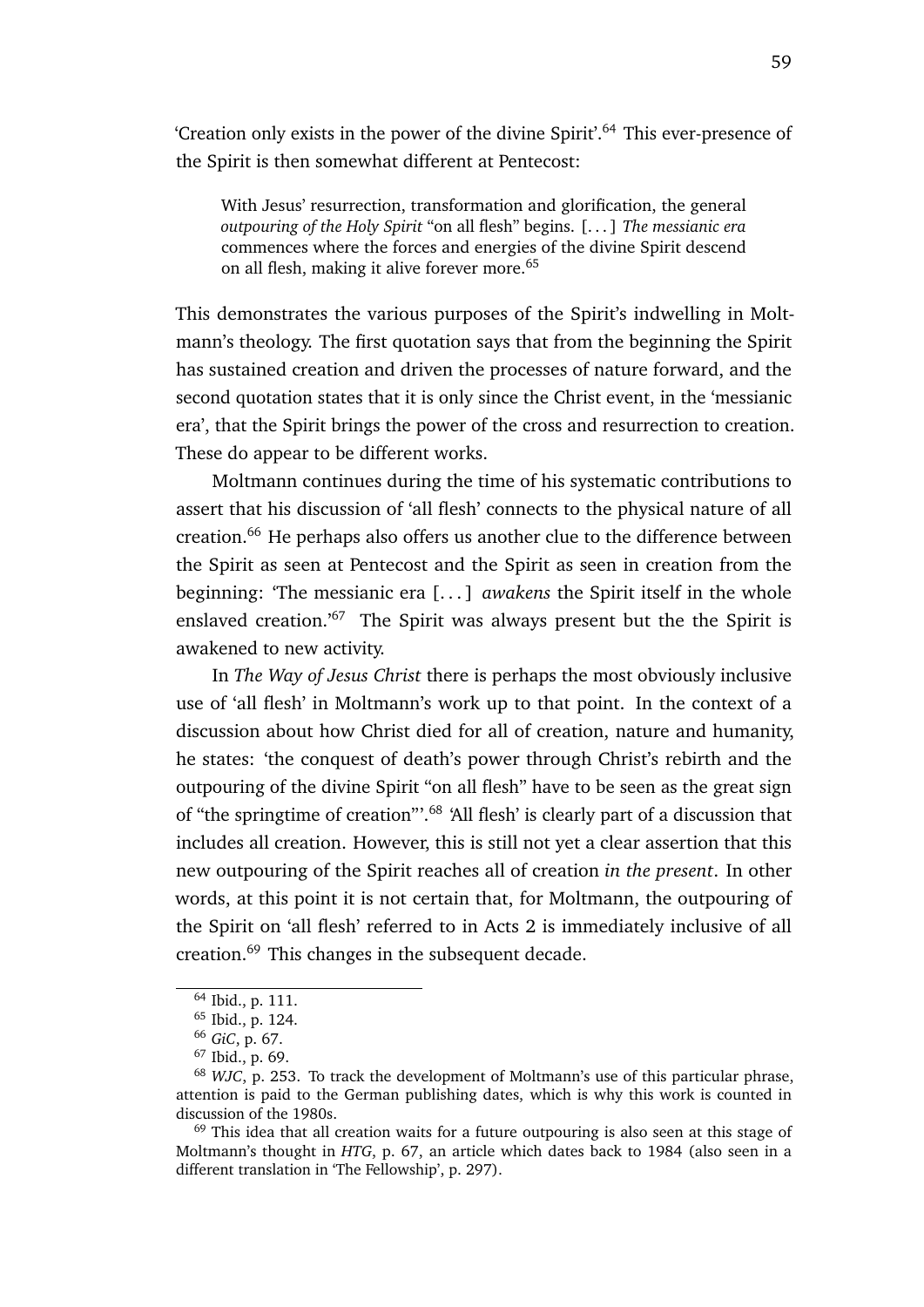'Creation only exists in the power of the divine Spirit'.[64] This ever-presence of the Spirit is then somewhat different at Pentecost:

> With Jesus' resurrection, transformation and glorification, the general *outpouring of the Holy Spirit* "on all flesh" begins. [. . . ] *The messianic era* commences where the forces and energies of the divine Spirit descend on all flesh, making it alive forever more.[65]

This demonstrates the various purposes of the Spirit's indwelling in Moltmann's theology. The first quotation says that from the beginning the Spirit has sustained creation and driven the processes of nature forward, and the second quotation states that it is only since the Christ event, in the 'messianic era', that the Spirit brings the power of the cross and resurrection to creation. These do appear to be different works.

Moltmann continues during the time of his systematic contributions to assert that his discussion of 'all flesh' connects to the physical nature of all creation.[66] He perhaps also offers us another clue to the difference between the Spirit as seen at Pentecost and the Spirit as seen in creation from the beginning: 'The messianic era [. . . ] *awakens* the Spirit itself in the whole enslaved creation.'[67] The Spirit was always present but the the Spirit is awakened to new activity.

In *The Way of Jesus Christ* there is perhaps the most obviously inclusive use of 'all flesh' in Moltmann's work up to that point. In the context of a discussion about how Christ died for all of creation, nature and humanity, he states: 'the conquest of death's power through Christ's rebirth and the outpouring of the divine Spirit "on all flesh" have to be seen as the great sign of "the springtime of creation"'.[68] 'All flesh' is clearly part of a discussion that includes all creation. However, this is still not yet a clear assertion that this new outpouring of the Spirit reaches all of creation *in the present*. In other words, at this point it is not certain that, for Moltmann, the outpouring of the Spirit on 'all flesh' referred to in Acts 2 is immediately inclusive of all creation.[69] This changes in the subsequent decade.

---

[64] Ibid., p. 111.

[65] Ibid., p. 124.

[66] *GiC*, p. 67.

[67] Ibid., p. 69.

[68] *WJC*, p. 253. To track the development of Moltmann's use of this particular phrase, attention is paid to the German publishing dates, which is why this work is counted in discussion of the 1980s.

[69] This idea that all creation waits for a future outpouring is also seen at this stage of Moltmann's thought in *HTG*, p. 67, an article which dates back to 1984 (also seen in a different translation in 'The Fellowship', p. 297).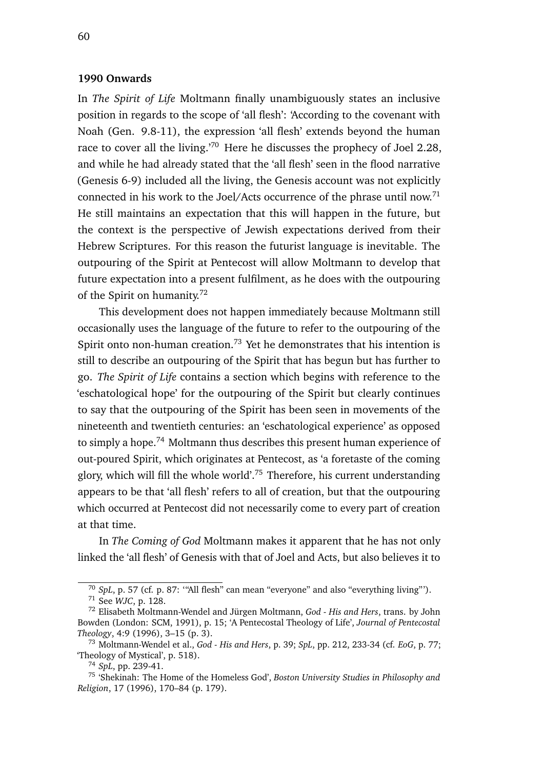**1990 Onwards**

In *The Spirit of Life* Moltmann finally unambiguously states an inclusive position in regards to the scope of 'all flesh': 'According to the covenant with Noah (Gen. 9.8-11), the expression 'all flesh' extends beyond the human race to cover all the living.'[70] Here he discusses the prophecy of Joel 2.28, and while he had already stated that the 'all flesh' seen in the flood narrative (Genesis 6-9) included all the living, the Genesis account was not explicitly connected in his work to the Joel/Acts occurrence of the phrase until now.[71] He still maintains an expectation that this will happen in the future, but the context is the perspective of Jewish expectations derived from their Hebrew Scriptures. For this reason the futurist language is inevitable. The outpouring of the Spirit at Pentecost will allow Moltmann to develop that future expectation into a present fulfilment, as he does with the outpouring of the Spirit on humanity.[72]

This development does not happen immediately because Moltmann still occasionally uses the language of the future to refer to the outpouring of the Spirit onto non-human creation.[73] Yet he demonstrates that his intention is still to describe an outpouring of the Spirit that has begun but has further to go. *The Spirit of Life* contains a section which begins with reference to the 'eschatological hope' for the outpouring of the Spirit but clearly continues to say that the outpouring of the Spirit has been seen in movements of the nineteenth and twentieth centuries: an 'eschatological experience' as opposed to simply a hope.[74] Moltmann thus describes this present human experience of out-poured Spirit, which originates at Pentecost, as 'a foretaste of the coming glory, which will fill the whole world'.[75] Therefore, his current understanding appears to be that 'all flesh' refers to all of creation, but that the outpouring which occurred at Pentecost did not necessarily come to every part of creation at that time.

In *The Coming of God* Moltmann makes it apparent that he has not only linked the 'all flesh' of Genesis with that of Joel and Acts, but also believes it to

---

[70] *SpL*, p. 57 (cf. p. 87: '"All flesh" can mean "everyone" and also "everything living"').

[71] See *WJC*, p. 128.

[72] Elisabeth Moltmann-Wendel and Jürgen Moltmann, *God - His and Hers*, trans. by John Bowden (London: SCM, 1991), p. 15; 'A Pentecostal Theology of Life', *Journal of Pentecostal Theology*, 4:9 (1996), 3–15 (p. 3).

[73] Moltmann-Wendel et al., *God - His and Hers*, p. 39; *SpL*, pp. 212, 233-34 (cf. *EoG*, p. 77; 'Theology of Mystical', p. 518).

[74] *SpL*, pp. 239-41.

[75] 'Shekinah: The Home of the Homeless God', *Boston University Studies in Philosophy and Religion*, 17 (1996), 170–84 (p. 179).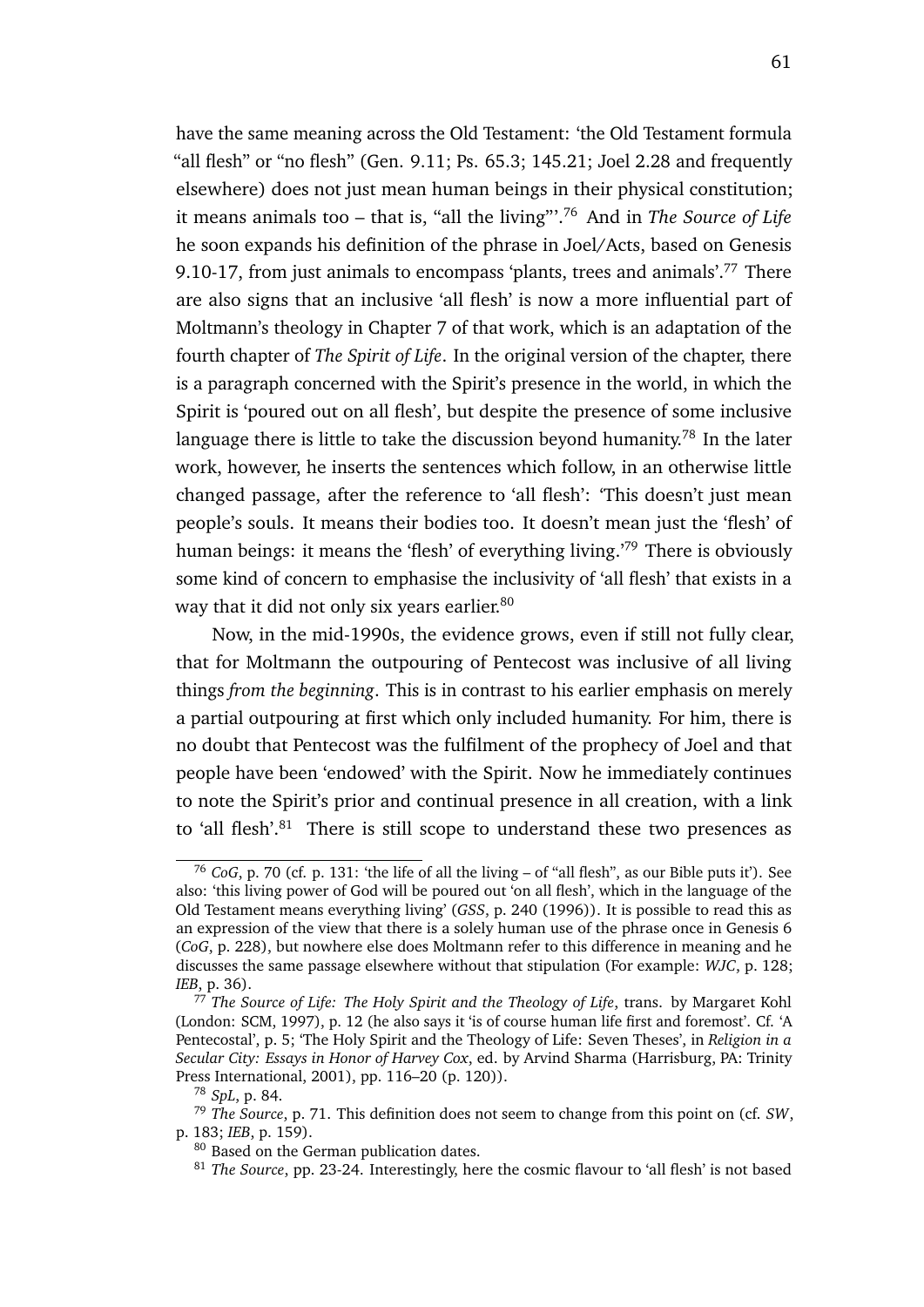have the same meaning across the Old Testament: 'the Old Testament formula "all flesh" or "no flesh" (Gen. 9.11; Ps. 65.3; 145.21; Joel 2.28 and frequently elsewhere) does not just mean human beings in their physical constitution; it means animals too – that is, "all the living"'.[76] And in *The Source of Life* he soon expands his definition of the phrase in Joel/Acts, based on Genesis 9.10-17, from just animals to encompass 'plants, trees and animals'.[77] There are also signs that an inclusive 'all flesh' is now a more influential part of Moltmann's theology in Chapter 7 of that work, which is an adaptation of the fourth chapter of *The Spirit of Life*. In the original version of the chapter, there is a paragraph concerned with the Spirit's presence in the world, in which the Spirit is 'poured out on all flesh', but despite the presence of some inclusive language there is little to take the discussion beyond humanity.[78] In the later work, however, he inserts the sentences which follow, in an otherwise little changed passage, after the reference to 'all flesh': 'This doesn't just mean people's souls. It means their bodies too. It doesn't mean just the 'flesh' of human beings: it means the 'flesh' of everything living.'[79] There is obviously some kind of concern to emphasise the inclusivity of 'all flesh' that exists in a way that it did not only six years earlier.[80]

Now, in the mid-1990s, the evidence grows, even if still not fully clear, that for Moltmann the outpouring of Pentecost was inclusive of all living things *from the beginning*. This is in contrast to his earlier emphasis on merely a partial outpouring at first which only included humanity. For him, there is no doubt that Pentecost was the fulfilment of the prophecy of Joel and that people have been 'endowed' with the Spirit. Now he immediately continues to note the Spirit's prior and continual presence in all creation, with a link to 'all flesh'.[81] There is still scope to understand these two presences as

---

[76] *CoG*, p. 70 (cf. p. 131: 'the life of all the living – of "all flesh", as our Bible puts it'). See also: 'this living power of God will be poured out 'on all flesh', which in the language of the Old Testament means everything living' (*GSS*, p. 240 (1996)). It is possible to read this as an expression of the view that there is a solely human use of the phrase once in Genesis 6 (*CoG*, p. 228), but nowhere else does Moltmann refer to this difference in meaning and he discusses the same passage elsewhere without that stipulation (For example: *WJC*, p. 128; *IEB*, p. 36).

[77] *The Source of Life: The Holy Spirit and the Theology of Life*, trans. by Margaret Kohl (London: SCM, 1997), p. 12 (he also says it 'is of course human life first and foremost'. Cf. 'A Pentecostal', p. 5; 'The Holy Spirit and the Theology of Life: Seven Theses', in *Religion in a Secular City: Essays in Honor of Harvey Cox*, ed. by Arvind Sharma (Harrisburg, PA: Trinity Press International, 2001), pp. 116–20 (p. 120)).

[78] *SpL*, p. 84.

[79] *The Source*, p. 71. This definition does not seem to change from this point on (cf. *SW*, p. 183; *IEB*, p. 159).

[80] Based on the German publication dates.

[81] *The Source*, pp. 23-24. Interestingly, here the cosmic flavour to 'all flesh' is not based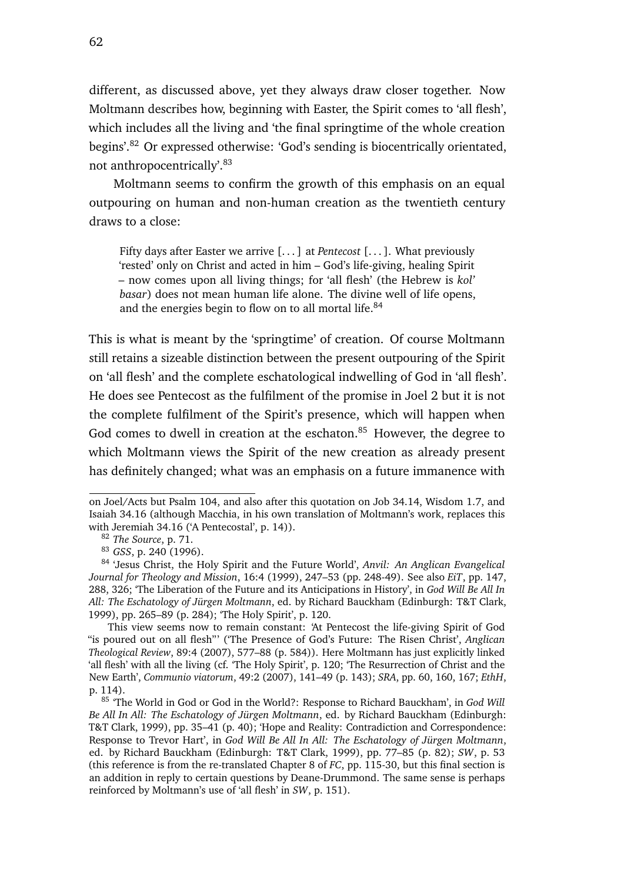different, as discussed above, yet they always draw closer together. Now Moltmann describes how, beginning with Easter, the Spirit comes to 'all flesh', which includes all the living and 'the final springtime of the whole creation begins'.[82] Or expressed otherwise: 'God's sending is biocentrically orientated, not anthropocentrically'.[83]

Moltmann seems to confirm the growth of this emphasis on an equal outpouring on human and non-human creation as the twentieth century draws to a close:

> Fifty days after Easter we arrive [. . . ] at *Pentecost* [. . . ]. What previously 'rested' only on Christ and acted in him – God's life-giving, healing Spirit – now comes upon all living things; for 'all flesh' (the Hebrew is *kol' basar*) does not mean human life alone. The divine well of life opens, and the energies begin to flow on to all mortal life.[84]

This is what is meant by the 'springtime' of creation. Of course Moltmann still retains a sizeable distinction between the present outpouring of the Spirit on 'all flesh' and the complete eschatological indwelling of God in 'all flesh'. He does see Pentecost as the fulfilment of the promise in Joel 2 but it is not the complete fulfilment of the Spirit's presence, which will happen when God comes to dwell in creation at the eschaton.[85] However, the degree to which Moltmann views the Spirit of the new creation as already present has definitely changed; what was an emphasis on a future immanence with

---

on Joel/Acts but Psalm 104, and also after this quotation on Job 34.14, Wisdom 1.7, and Isaiah 34.16 (although Macchia, in his own translation of Moltmann's work, replaces this with Jeremiah 34.16 ('A Pentecostal', p. 14)).

[82] *The Source*, p. 71.

[83] *GSS*, p. 240 (1996).

[84] 'Jesus Christ, the Holy Spirit and the Future World', *Anvil: An Anglican Evangelical Journal for Theology and Mission*, 16:4 (1999), 247–53 (pp. 248-49). See also *EiT*, pp. 147, 288, 326; 'The Liberation of the Future and its Anticipations in History', in *God Will Be All In All: The Eschatology of Jürgen Moltmann*, ed. by Richard Bauckham (Edinburgh: T&T Clark, 1999), pp. 265–89 (p. 284); 'The Holy Spirit', p. 120.

This view seems now to remain constant: 'At Pentecost the life-giving Spirit of God "is poured out on all flesh"' ('The Presence of God's Future: The Risen Christ', *Anglican Theological Review*, 89:4 (2007), 577–88 (p. 584)). Here Moltmann has just explicitly linked 'all flesh' with all the living (cf. 'The Holy Spirit', p. 120; 'The Resurrection of Christ and the New Earth', *Communio viatorum*, 49:2 (2007), 141–49 (p. 143); *SRA*, pp. 60, 160, 167; *EthH*, p. 114).

[85] 'The World in God or God in the World?: Response to Richard Bauckham', in *God Will Be All In All: The Eschatology of Jürgen Moltmann*, ed. by Richard Bauckham (Edinburgh: T&T Clark, 1999), pp. 35–41 (p. 40); 'Hope and Reality: Contradiction and Correspondence: Response to Trevor Hart', in *God Will Be All In All: The Eschatology of Jürgen Moltmann*, ed. by Richard Bauckham (Edinburgh: T&T Clark, 1999), pp. 77–85 (p. 82); *SW*, p. 53 (this reference is from the re-translated Chapter 8 of *FC*, pp. 115-30, but this final section is an addition in reply to certain questions by Deane-Drummond. The same sense is perhaps reinforced by Moltmann's use of 'all flesh' in *SW*, p. 151).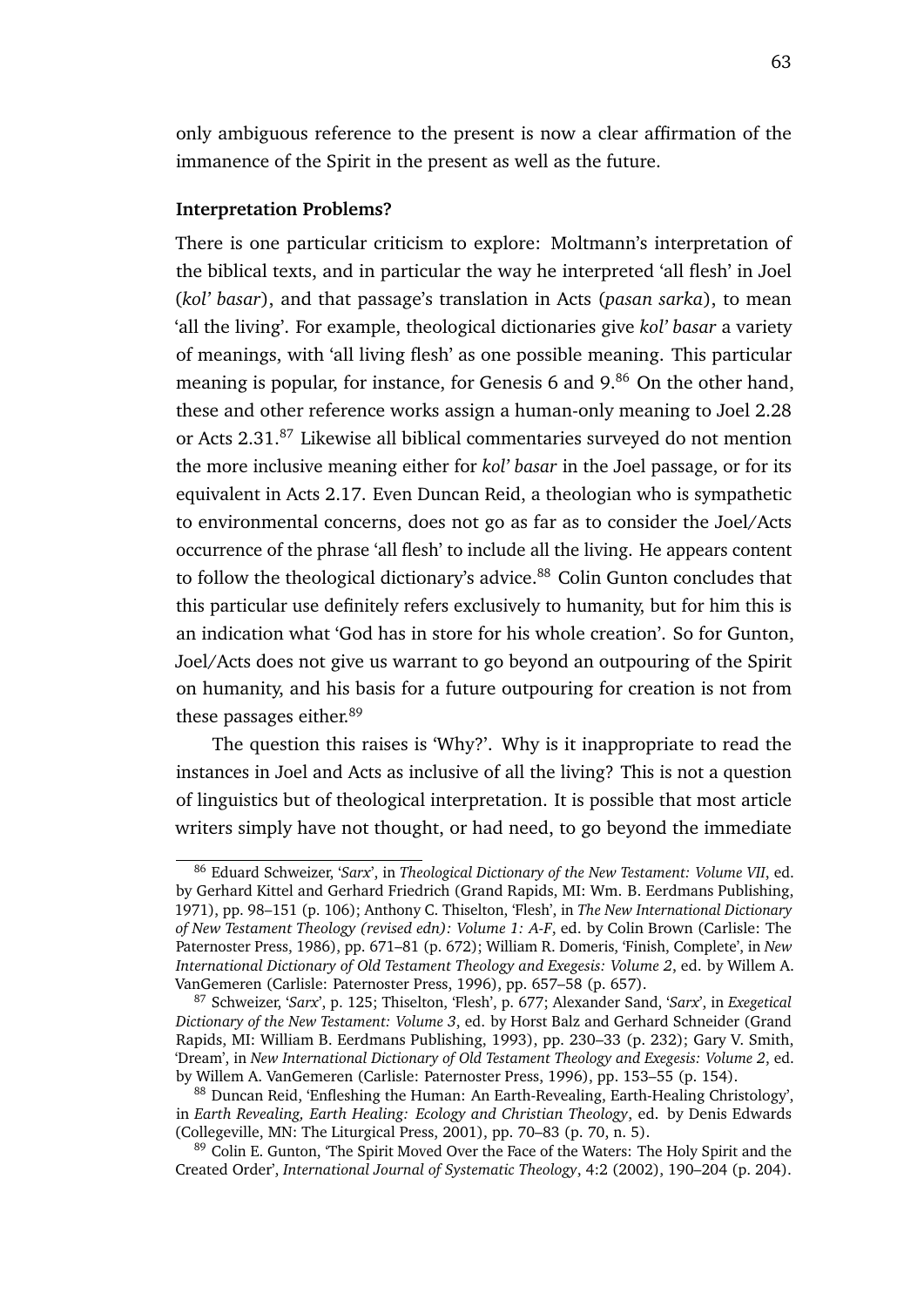only ambiguous reference to the present is now a clear affirmation of the immanence of the Spirit in the present as well as the future.

**Interpretation Problems?**

There is one particular criticism to explore: Moltmann's interpretation of the biblical texts, and in particular the way he interpreted 'all flesh' in Joel (*kol' basar*), and that passage's translation in Acts (*pasan sarka*), to mean 'all the living'. For example, theological dictionaries give *kol' basar* a variety of meanings, with 'all living flesh' as one possible meaning. This particular meaning is popular, for instance, for Genesis 6 and 9.[86] On the other hand, these and other reference works assign a human-only meaning to Joel 2.28 or Acts 2.31.[87] Likewise all biblical commentaries surveyed do not mention the more inclusive meaning either for *kol' basar* in the Joel passage, or for its equivalent in Acts 2.17. Even Duncan Reid, a theologian who is sympathetic to environmental concerns, does not go as far as to consider the Joel/Acts occurrence of the phrase 'all flesh' to include all the living. He appears content to follow the theological dictionary's advice.[88] Colin Gunton concludes that this particular use definitely refers exclusively to humanity, but for him this is an indication what 'God has in store for his whole creation'. So for Gunton, Joel/Acts does not give us warrant to go beyond an outpouring of the Spirit on humanity, and his basis for a future outpouring for creation is not from these passages either.[89]

The question this raises is 'Why?'. Why is it inappropriate to read the instances in Joel and Acts as inclusive of all the living? This is not a question of linguistics but of theological interpretation. It is possible that most article writers simply have not thought, or had need, to go beyond the immediate

---

[86] Eduard Schweizer, '*Sarx*', in *Theological Dictionary of the New Testament: Volume VII*, ed. by Gerhard Kittel and Gerhard Friedrich (Grand Rapids, MI: Wm. B. Eerdmans Publishing, 1971), pp. 98–151 (p. 106); Anthony C. Thiselton, 'Flesh', in *The New International Dictionary of New Testament Theology (revised edn): Volume 1: A-F*, ed. by Colin Brown (Carlisle: The Paternoster Press, 1986), pp. 671–81 (p. 672); William R. Domeris, 'Finish, Complete', in *New International Dictionary of Old Testament Theology and Exegesis: Volume 2*, ed. by Willem A. VanGemeren (Carlisle: Paternoster Press, 1996), pp. 657–58 (p. 657).

[87] Schweizer, '*Sarx*', p. 125; Thiselton, 'Flesh', p. 677; Alexander Sand, '*Sarx*', in *Exegetical Dictionary of the New Testament: Volume 3*, ed. by Horst Balz and Gerhard Schneider (Grand Rapids, MI: William B. Eerdmans Publishing, 1993), pp. 230–33 (p. 232); Gary V. Smith, 'Dream', in *New International Dictionary of Old Testament Theology and Exegesis: Volume 2*, ed. by Willem A. VanGemeren (Carlisle: Paternoster Press, 1996), pp. 153–55 (p. 154).

[88] Duncan Reid, 'Enfleshing the Human: An Earth-Revealing, Earth-Healing Christology', in *Earth Revealing, Earth Healing: Ecology and Christian Theology*, ed. by Denis Edwards (Collegeville, MN: The Liturgical Press, 2001), pp. 70–83 (p. 70, n. 5).

[89] Colin E. Gunton, 'The Spirit Moved Over the Face of the Waters: The Holy Spirit and the Created Order', *International Journal of Systematic Theology*, 4:2 (2002), 190–204 (p. 204).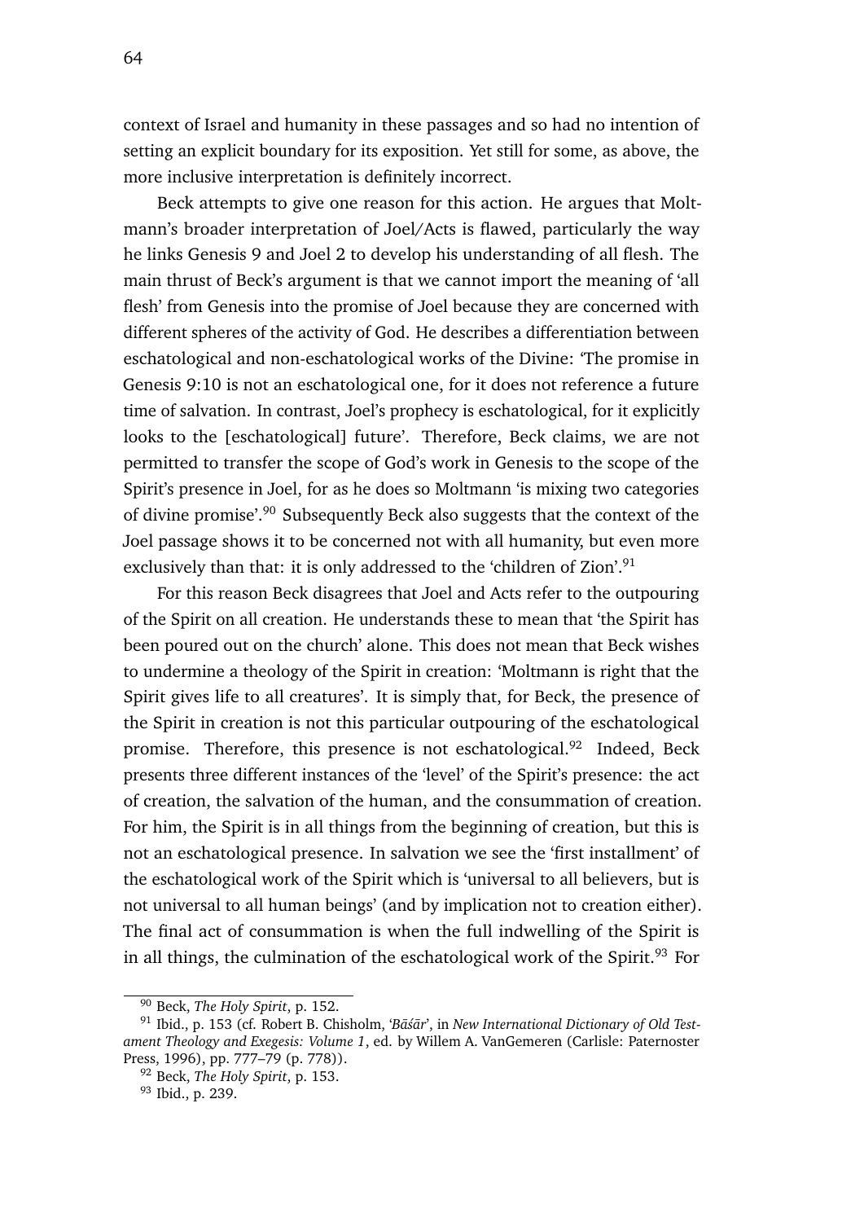context of Israel and humanity in these passages and so had no intention of setting an explicit boundary for its exposition. Yet still for some, as above, the more inclusive interpretation is definitely incorrect.

Beck attempts to give one reason for this action. He argues that Moltmann's broader interpretation of Joel/Acts is flawed, particularly the way he links Genesis 9 and Joel 2 to develop his understanding of all flesh. The main thrust of Beck's argument is that we cannot import the meaning of 'all flesh' from Genesis into the promise of Joel because they are concerned with different spheres of the activity of God. He describes a differentiation between eschatological and non-eschatological works of the Divine: 'The promise in Genesis 9:10 is not an eschatological one, for it does not reference a future time of salvation. In contrast, Joel's prophecy is eschatological, for it explicitly looks to the [eschatological] future'. Therefore, Beck claims, we are not permitted to transfer the scope of God's work in Genesis to the scope of the Spirit's presence in Joel, for as he does so Moltmann 'is mixing two categories of divine promise'.[90] Subsequently Beck also suggests that the context of the Joel passage shows it to be concerned not with all humanity, but even more exclusively than that: it is only addressed to the 'children of Zion'.[91]

For this reason Beck disagrees that Joel and Acts refer to the outpouring of the Spirit on all creation. He understands these to mean that 'the Spirit has been poured out on the church' alone. This does not mean that Beck wishes to undermine a theology of the Spirit in creation: 'Moltmann is right that the Spirit gives life to all creatures'. It is simply that, for Beck, the presence of the Spirit in creation is not this particular outpouring of the eschatological promise. Therefore, this presence is not eschatological.[92] Indeed, Beck presents three different instances of the 'level' of the Spirit's presence: the act of creation, the salvation of the human, and the consummation of creation. For him, the Spirit is in all things from the beginning of creation, but this is not an eschatological presence. In salvation we see the 'first installment' of the eschatological work of the Spirit which is 'universal to all believers, but is not universal to all human beings' (and by implication not to creation either). The final act of consummation is when the full indwelling of the Spirit is in all things, the culmination of the eschatological work of the Spirit.[93] For

[90] Beck, *The Holy Spirit*, p. 152.

[91] Ibid., p. 153 (cf. Robert B. Chisholm, '*Bāśār*', in *New International Dictionary of Old Testament Theology and Exegesis: Volume 1*, ed. by Willem A. VanGemeren (Carlisle: Paternoster Press, 1996), pp. 777–79 (p. 778)).

[92] Beck, *The Holy Spirit*, p. 153.

[93] Ibid., p. 239.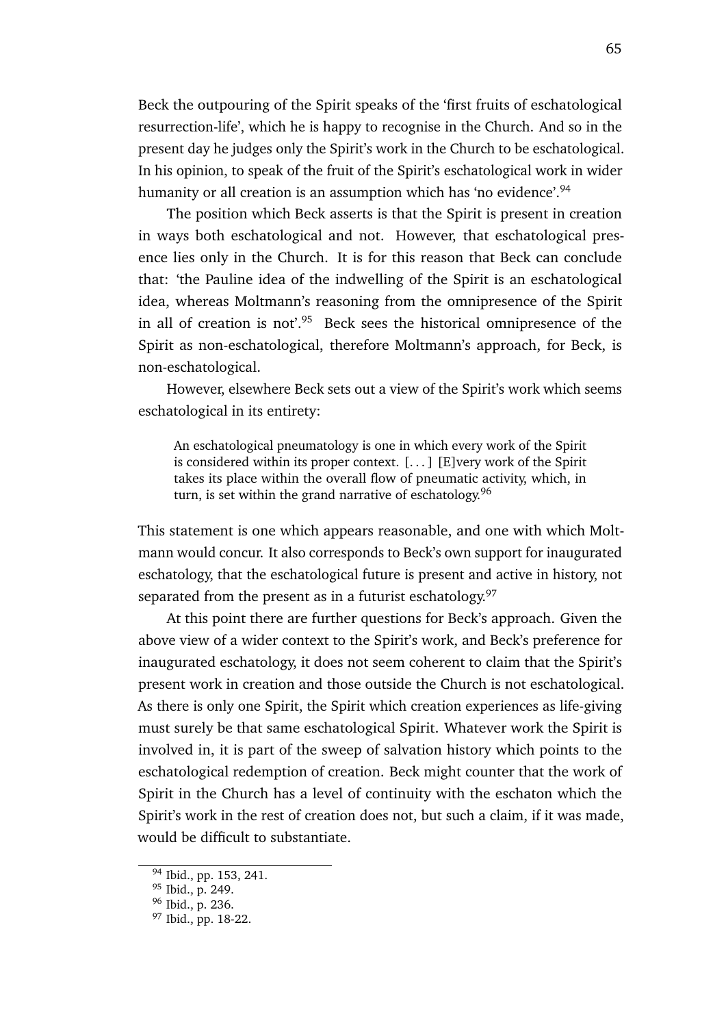Beck the outpouring of the Spirit speaks of the 'first fruits of eschatological resurrection-life', which he is happy to recognise in the Church. And so in the present day he judges only the Spirit's work in the Church to be eschatological. In his opinion, to speak of the fruit of the Spirit's eschatological work in wider humanity or all creation is an assumption which has 'no evidence'.[94]

The position which Beck asserts is that the Spirit is present in creation in ways both eschatological and not. However, that eschatological presence lies only in the Church. It is for this reason that Beck can conclude that: 'the Pauline idea of the indwelling of the Spirit is an eschatological idea, whereas Moltmann's reasoning from the omnipresence of the Spirit in all of creation is not'.[95] Beck sees the historical omnipresence of the Spirit as non-eschatological, therefore Moltmann's approach, for Beck, is non-eschatological.

However, elsewhere Beck sets out a view of the Spirit's work which seems eschatological in its entirety:

> An eschatological pneumatology is one in which every work of the Spirit is considered within its proper context. [. . . ] [E]very work of the Spirit takes its place within the overall flow of pneumatic activity, which, in turn, is set within the grand narrative of eschatology.[96]

This statement is one which appears reasonable, and one with which Moltmann would concur. It also corresponds to Beck's own support for inaugurated eschatology, that the eschatological future is present and active in history, not separated from the present as in a futurist eschatology.[97]

At this point there are further questions for Beck's approach. Given the above view of a wider context to the Spirit's work, and Beck's preference for inaugurated eschatology, it does not seem coherent to claim that the Spirit's present work in creation and those outside the Church is not eschatological. As there is only one Spirit, the Spirit which creation experiences as life-giving must surely be that same eschatological Spirit. Whatever work the Spirit is involved in, it is part of the sweep of salvation history which points to the eschatological redemption of creation. Beck might counter that the work of Spirit in the Church has a level of continuity with the eschaton which the Spirit's work in the rest of creation does not, but such a claim, if it was made, would be difficult to substantiate.

---

[94] Ibid., pp. 153, 241.

[95] Ibid., p. 249.

[96] Ibid., p. 236.

[97] Ibid., pp. 18-22.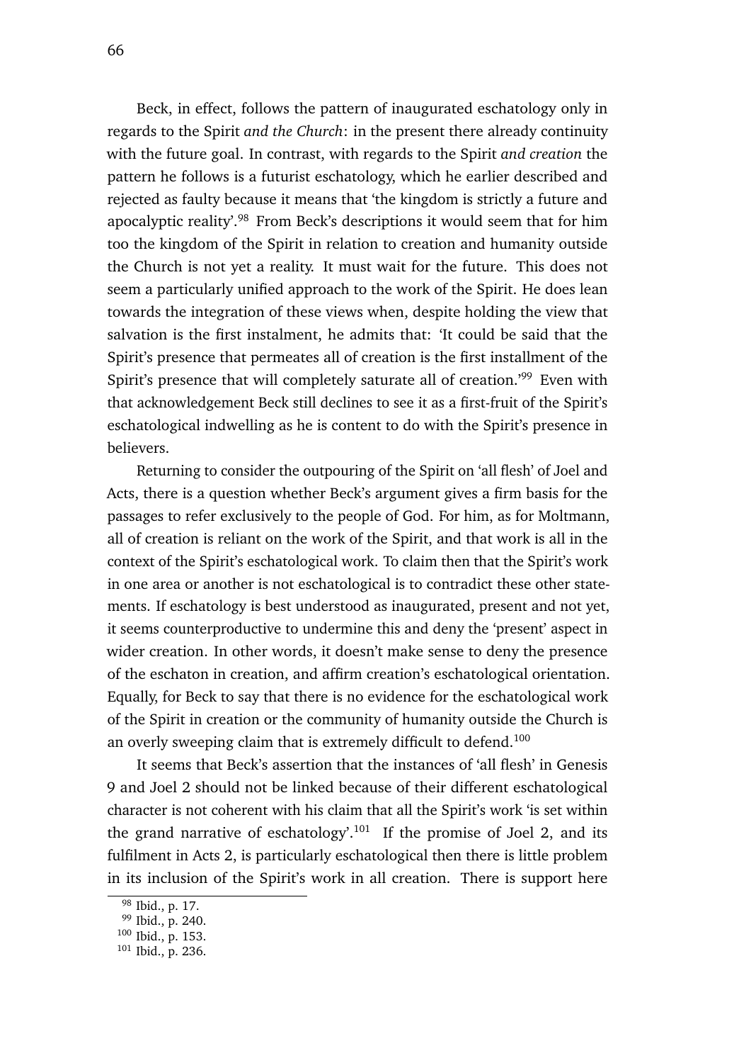Beck, in effect, follows the pattern of inaugurated eschatology only in regards to the Spirit *and the Church*: in the present there already continuity with the future goal. In contrast, with regards to the Spirit *and creation* the pattern he follows is a futurist eschatology, which he earlier described and rejected as faulty because it means that 'the kingdom is strictly a future and apocalyptic reality'.[98] From Beck's descriptions it would seem that for him too the kingdom of the Spirit in relation to creation and humanity outside the Church is not yet a reality. It must wait for the future. This does not seem a particularly unified approach to the work of the Spirit. He does lean towards the integration of these views when, despite holding the view that salvation is the first instalment, he admits that: 'It could be said that the Spirit's presence that permeates all of creation is the first installment of the Spirit's presence that will completely saturate all of creation.'[99] Even with that acknowledgement Beck still declines to see it as a first-fruit of the Spirit's eschatological indwelling as he is content to do with the Spirit's presence in believers.

Returning to consider the outpouring of the Spirit on 'all flesh' of Joel and Acts, there is a question whether Beck's argument gives a firm basis for the passages to refer exclusively to the people of God. For him, as for Moltmann, all of creation is reliant on the work of the Spirit, and that work is all in the context of the Spirit's eschatological work. To claim then that the Spirit's work in one area or another is not eschatological is to contradict these other statements. If eschatology is best understood as inaugurated, present and not yet, it seems counterproductive to undermine this and deny the 'present' aspect in wider creation. In other words, it doesn't make sense to deny the presence of the eschaton in creation, and affirm creation's eschatological orientation. Equally, for Beck to say that there is no evidence for the eschatological work of the Spirit in creation or the community of humanity outside the Church is an overly sweeping claim that is extremely difficult to defend.[100]

It seems that Beck's assertion that the instances of 'all flesh' in Genesis 9 and Joel 2 should not be linked because of their different eschatological character is not coherent with his claim that all the Spirit's work 'is set within the grand narrative of eschatology'.[101] If the promise of Joel 2, and its fulfilment in Acts 2, is particularly eschatological then there is little problem in its inclusion of the Spirit's work in all creation. There is support here

[98] Ibid., p. 17.
[99] Ibid., p. 240.
[100] Ibid., p. 153.
[101] Ibid., p. 236.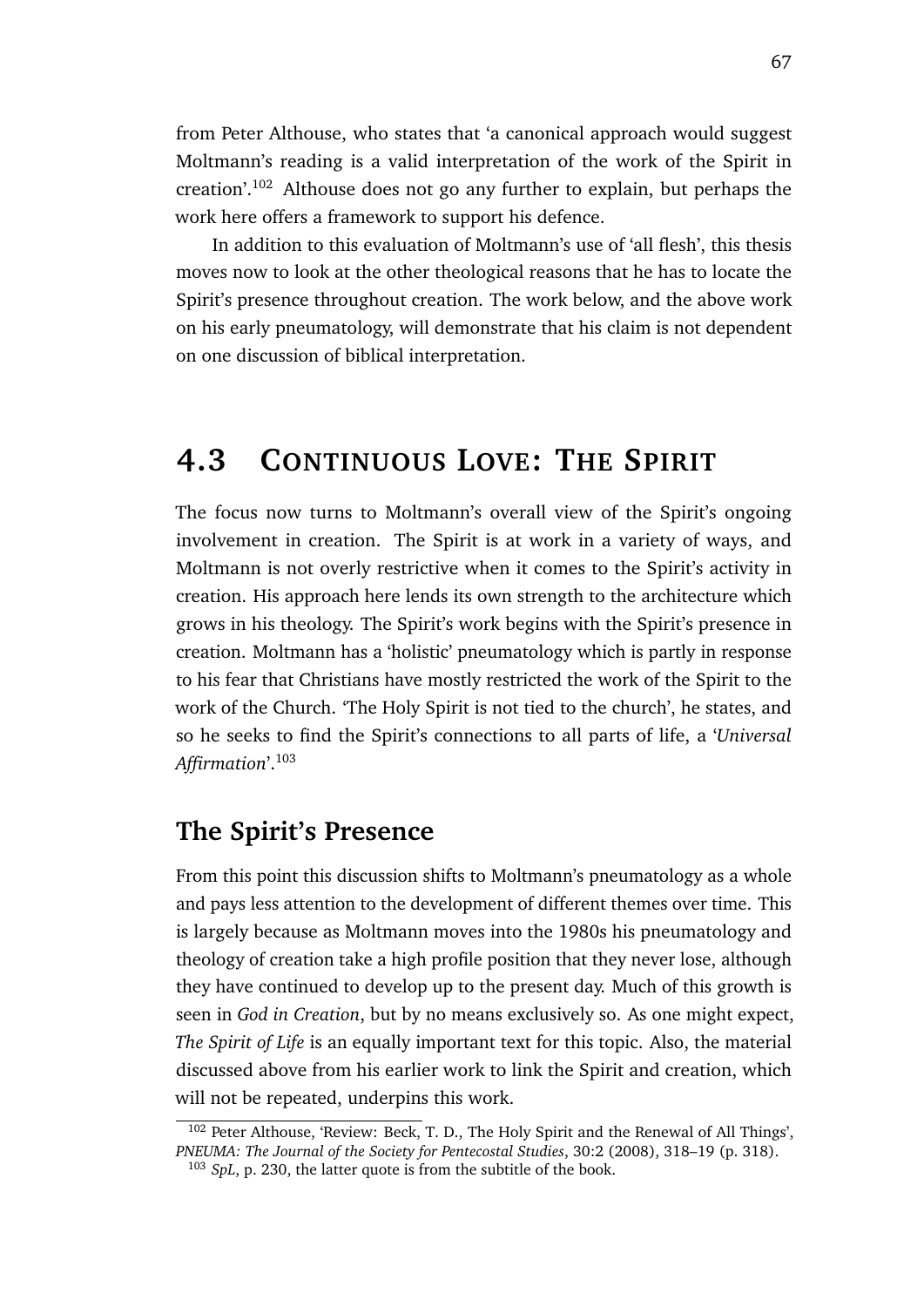from Peter Althouse, who states that 'a canonical approach would suggest Moltmann's reading is a valid interpretation of the work of the Spirit in creation'.[102] Althouse does not go any further to explain, but perhaps the work here offers a framework to support his defence.

In addition to this evaluation of Moltmann's use of 'all flesh', this thesis moves now to look at the other theological reasons that he has to locate the Spirit's presence throughout creation. The work below, and the above work on his early pneumatology, will demonstrate that his claim is not dependent on one discussion of biblical interpretation.

## 4.3 Continuous Love: The Spirit

The focus now turns to Moltmann's overall view of the Spirit's ongoing involvement in creation. The Spirit is at work in a variety of ways, and Moltmann is not overly restrictive when it comes to the Spirit's activity in creation. His approach here lends its own strength to the architecture which grows in his theology. The Spirit's work begins with the Spirit's presence in creation. Moltmann has a 'holistic' pneumatology which is partly in response to his fear that Christians have mostly restricted the work of the Spirit to the work of the Church. 'The Holy Spirit is not tied to the church', he states, and so he seeks to find the Spirit's connections to all parts of life, a '*Universal Affirmation*'.[103]

### The Spirit's Presence

From this point this discussion shifts to Moltmann's pneumatology as a whole and pays less attention to the development of different themes over time. This is largely because as Moltmann moves into the 1980s his pneumatology and theology of creation take a high profile position that they never lose, although they have continued to develop up to the present day. Much of this growth is seen in *God in Creation*, but by no means exclusively so. As one might expect, *The Spirit of Life* is an equally important text for this topic. Also, the material discussed above from his earlier work to link the Spirit and creation, which will not be repeated, underpins this work.

[102] Peter Althouse, 'Review: Beck, T. D., The Holy Spirit and the Renewal of All Things', *PNEUMA: The Journal of the Society for Pentecostal Studies*, 30:2 (2008), 318–19 (p. 318).

[103] *SpL*, p. 230, the latter quote is from the subtitle of the book.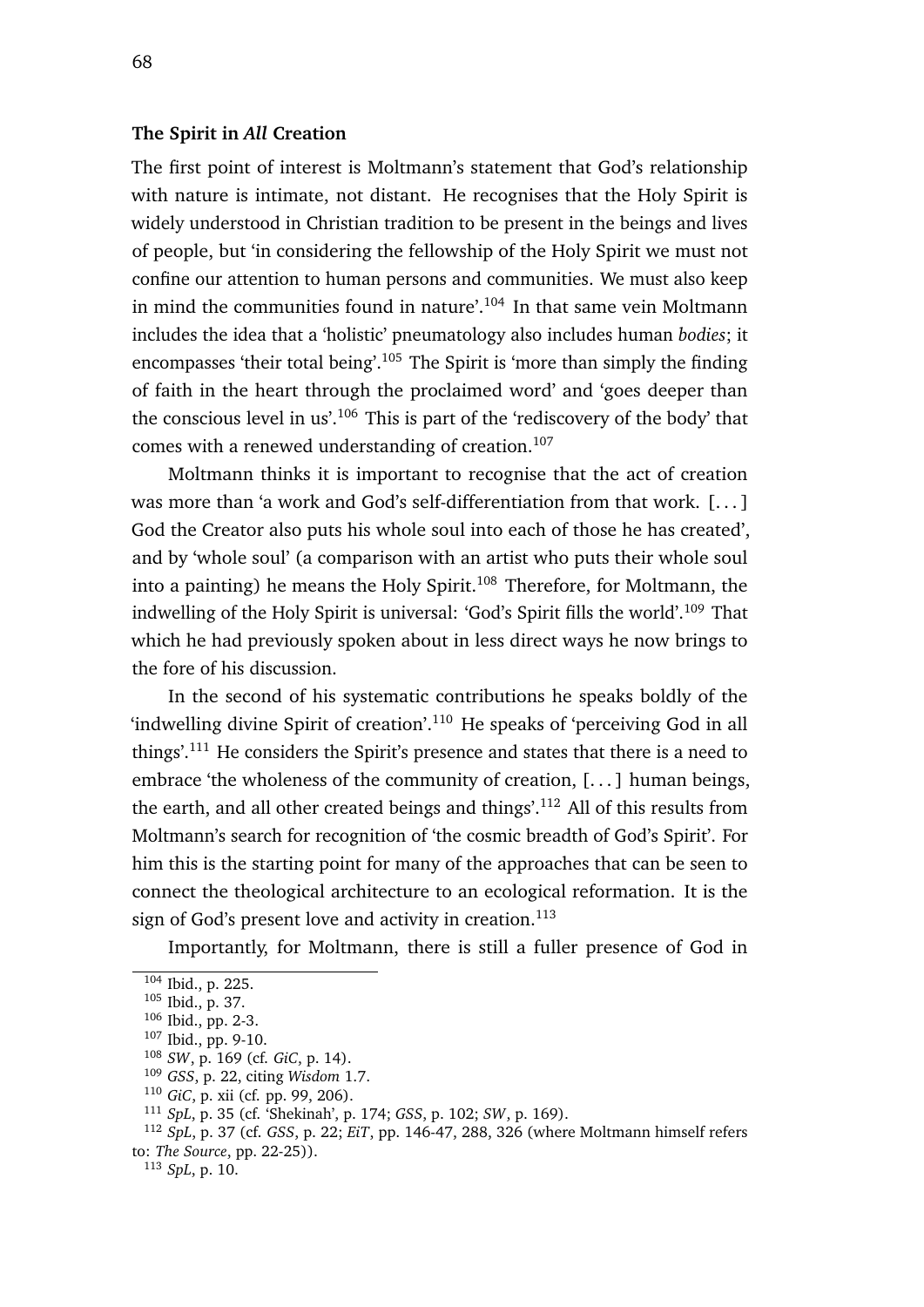### The Spirit in *All* Creation

The first point of interest is Moltmann's statement that God's relationship with nature is intimate, not distant. He recognises that the Holy Spirit is widely understood in Christian tradition to be present in the beings and lives of people, but 'in considering the fellowship of the Holy Spirit we must not confine our attention to human persons and communities. We must also keep in mind the communities found in nature'.[104] In that same vein Moltmann includes the idea that a 'holistic' pneumatology also includes human *bodies*; it encompasses 'their total being'.[105] The Spirit is 'more than simply the finding of faith in the heart through the proclaimed word' and 'goes deeper than the conscious level in us'.[106] This is part of the 'rediscovery of the body' that comes with a renewed understanding of creation.[107]

Moltmann thinks it is important to recognise that the act of creation was more than 'a work and God's self-differentiation from that work. [. . . ] God the Creator also puts his whole soul into each of those he has created', and by 'whole soul' (a comparison with an artist who puts their whole soul into a painting) he means the Holy Spirit.[108] Therefore, for Moltmann, the indwelling of the Holy Spirit is universal: 'God's Spirit fills the world'.[109] That which he had previously spoken about in less direct ways he now brings to the fore of his discussion.

In the second of his systematic contributions he speaks boldly of the 'indwelling divine Spirit of creation'.[110] He speaks of 'perceiving God in all things'.[111] He considers the Spirit's presence and states that there is a need to embrace 'the wholeness of the community of creation, [. . . ] human beings, the earth, and all other created beings and things'.[112] All of this results from Moltmann's search for recognition of 'the cosmic breadth of God's Spirit'. For him this is the starting point for many of the approaches that can be seen to connect the theological architecture to an ecological reformation. It is the sign of God's present love and activity in creation.[113]

Importantly, for Moltmann, there is still a fuller presence of God in

---

[104] Ibid., p. 225.

[105] Ibid., p. 37.

[106] Ibid., pp. 2-3.

[107] Ibid., pp. 9-10.

[108] *SW*, p. 169 (cf. *GiC*, p. 14).

[109] *GSS*, p. 22, citing *Wisdom* 1.7.

[110] *GiC*, p. xii (cf. pp. 99, 206).

[111] *SpL*, p. 35 (cf. 'Shekinah', p. 174; *GSS*, p. 102; *SW*, p. 169).

[112] *SpL*, p. 37 (cf. *GSS*, p. 22; *EiT*, pp. 146-47, 288, 326 (where Moltmann himself refers to: *The Source*, pp. 22-25)).

[113] *SpL*, p. 10.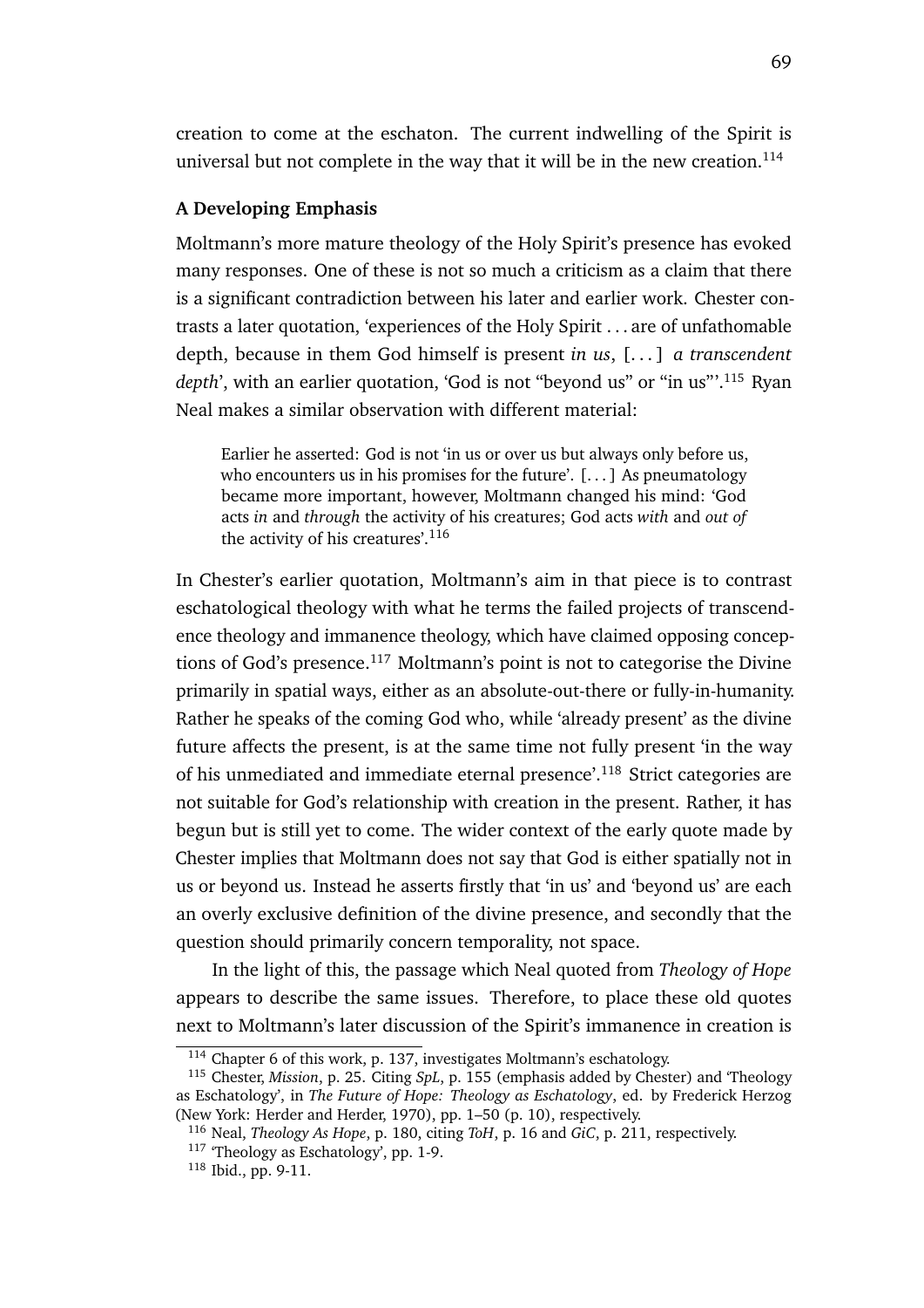creation to come at the eschaton. The current indwelling of the Spirit is universal but not complete in the way that it will be in the new creation.[114]

### A Developing Emphasis

Moltmann's more mature theology of the Holy Spirit's presence has evoked many responses. One of these is not so much a criticism as a claim that there is a significant contradiction between his later and earlier work. Chester contrasts a later quotation, 'experiences of the Holy Spirit . . . are of unfathomable depth, because in them God himself is present *in us*, [. . . ] *a transcendent depth*', with an earlier quotation, 'God is not "beyond us" or "in us"'.[115] Ryan Neal makes a similar observation with different material:

> Earlier he asserted: God is not 'in us or over us but always only before us, who encounters us in his promises for the future'. [. . . ] As pneumatology became more important, however, Moltmann changed his mind: 'God acts *in* and *through* the activity of his creatures; God acts *with* and *out of* the activity of his creatures'.[116]

In Chester's earlier quotation, Moltmann's aim in that piece is to contrast eschatological theology with what he terms the failed projects of transcendence theology and immanence theology, which have claimed opposing conceptions of God's presence.[117] Moltmann's point is not to categorise the Divine primarily in spatial ways, either as an absolute-out-there or fully-in-humanity. Rather he speaks of the coming God who, while 'already present' as the divine future affects the present, is at the same time not fully present 'in the way of his unmediated and immediate eternal presence'.[118] Strict categories are not suitable for God's relationship with creation in the present. Rather, it has begun but is still yet to come. The wider context of the early quote made by Chester implies that Moltmann does not say that God is either spatially not in us or beyond us. Instead he asserts firstly that 'in us' and 'beyond us' are each an overly exclusive definition of the divine presence, and secondly that the question should primarily concern temporality, not space.

In the light of this, the passage which Neal quoted from *Theology of Hope* appears to describe the same issues. Therefore, to place these old quotes next to Moltmann's later discussion of the Spirit's immanence in creation is

---

[114] Chapter 6 of this work, p. 137, investigates Moltmann's eschatology.

[115] Chester, *Mission*, p. 25. Citing *SpL*, p. 155 (emphasis added by Chester) and 'Theology as Eschatology', in *The Future of Hope: Theology as Eschatology*, ed. by Frederick Herzog (New York: Herder and Herder, 1970), pp. 1–50 (p. 10), respectively.

[116] Neal, *Theology As Hope*, p. 180, citing *ToH*, p. 16 and *GiC*, p. 211, respectively.

[117] 'Theology as Eschatology', pp. 1-9.

[118] Ibid., pp. 9-11.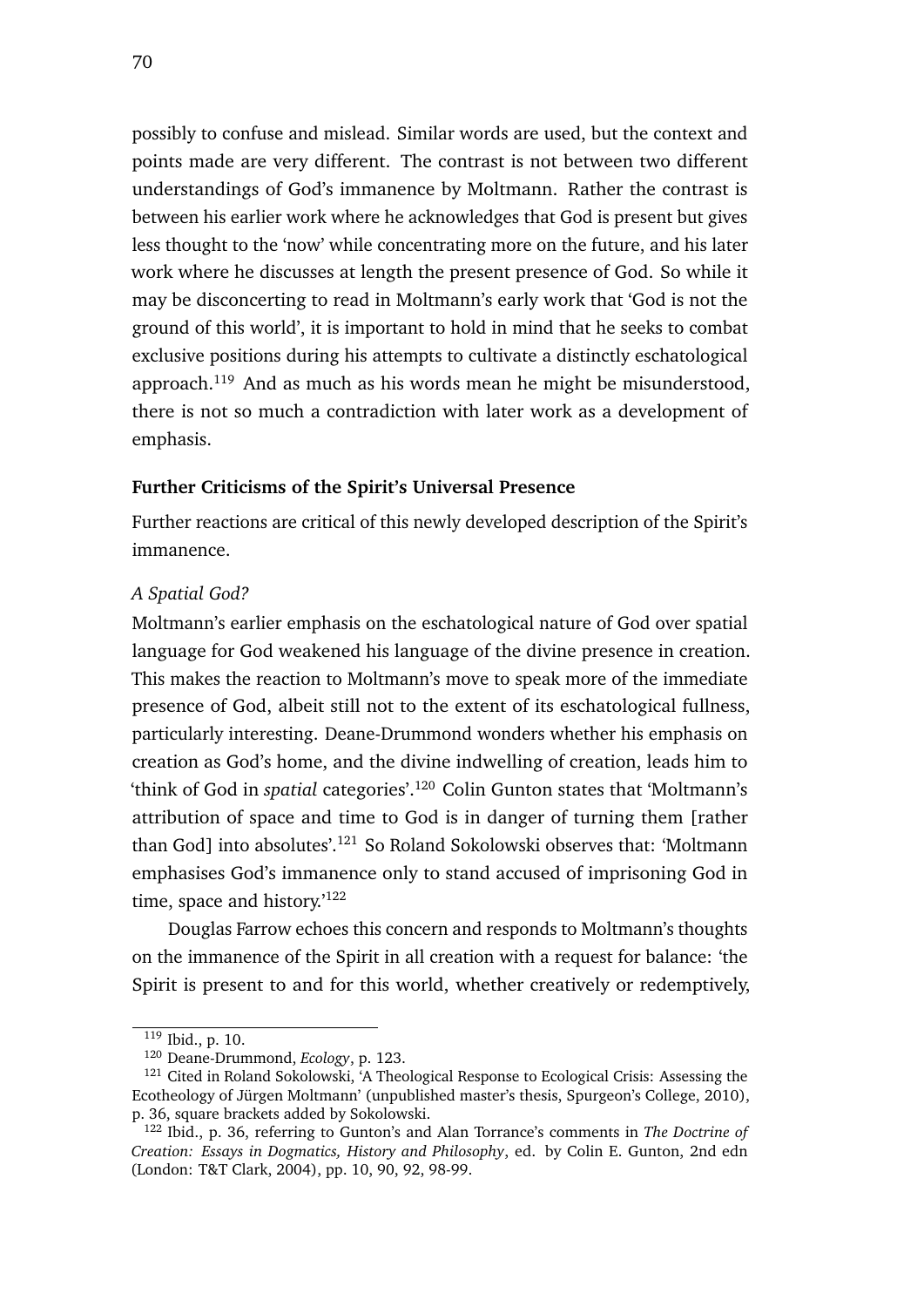possibly to confuse and mislead. Similar words are used, but the context and points made are very different. The contrast is not between two different understandings of God's immanence by Moltmann. Rather the contrast is between his earlier work where he acknowledges that God is present but gives less thought to the 'now' while concentrating more on the future, and his later work where he discusses at length the present presence of God. So while it may be disconcerting to read in Moltmann's early work that 'God is not the ground of this world', it is important to hold in mind that he seeks to combat exclusive positions during his attempts to cultivate a distinctly eschatological approach.[119] And as much as his words mean he might be misunderstood, there is not so much a contradiction with later work as a development of emphasis.

### Further Criticisms of the Spirit's Universal Presence

Further reactions are critical of this newly developed description of the Spirit's immanence.

#### *A Spatial God?*

Moltmann's earlier emphasis on the eschatological nature of God over spatial language for God weakened his language of the divine presence in creation. This makes the reaction to Moltmann's move to speak more of the immediate presence of God, albeit still not to the extent of its eschatological fullness, particularly interesting. Deane-Drummond wonders whether his emphasis on creation as God's home, and the divine indwelling of creation, leads him to 'think of God in *spatial* categories'.[120] Colin Gunton states that 'Moltmann's attribution of space and time to God is in danger of turning them [rather than God] into absolutes'.[121] So Roland Sokolowski observes that: 'Moltmann emphasises God's immanence only to stand accused of imprisoning God in time, space and history.'[122]

Douglas Farrow echoes this concern and responds to Moltmann's thoughts on the immanence of the Spirit in all creation with a request for balance: 'the Spirit is present to and for this world, whether creatively or redemptively,

---

[119] Ibid., p. 10.

[120] Deane-Drummond, *Ecology*, p. 123.

[121] Cited in Roland Sokolowski, 'A Theological Response to Ecological Crisis: Assessing the Ecotheology of Jürgen Moltmann' (unpublished master's thesis, Spurgeon's College, 2010), p. 36, square brackets added by Sokolowski.

[122] Ibid., p. 36, referring to Gunton's and Alan Torrance's comments in *The Doctrine of Creation: Essays in Dogmatics, History and Philosophy*, ed. by Colin E. Gunton, 2nd edn (London: T&T Clark, 2004), pp. 10, 90, 92, 98-99.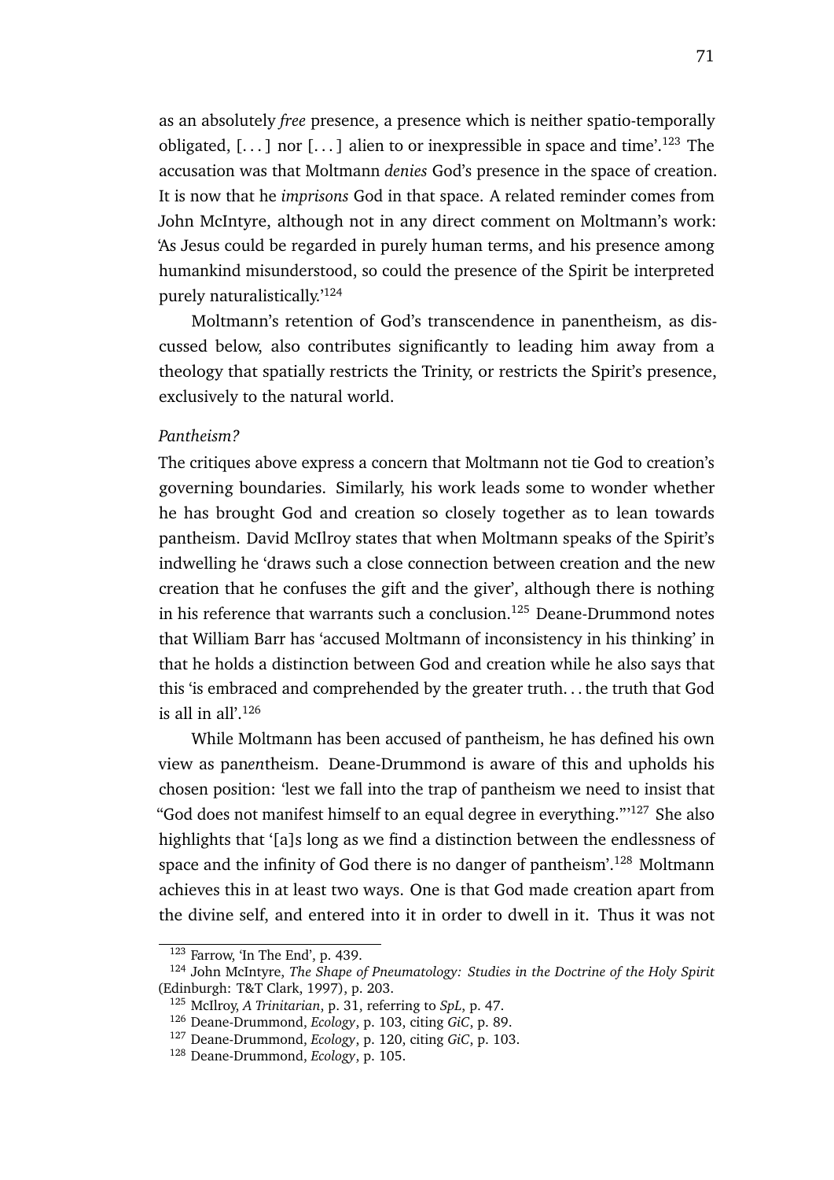as an absolutely *free* presence, a presence which is neither spatio-temporally obligated, [. . . ] nor [. . . ] alien to or inexpressible in space and time'.[123] The accusation was that Moltmann *denies* God's presence in the space of creation. It is now that he *imprisons* God in that space. A related reminder comes from John McIntyre, although not in any direct comment on Moltmann's work: 'As Jesus could be regarded in purely human terms, and his presence among humankind misunderstood, so could the presence of the Spirit be interpreted purely naturalistically.'[124]

Moltmann's retention of God's transcendence in panentheism, as discussed below, also contributes significantly to leading him away from a theology that spatially restricts the Trinity, or restricts the Spirit's presence, exclusively to the natural world.

*Pantheism?*

The critiques above express a concern that Moltmann not tie God to creation's governing boundaries. Similarly, his work leads some to wonder whether he has brought God and creation so closely together as to lean towards pantheism. David McIlroy states that when Moltmann speaks of the Spirit's indwelling he 'draws such a close connection between creation and the new creation that he confuses the gift and the giver', although there is nothing in his reference that warrants such a conclusion.[125] Deane-Drummond notes that William Barr has 'accused Moltmann of inconsistency in his thinking' in that he holds a distinction between God and creation while he also says that this 'is embraced and comprehended by the greater truth. . . the truth that God is all in all'.[126]

While Moltmann has been accused of pantheism, he has defined his own view as pan*en*theism. Deane-Drummond is aware of this and upholds his chosen position: 'lest we fall into the trap of pantheism we need to insist that "God does not manifest himself to an equal degree in everything."'[127] She also highlights that '[a]s long as we find a distinction between the endlessness of space and the infinity of God there is no danger of pantheism'.[128] Moltmann achieves this in at least two ways. One is that God made creation apart from the divine self, and entered into it in order to dwell in it. Thus it was not

[123] Farrow, 'In The End', p. 439.

[124] John McIntyre, *The Shape of Pneumatology: Studies in the Doctrine of the Holy Spirit* (Edinburgh: T&T Clark, 1997), p. 203.

[125] McIlroy, *A Trinitarian*, p. 31, referring to *SpL*, p. 47.

[126] Deane-Drummond, *Ecology*, p. 103, citing *GiC*, p. 89.

[127] Deane-Drummond, *Ecology*, p. 120, citing *GiC*, p. 103.

[128] Deane-Drummond, *Ecology*, p. 105.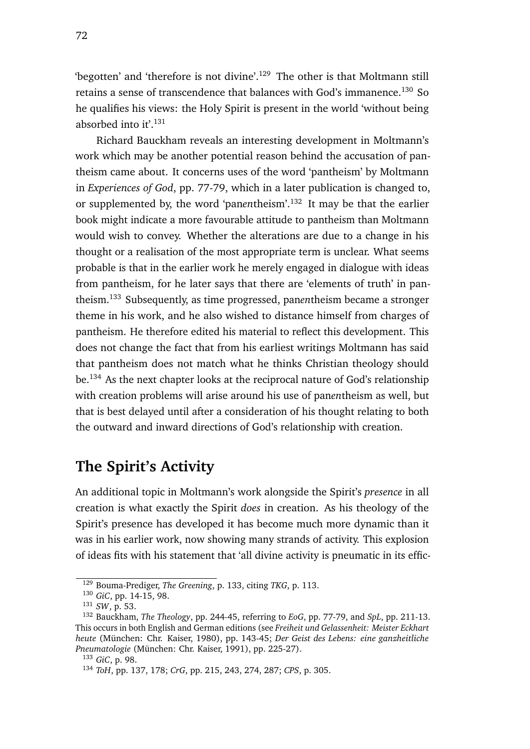'begotten' and 'therefore is not divine'.[129] The other is that Moltmann still retains a sense of transcendence that balances with God's immanence.[130] So he qualifies his views: the Holy Spirit is present in the world 'without being absorbed into it'.[131]

Richard Bauckham reveals an interesting development in Moltmann's work which may be another potential reason behind the accusation of pantheism came about. It concerns uses of the word 'pantheism' by Moltmann in *Experiences of God*, pp. 77-79, which in a later publication is changed to, or supplemented by, the word 'pan*en*theism'.[132] It may be that the earlier book might indicate a more favourable attitude to pantheism than Moltmann would wish to convey. Whether the alterations are due to a change in his thought or a realisation of the most appropriate term is unclear. What seems probable is that in the earlier work he merely engaged in dialogue with ideas from pantheism, for he later says that there are 'elements of truth' in pantheism.[133] Subsequently, as time progressed, pan*en*theism became a stronger theme in his work, and he also wished to distance himself from charges of pantheism. He therefore edited his material to reflect this development. This does not change the fact that from his earliest writings Moltmann has said that pantheism does not match what he thinks Christian theology should be.[134] As the next chapter looks at the reciprocal nature of God's relationship with creation problems will arise around his use of pan*en*theism as well, but that is best delayed until after a consideration of his thought relating to both the outward and inward directions of God's relationship with creation.

## The Spirit's Activity

An additional topic in Moltmann's work alongside the Spirit's *presence* in all creation is what exactly the Spirit *does* in creation. As his theology of the Spirit's presence has developed it has become much more dynamic than it was in his earlier work, now showing many strands of activity. This explosion of ideas fits with his statement that 'all divine activity is pneumatic in its effic-

---

[129] Bouma-Prediger, *The Greening*, p. 133, citing *TKG*, p. 113.

[130] *GiC*, pp. 14-15, 98.

[131] *SW*, p. 53.

[132] Bauckham, *The Theology*, pp. 244-45, referring to *EoG*, pp. 77-79, and *SpL*, pp. 211-13. This occurs in both English and German editions (see *Freiheit und Gelassenheit: Meister Eckhart heute* (München: Chr. Kaiser, 1980), pp. 143-45; *Der Geist des Lebens: eine ganzheitliche Pneumatologie* (München: Chr. Kaiser, 1991), pp. 225-27).

[133] *GiC*, p. 98.

[134] *ToH*, pp. 137, 178; *CrG*, pp. 215, 243, 274, 287; *CPS*, p. 305.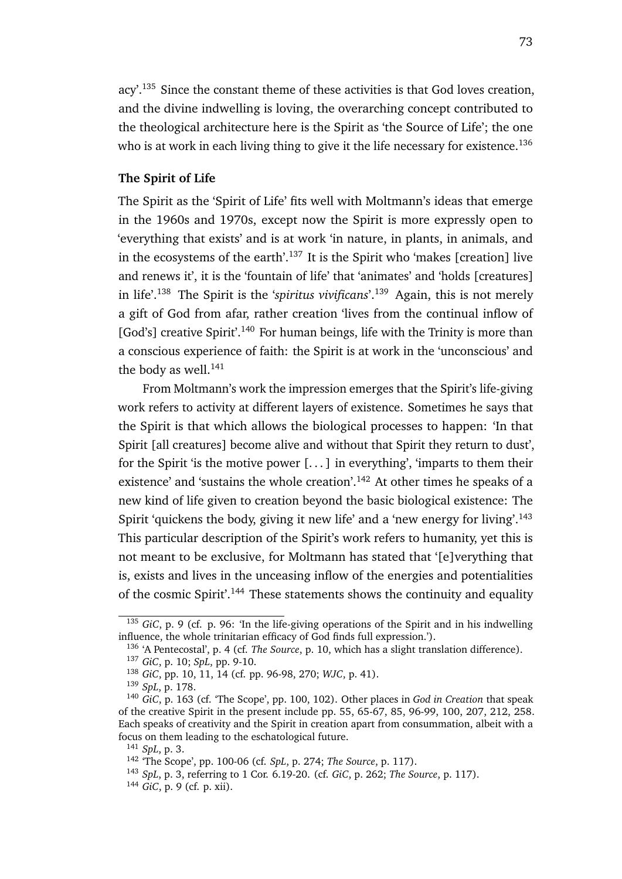acy'.[135] Since the constant theme of these activities is that God loves creation, and the divine indwelling is loving, the overarching concept contributed to the theological architecture here is the Spirit as 'the Source of Life'; the one who is at work in each living thing to give it the life necessary for existence.[136]

### The Spirit of Life

The Spirit as the 'Spirit of Life' fits well with Moltmann's ideas that emerge in the 1960s and 1970s, except now the Spirit is more expressly open to 'everything that exists' and is at work 'in nature, in plants, in animals, and in the ecosystems of the earth'.[137] It is the Spirit who 'makes [creation] live and renews it', it is the 'fountain of life' that 'animates' and 'holds [creatures] in life'.[138] The Spirit is the '*spiritus vivificans*'.[139] Again, this is not merely a gift of God from afar, rather creation 'lives from the continual inflow of [God's] creative Spirit'.[140] For human beings, life with the Trinity is more than a conscious experience of faith: the Spirit is at work in the 'unconscious' and the body as well.[141]

From Moltmann's work the impression emerges that the Spirit's life-giving work refers to activity at different layers of existence. Sometimes he says that the Spirit is that which allows the biological processes to happen: 'In that Spirit [all creatures] become alive and without that Spirit they return to dust', for the Spirit 'is the motive power [. . . ] in everything', 'imparts to them their existence' and 'sustains the whole creation'.[142] At other times he speaks of a new kind of life given to creation beyond the basic biological existence: The Spirit 'quickens the body, giving it new life' and a 'new energy for living'.[143] This particular description of the Spirit's work refers to humanity, yet this is not meant to be exclusive, for Moltmann has stated that '[e]verything that is, exists and lives in the unceasing inflow of the energies and potentialities of the cosmic Spirit'.[144] These statements shows the continuity and equality

---

[135] *GiC*, p. 9 (cf. p. 96: 'In the life-giving operations of the Spirit and in his indwelling influence, the whole trinitarian efficacy of God finds full expression.').

[136] 'A Pentecostal', p. 4 (cf. *The Source*, p. 10, which has a slight translation difference).

[137] *GiC*, p. 10; *SpL*, pp. 9-10.

[138] *GiC*, pp. 10, 11, 14 (cf. pp. 96-98, 270; *WJC*, p. 41).

[139] *SpL*, p. 178.

[140] *GiC*, p. 163 (cf. 'The Scope', pp. 100, 102). Other places in *God in Creation* that speak of the creative Spirit in the present include pp. 55, 65-67, 85, 96-99, 100, 207, 212, 258. Each speaks of creativity and the Spirit in creation apart from consummation, albeit with a focus on them leading to the eschatological future.

[141] *SpL*, p. 3.

[142] 'The Scope', pp. 100-06 (cf. *SpL*, p. 274; *The Source*, p. 117).

[143] *SpL*, p. 3, referring to 1 Cor. 6.19-20. (cf. *GiC*, p. 262; *The Source*, p. 117).

[144] *GiC*, p. 9 (cf. p. xii).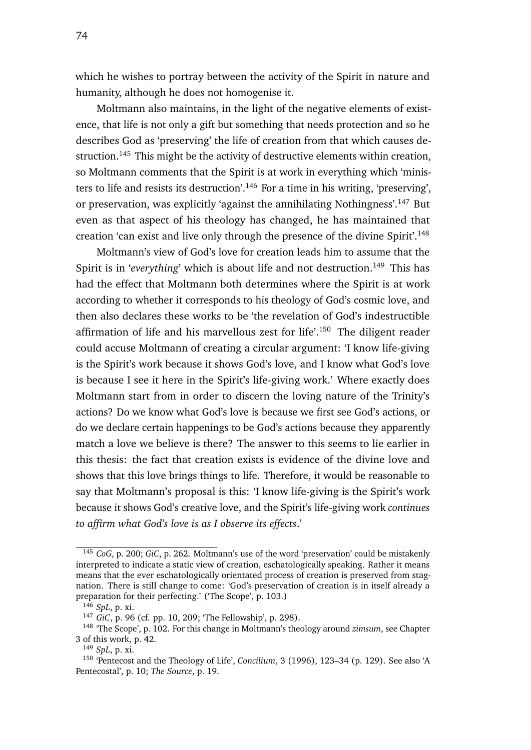which he wishes to portray between the activity of the Spirit in nature and humanity, although he does not homogenise it.

Moltmann also maintains, in the light of the negative elements of existence, that life is not only a gift but something that needs protection and so he describes God as 'preserving' the life of creation from that which causes destruction.[145] This might be the activity of destructive elements within creation, so Moltmann comments that the Spirit is at work in everything which 'ministers to life and resists its destruction'.[146] For a time in his writing, 'preserving', or preservation, was explicitly 'against the annihilating Nothingness'.[147] But even as that aspect of his theology has changed, he has maintained that creation 'can exist and live only through the presence of the divine Spirit'.[148]

Moltmann's view of God's love for creation leads him to assume that the Spirit is in '*everything*' which is about life and not destruction.[149] This has had the effect that Moltmann both determines where the Spirit is at work according to whether it corresponds to his theology of God's cosmic love, and then also declares these works to be 'the revelation of God's indestructible affirmation of life and his marvellous zest for life'.[150] The diligent reader could accuse Moltmann of creating a circular argument: 'I know life-giving is the Spirit's work because it shows God's love, and I know what God's love is because I see it here in the Spirit's life-giving work.' Where exactly does Moltmann start from in order to discern the loving nature of the Trinity's actions? Do we know what God's love is because we first see God's actions, or do we declare certain happenings to be God's actions because they apparently match a love we believe is there? The answer to this seems to lie earlier in this thesis: the fact that creation exists is evidence of the divine love and shows that this love brings things to life. Therefore, it would be reasonable to say that Moltmann's proposal is this: 'I know life-giving is the Spirit's work because it shows God's creative love, and the Spirit's life-giving work *continues to affirm what God's love is as I observe its effects*.'

---

[145] *CoG*, p. 200; *GiC*, p. 262. Moltmann's use of the word 'preservation' could be mistakenly interpreted to indicate a static view of creation, eschatologically speaking. Rather it means means that the ever eschatologically orientated process of creation is preserved from stagnation. There is still change to come: 'God's preservation of creation is in itself already a preparation for their perfecting.' ('The Scope', p. 103.)

[146] *SpL*, p. xi.

[147] *GiC*, p. 96 (cf. pp. 10, 209; 'The Fellowship', p. 298).

[148] 'The Scope', p. 102. For this change in Moltmann's theology around *zimsum*, see Chapter 3 of this work, p. 42.

[149] *SpL*, p. xi.

[150] 'Pentecost and the Theology of Life', *Concilium*, 3 (1996), 123–34 (p. 129). See also 'A Pentecostal', p. 10; *The Source*, p. 19.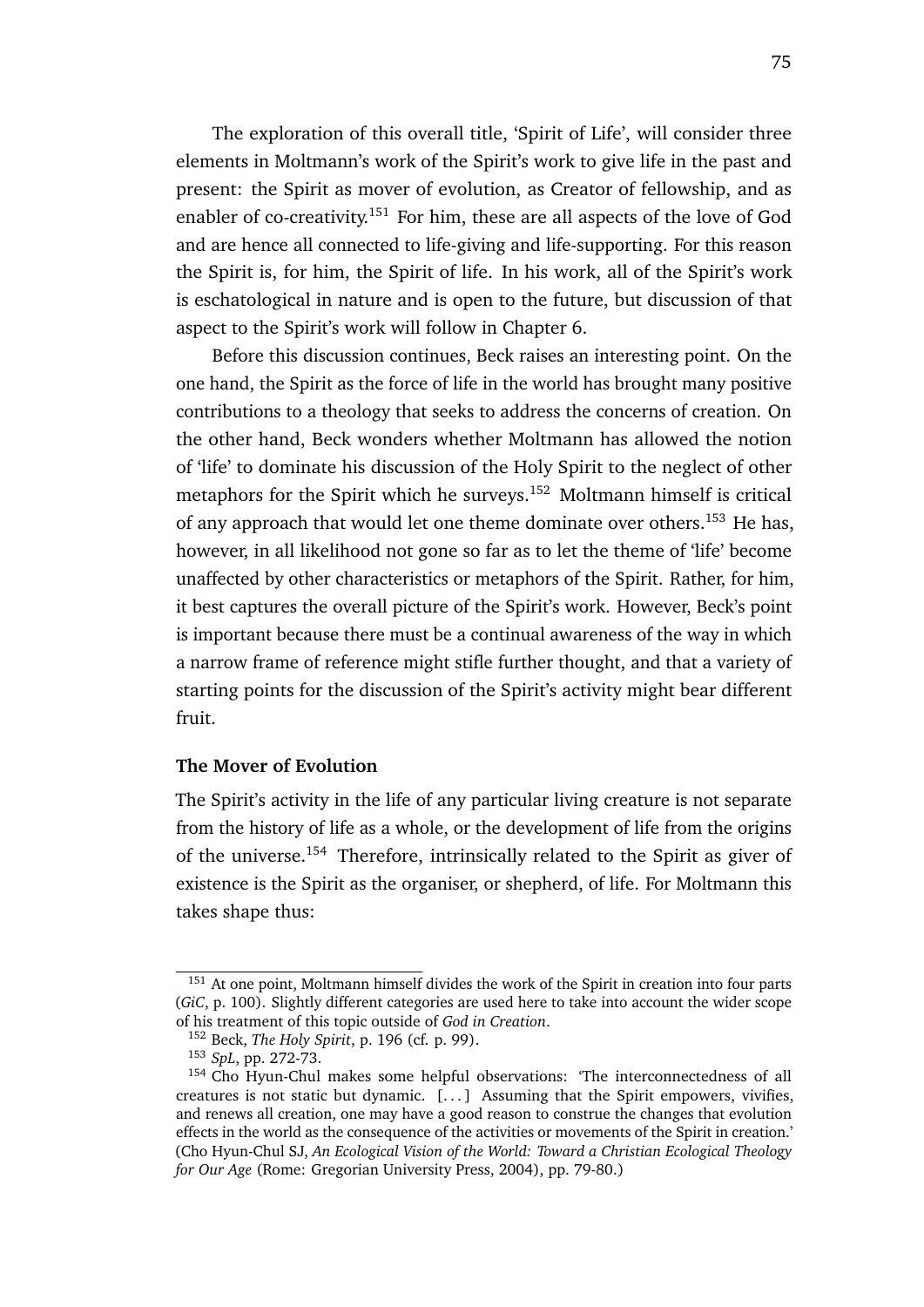The exploration of this overall title, 'Spirit of Life', will consider three elements in Moltmann's work of the Spirit's work to give life in the past and present: the Spirit as mover of evolution, as Creator of fellowship, and as enabler of co-creativity.[151] For him, these are all aspects of the love of God and are hence all connected to life-giving and life-supporting. For this reason the Spirit is, for him, the Spirit of life. In his work, all of the Spirit's work is eschatological in nature and is open to the future, but discussion of that aspect to the Spirit's work will follow in Chapter 6.

Before this discussion continues, Beck raises an interesting point. On the one hand, the Spirit as the force of life in the world has brought many positive contributions to a theology that seeks to address the concerns of creation. On the other hand, Beck wonders whether Moltmann has allowed the notion of 'life' to dominate his discussion of the Holy Spirit to the neglect of other metaphors for the Spirit which he surveys.[152] Moltmann himself is critical of any approach that would let one theme dominate over others.[153] He has, however, in all likelihood not gone so far as to let the theme of 'life' become unaffected by other characteristics or metaphors of the Spirit. Rather, for him, it best captures the overall picture of the Spirit's work. However, Beck's point is important because there must be a continual awareness of the way in which a narrow frame of reference might stifle further thought, and that a variety of starting points for the discussion of the Spirit's activity might bear different fruit.

**The Mover of Evolution**

The Spirit's activity in the life of any particular living creature is not separate from the history of life as a whole, or the development of life from the origins of the universe.[154] Therefore, intrinsically related to the Spirit as giver of existence is the Spirit as the organiser, or shepherd, of life. For Moltmann this takes shape thus:

---

[151] At one point, Moltmann himself divides the work of the Spirit in creation into four parts (*GiC*, p. 100). Slightly different categories are used here to take into account the wider scope of his treatment of this topic outside of *God in Creation*.

[152] Beck, *The Holy Spirit*, p. 196 (cf. p. 99).

[153] *SpL*, pp. 272-73.

[154] Cho Hyun-Chul makes some helpful observations: 'The interconnectedness of all creatures is not static but dynamic. [...] Assuming that the Spirit empowers, vivifies, and renews all creation, one may have a good reason to construe the changes that evolution effects in the world as the consequence of the activities or movements of the Spirit in creation.' (Cho Hyun-Chul SJ, *An Ecological Vision of the World: Toward a Christian Ecological Theology for Our Age* (Rome: Gregorian University Press, 2004), pp. 79-80.)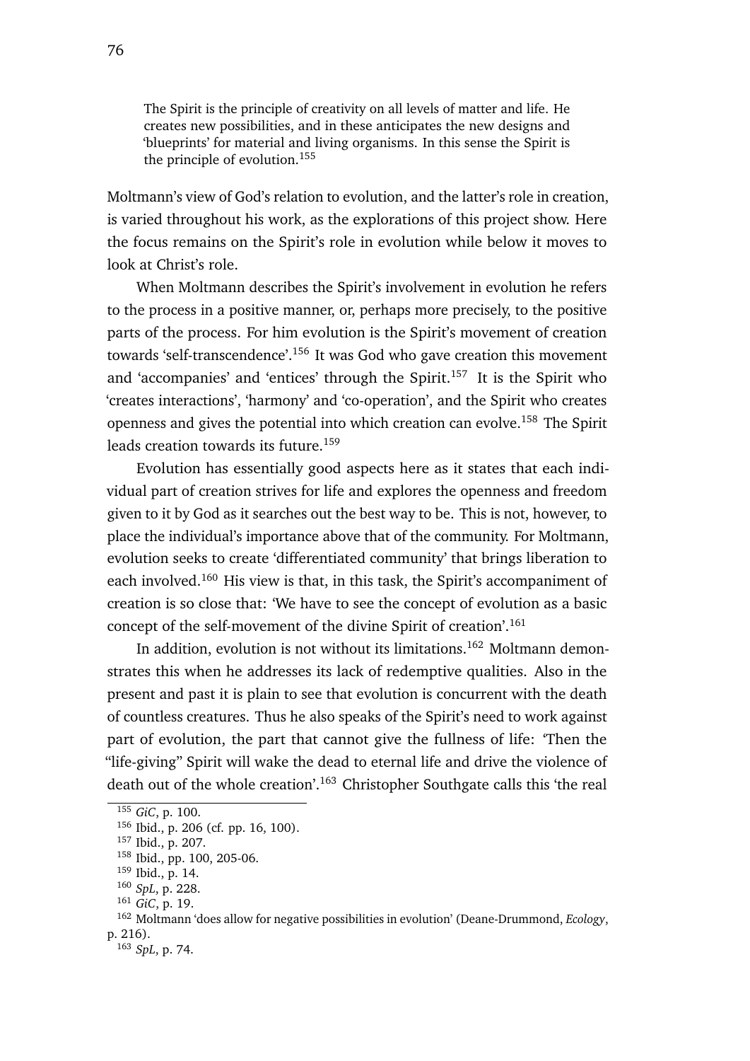> The Spirit is the principle of creativity on all levels of matter and life. He creates new possibilities, and in these anticipates the new designs and 'blueprints' for material and living organisms. In this sense the Spirit is the principle of evolution.[155]

Moltmann's view of God's relation to evolution, and the latter's role in creation, is varied throughout his work, as the explorations of this project show. Here the focus remains on the Spirit's role in evolution while below it moves to look at Christ's role.

When Moltmann describes the Spirit's involvement in evolution he refers to the process in a positive manner, or, perhaps more precisely, to the positive parts of the process. For him evolution is the Spirit's movement of creation towards 'self-transcendence'.[156] It was God who gave creation this movement and 'accompanies' and 'entices' through the Spirit.[157] It is the Spirit who 'creates interactions', 'harmony' and 'co-operation', and the Spirit who creates openness and gives the potential into which creation can evolve.[158] The Spirit leads creation towards its future.[159]

Evolution has essentially good aspects here as it states that each individual part of creation strives for life and explores the openness and freedom given to it by God as it searches out the best way to be. This is not, however, to place the individual's importance above that of the community. For Moltmann, evolution seeks to create 'differentiated community' that brings liberation to each involved.[160] His view is that, in this task, the Spirit's accompaniment of creation is so close that: 'We have to see the concept of evolution as a basic concept of the self-movement of the divine Spirit of creation'.[161]

In addition, evolution is not without its limitations.[162] Moltmann demonstrates this when he addresses its lack of redemptive qualities. Also in the present and past it is plain to see that evolution is concurrent with the death of countless creatures. Thus he also speaks of the Spirit's need to work against part of evolution, the part that cannot give the fullness of life: 'Then the "life-giving" Spirit will wake the dead to eternal life and drive the violence of death out of the whole creation'.[163] Christopher Southgate calls this 'the real

---

[155] *GiC*, p. 100.

[156] Ibid., p. 206 (cf. pp. 16, 100).

[157] Ibid., p. 207.

[158] Ibid., pp. 100, 205-06.

[159] Ibid., p. 14.

[160] *SpL*, p. 228.

[161] *GiC*, p. 19.

[162] Moltmann 'does allow for negative possibilities in evolution' (Deane-Drummond, *Ecology*, p. 216).

[163] *SpL*, p. 74.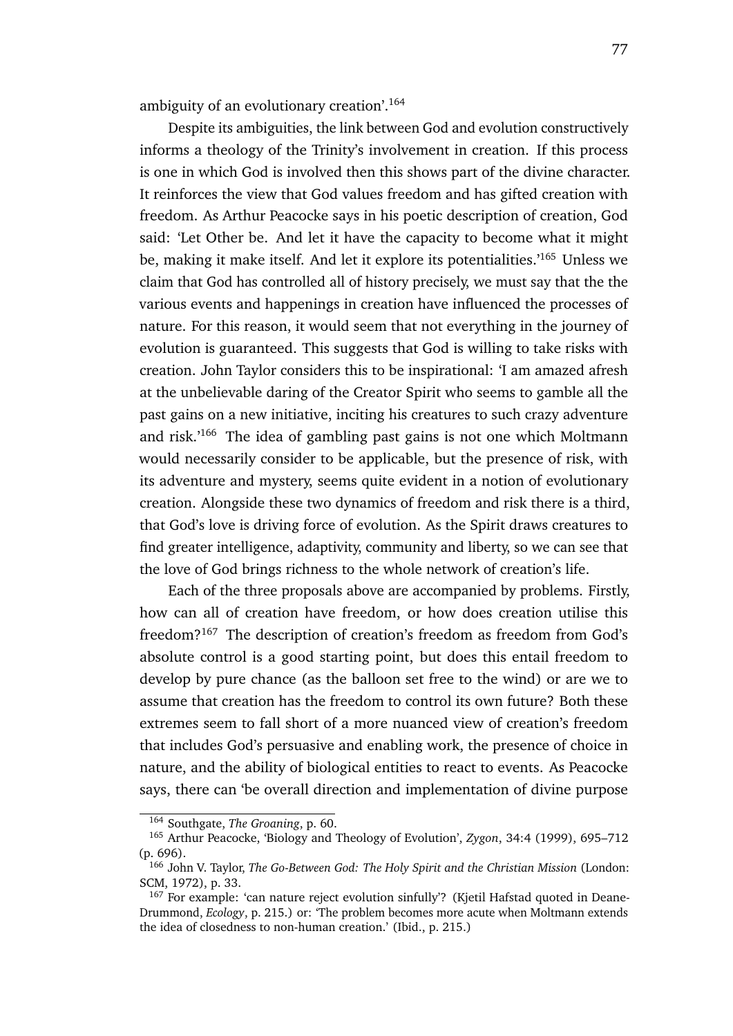ambiguity of an evolutionary creation'.[164]

Despite its ambiguities, the link between God and evolution constructively informs a theology of the Trinity's involvement in creation. If this process is one in which God is involved then this shows part of the divine character. It reinforces the view that God values freedom and has gifted creation with freedom. As Arthur Peacocke says in his poetic description of creation, God said: 'Let Other be. And let it have the capacity to become what it might be, making it make itself. And let it explore its potentialities.'[165] Unless we claim that God has controlled all of history precisely, we must say that the the various events and happenings in creation have influenced the processes of nature. For this reason, it would seem that not everything in the journey of evolution is guaranteed. This suggests that God is willing to take risks with creation. John Taylor considers this to be inspirational: 'I am amazed afresh at the unbelievable daring of the Creator Spirit who seems to gamble all the past gains on a new initiative, inciting his creatures to such crazy adventure and risk.'[166] The idea of gambling past gains is not one which Moltmann would necessarily consider to be applicable, but the presence of risk, with its adventure and mystery, seems quite evident in a notion of evolutionary creation. Alongside these two dynamics of freedom and risk there is a third, that God's love is driving force of evolution. As the Spirit draws creatures to find greater intelligence, adaptivity, community and liberty, so we can see that the love of God brings richness to the whole network of creation's life.

Each of the three proposals above are accompanied by problems. Firstly, how can all of creation have freedom, or how does creation utilise this freedom?[167] The description of creation's freedom as freedom from God's absolute control is a good starting point, but does this entail freedom to develop by pure chance (as the balloon set free to the wind) or are we to assume that creation has the freedom to control its own future? Both these extremes seem to fall short of a more nuanced view of creation's freedom that includes God's persuasive and enabling work, the presence of choice in nature, and the ability of biological entities to react to events. As Peacocke says, there can 'be overall direction and implementation of divine purpose

---

[164] Southgate, *The Groaning*, p. 60.

[165] Arthur Peacocke, 'Biology and Theology of Evolution', *Zygon*, 34:4 (1999), 695–712 (p. 696).

[166] John V. Taylor, *The Go-Between God: The Holy Spirit and the Christian Mission* (London: SCM, 1972), p. 33.

[167] For example: 'can nature reject evolution sinfully'? (Kjetil Hafstad quoted in Deane-Drummond, *Ecology*, p. 215.) or: 'The problem becomes more acute when Moltmann extends the idea of closedness to non-human creation.' (Ibid., p. 215.)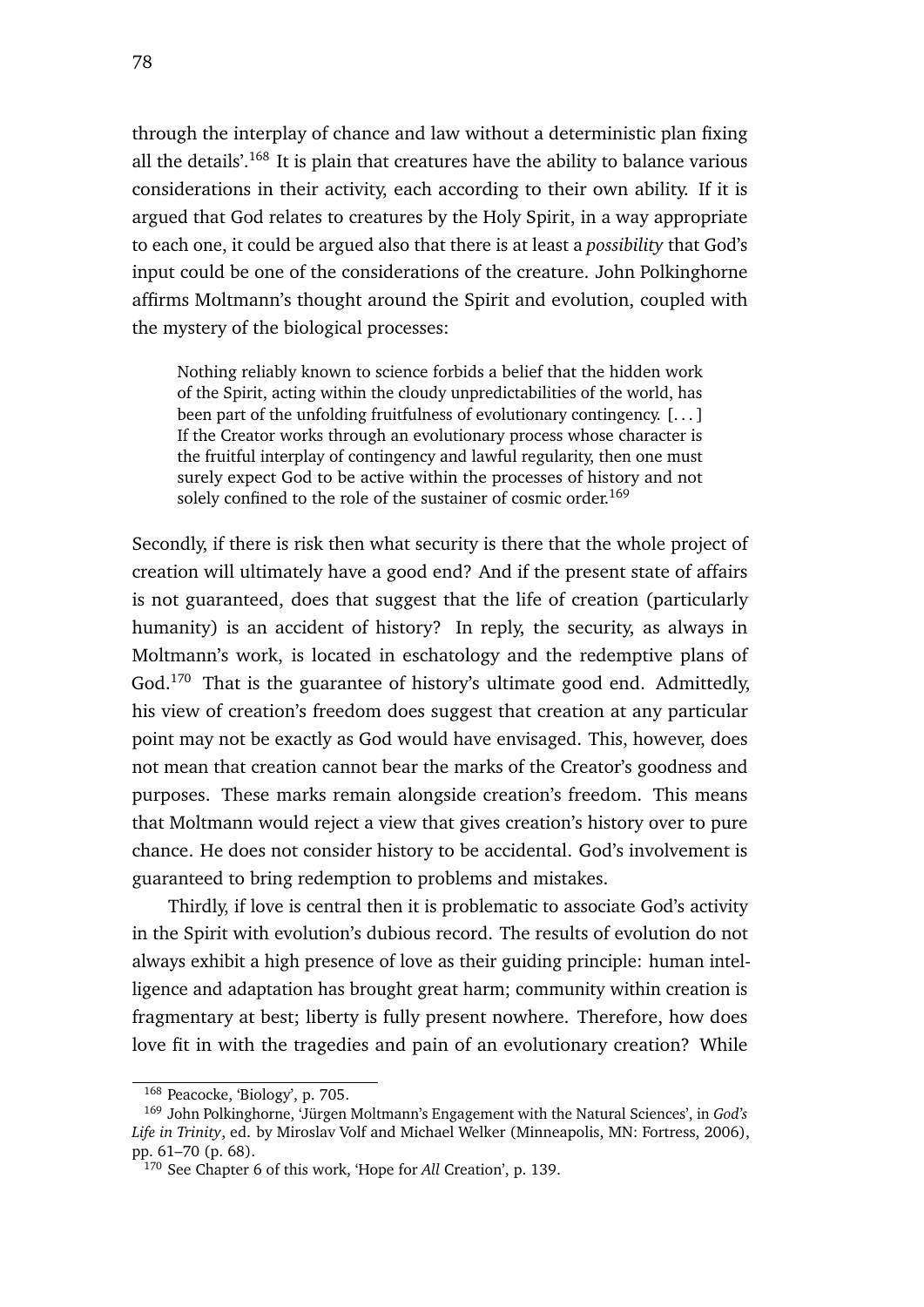through the interplay of chance and law without a deterministic plan fixing all the details'.[168] It is plain that creatures have the ability to balance various considerations in their activity, each according to their own ability. If it is argued that God relates to creatures by the Holy Spirit, in a way appropriate to each one, it could be argued also that there is at least a *possibility* that God's input could be one of the considerations of the creature. John Polkinghorne affirms Moltmann's thought around the Spirit and evolution, coupled with the mystery of the biological processes:

> Nothing reliably known to science forbids a belief that the hidden work of the Spirit, acting within the cloudy unpredictabilities of the world, has been part of the unfolding fruitfulness of evolutionary contingency. [. . . ] If the Creator works through an evolutionary process whose character is the fruitful interplay of contingency and lawful regularity, then one must surely expect God to be active within the processes of history and not solely confined to the role of the sustainer of cosmic order.[169]

Secondly, if there is risk then what security is there that the whole project of creation will ultimately have a good end? And if the present state of affairs is not guaranteed, does that suggest that the life of creation (particularly humanity) is an accident of history? In reply, the security, as always in Moltmann's work, is located in eschatology and the redemptive plans of God.[170] That is the guarantee of history's ultimate good end. Admittedly, his view of creation's freedom does suggest that creation at any particular point may not be exactly as God would have envisaged. This, however, does not mean that creation cannot bear the marks of the Creator's goodness and purposes. These marks remain alongside creation's freedom. This means that Moltmann would reject a view that gives creation's history over to pure chance. He does not consider history to be accidental. God's involvement is guaranteed to bring redemption to problems and mistakes.

Thirdly, if love is central then it is problematic to associate God's activity in the Spirit with evolution's dubious record. The results of evolution do not always exhibit a high presence of love as their guiding principle: human intelligence and adaptation has brought great harm; community within creation is fragmentary at best; liberty is fully present nowhere. Therefore, how does love fit in with the tragedies and pain of an evolutionary creation? While

---

[168] Peacocke, 'Biology', p. 705.

[169] John Polkinghorne, 'Jürgen Moltmann's Engagement with the Natural Sciences', in *God's Life in Trinity*, ed. by Miroslav Volf and Michael Welker (Minneapolis, MN: Fortress, 2006), pp. 61–70 (p. 68).

[170] See Chapter 6 of this work, 'Hope for *All* Creation', p. 139.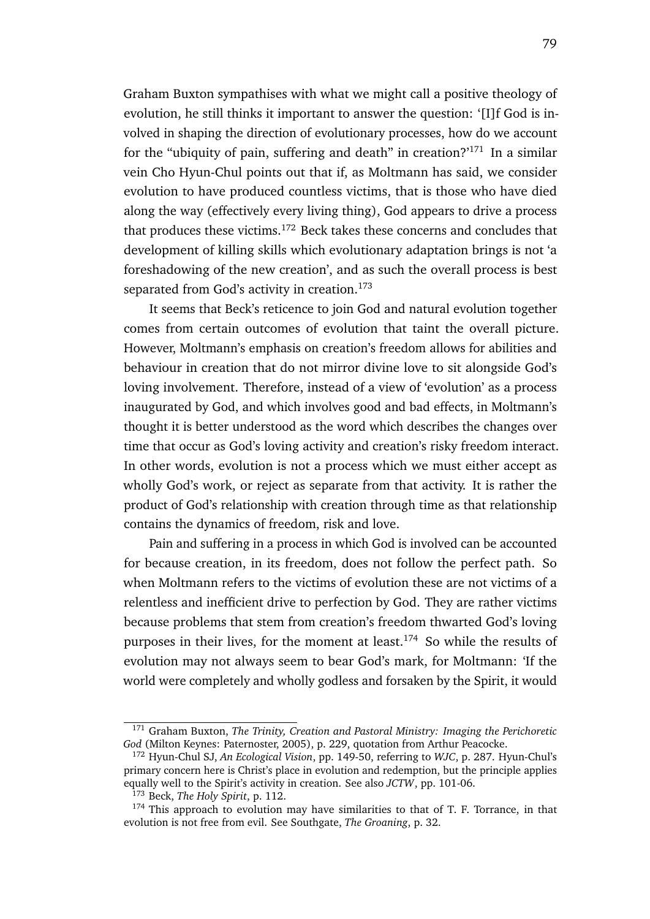Graham Buxton sympathises with what we might call a positive theology of evolution, he still thinks it important to answer the question: '[I]f God is involved in shaping the direction of evolutionary processes, how do we account for the "ubiquity of pain, suffering and death" in creation?'[171] In a similar vein Cho Hyun-Chul points out that if, as Moltmann has said, we consider evolution to have produced countless victims, that is those who have died along the way (effectively every living thing), God appears to drive a process that produces these victims.[172] Beck takes these concerns and concludes that development of killing skills which evolutionary adaptation brings is not 'a foreshadowing of the new creation', and as such the overall process is best separated from God's activity in creation.[173]

It seems that Beck's reticence to join God and natural evolution together comes from certain outcomes of evolution that taint the overall picture. However, Moltmann's emphasis on creation's freedom allows for abilities and behaviour in creation that do not mirror divine love to sit alongside God's loving involvement. Therefore, instead of a view of 'evolution' as a process inaugurated by God, and which involves good and bad effects, in Moltmann's thought it is better understood as the word which describes the changes over time that occur as God's loving activity and creation's risky freedom interact. In other words, evolution is not a process which we must either accept as wholly God's work, or reject as separate from that activity. It is rather the product of God's relationship with creation through time as that relationship contains the dynamics of freedom, risk and love.

Pain and suffering in a process in which God is involved can be accounted for because creation, in its freedom, does not follow the perfect path. So when Moltmann refers to the victims of evolution these are not victims of a relentless and inefficient drive to perfection by God. They are rather victims because problems that stem from creation's freedom thwarted God's loving purposes in their lives, for the moment at least.[174] So while the results of evolution may not always seem to bear God's mark, for Moltmann: 'If the world were completely and wholly godless and forsaken by the Spirit, it would

---

[171] Graham Buxton, *The Trinity, Creation and Pastoral Ministry: Imaging the Perichoretic God* (Milton Keynes: Paternoster, 2005), p. 229, quotation from Arthur Peacocke.

[172] Hyun-Chul SJ, *An Ecological Vision*, pp. 149-50, referring to *WJC*, p. 287. Hyun-Chul's primary concern here is Christ's place in evolution and redemption, but the principle applies equally well to the Spirit's activity in creation. See also *JCTW*, pp. 101-06.

[173] Beck, *The Holy Spirit*, p. 112.

[174] This approach to evolution may have similarities to that of T. F. Torrance, in that evolution is not free from evil. See Southgate, *The Groaning*, p. 32.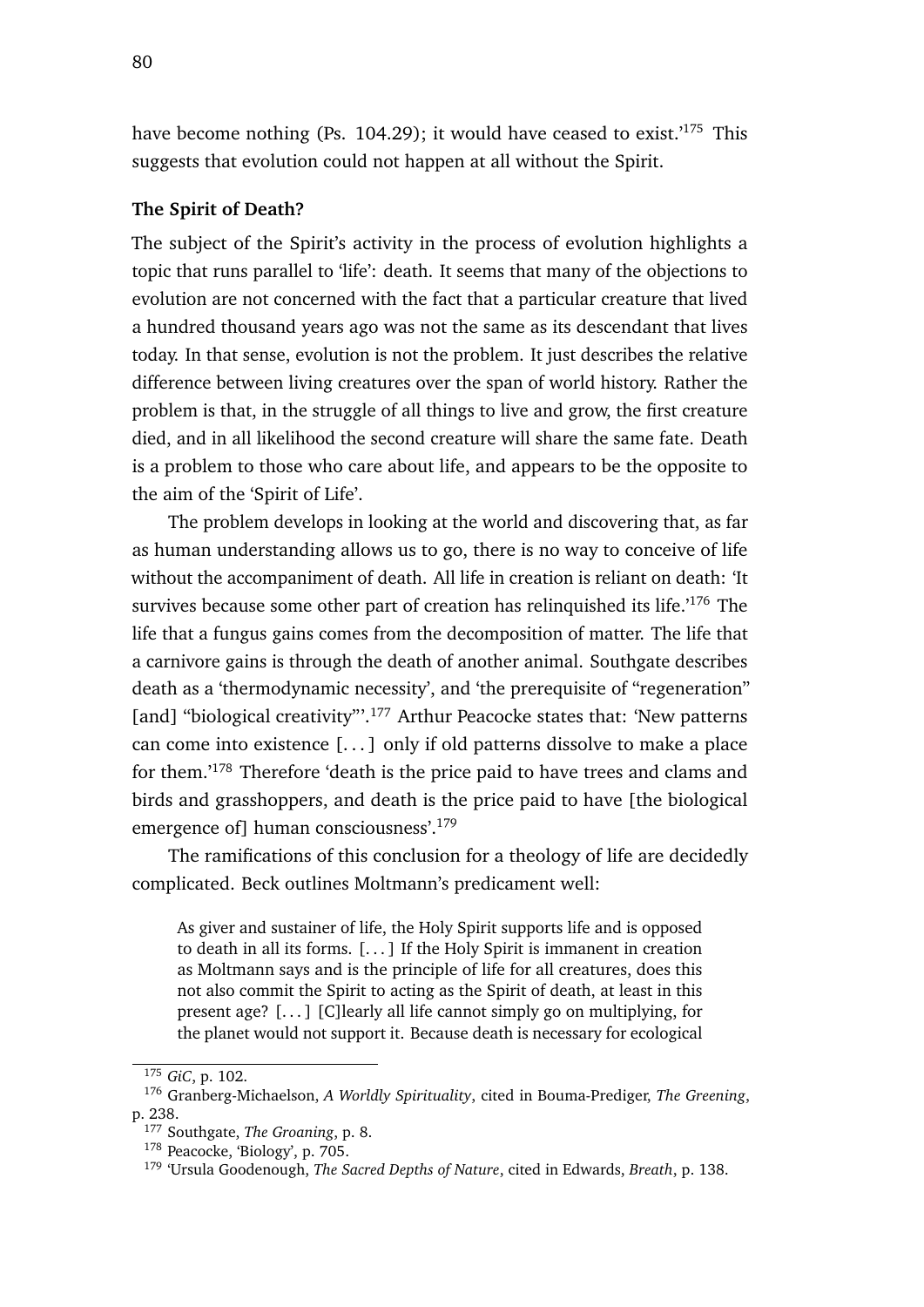have become nothing (Ps. 104.29); it would have ceased to exist.'[175] This suggests that evolution could not happen at all without the Spirit.

**The Spirit of Death?**

The subject of the Spirit's activity in the process of evolution highlights a topic that runs parallel to 'life': death. It seems that many of the objections to evolution are not concerned with the fact that a particular creature that lived a hundred thousand years ago was not the same as its descendant that lives today. In that sense, evolution is not the problem. It just describes the relative difference between living creatures over the span of world history. Rather the problem is that, in the struggle of all things to live and grow, the first creature died, and in all likelihood the second creature will share the same fate. Death is a problem to those who care about life, and appears to be the opposite to the aim of the 'Spirit of Life'.

The problem develops in looking at the world and discovering that, as far as human understanding allows us to go, there is no way to conceive of life without the accompaniment of death. All life in creation is reliant on death: 'It survives because some other part of creation has relinquished its life.'[176] The life that a fungus gains comes from the decomposition of matter. The life that a carnivore gains is through the death of another animal. Southgate describes death as a 'thermodynamic necessity', and 'the prerequisite of "regeneration" [and] "biological creativity"'.[177] Arthur Peacocke states that: 'New patterns can come into existence [. . . ] only if old patterns dissolve to make a place for them.'[178] Therefore 'death is the price paid to have trees and clams and birds and grasshoppers, and death is the price paid to have [the biological emergence of] human consciousness'.[179]

The ramifications of this conclusion for a theology of life are decidedly complicated. Beck outlines Moltmann's predicament well:

> As giver and sustainer of life, the Holy Spirit supports life and is opposed to death in all its forms. [. . . ] If the Holy Spirit is immanent in creation as Moltmann says and is the principle of life for all creatures, does this not also commit the Spirit to acting as the Spirit of death, at least in this present age? [. . . ] [C]learly all life cannot simply go on multiplying, for the planet would not support it. Because death is necessary for ecological

[175] *GiC*, p. 102.

[176] Granberg-Michaelson, *A Worldly Spirituality*, cited in Bouma-Prediger, *The Greening*, p. 238.

[177] Southgate, *The Groaning*, p. 8.

[178] Peacocke, 'Biology', p. 705.

[179] 'Ursula Goodenough, *The Sacred Depths of Nature*, cited in Edwards, *Breath*, p. 138.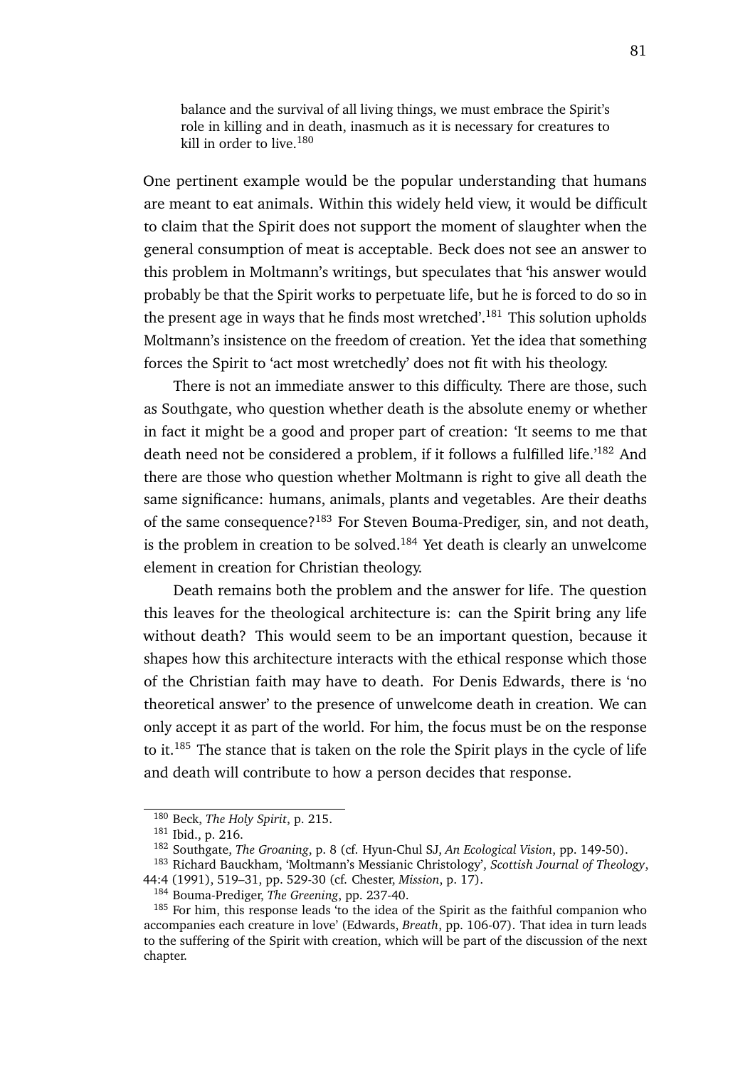> balance and the survival of all living things, we must embrace the Spirit's role in killing and in death, inasmuch as it is necessary for creatures to kill in order to live.[180]

One pertinent example would be the popular understanding that humans are meant to eat animals. Within this widely held view, it would be difficult to claim that the Spirit does not support the moment of slaughter when the general consumption of meat is acceptable. Beck does not see an answer to this problem in Moltmann's writings, but speculates that 'his answer would probably be that the Spirit works to perpetuate life, but he is forced to do so in the present age in ways that he finds most wretched'.[181] This solution upholds Moltmann's insistence on the freedom of creation. Yet the idea that something forces the Spirit to 'act most wretchedly' does not fit with his theology.

There is not an immediate answer to this difficulty. There are those, such as Southgate, who question whether death is the absolute enemy or whether in fact it might be a good and proper part of creation: 'It seems to me that death need not be considered a problem, if it follows a fulfilled life.'[182] And there are those who question whether Moltmann is right to give all death the same significance: humans, animals, plants and vegetables. Are their deaths of the same consequence?[183] For Steven Bouma-Prediger, sin, and not death, is the problem in creation to be solved.[184] Yet death is clearly an unwelcome element in creation for Christian theology.

Death remains both the problem and the answer for life. The question this leaves for the theological architecture is: can the Spirit bring any life without death? This would seem to be an important question, because it shapes how this architecture interacts with the ethical response which those of the Christian faith may have to death. For Denis Edwards, there is 'no theoretical answer' to the presence of unwelcome death in creation. We can only accept it as part of the world. For him, the focus must be on the response to it.[185] The stance that is taken on the role the Spirit plays in the cycle of life and death will contribute to how a person decides that response.

---

[180] Beck, *The Holy Spirit*, p. 215.

[181] Ibid., p. 216.

[182] Southgate, *The Groaning*, p. 8 (cf. Hyun-Chul SJ, *An Ecological Vision*, pp. 149-50).

[183] Richard Bauckham, 'Moltmann's Messianic Christology', *Scottish Journal of Theology*, 44:4 (1991), 519–31, pp. 529-30 (cf. Chester, *Mission*, p. 17).

[184] Bouma-Prediger, *The Greening*, pp. 237-40.

[185] For him, this response leads 'to the idea of the Spirit as the faithful companion who accompanies each creature in love' (Edwards, *Breath*, pp. 106-07). That idea in turn leads to the suffering of the Spirit with creation, which will be part of the discussion of the next chapter.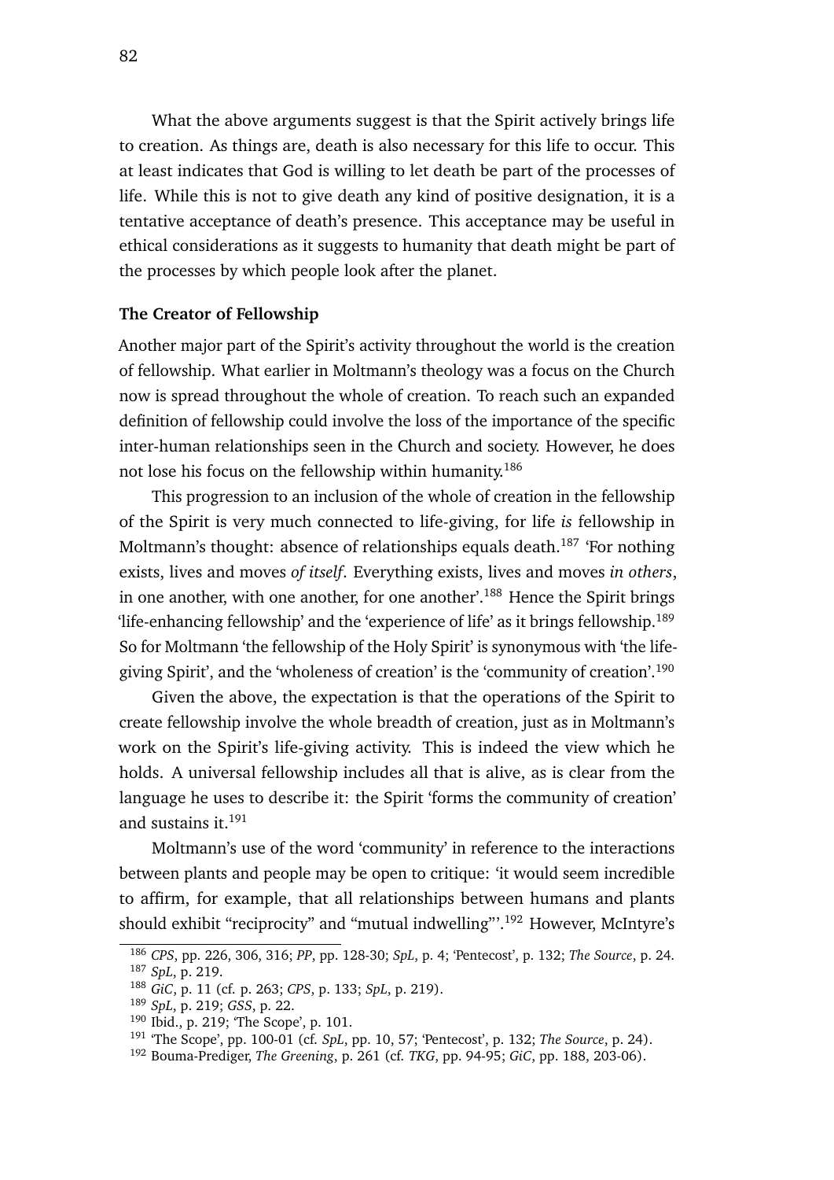What the above arguments suggest is that the Spirit actively brings life to creation. As things are, death is also necessary for this life to occur. This at least indicates that God is willing to let death be part of the processes of life. While this is not to give death any kind of positive designation, it is a tentative acceptance of death's presence. This acceptance may be useful in ethical considerations as it suggests to humanity that death might be part of the processes by which people look after the planet.

**The Creator of Fellowship**

Another major part of the Spirit's activity throughout the world is the creation of fellowship. What earlier in Moltmann's theology was a focus on the Church now is spread throughout the whole of creation. To reach such an expanded definition of fellowship could involve the loss of the importance of the specific inter-human relationships seen in the Church and society. However, he does not lose his focus on the fellowship within humanity.[186]

This progression to an inclusion of the whole of creation in the fellowship of the Spirit is very much connected to life-giving, for life *is* fellowship in Moltmann's thought: absence of relationships equals death.[187] 'For nothing exists, lives and moves *of itself*. Everything exists, lives and moves *in others*, in one another, with one another, for one another'.[188] Hence the Spirit brings 'life-enhancing fellowship' and the 'experience of life' as it brings fellowship.[189] So for Moltmann 'the fellowship of the Holy Spirit' is synonymous with 'the life-giving Spirit', and the 'wholeness of creation' is the 'community of creation'.[190]

Given the above, the expectation is that the operations of the Spirit to create fellowship involve the whole breadth of creation, just as in Moltmann's work on the Spirit's life-giving activity. This is indeed the view which he holds. A universal fellowship includes all that is alive, as is clear from the language he uses to describe it: the Spirit 'forms the community of creation' and sustains it.[191]

Moltmann's use of the word 'community' in reference to the interactions between plants and people may be open to critique: 'it would seem incredible to affirm, for example, that all relationships between humans and plants should exhibit "reciprocity" and "mutual indwelling"'.[192] However, McIntyre's

[186] *CPS*, pp. 226, 306, 316; *PP*, pp. 128-30; *SpL*, p. 4; 'Pentecost', p. 132; *The Source*, p. 24.
[187] *SpL*, p. 219.
[188] *GiC*, p. 11 (cf. p. 263; *CPS*, p. 133; *SpL*, p. 219).
[189] *SpL*, p. 219; *GSS*, p. 22.
[190] Ibid., p. 219; 'The Scope', p. 101.
[191] 'The Scope', pp. 100-01 (cf. *SpL*, pp. 10, 57; 'Pentecost', p. 132; *The Source*, p. 24).
[192] Bouma-Prediger, *The Greening*, p. 261 (cf. *TKG*, pp. 94-95; *GiC*, pp. 188, 203-06).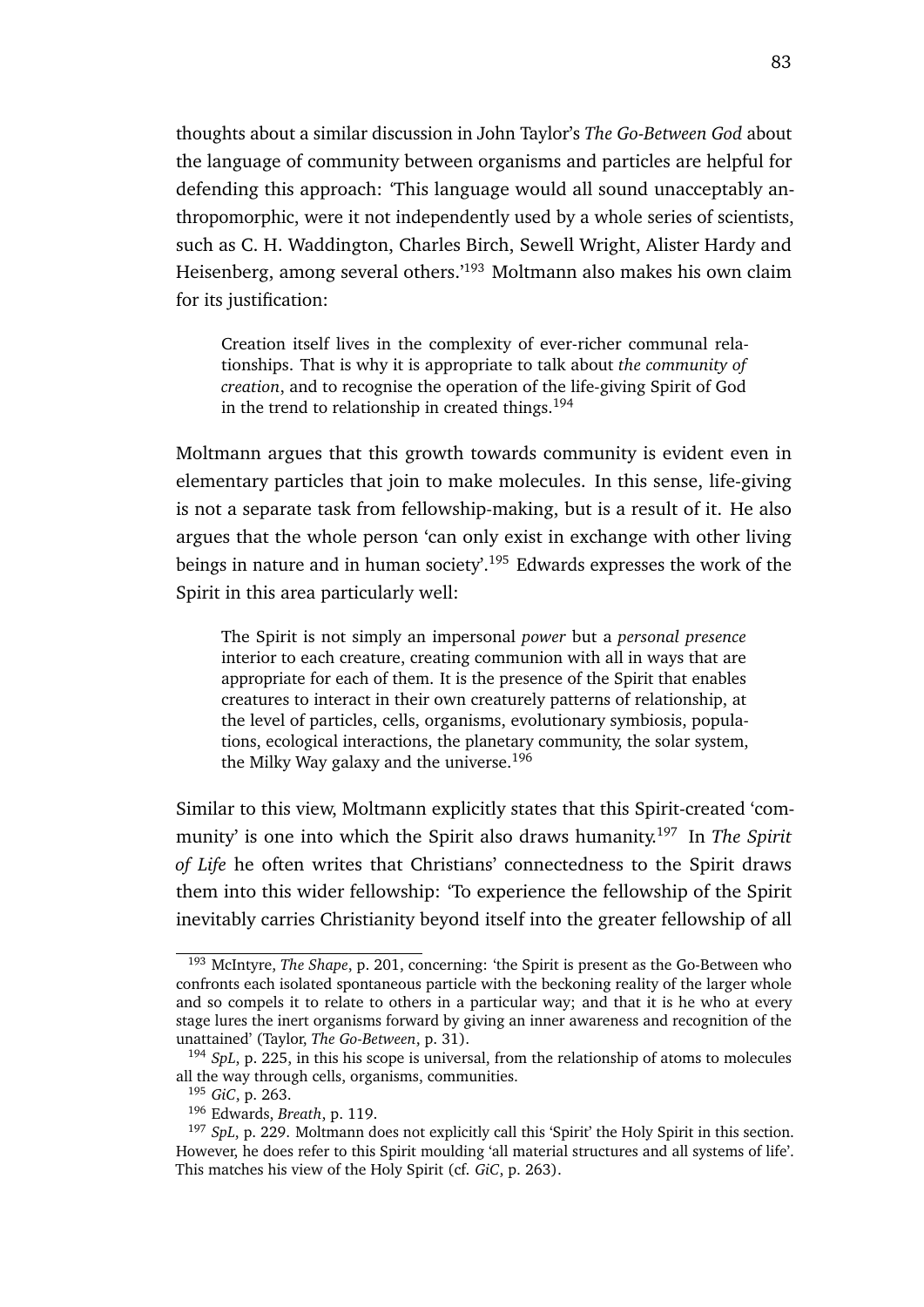thoughts about a similar discussion in John Taylor's *The Go-Between God* about the language of community between organisms and particles are helpful for defending this approach: 'This language would all sound unacceptably anthropomorphic, were it not independently used by a whole series of scientists, such as C. H. Waddington, Charles Birch, Sewell Wright, Alister Hardy and Heisenberg, among several others.'[193] Moltmann also makes his own claim for its justification:

> Creation itself lives in the complexity of ever-richer communal relationships. That is why it is appropriate to talk about *the community of creation*, and to recognise the operation of the life-giving Spirit of God in the trend to relationship in created things.[194]

Moltmann argues that this growth towards community is evident even in elementary particles that join to make molecules. In this sense, life-giving is not a separate task from fellowship-making, but is a result of it. He also argues that the whole person 'can only exist in exchange with other living beings in nature and in human society'.[195] Edwards expresses the work of the Spirit in this area particularly well:

> The Spirit is not simply an impersonal *power* but a *personal presence* interior to each creature, creating communion with all in ways that are appropriate for each of them. It is the presence of the Spirit that enables creatures to interact in their own creaturely patterns of relationship, at the level of particles, cells, organisms, evolutionary symbiosis, populations, ecological interactions, the planetary community, the solar system, the Milky Way galaxy and the universe.[196]

Similar to this view, Moltmann explicitly states that this Spirit-created 'community' is one into which the Spirit also draws humanity.[197] In *The Spirit of Life* he often writes that Christians' connectedness to the Spirit draws them into this wider fellowship: 'To experience the fellowship of the Spirit inevitably carries Christianity beyond itself into the greater fellowship of all

---

[193] McIntyre, *The Shape*, p. 201, concerning: 'the Spirit is present as the Go-Between who confronts each isolated spontaneous particle with the beckoning reality of the larger whole and so compels it to relate to others in a particular way; and that it is he who at every stage lures the inert organisms forward by giving an inner awareness and recognition of the unattained' (Taylor, *The Go-Between*, p. 31).

[194] *SpL*, p. 225, in this his scope is universal, from the relationship of atoms to molecules all the way through cells, organisms, communities.

[195] *GiC*, p. 263.

[196] Edwards, *Breath*, p. 119.

[197] *SpL*, p. 229. Moltmann does not explicitly call this 'Spirit' the Holy Spirit in this section. However, he does refer to this Spirit moulding 'all material structures and all systems of life'. This matches his view of the Holy Spirit (cf. *GiC*, p. 263).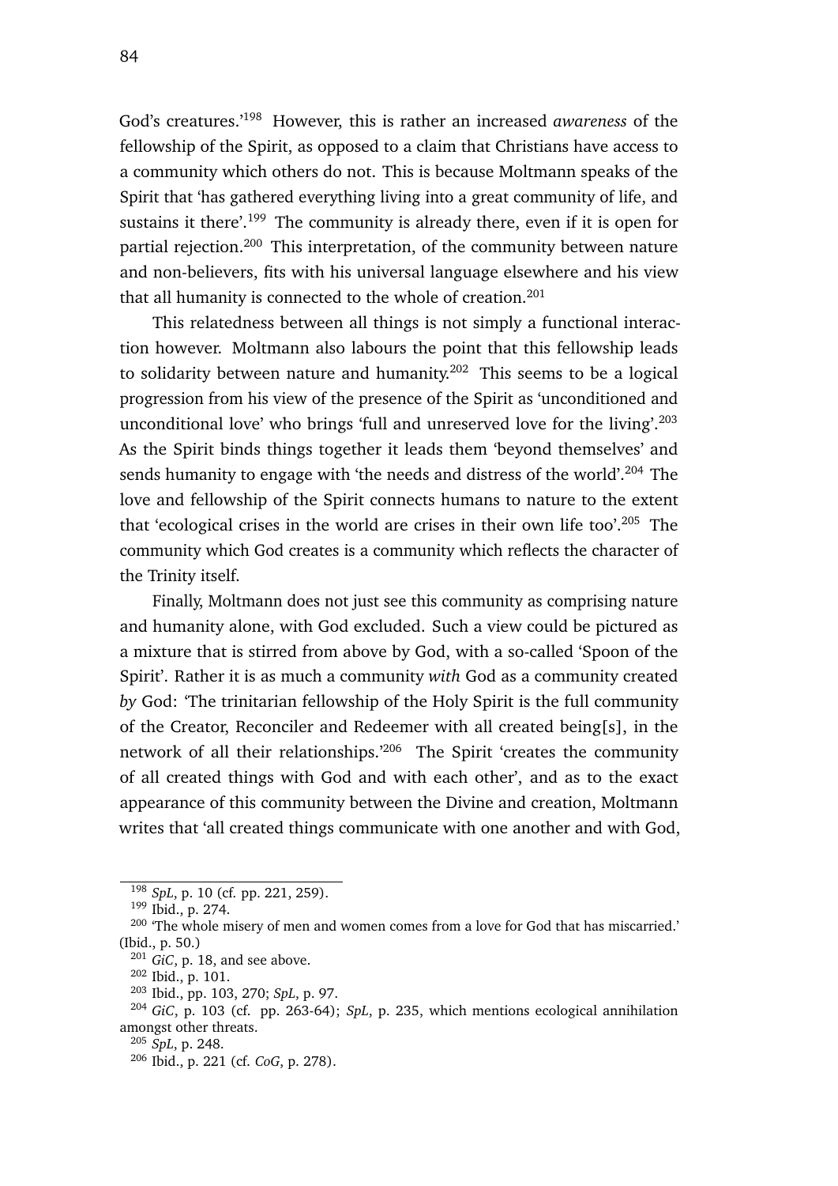God's creatures.'[198] However, this is rather an increased *awareness* of the fellowship of the Spirit, as opposed to a claim that Christians have access to a community which others do not. This is because Moltmann speaks of the Spirit that 'has gathered everything living into a great community of life, and sustains it there'.[199] The community is already there, even if it is open for partial rejection.[200] This interpretation, of the community between nature and non-believers, fits with his universal language elsewhere and his view that all humanity is connected to the whole of creation.[201]

This relatedness between all things is not simply a functional interaction however. Moltmann also labours the point that this fellowship leads to solidarity between nature and humanity.[202] This seems to be a logical progression from his view of the presence of the Spirit as 'unconditioned and unconditional love' who brings 'full and unreserved love for the living'.[203] As the Spirit binds things together it leads them 'beyond themselves' and sends humanity to engage with 'the needs and distress of the world'.[204] The love and fellowship of the Spirit connects humans to nature to the extent that 'ecological crises in the world are crises in their own life too'.[205] The community which God creates is a community which reflects the character of the Trinity itself.

Finally, Moltmann does not just see this community as comprising nature and humanity alone, with God excluded. Such a view could be pictured as a mixture that is stirred from above by God, with a so-called 'Spoon of the Spirit'. Rather it is as much a community *with* God as a community created *by* God: 'The trinitarian fellowship of the Holy Spirit is the full community of the Creator, Reconciler and Redeemer with all created being[s], in the network of all their relationships.'[206] The Spirit 'creates the community of all created things with God and with each other', and as to the exact appearance of this community between the Divine and creation, Moltmann writes that 'all created things communicate with one another and with God,

---

[198] *SpL*, p. 10 (cf. pp. 221, 259).

[199] Ibid., p. 274.

[200] 'The whole misery of men and women comes from a love for God that has miscarried.' (Ibid., p. 50.)

[201] *GiC*, p. 18, and see above.

[202] Ibid., p. 101.

[203] Ibid., pp. 103, 270; *SpL*, p. 97.

[204] *GiC*, p. 103 (cf. pp. 263-64); *SpL*, p. 235, which mentions ecological annihilation amongst other threats.

[205] *SpL*, p. 248.

[206] Ibid., p. 221 (cf. *CoG*, p. 278).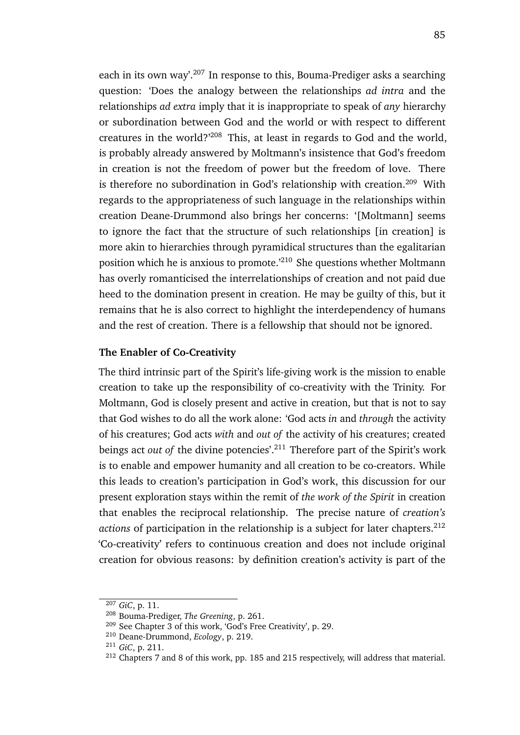each in its own way'.[207] In response to this, Bouma-Prediger asks a searching question: 'Does the analogy between the relationships *ad intra* and the relationships *ad extra* imply that it is inappropriate to speak of *any* hierarchy or subordination between God and the world or with respect to different creatures in the world?'[208] This, at least in regards to God and the world, is probably already answered by Moltmann's insistence that God's freedom in creation is not the freedom of power but the freedom of love. There is therefore no subordination in God's relationship with creation.[209] With regards to the appropriateness of such language in the relationships within creation Deane-Drummond also brings her concerns: '[Moltmann] seems to ignore the fact that the structure of such relationships [in creation] is more akin to hierarchies through pyramidical structures than the egalitarian position which he is anxious to promote.'[210] She questions whether Moltmann has overly romanticised the interrelationships of creation and not paid due heed to the domination present in creation. He may be guilty of this, but it remains that he is also correct to highlight the interdependency of humans and the rest of creation. There is a fellowship that should not be ignored.

**The Enabler of Co-Creativity**

The third intrinsic part of the Spirit's life-giving work is the mission to enable creation to take up the responsibility of co-creativity with the Trinity. For Moltmann, God is closely present and active in creation, but that is not to say that God wishes to do all the work alone: 'God acts *in* and *through* the activity of his creatures; God acts *with* and *out of* the activity of his creatures; created beings act *out of* the divine potencies'.[211] Therefore part of the Spirit's work is to enable and empower humanity and all creation to be co-creators. While this leads to creation's participation in God's work, this discussion for our present exploration stays within the remit of *the work of the Spirit* in creation that enables the reciprocal relationship. The precise nature of *creation's actions* of participation in the relationship is a subject for later chapters.[212] 'Co-creativity' refers to continuous creation and does not include original creation for obvious reasons: by definition creation's activity is part of the

[207] *GiC*, p. 11.

[208] Bouma-Prediger, *The Greening*, p. 261.

[209] See Chapter 3 of this work, 'God's Free Creativity', p. 29.

[210] Deane-Drummond, *Ecology*, p. 219.

[211] *GiC*, p. 211.

[212] Chapters 7 and 8 of this work, pp. 185 and 215 respectively, will address that material.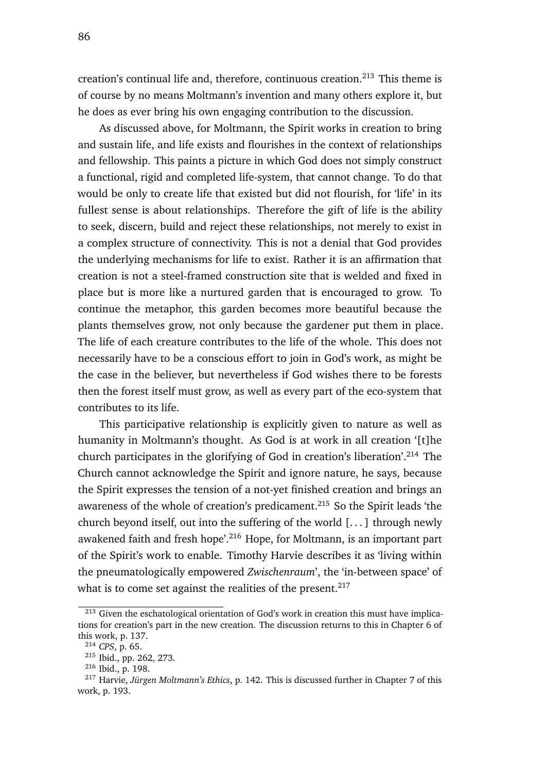creation's continual life and, therefore, continuous creation.[213] This theme is of course by no means Moltmann's invention and many others explore it, but he does as ever bring his own engaging contribution to the discussion.

As discussed above, for Moltmann, the Spirit works in creation to bring and sustain life, and life exists and flourishes in the context of relationships and fellowship. This paints a picture in which God does not simply construct a functional, rigid and completed life-system, that cannot change. To do that would be only to create life that existed but did not flourish, for 'life' in its fullest sense is about relationships. Therefore the gift of life is the ability to seek, discern, build and reject these relationships, not merely to exist in a complex structure of connectivity. This is not a denial that God provides the underlying mechanisms for life to exist. Rather it is an affirmation that creation is not a steel-framed construction site that is welded and fixed in place but is more like a nurtured garden that is encouraged to grow. To continue the metaphor, this garden becomes more beautiful because the plants themselves grow, not only because the gardener put them in place. The life of each creature contributes to the life of the whole. This does not necessarily have to be a conscious effort to join in God's work, as might be the case in the believer, but nevertheless if God wishes there to be forests then the forest itself must grow, as well as every part of the eco-system that contributes to its life.

This participative relationship is explicitly given to nature as well as humanity in Moltmann's thought. As God is at work in all creation '[t]he church participates in the glorifying of God in creation's liberation'.[214] The Church cannot acknowledge the Spirit and ignore nature, he says, because the Spirit expresses the tension of a not-yet finished creation and brings an awareness of the whole of creation's predicament.[215] So the Spirit leads 'the church beyond itself, out into the suffering of the world [...] through newly awakened faith and fresh hope'.[216] Hope, for Moltmann, is an important part of the Spirit's work to enable. Timothy Harvie describes it as 'living within the pneumatologically empowered *Zwischenraum*', the 'in-between space' of what is to come set against the realities of the present.[217]

---

[213] Given the eschatological orientation of God's work in creation this must have implications for creation's part in the new creation. The discussion returns to this in Chapter 6 of this work, p. 137.

[214] *CPS*, p. 65.

[215] Ibid., pp. 262, 273.

[216] Ibid., p. 198.

[217] Harvie, *Jürgen Moltmann's Ethics*, p. 142. This is discussed further in Chapter 7 of this work, p. 193.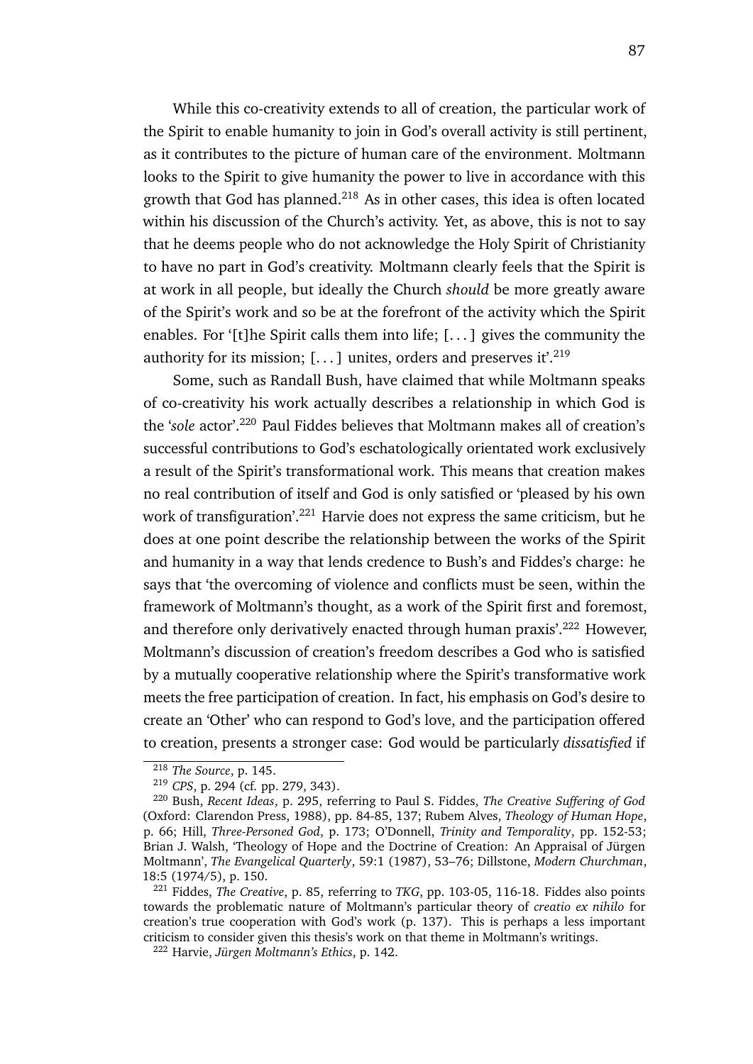While this co-creativity extends to all of creation, the particular work of the Spirit to enable humanity to join in God's overall activity is still pertinent, as it contributes to the picture of human care of the environment. Moltmann looks to the Spirit to give humanity the power to live in accordance with this growth that God has planned.[218] As in other cases, this idea is often located within his discussion of the Church's activity. Yet, as above, this is not to say that he deems people who do not acknowledge the Holy Spirit of Christianity to have no part in God's creativity. Moltmann clearly feels that the Spirit is at work in all people, but ideally the Church *should* be more greatly aware of the Spirit's work and so be at the forefront of the activity which the Spirit enables. For '[t]he Spirit calls them into life; [. . . ] gives the community the authority for its mission; [. . . ] unites, orders and preserves it'.[219]

Some, such as Randall Bush, have claimed that while Moltmann speaks of co-creativity his work actually describes a relationship in which God is the '*sole* actor'.[220] Paul Fiddes believes that Moltmann makes all of creation's successful contributions to God's eschatologically orientated work exclusively a result of the Spirit's transformational work. This means that creation makes no real contribution of itself and God is only satisfied or 'pleased by his own work of transfiguration'.[221] Harvie does not express the same criticism, but he does at one point describe the relationship between the works of the Spirit and humanity in a way that lends credence to Bush's and Fiddes's charge: he says that 'the overcoming of violence and conflicts must be seen, within the framework of Moltmann's thought, as a work of the Spirit first and foremost, and therefore only derivatively enacted through human praxis'.[222] However, Moltmann's discussion of creation's freedom describes a God who is satisfied by a mutually cooperative relationship where the Spirit's transformative work meets the free participation of creation. In fact, his emphasis on God's desire to create an 'Other' who can respond to God's love, and the participation offered to creation, presents a stronger case: God would be particularly *dissatisfied* if

[218] *The Source*, p. 145.

[219] *CPS*, p. 294 (cf. pp. 279, 343).

[220] Bush, *Recent Ideas*, p. 295, referring to Paul S. Fiddes, *The Creative Suffering of God* (Oxford: Clarendon Press, 1988), pp. 84-85, 137; Rubem Alves, *Theology of Human Hope*, p. 66; Hill, *Three-Personed God*, p. 173; O'Donnell, *Trinity and Temporality*, pp. 152-53; Brian J. Walsh, 'Theology of Hope and the Doctrine of Creation: An Appraisal of Jürgen Moltmann', *The Evangelical Quarterly*, 59:1 (1987), 53–76; Dillstone, *Modern Churchman*, 18:5 (1974/5), p. 150.

[221] Fiddes, *The Creative*, p. 85, referring to *TKG*, pp. 103-05, 116-18. Fiddes also points towards the problematic nature of Moltmann's particular theory of *creatio ex nihilo* for creation's true cooperation with God's work (p. 137). This is perhaps a less important criticism to consider given this thesis's work on that theme in Moltmann's writings.

[222] Harvie, *Jürgen Moltmann's Ethics*, p. 142.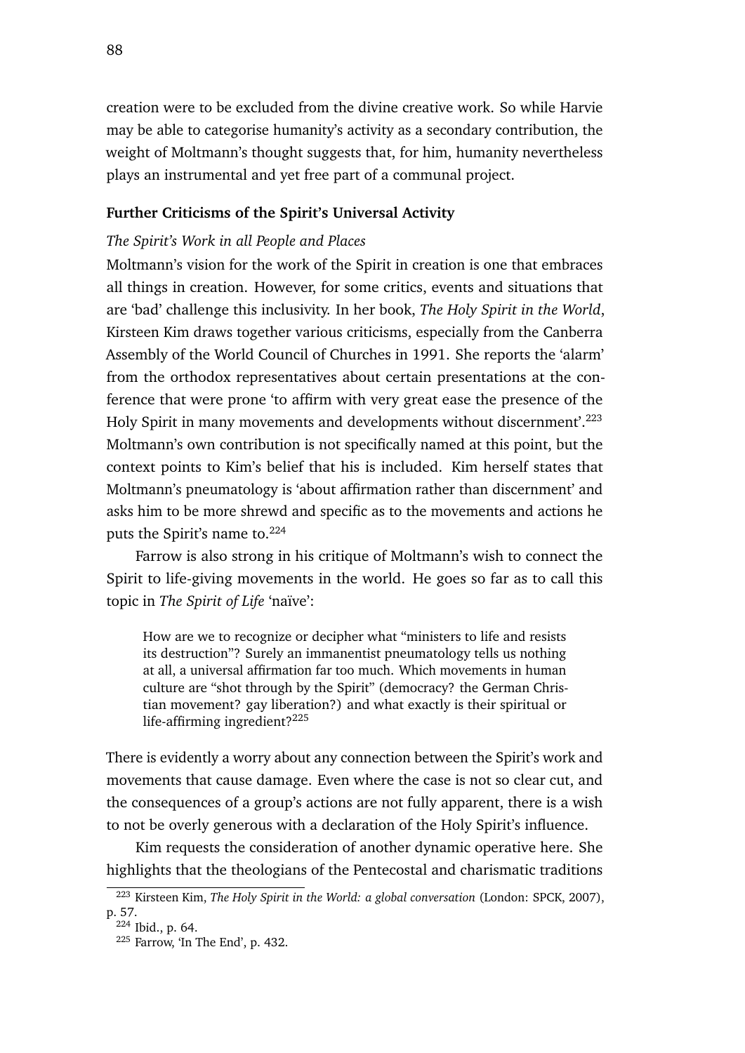creation were to be excluded from the divine creative work. So while Harvie may be able to categorise humanity's activity as a secondary contribution, the weight of Moltmann's thought suggests that, for him, humanity nevertheless plays an instrumental and yet free part of a communal project.

### Further Criticisms of the Spirit's Universal Activity

*The Spirit's Work in all People and Places*

Moltmann's vision for the work of the Spirit in creation is one that embraces all things in creation. However, for some critics, events and situations that are 'bad' challenge this inclusivity. In her book, *The Holy Spirit in the World*, Kirsteen Kim draws together various criticisms, especially from the Canberra Assembly of the World Council of Churches in 1991. She reports the 'alarm' from the orthodox representatives about certain presentations at the conference that were prone 'to affirm with very great ease the presence of the Holy Spirit in many movements and developments without discernment'.[223] Moltmann's own contribution is not specifically named at this point, but the context points to Kim's belief that his is included. Kim herself states that Moltmann's pneumatology is 'about affirmation rather than discernment' and asks him to be more shrewd and specific as to the movements and actions he puts the Spirit's name to.[224]

Farrow is also strong in his critique of Moltmann's wish to connect the Spirit to life-giving movements in the world. He goes so far as to call this topic in *The Spirit of Life* 'naïve':

> How are we to recognize or decipher what "ministers to life and resists its destruction"? Surely an immanentist pneumatology tells us nothing at all, a universal affirmation far too much. Which movements in human culture are "shot through by the Spirit" (democracy? the German Christian movement? gay liberation?) and what exactly is their spiritual or life-affirming ingredient?[225]

There is evidently a worry about any connection between the Spirit's work and movements that cause damage. Even where the case is not so clear cut, and the consequences of a group's actions are not fully apparent, there is a wish to not be overly generous with a declaration of the Holy Spirit's influence.

Kim requests the consideration of another dynamic operative here. She highlights that the theologians of the Pentecostal and charismatic traditions

---

[223] Kirsteen Kim, *The Holy Spirit in the World: a global conversation* (London: SPCK, 2007), p. 57.

[224] Ibid., p. 64.

[225] Farrow, 'In The End', p. 432.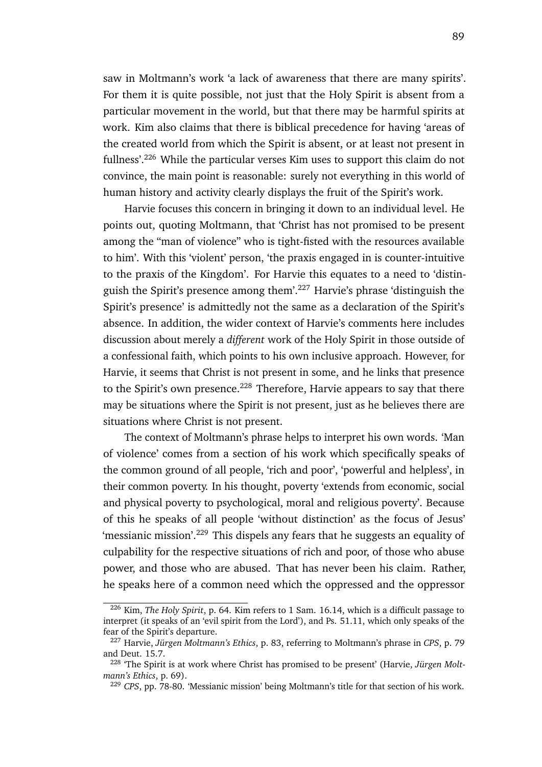saw in Moltmann's work 'a lack of awareness that there are many spirits'. For them it is quite possible, not just that the Holy Spirit is absent from a particular movement in the world, but that there may be harmful spirits at work. Kim also claims that there is biblical precedence for having 'areas of the created world from which the Spirit is absent, or at least not present in fullness'.[226] While the particular verses Kim uses to support this claim do not convince, the main point is reasonable: surely not everything in this world of human history and activity clearly displays the fruit of the Spirit's work.

Harvie focuses this concern in bringing it down to an individual level. He points out, quoting Moltmann, that 'Christ has not promised to be present among the "man of violence" who is tight-fisted with the resources available to him'. With this 'violent' person, 'the praxis engaged in is counter-intuitive to the praxis of the Kingdom'. For Harvie this equates to a need to 'distinguish the Spirit's presence among them'.[227] Harvie's phrase 'distinguish the Spirit's presence' is admittedly not the same as a declaration of the Spirit's absence. In addition, the wider context of Harvie's comments here includes discussion about merely a *different* work of the Holy Spirit in those outside of a confessional faith, which points to his own inclusive approach. However, for Harvie, it seems that Christ is not present in some, and he links that presence to the Spirit's own presence.[228] Therefore, Harvie appears to say that there may be situations where the Spirit is not present, just as he believes there are situations where Christ is not present.

The context of Moltmann's phrase helps to interpret his own words. 'Man of violence' comes from a section of his work which specifically speaks of the common ground of all people, 'rich and poor', 'powerful and helpless', in their common poverty. In his thought, poverty 'extends from economic, social and physical poverty to psychological, moral and religious poverty'. Because of this he speaks of all people 'without distinction' as the focus of Jesus' 'messianic mission'.[229] This dispels any fears that he suggests an equality of culpability for the respective situations of rich and poor, of those who abuse power, and those who are abused. That has never been his claim. Rather, he speaks here of a common need which the oppressed and the oppressor

---

[226] Kim, *The Holy Spirit*, p. 64. Kim refers to 1 Sam. 16.14, which is a difficult passage to interpret (it speaks of an 'evil spirit from the Lord'), and Ps. 51.11, which only speaks of the fear of the Spirit's departure.

[227] Harvie, *Jürgen Moltmann's Ethics*, p. 83, referring to Moltmann's phrase in *CPS*, p. 79 and Deut. 15.7.

[228] 'The Spirit is at work where Christ has promised to be present' (Harvie, *Jürgen Moltmann's Ethics*, p. 69).

[229] *CPS*, pp. 78-80. 'Messianic mission' being Moltmann's title for that section of his work.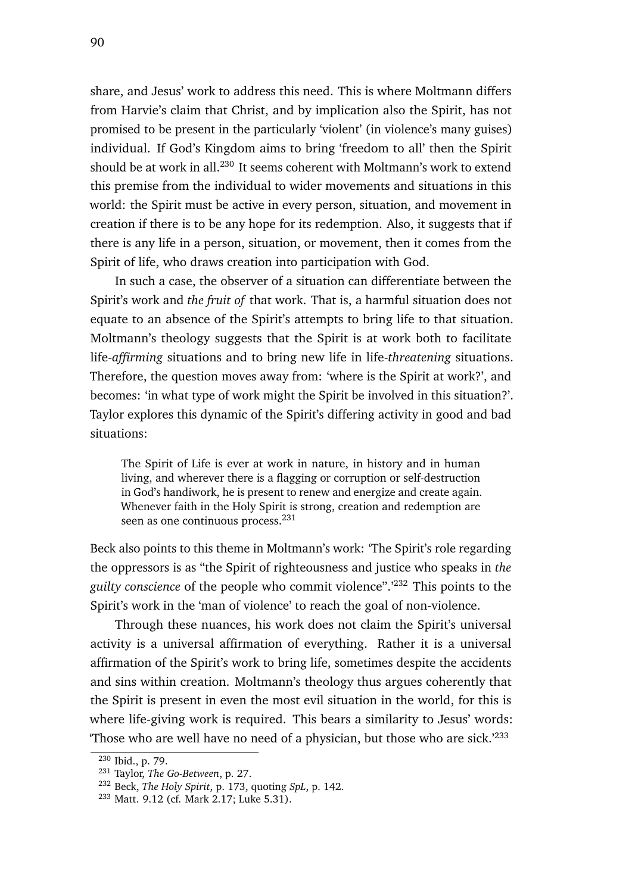share, and Jesus' work to address this need. This is where Moltmann differs from Harvie's claim that Christ, and by implication also the Spirit, has not promised to be present in the particularly 'violent' (in violence's many guises) individual. If God's Kingdom aims to bring 'freedom to all' then the Spirit should be at work in all.[230] It seems coherent with Moltmann's work to extend this premise from the individual to wider movements and situations in this world: the Spirit must be active in every person, situation, and movement in creation if there is to be any hope for its redemption. Also, it suggests that if there is any life in a person, situation, or movement, then it comes from the Spirit of life, who draws creation into participation with God.

In such a case, the observer of a situation can differentiate between the Spirit's work and *the fruit of* that work. That is, a harmful situation does not equate to an absence of the Spirit's attempts to bring life to that situation. Moltmann's theology suggests that the Spirit is at work both to facilitate life-*affirming* situations and to bring new life in life-*threatening* situations. Therefore, the question moves away from: 'where is the Spirit at work?', and becomes: 'in what type of work might the Spirit be involved in this situation?'. Taylor explores this dynamic of the Spirit's differing activity in good and bad situations:

> The Spirit of Life is ever at work in nature, in history and in human living, and wherever there is a flagging or corruption or self-destruction in God's handiwork, he is present to renew and energize and create again. Whenever faith in the Holy Spirit is strong, creation and redemption are seen as one continuous process.[231]

Beck also points to this theme in Moltmann's work: 'The Spirit's role regarding the oppressors is as "the Spirit of righteousness and justice who speaks in *the guilty conscience* of the people who commit violence".'[232] This points to the Spirit's work in the 'man of violence' to reach the goal of non-violence.

Through these nuances, his work does not claim the Spirit's universal activity is a universal affirmation of everything. Rather it is a universal affirmation of the Spirit's work to bring life, sometimes despite the accidents and sins within creation. Moltmann's theology thus argues coherently that the Spirit is present in even the most evil situation in the world, for this is where life-giving work is required. This bears a similarity to Jesus' words: 'Those who are well have no need of a physician, but those who are sick.'[233]

---

[230] Ibid., p. 79.

[231] Taylor, *The Go-Between*, p. 27.

[232] Beck, *The Holy Spirit*, p. 173, quoting *SpL*, p. 142.

[233] Matt. 9.12 (cf. Mark 2.17; Luke 5.31).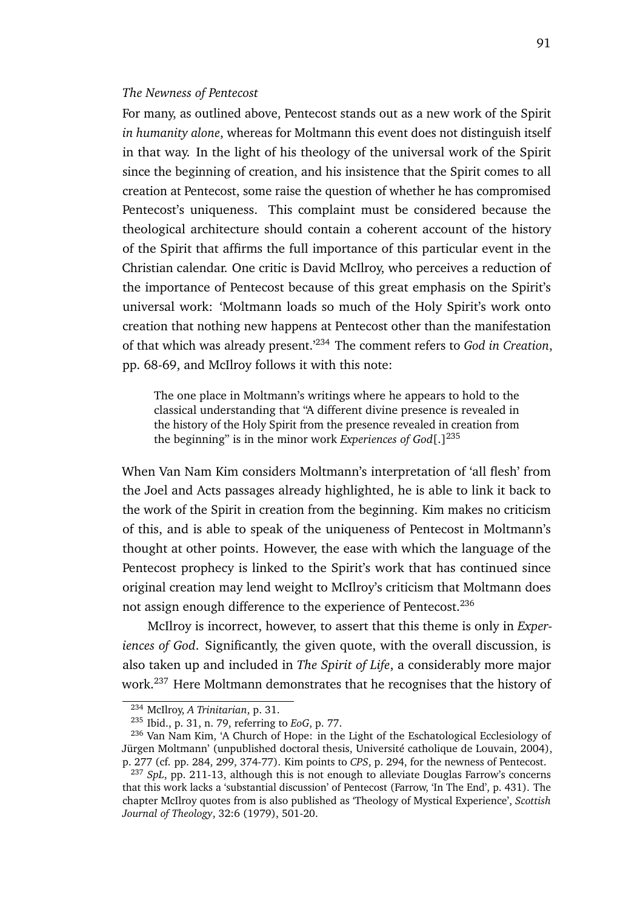*The Newness of Pentecost*

For many, as outlined above, Pentecost stands out as a new work of the Spirit *in humanity alone*, whereas for Moltmann this event does not distinguish itself in that way. In the light of his theology of the universal work of the Spirit since the beginning of creation, and his insistence that the Spirit comes to all creation at Pentecost, some raise the question of whether he has compromised Pentecost's uniqueness. This complaint must be considered because the theological architecture should contain a coherent account of the history of the Spirit that affirms the full importance of this particular event in the Christian calendar. One critic is David McIlroy, who perceives a reduction of the importance of Pentecost because of this great emphasis on the Spirit's universal work: 'Moltmann loads so much of the Holy Spirit's work onto creation that nothing new happens at Pentecost other than the manifestation of that which was already present.'[234] The comment refers to *God in Creation*, pp. 68-69, and McIlroy follows it with this note:

> The one place in Moltmann's writings where he appears to hold to the classical understanding that "A different divine presence is revealed in the history of the Holy Spirit from the presence revealed in creation from the beginning" is in the minor work *Experiences of God*[.][235]

When Van Nam Kim considers Moltmann's interpretation of 'all flesh' from the Joel and Acts passages already highlighted, he is able to link it back to the work of the Spirit in creation from the beginning. Kim makes no criticism of this, and is able to speak of the uniqueness of Pentecost in Moltmann's thought at other points. However, the ease with which the language of the Pentecost prophecy is linked to the Spirit's work that has continued since original creation may lend weight to McIlroy's criticism that Moltmann does not assign enough difference to the experience of Pentecost.[236]

McIlroy is incorrect, however, to assert that this theme is only in *Experiences of God*. Significantly, the given quote, with the overall discussion, is also taken up and included in *The Spirit of Life*, a considerably more major work.[237] Here Moltmann demonstrates that he recognises that the history of

---

[234] McIlroy, *A Trinitarian*, p. 31.

[235] Ibid., p. 31, n. 79, referring to *EoG*, p. 77.

[236] Van Nam Kim, 'A Church of Hope: in the Light of the Eschatological Ecclesiology of Jürgen Moltmann' (unpublished doctoral thesis, Université catholique de Louvain, 2004), p. 277 (cf. pp. 284, 299, 374-77). Kim points to *CPS*, p. 294, for the newness of Pentecost.

[237] *SpL*, pp. 211-13, although this is not enough to alleviate Douglas Farrow's concerns that this work lacks a 'substantial discussion' of Pentecost (Farrow, 'In The End', p. 431). The chapter McIlroy quotes from is also published as 'Theology of Mystical Experience', *Scottish Journal of Theology*, 32:6 (1979), 501-20.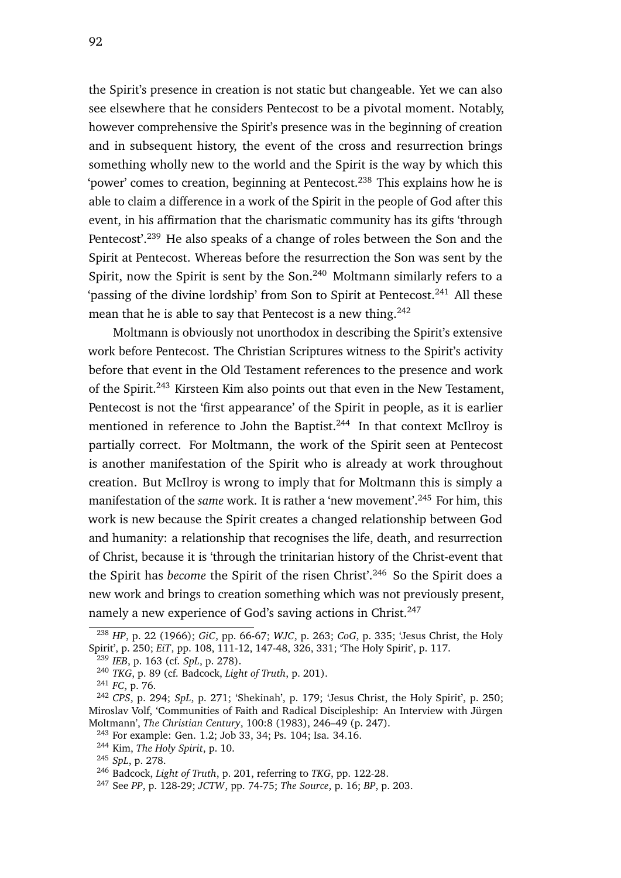the Spirit's presence in creation is not static but changeable. Yet we can also see elsewhere that he considers Pentecost to be a pivotal moment. Notably, however comprehensive the Spirit's presence was in the beginning of creation and in subsequent history, the event of the cross and resurrection brings something wholly new to the world and the Spirit is the way by which this 'power' comes to creation, beginning at Pentecost.[238] This explains how he is able to claim a difference in a work of the Spirit in the people of God after this event, in his affirmation that the charismatic community has its gifts 'through Pentecost'.[239] He also speaks of a change of roles between the Son and the Spirit at Pentecost. Whereas before the resurrection the Son was sent by the Spirit, now the Spirit is sent by the Son.[240] Moltmann similarly refers to a 'passing of the divine lordship' from Son to Spirit at Pentecost.[241] All these mean that he is able to say that Pentecost is a new thing.[242]

Moltmann is obviously not unorthodox in describing the Spirit's extensive work before Pentecost. The Christian Scriptures witness to the Spirit's activity before that event in the Old Testament references to the presence and work of the Spirit.[243] Kirsteen Kim also points out that even in the New Testament, Pentecost is not the 'first appearance' of the Spirit in people, as it is earlier mentioned in reference to John the Baptist.[244] In that context McIlroy is partially correct. For Moltmann, the work of the Spirit seen at Pentecost is another manifestation of the Spirit who is already at work throughout creation. But McIlroy is wrong to imply that for Moltmann this is simply a manifestation of the *same* work. It is rather a 'new movement'.[245] For him, this work is new because the Spirit creates a changed relationship between God and humanity: a relationship that recognises the life, death, and resurrection of Christ, because it is 'through the trinitarian history of the Christ-event that the Spirit has *become* the Spirit of the risen Christ'.[246] So the Spirit does a new work and brings to creation something which was not previously present, namely a new experience of God's saving actions in Christ.[247]

---

[238] *HP*, p. 22 (1966); *GiC*, pp. 66-67; *WJC*, p. 263; *CoG*, p. 335; 'Jesus Christ, the Holy Spirit', p. 250; *EiT*, pp. 108, 111-12, 147-48, 326, 331; 'The Holy Spirit', p. 117.

[239] *IEB*, p. 163 (cf. *SpL*, p. 278).

[240] *TKG*, p. 89 (cf. Badcock, *Light of Truth*, p. 201).

[241] *FC*, p. 76.

[242] *CPS*, p. 294; *SpL*, p. 271; 'Shekinah', p. 179; 'Jesus Christ, the Holy Spirit', p. 250; Miroslav Volf, 'Communities of Faith and Radical Discipleship: An Interview with Jürgen Moltmann', *The Christian Century*, 100:8 (1983), 246–49 (p. 247).

[243] For example: Gen. 1.2; Job 33, 34; Ps. 104; Isa. 34.16.

[244] Kim, *The Holy Spirit*, p. 10.

[245] *SpL*, p. 278.

[246] Badcock, *Light of Truth*, p. 201, referring to *TKG*, pp. 122-28.

[247] See *PP*, p. 128-29; *JCTW*, pp. 74-75; *The Source*, p. 16; *BP*, p. 203.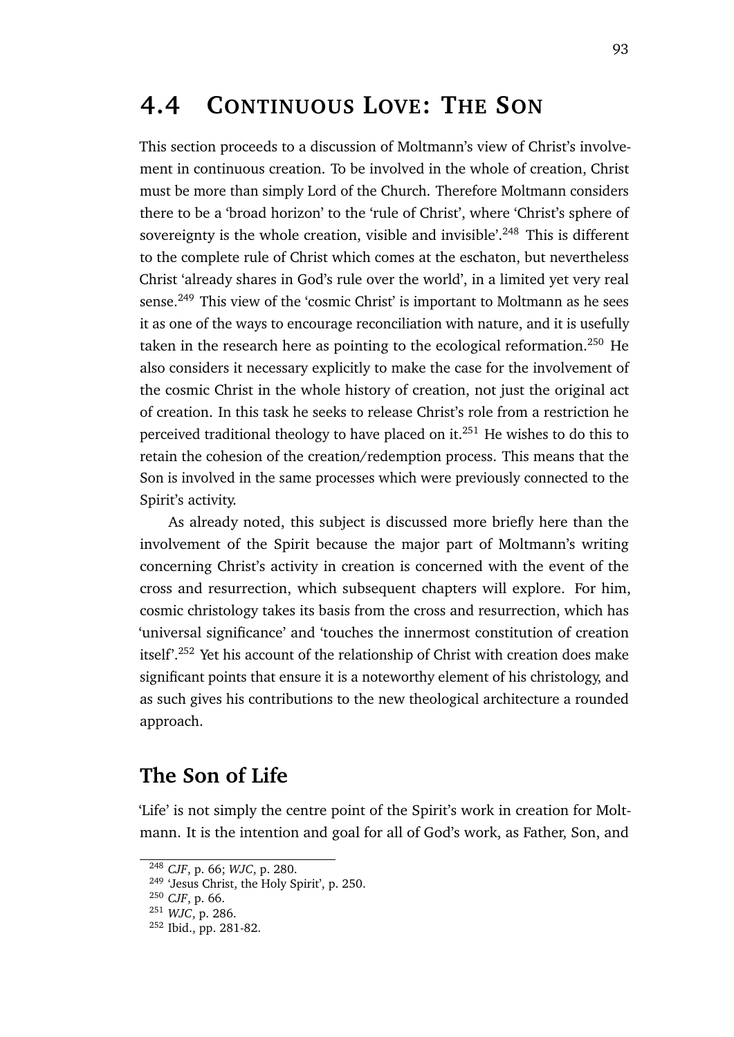## 4.4 Continuous Love: The Son

This section proceeds to a discussion of Moltmann's view of Christ's involvement in continuous creation. To be involved in the whole of creation, Christ must be more than simply Lord of the Church. Therefore Moltmann considers there to be a 'broad horizon' to the 'rule of Christ', where 'Christ's sphere of sovereignty is the whole creation, visible and invisible'.[248] This is different to the complete rule of Christ which comes at the eschaton, but nevertheless Christ 'already shares in God's rule over the world', in a limited yet very real sense.[249] This view of the 'cosmic Christ' is important to Moltmann as he sees it as one of the ways to encourage reconciliation with nature, and it is usefully taken in the research here as pointing to the ecological reformation.[250] He also considers it necessary explicitly to make the case for the involvement of the cosmic Christ in the whole history of creation, not just the original act of creation. In this task he seeks to release Christ's role from a restriction he perceived traditional theology to have placed on it.[251] He wishes to do this to retain the cohesion of the creation/redemption process. This means that the Son is involved in the same processes which were previously connected to the Spirit's activity.

As already noted, this subject is discussed more briefly here than the involvement of the Spirit because the major part of Moltmann's writing concerning Christ's activity in creation is concerned with the event of the cross and resurrection, which subsequent chapters will explore. For him, cosmic christology takes its basis from the cross and resurrection, which has 'universal significance' and 'touches the innermost constitution of creation itself'.[252] Yet his account of the relationship of Christ with creation does make significant points that ensure it is a noteworthy element of his christology, and as such gives his contributions to the new theological architecture a rounded approach.

### The Son of Life

'Life' is not simply the centre point of the Spirit's work in creation for Moltmann. It is the intention and goal for all of God's work, as Father, Son, and

---

[248] *CJF*, p. 66; *WJC*, p. 280.
[249] 'Jesus Christ, the Holy Spirit', p. 250.
[250] *CJF*, p. 66.
[251] *WJC*, p. 286.
[252] Ibid., pp. 281-82.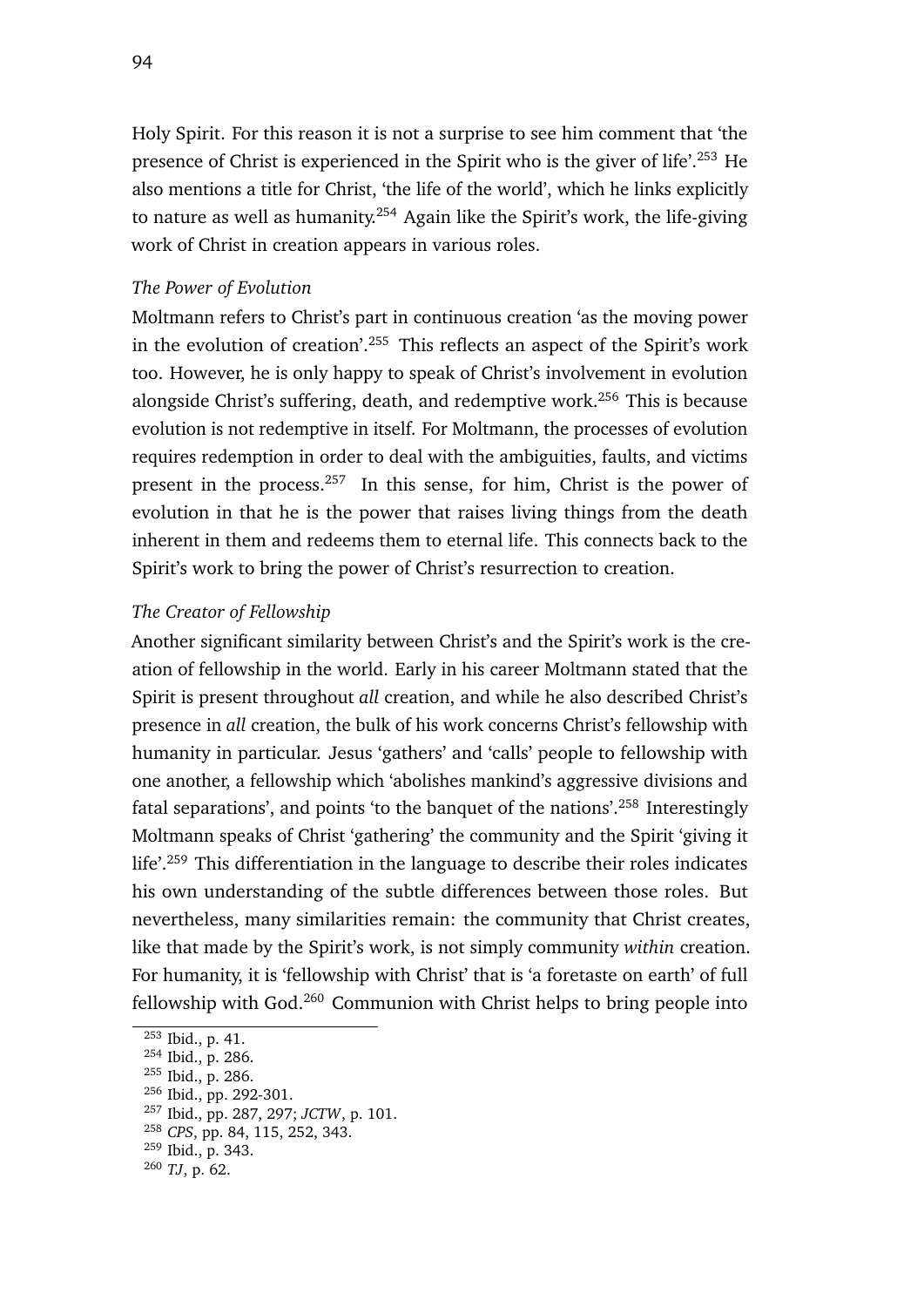Holy Spirit. For this reason it is not a surprise to see him comment that 'the presence of Christ is experienced in the Spirit who is the giver of life'.[253] He also mentions a title for Christ, 'the life of the world', which he links explicitly to nature as well as humanity.[254] Again like the Spirit's work, the life-giving work of Christ in creation appears in various roles.

*The Power of Evolution*

Moltmann refers to Christ's part in continuous creation 'as the moving power in the evolution of creation'.[255] This reflects an aspect of the Spirit's work too. However, he is only happy to speak of Christ's involvement in evolution alongside Christ's suffering, death, and redemptive work.[256] This is because evolution is not redemptive in itself. For Moltmann, the processes of evolution requires redemption in order to deal with the ambiguities, faults, and victims present in the process.[257] In this sense, for him, Christ is the power of evolution in that he is the power that raises living things from the death inherent in them and redeems them to eternal life. This connects back to the Spirit's work to bring the power of Christ's resurrection to creation.

*The Creator of Fellowship*

Another significant similarity between Christ's and the Spirit's work is the creation of fellowship in the world. Early in his career Moltmann stated that the Spirit is present throughout *all* creation, and while he also described Christ's presence in *all* creation, the bulk of his work concerns Christ's fellowship with humanity in particular. Jesus 'gathers' and 'calls' people to fellowship with one another, a fellowship which 'abolishes mankind's aggressive divisions and fatal separations', and points 'to the banquet of the nations'.[258] Interestingly Moltmann speaks of Christ 'gathering' the community and the Spirit 'giving it life'.[259] This differentiation in the language to describe their roles indicates his own understanding of the subtle differences between those roles. But nevertheless, many similarities remain: the community that Christ creates, like that made by the Spirit's work, is not simply community *within* creation. For humanity, it is 'fellowship with Christ' that is 'a foretaste on earth' of full fellowship with God.[260] Communion with Christ helps to bring people into

---

[253] Ibid., p. 41.
[254] Ibid., p. 286.
[255] Ibid., p. 286.
[256] Ibid., pp. 292-301.
[257] Ibid., pp. 287, 297; *JCTW*, p. 101.
[258] *CPS*, pp. 84, 115, 252, 343.
[259] Ibid., p. 343.
[260] *TJ*, p. 62.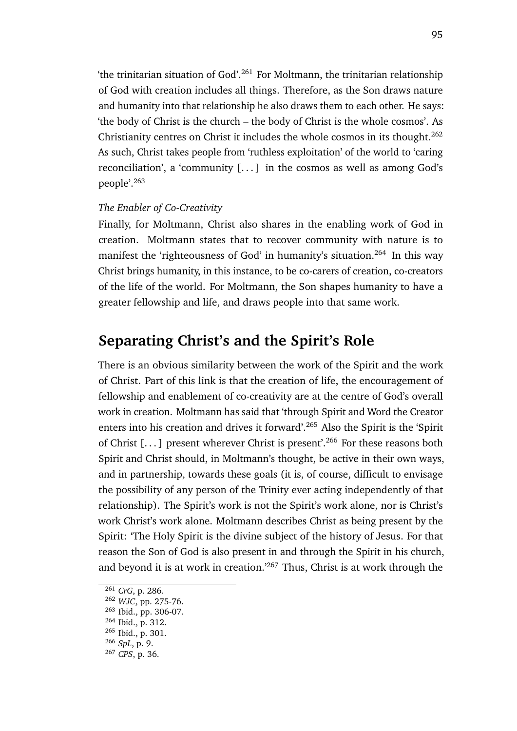'the trinitarian situation of God'.[261] For Moltmann, the trinitarian relationship of God with creation includes all things. Therefore, as the Son draws nature and humanity into that relationship he also draws them to each other. He says: 'the body of Christ is the church – the body of Christ is the whole cosmos'. As Christianity centres on Christ it includes the whole cosmos in its thought.[262] As such, Christ takes people from 'ruthless exploitation' of the world to 'caring reconciliation', a 'community [. . . ] in the cosmos as well as among God's people'.[263]

*The Enabler of Co-Creativity*

Finally, for Moltmann, Christ also shares in the enabling work of God in creation. Moltmann states that to recover community with nature is to manifest the 'righteousness of God' in humanity's situation.[264] In this way Christ brings humanity, in this instance, to be co-carers of creation, co-creators of the life of the world. For Moltmann, the Son shapes humanity to have a greater fellowship and life, and draws people into that same work.

## Separating Christ's and the Spirit's Role

There is an obvious similarity between the work of the Spirit and the work of Christ. Part of this link is that the creation of life, the encouragement of fellowship and enablement of co-creativity are at the centre of God's overall work in creation. Moltmann has said that 'through Spirit and Word the Creator enters into his creation and drives it forward'.[265] Also the Spirit is the 'Spirit of Christ [. . . ] present wherever Christ is present'.[266] For these reasons both Spirit and Christ should, in Moltmann's thought, be active in their own ways, and in partnership, towards these goals (it is, of course, difficult to envisage the possibility of any person of the Trinity ever acting independently of that relationship). The Spirit's work is not the Spirit's work alone, nor is Christ's work Christ's work alone. Moltmann describes Christ as being present by the Spirit: 'The Holy Spirit is the divine subject of the history of Jesus. For that reason the Son of God is also present in and through the Spirit in his church, and beyond it is at work in creation.'[267] Thus, Christ is at work through the

[261] *CrG*, p. 286.
[262] *WJC*, pp. 275-76.
[263] Ibid., pp. 306-07.
[264] Ibid., p. 312.
[265] Ibid., p. 301.
[266] *SpL*, p. 9.
[267] *CPS*, p. 36.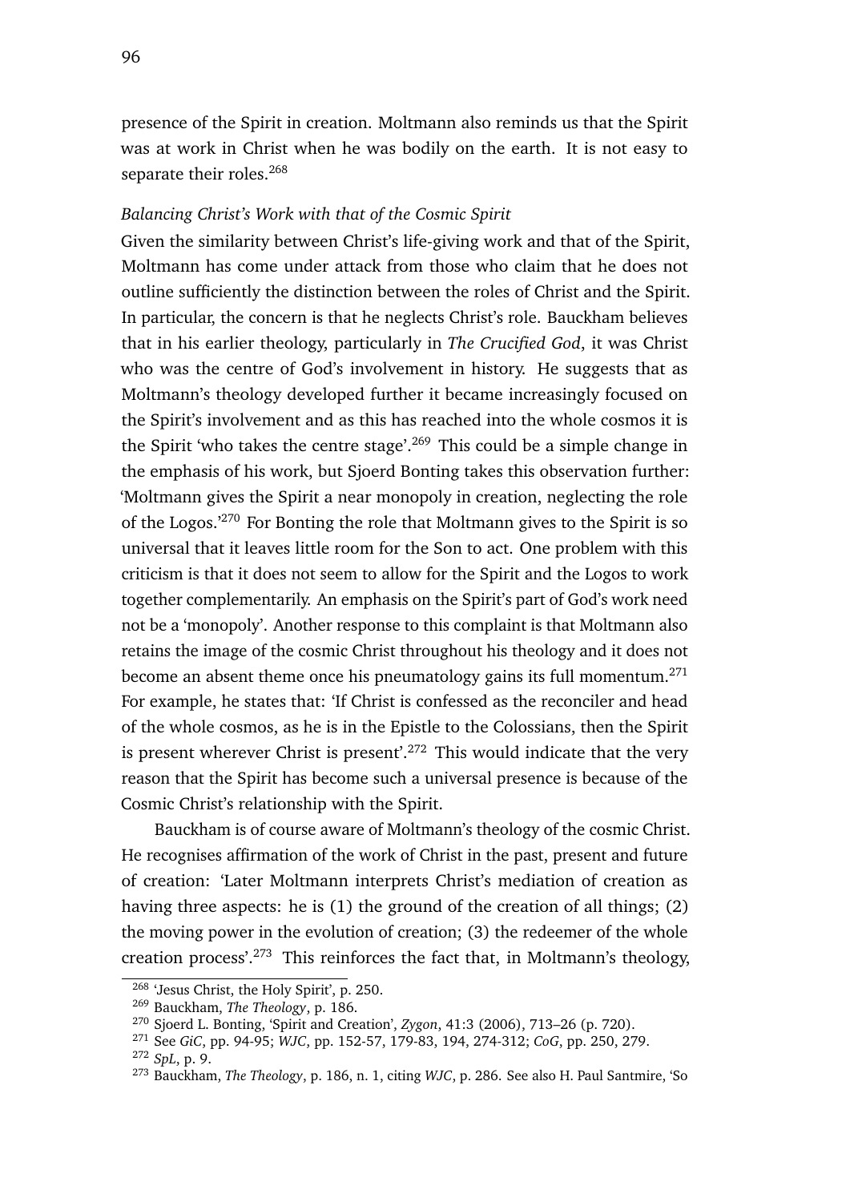presence of the Spirit in creation. Moltmann also reminds us that the Spirit was at work in Christ when he was bodily on the earth. It is not easy to separate their roles.[268]

*Balancing Christ's Work with that of the Cosmic Spirit*

Given the similarity between Christ's life-giving work and that of the Spirit, Moltmann has come under attack from those who claim that he does not outline sufficiently the distinction between the roles of Christ and the Spirit. In particular, the concern is that he neglects Christ's role. Bauckham believes that in his earlier theology, particularly in *The Crucified God*, it was Christ who was the centre of God's involvement in history. He suggests that as Moltmann's theology developed further it became increasingly focused on the Spirit's involvement and as this has reached into the whole cosmos it is the Spirit 'who takes the centre stage'.[269] This could be a simple change in the emphasis of his work, but Sjoerd Bonting takes this observation further: 'Moltmann gives the Spirit a near monopoly in creation, neglecting the role of the Logos.'[270] For Bonting the role that Moltmann gives to the Spirit is so universal that it leaves little room for the Son to act. One problem with this criticism is that it does not seem to allow for the Spirit and the Logos to work together complementarily. An emphasis on the Spirit's part of God's work need not be a 'monopoly'. Another response to this complaint is that Moltmann also retains the image of the cosmic Christ throughout his theology and it does not become an absent theme once his pneumatology gains its full momentum.[271] For example, he states that: 'If Christ is confessed as the reconciler and head of the whole cosmos, as he is in the Epistle to the Colossians, then the Spirit is present wherever Christ is present'.[272] This would indicate that the very reason that the Spirit has become such a universal presence is because of the Cosmic Christ's relationship with the Spirit.

Bauckham is of course aware of Moltmann's theology of the cosmic Christ. He recognises affirmation of the work of Christ in the past, present and future of creation: 'Later Moltmann interprets Christ's mediation of creation as having three aspects: he is (1) the ground of the creation of all things; (2) the moving power in the evolution of creation; (3) the redeemer of the whole creation process'.[273] This reinforces the fact that, in Moltmann's theology,

---

[268] 'Jesus Christ, the Holy Spirit', p. 250.

[269] Bauckham, *The Theology*, p. 186.

[270] Sjoerd L. Bonting, 'Spirit and Creation', *Zygon*, 41:3 (2006), 713–26 (p. 720).

[271] See *GiC*, pp. 94-95; *WJC*, pp. 152-57, 179-83, 194, 274-312; *CoG*, pp. 250, 279.

[272] *SpL*, p. 9.

[273] Bauckham, *The Theology*, p. 186, n. 1, citing *WJC*, p. 286. See also H. Paul Santmire, 'So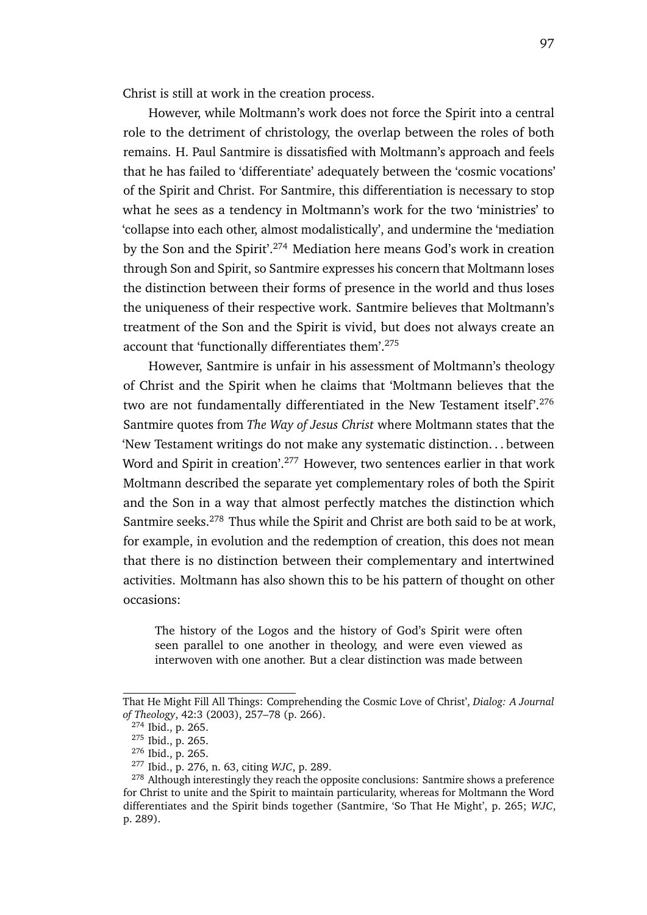Christ is still at work in the creation process.

However, while Moltmann's work does not force the Spirit into a central role to the detriment of christology, the overlap between the roles of both remains. H. Paul Santmire is dissatisfied with Moltmann's approach and feels that he has failed to 'differentiate' adequately between the 'cosmic vocations' of the Spirit and Christ. For Santmire, this differentiation is necessary to stop what he sees as a tendency in Moltmann's work for the two 'ministries' to 'collapse into each other, almost modalistically', and undermine the 'mediation by the Son and the Spirit'.[274] Mediation here means God's work in creation through Son and Spirit, so Santmire expresses his concern that Moltmann loses the distinction between their forms of presence in the world and thus loses the uniqueness of their respective work. Santmire believes that Moltmann's treatment of the Son and the Spirit is vivid, but does not always create an account that 'functionally differentiates them'.[275]

However, Santmire is unfair in his assessment of Moltmann's theology of Christ and the Spirit when he claims that 'Moltmann believes that the two are not fundamentally differentiated in the New Testament itself'.[276] Santmire quotes from *The Way of Jesus Christ* where Moltmann states that the 'New Testament writings do not make any systematic distinction. . . between Word and Spirit in creation'.[277] However, two sentences earlier in that work Moltmann described the separate yet complementary roles of both the Spirit and the Son in a way that almost perfectly matches the distinction which Santmire seeks.[278] Thus while the Spirit and Christ are both said to be at work, for example, in evolution and the redemption of creation, this does not mean that there is no distinction between their complementary and intertwined activities. Moltmann has also shown this to be his pattern of thought on other occasions:

> The history of the Logos and the history of God's Spirit were often seen parallel to one another in theology, and were even viewed as interwoven with one another. But a clear distinction was made between

---

That He Might Fill All Things: Comprehending the Cosmic Love of Christ', *Dialog: A Journal of Theology*, 42:3 (2003), 257–78 (p. 266).

[274] Ibid., p. 265.

[275] Ibid., p. 265.

[276] Ibid., p. 265.

[277] Ibid., p. 276, n. 63, citing *WJC*, p. 289.

[278] Although interestingly they reach the opposite conclusions: Santmire shows a preference for Christ to unite and the Spirit to maintain particularity, whereas for Moltmann the Word differentiates and the Spirit binds together (Santmire, 'So That He Might', p. 265; *WJC*, p. 289).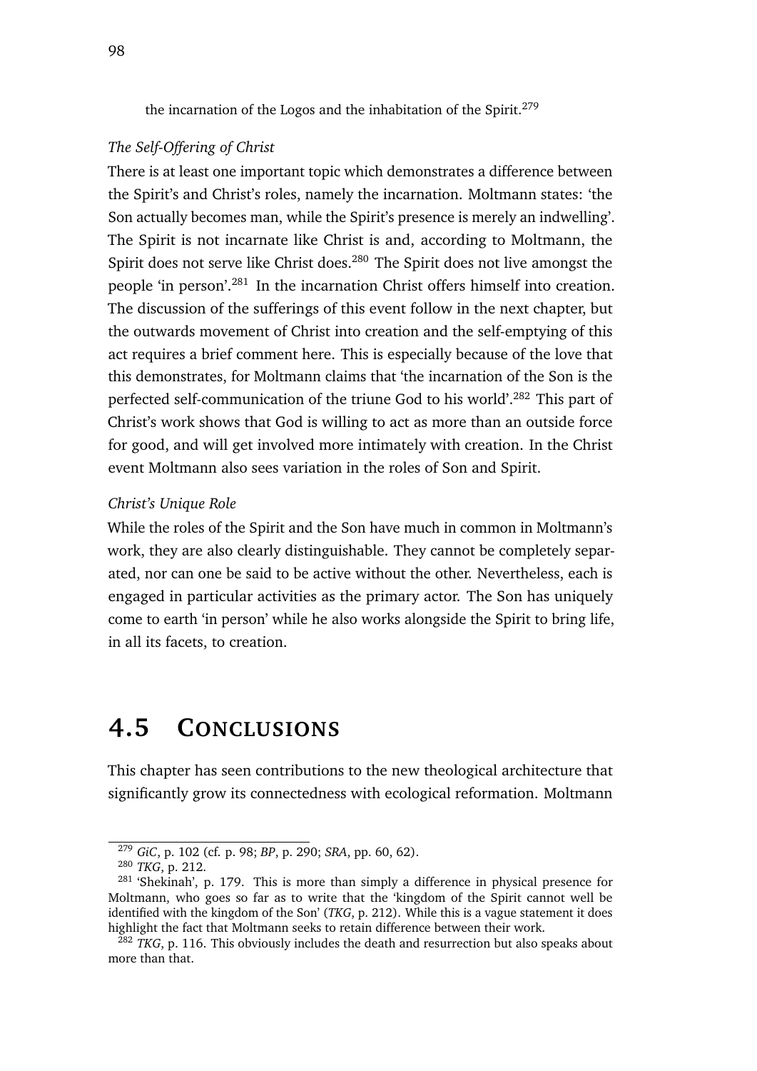the incarnation of the Logos and the inhabitation of the Spirit.[279]

*The Self-Offering of Christ*

There is at least one important topic which demonstrates a difference between the Spirit's and Christ's roles, namely the incarnation. Moltmann states: 'the Son actually becomes man, while the Spirit's presence is merely an indwelling'. The Spirit is not incarnate like Christ is and, according to Moltmann, the Spirit does not serve like Christ does.[280] The Spirit does not live amongst the people 'in person'.[281] In the incarnation Christ offers himself into creation. The discussion of the sufferings of this event follow in the next chapter, but the outwards movement of Christ into creation and the self-emptying of this act requires a brief comment here. This is especially because of the love that this demonstrates, for Moltmann claims that 'the incarnation of the Son is the perfected self-communication of the triune God to his world'.[282] This part of Christ's work shows that God is willing to act as more than an outside force for good, and will get involved more intimately with creation. In the Christ event Moltmann also sees variation in the roles of Son and Spirit.

*Christ's Unique Role*

While the roles of the Spirit and the Son have much in common in Moltmann's work, they are also clearly distinguishable. They cannot be completely separated, nor can one be said to be active without the other. Nevertheless, each is engaged in particular activities as the primary actor. The Son has uniquely come to earth 'in person' while he also works alongside the Spirit to bring life, in all its facets, to creation.

## 4.5 Conclusions

This chapter has seen contributions to the new theological architecture that significantly grow its connectedness with ecological reformation. Moltmann

---

[279] *GiC*, p. 102 (cf. p. 98; *BP*, p. 290; *SRA*, pp. 60, 62).

[280] *TKG*, p. 212.

[281] 'Shekinah', p. 179. This is more than simply a difference in physical presence for Moltmann, who goes so far as to write that the 'kingdom of the Spirit cannot well be identified with the kingdom of the Son' (*TKG*, p. 212). While this is a vague statement it does highlight the fact that Moltmann seeks to retain difference between their work.

[282] *TKG*, p. 116. This obviously includes the death and resurrection but also speaks about more than that.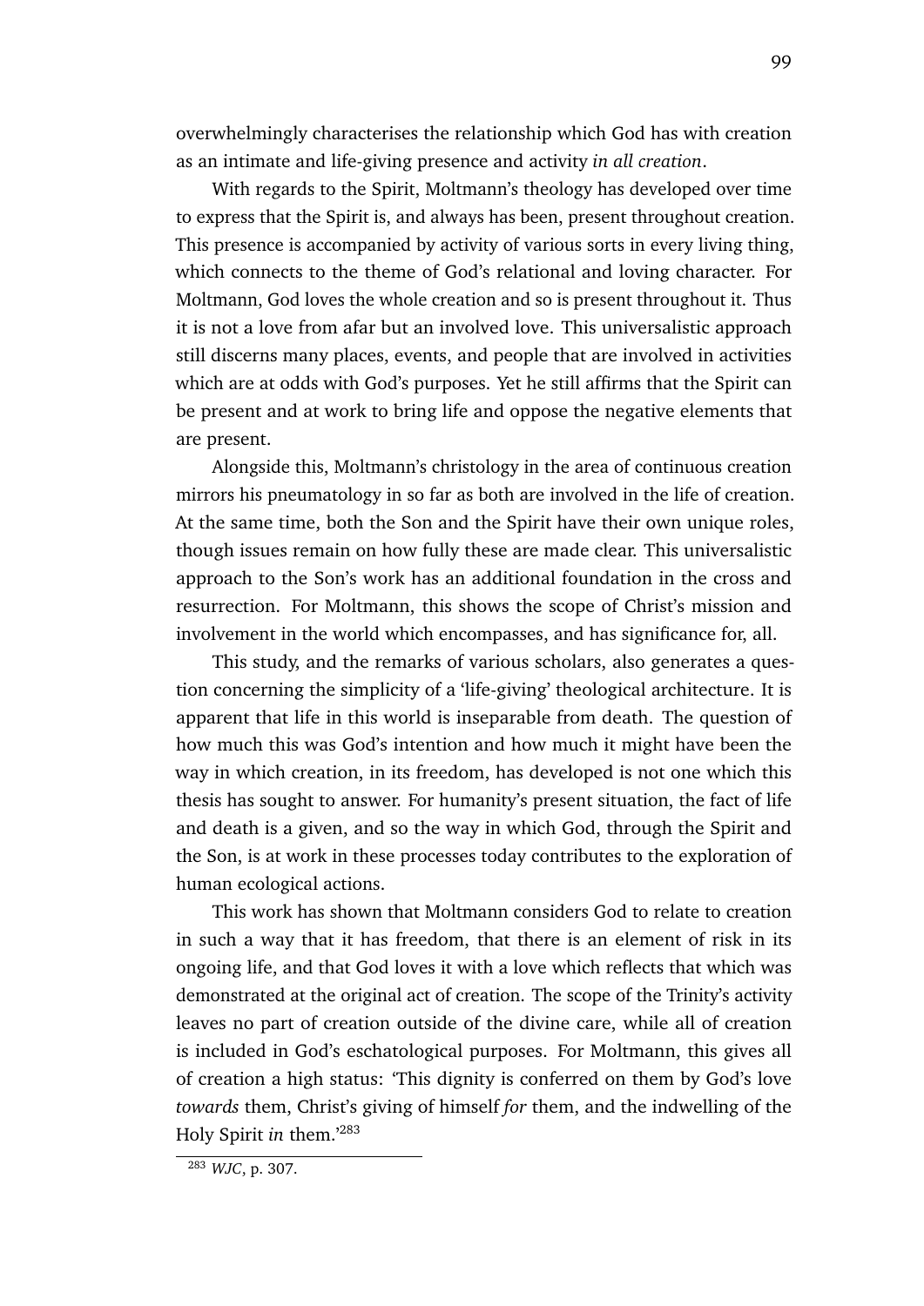overwhelmingly characterises the relationship which God has with creation as an intimate and life-giving presence and activity *in all creation*.

With regards to the Spirit, Moltmann's theology has developed over time to express that the Spirit is, and always has been, present throughout creation. This presence is accompanied by activity of various sorts in every living thing, which connects to the theme of God's relational and loving character. For Moltmann, God loves the whole creation and so is present throughout it. Thus it is not a love from afar but an involved love. This universalistic approach still discerns many places, events, and people that are involved in activities which are at odds with God's purposes. Yet he still affirms that the Spirit can be present and at work to bring life and oppose the negative elements that are present.

Alongside this, Moltmann's christology in the area of continuous creation mirrors his pneumatology in so far as both are involved in the life of creation. At the same time, both the Son and the Spirit have their own unique roles, though issues remain on how fully these are made clear. This universalistic approach to the Son's work has an additional foundation in the cross and resurrection. For Moltmann, this shows the scope of Christ's mission and involvement in the world which encompasses, and has significance for, all.

This study, and the remarks of various scholars, also generates a question concerning the simplicity of a 'life-giving' theological architecture. It is apparent that life in this world is inseparable from death. The question of how much this was God's intention and how much it might have been the way in which creation, in its freedom, has developed is not one which this thesis has sought to answer. For humanity's present situation, the fact of life and death is a given, and so the way in which God, through the Spirit and the Son, is at work in these processes today contributes to the exploration of human ecological actions.

This work has shown that Moltmann considers God to relate to creation in such a way that it has freedom, that there is an element of risk in its ongoing life, and that God loves it with a love which reflects that which was demonstrated at the original act of creation. The scope of the Trinity's activity leaves no part of creation outside of the divine care, while all of creation is included in God's eschatological purposes. For Moltmann, this gives all of creation a high status: 'This dignity is conferred on them by God's love *towards* them, Christ's giving of himself *for* them, and the indwelling of the Holy Spirit *in* them.'[283]

---

[283] *WJC*, p. 307.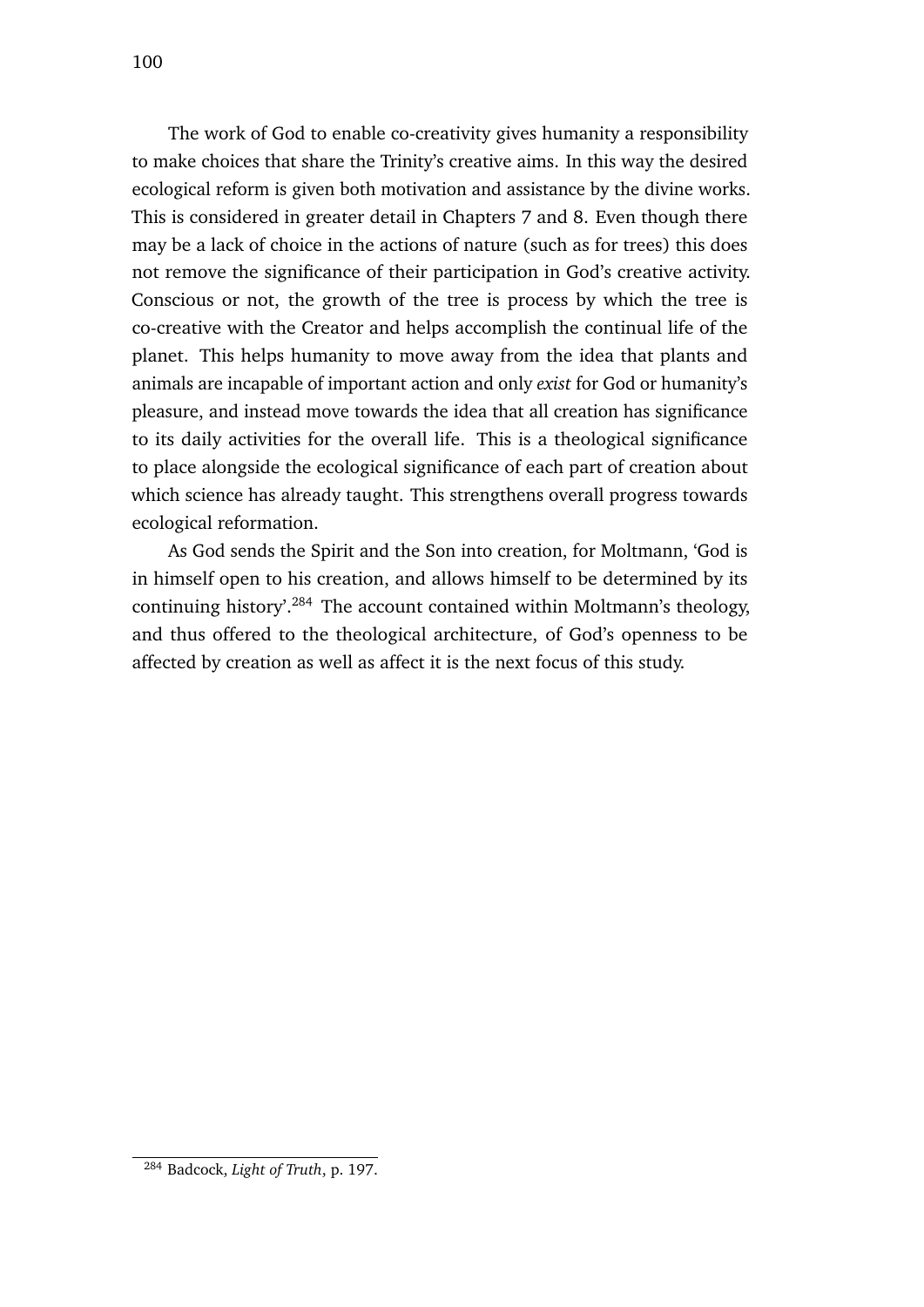The work of God to enable co-creativity gives humanity a responsibility to make choices that share the Trinity's creative aims. In this way the desired ecological reform is given both motivation and assistance by the divine works. This is considered in greater detail in Chapters 7 and 8. Even though there may be a lack of choice in the actions of nature (such as for trees) this does not remove the significance of their participation in God's creative activity. Conscious or not, the growth of the tree is process by which the tree is co-creative with the Creator and helps accomplish the continual life of the planet. This helps humanity to move away from the idea that plants and animals are incapable of important action and only *exist* for God or humanity's pleasure, and instead move towards the idea that all creation has significance to its daily activities for the overall life. This is a theological significance to place alongside the ecological significance of each part of creation about which science has already taught. This strengthens overall progress towards ecological reformation.

As God sends the Spirit and the Son into creation, for Moltmann, 'God is in himself open to his creation, and allows himself to be determined by its continuing history'.[284] The account contained within Moltmann's theology, and thus offered to the theological architecture, of God's openness to be affected by creation as well as affect it is the next focus of this study.

---

[284] Badcock, *Light of Truth*, p. 197.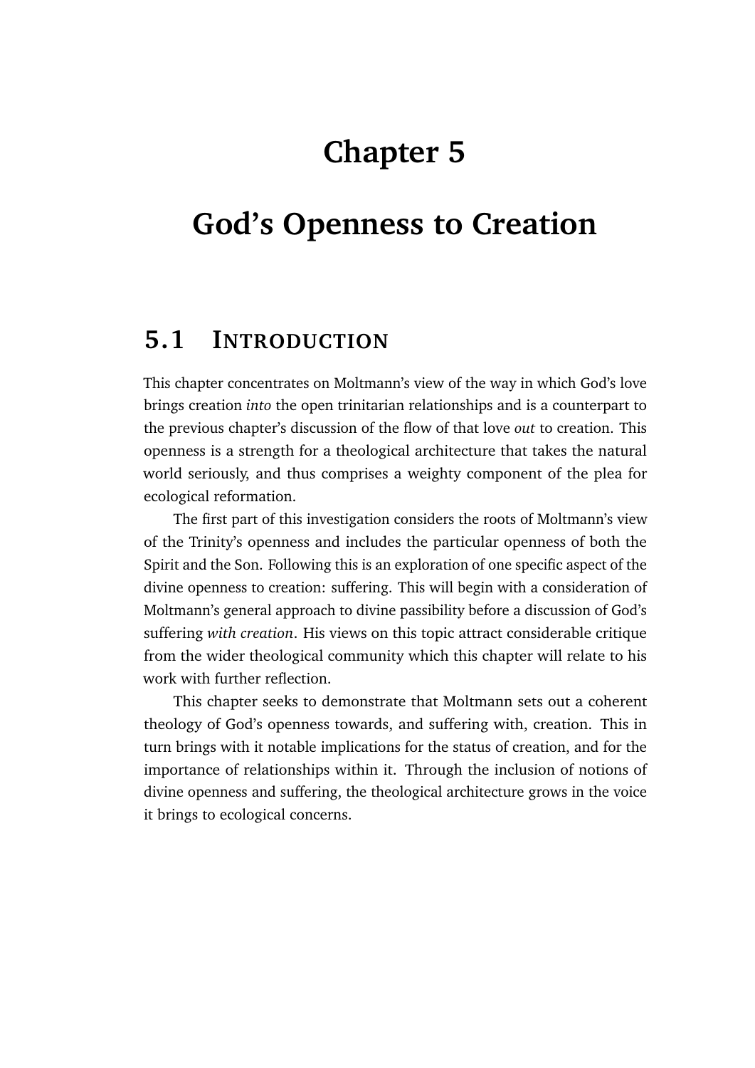# Chapter 5

# God's Openness to Creation

## 5.1 Introduction

This chapter concentrates on Moltmann's view of the way in which God's love brings creation *into* the open trinitarian relationships and is a counterpart to the previous chapter's discussion of the flow of that love *out* to creation. This openness is a strength for a theological architecture that takes the natural world seriously, and thus comprises a weighty component of the plea for ecological reformation.

The first part of this investigation considers the roots of Moltmann's view of the Trinity's openness and includes the particular openness of both the Spirit and the Son. Following this is an exploration of one specific aspect of the divine openness to creation: suffering. This will begin with a consideration of Moltmann's general approach to divine passibility before a discussion of God's suffering *with creation*. His views on this topic attract considerable critique from the wider theological community which this chapter will relate to his work with further reflection.

This chapter seeks to demonstrate that Moltmann sets out a coherent theology of God's openness towards, and suffering with, creation. This in turn brings with it notable implications for the status of creation, and for the importance of relationships within it. Through the inclusion of notions of divine openness and suffering, the theological architecture grows in the voice it brings to ecological concerns.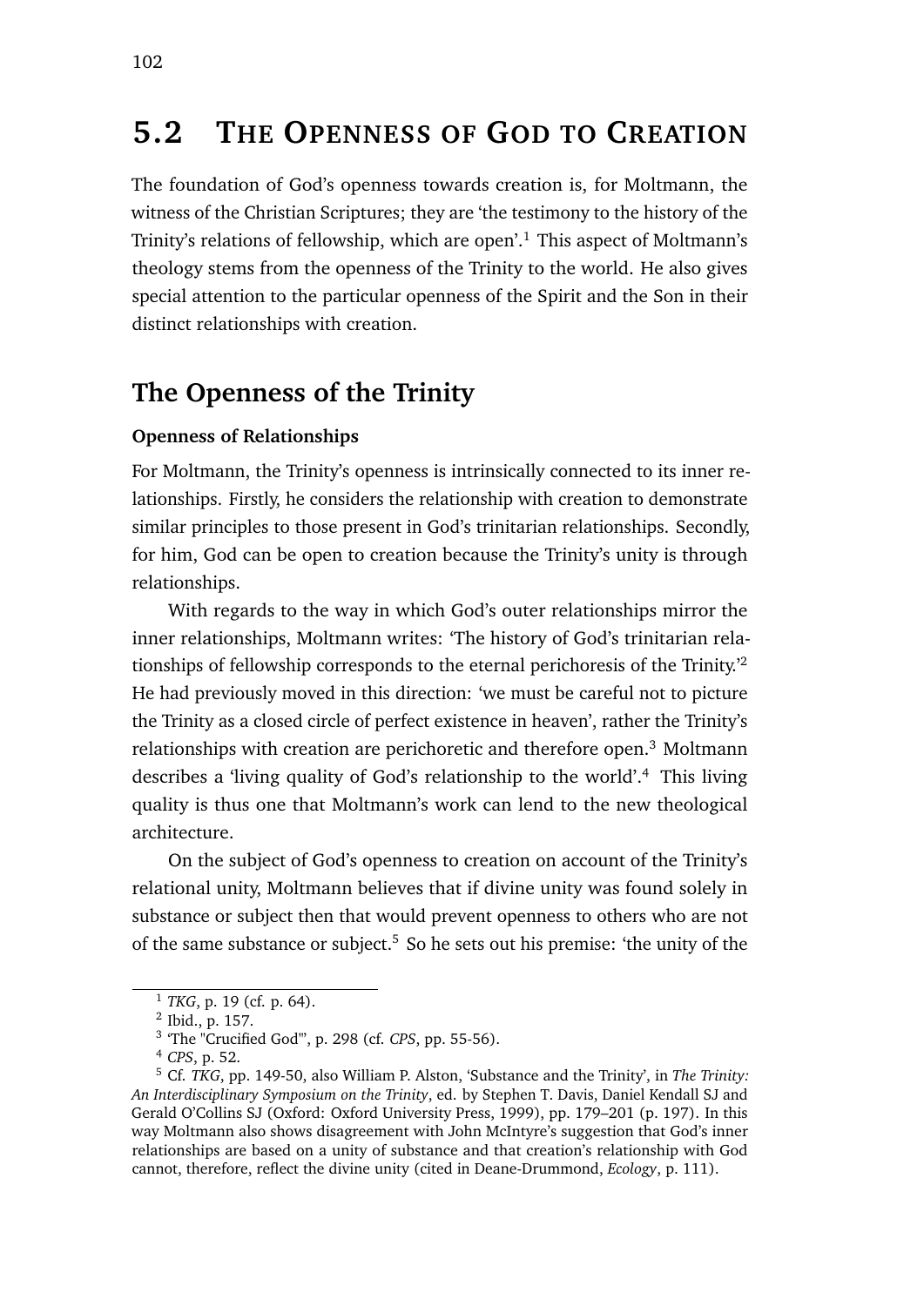## 5.2 The Openness of God to Creation

The foundation of God's openness towards creation is, for Moltmann, the witness of the Christian Scriptures; they are 'the testimony to the history of the Trinity's relations of fellowship, which are open'.[1] This aspect of Moltmann's theology stems from the openness of the Trinity to the world. He also gives special attention to the particular openness of the Spirit and the Son in their distinct relationships with creation.

## The Openness of the Trinity

### Openness of Relationships

For Moltmann, the Trinity's openness is intrinsically connected to its inner relationships. Firstly, he considers the relationship with creation to demonstrate similar principles to those present in God's trinitarian relationships. Secondly, for him, God can be open to creation because the Trinity's unity is through relationships.

With regards to the way in which God's outer relationships mirror the inner relationships, Moltmann writes: 'The history of God's trinitarian relationships of fellowship corresponds to the eternal perichoresis of the Trinity.'[2] He had previously moved in this direction: 'we must be careful not to picture the Trinity as a closed circle of perfect existence in heaven', rather the Trinity's relationships with creation are perichoretic and therefore open.[3] Moltmann describes a 'living quality of God's relationship to the world'.[4] This living quality is thus one that Moltmann's work can lend to the new theological architecture.

On the subject of God's openness to creation on account of the Trinity's relational unity, Moltmann believes that if divine unity was found solely in substance or subject then that would prevent openness to others who are not of the same substance or subject.[5] So he sets out his premise: 'the unity of the

---

[1] *TKG*, p. 19 (cf. p. 64).

[2] Ibid., p. 157.

[3] 'The "Crucified God"', p. 298 (cf. *CPS*, pp. 55-56).

[4] *CPS*, p. 52.

[5] Cf. *TKG*, pp. 149-50, also William P. Alston, 'Substance and the Trinity', in *The Trinity: An Interdisciplinary Symposium on the Trinity*, ed. by Stephen T. Davis, Daniel Kendall SJ and Gerald O'Collins SJ (Oxford: Oxford University Press, 1999), pp. 179–201 (p. 197). In this way Moltmann also shows disagreement with John McIntyre's suggestion that God's inner relationships are based on a unity of substance and that creation's relationship with God cannot, therefore, reflect the divine unity (cited in Deane-Drummond, *Ecology*, p. 111).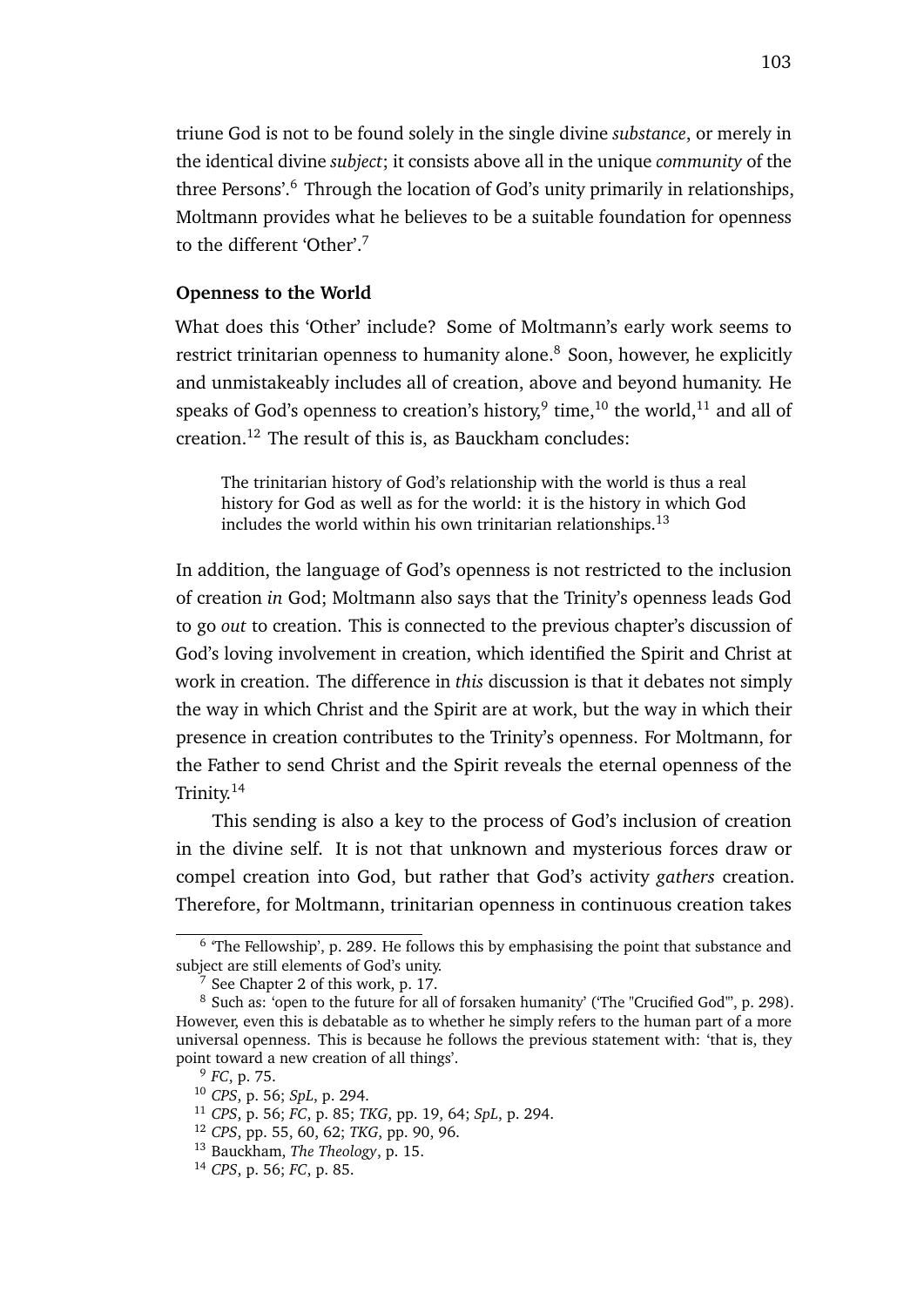triune God is not to be found solely in the single divine *substance*, or merely in the identical divine *subject*; it consists above all in the unique *community* of the three Persons'.[6] Through the location of God's unity primarily in relationships, Moltmann provides what he believes to be a suitable foundation for openness to the different 'Other'.[7]

### Openness to the World

What does this 'Other' include? Some of Moltmann's early work seems to restrict trinitarian openness to humanity alone.[8] Soon, however, he explicitly and unmistakeably includes all of creation, above and beyond humanity. He speaks of God's openness to creation's history,[9] time,[10] the world,[11] and all of creation.[12] The result of this is, as Bauckham concludes:

> The trinitarian history of God's relationship with the world is thus a real history for God as well as for the world: it is the history in which God includes the world within his own trinitarian relationships.[13]

In addition, the language of God's openness is not restricted to the inclusion of creation *in* God; Moltmann also says that the Trinity's openness leads God to go *out* to creation. This is connected to the previous chapter's discussion of God's loving involvement in creation, which identified the Spirit and Christ at work in creation. The difference in *this* discussion is that it debates not simply the way in which Christ and the Spirit are at work, but the way in which their presence in creation contributes to the Trinity's openness. For Moltmann, for the Father to send Christ and the Spirit reveals the eternal openness of the Trinity.[14]

This sending is also a key to the process of God's inclusion of creation in the divine self. It is not that unknown and mysterious forces draw or compel creation into God, but rather that God's activity *gathers* creation. Therefore, for Moltmann, trinitarian openness in continuous creation takes

---

[6] 'The Fellowship', p. 289. He follows this by emphasising the point that substance and subject are still elements of God's unity.

[7] See Chapter 2 of this work, p. 17.

[8] Such as: 'open to the future for all of forsaken humanity' ('The "Crucified God"', p. 298). However, even this is debatable as to whether he simply refers to the human part of a more universal openness. This is because he follows the previous statement with: 'that is, they point toward a new creation of all things'.

[9] *FC*, p. 75.

[10] *CPS*, p. 56; *SpL*, p. 294.

[11] *CPS*, p. 56; *FC*, p. 85; *TKG*, pp. 19, 64; *SpL*, p. 294.

[12] *CPS*, pp. 55, 60, 62; *TKG*, pp. 90, 96.

[13] Bauckham, *The Theology*, p. 15.

[14] *CPS*, p. 56; *FC*, p. 85.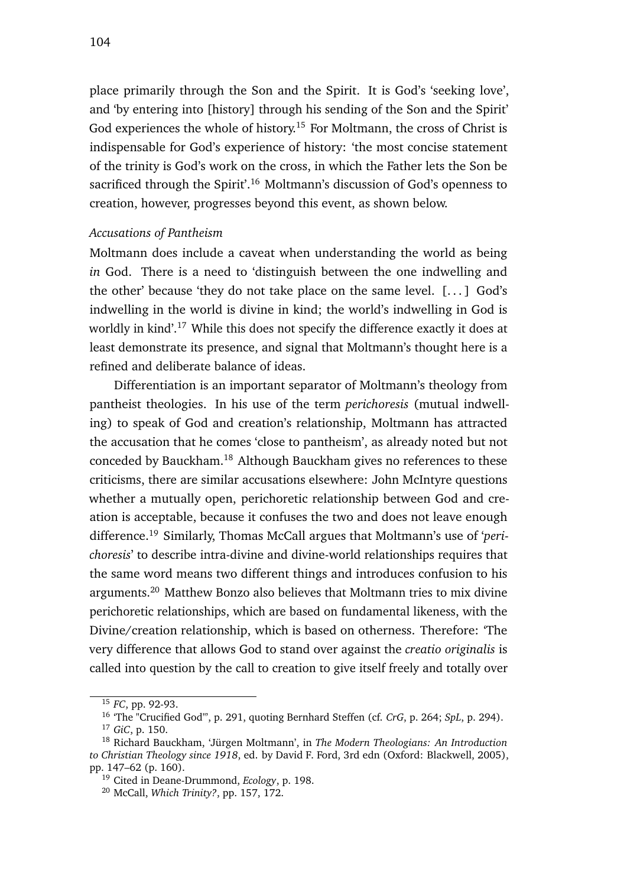place primarily through the Son and the Spirit. It is God's 'seeking love', and 'by entering into [history] through his sending of the Son and the Spirit' God experiences the whole of history.[15] For Moltmann, the cross of Christ is indispensable for God's experience of history: 'the most concise statement of the trinity is God's work on the cross, in which the Father lets the Son be sacrificed through the Spirit'.[16] Moltmann's discussion of God's openness to creation, however, progresses beyond this event, as shown below.

*Accusations of Pantheism*

Moltmann does include a caveat when understanding the world as being *in* God. There is a need to 'distinguish between the one indwelling and the other' because 'they do not take place on the same level. [...] God's indwelling in the world is divine in kind; the world's indwelling in God is worldly in kind'.[17] While this does not specify the difference exactly it does at least demonstrate its presence, and signal that Moltmann's thought here is a refined and deliberate balance of ideas.

Differentiation is an important separator of Moltmann's theology from pantheist theologies. In his use of the term *perichoresis* (mutual indwelling) to speak of God and creation's relationship, Moltmann has attracted the accusation that he comes 'close to pantheism', as already noted but not conceded by Bauckham.[18] Although Bauckham gives no references to these criticisms, there are similar accusations elsewhere: John McIntyre questions whether a mutually open, perichoretic relationship between God and creation is acceptable, because it confuses the two and does not leave enough difference.[19] Similarly, Thomas McCall argues that Moltmann's use of '*perichoresis*' to describe intra-divine and divine-world relationships requires that the same word means two different things and introduces confusion to his arguments.[20] Matthew Bonzo also believes that Moltmann tries to mix divine perichoretic relationships, which are based on fundamental likeness, with the Divine/creation relationship, which is based on otherness. Therefore: 'The very difference that allows God to stand over against the *creatio originalis* is called into question by the call to creation to give itself freely and totally over

---

[15] *FC*, pp. 92-93.

[16] 'The "Crucified God"', p. 291, quoting Bernhard Steffen (cf. *CrG*, p. 264; *SpL*, p. 294).

[17] *GiC*, p. 150.

[18] Richard Bauckham, 'Jürgen Moltmann', in *The Modern Theologians: An Introduction to Christian Theology since 1918*, ed. by David F. Ford, 3rd edn (Oxford: Blackwell, 2005), pp. 147–62 (p. 160).

[19] Cited in Deane-Drummond, *Ecology*, p. 198.

[20] McCall, *Which Trinity?*, pp. 157, 172.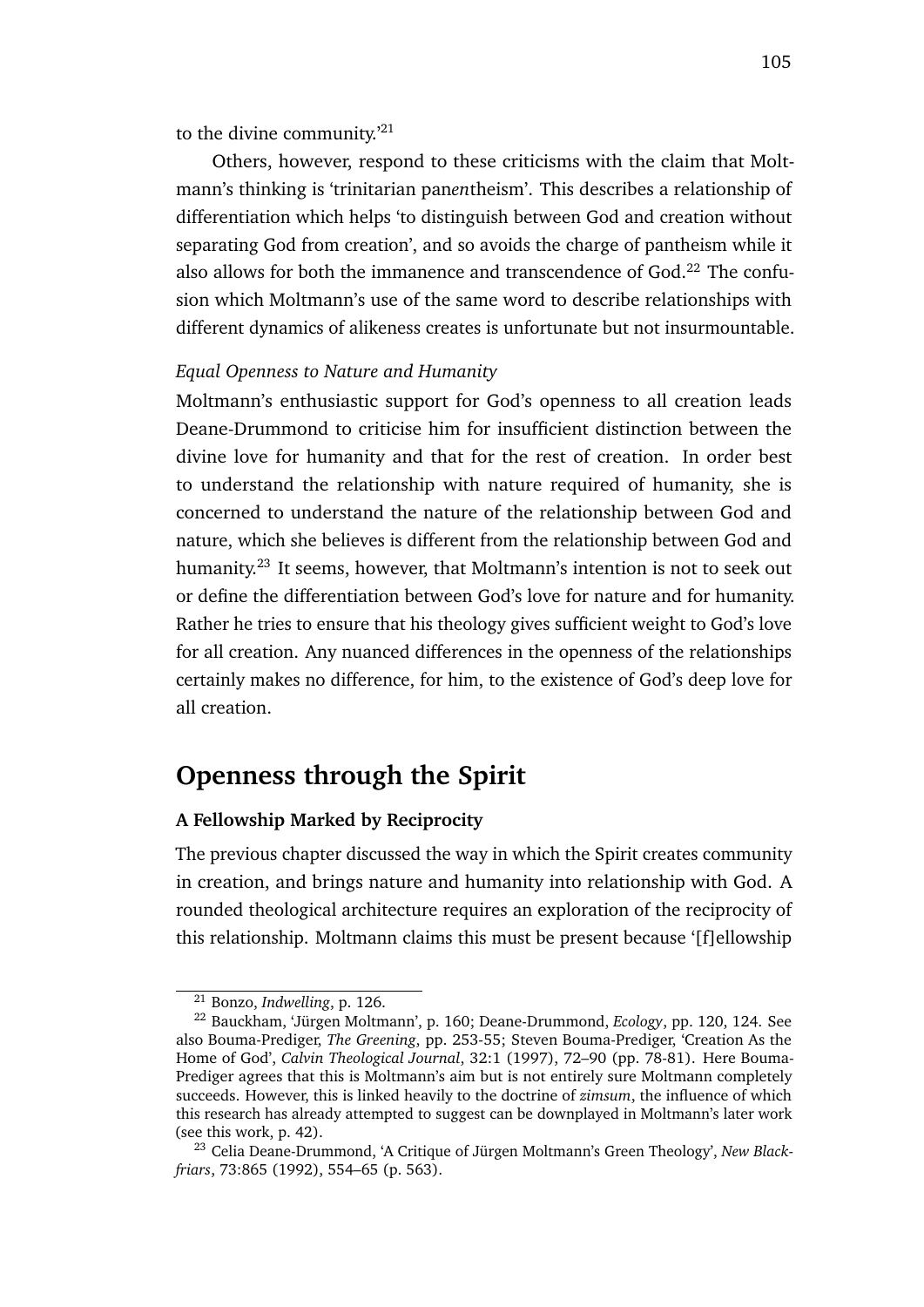to the divine community.'[21]

Others, however, respond to these criticisms with the claim that Moltmann's thinking is 'trinitarian pan*en*theism'. This describes a relationship of differentiation which helps 'to distinguish between God and creation without separating God from creation', and so avoids the charge of pantheism while it also allows for both the immanence and transcendence of God.[22] The confusion which Moltmann's use of the same word to describe relationships with different dynamics of alikeness creates is unfortunate but not insurmountable.

*Equal Openness to Nature and Humanity*

Moltmann's enthusiastic support for God's openness to all creation leads Deane-Drummond to criticise him for insufficient distinction between the divine love for humanity and that for the rest of creation. In order best to understand the relationship with nature required of humanity, she is concerned to understand the nature of the relationship between God and nature, which she believes is different from the relationship between God and humanity.[23] It seems, however, that Moltmann's intention is not to seek out or define the differentiation between God's love for nature and for humanity. Rather he tries to ensure that his theology gives sufficient weight to God's love for all creation. Any nuanced differences in the openness of the relationships certainly makes no difference, for him, to the existence of God's deep love for all creation.

## Openness through the Spirit

### A Fellowship Marked by Reciprocity

The previous chapter discussed the way in which the Spirit creates community in creation, and brings nature and humanity into relationship with God. A rounded theological architecture requires an exploration of the reciprocity of this relationship. Moltmann claims this must be present because '[f]ellowship

---

[21] Bonzo, *Indwelling*, p. 126.

[22] Bauckham, 'Jürgen Moltmann', p. 160; Deane-Drummond, *Ecology*, pp. 120, 124. See also Bouma-Prediger, *The Greening*, pp. 253-55; Steven Bouma-Prediger, 'Creation As the Home of God', *Calvin Theological Journal*, 32:1 (1997), 72–90 (pp. 78-81). Here Bouma-Prediger agrees that this is Moltmann's aim but is not entirely sure Moltmann completely succeeds. However, this is linked heavily to the doctrine of *zimsum*, the influence of which this research has already attempted to suggest can be downplayed in Moltmann's later work (see this work, p. 42).

[23] Celia Deane-Drummond, 'A Critique of Jürgen Moltmann's Green Theology', *New Blackfriars*, 73:865 (1992), 554–65 (p. 563).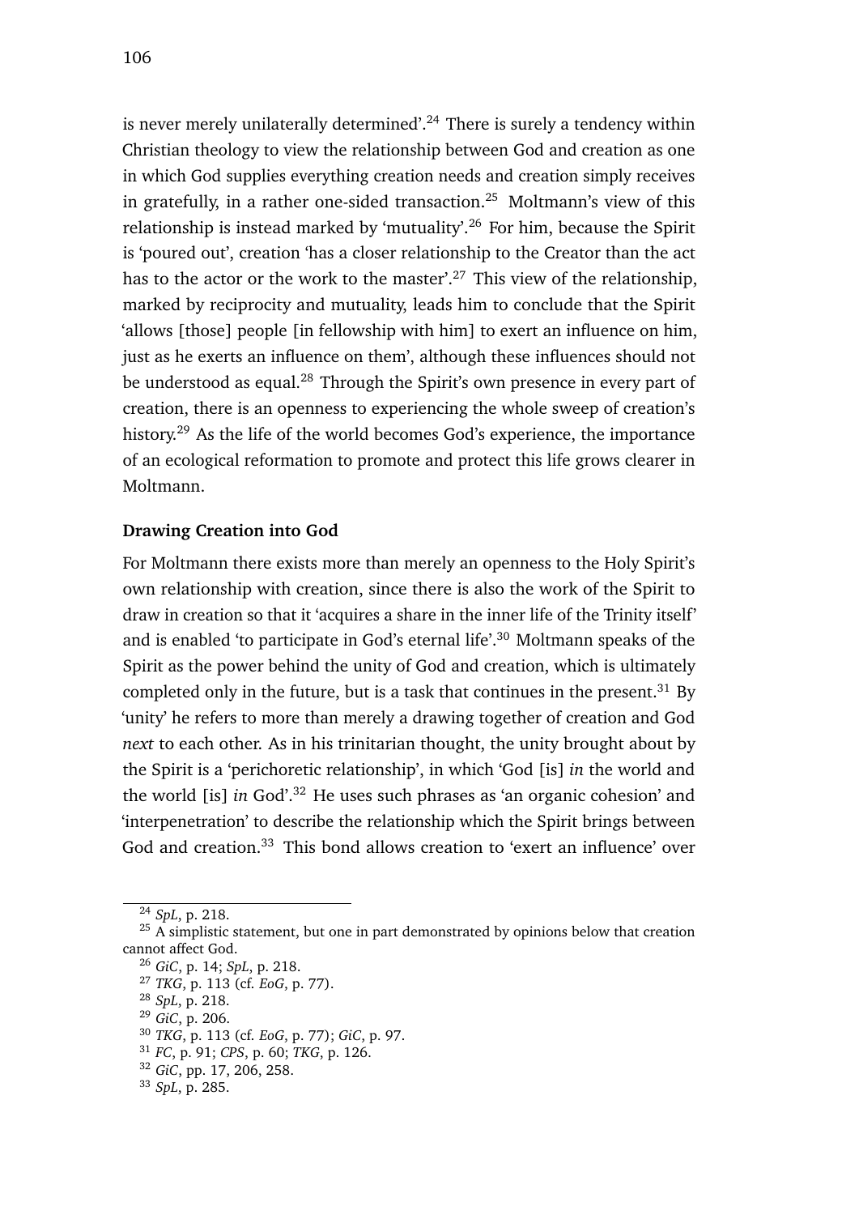is never merely unilaterally determined'.[24] There is surely a tendency within Christian theology to view the relationship between God and creation as one in which God supplies everything creation needs and creation simply receives in gratefully, in a rather one-sided transaction.[25] Moltmann's view of this relationship is instead marked by 'mutuality'.[26] For him, because the Spirit is 'poured out', creation 'has a closer relationship to the Creator than the act has to the actor or the work to the master'.[27] This view of the relationship, marked by reciprocity and mutuality, leads him to conclude that the Spirit 'allows [those] people [in fellowship with him] to exert an influence on him, just as he exerts an influence on them', although these influences should not be understood as equal.[28] Through the Spirit's own presence in every part of creation, there is an openness to experiencing the whole sweep of creation's history.[29] As the life of the world becomes God's experience, the importance of an ecological reformation to promote and protect this life grows clearer in Moltmann.

**Drawing Creation into God**

For Moltmann there exists more than merely an openness to the Holy Spirit's own relationship with creation, since there is also the work of the Spirit to draw in creation so that it 'acquires a share in the inner life of the Trinity itself' and is enabled 'to participate in God's eternal life'.[30] Moltmann speaks of the Spirit as the power behind the unity of God and creation, which is ultimately completed only in the future, but is a task that continues in the present.[31] By 'unity' he refers to more than merely a drawing together of creation and God *next* to each other. As in his trinitarian thought, the unity brought about by the Spirit is a 'perichoretic relationship', in which 'God [is] *in* the world and the world [is] *in* God'.[32] He uses such phrases as 'an organic cohesion' and 'interpenetration' to describe the relationship which the Spirit brings between God and creation.[33] This bond allows creation to 'exert an influence' over

[24] *SpL*, p. 218.

[25] A simplistic statement, but one in part demonstrated by opinions below that creation cannot affect God.

[26] *GiC*, p. 14; *SpL*, p. 218.

[27] *TKG*, p. 113 (cf. *EoG*, p. 77).

[28] *SpL*, p. 218.

[29] *GiC*, p. 206.

[30] *TKG*, p. 113 (cf. *EoG*, p. 77); *GiC*, p. 97.

[31] *FC*, p. 91; *CPS*, p. 60; *TKG*, p. 126.

[32] *GiC*, pp. 17, 206, 258.

[33] *SpL*, p. 285.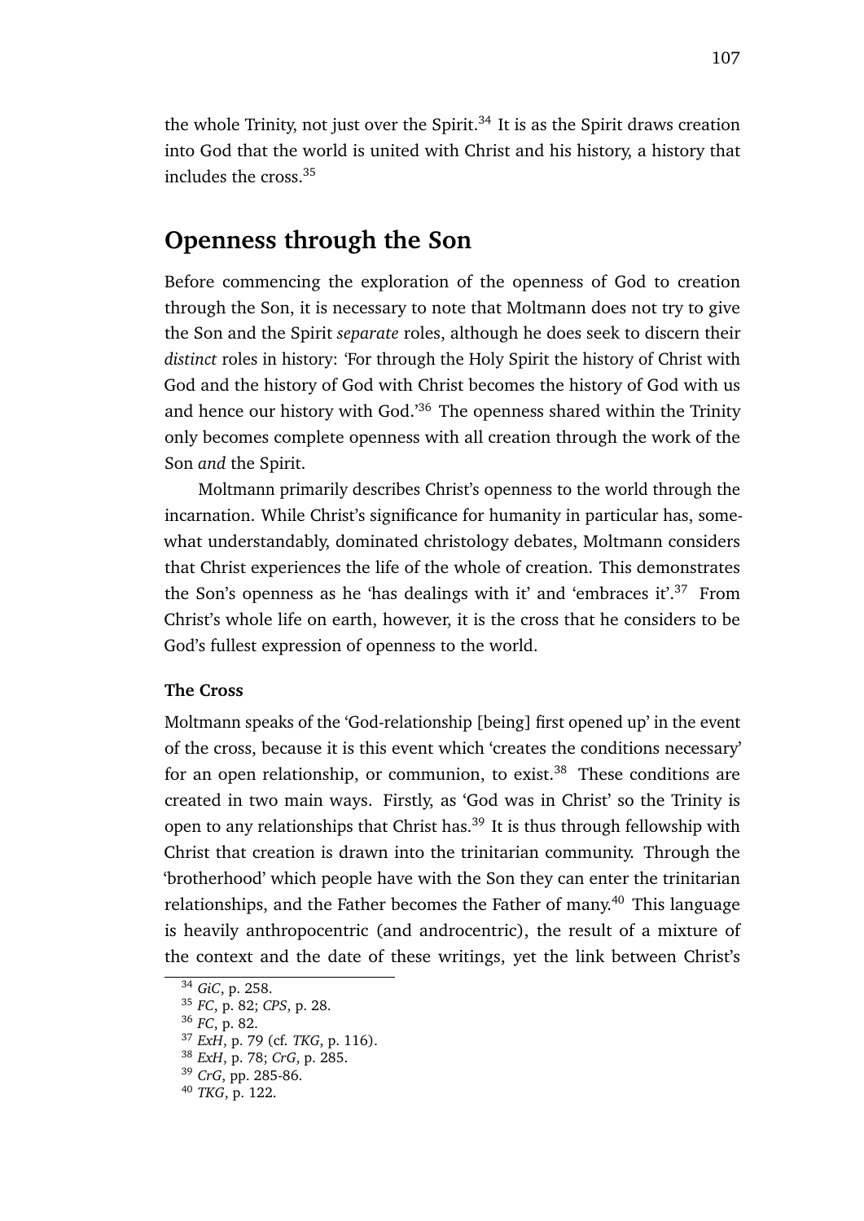the whole Trinity, not just over the Spirit.[34] It is as the Spirit draws creation into God that the world is united with Christ and his history, a history that includes the cross.[35]

## Openness through the Son

Before commencing the exploration of the openness of God to creation through the Son, it is necessary to note that Moltmann does not try to give the Son and the Spirit *separate* roles, although he does seek to discern their *distinct* roles in history: 'For through the Holy Spirit the history of Christ with God and the history of God with Christ becomes the history of God with us and hence our history with God.'[36] The openness shared within the Trinity only becomes complete openness with all creation through the work of the Son *and* the Spirit.

Moltmann primarily describes Christ's openness to the world through the incarnation. While Christ's significance for humanity in particular has, somewhat understandably, dominated christology debates, Moltmann considers that Christ experiences the life of the whole of creation. This demonstrates the Son's openness as he 'has dealings with it' and 'embraces it'.[37] From Christ's whole life on earth, however, it is the cross that he considers to be God's fullest expression of openness to the world.

### The Cross

Moltmann speaks of the 'God-relationship [being] first opened up' in the event of the cross, because it is this event which 'creates the conditions necessary' for an open relationship, or communion, to exist.[38] These conditions are created in two main ways. Firstly, as 'God was in Christ' so the Trinity is open to any relationships that Christ has.[39] It is thus through fellowship with Christ that creation is drawn into the trinitarian community. Through the 'brotherhood' which people have with the Son they can enter the trinitarian relationships, and the Father becomes the Father of many.[40] This language is heavily anthropocentric (and androcentric), the result of a mixture of the context and the date of these writings, yet the link between Christ's

---

[34] *GiC*, p. 258.
[35] *FC*, p. 82; *CPS*, p. 28.
[36] *FC*, p. 82.
[37] *ExH*, p. 79 (cf. *TKG*, p. 116).
[38] *ExH*, p. 78; *CrG*, p. 285.
[39] *CrG*, pp. 285-86.
[40] *TKG*, p. 122.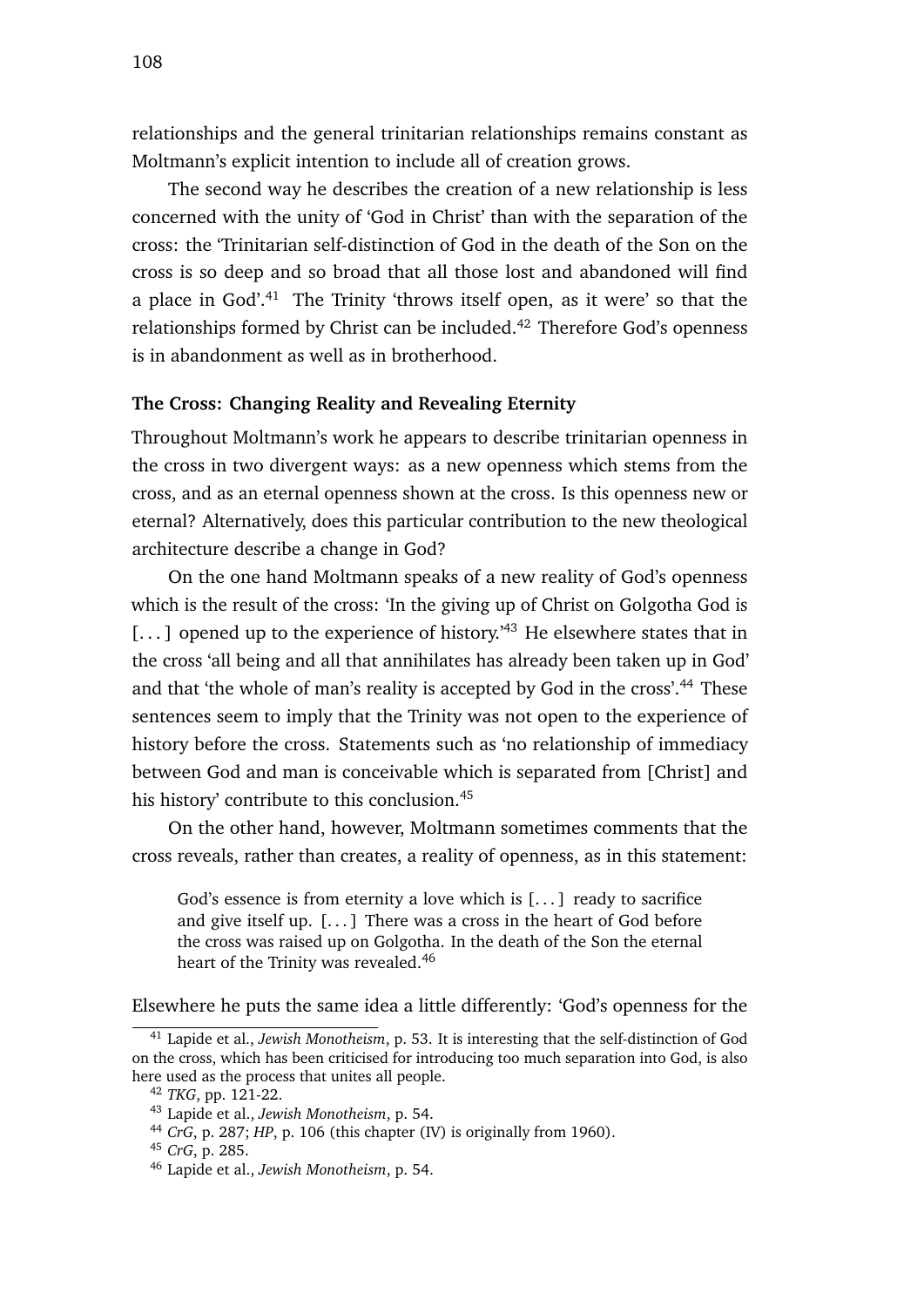relationships and the general trinitarian relationships remains constant as Moltmann's explicit intention to include all of creation grows.

The second way he describes the creation of a new relationship is less concerned with the unity of 'God in Christ' than with the separation of the cross: the 'Trinitarian self-distinction of God in the death of the Son on the cross is so deep and so broad that all those lost and abandoned will find a place in God'.[41] The Trinity 'throws itself open, as it were' so that the relationships formed by Christ can be included.[42] Therefore God's openness is in abandonment as well as in brotherhood.

**The Cross: Changing Reality and Revealing Eternity**

Throughout Moltmann's work he appears to describe trinitarian openness in the cross in two divergent ways: as a new openness which stems from the cross, and as an eternal openness shown at the cross. Is this openness new or eternal? Alternatively, does this particular contribution to the new theological architecture describe a change in God?

On the one hand Moltmann speaks of a new reality of God's openness which is the result of the cross: 'In the giving up of Christ on Golgotha God is [. . . ] opened up to the experience of history.'[43] He elsewhere states that in the cross 'all being and all that annihilates has already been taken up in God' and that 'the whole of man's reality is accepted by God in the cross'.[44] These sentences seem to imply that the Trinity was not open to the experience of history before the cross. Statements such as 'no relationship of immediacy between God and man is conceivable which is separated from [Christ] and his history' contribute to this conclusion.[45]

On the other hand, however, Moltmann sometimes comments that the cross reveals, rather than creates, a reality of openness, as in this statement:

> God's essence is from eternity a love which is [. . . ] ready to sacrifice and give itself up. [. . . ] There was a cross in the heart of God before the cross was raised up on Golgotha. In the death of the Son the eternal heart of the Trinity was revealed.[46]

Elsewhere he puts the same idea a little differently: 'God's openness for the

---

[41] Lapide et al., *Jewish Monotheism*, p. 53. It is interesting that the self-distinction of God on the cross, which has been criticised for introducing too much separation into God, is also here used as the process that unites all people.

[42] *TKG*, pp. 121-22.

[43] Lapide et al., *Jewish Monotheism*, p. 54.

[44] *CrG*, p. 287; *HP*, p. 106 (this chapter (IV) is originally from 1960).

[45] *CrG*, p. 285.

[46] Lapide et al., *Jewish Monotheism*, p. 54.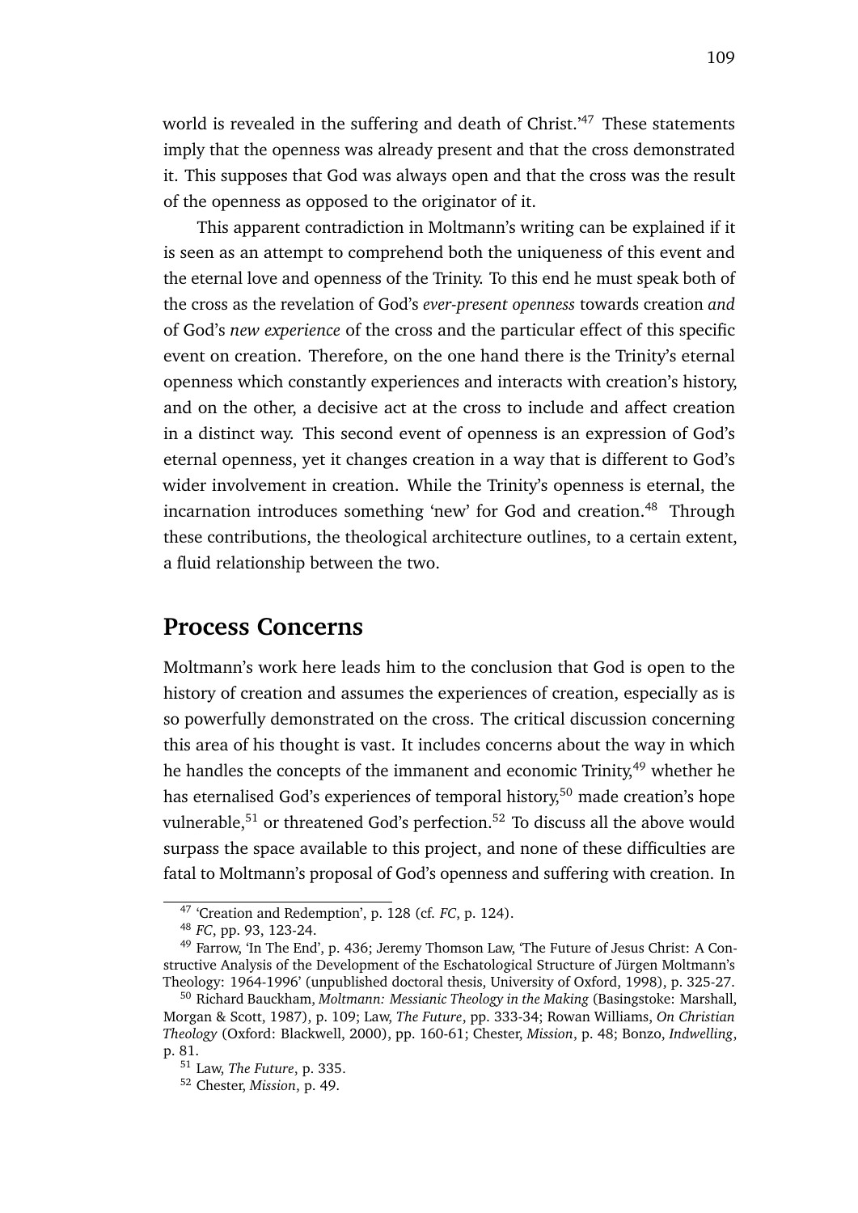world is revealed in the suffering and death of Christ.'[47] These statements imply that the openness was already present and that the cross demonstrated it. This supposes that God was always open and that the cross was the result of the openness as opposed to the originator of it.

This apparent contradiction in Moltmann's writing can be explained if it is seen as an attempt to comprehend both the uniqueness of this event and the eternal love and openness of the Trinity. To this end he must speak both of the cross as the revelation of God's *ever-present openness* towards creation *and* of God's *new experience* of the cross and the particular effect of this specific event on creation. Therefore, on the one hand there is the Trinity's eternal openness which constantly experiences and interacts with creation's history, and on the other, a decisive act at the cross to include and affect creation in a distinct way. This second event of openness is an expression of God's eternal openness, yet it changes creation in a way that is different to God's wider involvement in creation. While the Trinity's openness is eternal, the incarnation introduces something 'new' for God and creation.[48] Through these contributions, the theological architecture outlines, to a certain extent, a fluid relationship between the two.

## Process Concerns

Moltmann's work here leads him to the conclusion that God is open to the history of creation and assumes the experiences of creation, especially as is so powerfully demonstrated on the cross. The critical discussion concerning this area of his thought is vast. It includes concerns about the way in which he handles the concepts of the immanent and economic Trinity,[49] whether he has eternalised God's experiences of temporal history,[50] made creation's hope vulnerable,[51] or threatened God's perfection.[52] To discuss all the above would surpass the space available to this project, and none of these difficulties are fatal to Moltmann's proposal of God's openness and suffering with creation. In

---

[47] 'Creation and Redemption', p. 128 (cf. *FC*, p. 124).

[48] *FC*, pp. 93, 123-24.

[49] Farrow, 'In The End', p. 436; Jeremy Thomson Law, 'The Future of Jesus Christ: A Constructive Analysis of the Development of the Eschatological Structure of Jürgen Moltmann's Theology: 1964-1996' (unpublished doctoral thesis, University of Oxford, 1998), p. 325-27.

[50] Richard Bauckham, *Moltmann: Messianic Theology in the Making* (Basingstoke: Marshall, Morgan & Scott, 1987), p. 109; Law, *The Future*, pp. 333-34; Rowan Williams, *On Christian Theology* (Oxford: Blackwell, 2000), pp. 160-61; Chester, *Mission*, p. 48; Bonzo, *Indwelling*, p. 81.

[51] Law, *The Future*, p. 335.

[52] Chester, *Mission*, p. 49.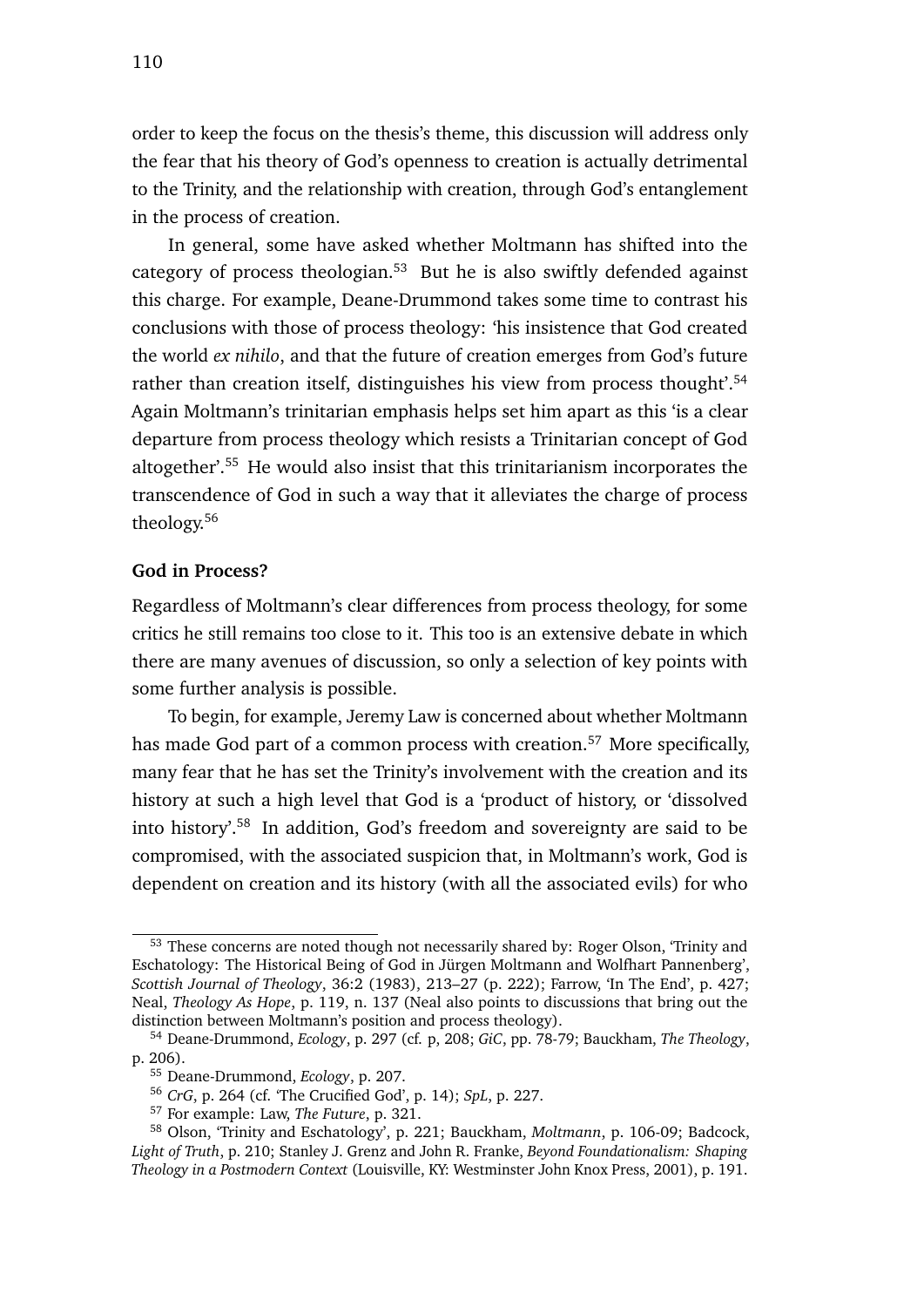order to keep the focus on the thesis's theme, this discussion will address only the fear that his theory of God's openness to creation is actually detrimental to the Trinity, and the relationship with creation, through God's entanglement in the process of creation.

In general, some have asked whether Moltmann has shifted into the category of process theologian.[53] But he is also swiftly defended against this charge. For example, Deane-Drummond takes some time to contrast his conclusions with those of process theology: 'his insistence that God created the world *ex nihilo*, and that the future of creation emerges from God's future rather than creation itself, distinguishes his view from process thought'.[54] Again Moltmann's trinitarian emphasis helps set him apart as this 'is a clear departure from process theology which resists a Trinitarian concept of God altogether'.[55] He would also insist that this trinitarianism incorporates the transcendence of God in such a way that it alleviates the charge of process theology.[56]

**God in Process?**

Regardless of Moltmann's clear differences from process theology, for some critics he still remains too close to it. This too is an extensive debate in which there are many avenues of discussion, so only a selection of key points with some further analysis is possible.

To begin, for example, Jeremy Law is concerned about whether Moltmann has made God part of a common process with creation.[57] More specifically, many fear that he has set the Trinity's involvement with the creation and its history at such a high level that God is a 'product of history, or 'dissolved into history'.[58] In addition, God's freedom and sovereignty are said to be compromised, with the associated suspicion that, in Moltmann's work, God is dependent on creation and its history (with all the associated evils) for who

---

[53] These concerns are noted though not necessarily shared by: Roger Olson, 'Trinity and Eschatology: The Historical Being of God in Jürgen Moltmann and Wolfhart Pannenberg', *Scottish Journal of Theology*, 36:2 (1983), 213–27 (p. 222); Farrow, 'In The End', p. 427; Neal, *Theology As Hope*, p. 119, n. 137 (Neal also points to discussions that bring out the distinction between Moltmann's position and process theology).

[54] Deane-Drummond, *Ecology*, p. 297 (cf. p, 208; *GiC*, pp. 78-79; Bauckham, *The Theology*, p. 206).

[55] Deane-Drummond, *Ecology*, p. 207.

[56] *CrG*, p. 264 (cf. 'The Crucified God', p. 14); *SpL*, p. 227.

[57] For example: Law, *The Future*, p. 321.

[58] Olson, 'Trinity and Eschatology', p. 221; Bauckham, *Moltmann*, p. 106-09; Badcock, *Light of Truth*, p. 210; Stanley J. Grenz and John R. Franke, *Beyond Foundationalism: Shaping Theology in a Postmodern Context* (Louisville, KY: Westminster John Knox Press, 2001), p. 191.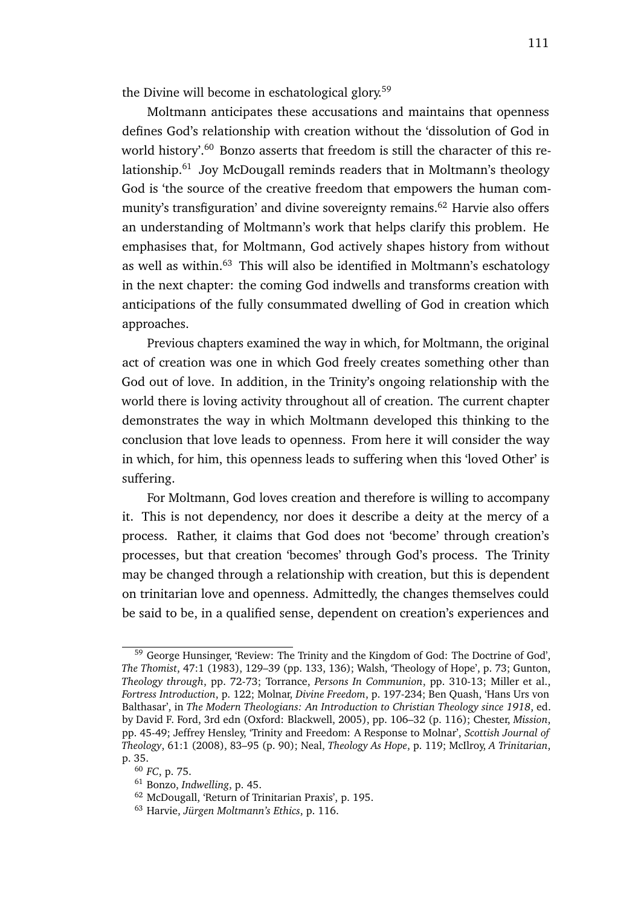the Divine will become in eschatological glory.[59]

Moltmann anticipates these accusations and maintains that openness defines God's relationship with creation without the 'dissolution of God in world history'.[60] Bonzo asserts that freedom is still the character of this relationship.[61] Joy McDougall reminds readers that in Moltmann's theology God is 'the source of the creative freedom that empowers the human community's transfiguration' and divine sovereignty remains.[62] Harvie also offers an understanding of Moltmann's work that helps clarify this problem. He emphasises that, for Moltmann, God actively shapes history from without as well as within.[63] This will also be identified in Moltmann's eschatology in the next chapter: the coming God indwells and transforms creation with anticipations of the fully consummated dwelling of God in creation which approaches.

Previous chapters examined the way in which, for Moltmann, the original act of creation was one in which God freely creates something other than God out of love. In addition, in the Trinity's ongoing relationship with the world there is loving activity throughout all of creation. The current chapter demonstrates the way in which Moltmann developed this thinking to the conclusion that love leads to openness. From here it will consider the way in which, for him, this openness leads to suffering when this 'loved Other' is suffering.

For Moltmann, God loves creation and therefore is willing to accompany it. This is not dependency, nor does it describe a deity at the mercy of a process. Rather, it claims that God does not 'become' through creation's processes, but that creation 'becomes' through God's process. The Trinity may be changed through a relationship with creation, but this is dependent on trinitarian love and openness. Admittedly, the changes themselves could be said to be, in a qualified sense, dependent on creation's experiences and

---

[59] George Hunsinger, 'Review: The Trinity and the Kingdom of God: The Doctrine of God', *The Thomist*, 47:1 (1983), 129–39 (pp. 133, 136); Walsh, 'Theology of Hope', p. 73; Gunton, *Theology through*, pp. 72-73; Torrance, *Persons In Communion*, pp. 310-13; Miller et al., *Fortress Introduction*, p. 122; Molnar, *Divine Freedom*, p. 197-234; Ben Quash, 'Hans Urs von Balthasar', in *The Modern Theologians: An Introduction to Christian Theology since 1918*, ed. by David F. Ford, 3rd edn (Oxford: Blackwell, 2005), pp. 106–32 (p. 116); Chester, *Mission*, pp. 45-49; Jeffrey Hensley, 'Trinity and Freedom: A Response to Molnar', *Scottish Journal of Theology*, 61:1 (2008), 83–95 (p. 90); Neal, *Theology As Hope*, p. 119; McIlroy, *A Trinitarian*, p. 35.

[60] *FC*, p. 75.

[61] Bonzo, *Indwelling*, p. 45.

[62] McDougall, 'Return of Trinitarian Praxis', p. 195.

[63] Harvie, *Jürgen Moltmann's Ethics*, p. 116.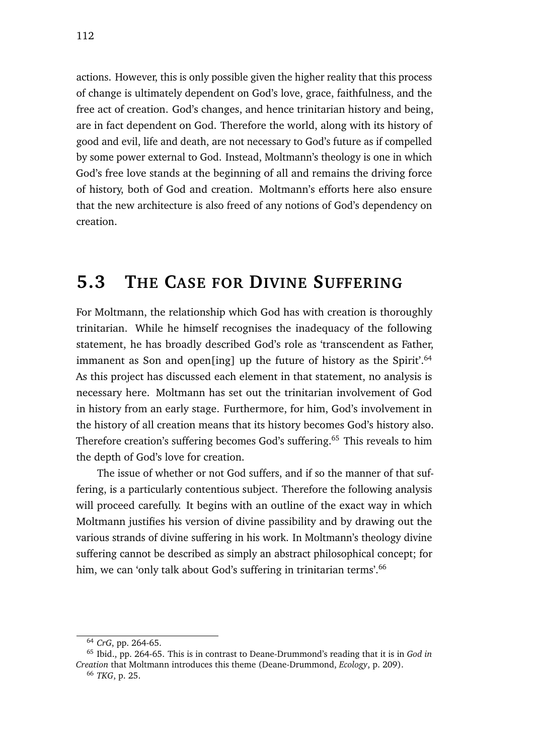actions. However, this is only possible given the higher reality that this process of change is ultimately dependent on God's love, grace, faithfulness, and the free act of creation. God's changes, and hence trinitarian history and being, are in fact dependent on God. Therefore the world, along with its history of good and evil, life and death, are not necessary to God's future as if compelled by some power external to God. Instead, Moltmann's theology is one in which God's free love stands at the beginning of all and remains the driving force of history, both of God and creation. Moltmann's efforts here also ensure that the new architecture is also freed of any notions of God's dependency on creation.

## 5.3 The Case for Divine Suffering

For Moltmann, the relationship which God has with creation is thoroughly trinitarian. While he himself recognises the inadequacy of the following statement, he has broadly described God's role as 'transcendent as Father, immanent as Son and open[ing] up the future of history as the Spirit'.[64] As this project has discussed each element in that statement, no analysis is necessary here. Moltmann has set out the trinitarian involvement of God in history from an early stage. Furthermore, for him, God's involvement in the history of all creation means that its history becomes God's history also. Therefore creation's suffering becomes God's suffering.[65] This reveals to him the depth of God's love for creation.

The issue of whether or not God suffers, and if so the manner of that suffering, is a particularly contentious subject. Therefore the following analysis will proceed carefully. It begins with an outline of the exact way in which Moltmann justifies his version of divine passibility and by drawing out the various strands of divine suffering in his work. In Moltmann's theology divine suffering cannot be described as simply an abstract philosophical concept; for him, we can 'only talk about God's suffering in trinitarian terms'.[66]

---

[64] *CrG*, pp. 264-65.

[65] Ibid., pp. 264-65. This is in contrast to Deane-Drummond's reading that it is in *God in Creation* that Moltmann introduces this theme (Deane-Drummond, *Ecology*, p. 209).

[66] *TKG*, p. 25.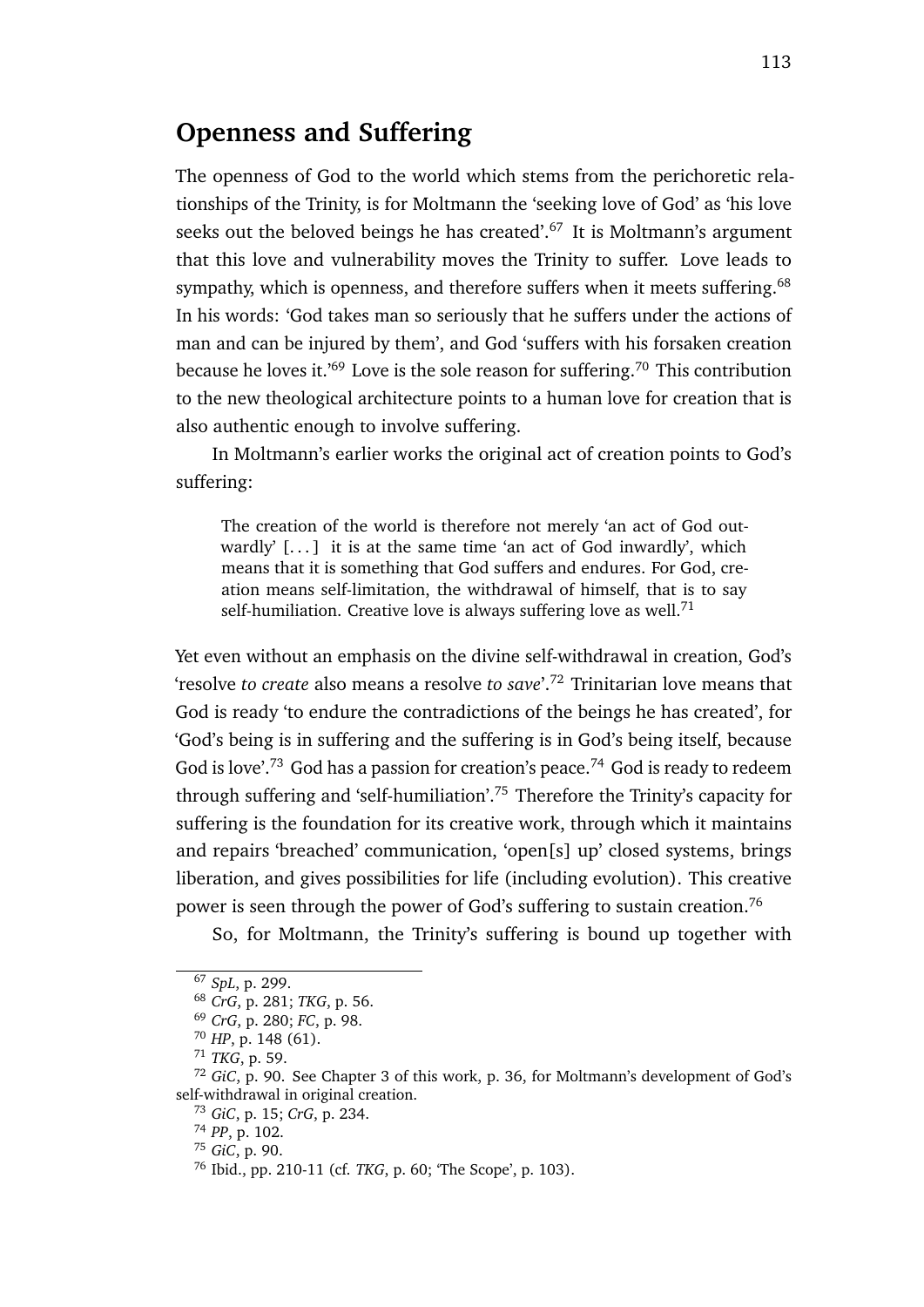## Openness and Suffering

The openness of God to the world which stems from the perichoretic relationships of the Trinity, is for Moltmann the 'seeking love of God' as 'his love seeks out the beloved beings he has created'.[67] It is Moltmann's argument that this love and vulnerability moves the Trinity to suffer. Love leads to sympathy, which is openness, and therefore suffers when it meets suffering.[68] In his words: 'God takes man so seriously that he suffers under the actions of man and can be injured by them', and God 'suffers with his forsaken creation because he loves it.'[69] Love is the sole reason for suffering.[70] This contribution to the new theological architecture points to a human love for creation that is also authentic enough to involve suffering.

In Moltmann's earlier works the original act of creation points to God's suffering:

> The creation of the world is therefore not merely 'an act of God outwardly' [. . . ] it is at the same time 'an act of God inwardly', which means that it is something that God suffers and endures. For God, creation means self-limitation, the withdrawal of himself, that is to say self-humiliation. Creative love is always suffering love as well.[71]

Yet even without an emphasis on the divine self-withdrawal in creation, God's 'resolve *to create* also means a resolve *to save*'.[72] Trinitarian love means that God is ready 'to endure the contradictions of the beings he has created', for 'God's being is in suffering and the suffering is in God's being itself, because God is love'.[73] God has a passion for creation's peace.[74] God is ready to redeem through suffering and 'self-humiliation'.[75] Therefore the Trinity's capacity for suffering is the foundation for its creative work, through which it maintains and repairs 'breached' communication, 'open[s] up' closed systems, brings liberation, and gives possibilities for life (including evolution). This creative power is seen through the power of God's suffering to sustain creation.[76]

So, for Moltmann, the Trinity's suffering is bound up together with

---

[67] *SpL*, p. 299.
[68] *CrG*, p. 281; *TKG*, p. 56.
[69] *CrG*, p. 280; *FC*, p. 98.
[70] *HP*, p. 148 (61).
[71] *TKG*, p. 59.
[72] *GiC*, p. 90. See Chapter 3 of this work, p. 36, for Moltmann's development of God's self-withdrawal in original creation.
[73] *GiC*, p. 15; *CrG*, p. 234.
[74] *PP*, p. 102.
[75] *GiC*, p. 90.
[76] Ibid., pp. 210-11 (cf. *TKG*, p. 60; 'The Scope', p. 103).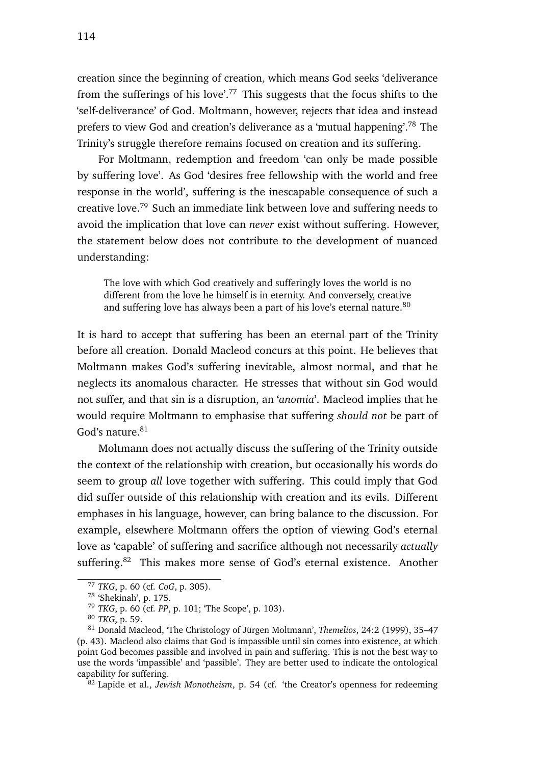creation since the beginning of creation, which means God seeks 'deliverance from the sufferings of his love'.[77] This suggests that the focus shifts to the 'self-deliverance' of God. Moltmann, however, rejects that idea and instead prefers to view God and creation's deliverance as a 'mutual happening'.[78] The Trinity's struggle therefore remains focused on creation and its suffering.

For Moltmann, redemption and freedom 'can only be made possible by suffering love'. As God 'desires free fellowship with the world and free response in the world', suffering is the inescapable consequence of such a creative love.[79] Such an immediate link between love and suffering needs to avoid the implication that love can *never* exist without suffering. However, the statement below does not contribute to the development of nuanced understanding:

> The love with which God creatively and sufferingly loves the world is no different from the love he himself is in eternity. And conversely, creative and suffering love has always been a part of his love's eternal nature.[80]

It is hard to accept that suffering has been an eternal part of the Trinity before all creation. Donald Macleod concurs at this point. He believes that Moltmann makes God's suffering inevitable, almost normal, and that he neglects its anomalous character. He stresses that without sin God would not suffer, and that sin is a disruption, an '*anomia*'. Macleod implies that he would require Moltmann to emphasise that suffering *should not* be part of God's nature.[81]

Moltmann does not actually discuss the suffering of the Trinity outside the context of the relationship with creation, but occasionally his words do seem to group *all* love together with suffering. This could imply that God did suffer outside of this relationship with creation and its evils. Different emphases in his language, however, can bring balance to the discussion. For example, elsewhere Moltmann offers the option of viewing God's eternal love as 'capable' of suffering and sacrifice although not necessarily *actually* suffering.[82] This makes more sense of God's eternal existence. Another

---

[77] *TKG*, p. 60 (cf. *CoG*, p. 305).

[78] 'Shekinah', p. 175.

[79] *TKG*, p. 60 (cf. *PP*, p. 101; 'The Scope', p. 103).

[80] *TKG*, p. 59.

[81] Donald Macleod, 'The Christology of Jürgen Moltmann', *Themelios*, 24:2 (1999), 35–47 (p. 43). Macleod also claims that God is impassible until sin comes into existence, at which point God becomes passible and involved in pain and suffering. This is not the best way to use the words 'impassible' and 'passible'. They are better used to indicate the ontological capability for suffering.

[82] Lapide et al., *Jewish Monotheism*, p. 54 (cf. 'the Creator's openness for redeeming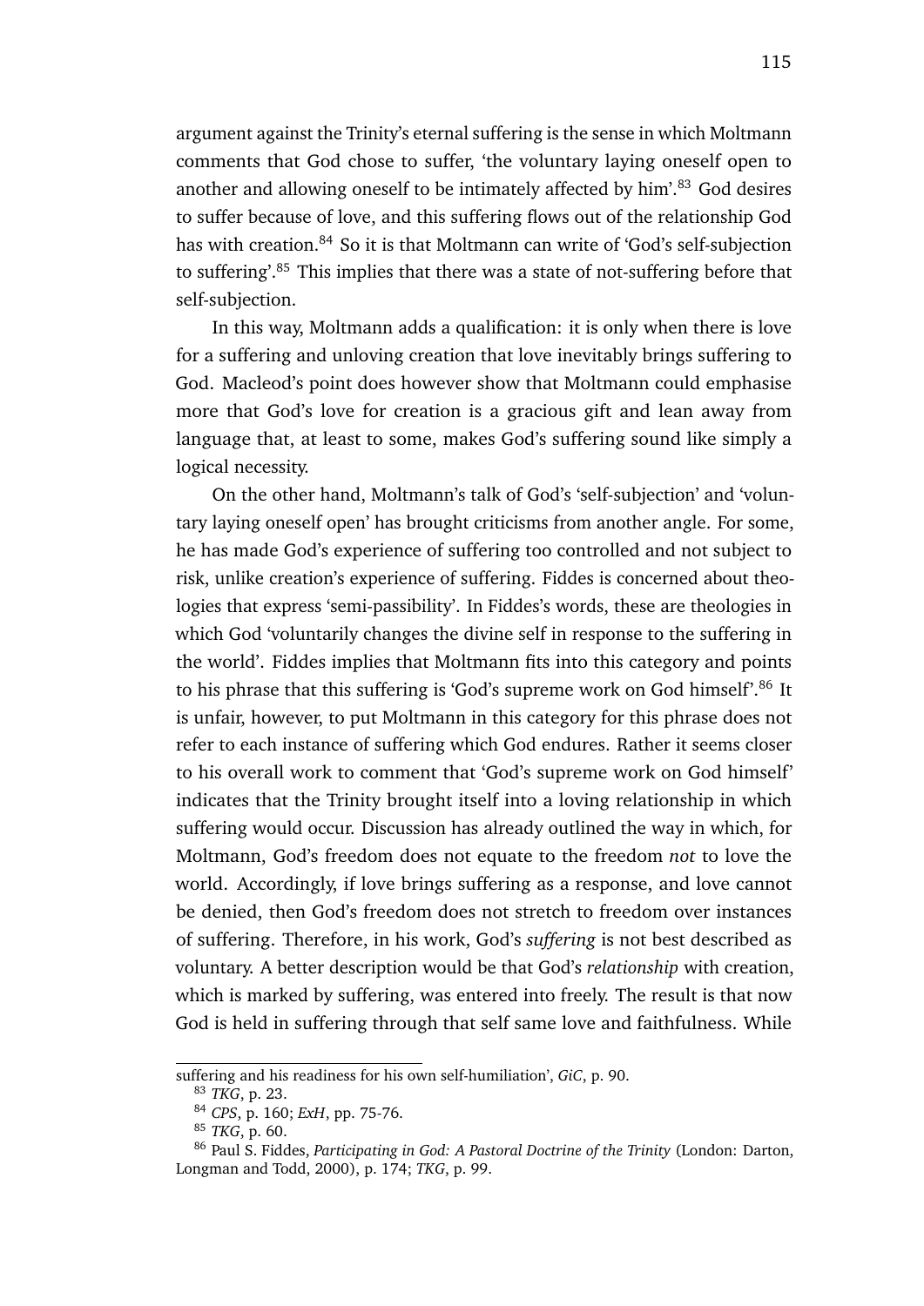argument against the Trinity's eternal suffering is the sense in which Moltmann comments that God chose to suffer, 'the voluntary laying oneself open to another and allowing oneself to be intimately affected by him'.[83] God desires to suffer because of love, and this suffering flows out of the relationship God has with creation.[84] So it is that Moltmann can write of 'God's self-subjection to suffering'.[85] This implies that there was a state of not-suffering before that self-subjection.

In this way, Moltmann adds a qualification: it is only when there is love for a suffering and unloving creation that love inevitably brings suffering to God. Macleod's point does however show that Moltmann could emphasise more that God's love for creation is a gracious gift and lean away from language that, at least to some, makes God's suffering sound like simply a logical necessity.

On the other hand, Moltmann's talk of God's 'self-subjection' and 'voluntary laying oneself open' has brought criticisms from another angle. For some, he has made God's experience of suffering too controlled and not subject to risk, unlike creation's experience of suffering. Fiddes is concerned about theologies that express 'semi-passibility'. In Fiddes's words, these are theologies in which God 'voluntarily changes the divine self in response to the suffering in the world'. Fiddes implies that Moltmann fits into this category and points to his phrase that this suffering is 'God's supreme work on God himself'.[86] It is unfair, however, to put Moltmann in this category for this phrase does not refer to each instance of suffering which God endures. Rather it seems closer to his overall work to comment that 'God's supreme work on God himself' indicates that the Trinity brought itself into a loving relationship in which suffering would occur. Discussion has already outlined the way in which, for Moltmann, God's freedom does not equate to the freedom *not* to love the world. Accordingly, if love brings suffering as a response, and love cannot be denied, then God's freedom does not stretch to freedom over instances of suffering. Therefore, in his work, God's *suffering* is not best described as voluntary. A better description would be that God's *relationship* with creation, which is marked by suffering, was entered into freely. The result is that now God is held in suffering through that self same love and faithfulness. While

---

suffering and his readiness for his own self-humiliation', *GiC*, p. 90.

[83] *TKG*, p. 23.

[84] *CPS*, p. 160; *ExH*, pp. 75-76.

[85] *TKG*, p. 60.

[86] Paul S. Fiddes, *Participating in God: A Pastoral Doctrine of the Trinity* (London: Darton, Longman and Todd, 2000), p. 174; *TKG*, p. 99.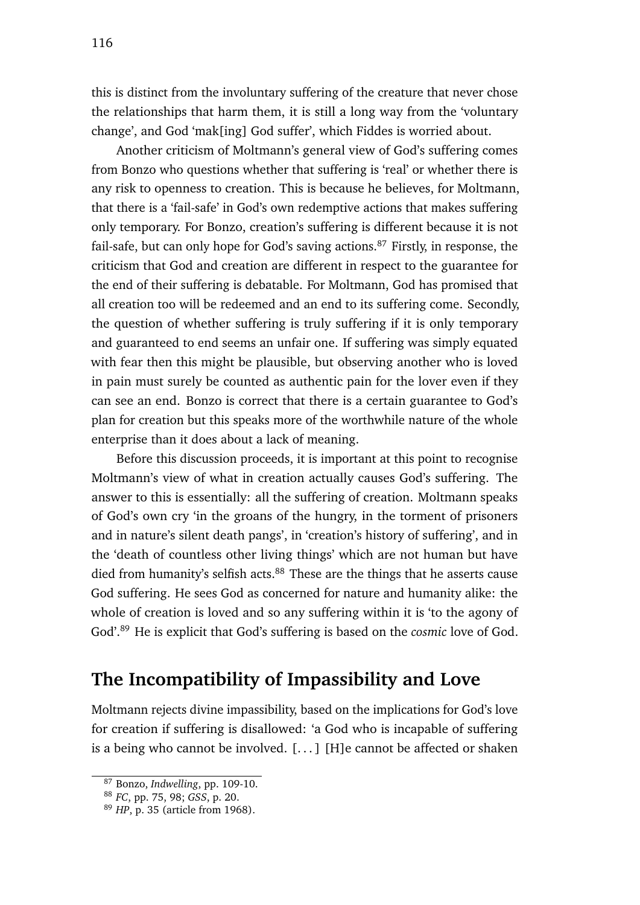this is distinct from the involuntary suffering of the creature that never chose the relationships that harm them, it is still a long way from the 'voluntary change', and God 'mak[ing] God suffer', which Fiddes is worried about.

Another criticism of Moltmann's general view of God's suffering comes from Bonzo who questions whether that suffering is 'real' or whether there is any risk to openness to creation. This is because he believes, for Moltmann, that there is a 'fail-safe' in God's own redemptive actions that makes suffering only temporary. For Bonzo, creation's suffering is different because it is not fail-safe, but can only hope for God's saving actions.[87] Firstly, in response, the criticism that God and creation are different in respect to the guarantee for the end of their suffering is debatable. For Moltmann, God has promised that all creation too will be redeemed and an end to its suffering come. Secondly, the question of whether suffering is truly suffering if it is only temporary and guaranteed to end seems an unfair one. If suffering was simply equated with fear then this might be plausible, but observing another who is loved in pain must surely be counted as authentic pain for the lover even if they can see an end. Bonzo is correct that there is a certain guarantee to God's plan for creation but this speaks more of the worthwhile nature of the whole enterprise than it does about a lack of meaning.

Before this discussion proceeds, it is important at this point to recognise Moltmann's view of what in creation actually causes God's suffering. The answer to this is essentially: all the suffering of creation. Moltmann speaks of God's own cry 'in the groans of the hungry, in the torment of prisoners and in nature's silent death pangs', in 'creation's history of suffering', and in the 'death of countless other living things' which are not human but have died from humanity's selfish acts.[88] These are the things that he asserts cause God suffering. He sees God as concerned for nature and humanity alike: the whole of creation is loved and so any suffering within it is 'to the agony of God'.[89] He is explicit that God's suffering is based on the *cosmic* love of God.

## The Incompatibility of Impassibility and Love

Moltmann rejects divine impassibility, based on the implications for God's love for creation if suffering is disallowed: 'a God who is incapable of suffering is a being who cannot be involved. [. . . ] [H]e cannot be affected or shaken

[87] Bonzo, *Indwelling*, pp. 109-10.

[88] *FC*, pp. 75, 98; *GSS*, p. 20.

[89] *HP*, p. 35 (article from 1968).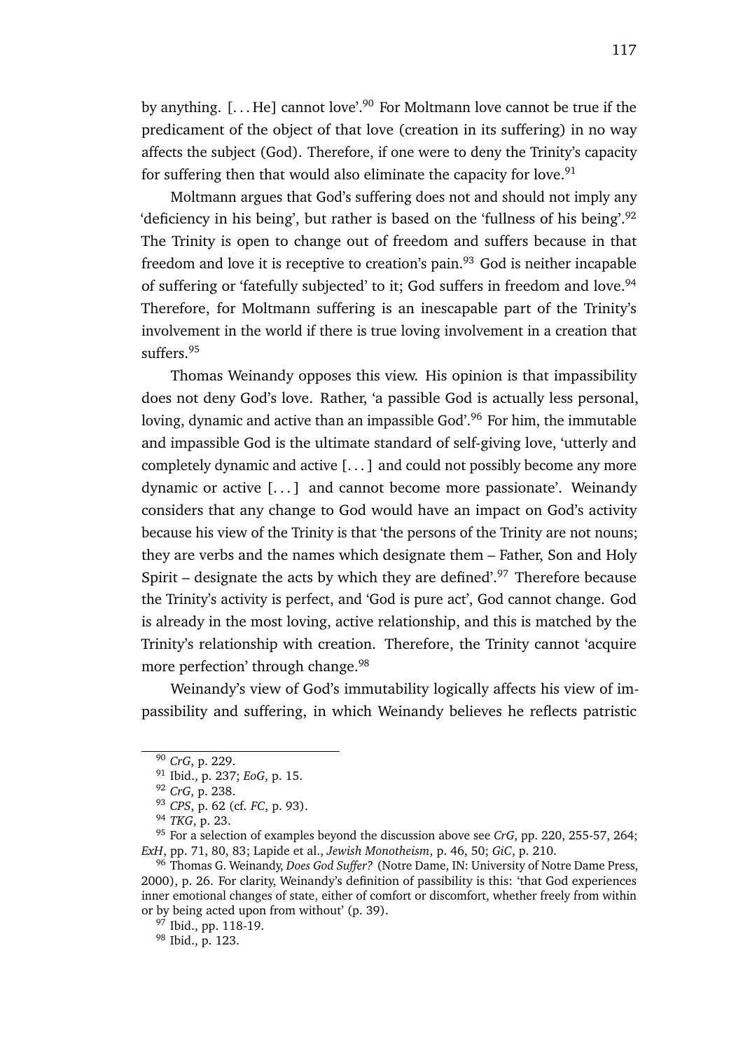by anything. [. . . He] cannot love'.[90] For Moltmann love cannot be true if the predicament of the object of that love (creation in its suffering) in no way affects the subject (God). Therefore, if one were to deny the Trinity's capacity for suffering then that would also eliminate the capacity for love.[91]

Moltmann argues that God's suffering does not and should not imply any 'deficiency in his being', but rather is based on the 'fullness of his being'.[92] The Trinity is open to change out of freedom and suffers because in that freedom and love it is receptive to creation's pain.[93] God is neither incapable of suffering or 'fatefully subjected' to it; God suffers in freedom and love.[94] Therefore, for Moltmann suffering is an inescapable part of the Trinity's involvement in the world if there is true loving involvement in a creation that suffers.[95]

Thomas Weinandy opposes this view. His opinion is that impassibility does not deny God's love. Rather, 'a passible God is actually less personal, loving, dynamic and active than an impassible God'.[96] For him, the immutable and impassible God is the ultimate standard of self-giving love, 'utterly and completely dynamic and active [. . . ] and could not possibly become any more dynamic or active [. . . ] and cannot become more passionate'. Weinandy considers that any change to God would have an impact on God's activity because his view of the Trinity is that 'the persons of the Trinity are not nouns; they are verbs and the names which designate them – Father, Son and Holy Spirit – designate the acts by which they are defined'.[97] Therefore because the Trinity's activity is perfect, and 'God is pure act', God cannot change. God is already in the most loving, active relationship, and this is matched by the Trinity's relationship with creation. Therefore, the Trinity cannot 'acquire more perfection' through change.[98]

Weinandy's view of God's immutability logically affects his view of impassibility and suffering, in which Weinandy believes he reflects patristic

---

[90] *CrG*, p. 229.

[91] Ibid., p. 237; *EoG*, p. 15.

[92] *CrG*, p. 238.

[93] *CPS*, p. 62 (cf. *FC*, p. 93).

[94] *TKG*, p. 23.

[95] For a selection of examples beyond the discussion above see *CrG*, pp. 220, 255-57, 264; *ExH*, pp. 71, 80, 83; Lapide et al., *Jewish Monotheism*, p. 46, 50; *GiC*, p. 210.

[96] Thomas G. Weinandy, *Does God Suffer?* (Notre Dame, IN: University of Notre Dame Press, 2000), p. 26. For clarity, Weinandy's definition of passibility is this: 'that God experiences inner emotional changes of state, either of comfort or discomfort, whether freely from within or by being acted upon from without' (p. 39).

[97] Ibid., pp. 118-19.

[98] Ibid., p. 123.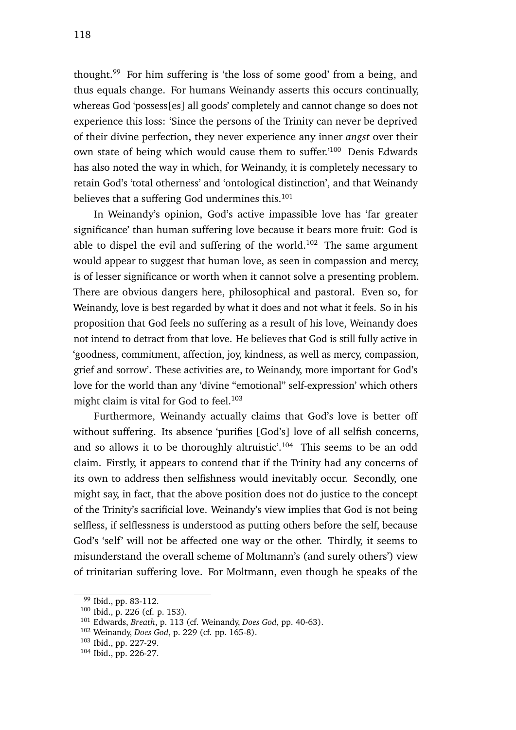thought.[99] For him suffering is 'the loss of some good' from a being, and thus equals change. For humans Weinandy asserts this occurs continually, whereas God 'possess[es] all goods' completely and cannot change so does not experience this loss: 'Since the persons of the Trinity can never be deprived of their divine perfection, they never experience any inner *angst* over their own state of being which would cause them to suffer.'[100] Denis Edwards has also noted the way in which, for Weinandy, it is completely necessary to retain God's 'total otherness' and 'ontological distinction', and that Weinandy believes that a suffering God undermines this.[101]

In Weinandy's opinion, God's active impassible love has 'far greater significance' than human suffering love because it bears more fruit: God is able to dispel the evil and suffering of the world.[102] The same argument would appear to suggest that human love, as seen in compassion and mercy, is of lesser significance or worth when it cannot solve a presenting problem. There are obvious dangers here, philosophical and pastoral. Even so, for Weinandy, love is best regarded by what it does and not what it feels. So in his proposition that God feels no suffering as a result of his love, Weinandy does not intend to detract from that love. He believes that God is still fully active in 'goodness, commitment, affection, joy, kindness, as well as mercy, compassion, grief and sorrow'. These activities are, to Weinandy, more important for God's love for the world than any 'divine "emotional" self-expression' which others might claim is vital for God to feel.[103]

Furthermore, Weinandy actually claims that God's love is better off without suffering. Its absence 'purifies [God's] love of all selfish concerns, and so allows it to be thoroughly altruistic'.[104] This seems to be an odd claim. Firstly, it appears to contend that if the Trinity had any concerns of its own to address then selfishness would inevitably occur. Secondly, one might say, in fact, that the above position does not do justice to the concept of the Trinity's sacrificial love. Weinandy's view implies that God is not being selfless, if selflessness is understood as putting others before the self, because God's 'self' will not be affected one way or the other. Thirdly, it seems to misunderstand the overall scheme of Moltmann's (and surely others') view of trinitarian suffering love. For Moltmann, even though he speaks of the

---

[99] Ibid., pp. 83-112.

[100] Ibid., p. 226 (cf. p. 153).

[101] Edwards, *Breath*, p. 113 (cf. Weinandy, *Does God*, pp. 40-63).

[102] Weinandy, *Does God*, p. 229 (cf. pp. 165-8).

[103] Ibid., pp. 227-29.

[104] Ibid., pp. 226-27.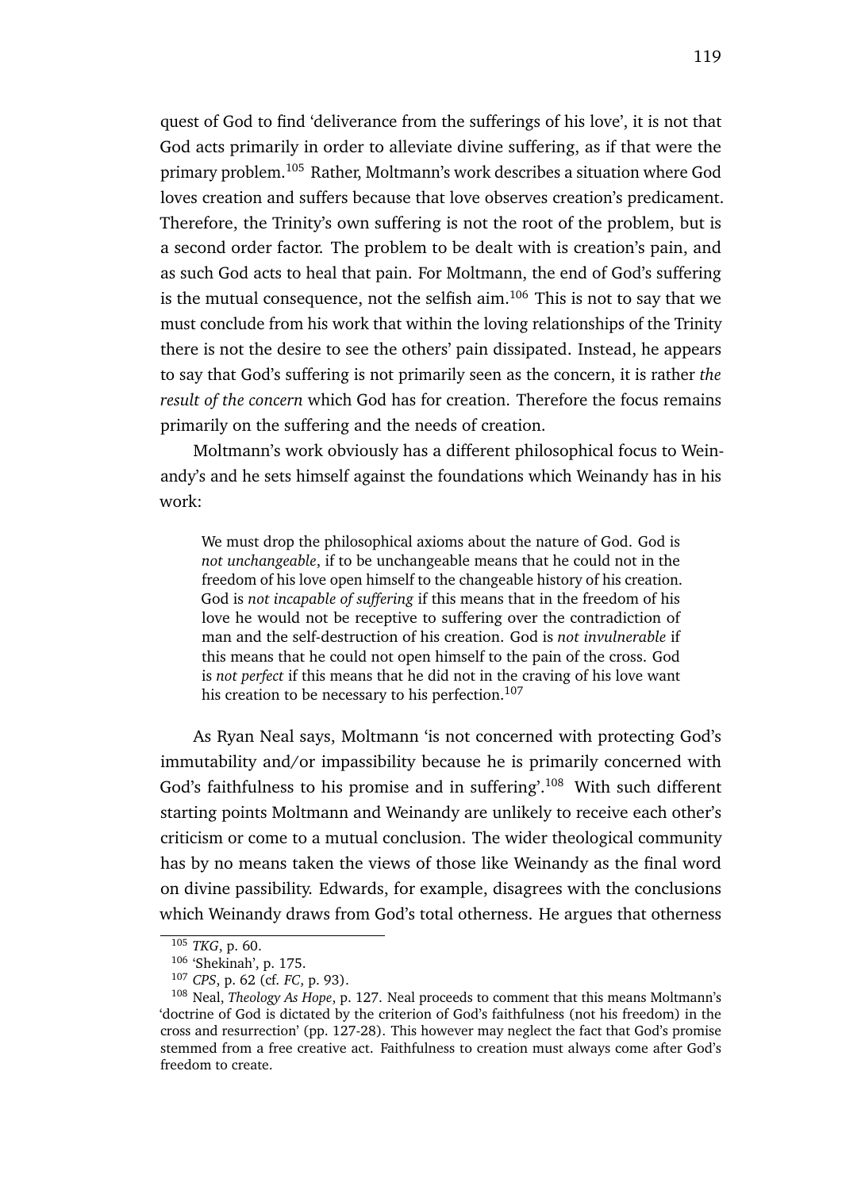quest of God to find 'deliverance from the sufferings of his love', it is not that God acts primarily in order to alleviate divine suffering, as if that were the primary problem.[105] Rather, Moltmann's work describes a situation where God loves creation and suffers because that love observes creation's predicament. Therefore, the Trinity's own suffering is not the root of the problem, but is a second order factor. The problem to be dealt with is creation's pain, and as such God acts to heal that pain. For Moltmann, the end of God's suffering is the mutual consequence, not the selfish aim.[106] This is not to say that we must conclude from his work that within the loving relationships of the Trinity there is not the desire to see the others' pain dissipated. Instead, he appears to say that God's suffering is not primarily seen as the concern, it is rather *the result of the concern* which God has for creation. Therefore the focus remains primarily on the suffering and the needs of creation.

Moltmann's work obviously has a different philosophical focus to Weinandy's and he sets himself against the foundations which Weinandy has in his work:

> We must drop the philosophical axioms about the nature of God. God is *not unchangeable*, if to be unchangeable means that he could not in the freedom of his love open himself to the changeable history of his creation. God is *not incapable of suffering* if this means that in the freedom of his love he would not be receptive to suffering over the contradiction of man and the self-destruction of his creation. God is *not invulnerable* if this means that he could not open himself to the pain of the cross. God is *not perfect* if this means that he did not in the craving of his love want his creation to be necessary to his perfection.[107]

As Ryan Neal says, Moltmann 'is not concerned with protecting God's immutability and/or impassibility because he is primarily concerned with God's faithfulness to his promise and in suffering'.[108] With such different starting points Moltmann and Weinandy are unlikely to receive each other's criticism or come to a mutual conclusion. The wider theological community has by no means taken the views of those like Weinandy as the final word on divine passibility. Edwards, for example, disagrees with the conclusions which Weinandy draws from God's total otherness. He argues that otherness

---

[105] *TKG*, p. 60.

[106] 'Shekinah', p. 175.

[107] *CPS*, p. 62 (cf. *FC*, p. 93).

[108] Neal, *Theology As Hope*, p. 127. Neal proceeds to comment that this means Moltmann's 'doctrine of God is dictated by the criterion of God's faithfulness (not his freedom) in the cross and resurrection' (pp. 127-28). This however may neglect the fact that God's promise stemmed from a free creative act. Faithfulness to creation must always come after God's freedom to create.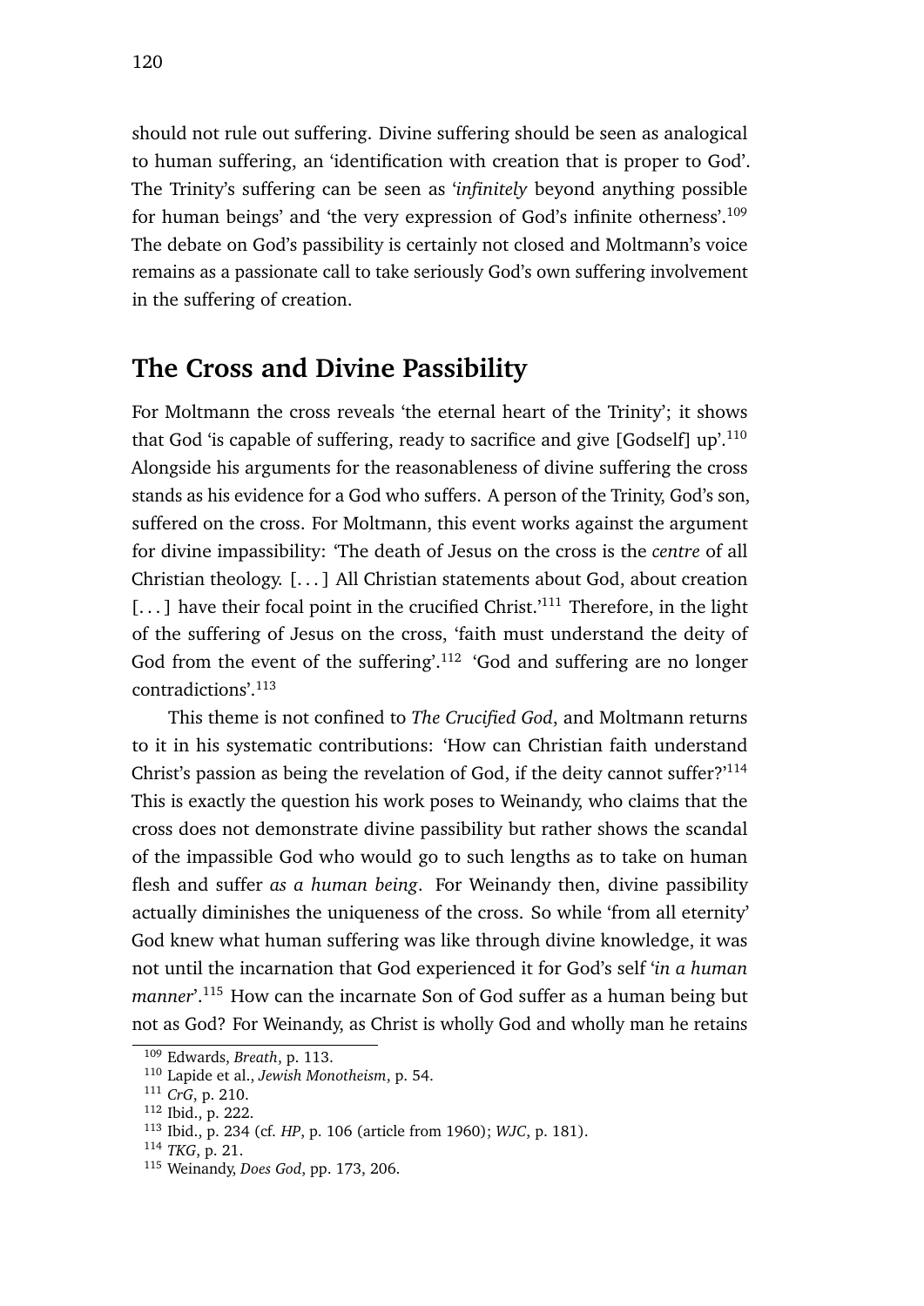should not rule out suffering. Divine suffering should be seen as analogical to human suffering, an 'identification with creation that is proper to God'. The Trinity's suffering can be seen as '*infinitely* beyond anything possible for human beings' and 'the very expression of God's infinite otherness'.[109] The debate on God's passibility is certainly not closed and Moltmann's voice remains as a passionate call to take seriously God's own suffering involvement in the suffering of creation.

## The Cross and Divine Passibility

For Moltmann the cross reveals 'the eternal heart of the Trinity'; it shows that God 'is capable of suffering, ready to sacrifice and give [Godself] up'.[110] Alongside his arguments for the reasonableness of divine suffering the cross stands as his evidence for a God who suffers. A person of the Trinity, God's son, suffered on the cross. For Moltmann, this event works against the argument for divine impassibility: 'The death of Jesus on the cross is the *centre* of all Christian theology. [. . . ] All Christian statements about God, about creation [. . . ] have their focal point in the crucified Christ.'[111] Therefore, in the light of the suffering of Jesus on the cross, 'faith must understand the deity of God from the event of the suffering'.[112] 'God and suffering are no longer contradictions'.[113]

This theme is not confined to *The Crucified God*, and Moltmann returns to it in his systematic contributions: 'How can Christian faith understand Christ's passion as being the revelation of God, if the deity cannot suffer?'[114] This is exactly the question his work poses to Weinandy, who claims that the cross does not demonstrate divine passibility but rather shows the scandal of the impassible God who would go to such lengths as to take on human flesh and suffer *as a human being*. For Weinandy then, divine passibility actually diminishes the uniqueness of the cross. So while 'from all eternity' God knew what human suffering was like through divine knowledge, it was not until the incarnation that God experienced it for God's self '*in a human manner*'.[115] How can the incarnate Son of God suffer as a human being but not as God? For Weinandy, as Christ is wholly God and wholly man he retains

---

[109] Edwards, *Breath*, p. 113.
[110] Lapide et al., *Jewish Monotheism*, p. 54.
[111] *CrG*, p. 210.
[112] Ibid., p. 222.
[113] Ibid., p. 234 (cf. *HP*, p. 106 (article from 1960); *WJC*, p. 181).
[114] *TKG*, p. 21.
[115] Weinandy, *Does God*, pp. 173, 206.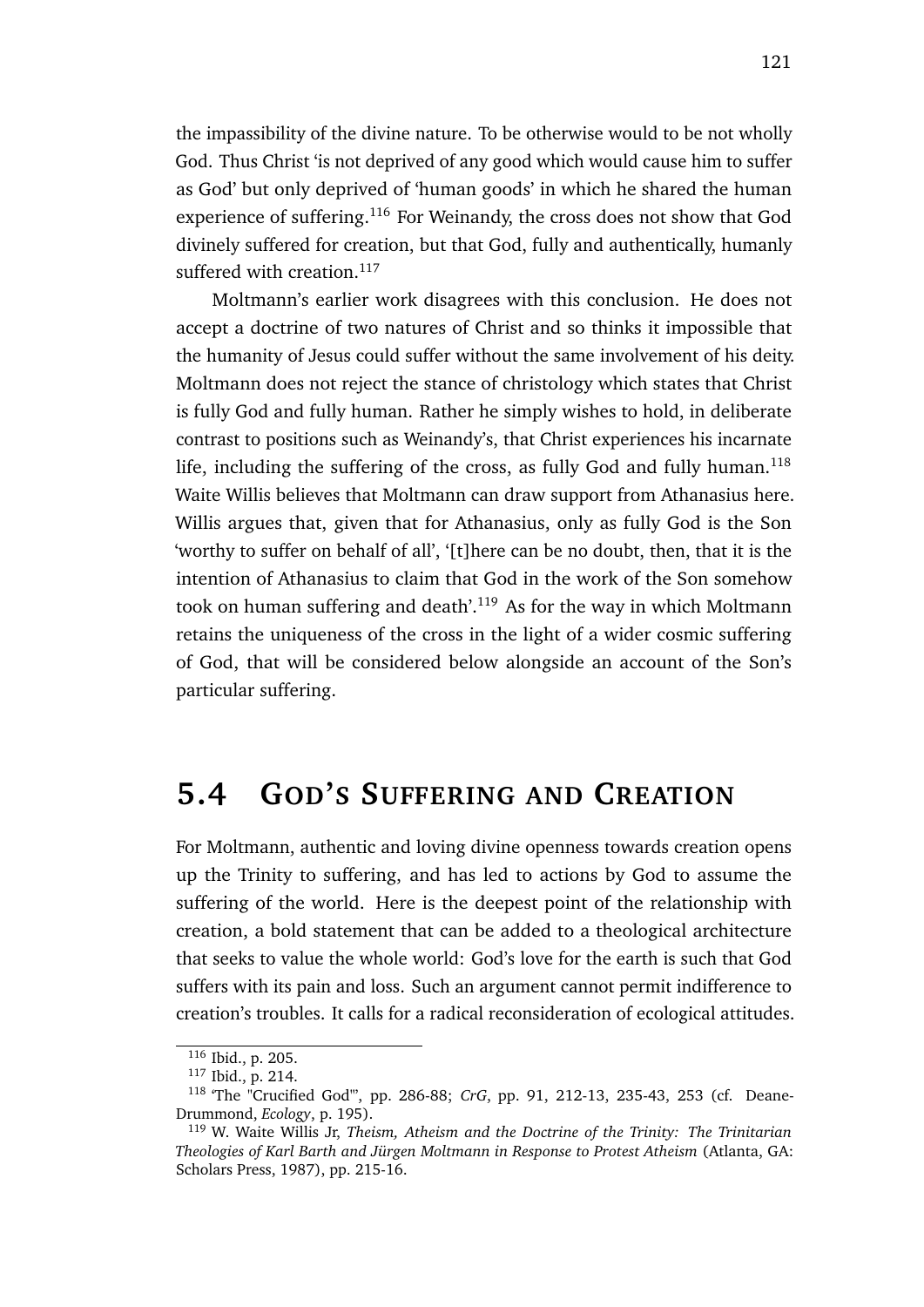the impassibility of the divine nature. To be otherwise would to be not wholly God. Thus Christ 'is not deprived of any good which would cause him to suffer as God' but only deprived of 'human goods' in which he shared the human experience of suffering.[116] For Weinandy, the cross does not show that God divinely suffered for creation, but that God, fully and authentically, humanly suffered with creation.[117]

Moltmann's earlier work disagrees with this conclusion. He does not accept a doctrine of two natures of Christ and so thinks it impossible that the humanity of Jesus could suffer without the same involvement of his deity. Moltmann does not reject the stance of christology which states that Christ is fully God and fully human. Rather he simply wishes to hold, in deliberate contrast to positions such as Weinandy's, that Christ experiences his incarnate life, including the suffering of the cross, as fully God and fully human.[118] Waite Willis believes that Moltmann can draw support from Athanasius here. Willis argues that, given that for Athanasius, only as fully God is the Son 'worthy to suffer on behalf of all', '[t]here can be no doubt, then, that it is the intention of Athanasius to claim that God in the work of the Son somehow took on human suffering and death'.[119] As for the way in which Moltmann retains the uniqueness of the cross in the light of a wider cosmic suffering of God, that will be considered below alongside an account of the Son's particular suffering.

## 5.4 God's Suffering and Creation

For Moltmann, authentic and loving divine openness towards creation opens up the Trinity to suffering, and has led to actions by God to assume the suffering of the world. Here is the deepest point of the relationship with creation, a bold statement that can be added to a theological architecture that seeks to value the whole world: God's love for the earth is such that God suffers with its pain and loss. Such an argument cannot permit indifference to creation's troubles. It calls for a radical reconsideration of ecological attitudes.

---

[116] Ibid., p. 205.

[117] Ibid., p. 214.

[118] 'The "Crucified God"', pp. 286-88; *CrG*, pp. 91, 212-13, 235-43, 253 (cf. Deane-Drummond, *Ecology*, p. 195).

[119] W. Waite Willis Jr, *Theism, Atheism and the Doctrine of the Trinity: The Trinitarian Theologies of Karl Barth and Jürgen Moltmann in Response to Protest Atheism* (Atlanta, GA: Scholars Press, 1987), pp. 215-16.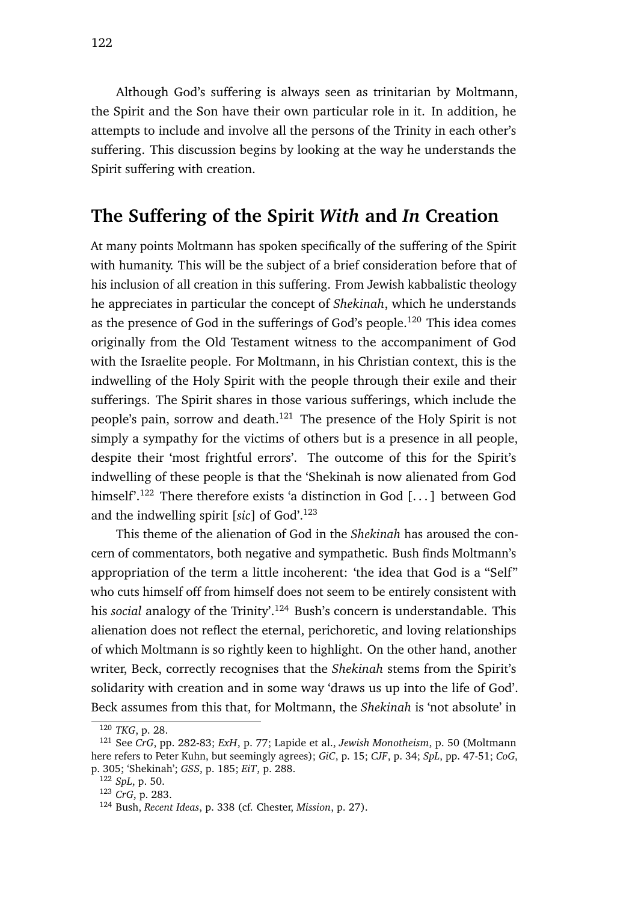Although God's suffering is always seen as trinitarian by Moltmann, the Spirit and the Son have their own particular role in it. In addition, he attempts to include and involve all the persons of the Trinity in each other's suffering. This discussion begins by looking at the way he understands the Spirit suffering with creation.

## The Suffering of the Spirit *With* and *In* Creation

At many points Moltmann has spoken specifically of the suffering of the Spirit with humanity. This will be the subject of a brief consideration before that of his inclusion of all creation in this suffering. From Jewish kabbalistic theology he appreciates in particular the concept of *Shekinah*, which he understands as the presence of God in the sufferings of God's people.[120] This idea comes originally from the Old Testament witness to the accompaniment of God with the Israelite people. For Moltmann, in his Christian context, this is the indwelling of the Holy Spirit with the people through their exile and their sufferings. The Spirit shares in those various sufferings, which include the people's pain, sorrow and death.[121] The presence of the Holy Spirit is not simply a sympathy for the victims of others but is a presence in all people, despite their 'most frightful errors'. The outcome of this for the Spirit's indwelling of these people is that the 'Shekinah is now alienated from God himself'.[122] There therefore exists 'a distinction in God [. . . ] between God and the indwelling spirit [*sic*] of God'.[123]

This theme of the alienation of God in the *Shekinah* has aroused the concern of commentators, both negative and sympathetic. Bush finds Moltmann's appropriation of the term a little incoherent: 'the idea that God is a "Self" who cuts himself off from himself does not seem to be entirely consistent with his *social* analogy of the Trinity'.[124] Bush's concern is understandable. This alienation does not reflect the eternal, perichoretic, and loving relationships of which Moltmann is so rightly keen to highlight. On the other hand, another writer, Beck, correctly recognises that the *Shekinah* stems from the Spirit's solidarity with creation and in some way 'draws us up into the life of God'. Beck assumes from this that, for Moltmann, the *Shekinah* is 'not absolute' in

[120] *TKG*, p. 28.

[121] See *CrG*, pp. 282-83; *ExH*, p. 77; Lapide et al., *Jewish Monotheism*, p. 50 (Moltmann here refers to Peter Kuhn, but seemingly agrees); *GiC*, p. 15; *CJF*, p. 34; *SpL*, pp. 47-51; *CoG*, p. 305; 'Shekinah'; *GSS*, p. 185; *EiT*, p. 288.

[122] *SpL*, p. 50.

[123] *CrG*, p. 283.

[124] Bush, *Recent Ideas*, p. 338 (cf. Chester, *Mission*, p. 27).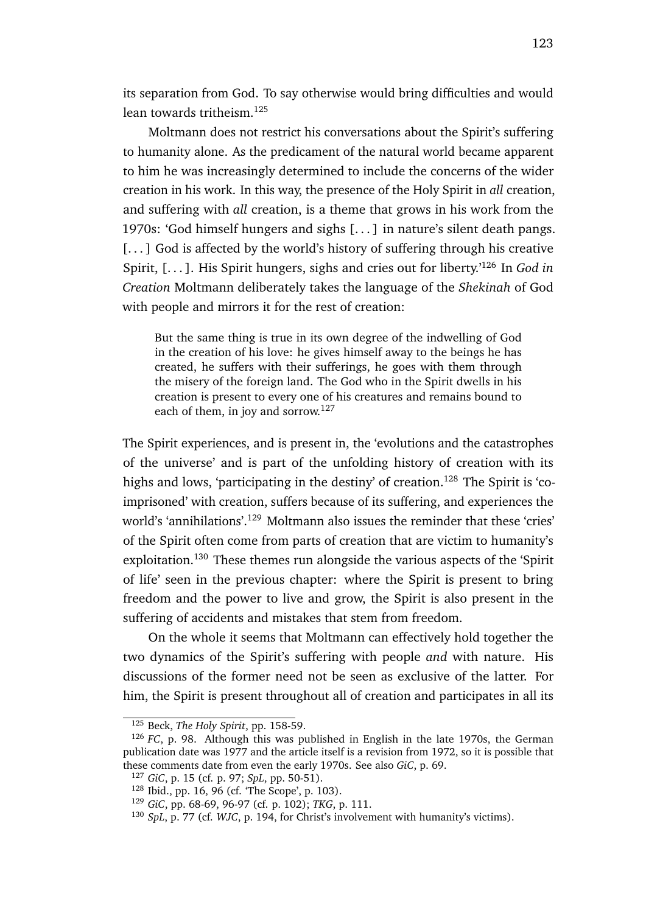its separation from God. To say otherwise would bring difficulties and would lean towards tritheism.[125]

Moltmann does not restrict his conversations about the Spirit's suffering to humanity alone. As the predicament of the natural world became apparent to him he was increasingly determined to include the concerns of the wider creation in his work. In this way, the presence of the Holy Spirit in *all* creation, and suffering with *all* creation, is a theme that grows in his work from the 1970s: 'God himself hungers and sighs [. . . ] in nature's silent death pangs. [. . . ] God is affected by the world's history of suffering through his creative Spirit, [. . . ]. His Spirit hungers, sighs and cries out for liberty.'[126] In *God in Creation* Moltmann deliberately takes the language of the *Shekinah* of God with people and mirrors it for the rest of creation:

> But the same thing is true in its own degree of the indwelling of God in the creation of his love: he gives himself away to the beings he has created, he suffers with their sufferings, he goes with them through the misery of the foreign land. The God who in the Spirit dwells in his creation is present to every one of his creatures and remains bound to each of them, in joy and sorrow.[127]

The Spirit experiences, and is present in, the 'evolutions and the catastrophes of the universe' and is part of the unfolding history of creation with its highs and lows, 'participating in the destiny' of creation.[128] The Spirit is 'co-imprisoned' with creation, suffers because of its suffering, and experiences the world's 'annihilations'.[129] Moltmann also issues the reminder that these 'cries' of the Spirit often come from parts of creation that are victim to humanity's exploitation.[130] These themes run alongside the various aspects of the 'Spirit of life' seen in the previous chapter: where the Spirit is present to bring freedom and the power to live and grow, the Spirit is also present in the suffering of accidents and mistakes that stem from freedom.

On the whole it seems that Moltmann can effectively hold together the two dynamics of the Spirit's suffering with people *and* with nature. His discussions of the former need not be seen as exclusive of the latter. For him, the Spirit is present throughout all of creation and participates in all its

---

[125] Beck, *The Holy Spirit*, pp. 158-59.

[126] *FC*, p. 98. Although this was published in English in the late 1970s, the German publication date was 1977 and the article itself is a revision from 1972, so it is possible that these comments date from even the early 1970s. See also *GiC*, p. 69.

[127] *GiC*, p. 15 (cf. p. 97; *SpL*, pp. 50-51).

[128] Ibid., pp. 16, 96 (cf. 'The Scope', p. 103).

[129] *GiC*, pp. 68-69, 96-97 (cf. p. 102); *TKG*, p. 111.

[130] *SpL*, p. 77 (cf. *WJC*, p. 194, for Christ's involvement with humanity's victims).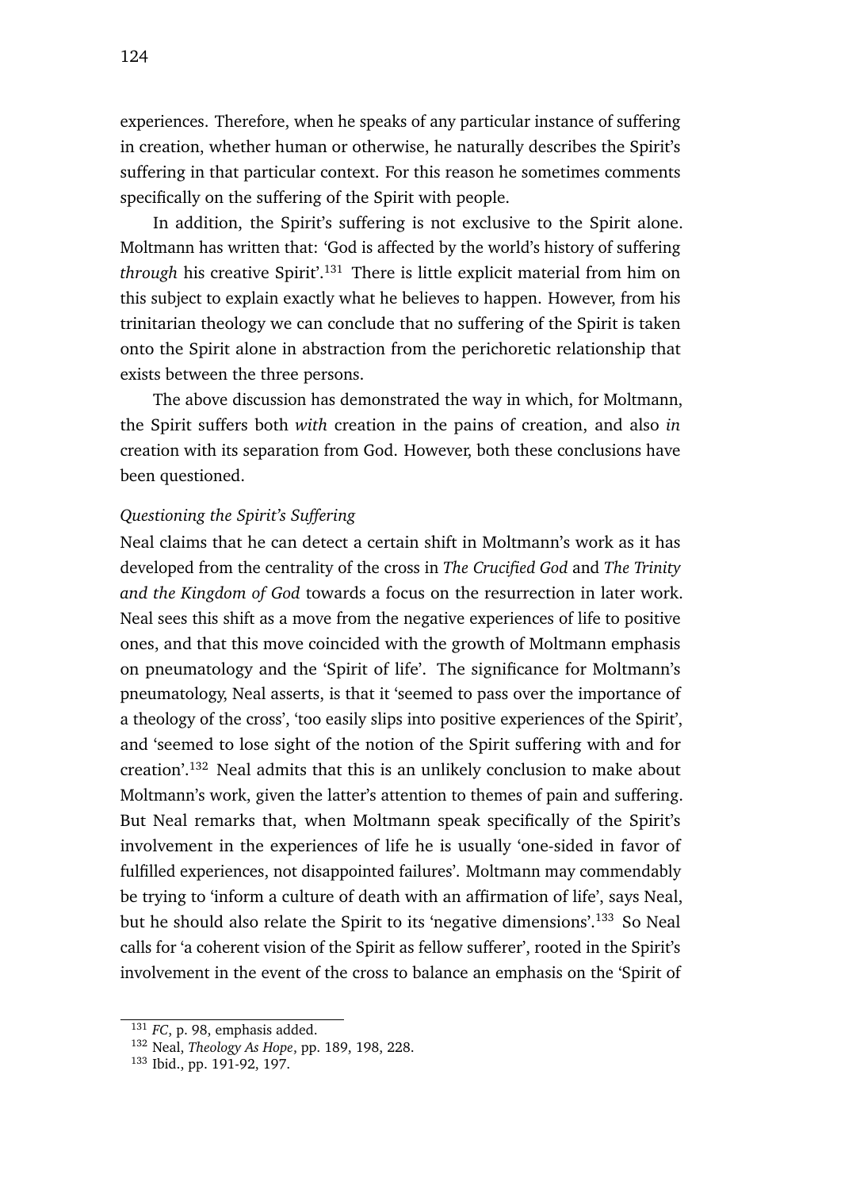experiences. Therefore, when he speaks of any particular instance of suffering in creation, whether human or otherwise, he naturally describes the Spirit's suffering in that particular context. For this reason he sometimes comments specifically on the suffering of the Spirit with people.

In addition, the Spirit's suffering is not exclusive to the Spirit alone. Moltmann has written that: 'God is affected by the world's history of suffering *through* his creative Spirit'.[131] There is little explicit material from him on this subject to explain exactly what he believes to happen. However, from his trinitarian theology we can conclude that no suffering of the Spirit is taken onto the Spirit alone in abstraction from the perichoretic relationship that exists between the three persons.

The above discussion has demonstrated the way in which, for Moltmann, the Spirit suffers both *with* creation in the pains of creation, and also *in* creation with its separation from God. However, both these conclusions have been questioned.

*Questioning the Spirit's Suffering*

Neal claims that he can detect a certain shift in Moltmann's work as it has developed from the centrality of the cross in *The Crucified God* and *The Trinity and the Kingdom of God* towards a focus on the resurrection in later work. Neal sees this shift as a move from the negative experiences of life to positive ones, and that this move coincided with the growth of Moltmann emphasis on pneumatology and the 'Spirit of life'. The significance for Moltmann's pneumatology, Neal asserts, is that it 'seemed to pass over the importance of a theology of the cross', 'too easily slips into positive experiences of the Spirit', and 'seemed to lose sight of the notion of the Spirit suffering with and for creation'.[132] Neal admits that this is an unlikely conclusion to make about Moltmann's work, given the latter's attention to themes of pain and suffering. But Neal remarks that, when Moltmann speak specifically of the Spirit's involvement in the experiences of life he is usually 'one-sided in favor of fulfilled experiences, not disappointed failures'. Moltmann may commendably be trying to 'inform a culture of death with an affirmation of life', says Neal, but he should also relate the Spirit to its 'negative dimensions'.[133] So Neal calls for 'a coherent vision of the Spirit as fellow sufferer', rooted in the Spirit's involvement in the event of the cross to balance an emphasis on the 'Spirit of

---

[131] *FC*, p. 98, emphasis added.

[132] Neal, *Theology As Hope*, pp. 189, 198, 228.

[133] Ibid., pp. 191-92, 197.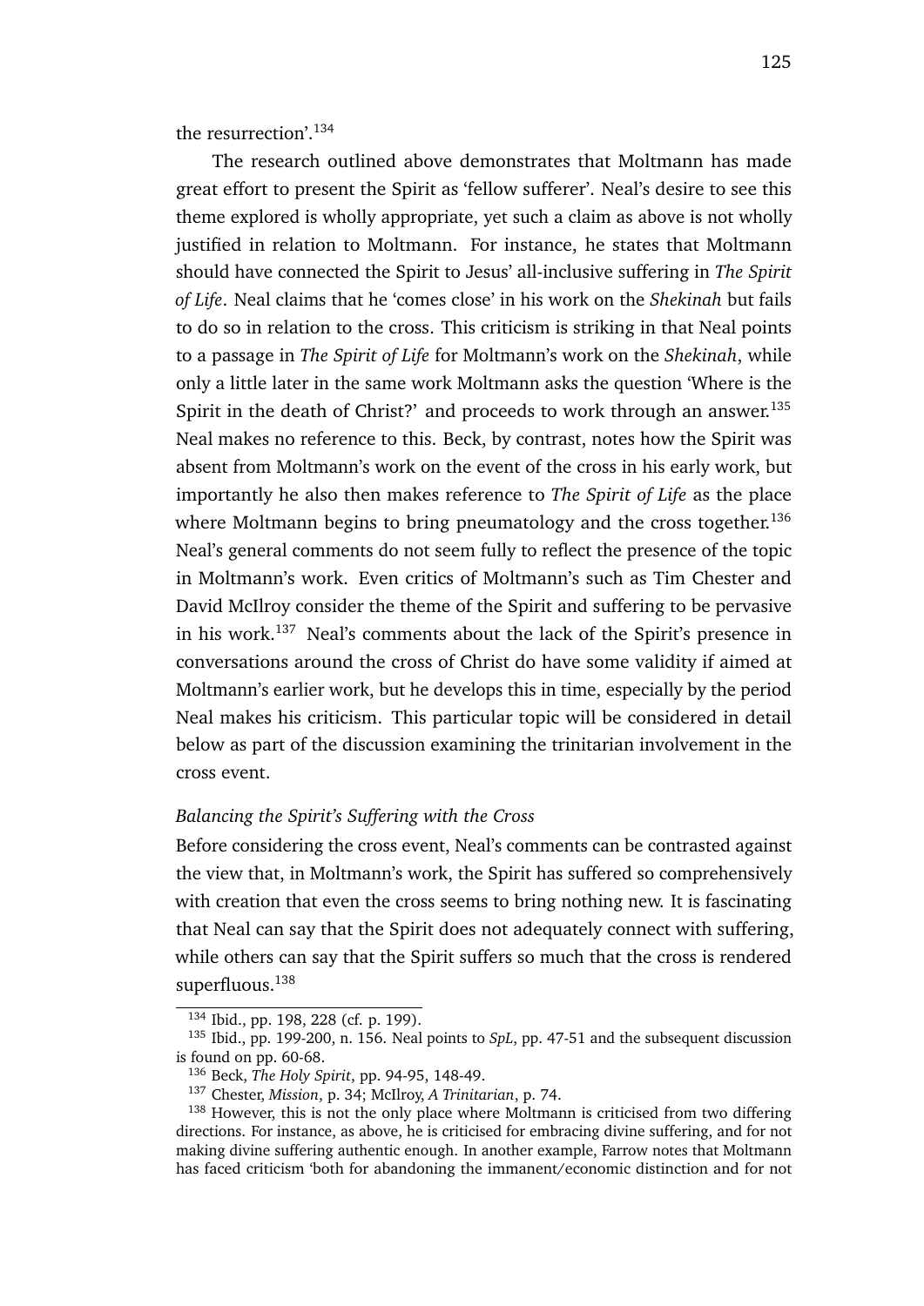the resurrection'.[134]

The research outlined above demonstrates that Moltmann has made great effort to present the Spirit as 'fellow sufferer'. Neal's desire to see this theme explored is wholly appropriate, yet such a claim as above is not wholly justified in relation to Moltmann. For instance, he states that Moltmann should have connected the Spirit to Jesus' all-inclusive suffering in *The Spirit of Life*. Neal claims that he 'comes close' in his work on the *Shekinah* but fails to do so in relation to the cross. This criticism is striking in that Neal points to a passage in *The Spirit of Life* for Moltmann's work on the *Shekinah*, while only a little later in the same work Moltmann asks the question 'Where is the Spirit in the death of Christ?' and proceeds to work through an answer.[135] Neal makes no reference to this. Beck, by contrast, notes how the Spirit was absent from Moltmann's work on the event of the cross in his early work, but importantly he also then makes reference to *The Spirit of Life* as the place where Moltmann begins to bring pneumatology and the cross together.[136] Neal's general comments do not seem fully to reflect the presence of the topic in Moltmann's work. Even critics of Moltmann's such as Tim Chester and David McIlroy consider the theme of the Spirit and suffering to be pervasive in his work.[137] Neal's comments about the lack of the Spirit's presence in conversations around the cross of Christ do have some validity if aimed at Moltmann's earlier work, but he develops this in time, especially by the period Neal makes his criticism. This particular topic will be considered in detail below as part of the discussion examining the trinitarian involvement in the cross event.

### *Balancing the Spirit's Suffering with the Cross*

Before considering the cross event, Neal's comments can be contrasted against the view that, in Moltmann's work, the Spirit has suffered so comprehensively with creation that even the cross seems to bring nothing new. It is fascinating that Neal can say that the Spirit does not adequately connect with suffering, while others can say that the Spirit suffers so much that the cross is rendered superfluous.[138]

---

[134] Ibid., pp. 198, 228 (cf. p. 199).

[135] Ibid., pp. 199-200, n. 156. Neal points to *SpL*, pp. 47-51 and the subsequent discussion is found on pp. 60-68.

[136] Beck, *The Holy Spirit*, pp. 94-95, 148-49.

[137] Chester, *Mission*, p. 34; McIlroy, *A Trinitarian*, p. 74.

[138] However, this is not the only place where Moltmann is criticised from two differing directions. For instance, as above, he is criticised for embracing divine suffering, and for not making divine suffering authentic enough. In another example, Farrow notes that Moltmann has faced criticism 'both for abandoning the immanent/economic distinction and for not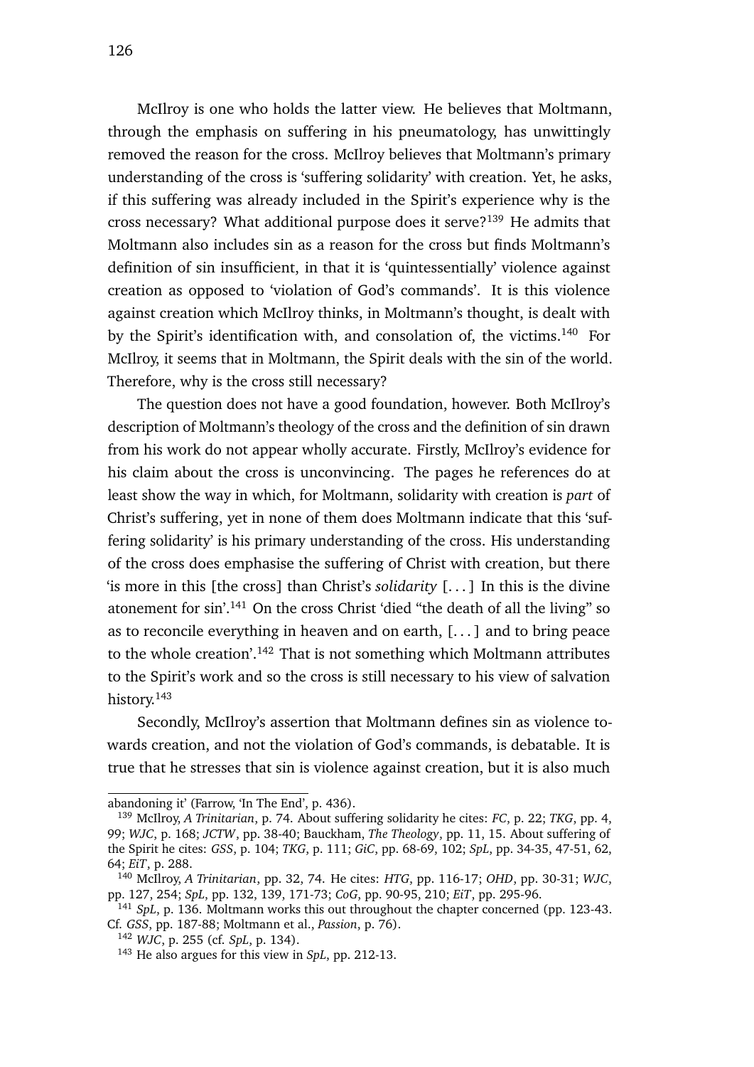McIlroy is one who holds the latter view. He believes that Moltmann, through the emphasis on suffering in his pneumatology, has unwittingly removed the reason for the cross. McIlroy believes that Moltmann's primary understanding of the cross is 'suffering solidarity' with creation. Yet, he asks, if this suffering was already included in the Spirit's experience why is the cross necessary? What additional purpose does it serve?[139] He admits that Moltmann also includes sin as a reason for the cross but finds Moltmann's definition of sin insufficient, in that it is 'quintessentially' violence against creation as opposed to 'violation of God's commands'. It is this violence against creation which McIlroy thinks, in Moltmann's thought, is dealt with by the Spirit's identification with, and consolation of, the victims.[140] For McIlroy, it seems that in Moltmann, the Spirit deals with the sin of the world. Therefore, why is the cross still necessary?

The question does not have a good foundation, however. Both McIlroy's description of Moltmann's theology of the cross and the definition of sin drawn from his work do not appear wholly accurate. Firstly, McIlroy's evidence for his claim about the cross is unconvincing. The pages he references do at least show the way in which, for Moltmann, solidarity with creation is *part* of Christ's suffering, yet in none of them does Moltmann indicate that this 'suffering solidarity' is his primary understanding of the cross. His understanding of the cross does emphasise the suffering of Christ with creation, but there 'is more in this [the cross] than Christ's *solidarity* [. . . ] In this is the divine atonement for sin'.[141] On the cross Christ 'died "the death of all the living" so as to reconcile everything in heaven and on earth, [. . . ] and to bring peace to the whole creation'.[142] That is not something which Moltmann attributes to the Spirit's work and so the cross is still necessary to his view of salvation history.[143]

Secondly, McIlroy's assertion that Moltmann defines sin as violence towards creation, and not the violation of God's commands, is debatable. It is true that he stresses that sin is violence against creation, but it is also much

---

abandoning it' (Farrow, 'In The End', p. 436).

[139] McIlroy, *A Trinitarian*, p. 74. About suffering solidarity he cites: *FC*, p. 22; *TKG*, pp. 4, 99; *WJC*, p. 168; *JCTW*, pp. 38-40; Bauckham, *The Theology*, pp. 11, 15. About suffering of the Spirit he cites: *GSS*, p. 104; *TKG*, p. 111; *GiC*, pp. 68-69, 102; *SpL*, pp. 34-35, 47-51, 62, 64; *EiT*, p. 288.

[140] McIlroy, *A Trinitarian*, pp. 32, 74. He cites: *HTG*, pp. 116-17; *OHD*, pp. 30-31; *WJC*, pp. 127, 254; *SpL*, pp. 132, 139, 171-73; *CoG*, pp. 90-95, 210; *EiT*, pp. 295-96.

[141] *SpL*, p. 136. Moltmann works this out throughout the chapter concerned (pp. 123-43. Cf. *GSS*, pp. 187-88; Moltmann et al., *Passion*, p. 76).

[142] *WJC*, p. 255 (cf. *SpL*, p. 134).

[143] He also argues for this view in *SpL*, pp. 212-13.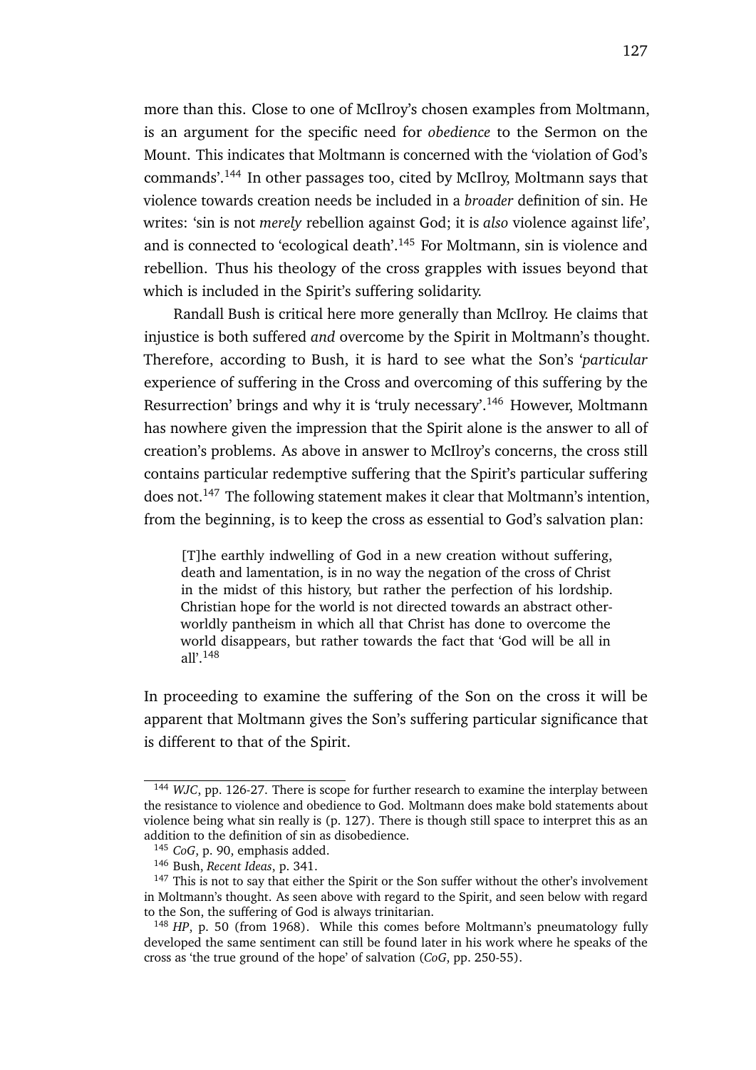more than this. Close to one of McIlroy's chosen examples from Moltmann, is an argument for the specific need for *obedience* to the Sermon on the Mount. This indicates that Moltmann is concerned with the 'violation of God's commands'.[144] In other passages too, cited by McIlroy, Moltmann says that violence towards creation needs be included in a *broader* definition of sin. He writes: 'sin is not *merely* rebellion against God; it is *also* violence against life', and is connected to 'ecological death'.[145] For Moltmann, sin is violence and rebellion. Thus his theology of the cross grapples with issues beyond that which is included in the Spirit's suffering solidarity.

Randall Bush is critical here more generally than McIlroy. He claims that injustice is both suffered *and* overcome by the Spirit in Moltmann's thought. Therefore, according to Bush, it is hard to see what the Son's '*particular* experience of suffering in the Cross and overcoming of this suffering by the Resurrection' brings and why it is 'truly necessary'.[146] However, Moltmann has nowhere given the impression that the Spirit alone is the answer to all of creation's problems. As above in answer to McIlroy's concerns, the cross still contains particular redemptive suffering that the Spirit's particular suffering does not.[147] The following statement makes it clear that Moltmann's intention, from the beginning, is to keep the cross as essential to God's salvation plan:

> [T]he earthly indwelling of God in a new creation without suffering, death and lamentation, is in no way the negation of the cross of Christ in the midst of this history, but rather the perfection of his lordship. Christian hope for the world is not directed towards an abstract other-worldly pantheism in which all that Christ has done to overcome the world disappears, but rather towards the fact that 'God will be all in all'.[148]

In proceeding to examine the suffering of the Son on the cross it will be apparent that Moltmann gives the Son's suffering particular significance that is different to that of the Spirit.

---

[144] *WJC*, pp. 126-27. There is scope for further research to examine the interplay between the resistance to violence and obedience to God. Moltmann does make bold statements about violence being what sin really is (p. 127). There is though still space to interpret this as an addition to the definition of sin as disobedience.

[145] *CoG*, p. 90, emphasis added.

[146] Bush, *Recent Ideas*, p. 341.

[147] This is not to say that either the Spirit or the Son suffer without the other's involvement in Moltmann's thought. As seen above with regard to the Spirit, and seen below with regard to the Son, the suffering of God is always trinitarian.

[148] *HP*, p. 50 (from 1968). While this comes before Moltmann's pneumatology fully developed the same sentiment can still be found later in his work where he speaks of the cross as 'the true ground of the hope' of salvation (*CoG*, pp. 250-55).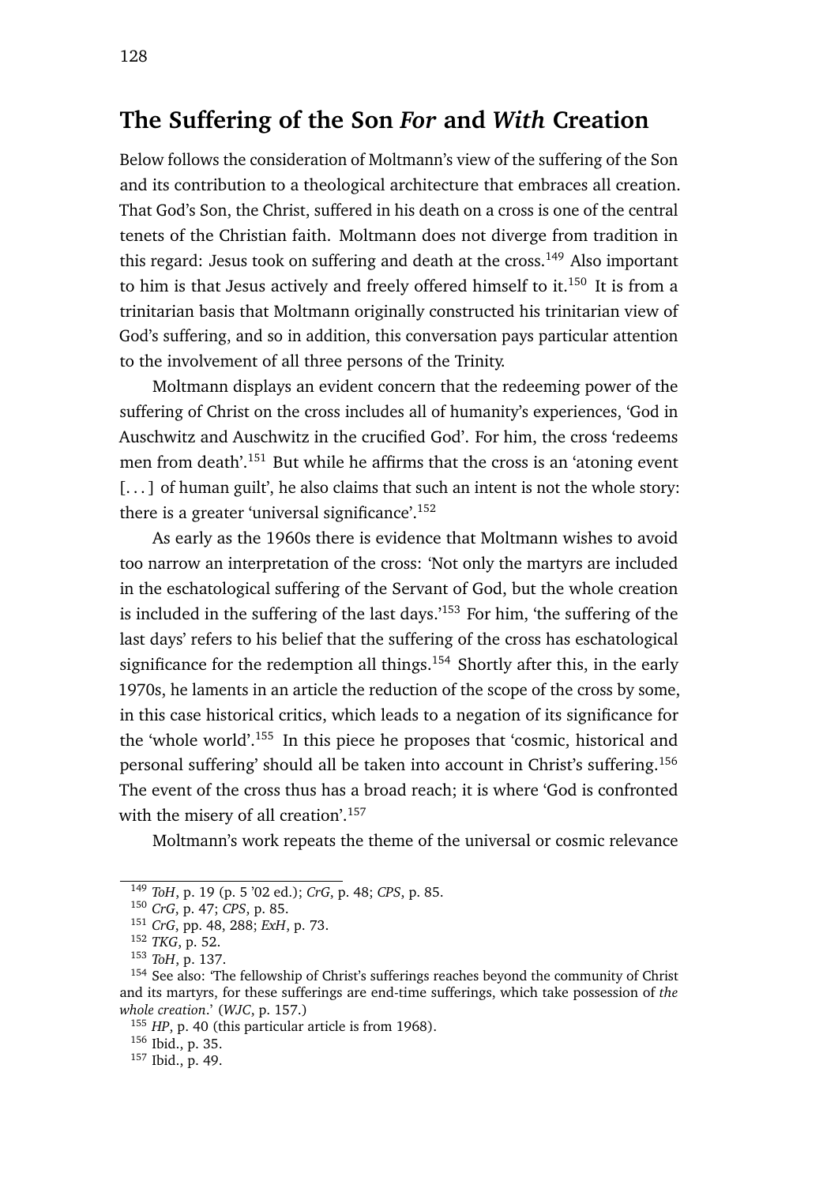## The Suffering of the Son *For* and *With* Creation

Below follows the consideration of Moltmann's view of the suffering of the Son and its contribution to a theological architecture that embraces all creation. That God's Son, the Christ, suffered in his death on a cross is one of the central tenets of the Christian faith. Moltmann does not diverge from tradition in this regard: Jesus took on suffering and death at the cross.[149] Also important to him is that Jesus actively and freely offered himself to it.[150] It is from a trinitarian basis that Moltmann originally constructed his trinitarian view of God's suffering, and so in addition, this conversation pays particular attention to the involvement of all three persons of the Trinity.

Moltmann displays an evident concern that the redeeming power of the suffering of Christ on the cross includes all of humanity's experiences, 'God in Auschwitz and Auschwitz in the crucified God'. For him, the cross 'redeems men from death'.[151] But while he affirms that the cross is an 'atoning event [. . . ] of human guilt', he also claims that such an intent is not the whole story: there is a greater 'universal significance'.[152]

As early as the 1960s there is evidence that Moltmann wishes to avoid too narrow an interpretation of the cross: 'Not only the martyrs are included in the eschatological suffering of the Servant of God, but the whole creation is included in the suffering of the last days.'[153] For him, 'the suffering of the last days' refers to his belief that the suffering of the cross has eschatological significance for the redemption all things.[154] Shortly after this, in the early 1970s, he laments in an article the reduction of the scope of the cross by some, in this case historical critics, which leads to a negation of its significance for the 'whole world'.[155] In this piece he proposes that 'cosmic, historical and personal suffering' should all be taken into account in Christ's suffering.[156] The event of the cross thus has a broad reach; it is where 'God is confronted with the misery of all creation'.[157]

Moltmann's work repeats the theme of the universal or cosmic relevance

---

[149] *ToH*, p. 19 (p. 5 '02 ed.); *CrG*, p. 48; *CPS*, p. 85.

[150] *CrG*, p. 47; *CPS*, p. 85.

[151] *CrG*, pp. 48, 288; *ExH*, p. 73.

[152] *TKG*, p. 52.

[153] *ToH*, p. 137.

[154] See also: 'The fellowship of Christ's sufferings reaches beyond the community of Christ and its martyrs, for these sufferings are end-time sufferings, which take possession of *the whole creation*.' (*WJC*, p. 157.)

[155] *HP*, p. 40 (this particular article is from 1968).

[156] Ibid., p. 35.

[157] Ibid., p. 49.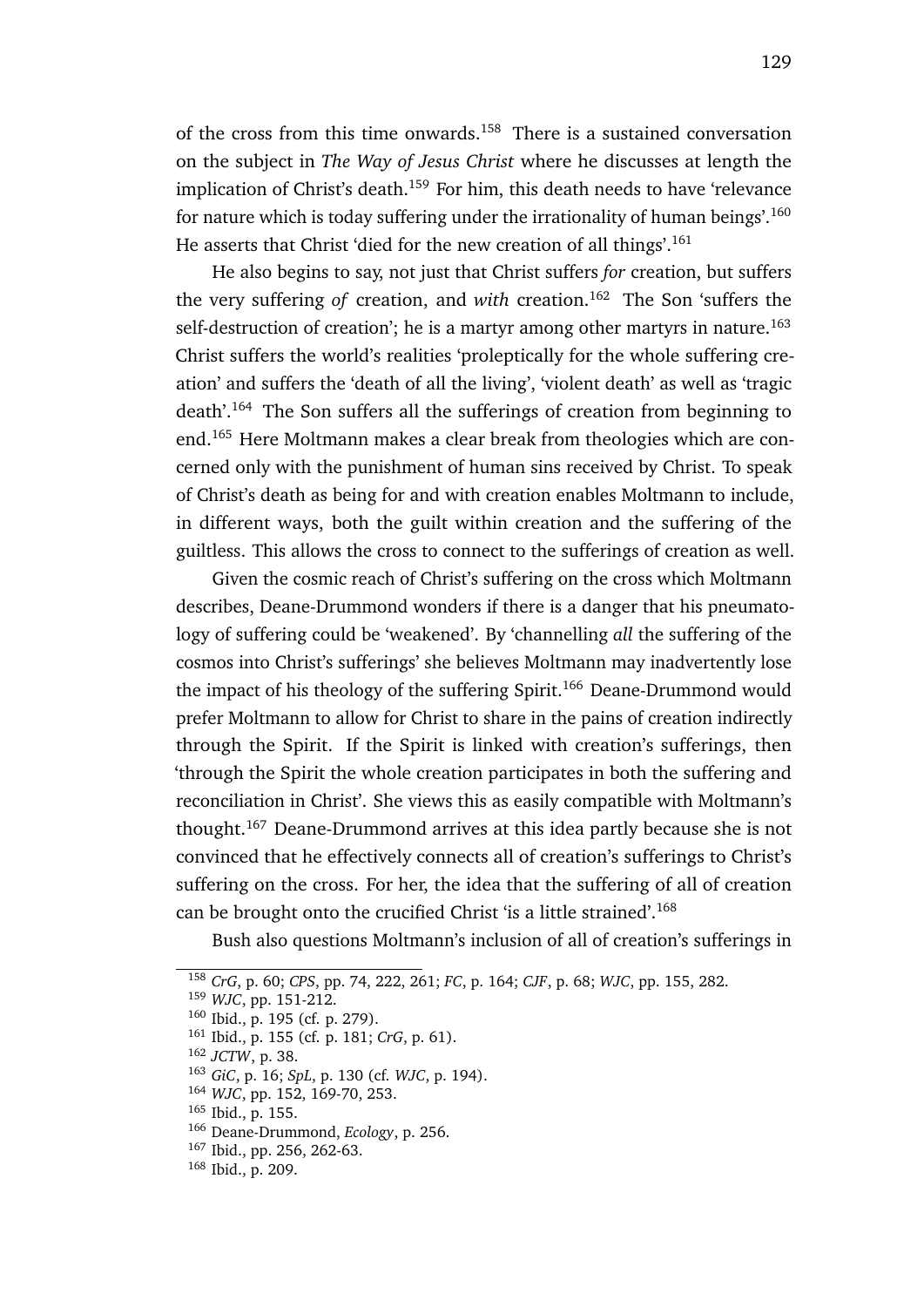of the cross from this time onwards.[158] There is a sustained conversation on the subject in *The Way of Jesus Christ* where he discusses at length the implication of Christ's death.[159] For him, this death needs to have 'relevance for nature which is today suffering under the irrationality of human beings'.[160] He asserts that Christ 'died for the new creation of all things'.[161]

He also begins to say, not just that Christ suffers *for* creation, but suffers the very suffering *of* creation, and *with* creation.[162] The Son 'suffers the self-destruction of creation'; he is a martyr among other martyrs in nature.[163] Christ suffers the world's realities 'proleptically for the whole suffering creation' and suffers the 'death of all the living', 'violent death' as well as 'tragic death'.[164] The Son suffers all the sufferings of creation from beginning to end.[165] Here Moltmann makes a clear break from theologies which are concerned only with the punishment of human sins received by Christ. To speak of Christ's death as being for and with creation enables Moltmann to include, in different ways, both the guilt within creation and the suffering of the guiltless. This allows the cross to connect to the sufferings of creation as well.

Given the cosmic reach of Christ's suffering on the cross which Moltmann describes, Deane-Drummond wonders if there is a danger that his pneumatology of suffering could be 'weakened'. By 'channelling *all* the suffering of the cosmos into Christ's sufferings' she believes Moltmann may inadvertently lose the impact of his theology of the suffering Spirit.[166] Deane-Drummond would prefer Moltmann to allow for Christ to share in the pains of creation indirectly through the Spirit. If the Spirit is linked with creation's sufferings, then 'through the Spirit the whole creation participates in both the suffering and reconciliation in Christ'. She views this as easily compatible with Moltmann's thought.[167] Deane-Drummond arrives at this idea partly because she is not convinced that he effectively connects all of creation's sufferings to Christ's suffering on the cross. For her, the idea that the suffering of all of creation can be brought onto the crucified Christ 'is a little strained'.[168]

Bush also questions Moltmann's inclusion of all of creation's sufferings in

---

[158] *CrG*, p. 60; *CPS*, pp. 74, 222, 261; *FC*, p. 164; *CJF*, p. 68; *WJC*, pp. 155, 282.

[159] *WJC*, pp. 151-212.

[160] Ibid., p. 195 (cf. p. 279).

[161] Ibid., p. 155 (cf. p. 181; *CrG*, p. 61).

[162] *JCTW*, p. 38.

[163] *GiC*, p. 16; *SpL*, p. 130 (cf. *WJC*, p. 194).

[164] *WJC*, pp. 152, 169-70, 253.

[165] Ibid., p. 155.

[166] Deane-Drummond, *Ecology*, p. 256.

[167] Ibid., pp. 256, 262-63.

[168] Ibid., p. 209.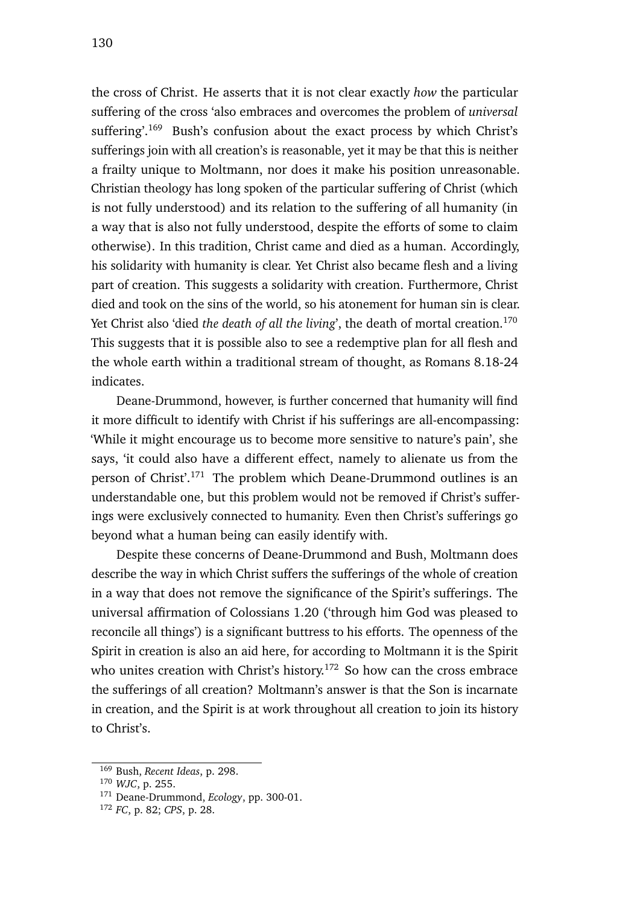the cross of Christ. He asserts that it is not clear exactly *how* the particular suffering of the cross 'also embraces and overcomes the problem of *universal* suffering'.[169] Bush's confusion about the exact process by which Christ's sufferings join with all creation's is reasonable, yet it may be that this is neither a frailty unique to Moltmann, nor does it make his position unreasonable. Christian theology has long spoken of the particular suffering of Christ (which is not fully understood) and its relation to the suffering of all humanity (in a way that is also not fully understood, despite the efforts of some to claim otherwise). In this tradition, Christ came and died as a human. Accordingly, his solidarity with humanity is clear. Yet Christ also became flesh and a living part of creation. This suggests a solidarity with creation. Furthermore, Christ died and took on the sins of the world, so his atonement for human sin is clear. Yet Christ also 'died *the death of all the living*', the death of mortal creation.[170] This suggests that it is possible also to see a redemptive plan for all flesh and the whole earth within a traditional stream of thought, as Romans 8.18-24 indicates.

Deane-Drummond, however, is further concerned that humanity will find it more difficult to identify with Christ if his sufferings are all-encompassing: 'While it might encourage us to become more sensitive to nature's pain', she says, 'it could also have a different effect, namely to alienate us from the person of Christ'.[171] The problem which Deane-Drummond outlines is an understandable one, but this problem would not be removed if Christ's sufferings were exclusively connected to humanity. Even then Christ's sufferings go beyond what a human being can easily identify with.

Despite these concerns of Deane-Drummond and Bush, Moltmann does describe the way in which Christ suffers the sufferings of the whole of creation in a way that does not remove the significance of the Spirit's sufferings. The universal affirmation of Colossians 1.20 ('through him God was pleased to reconcile all things') is a significant buttress to his efforts. The openness of the Spirit in creation is also an aid here, for according to Moltmann it is the Spirit who unites creation with Christ's history.[172] So how can the cross embrace the sufferings of all creation? Moltmann's answer is that the Son is incarnate in creation, and the Spirit is at work throughout all creation to join its history to Christ's.

---

[169] Bush, *Recent Ideas*, p. 298.

[170] *WJC*, p. 255.

[171] Deane-Drummond, *Ecology*, pp. 300-01.

[172] *FC*, p. 82; *CPS*, p. 28.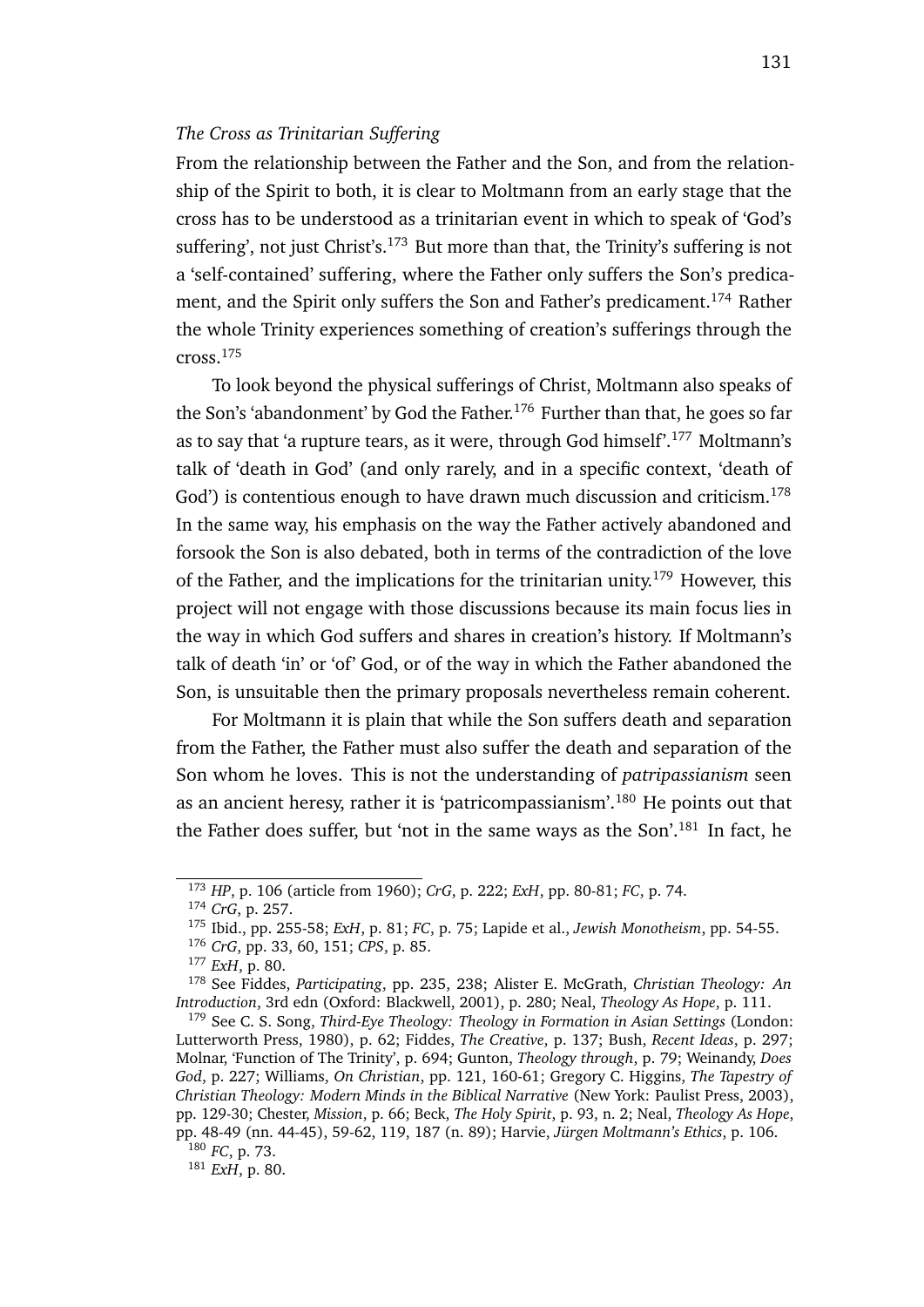*The Cross as Trinitarian Suffering*

From the relationship between the Father and the Son, and from the relationship of the Spirit to both, it is clear to Moltmann from an early stage that the cross has to be understood as a trinitarian event in which to speak of 'God's suffering', not just Christ's.[173] But more than that, the Trinity's suffering is not a 'self-contained' suffering, where the Father only suffers the Son's predicament, and the Spirit only suffers the Son and Father's predicament.[174] Rather the whole Trinity experiences something of creation's sufferings through the cross.[175]

To look beyond the physical sufferings of Christ, Moltmann also speaks of the Son's 'abandonment' by God the Father.[176] Further than that, he goes so far as to say that 'a rupture tears, as it were, through God himself'.[177] Moltmann's talk of 'death in God' (and only rarely, and in a specific context, 'death of God') is contentious enough to have drawn much discussion and criticism.[178] In the same way, his emphasis on the way the Father actively abandoned and forsook the Son is also debated, both in terms of the contradiction of the love of the Father, and the implications for the trinitarian unity.[179] However, this project will not engage with those discussions because its main focus lies in the way in which God suffers and shares in creation's history. If Moltmann's talk of death 'in' or 'of' God, or of the way in which the Father abandoned the Son, is unsuitable then the primary proposals nevertheless remain coherent.

For Moltmann it is plain that while the Son suffers death and separation from the Father, the Father must also suffer the death and separation of the Son whom he loves. This is not the understanding of *patripassianism* seen as an ancient heresy, rather it is 'patricompassianism'.[180] He points out that the Father does suffer, but 'not in the same ways as the Son'.[181] In fact, he

---

[173] *HP*, p. 106 (article from 1960); *CrG*, p. 222; *ExH*, pp. 80-81; *FC*, p. 74.

[174] *CrG*, p. 257.

[175] Ibid., pp. 255-58; *ExH*, p. 81; *FC*, p. 75; Lapide et al., *Jewish Monotheism*, pp. 54-55.

[176] *CrG*, pp. 33, 60, 151; *CPS*, p. 85.

[177] *ExH*, p. 80.

[178] See Fiddes, *Participating*, pp. 235, 238; Alister E. McGrath, *Christian Theology: An Introduction*, 3rd edn (Oxford: Blackwell, 2001), p. 280; Neal, *Theology As Hope*, p. 111.

[179] See C. S. Song, *Third-Eye Theology: Theology in Formation in Asian Settings* (London: Lutterworth Press, 1980), p. 62; Fiddes, *The Creative*, p. 137; Bush, *Recent Ideas*, p. 297; Molnar, 'Function of The Trinity', p. 694; Gunton, *Theology through*, p. 79; Weinandy, *Does God*, p. 227; Williams, *On Christian*, pp. 121, 160-61; Gregory C. Higgins, *The Tapestry of Christian Theology: Modern Minds in the Biblical Narrative* (New York: Paulist Press, 2003), pp. 129-30; Chester, *Mission*, p. 66; Beck, *The Holy Spirit*, p. 93, n. 2; Neal, *Theology As Hope*, pp. 48-49 (nn. 44-45), 59-62, 119, 187 (n. 89); Harvie, *Jürgen Moltmann's Ethics*, p. 106.

[180] *FC*, p. 73.

[181] *ExH*, p. 80.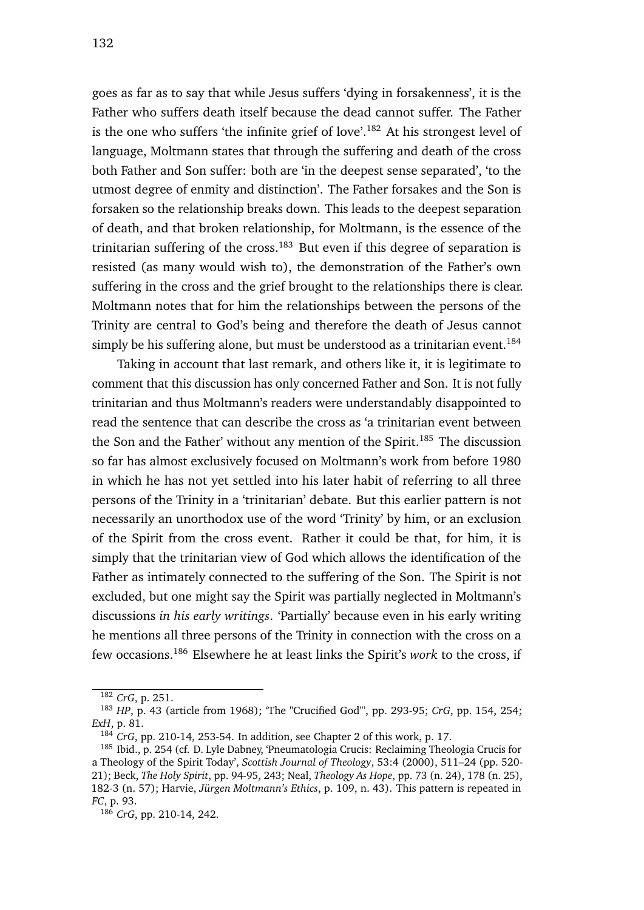goes as far as to say that while Jesus suffers 'dying in forsakenness', it is the Father who suffers death itself because the dead cannot suffer. The Father is the one who suffers 'the infinite grief of love'.[182] At his strongest level of language, Moltmann states that through the suffering and death of the cross both Father and Son suffer: both are 'in the deepest sense separated', 'to the utmost degree of enmity and distinction'. The Father forsakes and the Son is forsaken so the relationship breaks down. This leads to the deepest separation of death, and that broken relationship, for Moltmann, is the essence of the trinitarian suffering of the cross.[183] But even if this degree of separation is resisted (as many would wish to), the demonstration of the Father's own suffering in the cross and the grief brought to the relationships there is clear. Moltmann notes that for him the relationships between the persons of the Trinity are central to God's being and therefore the death of Jesus cannot simply be his suffering alone, but must be understood as a trinitarian event.[184]

Taking in account that last remark, and others like it, it is legitimate to comment that this discussion has only concerned Father and Son. It is not fully trinitarian and thus Moltmann's readers were understandably disappointed to read the sentence that can describe the cross as 'a trinitarian event between the Son and the Father' without any mention of the Spirit.[185] The discussion so far has almost exclusively focused on Moltmann's work from before 1980 in which he has not yet settled into his later habit of referring to all three persons of the Trinity in a 'trinitarian' debate. But this earlier pattern is not necessarily an unorthodox use of the word 'Trinity' by him, or an exclusion of the Spirit from the cross event. Rather it could be that, for him, it is simply that the trinitarian view of God which allows the identification of the Father as intimately connected to the suffering of the Son. The Spirit is not excluded, but one might say the Spirit was partially neglected in Moltmann's discussions *in his early writings*. 'Partially' because even in his early writing he mentions all three persons of the Trinity in connection with the cross on a few occasions.[186] Elsewhere he at least links the Spirit's *work* to the cross, if

[182] *CrG*, p. 251.

[183] *HP*, p. 43 (article from 1968); 'The "Crucified God"', pp. 293-95; *CrG*, pp. 154, 254; *ExH*, p. 81.

[184] *CrG*, pp. 210-14, 253-54. In addition, see Chapter 2 of this work, p. 17.

[185] Ibid., p. 254 (cf. D. Lyle Dabney, 'Pneumatologia Crucis: Reclaiming Theologia Crucis for a Theology of the Spirit Today', *Scottish Journal of Theology*, 53:4 (2000), 511–24 (pp. 520-21); Beck, *The Holy Spirit*, pp. 94-95, 243; Neal, *Theology As Hope*, pp. 73 (n. 24), 178 (n. 25), 182-3 (n. 57); Harvie, *Jürgen Moltmann's Ethics*, p. 109, n. 43). This pattern is repeated in *FC*, p. 93.

[186] *CrG*, pp. 210-14, 242.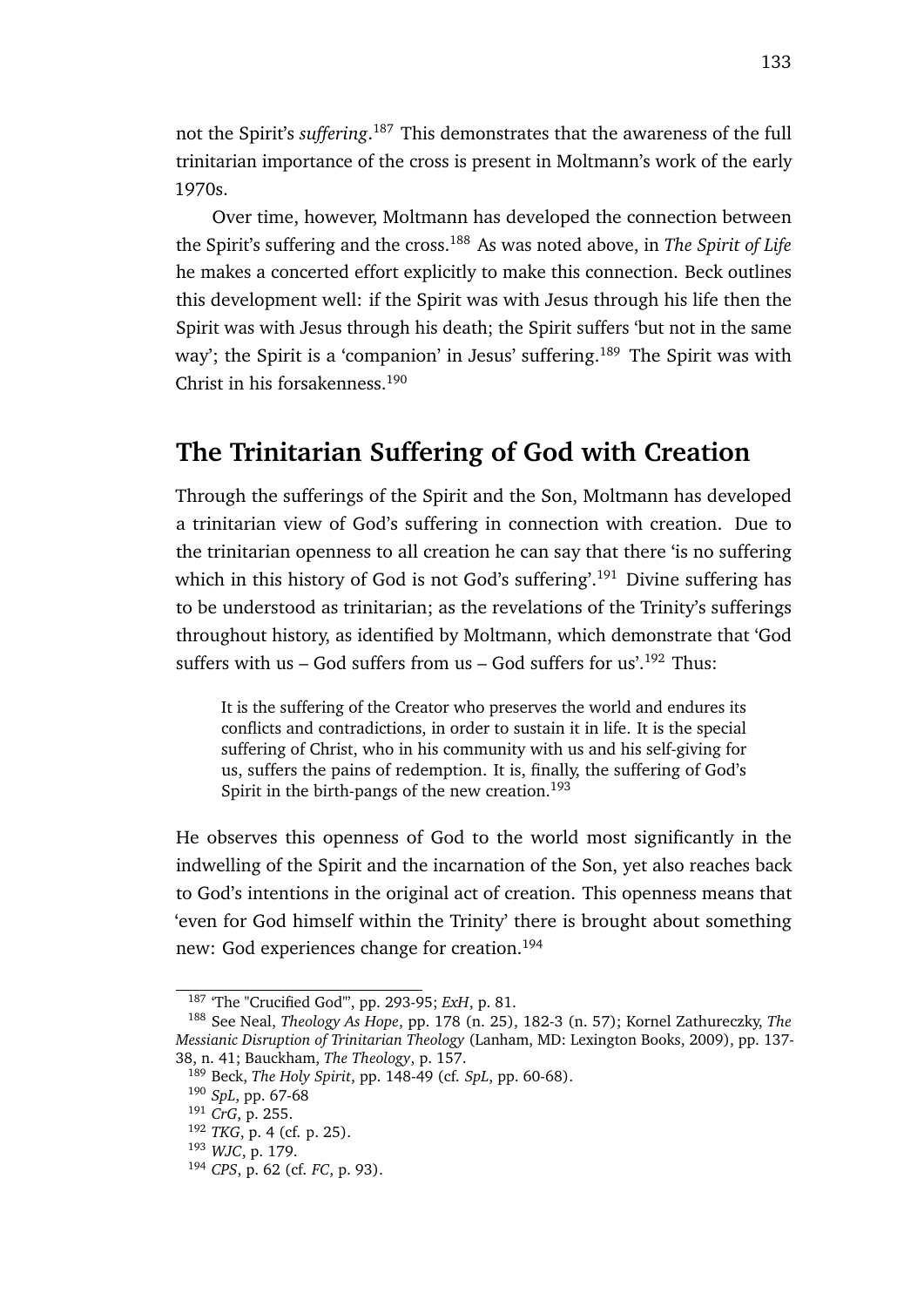not the Spirit's *suffering*.[187] This demonstrates that the awareness of the full trinitarian importance of the cross is present in Moltmann's work of the early 1970s.

Over time, however, Moltmann has developed the connection between the Spirit's suffering and the cross.[188] As was noted above, in *The Spirit of Life* he makes a concerted effort explicitly to make this connection. Beck outlines this development well: if the Spirit was with Jesus through his life then the Spirit was with Jesus through his death; the Spirit suffers 'but not in the same way'; the Spirit is a 'companion' in Jesus' suffering.[189] The Spirit was with Christ in his forsakenness.[190]

## The Trinitarian Suffering of God with Creation

Through the sufferings of the Spirit and the Son, Moltmann has developed a trinitarian view of God's suffering in connection with creation. Due to the trinitarian openness to all creation he can say that there 'is no suffering which in this history of God is not God's suffering'.[191] Divine suffering has to be understood as trinitarian; as the revelations of the Trinity's sufferings throughout history, as identified by Moltmann, which demonstrate that 'God suffers with us – God suffers from us – God suffers for us'.[192] Thus:

> It is the suffering of the Creator who preserves the world and endures its conflicts and contradictions, in order to sustain it in life. It is the special suffering of Christ, who in his community with us and his self-giving for us, suffers the pains of redemption. It is, finally, the suffering of God's Spirit in the birth-pangs of the new creation.[193]

He observes this openness of God to the world most significantly in the indwelling of the Spirit and the incarnation of the Son, yet also reaches back to God's intentions in the original act of creation. This openness means that 'even for God himself within the Trinity' there is brought about something new: God experiences change for creation.[194]

---

[187] 'The "Crucified God"', pp. 293-95; *ExH*, p. 81.

[188] See Neal, *Theology As Hope*, pp. 178 (n. 25), 182-3 (n. 57); Kornel Zathureczky, *The Messianic Disruption of Trinitarian Theology* (Lanham, MD: Lexington Books, 2009), pp. 137-38, n. 41; Bauckham, *The Theology*, p. 157.

[189] Beck, *The Holy Spirit*, pp. 148-49 (cf. *SpL*, pp. 60-68).

[190] *SpL*, pp. 67-68

[191] *CrG*, p. 255.

[192] *TKG*, p. 4 (cf. p. 25).

[193] *WJC*, p. 179.

[194] *CPS*, p. 62 (cf. *FC*, p. 93).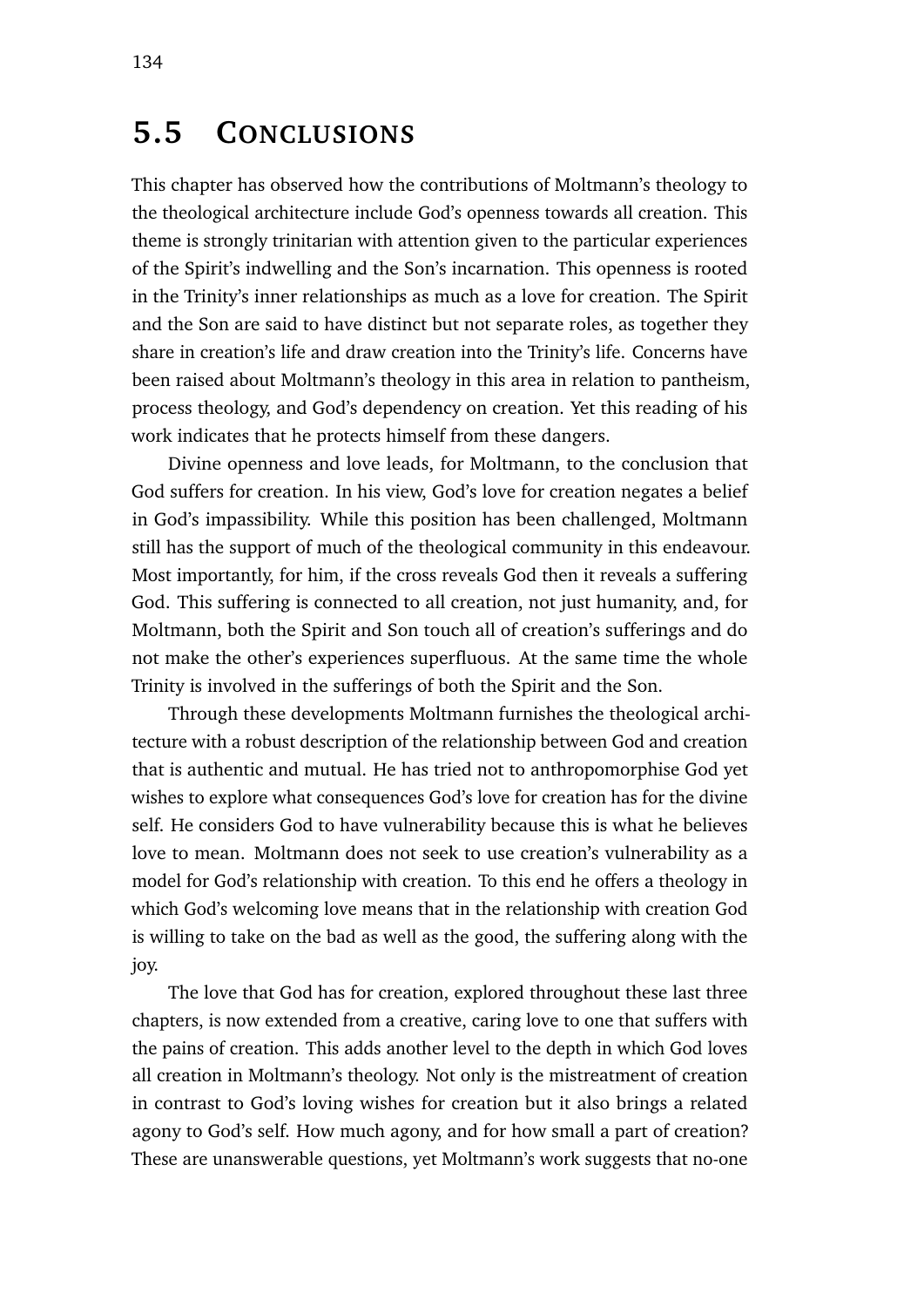## 5.5 CONCLUSIONS

This chapter has observed how the contributions of Moltmann's theology to the theological architecture include God's openness towards all creation. This theme is strongly trinitarian with attention given to the particular experiences of the Spirit's indwelling and the Son's incarnation. This openness is rooted in the Trinity's inner relationships as much as a love for creation. The Spirit and the Son are said to have distinct but not separate roles, as together they share in creation's life and draw creation into the Trinity's life. Concerns have been raised about Moltmann's theology in this area in relation to pantheism, process theology, and God's dependency on creation. Yet this reading of his work indicates that he protects himself from these dangers.

Divine openness and love leads, for Moltmann, to the conclusion that God suffers for creation. In his view, God's love for creation negates a belief in God's impassibility. While this position has been challenged, Moltmann still has the support of much of the theological community in this endeavour. Most importantly, for him, if the cross reveals God then it reveals a suffering God. This suffering is connected to all creation, not just humanity, and, for Moltmann, both the Spirit and Son touch all of creation's sufferings and do not make the other's experiences superfluous. At the same time the whole Trinity is involved in the sufferings of both the Spirit and the Son.

Through these developments Moltmann furnishes the theological architecture with a robust description of the relationship between God and creation that is authentic and mutual. He has tried not to anthropomorphise God yet wishes to explore what consequences God's love for creation has for the divine self. He considers God to have vulnerability because this is what he believes love to mean. Moltmann does not seek to use creation's vulnerability as a model for God's relationship with creation. To this end he offers a theology in which God's welcoming love means that in the relationship with creation God is willing to take on the bad as well as the good, the suffering along with the joy.

The love that God has for creation, explored throughout these last three chapters, is now extended from a creative, caring love to one that suffers with the pains of creation. This adds another level to the depth in which God loves all creation in Moltmann's theology. Not only is the mistreatment of creation in contrast to God's loving wishes for creation but it also brings a related agony to God's self. How much agony, and for how small a part of creation? These are unanswerable questions, yet Moltmann's work suggests that no-one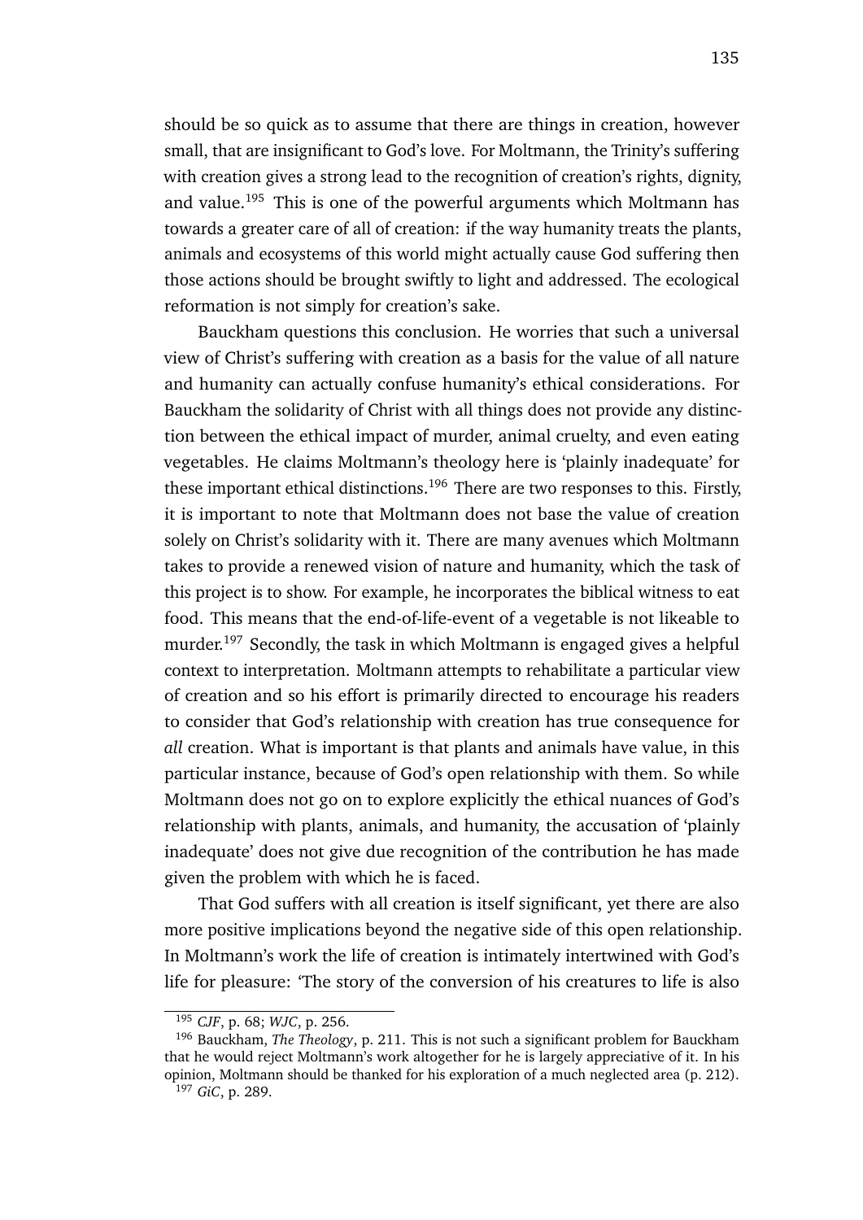should be so quick as to assume that there are things in creation, however small, that are insignificant to God's love. For Moltmann, the Trinity's suffering with creation gives a strong lead to the recognition of creation's rights, dignity, and value.[195] This is one of the powerful arguments which Moltmann has towards a greater care of all of creation: if the way humanity treats the plants, animals and ecosystems of this world might actually cause God suffering then those actions should be brought swiftly to light and addressed. The ecological reformation is not simply for creation's sake.

Bauckham questions this conclusion. He worries that such a universal view of Christ's suffering with creation as a basis for the value of all nature and humanity can actually confuse humanity's ethical considerations. For Bauckham the solidarity of Christ with all things does not provide any distinction between the ethical impact of murder, animal cruelty, and even eating vegetables. He claims Moltmann's theology here is 'plainly inadequate' for these important ethical distinctions.[196] There are two responses to this. Firstly, it is important to note that Moltmann does not base the value of creation solely on Christ's solidarity with it. There are many avenues which Moltmann takes to provide a renewed vision of nature and humanity, which the task of this project is to show. For example, he incorporates the biblical witness to eat food. This means that the end-of-life-event of a vegetable is not likeable to murder.[197] Secondly, the task in which Moltmann is engaged gives a helpful context to interpretation. Moltmann attempts to rehabilitate a particular view of creation and so his effort is primarily directed to encourage his readers to consider that God's relationship with creation has true consequence for *all* creation. What is important is that plants and animals have value, in this particular instance, because of God's open relationship with them. So while Moltmann does not go on to explore explicitly the ethical nuances of God's relationship with plants, animals, and humanity, the accusation of 'plainly inadequate' does not give due recognition of the contribution he has made given the problem with which he is faced.

That God suffers with all creation is itself significant, yet there are also more positive implications beyond the negative side of this open relationship. In Moltmann's work the life of creation is intimately intertwined with God's life for pleasure: 'The story of the conversion of his creatures to life is also

---

[195] *CJF*, p. 68; *WJC*, p. 256.

[196] Bauckham, *The Theology*, p. 211. This is not such a significant problem for Bauckham that he would reject Moltmann's work altogether for he is largely appreciative of it. In his opinion, Moltmann should be thanked for his exploration of a much neglected area (p. 212).

[197] *GiC*, p. 289.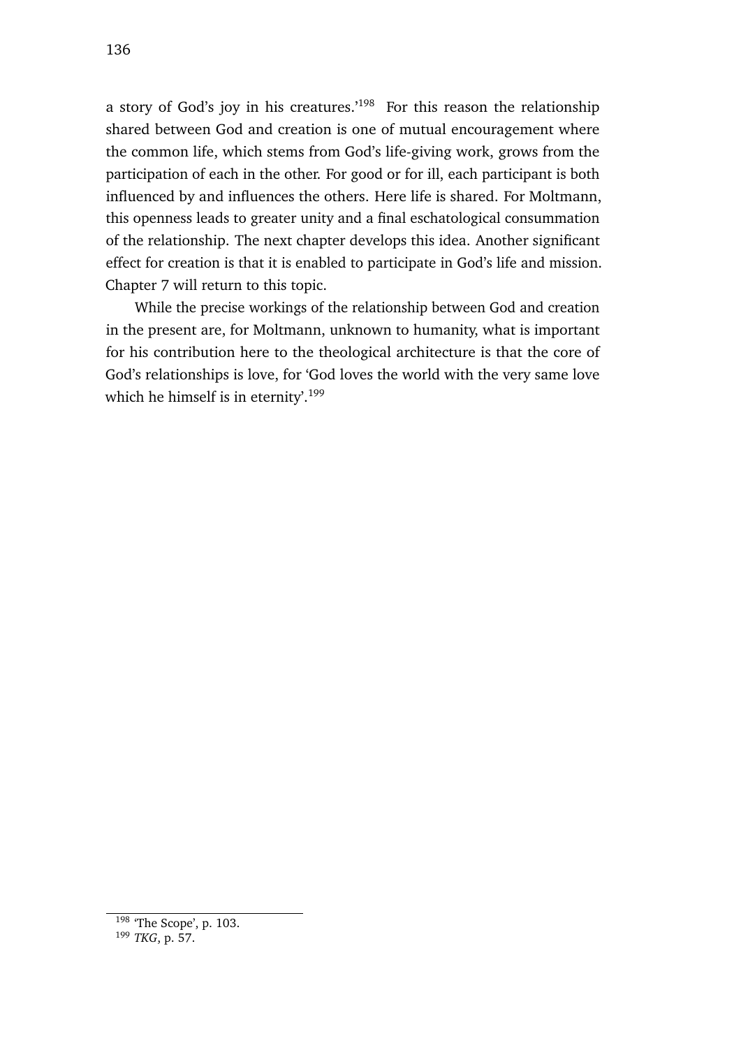a story of God's joy in his creatures.'[198] For this reason the relationship shared between God and creation is one of mutual encouragement where the common life, which stems from God's life-giving work, grows from the participation of each in the other. For good or for ill, each participant is both influenced by and influences the others. Here life is shared. For Moltmann, this openness leads to greater unity and a final eschatological consummation of the relationship. The next chapter develops this idea. Another significant effect for creation is that it is enabled to participate in God's life and mission. Chapter 7 will return to this topic.

While the precise workings of the relationship between God and creation in the present are, for Moltmann, unknown to humanity, what is important for his contribution here to the theological architecture is that the core of God's relationships is love, for 'God loves the world with the very same love which he himself is in eternity'.[199]

---

[198] 'The Scope', p. 103.

[199] *TKG*, p. 57.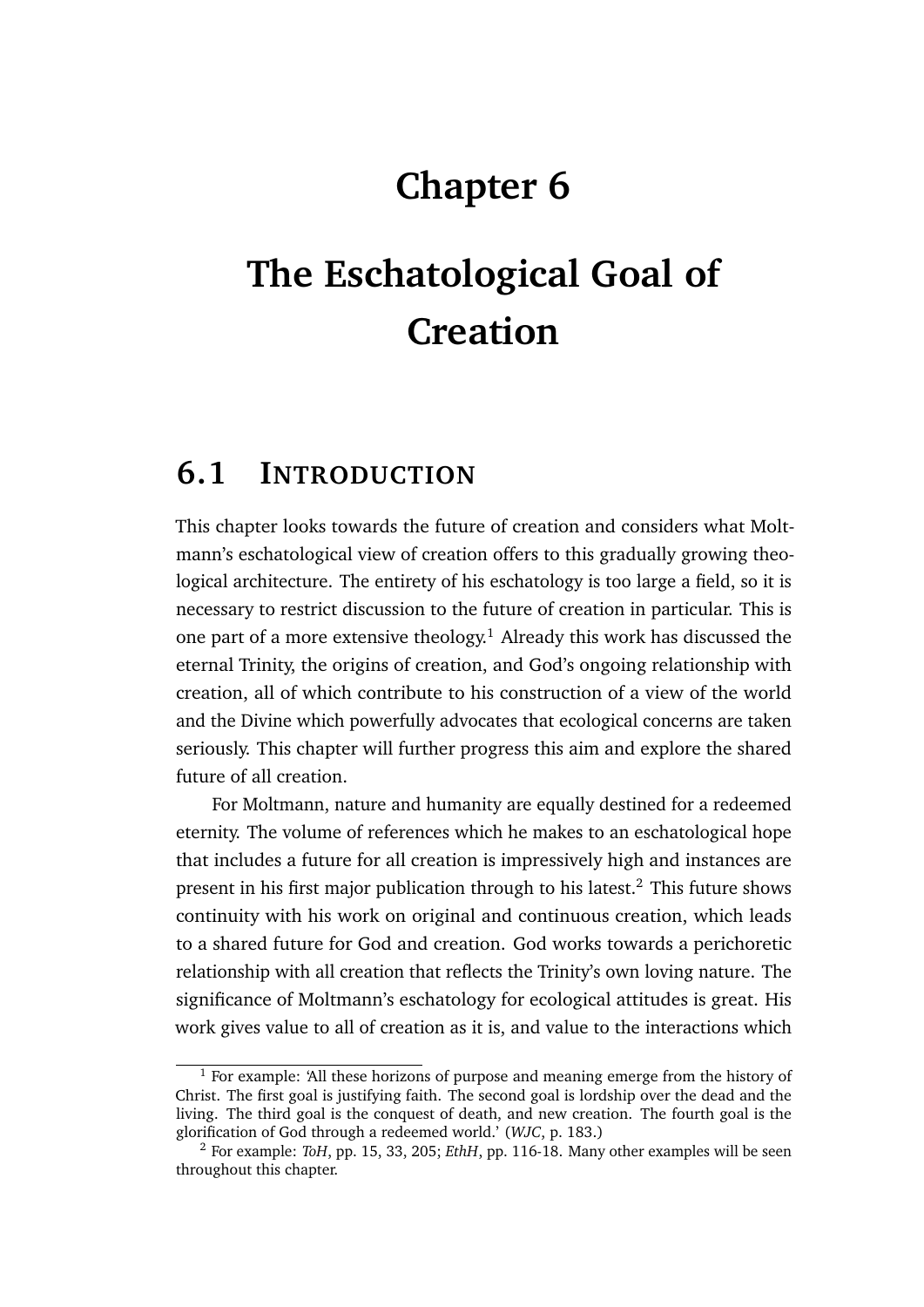# Chapter 6

# The Eschatological Goal of Creation

## 6.1 Introduction

This chapter looks towards the future of creation and considers what Moltmann's eschatological view of creation offers to this gradually growing theological architecture. The entirety of his eschatology is too large a field, so it is necessary to restrict discussion to the future of creation in particular. This is one part of a more extensive theology.[1] Already this work has discussed the eternal Trinity, the origins of creation, and God's ongoing relationship with creation, all of which contribute to his construction of a view of the world and the Divine which powerfully advocates that ecological concerns are taken seriously. This chapter will further progress this aim and explore the shared future of all creation.

For Moltmann, nature and humanity are equally destined for a redeemed eternity. The volume of references which he makes to an eschatological hope that includes a future for all creation is impressively high and instances are present in his first major publication through to his latest.[2] This future shows continuity with his work on original and continuous creation, which leads to a shared future for God and creation. God works towards a perichoretic relationship with all creation that reflects the Trinity's own loving nature. The significance of Moltmann's eschatology for ecological attitudes is great. His work gives value to all of creation as it is, and value to the interactions which

[1] For example: 'All these horizons of purpose and meaning emerge from the history of Christ. The first goal is justifying faith. The second goal is lordship over the dead and the living. The third goal is the conquest of death, and new creation. The fourth goal is the glorification of God through a redeemed world.' (*WJC*, p. 183.)

[2] For example: *ToH*, pp. 15, 33, 205; *EthH*, pp. 116-18. Many other examples will be seen throughout this chapter.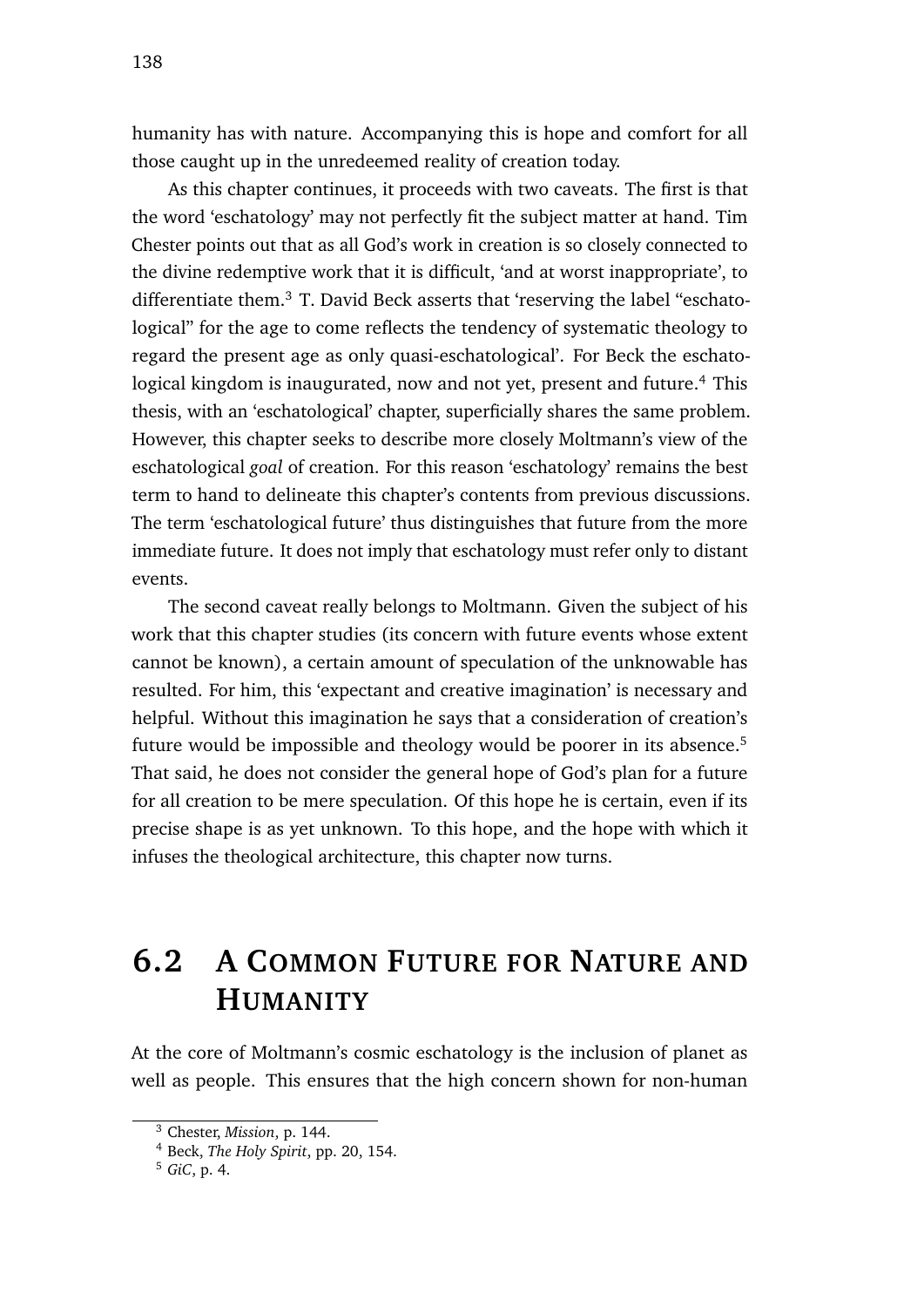humanity has with nature. Accompanying this is hope and comfort for all those caught up in the unredeemed reality of creation today.

As this chapter continues, it proceeds with two caveats. The first is that the word 'eschatology' may not perfectly fit the subject matter at hand. Tim Chester points out that as all God's work in creation is so closely connected to the divine redemptive work that it is difficult, 'and at worst inappropriate', to differentiate them.[3] T. David Beck asserts that 'reserving the label "eschatological" for the age to come reflects the tendency of systematic theology to regard the present age as only quasi-eschatological'. For Beck the eschatological kingdom is inaugurated, now and not yet, present and future.[4] This thesis, with an 'eschatological' chapter, superficially shares the same problem. However, this chapter seeks to describe more closely Moltmann's view of the eschatological *goal* of creation. For this reason 'eschatology' remains the best term to hand to delineate this chapter's contents from previous discussions. The term 'eschatological future' thus distinguishes that future from the more immediate future. It does not imply that eschatology must refer only to distant events.

The second caveat really belongs to Moltmann. Given the subject of his work that this chapter studies (its concern with future events whose extent cannot be known), a certain amount of speculation of the unknowable has resulted. For him, this 'expectant and creative imagination' is necessary and helpful. Without this imagination he says that a consideration of creation's future would be impossible and theology would be poorer in its absence.[5] That said, he does not consider the general hope of God's plan for a future for all creation to be mere speculation. Of this hope he is certain, even if its precise shape is as yet unknown. To this hope, and the hope with which it infuses the theological architecture, this chapter now turns.

## 6.2 A Common Future for Nature and Humanity

At the core of Moltmann's cosmic eschatology is the inclusion of planet as well as people. This ensures that the high concern shown for non-human

[3] Chester, *Mission*, p. 144.

[4] Beck, *The Holy Spirit*, pp. 20, 154.

[5] *GiC*, p. 4.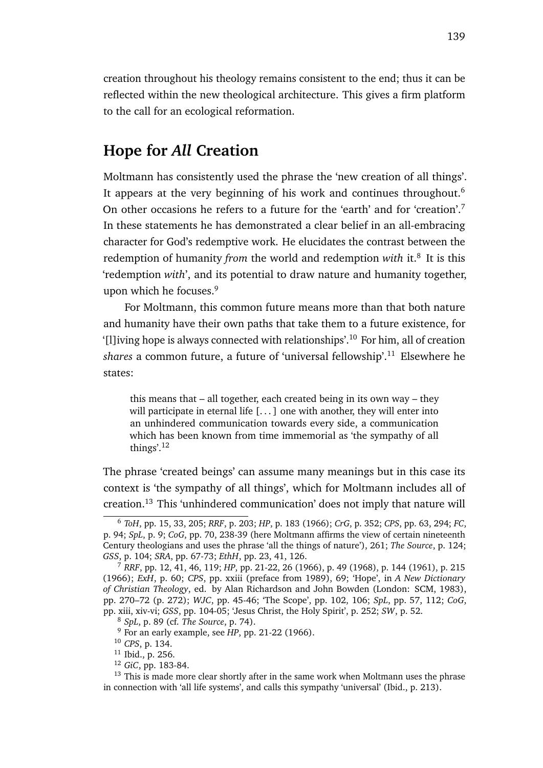creation throughout his theology remains consistent to the end; thus it can be reflected within the new theological architecture. This gives a firm platform to the call for an ecological reformation.

## Hope for *All* Creation

Moltmann has consistently used the phrase the 'new creation of all things'. It appears at the very beginning of his work and continues throughout.[6] On other occasions he refers to a future for the 'earth' and for 'creation'.[7] In these statements he has demonstrated a clear belief in an all-embracing character for God's redemptive work. He elucidates the contrast between the redemption of humanity *from* the world and redemption *with* it.[8] It is this 'redemption *with*', and its potential to draw nature and humanity together, upon which he focuses.[9]

For Moltmann, this common future means more than that both nature and humanity have their own paths that take them to a future existence, for '[l]iving hope is always connected with relationships'.[10] For him, all of creation *shares* a common future, a future of 'universal fellowship'.[11] Elsewhere he states:

> this means that – all together, each created being in its own way – they will participate in eternal life [. . . ] one with another, they will enter into an unhindered communication towards every side, a communication which has been known from time immemorial as 'the sympathy of all things'.[12]

The phrase 'created beings' can assume many meanings but in this case its context is 'the sympathy of all things', which for Moltmann includes all of creation.[13] This 'unhindered communication' does not imply that nature will

---

[6] *ToH*, pp. 15, 33, 205; *RRF*, p. 203; *HP*, p. 183 (1966); *CrG*, p. 352; *CPS*, pp. 63, 294; *FC*, p. 94; *SpL*, p. 9; *CoG*, pp. 70, 238-39 (here Moltmann affirms the view of certain nineteenth Century theologians and uses the phrase 'all the things of nature'), 261; *The Source*, p. 124; *GSS*, p. 104; *SRA*, pp. 67-73; *EthH*, pp. 23, 41, 126.

[7] *RRF*, pp. 12, 41, 46, 119; *HP*, pp. 21-22, 26 (1966), p. 49 (1968), p. 144 (1961), p. 215 (1966); *ExH*, p. 60; *CPS*, pp. xxiii (preface from 1989), 69; 'Hope', in *A New Dictionary of Christian Theology*, ed. by Alan Richardson and John Bowden (London: SCM, 1983), pp. 270–72 (p. 272); *WJC*, pp. 45-46; 'The Scope', pp. 102, 106; *SpL*, pp. 57, 112; *CoG*, pp. xiii, xiv-vi; *GSS*, pp. 104-05; 'Jesus Christ, the Holy Spirit', p. 252; *SW*, p. 52.

[8] *SpL*, p. 89 (cf. *The Source*, p. 74).

[9] For an early example, see *HP*, pp. 21-22 (1966).

[10] *CPS*, p. 134.

[11] Ibid., p. 256.

[12] *GiC*, pp. 183-84.

[13] This is made more clear shortly after in the same work when Moltmann uses the phrase in connection with 'all life systems', and calls this sympathy 'universal' (Ibid., p. 213).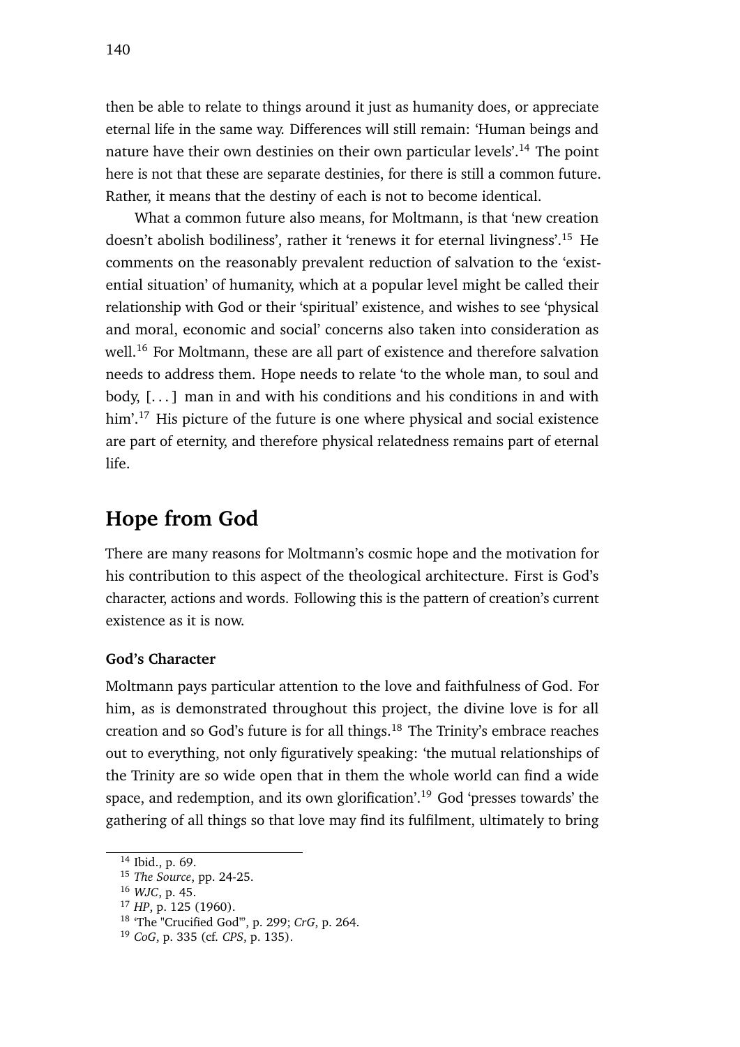then be able to relate to things around it just as humanity does, or appreciate eternal life in the same way. Differences will still remain: 'Human beings and nature have their own destinies on their own particular levels'.[14] The point here is not that these are separate destinies, for there is still a common future. Rather, it means that the destiny of each is not to become identical.

What a common future also means, for Moltmann, is that 'new creation doesn't abolish bodiliness', rather it 'renews it for eternal livingness'.[15] He comments on the reasonably prevalent reduction of salvation to the 'existential situation' of humanity, which at a popular level might be called their relationship with God or their 'spiritual' existence, and wishes to see 'physical and moral, economic and social' concerns also taken into consideration as well.[16] For Moltmann, these are all part of existence and therefore salvation needs to address them. Hope needs to relate 'to the whole man, to soul and body, [. . . ] man in and with his conditions and his conditions in and with him'.[17] His picture of the future is one where physical and social existence are part of eternity, and therefore physical relatedness remains part of eternal life.

## Hope from God

There are many reasons for Moltmann's cosmic hope and the motivation for his contribution to this aspect of the theological architecture. First is God's character, actions and words. Following this is the pattern of creation's current existence as it is now.

### God's Character

Moltmann pays particular attention to the love and faithfulness of God. For him, as is demonstrated throughout this project, the divine love is for all creation and so God's future is for all things.[18] The Trinity's embrace reaches out to everything, not only figuratively speaking: 'the mutual relationships of the Trinity are so wide open that in them the whole world can find a wide space, and redemption, and its own glorification'.[19] God 'presses towards' the gathering of all things so that love may find its fulfilment, ultimately to bring

---

[14] Ibid., p. 69.

[15] *The Source*, pp. 24-25.

[16] *WJC*, p. 45.

[17] *HP*, p. 125 (1960).

[18] 'The "Crucified God"', p. 299; *CrG*, p. 264.

[19] *CoG*, p. 335 (cf. *CPS*, p. 135).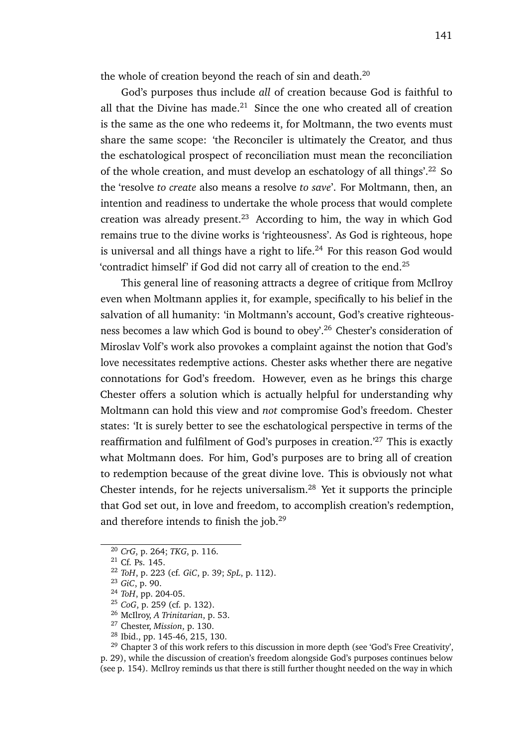the whole of creation beyond the reach of sin and death.[20]

God's purposes thus include *all* of creation because God is faithful to all that the Divine has made.[21] Since the one who created all of creation is the same as the one who redeems it, for Moltmann, the two events must share the same scope: 'the Reconciler is ultimately the Creator, and thus the eschatological prospect of reconciliation must mean the reconciliation of the whole creation, and must develop an eschatology of all things'.[22] So the 'resolve *to create* also means a resolve *to save*'. For Moltmann, then, an intention and readiness to undertake the whole process that would complete creation was already present.[23] According to him, the way in which God remains true to the divine works is 'righteousness'. As God is righteous, hope is universal and all things have a right to life.[24] For this reason God would 'contradict himself' if God did not carry all of creation to the end.[25]

This general line of reasoning attracts a degree of critique from McIlroy even when Moltmann applies it, for example, specifically to his belief in the salvation of all humanity: 'in Moltmann's account, God's creative righteousness becomes a law which God is bound to obey'.[26] Chester's consideration of Miroslav Volf's work also provokes a complaint against the notion that God's love necessitates redemptive actions. Chester asks whether there are negative connotations for God's freedom. However, even as he brings this charge Chester offers a solution which is actually helpful for understanding why Moltmann can hold this view and *not* compromise God's freedom. Chester states: 'It is surely better to see the eschatological perspective in terms of the reaffirmation and fulfilment of God's purposes in creation.'[27] This is exactly what Moltmann does. For him, God's purposes are to bring all of creation to redemption because of the great divine love. This is obviously not what Chester intends, for he rejects universalism.[28] Yet it supports the principle that God set out, in love and freedom, to accomplish creation's redemption, and therefore intends to finish the job.[29]

---

[20] *CrG*, p. 264; *TKG*, p. 116.

[21] Cf. Ps. 145.

[22] *ToH*, p. 223 (cf. *GiC*, p. 39; *SpL*, p. 112).

[23] *GiC*, p. 90.

[24] *ToH*, pp. 204-05.

[25] *CoG*, p. 259 (cf. p. 132).

[26] McIlroy, *A Trinitarian*, p. 53.

[27] Chester, *Mission*, p. 130.

[28] Ibid., pp. 145-46, 215, 130.

[29] Chapter 3 of this work refers to this discussion in more depth (see 'God's Free Creativity', p. 29), while the discussion of creation's freedom alongside God's purposes continues below (see p. 154). McIlroy reminds us that there is still further thought needed on the way in which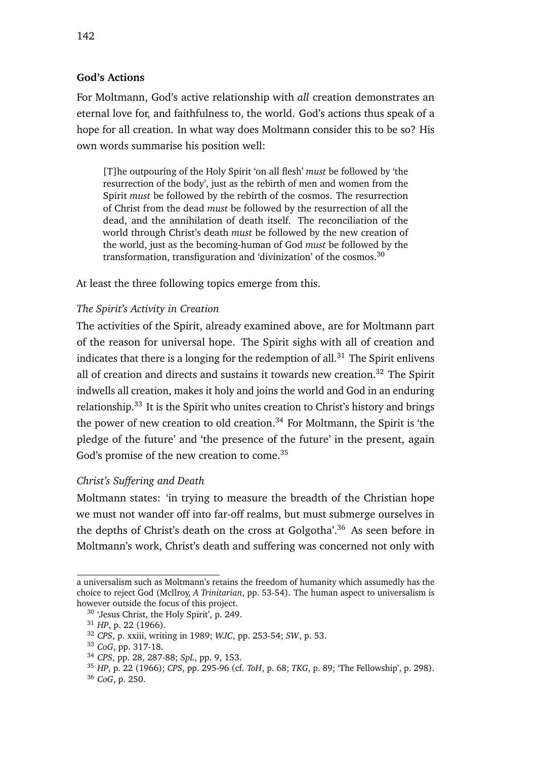**God's Actions**

For Moltmann, God's active relationship with *all* creation demonstrates an eternal love for, and faithfulness to, the world. God's actions thus speak of a hope for all creation. In what way does Moltmann consider this to be so? His own words summarise his position well:

> [T]he outpouring of the Holy Spirit 'on all flesh' *must* be followed by 'the resurrection of the body', just as the rebirth of men and women from the Spirit *must* be followed by the rebirth of the cosmos. The resurrection of Christ from the dead *must* be followed by the resurrection of all the dead, and the annihilation of death itself. The reconciliation of the world through Christ's death *must* be followed by the new creation of the world, just as the becoming-human of God *must* be followed by the transformation, transfiguration and 'divinization' of the cosmos.[30]

At least the three following topics emerge from this.

*The Spirit's Activity in Creation*

The activities of the Spirit, already examined above, are for Moltmann part of the reason for universal hope. The Spirit sighs with all of creation and indicates that there is a longing for the redemption of all.[31] The Spirit enlivens all of creation and directs and sustains it towards new creation.[32] The Spirit indwells all creation, makes it holy and joins the world and God in an enduring relationship.[33] It is the Spirit who unites creation to Christ's history and brings the power of new creation to old creation.[34] For Moltmann, the Spirit is 'the pledge of the future' and 'the presence of the future' in the present, again God's promise of the new creation to come.[35]

*Christ's Suffering and Death*

Moltmann states: 'in trying to measure the breadth of the Christian hope we must not wander off into far-off realms, but must submerge ourselves in the depths of Christ's death on the cross at Golgotha'.[36] As seen before in Moltmann's work, Christ's death and suffering was concerned not only with

---

a universalism such as Moltmann's retains the freedom of humanity which assumedly has the choice to reject God (McIlroy, *A Trinitarian*, pp. 53-54). The human aspect to universalism is however outside the focus of this project.

[30] 'Jesus Christ, the Holy Spirit', p. 249.

[31] *HP*, p. 22 (1966).

[32] *CPS*, p. xxiii, writing in 1989; *WJC*, pp. 253-54; *SW*, p. 53.

[33] *CoG*, pp. 317-18.

[34] *CPS*, pp. 28, 287-88; *SpL*, pp. 9, 153.

[35] *HP*, p. 22 (1966); *CPS*, pp. 295-96 (cf. *ToH*, p. 68; *TKG*, p. 89; 'The Fellowship', p. 298).

[36] *CoG*, p. 250.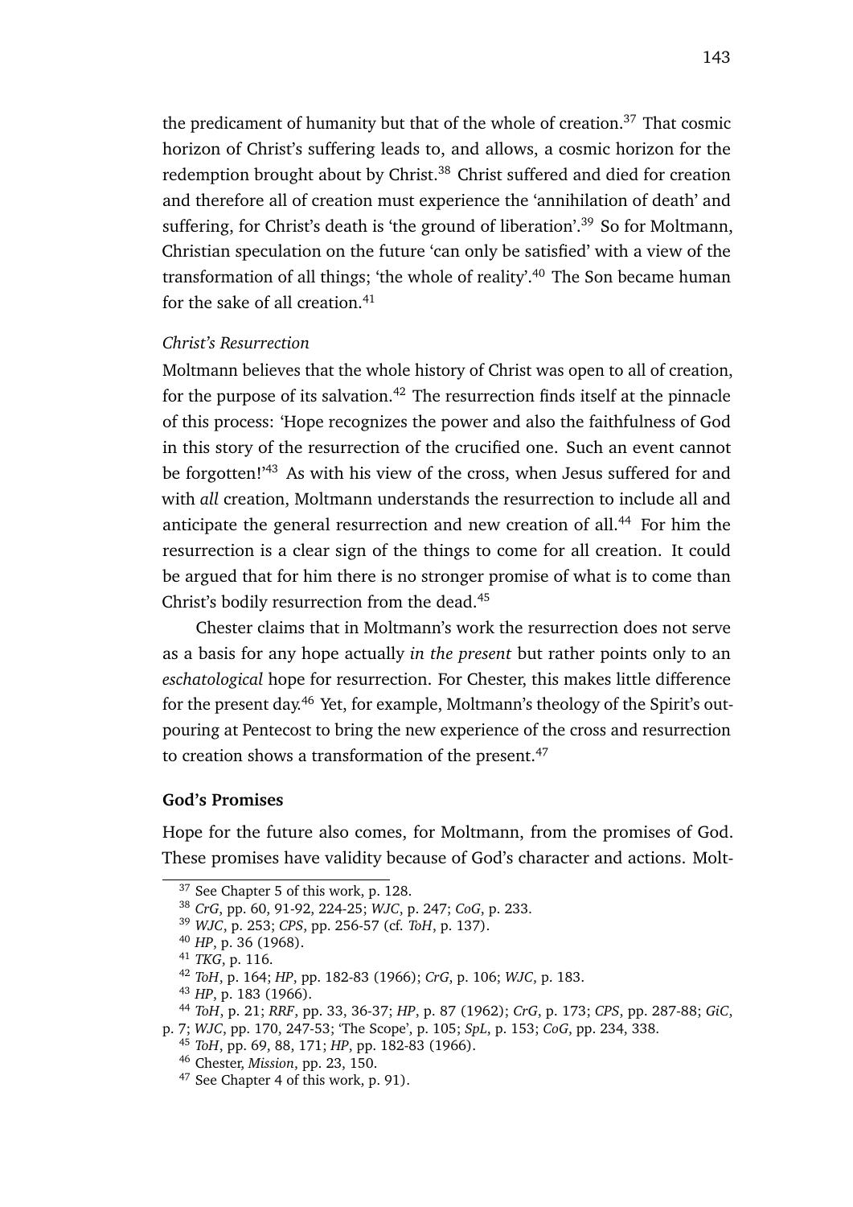the predicament of humanity but that of the whole of creation.[37] That cosmic horizon of Christ's suffering leads to, and allows, a cosmic horizon for the redemption brought about by Christ.[38] Christ suffered and died for creation and therefore all of creation must experience the 'annihilation of death' and suffering, for Christ's death is 'the ground of liberation'.[39] So for Moltmann, Christian speculation on the future 'can only be satisfied' with a view of the transformation of all things; 'the whole of reality'.[40] The Son became human for the sake of all creation.[41]

*Christ's Resurrection*

Moltmann believes that the whole history of Christ was open to all of creation, for the purpose of its salvation.[42] The resurrection finds itself at the pinnacle of this process: 'Hope recognizes the power and also the faithfulness of God in this story of the resurrection of the crucified one. Such an event cannot be forgotten!'[43] As with his view of the cross, when Jesus suffered for and with *all* creation, Moltmann understands the resurrection to include all and anticipate the general resurrection and new creation of all.[44] For him the resurrection is a clear sign of the things to come for all creation. It could be argued that for him there is no stronger promise of what is to come than Christ's bodily resurrection from the dead.[45]

Chester claims that in Moltmann's work the resurrection does not serve as a basis for any hope actually *in the present* but rather points only to an *eschatological* hope for resurrection. For Chester, this makes little difference for the present day.[46] Yet, for example, Moltmann's theology of the Spirit's outpouring at Pentecost to bring the new experience of the cross and resurrection to creation shows a transformation of the present.[47]

**God's Promises**

Hope for the future also comes, for Moltmann, from the promises of God. These promises have validity because of God's character and actions. Molt-

---

[37] See Chapter 5 of this work, p. 128.

[38] *CrG*, pp. 60, 91-92, 224-25; *WJC*, p. 247; *CoG*, p. 233.

[39] *WJC*, p. 253; *CPS*, pp. 256-57 (cf. *ToH*, p. 137).

[40] *HP*, p. 36 (1968).

[41] *TKG*, p. 116.

[42] *ToH*, p. 164; *HP*, pp. 182-83 (1966); *CrG*, p. 106; *WJC*, p. 183.

[43] *HP*, p. 183 (1966).

[44] *ToH*, p. 21; *RRF*, pp. 33, 36-37; *HP*, p. 87 (1962); *CrG*, p. 173; *CPS*, pp. 287-88; *GiC*, p. 7; *WJC*, pp. 170, 247-53; 'The Scope', p. 105; *SpL*, p. 153; *CoG*, pp. 234, 338.

[45] *ToH*, pp. 69, 88, 171; *HP*, pp. 182-83 (1966).

[46] Chester, *Mission*, pp. 23, 150.

[47] See Chapter 4 of this work, p. 91).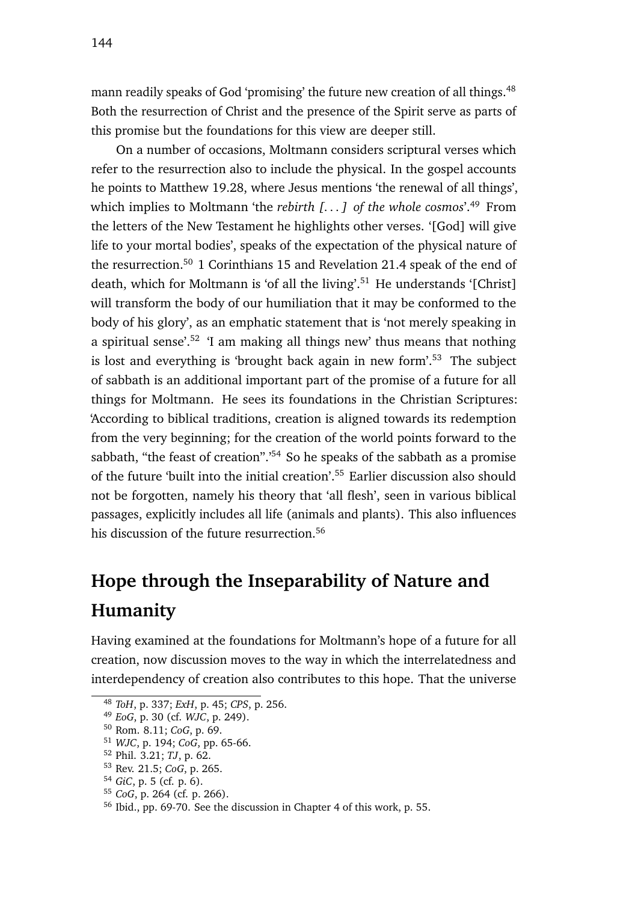mann readily speaks of God 'promising' the future new creation of all things.[48] Both the resurrection of Christ and the presence of the Spirit serve as parts of this promise but the foundations for this view are deeper still.

On a number of occasions, Moltmann considers scriptural verses which refer to the resurrection also to include the physical. In the gospel accounts he points to Matthew 19.28, where Jesus mentions 'the renewal of all things', which implies to Moltmann 'the *rebirth [. . . ] of the whole cosmos*'.[49] From the letters of the New Testament he highlights other verses. '[God] will give life to your mortal bodies', speaks of the expectation of the physical nature of the resurrection.[50] 1 Corinthians 15 and Revelation 21.4 speak of the end of death, which for Moltmann is 'of all the living'.[51] He understands '[Christ] will transform the body of our humiliation that it may be conformed to the body of his glory', as an emphatic statement that is 'not merely speaking in a spiritual sense'.[52] 'I am making all things new' thus means that nothing is lost and everything is 'brought back again in new form'.[53] The subject of sabbath is an additional important part of the promise of a future for all things for Moltmann. He sees its foundations in the Christian Scriptures: 'According to biblical traditions, creation is aligned towards its redemption from the very beginning; for the creation of the world points forward to the sabbath, "the feast of creation".'[54] So he speaks of the sabbath as a promise of the future 'built into the initial creation'.[55] Earlier discussion also should not be forgotten, namely his theory that 'all flesh', seen in various biblical passages, explicitly includes all life (animals and plants). This also influences his discussion of the future resurrection.[56]

## Hope through the Inseparability of Nature and Humanity

Having examined at the foundations for Moltmann's hope of a future for all creation, now discussion moves to the way in which the interrelatedness and interdependency of creation also contributes to this hope. That the universe

---

[48] *ToH*, p. 337; *ExH*, p. 45; *CPS*, p. 256.
[49] *EoG*, p. 30 (cf. *WJC*, p. 249).
[50] Rom. 8.11; *CoG*, p. 69.
[51] *WJC*, p. 194; *CoG*, pp. 65-66.
[52] Phil. 3.21; *TJ*, p. 62.
[53] Rev. 21.5; *CoG*, p. 265.
[54] *GiC*, p. 5 (cf. p. 6).
[55] *CoG*, p. 264 (cf. p. 266).
[56] Ibid., pp. 69-70. See the discussion in Chapter 4 of this work, p. 55.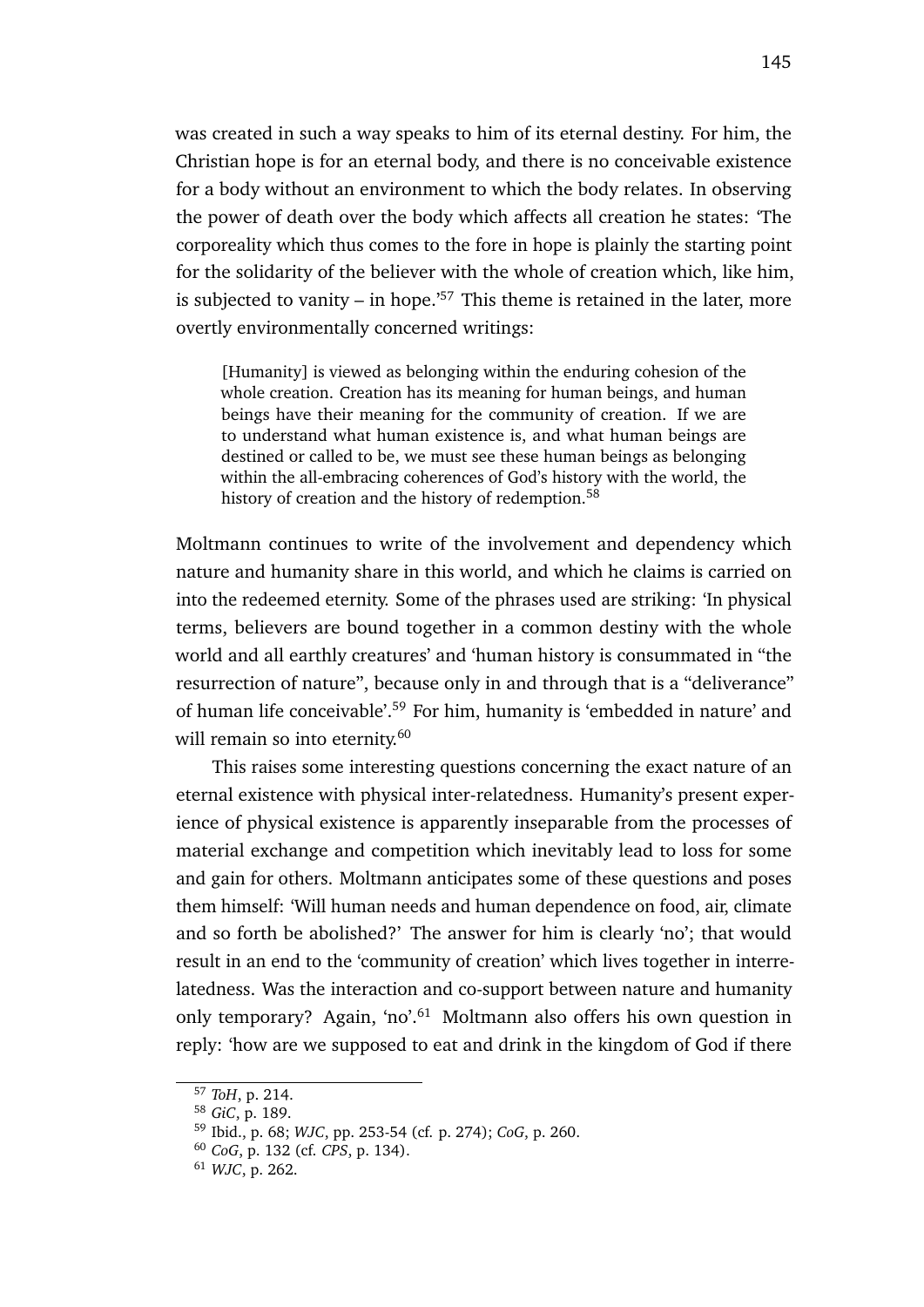was created in such a way speaks to him of its eternal destiny. For him, the Christian hope is for an eternal body, and there is no conceivable existence for a body without an environment to which the body relates. In observing the power of death over the body which affects all creation he states: 'The corporeality which thus comes to the fore in hope is plainly the starting point for the solidarity of the believer with the whole of creation which, like him, is subjected to vanity – in hope.'[57] This theme is retained in the later, more overtly environmentally concerned writings:

> [Humanity] is viewed as belonging within the enduring cohesion of the whole creation. Creation has its meaning for human beings, and human beings have their meaning for the community of creation. If we are to understand what human existence is, and what human beings are destined or called to be, we must see these human beings as belonging within the all-embracing coherences of God's history with the world, the history of creation and the history of redemption.[58]

Moltmann continues to write of the involvement and dependency which nature and humanity share in this world, and which he claims is carried on into the redeemed eternity. Some of the phrases used are striking: 'In physical terms, believers are bound together in a common destiny with the whole world and all earthly creatures' and 'human history is consummated in "the resurrection of nature", because only in and through that is a "deliverance" of human life conceivable'.[59] For him, humanity is 'embedded in nature' and will remain so into eternity.[60]

This raises some interesting questions concerning the exact nature of an eternal existence with physical inter-relatedness. Humanity's present experience of physical existence is apparently inseparable from the processes of material exchange and competition which inevitably lead to loss for some and gain for others. Moltmann anticipates some of these questions and poses them himself: 'Will human needs and human dependence on food, air, climate and so forth be abolished?' The answer for him is clearly 'no'; that would result in an end to the 'community of creation' which lives together in interrelatedness. Was the interaction and co-support between nature and humanity only temporary? Again, 'no'.[61] Moltmann also offers his own question in reply: 'how are we supposed to eat and drink in the kingdom of God if there

---

[57] *ToH*, p. 214.

[58] *GiC*, p. 189.

[59] Ibid., p. 68; *WJC*, pp. 253-54 (cf. p. 274); *CoG*, p. 260.

[60] *CoG*, p. 132 (cf. *CPS*, p. 134).

[61] *WJC*, p. 262.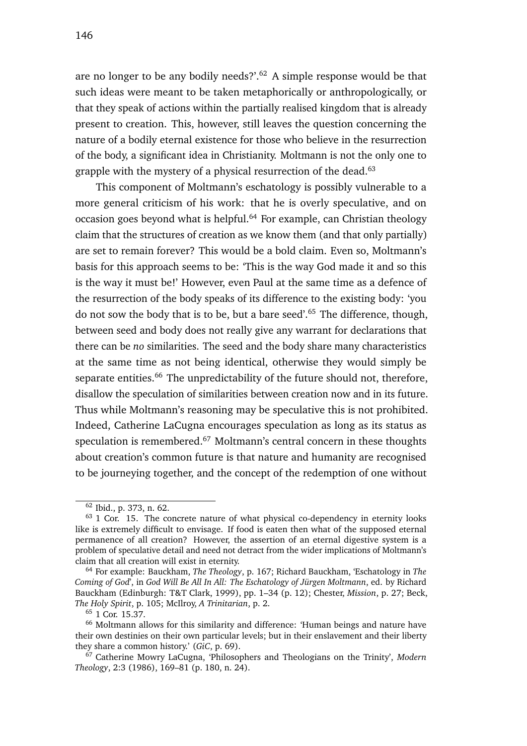are no longer to be any bodily needs?'.[62] A simple response would be that such ideas were meant to be taken metaphorically or anthropologically, or that they speak of actions within the partially realised kingdom that is already present to creation. This, however, still leaves the question concerning the nature of a bodily eternal existence for those who believe in the resurrection of the body, a significant idea in Christianity. Moltmann is not the only one to grapple with the mystery of a physical resurrection of the dead.[63]

This component of Moltmann's eschatology is possibly vulnerable to a more general criticism of his work: that he is overly speculative, and on occasion goes beyond what is helpful.[64] For example, can Christian theology claim that the structures of creation as we know them (and that only partially) are set to remain forever? This would be a bold claim. Even so, Moltmann's basis for this approach seems to be: 'This is the way God made it and so this is the way it must be!' However, even Paul at the same time as a defence of the resurrection of the body speaks of its difference to the existing body: 'you do not sow the body that is to be, but a bare seed'.[65] The difference, though, between seed and body does not really give any warrant for declarations that there can be *no* similarities. The seed and the body share many characteristics at the same time as not being identical, otherwise they would simply be separate entities.[66] The unpredictability of the future should not, therefore, disallow the speculation of similarities between creation now and in its future. Thus while Moltmann's reasoning may be speculative this is not prohibited. Indeed, Catherine LaCugna encourages speculation as long as its status as speculation is remembered.[67] Moltmann's central concern in these thoughts about creation's common future is that nature and humanity are recognised to be journeying together, and the concept of the redemption of one without

---

[62] Ibid., p. 373, n. 62.

[63] 1 Cor. 15. The concrete nature of what physical co-dependency in eternity looks like is extremely difficult to envisage. If food is eaten then what of the supposed eternal permanence of all creation? However, the assertion of an eternal digestive system is a problem of speculative detail and need not detract from the wider implications of Moltmann's claim that all creation will exist in eternity.

[64] For example: Bauckham, *The Theology*, p. 167; Richard Bauckham, 'Eschatology in *The Coming of God*', in *God Will Be All In All: The Eschatology of Jürgen Moltmann*, ed. by Richard Bauckham (Edinburgh: T&T Clark, 1999), pp. 1–34 (p. 12); Chester, *Mission*, p. 27; Beck, *The Holy Spirit*, p. 105; McIlroy, *A Trinitarian*, p. 2.

[65] 1 Cor. 15.37.

[66] Moltmann allows for this similarity and difference: 'Human beings and nature have their own destinies on their own particular levels; but in their enslavement and their liberty they share a common history.' (*GiC*, p. 69).

[67] Catherine Mowry LaCugna, 'Philosophers and Theologians on the Trinity', *Modern Theology*, 2:3 (1986), 169–81 (p. 180, n. 24).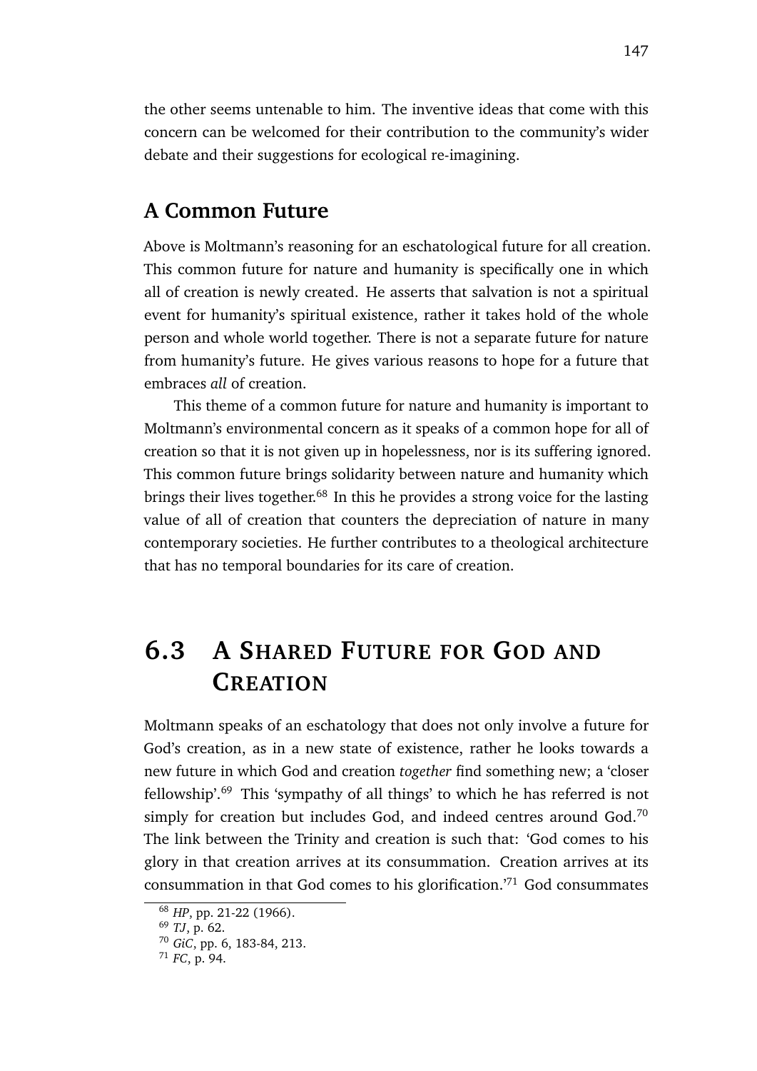the other seems untenable to him. The inventive ideas that come with this concern can be welcomed for their contribution to the community's wider debate and their suggestions for ecological re-imagining.

### A Common Future

Above is Moltmann's reasoning for an eschatological future for all creation. This common future for nature and humanity is specifically one in which all of creation is newly created. He asserts that salvation is not a spiritual event for humanity's spiritual existence, rather it takes hold of the whole person and whole world together. There is not a separate future for nature from humanity's future. He gives various reasons to hope for a future that embraces *all* of creation.

This theme of a common future for nature and humanity is important to Moltmann's environmental concern as it speaks of a common hope for all of creation so that it is not given up in hopelessness, nor is its suffering ignored. This common future brings solidarity between nature and humanity which brings their lives together.[68] In this he provides a strong voice for the lasting value of all of creation that counters the depreciation of nature in many contemporary societies. He further contributes to a theological architecture that has no temporal boundaries for its care of creation.

## 6.3 A Shared Future for God and Creation

Moltmann speaks of an eschatology that does not only involve a future for God's creation, as in a new state of existence, rather he looks towards a new future in which God and creation *together* find something new; a 'closer fellowship'.[69] This 'sympathy of all things' to which he has referred is not simply for creation but includes God, and indeed centres around God.[70] The link between the Trinity and creation is such that: 'God comes to his glory in that creation arrives at its consummation. Creation arrives at its consummation in that God comes to his glorification.'[71] God consummates

[68] *HP*, pp. 21-22 (1966).
[69] *TJ*, p. 62.
[70] *GiC*, pp. 6, 183-84, 213.
[71] *FC*, p. 94.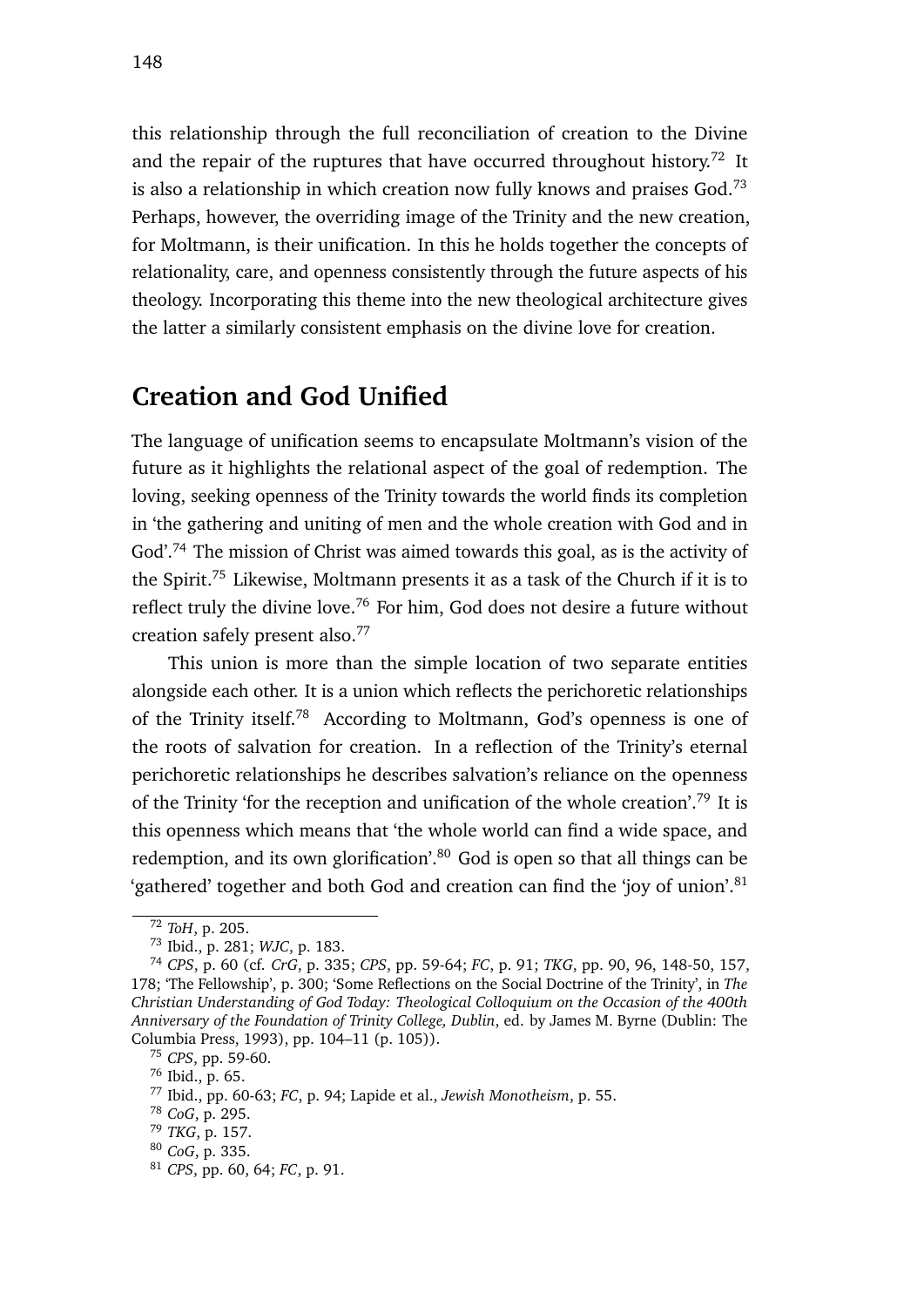this relationship through the full reconciliation of creation to the Divine and the repair of the ruptures that have occurred throughout history.[72] It is also a relationship in which creation now fully knows and praises God.[73] Perhaps, however, the overriding image of the Trinity and the new creation, for Moltmann, is their unification. In this he holds together the concepts of relationality, care, and openness consistently through the future aspects of his theology. Incorporating this theme into the new theological architecture gives the latter a similarly consistent emphasis on the divine love for creation.

## Creation and God Unified

The language of unification seems to encapsulate Moltmann's vision of the future as it highlights the relational aspect of the goal of redemption. The loving, seeking openness of the Trinity towards the world finds its completion in 'the gathering and uniting of men and the whole creation with God and in God'.[74] The mission of Christ was aimed towards this goal, as is the activity of the Spirit.[75] Likewise, Moltmann presents it as a task of the Church if it is to reflect truly the divine love.[76] For him, God does not desire a future without creation safely present also.[77]

This union is more than the simple location of two separate entities alongside each other. It is a union which reflects the perichoretic relationships of the Trinity itself.[78] According to Moltmann, God's openness is one of the roots of salvation for creation. In a reflection of the Trinity's eternal perichoretic relationships he describes salvation's reliance on the openness of the Trinity 'for the reception and unification of the whole creation'.[79] It is this openness which means that 'the whole world can find a wide space, and redemption, and its own glorification'.[80] God is open so that all things can be 'gathered' together and both God and creation can find the 'joy of union'.[81]

---

[72] *ToH*, p. 205.

[73] Ibid., p. 281; *WJC*, p. 183.

[74] *CPS*, p. 60 (cf. *CrG*, p. 335; *CPS*, pp. 59-64; *FC*, p. 91; *TKG*, pp. 90, 96, 148-50, 157, 178; 'The Fellowship', p. 300; 'Some Reflections on the Social Doctrine of the Trinity', in *The Christian Understanding of God Today: Theological Colloquium on the Occasion of the 400th Anniversary of the Foundation of Trinity College, Dublin*, ed. by James M. Byrne (Dublin: The Columbia Press, 1993), pp. 104–11 (p. 105)).

[75] *CPS*, pp. 59-60.

[76] Ibid., p. 65.

[77] Ibid., pp. 60-63; *FC*, p. 94; Lapide et al., *Jewish Monotheism*, p. 55.

[78] *CoG*, p. 295.

[79] *TKG*, p. 157.

[80] *CoG*, p. 335.

[81] *CPS*, pp. 60, 64; *FC*, p. 91.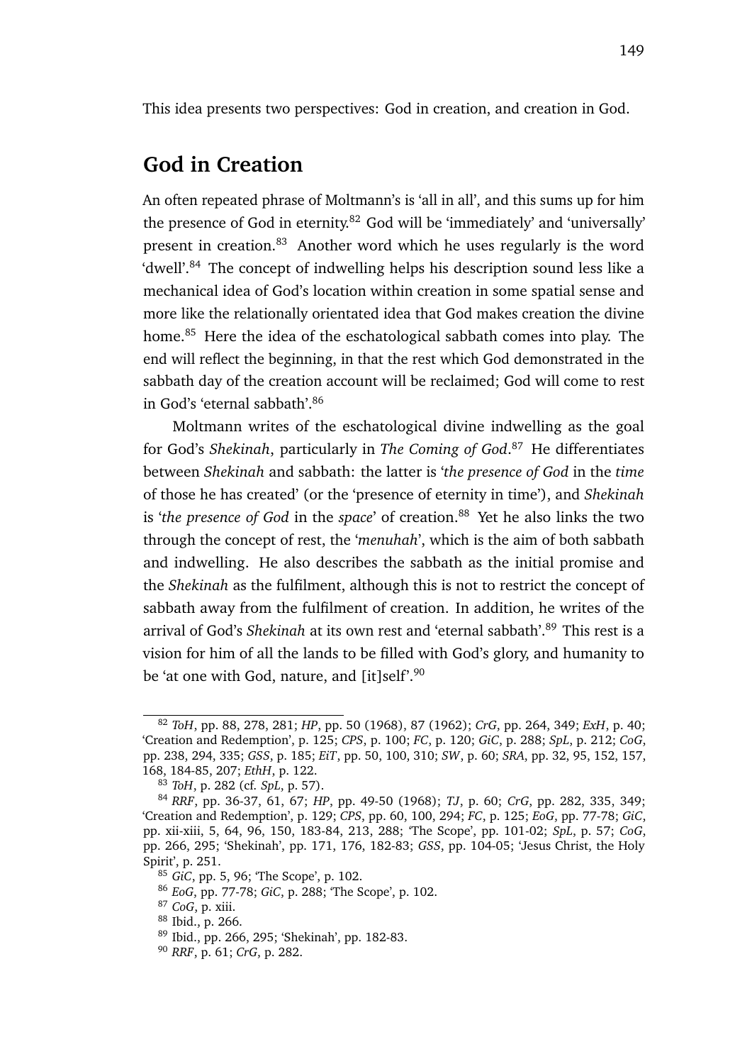This idea presents two perspectives: God in creation, and creation in God.

## God in Creation

An often repeated phrase of Moltmann's is 'all in all', and this sums up for him the presence of God in eternity.[82] God will be 'immediately' and 'universally' present in creation.[83] Another word which he uses regularly is the word 'dwell'.[84] The concept of indwelling helps his description sound less like a mechanical idea of God's location within creation in some spatial sense and more like the relationally orientated idea that God makes creation the divine home.[85] Here the idea of the eschatological sabbath comes into play. The end will reflect the beginning, in that the rest which God demonstrated in the sabbath day of the creation account will be reclaimed; God will come to rest in God's 'eternal sabbath'.[86]

Moltmann writes of the eschatological divine indwelling as the goal for God's *Shekinah*, particularly in *The Coming of God*.[87] He differentiates between *Shekinah* and sabbath: the latter is '*the presence of God* in the *time* of those he has created' (or the 'presence of eternity in time'), and *Shekinah* is '*the presence of God* in the *space*' of creation.[88] Yet he also links the two through the concept of rest, the '*menuhah*', which is the aim of both sabbath and indwelling. He also describes the sabbath as the initial promise and the *Shekinah* as the fulfilment, although this is not to restrict the concept of sabbath away from the fulfilment of creation. In addition, he writes of the arrival of God's *Shekinah* at its own rest and 'eternal sabbath'.[89] This rest is a vision for him of all the lands to be filled with God's glory, and humanity to be 'at one with God, nature, and [it]self'.[90]

---

[82] *ToH*, pp. 88, 278, 281; *HP*, pp. 50 (1968), 87 (1962); *CrG*, pp. 264, 349; *ExH*, p. 40; 'Creation and Redemption', p. 125; *CPS*, p. 100; *FC*, p. 120; *GiC*, p. 288; *SpL*, p. 212; *CoG*, pp. 238, 294, 335; *GSS*, p. 185; *EiT*, pp. 50, 100, 310; *SW*, p. 60; *SRA*, pp. 32, 95, 152, 157, 168, 184-85, 207; *EthH*, p. 122.

[83] *ToH*, p. 282 (cf. *SpL*, p. 57).

[84] *RRF*, pp. 36-37, 61, 67; *HP*, pp. 49-50 (1968); *TJ*, p. 60; *CrG*, pp. 282, 335, 349; 'Creation and Redemption', p. 129; *CPS*, pp. 60, 100, 294; *FC*, p. 125; *EoG*, pp. 77-78; *GiC*, pp. xii-xiii, 5, 64, 96, 150, 183-84, 213, 288; 'The Scope', pp. 101-02; *SpL*, p. 57; *CoG*, pp. 266, 295; 'Shekinah', pp. 171, 176, 182-83; *GSS*, pp. 104-05; 'Jesus Christ, the Holy Spirit', p. 251.

[85] *GiC*, pp. 5, 96; 'The Scope', p. 102.

[86] *EoG*, pp. 77-78; *GiC*, p. 288; 'The Scope', p. 102.

[87] *CoG*, p. xiii.

[88] Ibid., p. 266.

[89] Ibid., pp. 266, 295; 'Shekinah', pp. 182-83.

[90] *RRF*, p. 61; *CrG*, p. 282.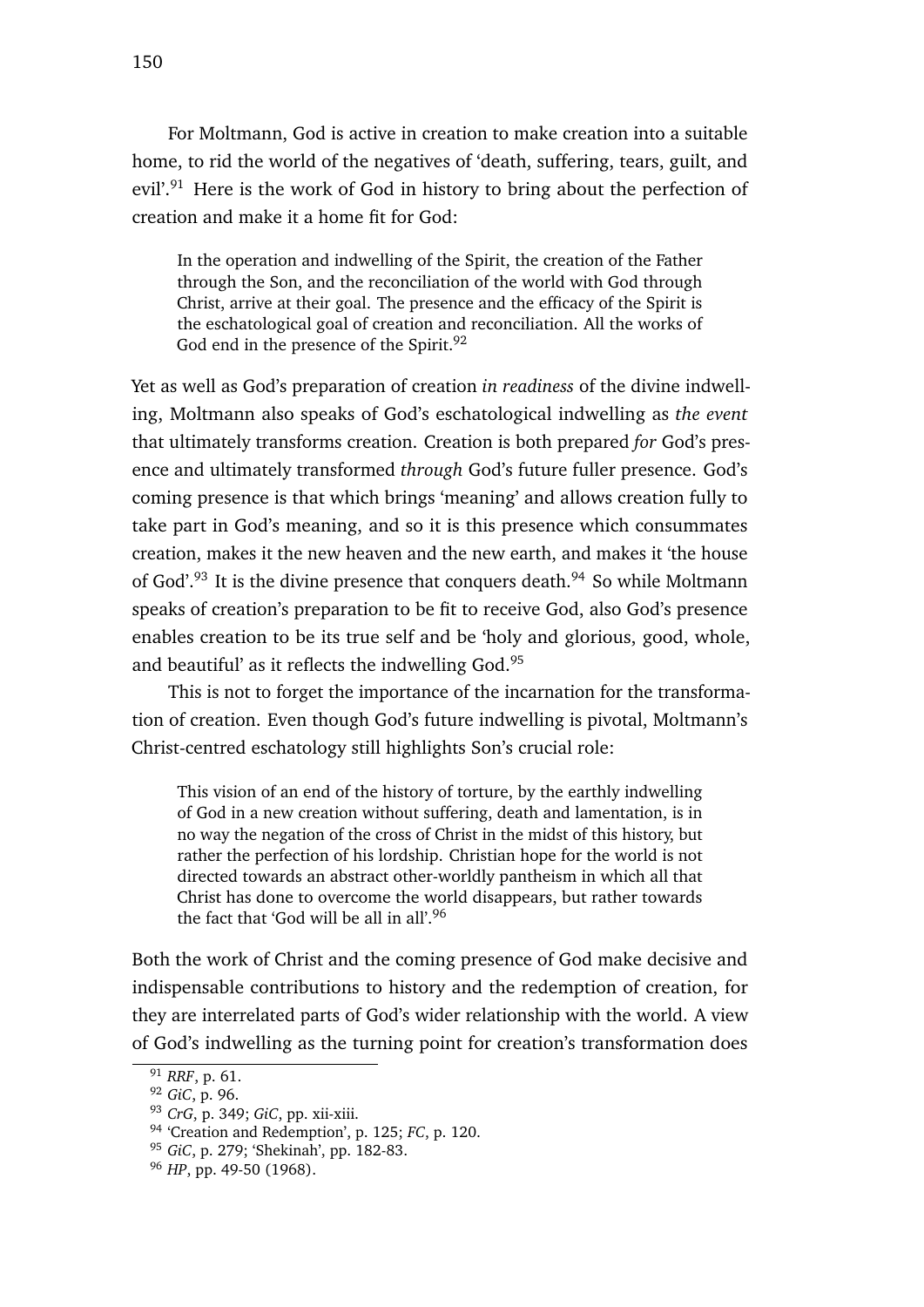For Moltmann, God is active in creation to make creation into a suitable home, to rid the world of the negatives of 'death, suffering, tears, guilt, and evil'.[91] Here is the work of God in history to bring about the perfection of creation and make it a home fit for God:

> In the operation and indwelling of the Spirit, the creation of the Father through the Son, and the reconciliation of the world with God through Christ, arrive at their goal. The presence and the efficacy of the Spirit is the eschatological goal of creation and reconciliation. All the works of God end in the presence of the Spirit.[92]

Yet as well as God's preparation of creation *in readiness* of the divine indwelling, Moltmann also speaks of God's eschatological indwelling as *the event* that ultimately transforms creation. Creation is both prepared *for* God's presence and ultimately transformed *through* God's future fuller presence. God's coming presence is that which brings 'meaning' and allows creation fully to take part in God's meaning, and so it is this presence which consummates creation, makes it the new heaven and the new earth, and makes it 'the house of God'.[93] It is the divine presence that conquers death.[94] So while Moltmann speaks of creation's preparation to be fit to receive God, also God's presence enables creation to be its true self and be 'holy and glorious, good, whole, and beautiful' as it reflects the indwelling God.[95]

This is not to forget the importance of the incarnation for the transformation of creation. Even though God's future indwelling is pivotal, Moltmann's Christ-centred eschatology still highlights Son's crucial role:

> This vision of an end of the history of torture, by the earthly indwelling of God in a new creation without suffering, death and lamentation, is in no way the negation of the cross of Christ in the midst of this history, but rather the perfection of his lordship. Christian hope for the world is not directed towards an abstract other-worldly pantheism in which all that Christ has done to overcome the world disappears, but rather towards the fact that 'God will be all in all'.[96]

Both the work of Christ and the coming presence of God make decisive and indispensable contributions to history and the redemption of creation, for they are interrelated parts of God's wider relationship with the world. A view of God's indwelling as the turning point for creation's transformation does

---

[91] *RRF*, p. 61.

[92] *GiC*, p. 96.

[93] *CrG*, p. 349; *GiC*, pp. xii-xiii.

[94] 'Creation and Redemption', p. 125; *FC*, p. 120.

[95] *GiC*, p. 279; 'Shekinah', pp. 182-83.

[96] *HP*, pp. 49-50 (1968).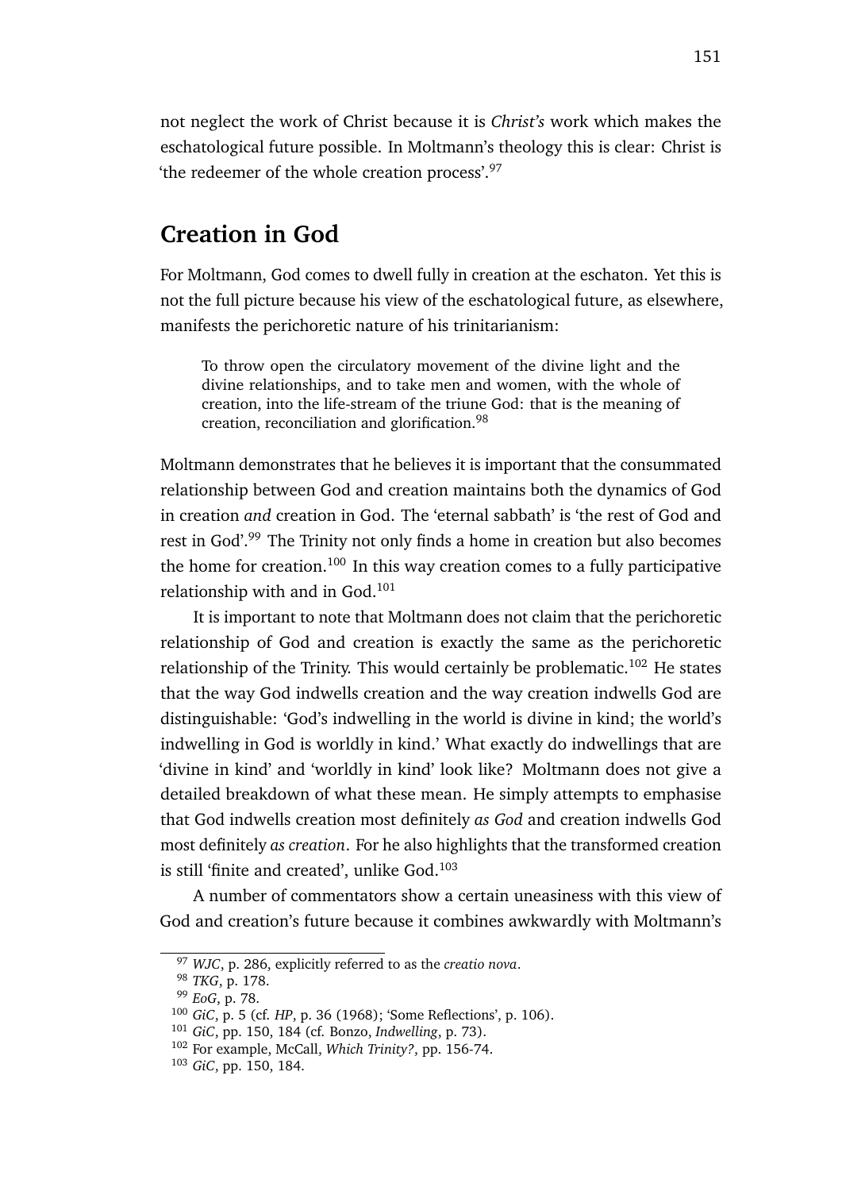not neglect the work of Christ because it is *Christ's* work which makes the eschatological future possible. In Moltmann's theology this is clear: Christ is 'the redeemer of the whole creation process'.[97]

## Creation in God

For Moltmann, God comes to dwell fully in creation at the eschaton. Yet this is not the full picture because his view of the eschatological future, as elsewhere, manifests the perichoretic nature of his trinitarianism:

> To throw open the circulatory movement of the divine light and the divine relationships, and to take men and women, with the whole of creation, into the life-stream of the triune God: that is the meaning of creation, reconciliation and glorification.[98]

Moltmann demonstrates that he believes it is important that the consummated relationship between God and creation maintains both the dynamics of God in creation *and* creation in God. The 'eternal sabbath' is 'the rest of God and rest in God'.[99] The Trinity not only finds a home in creation but also becomes the home for creation.[100] In this way creation comes to a fully participative relationship with and in God.[101]

It is important to note that Moltmann does not claim that the perichoretic relationship of God and creation is exactly the same as the perichoretic relationship of the Trinity. This would certainly be problematic.[102] He states that the way God indwells creation and the way creation indwells God are distinguishable: 'God's indwelling in the world is divine in kind; the world's indwelling in God is worldly in kind.' What exactly do indwellings that are 'divine in kind' and 'worldly in kind' look like? Moltmann does not give a detailed breakdown of what these mean. He simply attempts to emphasise that God indwells creation most definitely *as God* and creation indwells God most definitely *as creation*. For he also highlights that the transformed creation is still 'finite and created', unlike God.[103]

A number of commentators show a certain uneasiness with this view of God and creation's future because it combines awkwardly with Moltmann's

---

[97] *WJC*, p. 286, explicitly referred to as the *creatio nova*.

[98] *TKG*, p. 178.

[99] *EoG*, p. 78.

[100] *GiC*, p. 5 (cf. *HP*, p. 36 (1968); 'Some Reflections', p. 106).

[101] *GiC*, pp. 150, 184 (cf. Bonzo, *Indwelling*, p. 73).

[102] For example, McCall, *Which Trinity?*, pp. 156-74.

[103] *GiC*, pp. 150, 184.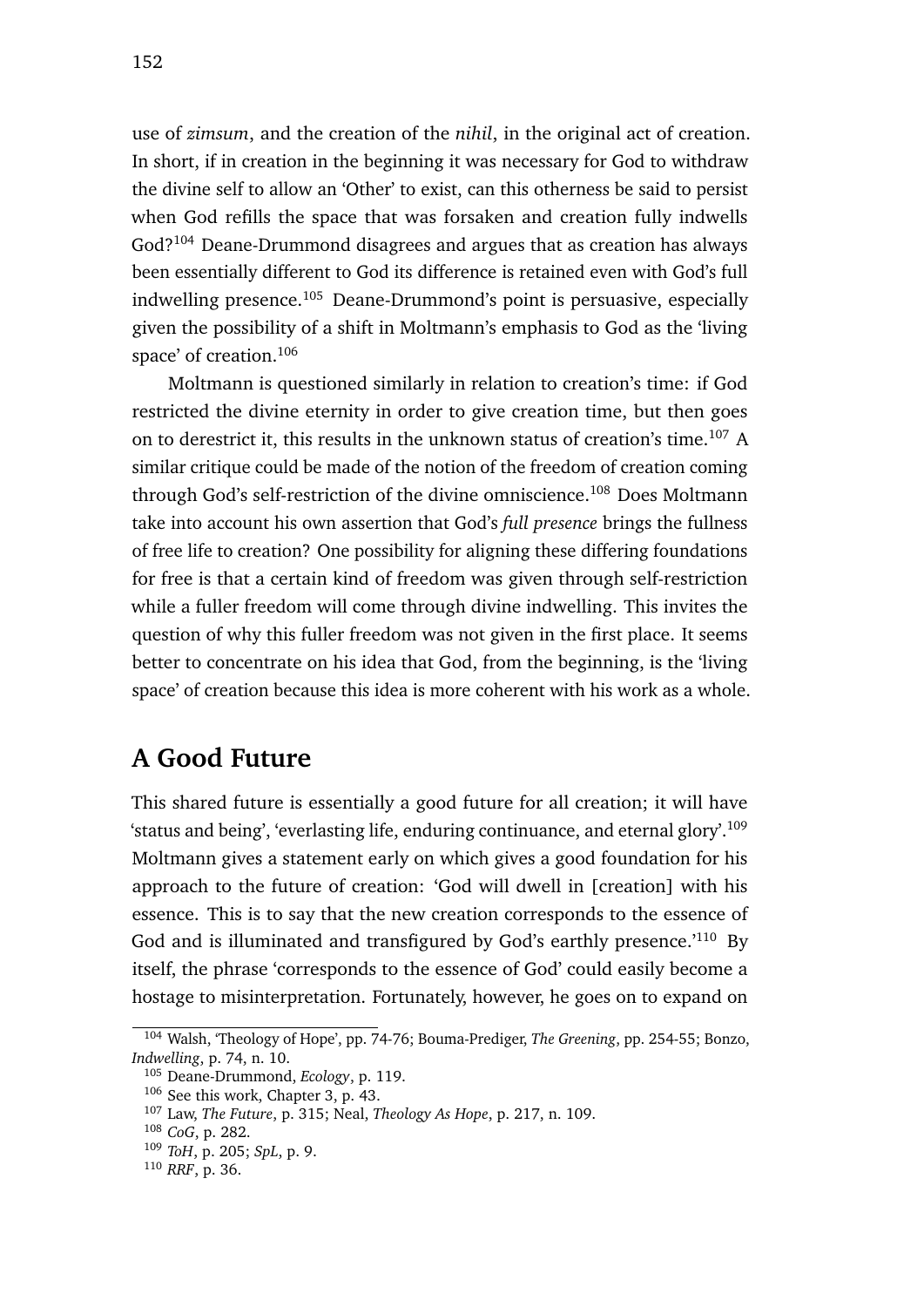use of *zimsum*, and the creation of the *nihil*, in the original act of creation. In short, if in creation in the beginning it was necessary for God to withdraw the divine self to allow an 'Other' to exist, can this otherness be said to persist when God refills the space that was forsaken and creation fully indwells God?[104] Deane-Drummond disagrees and argues that as creation has always been essentially different to God its difference is retained even with God's full indwelling presence.[105] Deane-Drummond's point is persuasive, especially given the possibility of a shift in Moltmann's emphasis to God as the 'living space' of creation.[106]

Moltmann is questioned similarly in relation to creation's time: if God restricted the divine eternity in order to give creation time, but then goes on to derestrict it, this results in the unknown status of creation's time.[107] A similar critique could be made of the notion of the freedom of creation coming through God's self-restriction of the divine omniscience.[108] Does Moltmann take into account his own assertion that God's *full presence* brings the fullness of free life to creation? One possibility for aligning these differing foundations for free is that a certain kind of freedom was given through self-restriction while a fuller freedom will come through divine indwelling. This invites the question of why this fuller freedom was not given in the first place. It seems better to concentrate on his idea that God, from the beginning, is the 'living space' of creation because this idea is more coherent with his work as a whole.

## A Good Future

This shared future is essentially a good future for all creation; it will have 'status and being', 'everlasting life, enduring continuance, and eternal glory'.[109] Moltmann gives a statement early on which gives a good foundation for his approach to the future of creation: 'God will dwell in [creation] with his essence. This is to say that the new creation corresponds to the essence of God and is illuminated and transfigured by God's earthly presence.'[110] By itself, the phrase 'corresponds to the essence of God' could easily become a hostage to misinterpretation. Fortunately, however, he goes on to expand on

---

[104] Walsh, 'Theology of Hope', pp. 74-76; Bouma-Prediger, *The Greening*, pp. 254-55; Bonzo, *Indwelling*, p. 74, n. 10.

[105] Deane-Drummond, *Ecology*, p. 119.

[106] See this work, Chapter 3, p. 43.

[107] Law, *The Future*, p. 315; Neal, *Theology As Hope*, p. 217, n. 109.

[108] *CoG*, p. 282.

[109] *ToH*, p. 205; *SpL*, p. 9.

[110] *RRF*, p. 36.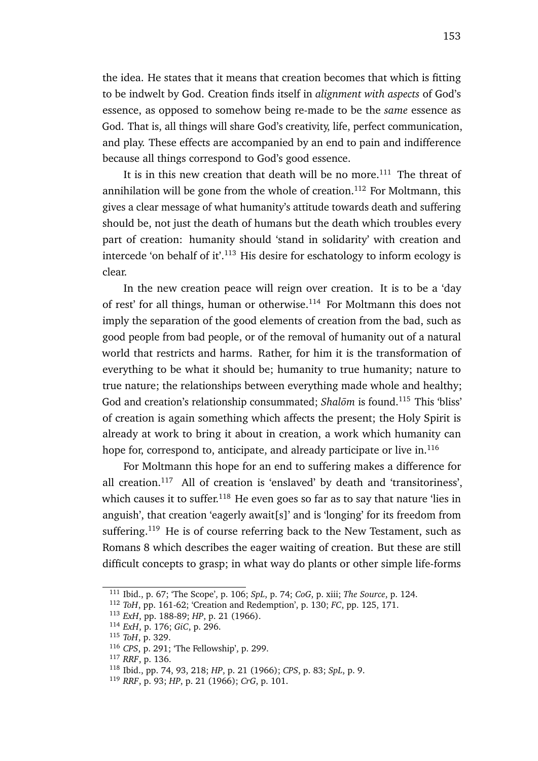the idea. He states that it means that creation becomes that which is fitting to be indwelt by God. Creation finds itself in *alignment with aspects* of God's essence, as opposed to somehow being re-made to be the *same* essence as God. That is, all things will share God's creativity, life, perfect communication, and play. These effects are accompanied by an end to pain and indifference because all things correspond to God's good essence.

It is in this new creation that death will be no more.[111] The threat of annihilation will be gone from the whole of creation.[112] For Moltmann, this gives a clear message of what humanity's attitude towards death and suffering should be, not just the death of humans but the death which troubles every part of creation: humanity should 'stand in solidarity' with creation and intercede 'on behalf of it'.[113] His desire for eschatology to inform ecology is clear.

In the new creation peace will reign over creation. It is to be a 'day of rest' for all things, human or otherwise.[114] For Moltmann this does not imply the separation of the good elements of creation from the bad, such as good people from bad people, or of the removal of humanity out of a natural world that restricts and harms. Rather, for him it is the transformation of everything to be what it should be; humanity to true humanity; nature to true nature; the relationships between everything made whole and healthy; God and creation's relationship consummated; *Shalōm* is found.[115] This 'bliss' of creation is again something which affects the present; the Holy Spirit is already at work to bring it about in creation, a work which humanity can hope for, correspond to, anticipate, and already participate or live in.[116]

For Moltmann this hope for an end to suffering makes a difference for all creation.[117] All of creation is 'enslaved' by death and 'transitoriness', which causes it to suffer.[118] He even goes so far as to say that nature 'lies in anguish', that creation 'eagerly await[s]' and is 'longing' for its freedom from suffering.[119] He is of course referring back to the New Testament, such as Romans 8 which describes the eager waiting of creation. But these are still difficult concepts to grasp; in what way do plants or other simple life-forms

---

[111] Ibid., p. 67; 'The Scope', p. 106; *SpL*, p. 74; *CoG*, p. xiii; *The Source*, p. 124.

[112] *ToH*, pp. 161-62; 'Creation and Redemption', p. 130; *FC*, pp. 125, 171.

[113] *ExH*, pp. 188-89; *HP*, p. 21 (1966).

[114] *ExH*, p. 176; *GiC*, p. 296.

[115] *ToH*, p. 329.

[116] *CPS*, p. 291; 'The Fellowship', p. 299.

[117] *RRF*, p. 136.

[118] Ibid., pp. 74, 93, 218; *HP*, p. 21 (1966); *CPS*, p. 83; *SpL*, p. 9.

[119] *RRF*, p. 93; *HP*, p. 21 (1966); *CrG*, p. 101.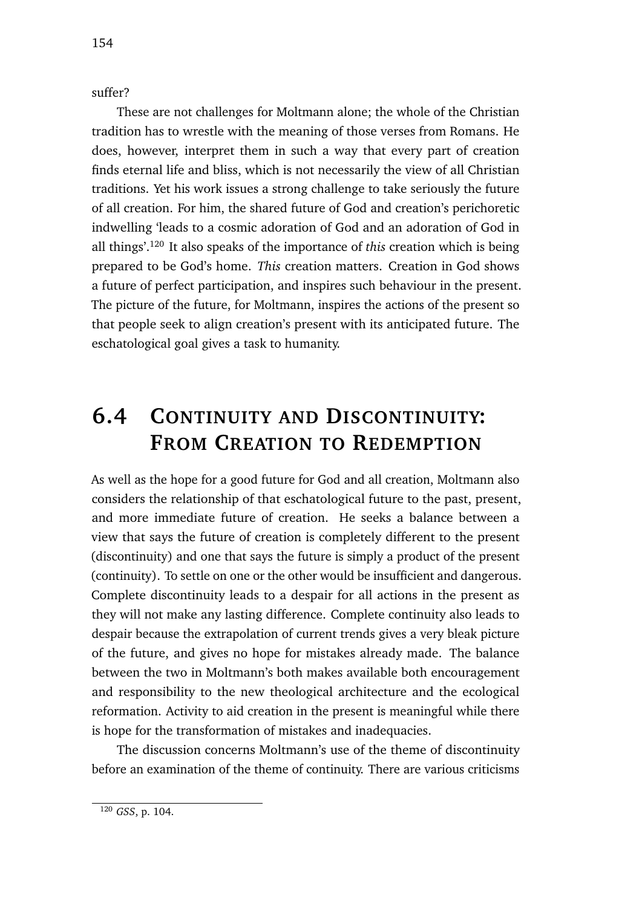suffer?

These are not challenges for Moltmann alone; the whole of the Christian tradition has to wrestle with the meaning of those verses from Romans. He does, however, interpret them in such a way that every part of creation finds eternal life and bliss, which is not necessarily the view of all Christian traditions. Yet his work issues a strong challenge to take seriously the future of all creation. For him, the shared future of God and creation's perichoretic indwelling 'leads to a cosmic adoration of God and an adoration of God in all things'.[120] It also speaks of the importance of *this* creation which is being prepared to be God's home. *This* creation matters. Creation in God shows a future of perfect participation, and inspires such behaviour in the present. The picture of the future, for Moltmann, inspires the actions of the present so that people seek to align creation's present with its anticipated future. The eschatological goal gives a task to humanity.

## 6.4 Continuity and Discontinuity: From Creation to Redemption

As well as the hope for a good future for God and all creation, Moltmann also considers the relationship of that eschatological future to the past, present, and more immediate future of creation. He seeks a balance between a view that says the future of creation is completely different to the present (discontinuity) and one that says the future is simply a product of the present (continuity). To settle on one or the other would be insufficient and dangerous. Complete discontinuity leads to a despair for all actions in the present as they will not make any lasting difference. Complete continuity also leads to despair because the extrapolation of current trends gives a very bleak picture of the future, and gives no hope for mistakes already made. The balance between the two in Moltmann's both makes available both encouragement and responsibility to the new theological architecture and the ecological reformation. Activity to aid creation in the present is meaningful while there is hope for the transformation of mistakes and inadequacies.

The discussion concerns Moltmann's use of the theme of discontinuity before an examination of the theme of continuity. There are various criticisms

[120] *GSS*, p. 104.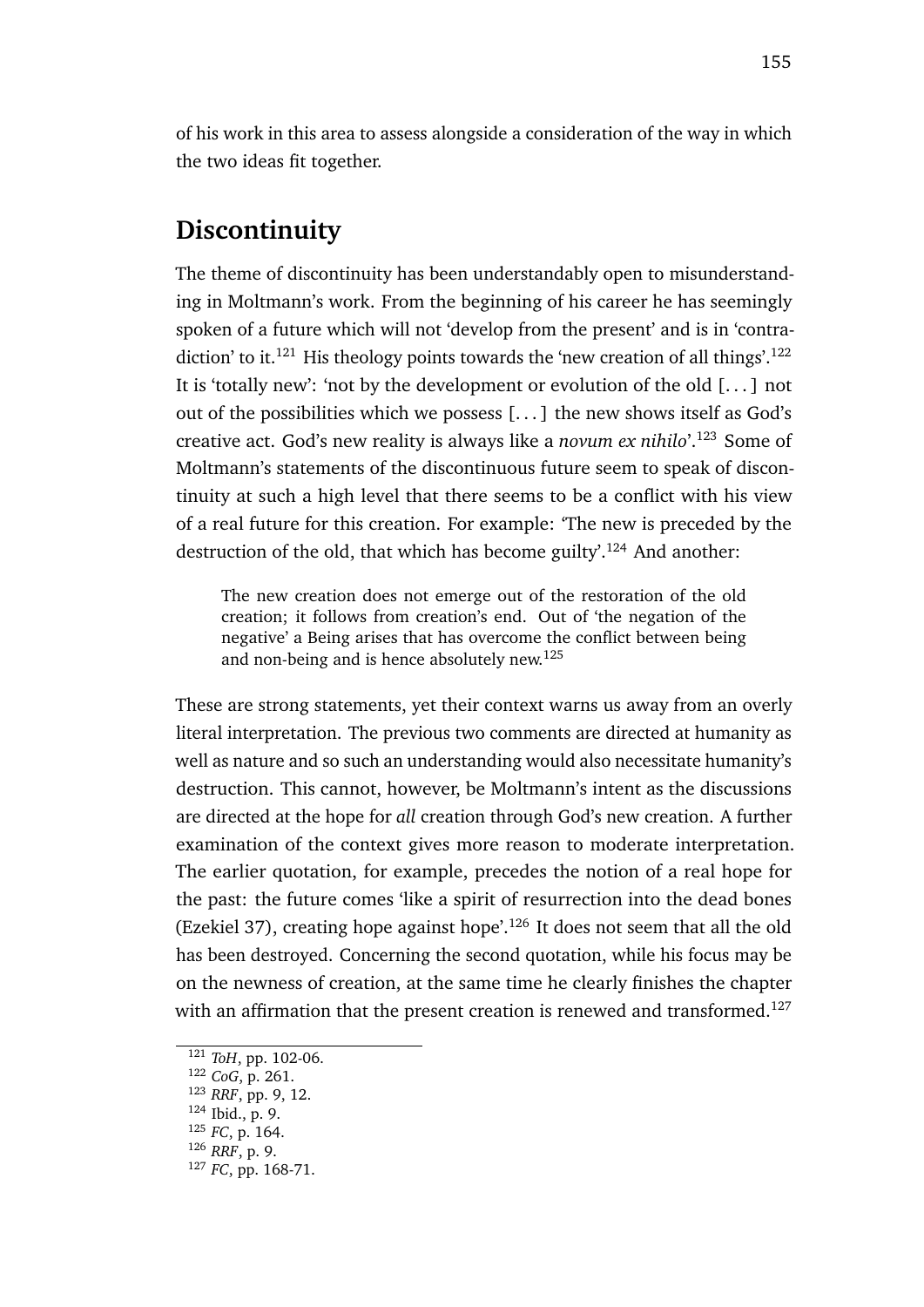of his work in this area to assess alongside a consideration of the way in which the two ideas fit together.

## Discontinuity

The theme of discontinuity has been understandably open to misunderstanding in Moltmann's work. From the beginning of his career he has seemingly spoken of a future which will not 'develop from the present' and is in 'contradiction' to it.[121] His theology points towards the 'new creation of all things'.[122] It is 'totally new': 'not by the development or evolution of the old [. . . ] not out of the possibilities which we possess [. . . ] the new shows itself as God's creative act. God's new reality is always like a *novum ex nihilo*'.[123] Some of Moltmann's statements of the discontinuous future seem to speak of discontinuity at such a high level that there seems to be a conflict with his view of a real future for this creation. For example: 'The new is preceded by the destruction of the old, that which has become guilty'.[124] And another:

> The new creation does not emerge out of the restoration of the old creation; it follows from creation's end. Out of 'the negation of the negative' a Being arises that has overcome the conflict between being and non-being and is hence absolutely new.[125]

These are strong statements, yet their context warns us away from an overly literal interpretation. The previous two comments are directed at humanity as well as nature and so such an understanding would also necessitate humanity's destruction. This cannot, however, be Moltmann's intent as the discussions are directed at the hope for *all* creation through God's new creation. A further examination of the context gives more reason to moderate interpretation. The earlier quotation, for example, precedes the notion of a real hope for the past: the future comes 'like a spirit of resurrection into the dead bones (Ezekiel 37), creating hope against hope'.[126] It does not seem that all the old has been destroyed. Concerning the second quotation, while his focus may be on the newness of creation, at the same time he clearly finishes the chapter with an affirmation that the present creation is renewed and transformed.[127]

[121] *ToH*, pp. 102-06.
[122] *CoG*, p. 261.
[123] *RRF*, pp. 9, 12.
[124] Ibid., p. 9.
[125] *FC*, p. 164.
[126] *RRF*, p. 9.
[127] *FC*, pp. 168-71.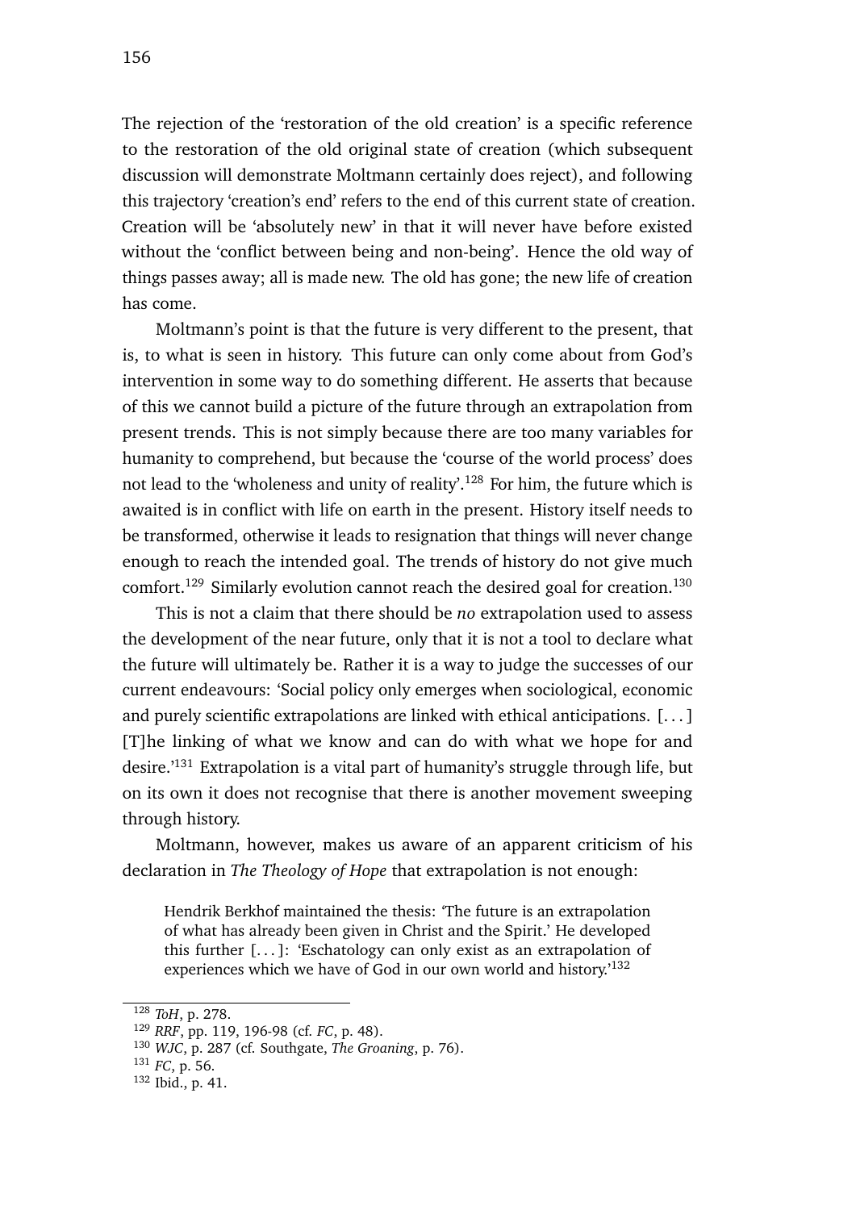The rejection of the 'restoration of the old creation' is a specific reference to the restoration of the old original state of creation (which subsequent discussion will demonstrate Moltmann certainly does reject), and following this trajectory 'creation's end' refers to the end of this current state of creation. Creation will be 'absolutely new' in that it will never have before existed without the 'conflict between being and non-being'. Hence the old way of things passes away; all is made new. The old has gone; the new life of creation has come.

Moltmann's point is that the future is very different to the present, that is, to what is seen in history. This future can only come about from God's intervention in some way to do something different. He asserts that because of this we cannot build a picture of the future through an extrapolation from present trends. This is not simply because there are too many variables for humanity to comprehend, but because the 'course of the world process' does not lead to the 'wholeness and unity of reality'.[128] For him, the future which is awaited is in conflict with life on earth in the present. History itself needs to be transformed, otherwise it leads to resignation that things will never change enough to reach the intended goal. The trends of history do not give much comfort.[129] Similarly evolution cannot reach the desired goal for creation.[130]

This is not a claim that there should be *no* extrapolation used to assess the development of the near future, only that it is not a tool to declare what the future will ultimately be. Rather it is a way to judge the successes of our current endeavours: 'Social policy only emerges when sociological, economic and purely scientific extrapolations are linked with ethical anticipations. [. . . ] [T]he linking of what we know and can do with what we hope for and desire.'[131] Extrapolation is a vital part of humanity's struggle through life, but on its own it does not recognise that there is another movement sweeping through history.

Moltmann, however, makes us aware of an apparent criticism of his declaration in *The Theology of Hope* that extrapolation is not enough:

> Hendrik Berkhof maintained the thesis: 'The future is an extrapolation of what has already been given in Christ and the Spirit.' He developed this further [. . . ]: 'Eschatology can only exist as an extrapolation of experiences which we have of God in our own world and history.'[132]

---

[128] *ToH*, p. 278.
[129] *RRF*, pp. 119, 196-98 (cf. *FC*, p. 48).
[130] *WJC*, p. 287 (cf. Southgate, *The Groaning*, p. 76).
[131] *FC*, p. 56.
[132] Ibid., p. 41.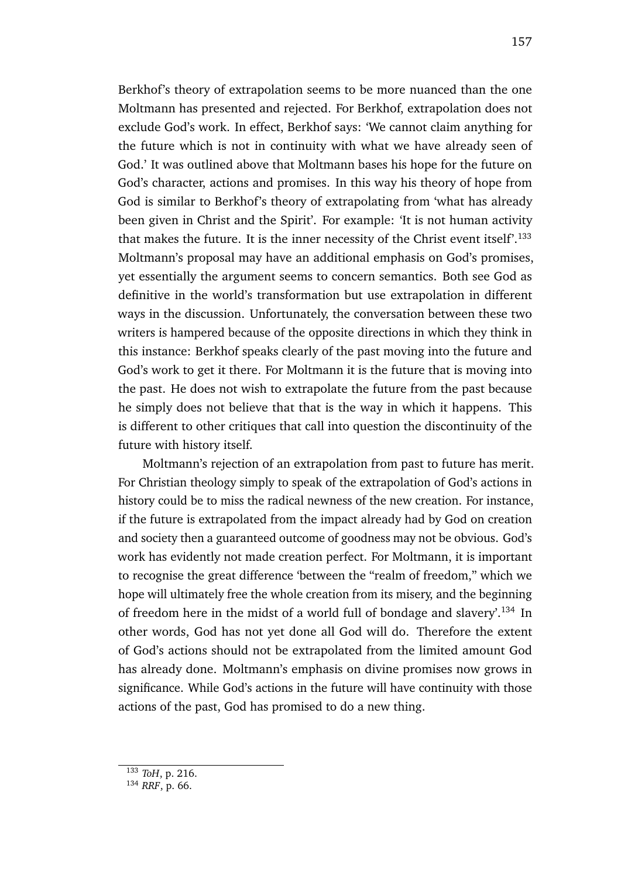Berkhof's theory of extrapolation seems to be more nuanced than the one Moltmann has presented and rejected. For Berkhof, extrapolation does not exclude God's work. In effect, Berkhof says: 'We cannot claim anything for the future which is not in continuity with what we have already seen of God.' It was outlined above that Moltmann bases his hope for the future on God's character, actions and promises. In this way his theory of hope from God is similar to Berkhof's theory of extrapolating from 'what has already been given in Christ and the Spirit'. For example: 'It is not human activity that makes the future. It is the inner necessity of the Christ event itself'.[133] Moltmann's proposal may have an additional emphasis on God's promises, yet essentially the argument seems to concern semantics. Both see God as definitive in the world's transformation but use extrapolation in different ways in the discussion. Unfortunately, the conversation between these two writers is hampered because of the opposite directions in which they think in this instance: Berkhof speaks clearly of the past moving into the future and God's work to get it there. For Moltmann it is the future that is moving into the past. He does not wish to extrapolate the future from the past because he simply does not believe that that is the way in which it happens. This is different to other critiques that call into question the discontinuity of the future with history itself.

Moltmann's rejection of an extrapolation from past to future has merit. For Christian theology simply to speak of the extrapolation of God's actions in history could be to miss the radical newness of the new creation. For instance, if the future is extrapolated from the impact already had by God on creation and society then a guaranteed outcome of goodness may not be obvious. God's work has evidently not made creation perfect. For Moltmann, it is important to recognise the great difference 'between the "realm of freedom," which we hope will ultimately free the whole creation from its misery, and the beginning of freedom here in the midst of a world full of bondage and slavery'.[134] In other words, God has not yet done all God will do. Therefore the extent of God's actions should not be extrapolated from the limited amount God has already done. Moltmann's emphasis on divine promises now grows in significance. While God's actions in the future will have continuity with those actions of the past, God has promised to do a new thing.

[133] *ToH*, p. 216.

[134] *RRF*, p. 66.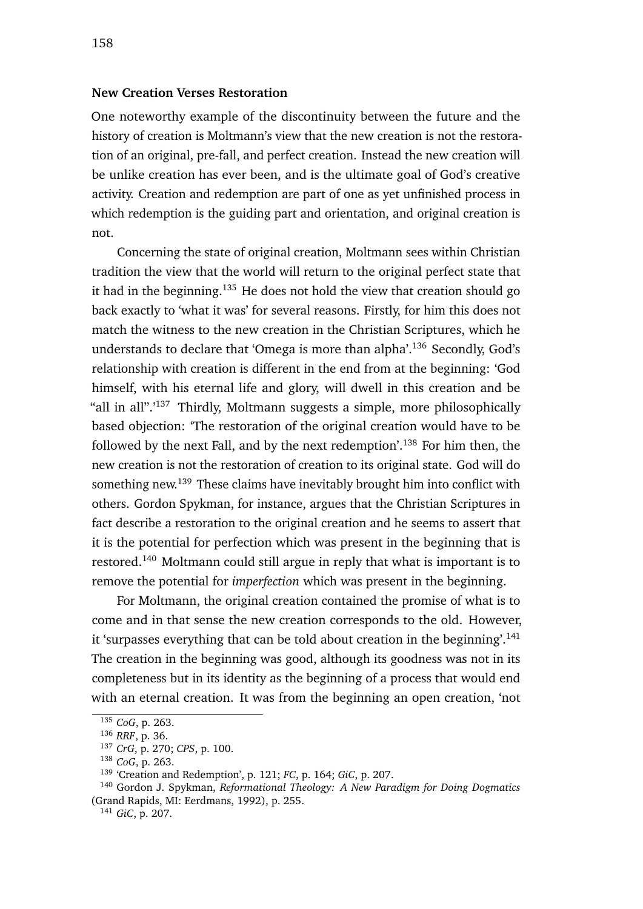### New Creation Verses Restoration

One noteworthy example of the discontinuity between the future and the history of creation is Moltmann's view that the new creation is not the restoration of an original, pre-fall, and perfect creation. Instead the new creation will be unlike creation has ever been, and is the ultimate goal of God's creative activity. Creation and redemption are part of one as yet unfinished process in which redemption is the guiding part and orientation, and original creation is not.

Concerning the state of original creation, Moltmann sees within Christian tradition the view that the world will return to the original perfect state that it had in the beginning.[135] He does not hold the view that creation should go back exactly to 'what it was' for several reasons. Firstly, for him this does not match the witness to the new creation in the Christian Scriptures, which he understands to declare that 'Omega is more than alpha'.[136] Secondly, God's relationship with creation is different in the end from at the beginning: 'God himself, with his eternal life and glory, will dwell in this creation and be "all in all".'[137] Thirdly, Moltmann suggests a simple, more philosophically based objection: 'The restoration of the original creation would have to be followed by the next Fall, and by the next redemption'.[138] For him then, the new creation is not the restoration of creation to its original state. God will do something new.[139] These claims have inevitably brought him into conflict with others. Gordon Spykman, for instance, argues that the Christian Scriptures in fact describe a restoration to the original creation and he seems to assert that it is the potential for perfection which was present in the beginning that is restored.[140] Moltmann could still argue in reply that what is important is to remove the potential for *imperfection* which was present in the beginning.

For Moltmann, the original creation contained the promise of what is to come and in that sense the new creation corresponds to the old. However, it 'surpasses everything that can be told about creation in the beginning'.[141] The creation in the beginning was good, although its goodness was not in its completeness but in its identity as the beginning of a process that would end with an eternal creation. It was from the beginning an open creation, 'not

---

[135] *CoG*, p. 263.
[136] *RRF*, p. 36.
[137] *CrG*, p. 270; *CPS*, p. 100.
[138] *CoG*, p. 263.
[139] 'Creation and Redemption', p. 121; *FC*, p. 164; *GiC*, p. 207.
[140] Gordon J. Spykman, *Reformational Theology: A New Paradigm for Doing Dogmatics* (Grand Rapids, MI: Eerdmans, 1992), p. 255.
[141] *GiC*, p. 207.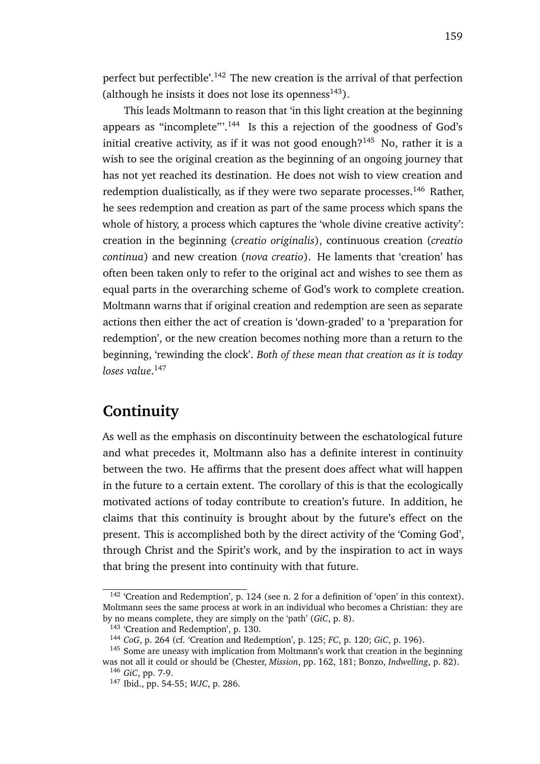perfect but perfectible'.[142] The new creation is the arrival of that perfection (although he insists it does not lose its openness[143]).

This leads Moltmann to reason that 'in this light creation at the beginning appears as "incomplete"'.[144] Is this a rejection of the goodness of God's initial creative activity, as if it was not good enough?[145] No, rather it is a wish to see the original creation as the beginning of an ongoing journey that has not yet reached its destination. He does not wish to view creation and redemption dualistically, as if they were two separate processes.[146] Rather, he sees redemption and creation as part of the same process which spans the whole of history, a process which captures the 'whole divine creative activity': creation in the beginning (*creatio originalis*), continuous creation (*creatio continua*) and new creation (*nova creatio*). He laments that 'creation' has often been taken only to refer to the original act and wishes to see them as equal parts in the overarching scheme of God's work to complete creation. Moltmann warns that if original creation and redemption are seen as separate actions then either the act of creation is 'down-graded' to a 'preparation for redemption', or the new creation becomes nothing more than a return to the beginning, 'rewinding the clock'. *Both of these mean that creation as it is today loses value*.[147]

## Continuity

As well as the emphasis on discontinuity between the eschatological future and what precedes it, Moltmann also has a definite interest in continuity between the two. He affirms that the present does affect what will happen in the future to a certain extent. The corollary of this is that the ecologically motivated actions of today contribute to creation's future. In addition, he claims that this continuity is brought about by the future's effect on the present. This is accomplished both by the direct activity of the 'Coming God', through Christ and the Spirit's work, and by the inspiration to act in ways that bring the present into continuity with that future.

---

[142] 'Creation and Redemption', p. 124 (see n. 2 for a definition of 'open' in this context). Moltmann sees the same process at work in an individual who becomes a Christian: they are by no means complete, they are simply on the 'path' (*GiC*, p. 8).

[143] 'Creation and Redemption', p. 130.

[144] *CoG*, p. 264 (cf. 'Creation and Redemption', p. 125; *FC*, p. 120; *GiC*, p. 196).

[145] Some are uneasy with implication from Moltmann's work that creation in the beginning was not all it could or should be (Chester, *Mission*, pp. 162, 181; Bonzo, *Indwelling*, p. 82).

[146] *GiC*, pp. 7-9.

[147] Ibid., pp. 54-55; *WJC*, p. 286.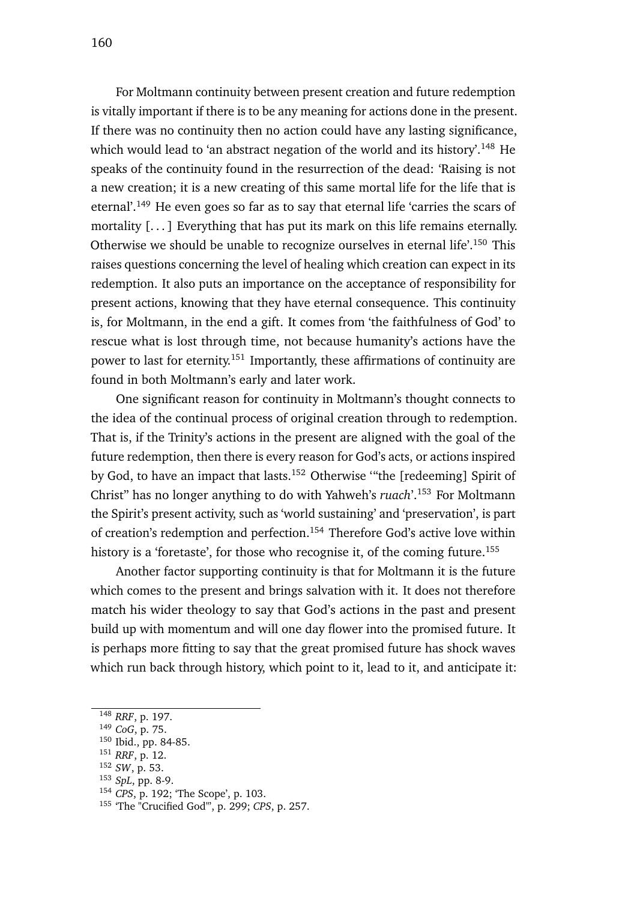For Moltmann continuity between present creation and future redemption is vitally important if there is to be any meaning for actions done in the present. If there was no continuity then no action could have any lasting significance, which would lead to 'an abstract negation of the world and its history'.[148] He speaks of the continuity found in the resurrection of the dead: 'Raising is not a new creation; it is a new creating of this same mortal life for the life that is eternal'.[149] He even goes so far as to say that eternal life 'carries the scars of mortality [. . . ] Everything that has put its mark on this life remains eternally. Otherwise we should be unable to recognize ourselves in eternal life'.[150] This raises questions concerning the level of healing which creation can expect in its redemption. It also puts an importance on the acceptance of responsibility for present actions, knowing that they have eternal consequence. This continuity is, for Moltmann, in the end a gift. It comes from 'the faithfulness of God' to rescue what is lost through time, not because humanity's actions have the power to last for eternity.[151] Importantly, these affirmations of continuity are found in both Moltmann's early and later work.

One significant reason for continuity in Moltmann's thought connects to the idea of the continual process of original creation through to redemption. That is, if the Trinity's actions in the present are aligned with the goal of the future redemption, then there is every reason for God's acts, or actions inspired by God, to have an impact that lasts.[152] Otherwise '"the [redeeming] Spirit of Christ" has no longer anything to do with Yahweh's *ruach*'.[153] For Moltmann the Spirit's present activity, such as 'world sustaining' and 'preservation', is part of creation's redemption and perfection.[154] Therefore God's active love within history is a 'foretaste', for those who recognise it, of the coming future.[155]

Another factor supporting continuity is that for Moltmann it is the future which comes to the present and brings salvation with it. It does not therefore match his wider theology to say that God's actions in the past and present build up with momentum and will one day flower into the promised future. It is perhaps more fitting to say that the great promised future has shock waves which run back through history, which point to it, lead to it, and anticipate it:

---

[148] *RRF*, p. 197.

[149] *CoG*, p. 75.

[150] Ibid., pp. 84-85.

[151] *RRF*, p. 12.

[152] *SW*, p. 53.

[153] *SpL*, pp. 8-9.

[154] *CPS*, p. 192; 'The Scope', p. 103.

[155] 'The "Crucified God"', p. 299; *CPS*, p. 257.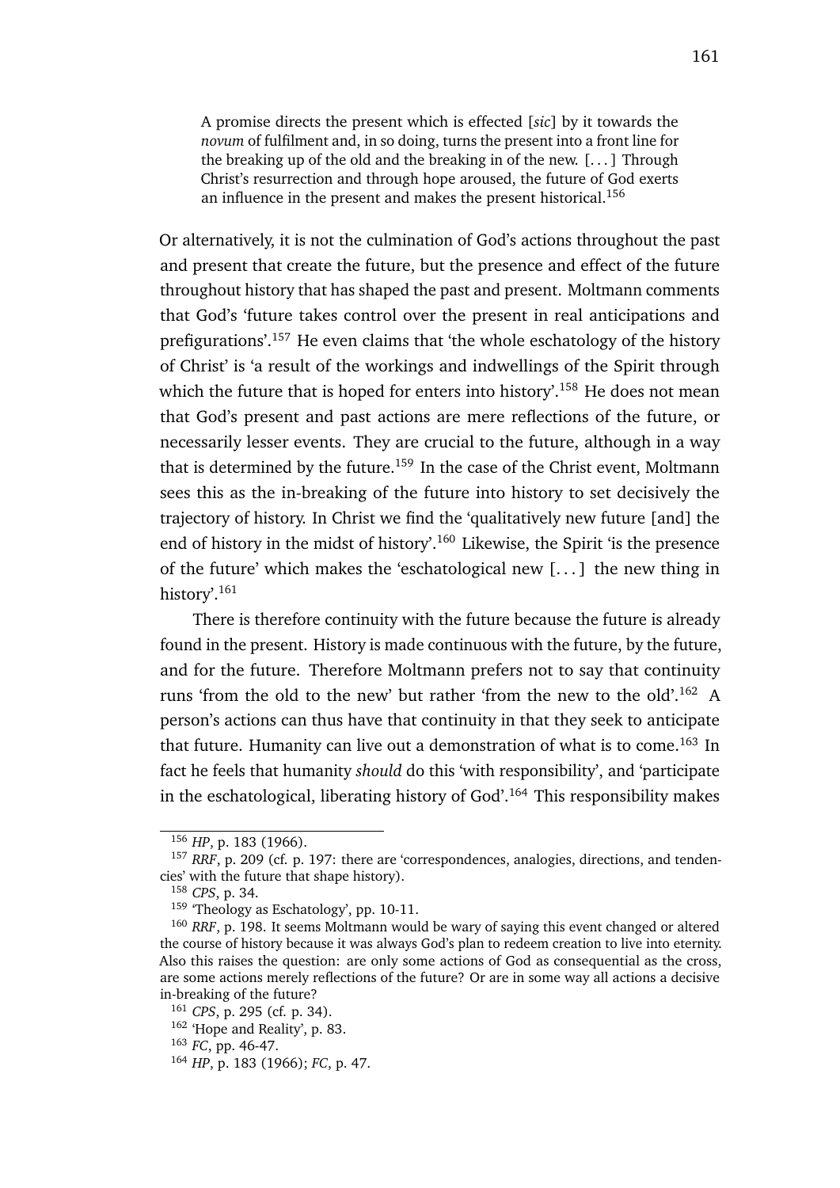> A promise directs the present which is effected [*sic*] by it towards the *novum* of fulfilment and, in so doing, turns the present into a front line for the breaking up of the old and the breaking in of the new. [. . . ] Through Christ's resurrection and through hope aroused, the future of God exerts an influence in the present and makes the present historical.[156]

Or alternatively, it is not the culmination of God's actions throughout the past and present that create the future, but the presence and effect of the future throughout history that has shaped the past and present. Moltmann comments that God's 'future takes control over the present in real anticipations and prefigurations'.[157] He even claims that 'the whole eschatology of the history of Christ' is 'a result of the workings and indwellings of the Spirit through which the future that is hoped for enters into history'.[158] He does not mean that God's present and past actions are mere reflections of the future, or necessarily lesser events. They are crucial to the future, although in a way that is determined by the future.[159] In the case of the Christ event, Moltmann sees this as the in-breaking of the future into history to set decisively the trajectory of history. In Christ we find the 'qualitatively new future [and] the end of history in the midst of history'.[160] Likewise, the Spirit 'is the presence of the future' which makes the 'eschatological new [. . . ] the new thing in history'.[161]

There is therefore continuity with the future because the future is already found in the present. History is made continuous with the future, by the future, and for the future. Therefore Moltmann prefers not to say that continuity runs 'from the old to the new' but rather 'from the new to the old'.[162] A person's actions can thus have that continuity in that they seek to anticipate that future. Humanity can live out a demonstration of what is to come.[163] In fact he feels that humanity *should* do this 'with responsibility', and 'participate in the eschatological, liberating history of God'.[164] This responsibility makes

[156] *HP*, p. 183 (1966).

[157] *RRF*, p. 209 (cf. p. 197: there are 'correspondences, analogies, directions, and tendencies' with the future that shape history).

[158] *CPS*, p. 34.

[159] 'Theology as Eschatology', pp. 10-11.

[160] *RRF*, p. 198. It seems Moltmann would be wary of saying this event changed or altered the course of history because it was always God's plan to redeem creation to live into eternity. Also this raises the question: are only some actions of God as consequential as the cross, are some actions merely reflections of the future? Or are in some way all actions a decisive in-breaking of the future?

[161] *CPS*, p. 295 (cf. p. 34).

[162] 'Hope and Reality', p. 83.

[163] *FC*, pp. 46-47.

[164] *HP*, p. 183 (1966); *FC*, p. 47.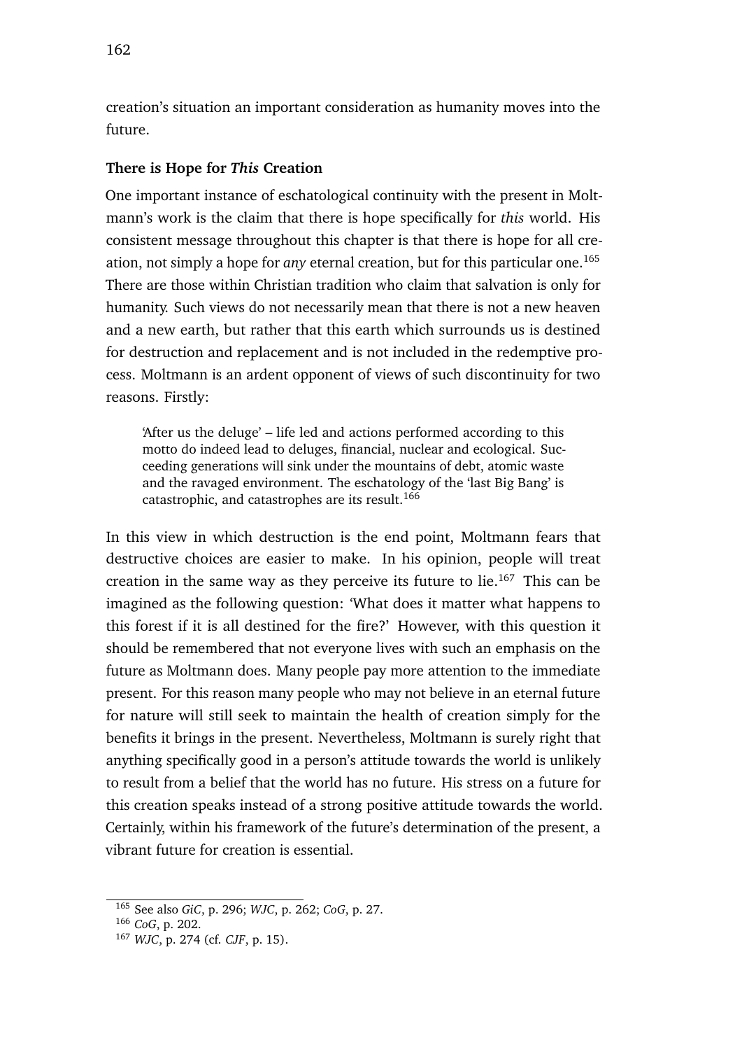creation's situation an important consideration as humanity moves into the future.

### There is Hope for *This* Creation

One important instance of eschatological continuity with the present in Moltmann's work is the claim that there is hope specifically for *this* world. His consistent message throughout this chapter is that there is hope for all creation, not simply a hope for *any* eternal creation, but for this particular one.[165] There are those within Christian tradition who claim that salvation is only for humanity. Such views do not necessarily mean that there is not a new heaven and a new earth, but rather that this earth which surrounds us is destined for destruction and replacement and is not included in the redemptive process. Moltmann is an ardent opponent of views of such discontinuity for two reasons. Firstly:

> 'After us the deluge' – life led and actions performed according to this motto do indeed lead to deluges, financial, nuclear and ecological. Succeeding generations will sink under the mountains of debt, atomic waste and the ravaged environment. The eschatology of the 'last Big Bang' is catastrophic, and catastrophes are its result.[166]

In this view in which destruction is the end point, Moltmann fears that destructive choices are easier to make. In his opinion, people will treat creation in the same way as they perceive its future to lie.[167] This can be imagined as the following question: 'What does it matter what happens to this forest if it is all destined for the fire?' However, with this question it should be remembered that not everyone lives with such an emphasis on the future as Moltmann does. Many people pay more attention to the immediate present. For this reason many people who may not believe in an eternal future for nature will still seek to maintain the health of creation simply for the benefits it brings in the present. Nevertheless, Moltmann is surely right that anything specifically good in a person's attitude towards the world is unlikely to result from a belief that the world has no future. His stress on a future for this creation speaks instead of a strong positive attitude towards the world. Certainly, within his framework of the future's determination of the present, a vibrant future for creation is essential.

---

[165] See also *GiC*, p. 296; *WJC*, p. 262; *CoG*, p. 27.

[166] *CoG*, p. 202.

[167] *WJC*, p. 274 (cf. *CJF*, p. 15).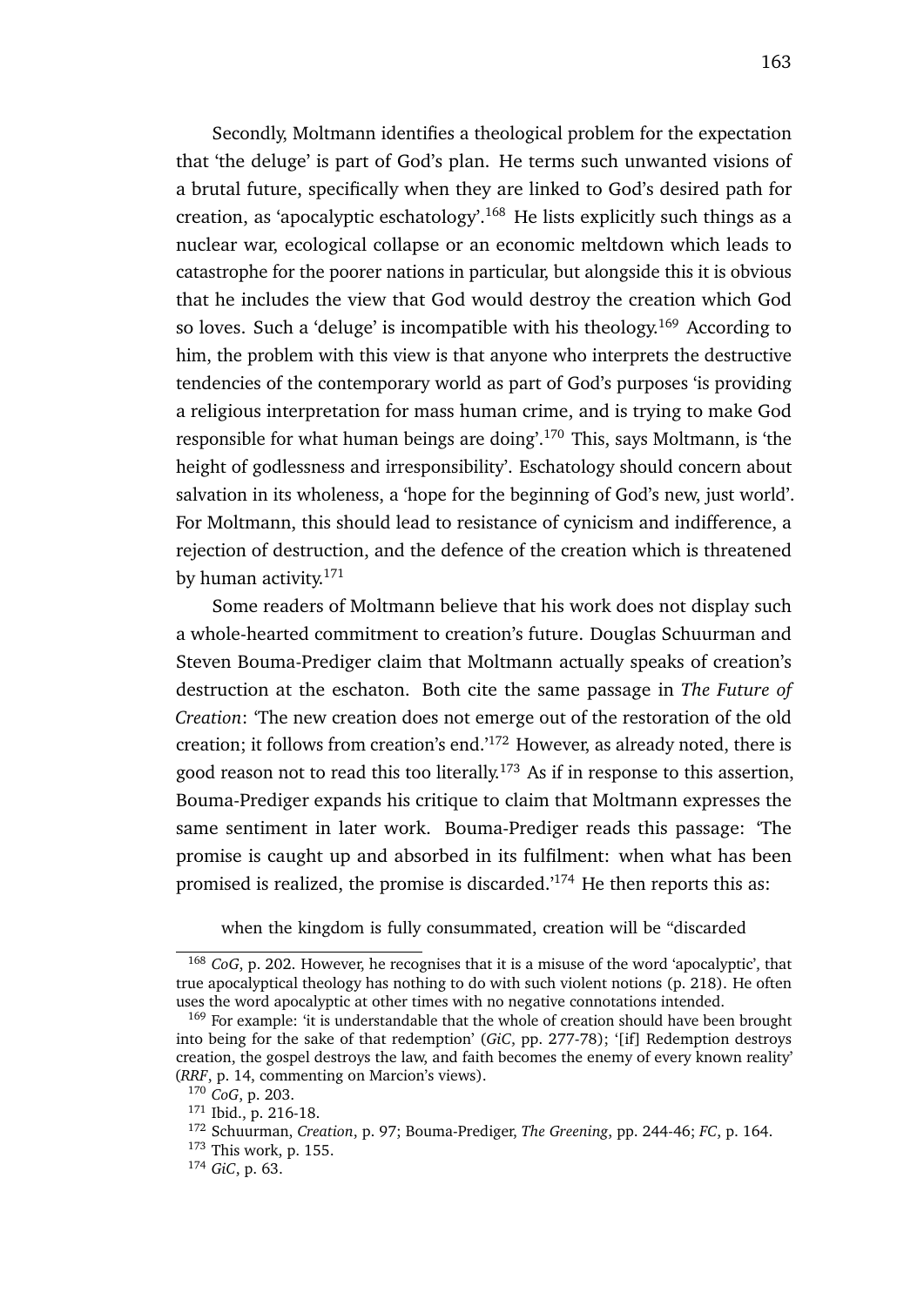Secondly, Moltmann identifies a theological problem for the expectation that 'the deluge' is part of God's plan. He terms such unwanted visions of a brutal future, specifically when they are linked to God's desired path for creation, as 'apocalyptic eschatology'.[168] He lists explicitly such things as a nuclear war, ecological collapse or an economic meltdown which leads to catastrophe for the poorer nations in particular, but alongside this it is obvious that he includes the view that God would destroy the creation which God so loves. Such a 'deluge' is incompatible with his theology.[169] According to him, the problem with this view is that anyone who interprets the destructive tendencies of the contemporary world as part of God's purposes 'is providing a religious interpretation for mass human crime, and is trying to make God responsible for what human beings are doing'.[170] This, says Moltmann, is 'the height of godlessness and irresponsibility'. Eschatology should concern about salvation in its wholeness, a 'hope for the beginning of God's new, just world'. For Moltmann, this should lead to resistance of cynicism and indifference, a rejection of destruction, and the defence of the creation which is threatened by human activity.[171]

Some readers of Moltmann believe that his work does not display such a whole-hearted commitment to creation's future. Douglas Schuurman and Steven Bouma-Prediger claim that Moltmann actually speaks of creation's destruction at the eschaton. Both cite the same passage in *The Future of Creation*: 'The new creation does not emerge out of the restoration of the old creation; it follows from creation's end.'[172] However, as already noted, there is good reason not to read this too literally.[173] As if in response to this assertion, Bouma-Prediger expands his critique to claim that Moltmann expresses the same sentiment in later work. Bouma-Prediger reads this passage: 'The promise is caught up and absorbed in its fulfilment: when what has been promised is realized, the promise is discarded.'[174] He then reports this as:

> when the kingdom is fully consummated, creation will be "discarded

[168] *CoG*, p. 202. However, he recognises that it is a misuse of the word 'apocalyptic', that true apocalyptical theology has nothing to do with such violent notions (p. 218). He often uses the word apocalyptic at other times with no negative connotations intended.

[169] For example: 'it is understandable that the whole of creation should have been brought into being for the sake of that redemption' (*GiC*, pp. 277-78); '[if] Redemption destroys creation, the gospel destroys the law, and faith becomes the enemy of every known reality' (*RRF*, p. 14, commenting on Marcion's views).

[170] *CoG*, p. 203.

[171] Ibid., p. 216-18.

[172] Schuurman, *Creation*, p. 97; Bouma-Prediger, *The Greening*, pp. 244-46; *FC*, p. 164.

[173] This work, p. 155.

[174] *GiC*, p. 63.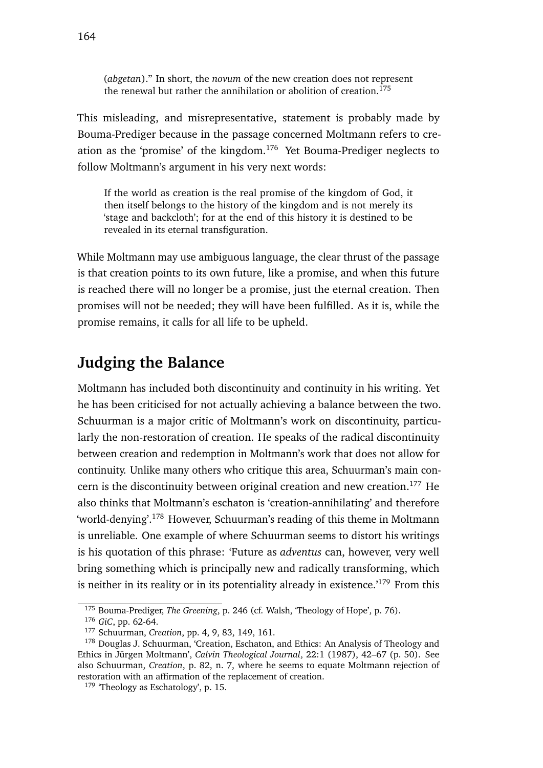> (*abgetan*)." In short, the *novum* of the new creation does not represent the renewal but rather the annihilation or abolition of creation.[175]

This misleading, and misrepresentative, statement is probably made by Bouma-Prediger because in the passage concerned Moltmann refers to creation as the 'promise' of the kingdom.[176] Yet Bouma-Prediger neglects to follow Moltmann's argument in his very next words:

> If the world as creation is the real promise of the kingdom of God, it then itself belongs to the history of the kingdom and is not merely its 'stage and backcloth'; for at the end of this history it is destined to be revealed in its eternal transfiguration.

While Moltmann may use ambiguous language, the clear thrust of the passage is that creation points to its own future, like a promise, and when this future is reached there will no longer be a promise, just the eternal creation. Then promises will not be needed; they will have been fulfilled. As it is, while the promise remains, it calls for all life to be upheld.

## Judging the Balance

Moltmann has included both discontinuity and continuity in his writing. Yet he has been criticised for not actually achieving a balance between the two. Schuurman is a major critic of Moltmann's work on discontinuity, particularly the non-restoration of creation. He speaks of the radical discontinuity between creation and redemption in Moltmann's work that does not allow for continuity. Unlike many others who critique this area, Schuurman's main concern is the discontinuity between original creation and new creation.[177] He also thinks that Moltmann's eschaton is 'creation-annihilating' and therefore 'world-denying'.[178] However, Schuurman's reading of this theme in Moltmann is unreliable. One example of where Schuurman seems to distort his writings is his quotation of this phrase: 'Future as *adventus* can, however, very well bring something which is principally new and radically transforming, which is neither in its reality or in its potentiality already in existence.'[179] From this

[175] Bouma-Prediger, *The Greening*, p. 246 (cf. Walsh, 'Theology of Hope', p. 76).

[176] *GiC*, pp. 62-64.

[177] Schuurman, *Creation*, pp. 4, 9, 83, 149, 161.

[178] Douglas J. Schuurman, 'Creation, Eschaton, and Ethics: An Analysis of Theology and Ethics in Jürgen Moltmann', *Calvin Theological Journal*, 22:1 (1987), 42–67 (p. 50). See also Schuurman, *Creation*, p. 82, n. 7, where he seems to equate Moltmann rejection of restoration with an affirmation of the replacement of creation.

[179] 'Theology as Eschatology', p. 15.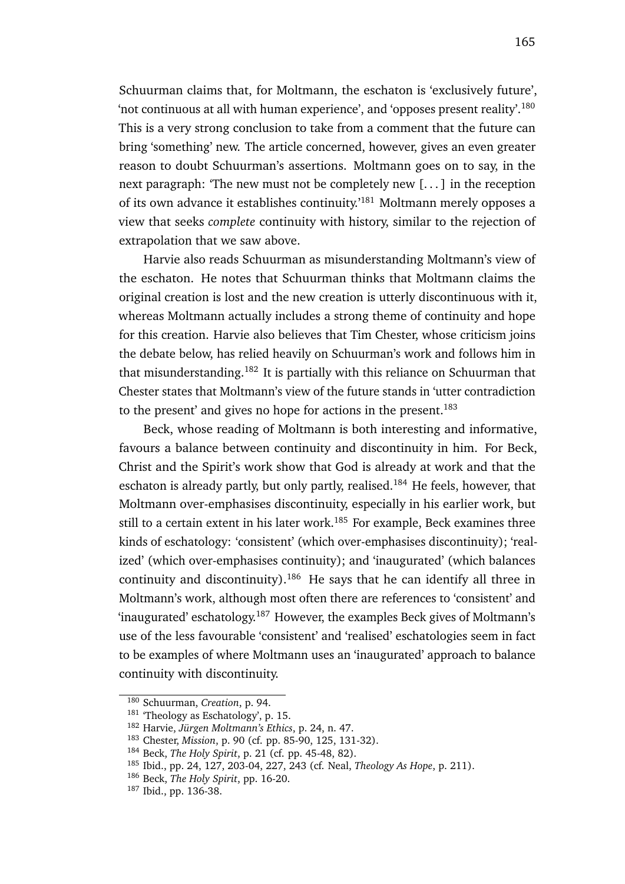Schuurman claims that, for Moltmann, the eschaton is 'exclusively future', 'not continuous at all with human experience', and 'opposes present reality'.[180] This is a very strong conclusion to take from a comment that the future can bring 'something' new. The article concerned, however, gives an even greater reason to doubt Schuurman's assertions. Moltmann goes on to say, in the next paragraph: 'The new must not be completely new [. . . ] in the reception of its own advance it establishes continuity.'[181] Moltmann merely opposes a view that seeks *complete* continuity with history, similar to the rejection of extrapolation that we saw above.

Harvie also reads Schuurman as misunderstanding Moltmann's view of the eschaton. He notes that Schuurman thinks that Moltmann claims the original creation is lost and the new creation is utterly discontinuous with it, whereas Moltmann actually includes a strong theme of continuity and hope for this creation. Harvie also believes that Tim Chester, whose criticism joins the debate below, has relied heavily on Schuurman's work and follows him in that misunderstanding.[182] It is partially with this reliance on Schuurman that Chester states that Moltmann's view of the future stands in 'utter contradiction to the present' and gives no hope for actions in the present.[183]

Beck, whose reading of Moltmann is both interesting and informative, favours a balance between continuity and discontinuity in him. For Beck, Christ and the Spirit's work show that God is already at work and that the eschaton is already partly, but only partly, realised.[184] He feels, however, that Moltmann over-emphasises discontinuity, especially in his earlier work, but still to a certain extent in his later work.[185] For example, Beck examines three kinds of eschatology: 'consistent' (which over-emphasises discontinuity); 'realized' (which over-emphasises continuity); and 'inaugurated' (which balances continuity and discontinuity).[186] He says that he can identify all three in Moltmann's work, although most often there are references to 'consistent' and 'inaugurated' eschatology.[187] However, the examples Beck gives of Moltmann's use of the less favourable 'consistent' and 'realised' eschatologies seem in fact to be examples of where Moltmann uses an 'inaugurated' approach to balance continuity with discontinuity.

---

[180] Schuurman, *Creation*, p. 94.

[181] 'Theology as Eschatology', p. 15.

[182] Harvie, *Jürgen Moltmann's Ethics*, p. 24, n. 47.

[183] Chester, *Mission*, p. 90 (cf. pp. 85-90, 125, 131-32).

[184] Beck, *The Holy Spirit*, p. 21 (cf. pp. 45-48, 82).

[185] Ibid., pp. 24, 127, 203-04, 227, 243 (cf. Neal, *Theology As Hope*, p. 211).

[186] Beck, *The Holy Spirit*, pp. 16-20.

[187] Ibid., pp. 136-38.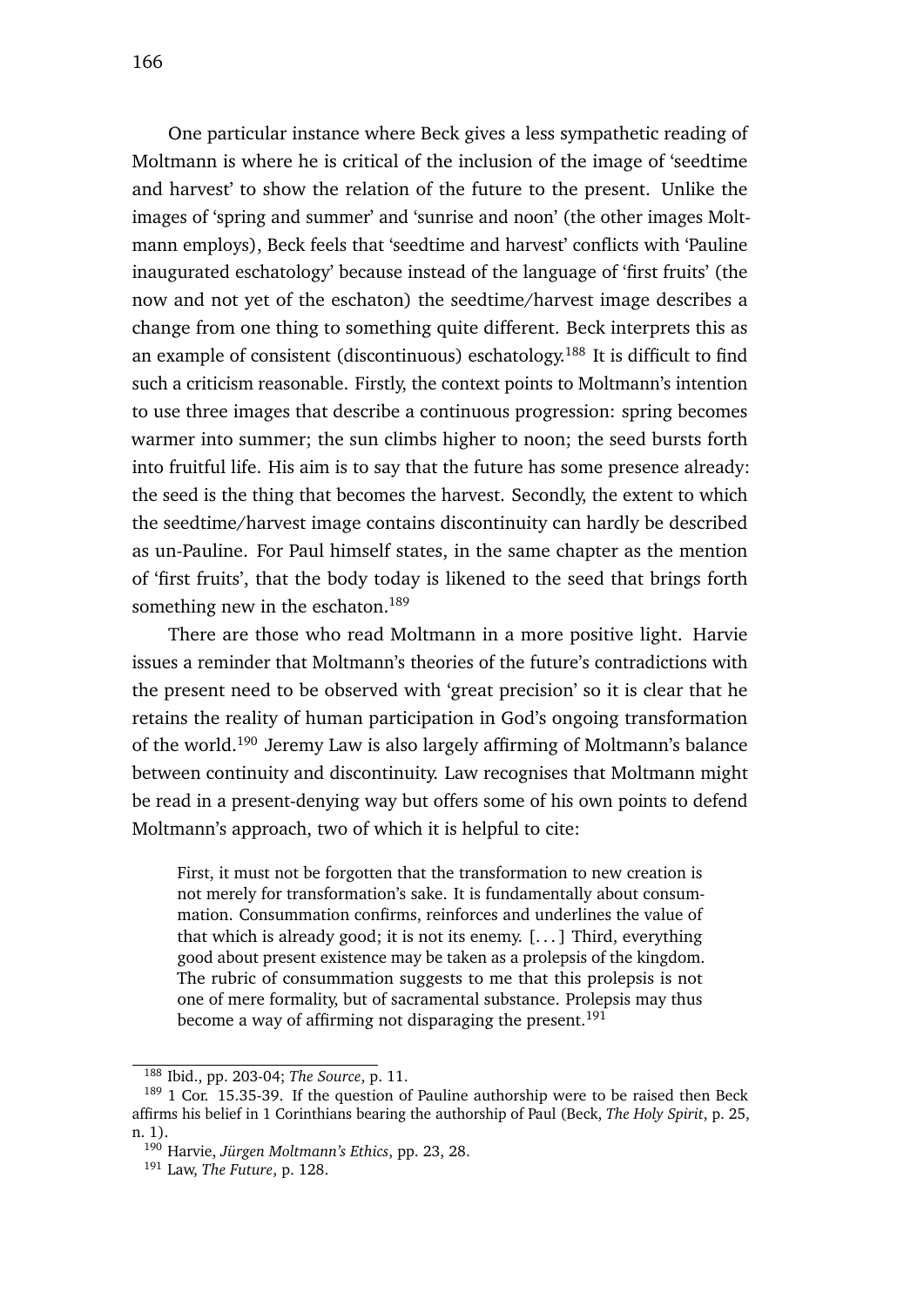One particular instance where Beck gives a less sympathetic reading of Moltmann is where he is critical of the inclusion of the image of 'seedtime and harvest' to show the relation of the future to the present. Unlike the images of 'spring and summer' and 'sunrise and noon' (the other images Moltmann employs), Beck feels that 'seedtime and harvest' conflicts with 'Pauline inaugurated eschatology' because instead of the language of 'first fruits' (the now and not yet of the eschaton) the seedtime/harvest image describes a change from one thing to something quite different. Beck interprets this as an example of consistent (discontinuous) eschatology.[188] It is difficult to find such a criticism reasonable. Firstly, the context points to Moltmann's intention to use three images that describe a continuous progression: spring becomes warmer into summer; the sun climbs higher to noon; the seed bursts forth into fruitful life. His aim is to say that the future has some presence already: the seed is the thing that becomes the harvest. Secondly, the extent to which the seedtime/harvest image contains discontinuity can hardly be described as un-Pauline. For Paul himself states, in the same chapter as the mention of 'first fruits', that the body today is likened to the seed that brings forth something new in the eschaton.[189]

There are those who read Moltmann in a more positive light. Harvie issues a reminder that Moltmann's theories of the future's contradictions with the present need to be observed with 'great precision' so it is clear that he retains the reality of human participation in God's ongoing transformation of the world.[190] Jeremy Law is also largely affirming of Moltmann's balance between continuity and discontinuity. Law recognises that Moltmann might be read in a present-denying way but offers some of his own points to defend Moltmann's approach, two of which it is helpful to cite:

> First, it must not be forgotten that the transformation to new creation is not merely for transformation's sake. It is fundamentally about consummation. Consummation confirms, reinforces and underlines the value of that which is already good; it is not its enemy. [. . . ] Third, everything good about present existence may be taken as a prolepsis of the kingdom. The rubric of consummation suggests to me that this prolepsis is not one of mere formality, but of sacramental substance. Prolepsis may thus become a way of affirming not disparaging the present.[191]

---

[188] Ibid., pp. 203-04; *The Source*, p. 11.

[189] 1 Cor. 15.35-39. If the question of Pauline authorship were to be raised then Beck affirms his belief in 1 Corinthians bearing the authorship of Paul (Beck, *The Holy Spirit*, p. 25, n. 1).

[190] Harvie, *Jürgen Moltmann's Ethics*, pp. 23, 28.

[191] Law, *The Future*, p. 128.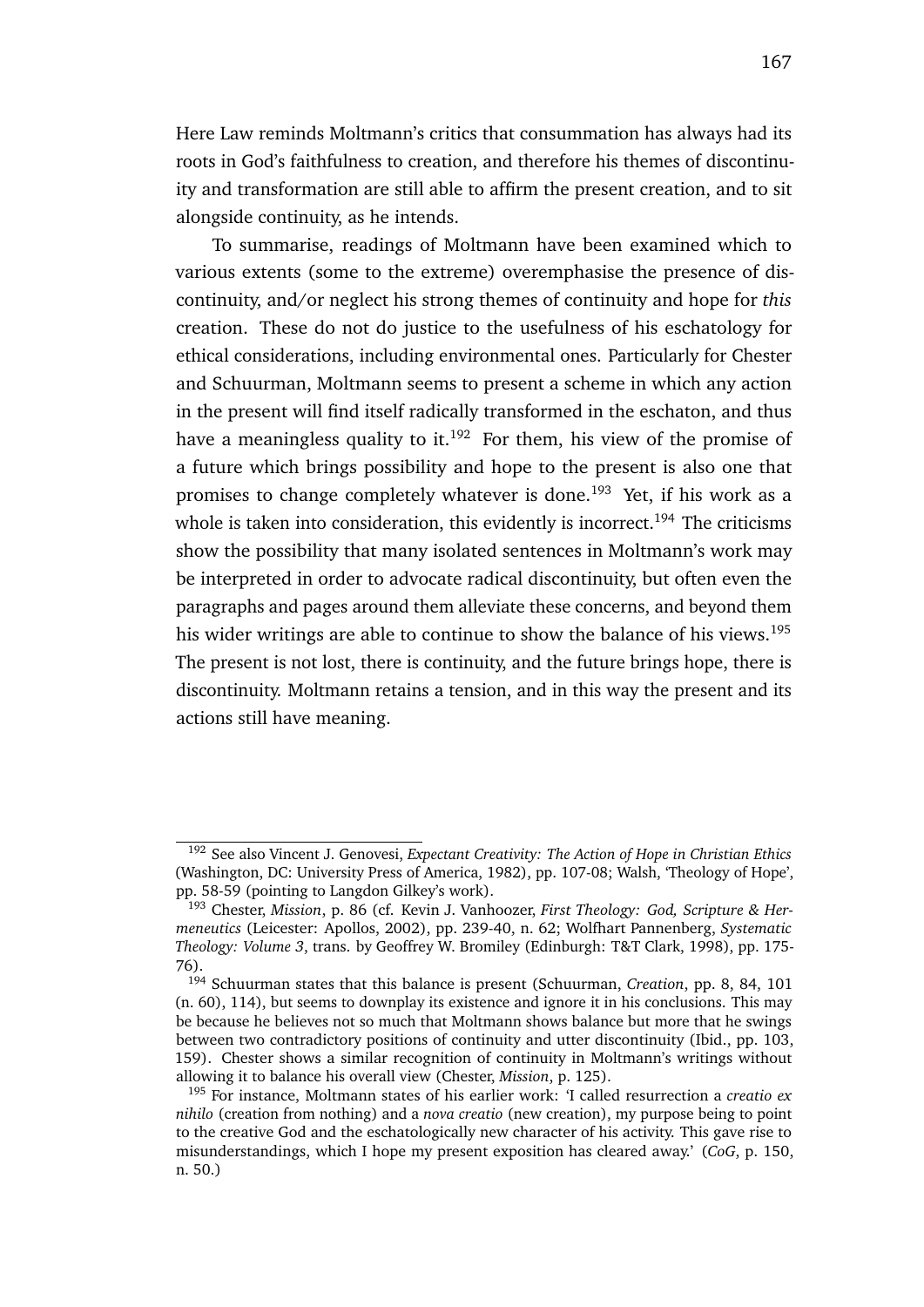Here Law reminds Moltmann's critics that consummation has always had its roots in God's faithfulness to creation, and therefore his themes of discontinuity and transformation are still able to affirm the present creation, and to sit alongside continuity, as he intends.

To summarise, readings of Moltmann have been examined which to various extents (some to the extreme) overemphasise the presence of discontinuity, and/or neglect his strong themes of continuity and hope for *this* creation. These do not do justice to the usefulness of his eschatology for ethical considerations, including environmental ones. Particularly for Chester and Schuurman, Moltmann seems to present a scheme in which any action in the present will find itself radically transformed in the eschaton, and thus have a meaningless quality to it.[192] For them, his view of the promise of a future which brings possibility and hope to the present is also one that promises to change completely whatever is done.[193] Yet, if his work as a whole is taken into consideration, this evidently is incorrect.[194] The criticisms show the possibility that many isolated sentences in Moltmann's work may be interpreted in order to advocate radical discontinuity, but often even the paragraphs and pages around them alleviate these concerns, and beyond them his wider writings are able to continue to show the balance of his views.[195] The present is not lost, there is continuity, and the future brings hope, there is discontinuity. Moltmann retains a tension, and in this way the present and its actions still have meaning.

---

[192] See also Vincent J. Genovesi, *Expectant Creativity: The Action of Hope in Christian Ethics* (Washington, DC: University Press of America, 1982), pp. 107-08; Walsh, 'Theology of Hope', pp. 58-59 (pointing to Langdon Gilkey's work).

[193] Chester, *Mission*, p. 86 (cf. Kevin J. Vanhoozer, *First Theology: God, Scripture & Hermeneutics* (Leicester: Apollos, 2002), pp. 239-40, n. 62; Wolfhart Pannenberg, *Systematic Theology: Volume 3*, trans. by Geoffrey W. Bromiley (Edinburgh: T&T Clark, 1998), pp. 175-76).

[194] Schuurman states that this balance is present (Schuurman, *Creation*, pp. 8, 84, 101 (n. 60), 114), but seems to downplay its existence and ignore it in his conclusions. This may be because he believes not so much that Moltmann shows balance but more that he swings between two contradictory positions of continuity and utter discontinuity (Ibid., pp. 103, 159). Chester shows a similar recognition of continuity in Moltmann's writings without allowing it to balance his overall view (Chester, *Mission*, p. 125).

[195] For instance, Moltmann states of his earlier work: 'I called resurrection a *creatio ex nihilo* (creation from nothing) and a *nova creatio* (new creation), my purpose being to point to the creative God and the eschatologically new character of his activity. This gave rise to misunderstandings, which I hope my present exposition has cleared away.' (*CoG*, p. 150, n. 50.)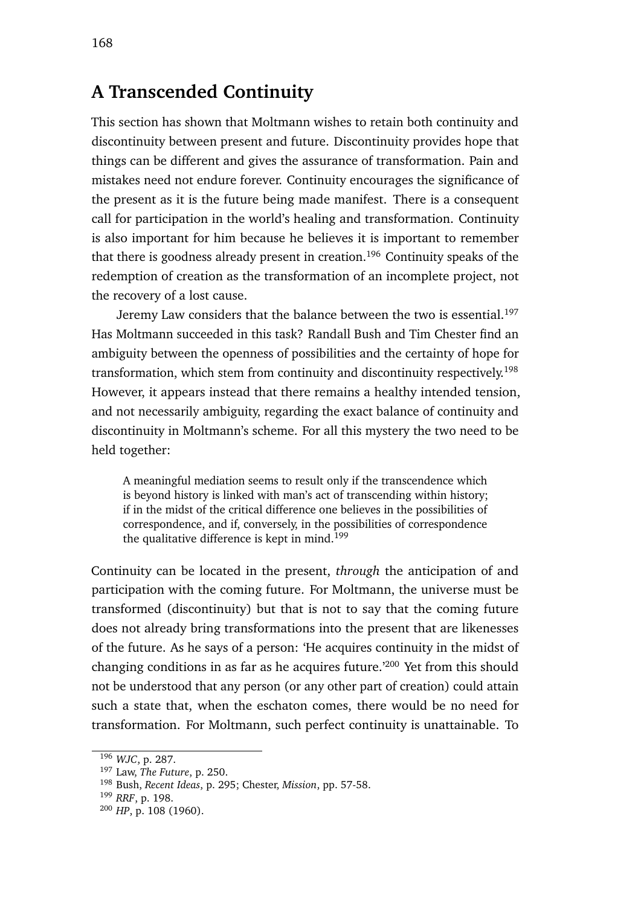## A Transcended Continuity

This section has shown that Moltmann wishes to retain both continuity and discontinuity between present and future. Discontinuity provides hope that things can be different and gives the assurance of transformation. Pain and mistakes need not endure forever. Continuity encourages the significance of the present as it is the future being made manifest. There is a consequent call for participation in the world's healing and transformation. Continuity is also important for him because he believes it is important to remember that there is goodness already present in creation.[196] Continuity speaks of the redemption of creation as the transformation of an incomplete project, not the recovery of a lost cause.

Jeremy Law considers that the balance between the two is essential.[197] Has Moltmann succeeded in this task? Randall Bush and Tim Chester find an ambiguity between the openness of possibilities and the certainty of hope for transformation, which stem from continuity and discontinuity respectively.[198] However, it appears instead that there remains a healthy intended tension, and not necessarily ambiguity, regarding the exact balance of continuity and discontinuity in Moltmann's scheme. For all this mystery the two need to be held together:

> A meaningful mediation seems to result only if the transcendence which is beyond history is linked with man's act of transcending within history; if in the midst of the critical difference one believes in the possibilities of correspondence, and if, conversely, in the possibilities of correspondence the qualitative difference is kept in mind.[199]

Continuity can be located in the present, *through* the anticipation of and participation with the coming future. For Moltmann, the universe must be transformed (discontinuity) but that is not to say that the coming future does not already bring transformations into the present that are likenesses of the future. As he says of a person: 'He acquires continuity in the midst of changing conditions in as far as he acquires future.'[200] Yet from this should not be understood that any person (or any other part of creation) could attain such a state that, when the eschaton comes, there would be no need for transformation. For Moltmann, such perfect continuity is unattainable. To

---

[196] *WJC*, p. 287.

[197] Law, *The Future*, p. 250.

[198] Bush, *Recent Ideas*, p. 295; Chester, *Mission*, pp. 57-58.

[199] *RRF*, p. 198.

[200] *HP*, p. 108 (1960).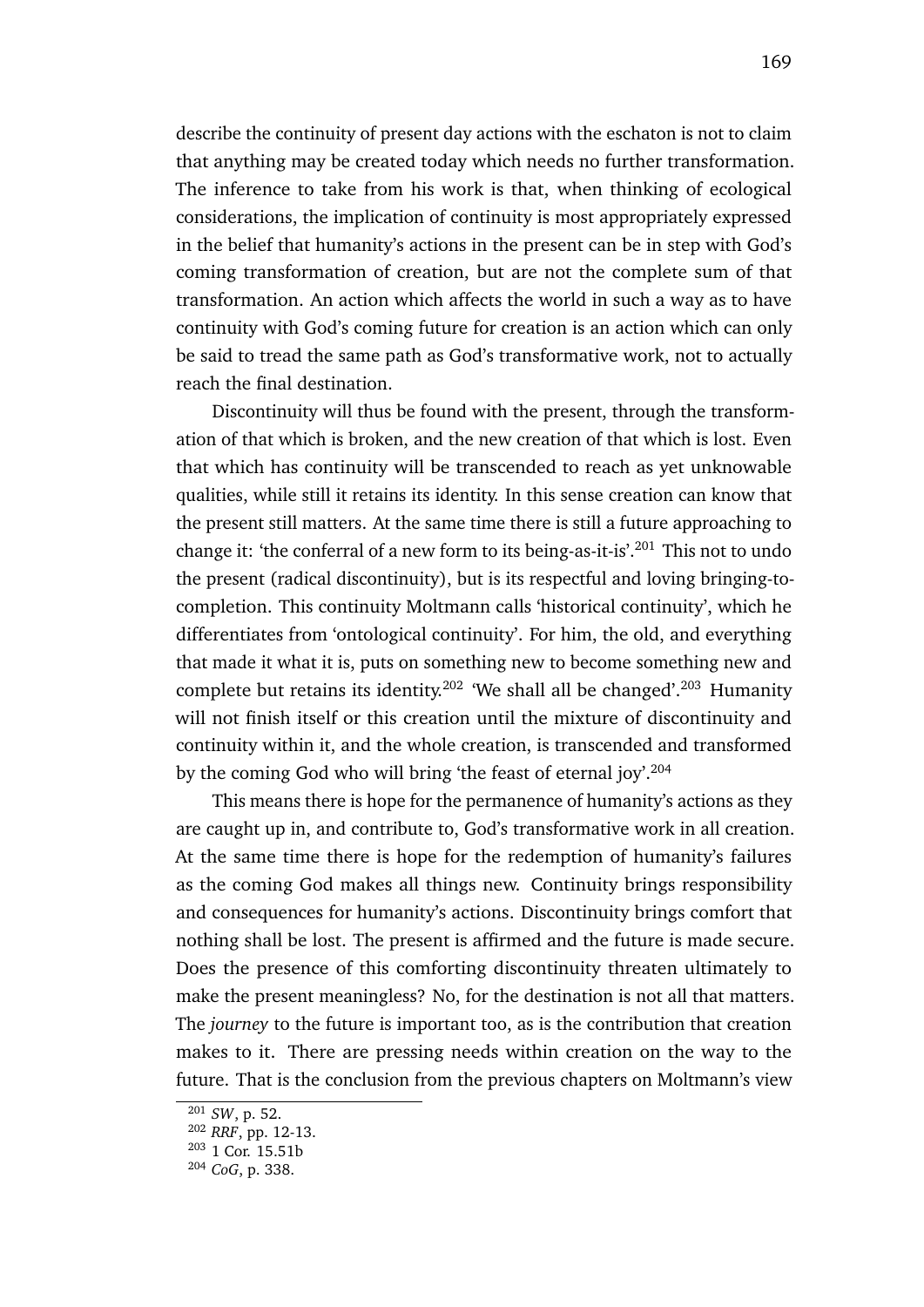describe the continuity of present day actions with the eschaton is not to claim that anything may be created today which needs no further transformation. The inference to take from his work is that, when thinking of ecological considerations, the implication of continuity is most appropriately expressed in the belief that humanity's actions in the present can be in step with God's coming transformation of creation, but are not the complete sum of that transformation. An action which affects the world in such a way as to have continuity with God's coming future for creation is an action which can only be said to tread the same path as God's transformative work, not to actually reach the final destination.

Discontinuity will thus be found with the present, through the transformation of that which is broken, and the new creation of that which is lost. Even that which has continuity will be transcended to reach as yet unknowable qualities, while still it retains its identity. In this sense creation can know that the present still matters. At the same time there is still a future approaching to change it: 'the conferral of a new form to its being-as-it-is'.[201] This not to undo the present (radical discontinuity), but is its respectful and loving bringing-to-completion. This continuity Moltmann calls 'historical continuity', which he differentiates from 'ontological continuity'. For him, the old, and everything that made it what it is, puts on something new to become something new and complete but retains its identity.[202] 'We shall all be changed'.[203] Humanity will not finish itself or this creation until the mixture of discontinuity and continuity within it, and the whole creation, is transcended and transformed by the coming God who will bring 'the feast of eternal joy'.[204]

This means there is hope for the permanence of humanity's actions as they are caught up in, and contribute to, God's transformative work in all creation. At the same time there is hope for the redemption of humanity's failures as the coming God makes all things new. Continuity brings responsibility and consequences for humanity's actions. Discontinuity brings comfort that nothing shall be lost. The present is affirmed and the future is made secure. Does the presence of this comforting discontinuity threaten ultimately to make the present meaningless? No, for the destination is not all that matters. The *journey* to the future is important too, as is the contribution that creation makes to it. There are pressing needs within creation on the way to the future. That is the conclusion from the previous chapters on Moltmann's view

---

[201] *SW*, p. 52.
[202] *RRF*, pp. 12-13.
[203] 1 Cor. 15.51b
[204] *CoG*, p. 338.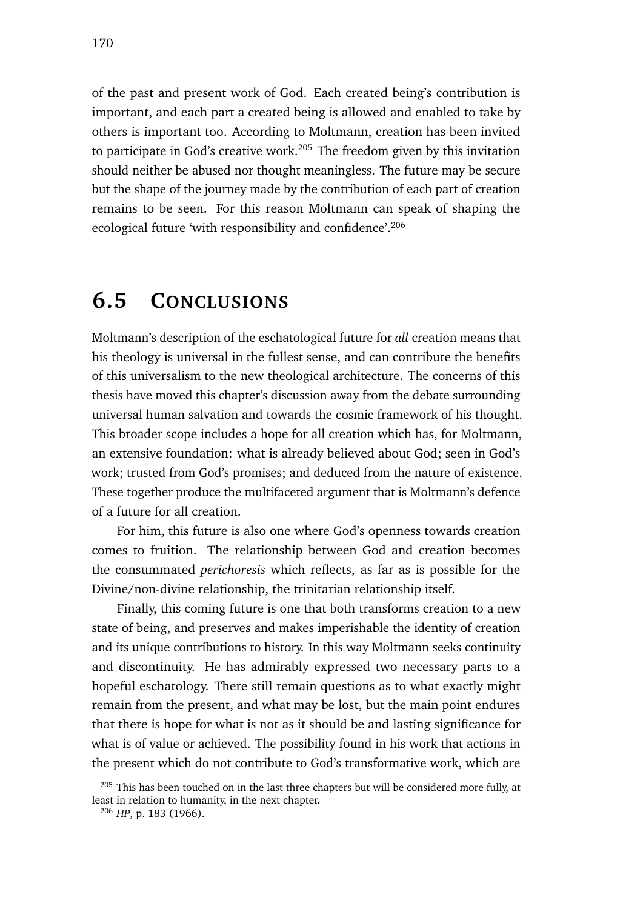of the past and present work of God. Each created being's contribution is important, and each part a created being is allowed and enabled to take by others is important too. According to Moltmann, creation has been invited to participate in God's creative work.[205] The freedom given by this invitation should neither be abused nor thought meaningless. The future may be secure but the shape of the journey made by the contribution of each part of creation remains to be seen. For this reason Moltmann can speak of shaping the ecological future 'with responsibility and confidence'.[206]

## 6.5 Conclusions

Moltmann's description of the eschatological future for *all* creation means that his theology is universal in the fullest sense, and can contribute the benefits of this universalism to the new theological architecture. The concerns of this thesis have moved this chapter's discussion away from the debate surrounding universal human salvation and towards the cosmic framework of his thought. This broader scope includes a hope for all creation which has, for Moltmann, an extensive foundation: what is already believed about God; seen in God's work; trusted from God's promises; and deduced from the nature of existence. These together produce the multifaceted argument that is Moltmann's defence of a future for all creation.

For him, this future is also one where God's openness towards creation comes to fruition. The relationship between God and creation becomes the consummated *perichoresis* which reflects, as far as is possible for the Divine/non-divine relationship, the trinitarian relationship itself.

Finally, this coming future is one that both transforms creation to a new state of being, and preserves and makes imperishable the identity of creation and its unique contributions to history. In this way Moltmann seeks continuity and discontinuity. He has admirably expressed two necessary parts to a hopeful eschatology. There still remain questions as to what exactly might remain from the present, and what may be lost, but the main point endures that there is hope for what is not as it should be and lasting significance for what is of value or achieved. The possibility found in his work that actions in the present which do not contribute to God's transformative work, which are

---

[205] This has been touched on in the last three chapters but will be considered more fully, at least in relation to humanity, in the next chapter.

[206] *HP*, p. 183 (1966).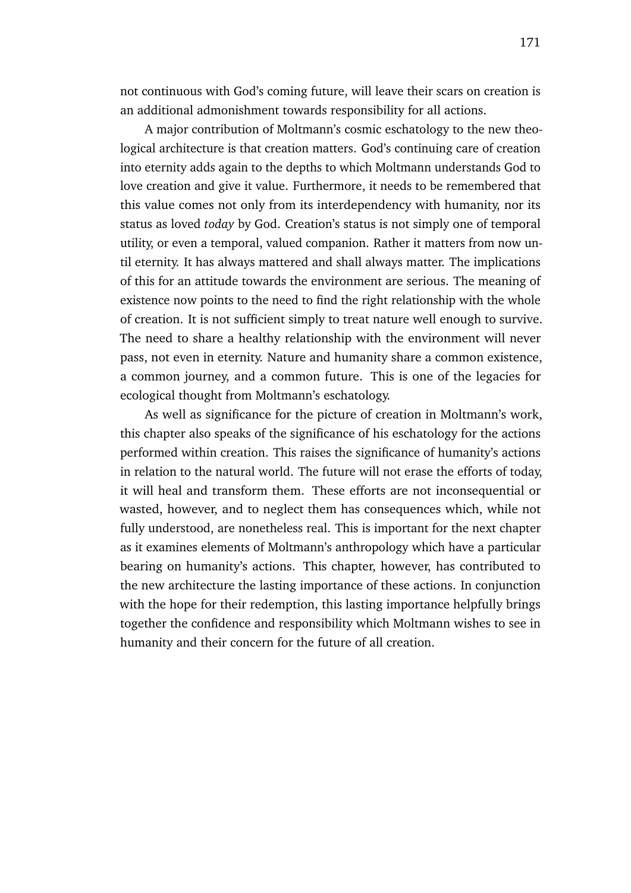not continuous with God's coming future, will leave their scars on creation is an additional admonishment towards responsibility for all actions.

A major contribution of Moltmann's cosmic eschatology to the new theological architecture is that creation matters. God's continuing care of creation into eternity adds again to the depths to which Moltmann understands God to love creation and give it value. Furthermore, it needs to be remembered that this value comes not only from its interdependency with humanity, nor its status as loved *today* by God. Creation's status is not simply one of temporal utility, or even a temporal, valued companion. Rather it matters from now until eternity. It has always mattered and shall always matter. The implications of this for an attitude towards the environment are serious. The meaning of existence now points to the need to find the right relationship with the whole of creation. It is not sufficient simply to treat nature well enough to survive. The need to share a healthy relationship with the environment will never pass, not even in eternity. Nature and humanity share a common existence, a common journey, and a common future. This is one of the legacies for ecological thought from Moltmann's eschatology.

As well as significance for the picture of creation in Moltmann's work, this chapter also speaks of the significance of his eschatology for the actions performed within creation. This raises the significance of humanity's actions in relation to the natural world. The future will not erase the efforts of today, it will heal and transform them. These efforts are not inconsequential or wasted, however, and to neglect them has consequences which, while not fully understood, are nonetheless real. This is important for the next chapter as it examines elements of Moltmann's anthropology which have a particular bearing on humanity's actions. This chapter, however, has contributed to the new architecture the lasting importance of these actions. In conjunction with the hope for their redemption, this lasting importance helpfully brings together the confidence and responsibility which Moltmann wishes to see in humanity and their concern for the future of all creation.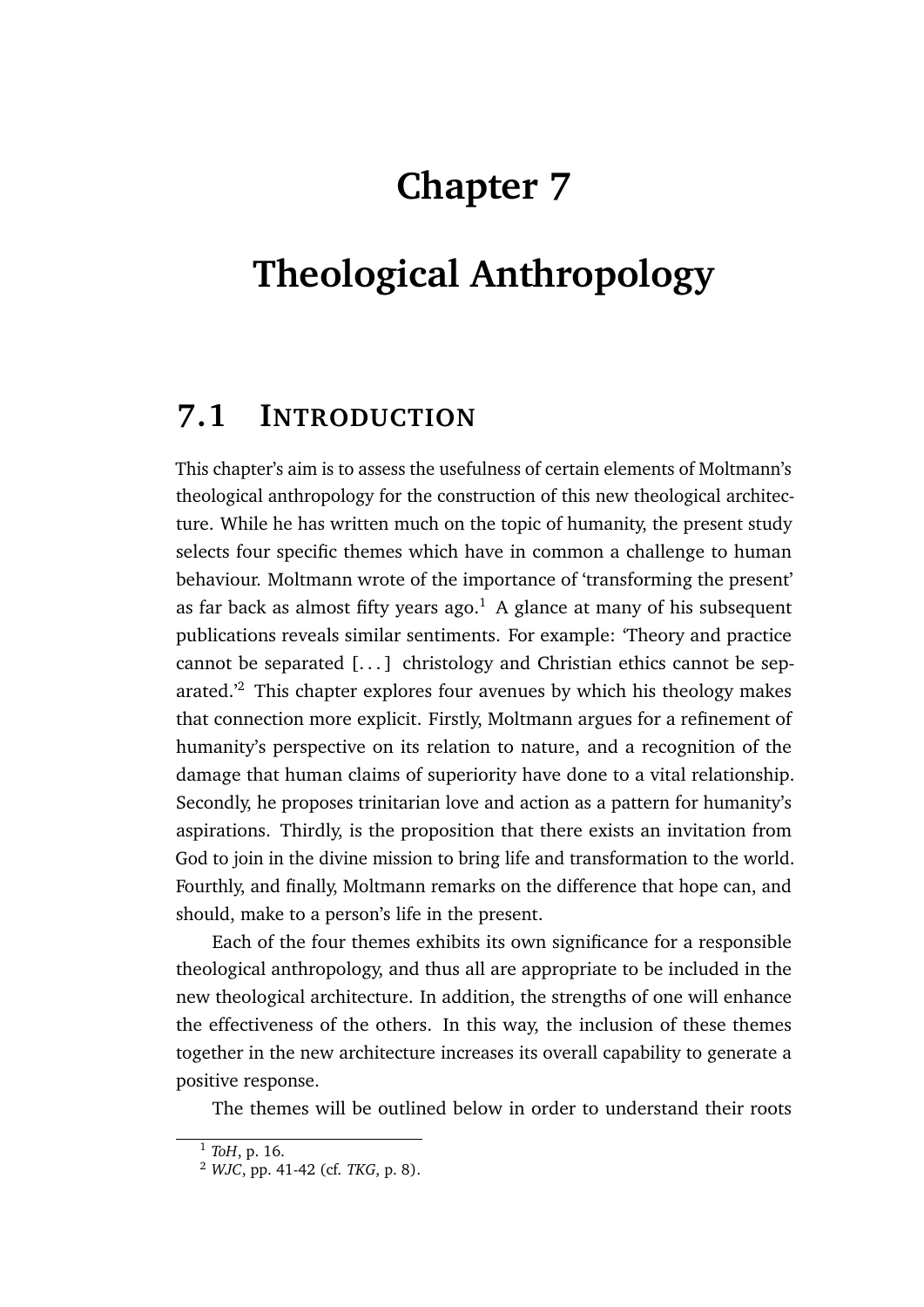# Chapter 7

# Theological Anthropology

## 7.1 Introduction

This chapter's aim is to assess the usefulness of certain elements of Moltmann's theological anthropology for the construction of this new theological architecture. While he has written much on the topic of humanity, the present study selects four specific themes which have in common a challenge to human behaviour. Moltmann wrote of the importance of 'transforming the present' as far back as almost fifty years ago.[1] A glance at many of his subsequent publications reveals similar sentiments. For example: 'Theory and practice cannot be separated [...] christology and Christian ethics cannot be separated.'[2] This chapter explores four avenues by which his theology makes that connection more explicit. Firstly, Moltmann argues for a refinement of humanity's perspective on its relation to nature, and a recognition of the damage that human claims of superiority have done to a vital relationship. Secondly, he proposes trinitarian love and action as a pattern for humanity's aspirations. Thirdly, is the proposition that there exists an invitation from God to join in the divine mission to bring life and transformation to the world. Fourthly, and finally, Moltmann remarks on the difference that hope can, and should, make to a person's life in the present.

Each of the four themes exhibits its own significance for a responsible theological anthropology, and thus all are appropriate to be included in the new theological architecture. In addition, the strengths of one will enhance the effectiveness of the others. In this way, the inclusion of these themes together in the new architecture increases its overall capability to generate a positive response.

The themes will be outlined below in order to understand their roots

[1] *ToH*, p. 16.

[2] *WJC*, pp. 41-42 (cf. *TKG*, p. 8).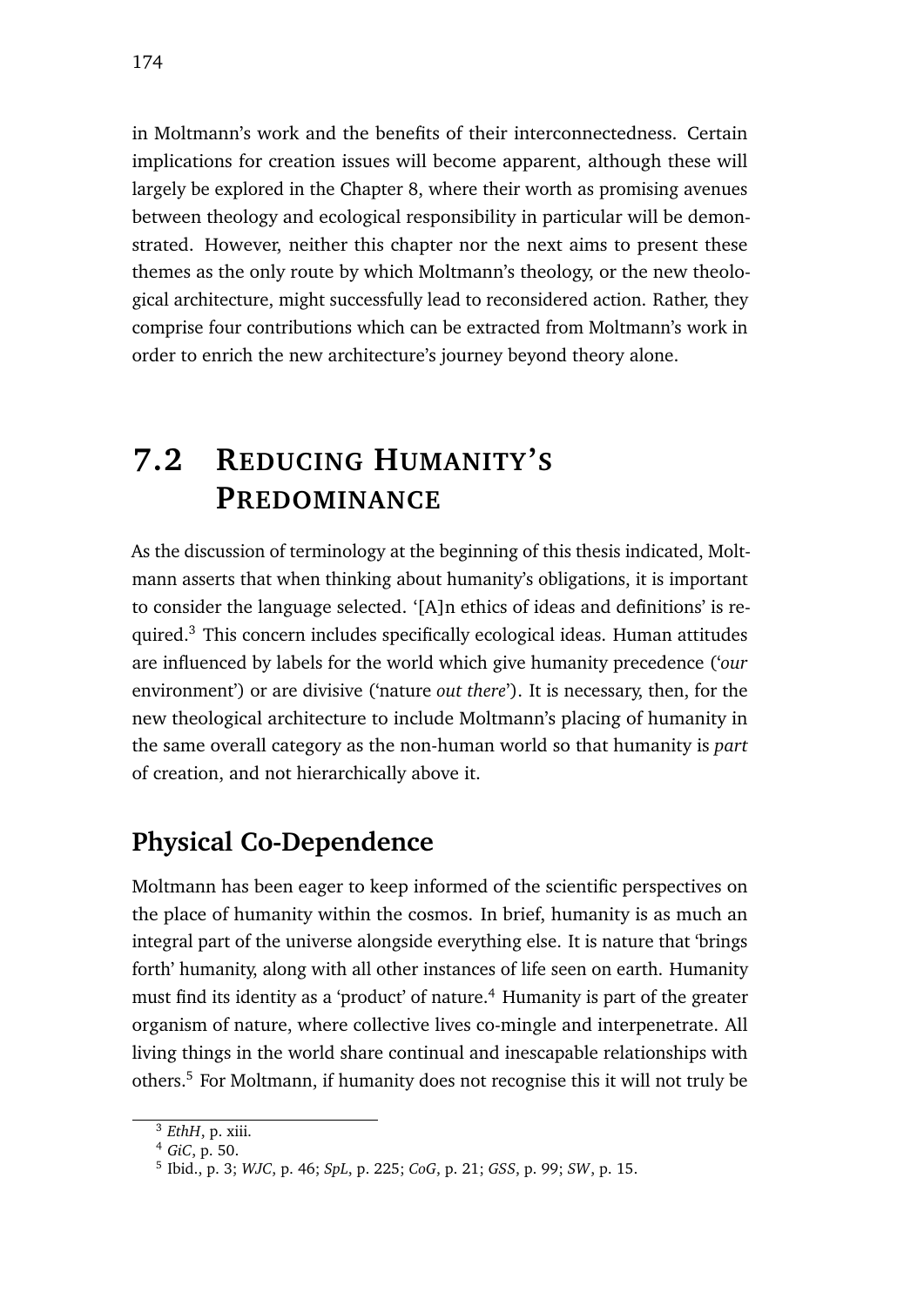in Moltmann's work and the benefits of their interconnectedness. Certain implications for creation issues will become apparent, although these will largely be explored in the Chapter 8, where their worth as promising avenues between theology and ecological responsibility in particular will be demonstrated. However, neither this chapter nor the next aims to present these themes as the only route by which Moltmann's theology, or the new theological architecture, might successfully lead to reconsidered action. Rather, they comprise four contributions which can be extracted from Moltmann's work in order to enrich the new architecture's journey beyond theory alone.

## 7.2 Reducing Humanity's Predominance

As the discussion of terminology at the beginning of this thesis indicated, Moltmann asserts that when thinking about humanity's obligations, it is important to consider the language selected. '[A]n ethics of ideas and definitions' is required.[3] This concern includes specifically ecological ideas. Human attitudes are influenced by labels for the world which give humanity precedence ('*our* environment') or are divisive ('nature *out there*'). It is necessary, then, for the new theological architecture to include Moltmann's placing of humanity in the same overall category as the non-human world so that humanity is *part* of creation, and not hierarchically above it.

### Physical Co-Dependence

Moltmann has been eager to keep informed of the scientific perspectives on the place of humanity within the cosmos. In brief, humanity is as much an integral part of the universe alongside everything else. It is nature that 'brings forth' humanity, along with all other instances of life seen on earth. Humanity must find its identity as a 'product' of nature.[4] Humanity is part of the greater organism of nature, where collective lives co-mingle and interpenetrate. All living things in the world share continual and inescapable relationships with others.[5] For Moltmann, if humanity does not recognise this it will not truly be

[3] *EthH*, p. xiii.

[4] *GiC*, p. 50.

[5] Ibid., p. 3; *WJC*, p. 46; *SpL*, p. 225; *CoG*, p. 21; *GSS*, p. 99; *SW*, p. 15.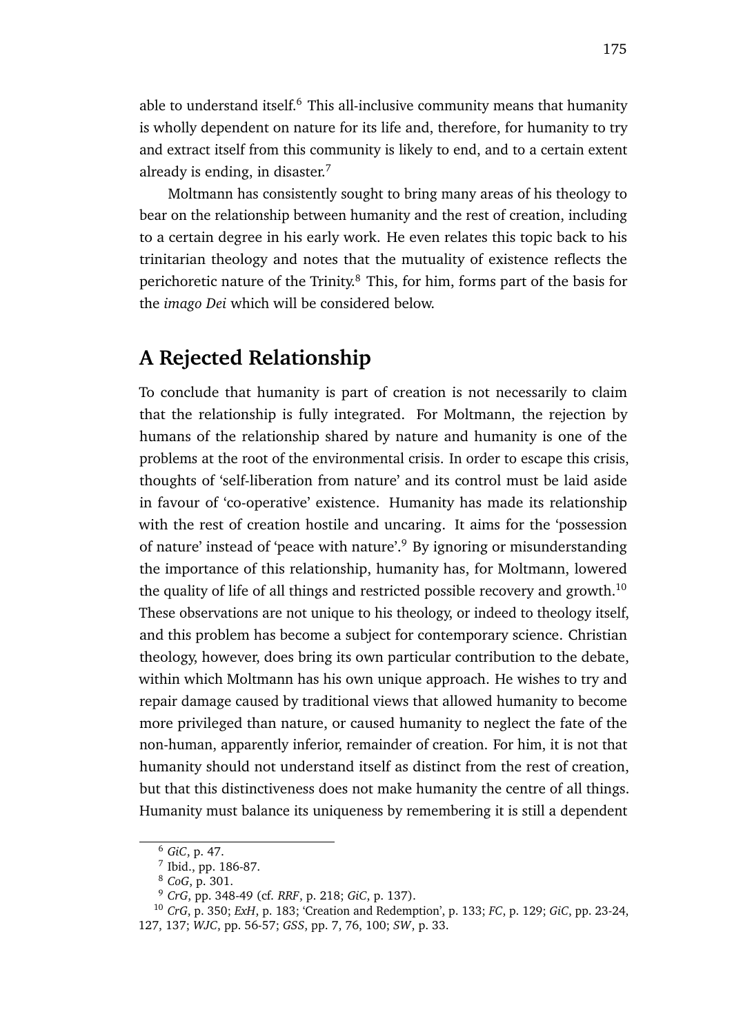able to understand itself.[6] This all-inclusive community means that humanity is wholly dependent on nature for its life and, therefore, for humanity to try and extract itself from this community is likely to end, and to a certain extent already is ending, in disaster.[7]

Moltmann has consistently sought to bring many areas of his theology to bear on the relationship between humanity and the rest of creation, including to a certain degree in his early work. He even relates this topic back to his trinitarian theology and notes that the mutuality of existence reflects the perichoretic nature of the Trinity.[8] This, for him, forms part of the basis for the *imago Dei* which will be considered below.

## A Rejected Relationship

To conclude that humanity is part of creation is not necessarily to claim that the relationship is fully integrated. For Moltmann, the rejection by humans of the relationship shared by nature and humanity is one of the problems at the root of the environmental crisis. In order to escape this crisis, thoughts of 'self-liberation from nature' and its control must be laid aside in favour of 'co-operative' existence. Humanity has made its relationship with the rest of creation hostile and uncaring. It aims for the 'possession of nature' instead of 'peace with nature'.[9] By ignoring or misunderstanding the importance of this relationship, humanity has, for Moltmann, lowered the quality of life of all things and restricted possible recovery and growth.[10] These observations are not unique to his theology, or indeed to theology itself, and this problem has become a subject for contemporary science. Christian theology, however, does bring its own particular contribution to the debate, within which Moltmann has his own unique approach. He wishes to try and repair damage caused by traditional views that allowed humanity to become more privileged than nature, or caused humanity to neglect the fate of the non-human, apparently inferior, remainder of creation. For him, it is not that humanity should not understand itself as distinct from the rest of creation, but that this distinctiveness does not make humanity the centre of all things. Humanity must balance its uniqueness by remembering it is still a dependent

---

[6] *GiC*, p. 47.

[7] Ibid., pp. 186-87.

[8] *CoG*, p. 301.

[9] *CrG*, pp. 348-49 (cf. *RRF*, p. 218; *GiC*, p. 137).

[10] *CrG*, p. 350; *ExH*, p. 183; 'Creation and Redemption', p. 133; *FC*, p. 129; *GiC*, pp. 23-24, 127, 137; *WJC*, pp. 56-57; *GSS*, pp. 7, 76, 100; *SW*, p. 33.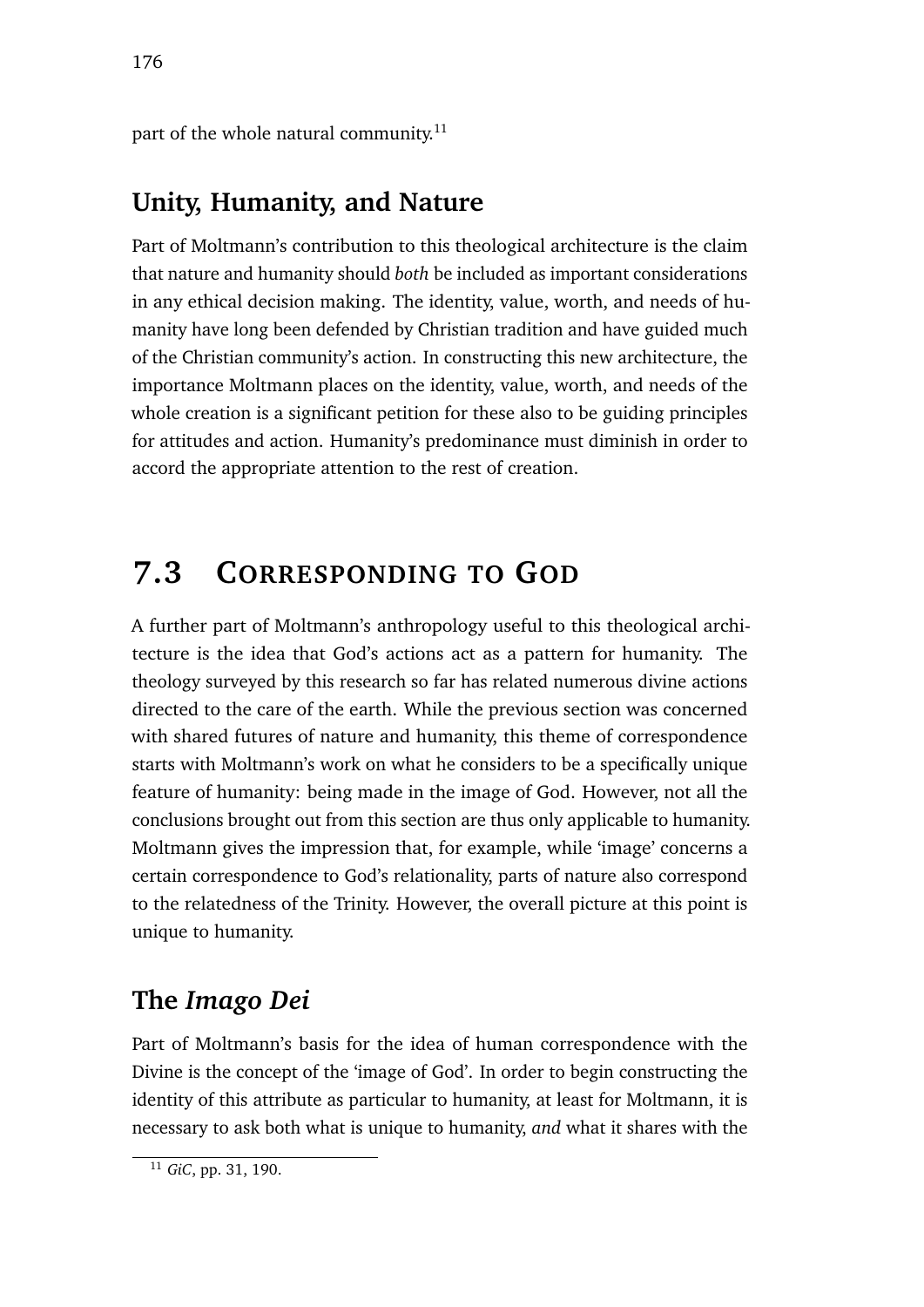part of the whole natural community.[11]

### Unity, Humanity, and Nature

Part of Moltmann's contribution to this theological architecture is the claim that nature and humanity should *both* be included as important considerations in any ethical decision making. The identity, value, worth, and needs of humanity have long been defended by Christian tradition and have guided much of the Christian community's action. In constructing this new architecture, the importance Moltmann places on the identity, value, worth, and needs of the whole creation is a significant petition for these also to be guiding principles for attitudes and action. Humanity's predominance must diminish in order to accord the appropriate attention to the rest of creation.

## 7.3 Corresponding to God

A further part of Moltmann's anthropology useful to this theological architecture is the idea that God's actions act as a pattern for humanity. The theology surveyed by this research so far has related numerous divine actions directed to the care of the earth. While the previous section was concerned with shared futures of nature and humanity, this theme of correspondence starts with Moltmann's work on what he considers to be a specifically unique feature of humanity: being made in the image of God. However, not all the conclusions brought out from this section are thus only applicable to humanity. Moltmann gives the impression that, for example, while 'image' concerns a certain correspondence to God's relationality, parts of nature also correspond to the relatedness of the Trinity. However, the overall picture at this point is unique to humanity.

### The *Imago Dei*

Part of Moltmann's basis for the idea of human correspondence with the Divine is the concept of the 'image of God'. In order to begin constructing the identity of this attribute as particular to humanity, at least for Moltmann, it is necessary to ask both what is unique to humanity, *and* what it shares with the

[11] *GiC*, pp. 31, 190.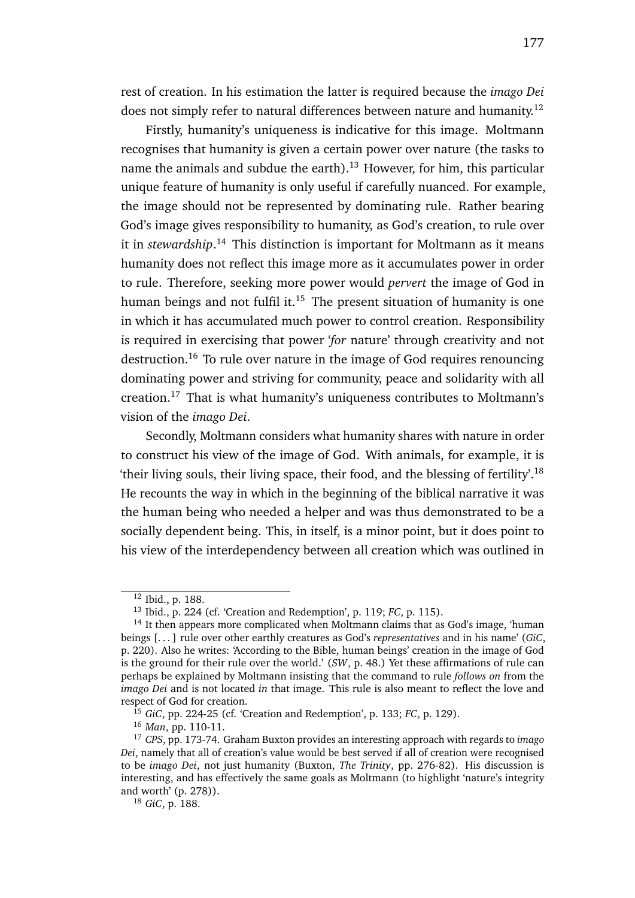rest of creation. In his estimation the latter is required because the *imago Dei* does not simply refer to natural differences between nature and humanity.[12]

Firstly, humanity's uniqueness is indicative for this image. Moltmann recognises that humanity is given a certain power over nature (the tasks to name the animals and subdue the earth).[13] However, for him, this particular unique feature of humanity is only useful if carefully nuanced. For example, the image should not be represented by dominating rule. Rather bearing God's image gives responsibility to humanity, as God's creation, to rule over it in *stewardship*.[14] This distinction is important for Moltmann as it means humanity does not reflect this image more as it accumulates power in order to rule. Therefore, seeking more power would *pervert* the image of God in human beings and not fulfil it.[15] The present situation of humanity is one in which it has accumulated much power to control creation. Responsibility is required in exercising that power '*for* nature' through creativity and not destruction.[16] To rule over nature in the image of God requires renouncing dominating power and striving for community, peace and solidarity with all creation.[17] That is what humanity's uniqueness contributes to Moltmann's vision of the *imago Dei*.

Secondly, Moltmann considers what humanity shares with nature in order to construct his view of the image of God. With animals, for example, it is 'their living souls, their living space, their food, and the blessing of fertility'.[18] He recounts the way in which in the beginning of the biblical narrative it was the human being who needed a helper and was thus demonstrated to be a socially dependent being. This, in itself, is a minor point, but it does point to his view of the interdependency between all creation which was outlined in

---

[12] Ibid., p. 188.

[13] Ibid., p. 224 (cf. 'Creation and Redemption', p. 119; *FC*, p. 115).

[14] It then appears more complicated when Moltmann claims that as God's image, 'human beings [. . . ] rule over other earthly creatures as God's *representatives* and in his name' (*GiC*, p. 220). Also he writes: 'According to the Bible, human beings' creation in the image of God is the ground for their rule over the world.' (*SW*, p. 48.) Yet these affirmations of rule can perhaps be explained by Moltmann insisting that the command to rule *follows on* from the *imago Dei* and is not located *in* that image. This rule is also meant to reflect the love and respect of God for creation.

[15] *GiC*, pp. 224-25 (cf. 'Creation and Redemption', p. 133; *FC*, p. 129).

[16] *Man*, pp. 110-11.

[17] *CPS*, pp. 173-74. Graham Buxton provides an interesting approach with regards to *imago Dei*, namely that all of creation's value would be best served if all of creation were recognised to be *imago Dei*, not just humanity (Buxton, *The Trinity*, pp. 276-82). His discussion is interesting, and has effectively the same goals as Moltmann (to highlight 'nature's integrity and worth' (p. 278)).

[18] *GiC*, p. 188.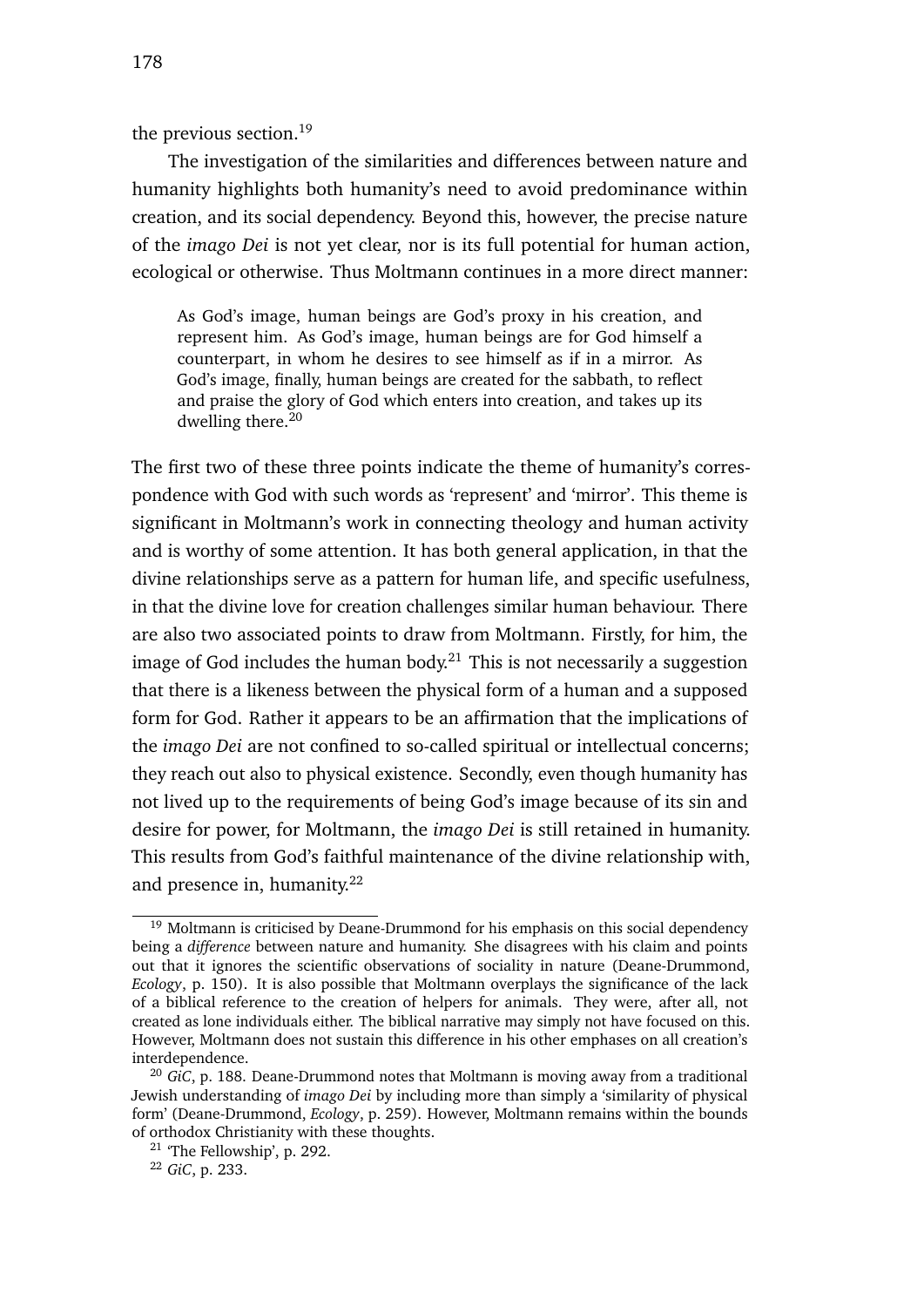the previous section.[19]

The investigation of the similarities and differences between nature and humanity highlights both humanity's need to avoid predominance within creation, and its social dependency. Beyond this, however, the precise nature of the *imago Dei* is not yet clear, nor is its full potential for human action, ecological or otherwise. Thus Moltmann continues in a more direct manner:

> As God's image, human beings are God's proxy in his creation, and represent him. As God's image, human beings are for God himself a counterpart, in whom he desires to see himself as if in a mirror. As God's image, finally, human beings are created for the sabbath, to reflect and praise the glory of God which enters into creation, and takes up its dwelling there.[20]

The first two of these three points indicate the theme of humanity's correspondence with God with such words as 'represent' and 'mirror'. This theme is significant in Moltmann's work in connecting theology and human activity and is worthy of some attention. It has both general application, in that the divine relationships serve as a pattern for human life, and specific usefulness, in that the divine love for creation challenges similar human behaviour. There are also two associated points to draw from Moltmann. Firstly, for him, the image of God includes the human body.[21] This is not necessarily a suggestion that there is a likeness between the physical form of a human and a supposed form for God. Rather it appears to be an affirmation that the implications of the *imago Dei* are not confined to so-called spiritual or intellectual concerns; they reach out also to physical existence. Secondly, even though humanity has not lived up to the requirements of being God's image because of its sin and desire for power, for Moltmann, the *imago Dei* is still retained in humanity. This results from God's faithful maintenance of the divine relationship with, and presence in, humanity.[22]

---

[19] Moltmann is criticised by Deane-Drummond for his emphasis on this social dependency being a *difference* between nature and humanity. She disagrees with his claim and points out that it ignores the scientific observations of sociality in nature (Deane-Drummond, *Ecology*, p. 150). It is also possible that Moltmann overplays the significance of the lack of a biblical reference to the creation of helpers for animals. They were, after all, not created as lone individuals either. The biblical narrative may simply not have focused on this. However, Moltmann does not sustain this difference in his other emphases on all creation's interdependence.

[20] *GiC*, p. 188. Deane-Drummond notes that Moltmann is moving away from a traditional Jewish understanding of *imago Dei* by including more than simply a 'similarity of physical form' (Deane-Drummond, *Ecology*, p. 259). However, Moltmann remains within the bounds of orthodox Christianity with these thoughts.

[21] 'The Fellowship', p. 292.

[22] *GiC*, p. 233.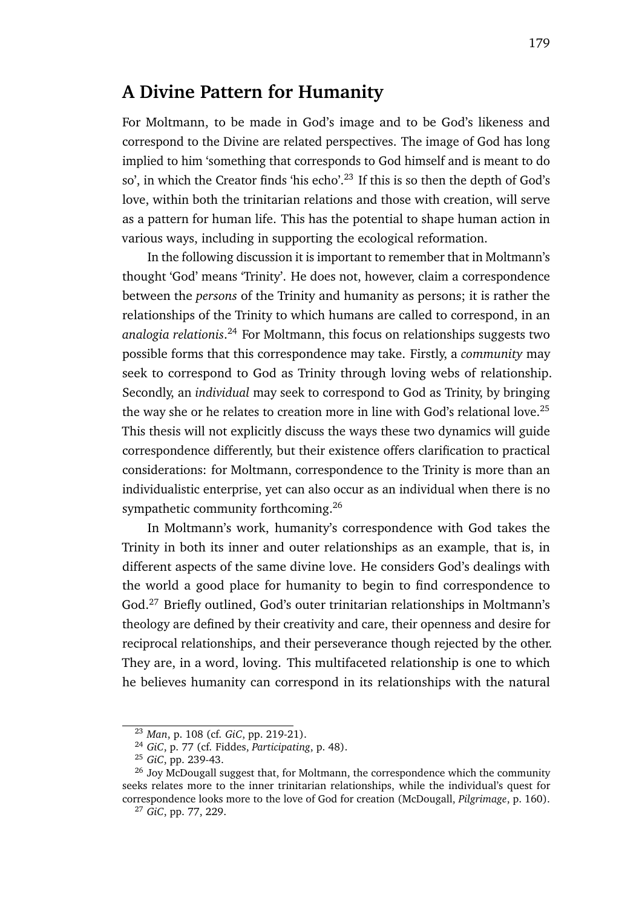## A Divine Pattern for Humanity

For Moltmann, to be made in God's image and to be God's likeness and correspond to the Divine are related perspectives. The image of God has long implied to him 'something that corresponds to God himself and is meant to do so', in which the Creator finds 'his echo'.[23] If this is so then the depth of God's love, within both the trinitarian relations and those with creation, will serve as a pattern for human life. This has the potential to shape human action in various ways, including in supporting the ecological reformation.

In the following discussion it is important to remember that in Moltmann's thought 'God' means 'Trinity'. He does not, however, claim a correspondence between the *persons* of the Trinity and humanity as persons; it is rather the relationships of the Trinity to which humans are called to correspond, in an *analogia relationis*.[24] For Moltmann, this focus on relationships suggests two possible forms that this correspondence may take. Firstly, a *community* may seek to correspond to God as Trinity through loving webs of relationship. Secondly, an *individual* may seek to correspond to God as Trinity, by bringing the way she or he relates to creation more in line with God's relational love.[25] This thesis will not explicitly discuss the ways these two dynamics will guide correspondence differently, but their existence offers clarification to practical considerations: for Moltmann, correspondence to the Trinity is more than an individualistic enterprise, yet can also occur as an individual when there is no sympathetic community forthcoming.[26]

In Moltmann's work, humanity's correspondence with God takes the Trinity in both its inner and outer relationships as an example, that is, in different aspects of the same divine love. He considers God's dealings with the world a good place for humanity to begin to find correspondence to God.[27] Briefly outlined, God's outer trinitarian relationships in Moltmann's theology are defined by their creativity and care, their openness and desire for reciprocal relationships, and their perseverance though rejected by the other. They are, in a word, loving. This multifaceted relationship is one to which he believes humanity can correspond in its relationships with the natural

---

[23] *Man*, p. 108 (cf. *GiC*, pp. 219-21).

[24] *GiC*, p. 77 (cf. Fiddes, *Participating*, p. 48).

[25] *GiC*, pp. 239-43.

[26] Joy McDougall suggest that, for Moltmann, the correspondence which the community seeks relates more to the inner trinitarian relationships, while the individual's quest for correspondence looks more to the love of God for creation (McDougall, *Pilgrimage*, p. 160).

[27] *GiC*, pp. 77, 229.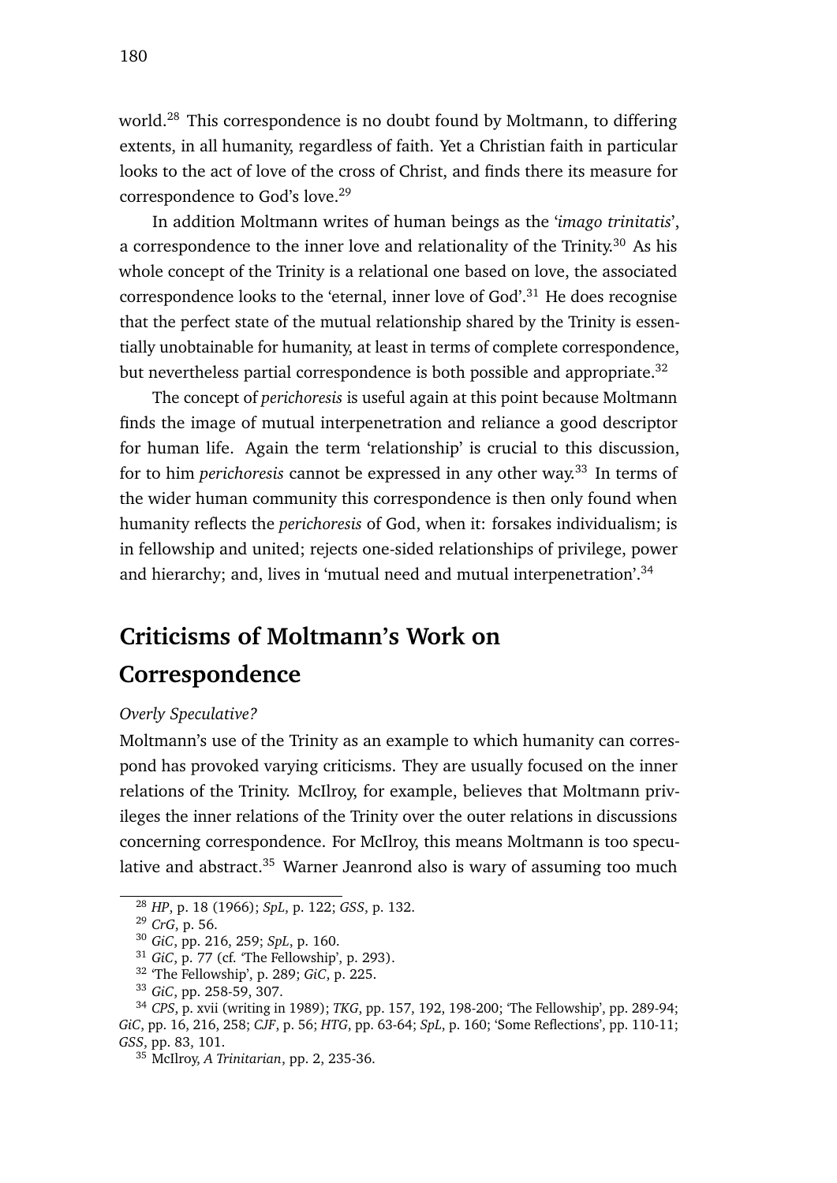world.[28] This correspondence is no doubt found by Moltmann, to differing extents, in all humanity, regardless of faith. Yet a Christian faith in particular looks to the act of love of the cross of Christ, and finds there its measure for correspondence to God's love.[29]

In addition Moltmann writes of human beings as the '*imago trinitatis*', a correspondence to the inner love and relationality of the Trinity.[30] As his whole concept of the Trinity is a relational one based on love, the associated correspondence looks to the 'eternal, inner love of God'.[31] He does recognise that the perfect state of the mutual relationship shared by the Trinity is essentially unobtainable for humanity, at least in terms of complete correspondence, but nevertheless partial correspondence is both possible and appropriate.[32]

The concept of *perichoresis* is useful again at this point because Moltmann finds the image of mutual interpenetration and reliance a good descriptor for human life. Again the term 'relationship' is crucial to this discussion, for to him *perichoresis* cannot be expressed in any other way.[33] In terms of the wider human community this correspondence is then only found when humanity reflects the *perichoresis* of God, when it: forsakes individualism; is in fellowship and united; rejects one-sided relationships of privilege, power and hierarchy; and, lives in 'mutual need and mutual interpenetration'.[34]

## Criticisms of Moltmann's Work on Correspondence

*Overly Speculative?*

Moltmann's use of the Trinity as an example to which humanity can correspond has provoked varying criticisms. They are usually focused on the inner relations of the Trinity. McIlroy, for example, believes that Moltmann privileges the inner relations of the Trinity over the outer relations in discussions concerning correspondence. For McIlroy, this means Moltmann is too speculative and abstract.[35] Warner Jeanrond also is wary of assuming too much

---

[28] *HP*, p. 18 (1966); *SpL*, p. 122; *GSS*, p. 132.

[29] *CrG*, p. 56.

[30] *GiC*, pp. 216, 259; *SpL*, p. 160.

[31] *GiC*, p. 77 (cf. 'The Fellowship', p. 293).

[32] 'The Fellowship', p. 289; *GiC*, p. 225.

[33] *GiC*, pp. 258-59, 307.

[34] *CPS*, p. xvii (writing in 1989); *TKG*, pp. 157, 192, 198-200; 'The Fellowship', pp. 289-94; *GiC*, pp. 16, 216, 258; *CJF*, p. 56; *HTG*, pp. 63-64; *SpL*, p. 160; 'Some Reflections', pp. 110-11; *GSS*, pp. 83, 101.

[35] McIlroy, *A Trinitarian*, pp. 2, 235-36.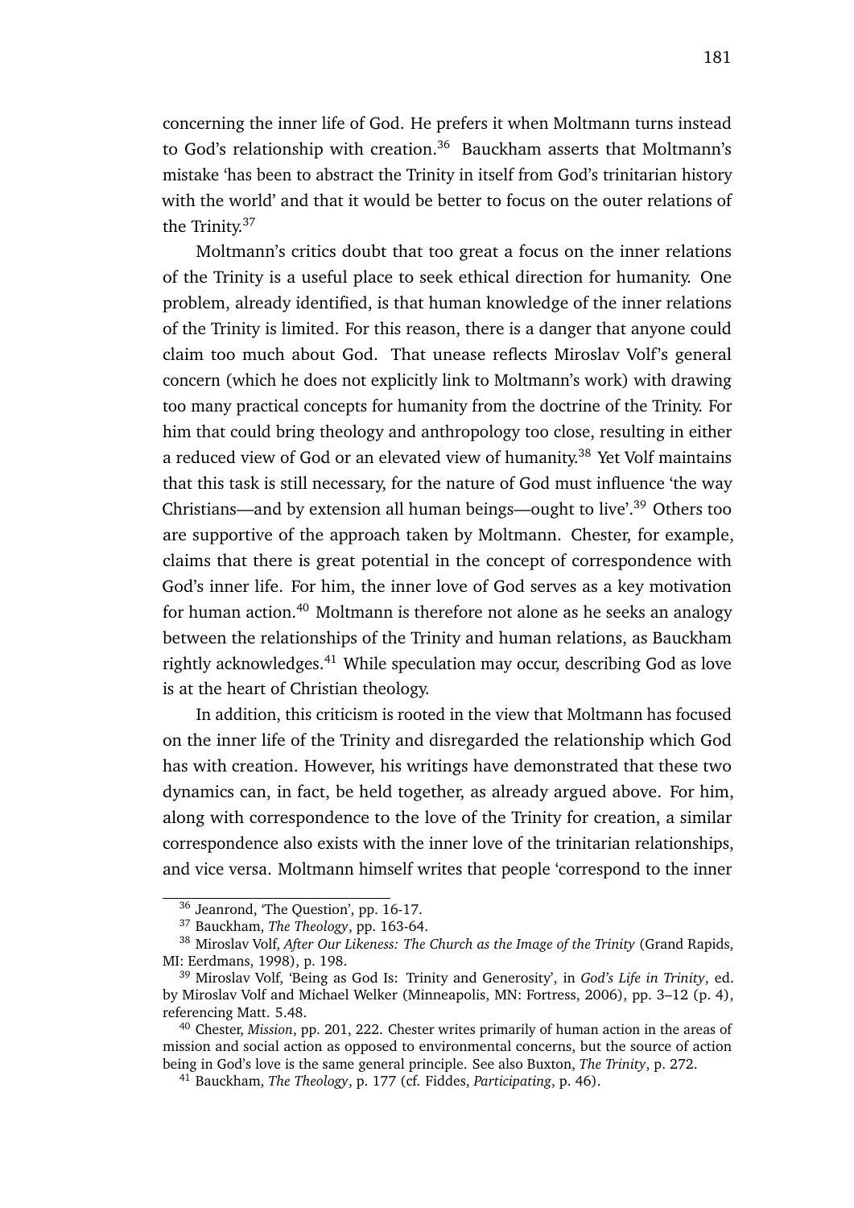concerning the inner life of God. He prefers it when Moltmann turns instead to God's relationship with creation.[36] Bauckham asserts that Moltmann's mistake 'has been to abstract the Trinity in itself from God's trinitarian history with the world' and that it would be better to focus on the outer relations of the Trinity.[37]

Moltmann's critics doubt that too great a focus on the inner relations of the Trinity is a useful place to seek ethical direction for humanity. One problem, already identified, is that human knowledge of the inner relations of the Trinity is limited. For this reason, there is a danger that anyone could claim too much about God. That unease reflects Miroslav Volf's general concern (which he does not explicitly link to Moltmann's work) with drawing too many practical concepts for humanity from the doctrine of the Trinity. For him that could bring theology and anthropology too close, resulting in either a reduced view of God or an elevated view of humanity.[38] Yet Volf maintains that this task is still necessary, for the nature of God must influence 'the way Christians—and by extension all human beings—ought to live'.[39] Others too are supportive of the approach taken by Moltmann. Chester, for example, claims that there is great potential in the concept of correspondence with God's inner life. For him, the inner love of God serves as a key motivation for human action.[40] Moltmann is therefore not alone as he seeks an analogy between the relationships of the Trinity and human relations, as Bauckham rightly acknowledges.[41] While speculation may occur, describing God as love is at the heart of Christian theology.

In addition, this criticism is rooted in the view that Moltmann has focused on the inner life of the Trinity and disregarded the relationship which God has with creation. However, his writings have demonstrated that these two dynamics can, in fact, be held together, as already argued above. For him, along with correspondence to the love of the Trinity for creation, a similar correspondence also exists with the inner love of the trinitarian relationships, and vice versa. Moltmann himself writes that people 'correspond to the inner

---

[36] Jeanrond, 'The Question', pp. 16-17.

[37] Bauckham, *The Theology*, pp. 163-64.

[38] Miroslav Volf, *After Our Likeness: The Church as the Image of the Trinity* (Grand Rapids, MI: Eerdmans, 1998), p. 198.

[39] Miroslav Volf, 'Being as God Is: Trinity and Generosity', in *God's Life in Trinity*, ed. by Miroslav Volf and Michael Welker (Minneapolis, MN: Fortress, 2006), pp. 3–12 (p. 4), referencing Matt. 5.48.

[40] Chester, *Mission*, pp. 201, 222. Chester writes primarily of human action in the areas of mission and social action as opposed to environmental concerns, but the source of action being in God's love is the same general principle. See also Buxton, *The Trinity*, p. 272.

[41] Bauckham, *The Theology*, p. 177 (cf. Fiddes, *Participating*, p. 46).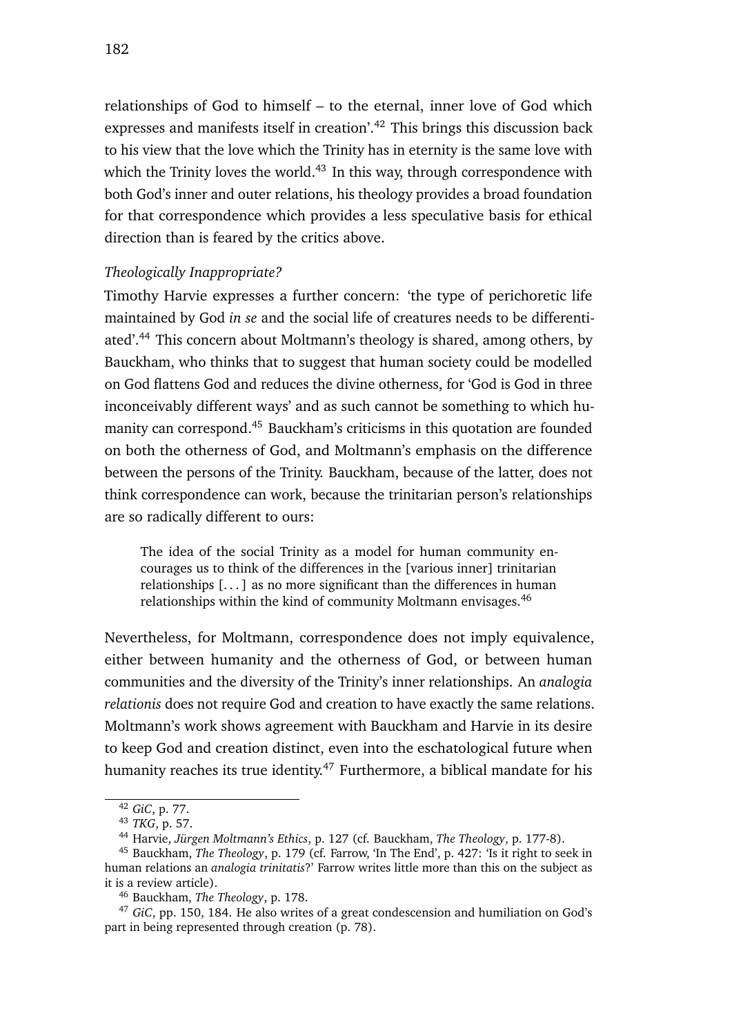relationships of God to himself – to the eternal, inner love of God which expresses and manifests itself in creation'.[42] This brings this discussion back to his view that the love which the Trinity has in eternity is the same love with which the Trinity loves the world.[43] In this way, through correspondence with both God's inner and outer relations, his theology provides a broad foundation for that correspondence which provides a less speculative basis for ethical direction than is feared by the critics above.

*Theologically Inappropriate?*

Timothy Harvie expresses a further concern: 'the type of perichoretic life maintained by God *in se* and the social life of creatures needs to be differentiated'.[44] This concern about Moltmann's theology is shared, among others, by Bauckham, who thinks that to suggest that human society could be modelled on God flattens God and reduces the divine otherness, for 'God is God in three inconceivably different ways' and as such cannot be something to which humanity can correspond.[45] Bauckham's criticisms in this quotation are founded on both the otherness of God, and Moltmann's emphasis on the difference between the persons of the Trinity. Bauckham, because of the latter, does not think correspondence can work, because the trinitarian person's relationships are so radically different to ours:

> The idea of the social Trinity as a model for human community encourages us to think of the differences in the [various inner] trinitarian relationships [. . . ] as no more significant than the differences in human relationships within the kind of community Moltmann envisages.[46]

Nevertheless, for Moltmann, correspondence does not imply equivalence, either between humanity and the otherness of God, or between human communities and the diversity of the Trinity's inner relationships. An *analogia relationis* does not require God and creation to have exactly the same relations. Moltmann's work shows agreement with Bauckham and Harvie in its desire to keep God and creation distinct, even into the eschatological future when humanity reaches its true identity.[47] Furthermore, a biblical mandate for his

---

[42] *GiC*, p. 77.

[43] *TKG*, p. 57.

[44] Harvie, *Jürgen Moltmann's Ethics*, p. 127 (cf. Bauckham, *The Theology*, p. 177-8).

[45] Bauckham, *The Theology*, p. 179 (cf. Farrow, 'In The End', p. 427: 'Is it right to seek in human relations an *analogia trinitatis*?' Farrow writes little more than this on the subject as it is a review article).

[46] Bauckham, *The Theology*, p. 178.

[47] *GiC*, pp. 150, 184. He also writes of a great condescension and humiliation on God's part in being represented through creation (p. 78).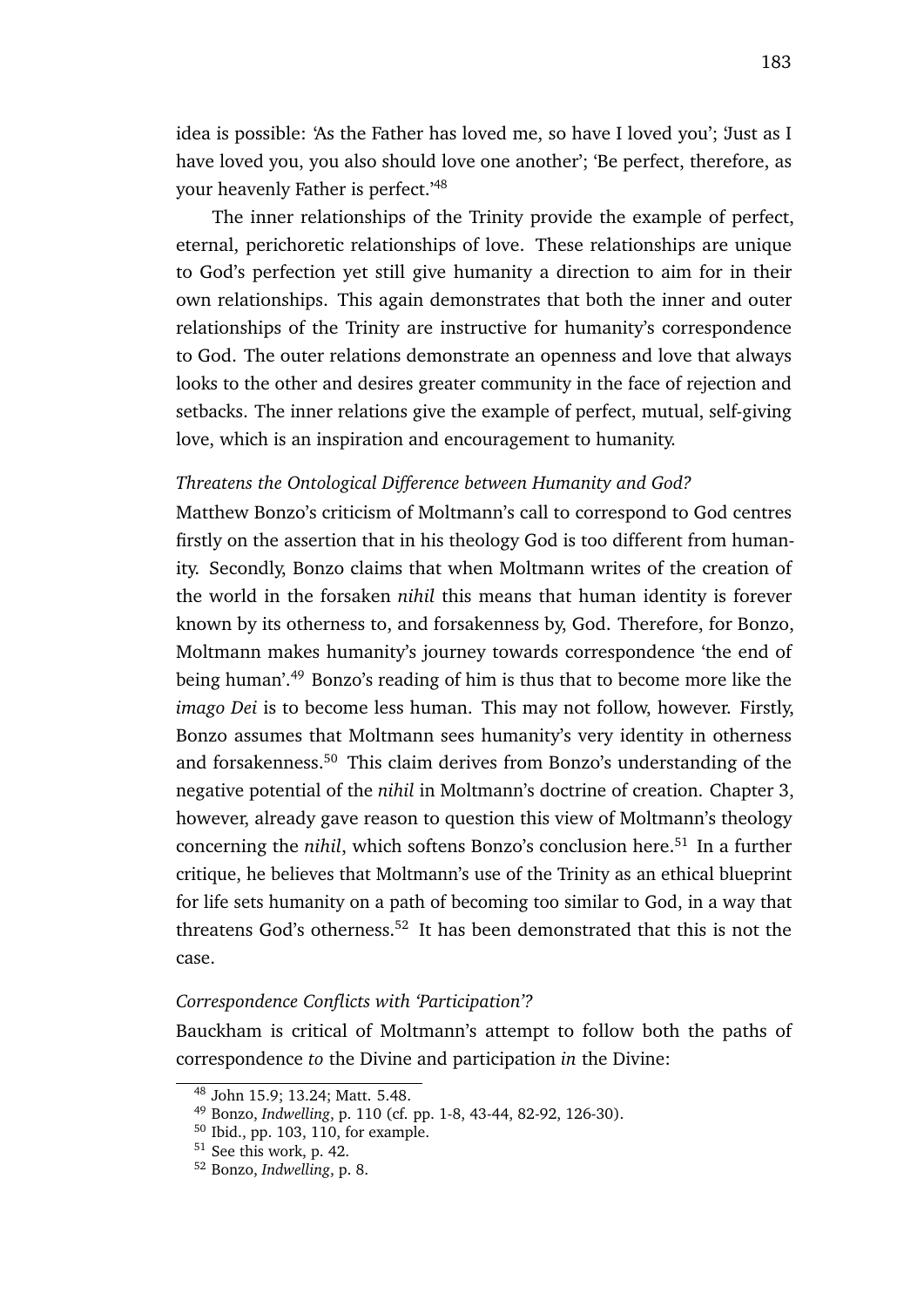idea is possible: 'As the Father has loved me, so have I loved you'; 'Just as I have loved you, you also should love one another'; 'Be perfect, therefore, as your heavenly Father is perfect.'[48]

The inner relationships of the Trinity provide the example of perfect, eternal, perichoretic relationships of love. These relationships are unique to God's perfection yet still give humanity a direction to aim for in their own relationships. This again demonstrates that both the inner and outer relationships of the Trinity are instructive for humanity's correspondence to God. The outer relations demonstrate an openness and love that always looks to the other and desires greater community in the face of rejection and setbacks. The inner relations give the example of perfect, mutual, self-giving love, which is an inspiration and encouragement to humanity.

*Threatens the Ontological Difference between Humanity and God?*

Matthew Bonzo's criticism of Moltmann's call to correspond to God centres firstly on the assertion that in his theology God is too different from humanity. Secondly, Bonzo claims that when Moltmann writes of the creation of the world in the forsaken *nihil* this means that human identity is forever known by its otherness to, and forsakenness by, God. Therefore, for Bonzo, Moltmann makes humanity's journey towards correspondence 'the end of being human'.[49] Bonzo's reading of him is thus that to become more like the *imago Dei* is to become less human. This may not follow, however. Firstly, Bonzo assumes that Moltmann sees humanity's very identity in otherness and forsakenness.[50] This claim derives from Bonzo's understanding of the negative potential of the *nihil* in Moltmann's doctrine of creation. Chapter 3, however, already gave reason to question this view of Moltmann's theology concerning the *nihil*, which softens Bonzo's conclusion here.[51] In a further critique, he believes that Moltmann's use of the Trinity as an ethical blueprint for life sets humanity on a path of becoming too similar to God, in a way that threatens God's otherness.[52] It has been demonstrated that this is not the case.

*Correspondence Conflicts with 'Participation'?*

Bauckham is critical of Moltmann's attempt to follow both the paths of correspondence *to* the Divine and participation *in* the Divine:

---

[48] John 15.9; 13.24; Matt. 5.48.

[49] Bonzo, *Indwelling*, p. 110 (cf. pp. 1-8, 43-44, 82-92, 126-30).

[50] Ibid., pp. 103, 110, for example.

[51] See this work, p. 42.

[52] Bonzo, *Indwelling*, p. 8.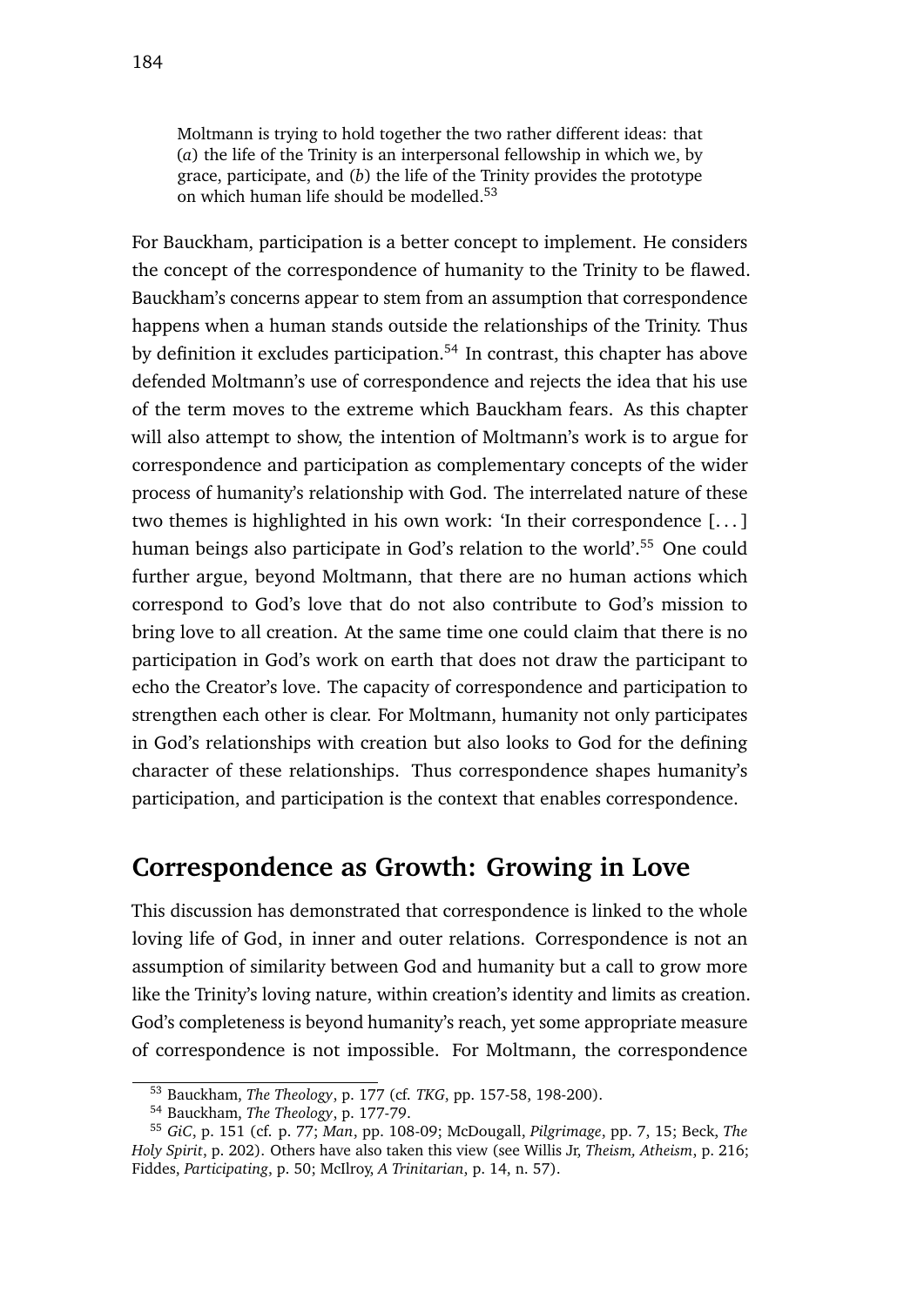> Moltmann is trying to hold together the two rather different ideas: that (*a*) the life of the Trinity is an interpersonal fellowship in which we, by grace, participate, and (*b*) the life of the Trinity provides the prototype on which human life should be modelled.[53]

For Bauckham, participation is a better concept to implement. He considers the concept of the correspondence of humanity to the Trinity to be flawed. Bauckham's concerns appear to stem from an assumption that correspondence happens when a human stands outside the relationships of the Trinity. Thus by definition it excludes participation.[54] In contrast, this chapter has above defended Moltmann's use of correspondence and rejects the idea that his use of the term moves to the extreme which Bauckham fears. As this chapter will also attempt to show, the intention of Moltmann's work is to argue for correspondence and participation as complementary concepts of the wider process of humanity's relationship with God. The interrelated nature of these two themes is highlighted in his own work: 'In their correspondence [. . . ] human beings also participate in God's relation to the world'.[55] One could further argue, beyond Moltmann, that there are no human actions which correspond to God's love that do not also contribute to God's mission to bring love to all creation. At the same time one could claim that there is no participation in God's work on earth that does not draw the participant to echo the Creator's love. The capacity of correspondence and participation to strengthen each other is clear. For Moltmann, humanity not only participates in God's relationships with creation but also looks to God for the defining character of these relationships. Thus correspondence shapes humanity's participation, and participation is the context that enables correspondence.

## Correspondence as Growth: Growing in Love

This discussion has demonstrated that correspondence is linked to the whole loving life of God, in inner and outer relations. Correspondence is not an assumption of similarity between God and humanity but a call to grow more like the Trinity's loving nature, within creation's identity and limits as creation. God's completeness is beyond humanity's reach, yet some appropriate measure of correspondence is not impossible. For Moltmann, the correspondence

---

[53] Bauckham, *The Theology*, p. 177 (cf. *TKG*, pp. 157-58, 198-200).

[54] Bauckham, *The Theology*, p. 177-79.

[55] *GiC*, p. 151 (cf. p. 77; *Man*, pp. 108-09; McDougall, *Pilgrimage*, pp. 7, 15; Beck, *The Holy Spirit*, p. 202). Others have also taken this view (see Willis Jr, *Theism, Atheism*, p. 216; Fiddes, *Participating*, p. 50; McIlroy, *A Trinitarian*, p. 14, n. 57).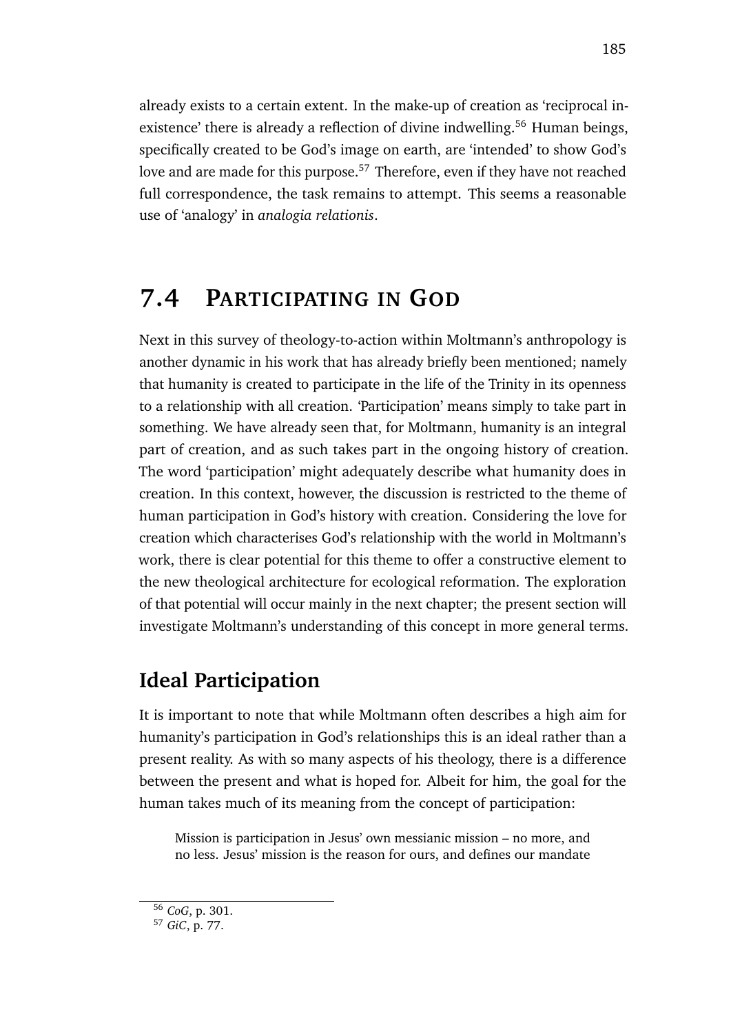already exists to a certain extent. In the make-up of creation as 'reciprocal in-existence' there is already a reflection of divine indwelling.[56] Human beings, specifically created to be God's image on earth, are 'intended' to show God's love and are made for this purpose.[57] Therefore, even if they have not reached full correspondence, the task remains to attempt. This seems a reasonable use of 'analogy' in *analogia relationis*.

## 7.4 Participating in God

Next in this survey of theology-to-action within Moltmann's anthropology is another dynamic in his work that has already briefly been mentioned; namely that humanity is created to participate in the life of the Trinity in its openness to a relationship with all creation. 'Participation' means simply to take part in something. We have already seen that, for Moltmann, humanity is an integral part of creation, and as such takes part in the ongoing history of creation. The word 'participation' might adequately describe what humanity does in creation. In this context, however, the discussion is restricted to the theme of human participation in God's history with creation. Considering the love for creation which characterises God's relationship with the world in Moltmann's work, there is clear potential for this theme to offer a constructive element to the new theological architecture for ecological reformation. The exploration of that potential will occur mainly in the next chapter; the present section will investigate Moltmann's understanding of this concept in more general terms.

### Ideal Participation

It is important to note that while Moltmann often describes a high aim for humanity's participation in God's relationships this is an ideal rather than a present reality. As with so many aspects of his theology, there is a difference between the present and what is hoped for. Albeit for him, the goal for the human takes much of its meaning from the concept of participation:

> Mission is participation in Jesus' own messianic mission – no more, and no less. Jesus' mission is the reason for ours, and defines our mandate

[56] *CoG*, p. 301.

[57] *GiC*, p. 77.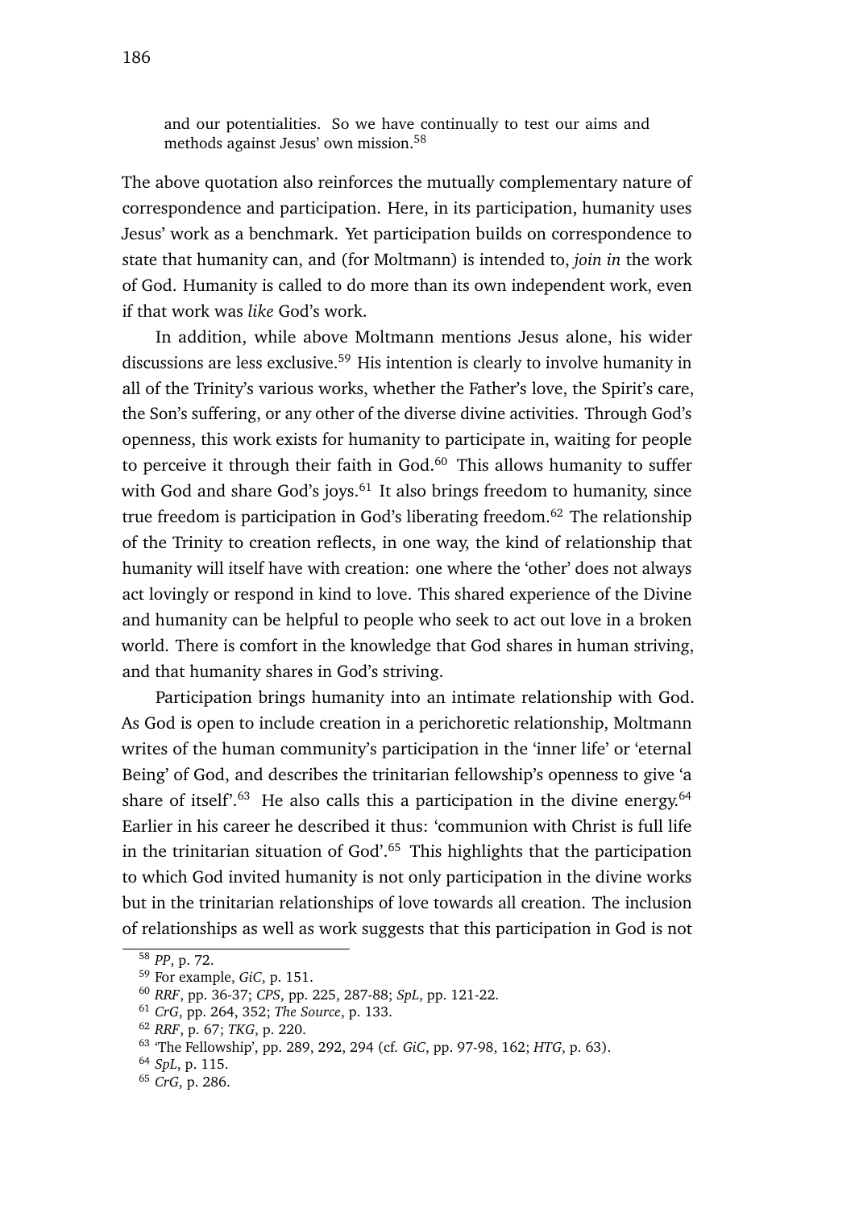> and our potentialities. So we have continually to test our aims and methods against Jesus' own mission.[58]

The above quotation also reinforces the mutually complementary nature of correspondence and participation. Here, in its participation, humanity uses Jesus' work as a benchmark. Yet participation builds on correspondence to state that humanity can, and (for Moltmann) is intended to, *join in* the work of God. Humanity is called to do more than its own independent work, even if that work was *like* God's work.

In addition, while above Moltmann mentions Jesus alone, his wider discussions are less exclusive.[59] His intention is clearly to involve humanity in all of the Trinity's various works, whether the Father's love, the Spirit's care, the Son's suffering, or any other of the diverse divine activities. Through God's openness, this work exists for humanity to participate in, waiting for people to perceive it through their faith in God.[60] This allows humanity to suffer with God and share God's joys.[61] It also brings freedom to humanity, since true freedom is participation in God's liberating freedom.[62] The relationship of the Trinity to creation reflects, in one way, the kind of relationship that humanity will itself have with creation: one where the 'other' does not always act lovingly or respond in kind to love. This shared experience of the Divine and humanity can be helpful to people who seek to act out love in a broken world. There is comfort in the knowledge that God shares in human striving, and that humanity shares in God's striving.

Participation brings humanity into an intimate relationship with God. As God is open to include creation in a perichoretic relationship, Moltmann writes of the human community's participation in the 'inner life' or 'eternal Being' of God, and describes the trinitarian fellowship's openness to give 'a share of itself'.[63] He also calls this a participation in the divine energy.[64] Earlier in his career he described it thus: 'communion with Christ is full life in the trinitarian situation of God'.[65] This highlights that the participation to which God invited humanity is not only participation in the divine works but in the trinitarian relationships of love towards all creation. The inclusion of relationships as well as work suggests that this participation in God is not

---

[58] *PP*, p. 72.

[59] For example, *GiC*, p. 151.

[60] *RRF*, pp. 36-37; *CPS*, pp. 225, 287-88; *SpL*, pp. 121-22.

[61] *CrG*, pp. 264, 352; *The Source*, p. 133.

[62] *RRF*, p. 67; *TKG*, p. 220.

[63] 'The Fellowship', pp. 289, 292, 294 (cf. *GiC*, pp. 97-98, 162; *HTG*, p. 63).

[64] *SpL*, p. 115.

[65] *CrG*, p. 286.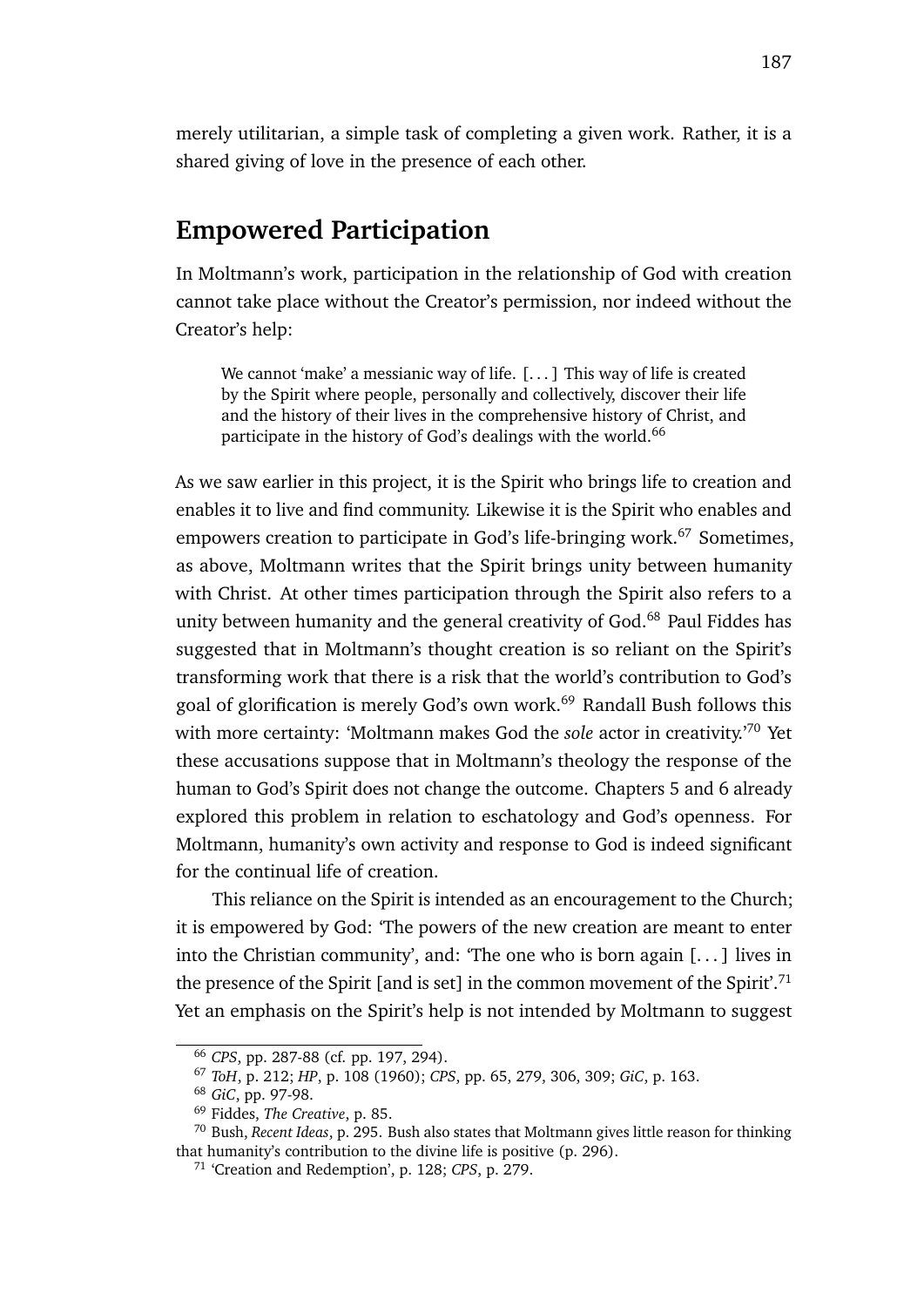merely utilitarian, a simple task of completing a given work. Rather, it is a shared giving of love in the presence of each other.

## Empowered Participation

In Moltmann's work, participation in the relationship of God with creation cannot take place without the Creator's permission, nor indeed without the Creator's help:

> We cannot 'make' a messianic way of life. [. . . ] This way of life is created by the Spirit where people, personally and collectively, discover their life and the history of their lives in the comprehensive history of Christ, and participate in the history of God's dealings with the world.[66]

As we saw earlier in this project, it is the Spirit who brings life to creation and enables it to live and find community. Likewise it is the Spirit who enables and empowers creation to participate in God's life-bringing work.[67] Sometimes, as above, Moltmann writes that the Spirit brings unity between humanity with Christ. At other times participation through the Spirit also refers to a unity between humanity and the general creativity of God.[68] Paul Fiddes has suggested that in Moltmann's thought creation is so reliant on the Spirit's transforming work that there is a risk that the world's contribution to God's goal of glorification is merely God's own work.[69] Randall Bush follows this with more certainty: 'Moltmann makes God the *sole* actor in creativity.'[70] Yet these accusations suppose that in Moltmann's theology the response of the human to God's Spirit does not change the outcome. Chapters 5 and 6 already explored this problem in relation to eschatology and God's openness. For Moltmann, humanity's own activity and response to God is indeed significant for the continual life of creation.

This reliance on the Spirit is intended as an encouragement to the Church; it is empowered by God: 'The powers of the new creation are meant to enter into the Christian community', and: 'The one who is born again [. . . ] lives in the presence of the Spirit [and is set] in the common movement of the Spirit'.[71] Yet an emphasis on the Spirit's help is not intended by Moltmann to suggest

---

[66] *CPS*, pp. 287-88 (cf. pp. 197, 294).

[67] *ToH*, p. 212; *HP*, p. 108 (1960); *CPS*, pp. 65, 279, 306, 309; *GiC*, p. 163.

[68] *GiC*, pp. 97-98.

[69] Fiddes, *The Creative*, p. 85.

[70] Bush, *Recent Ideas*, p. 295. Bush also states that Moltmann gives little reason for thinking that humanity's contribution to the divine life is positive (p. 296).

[71] 'Creation and Redemption', p. 128; *CPS*, p. 279.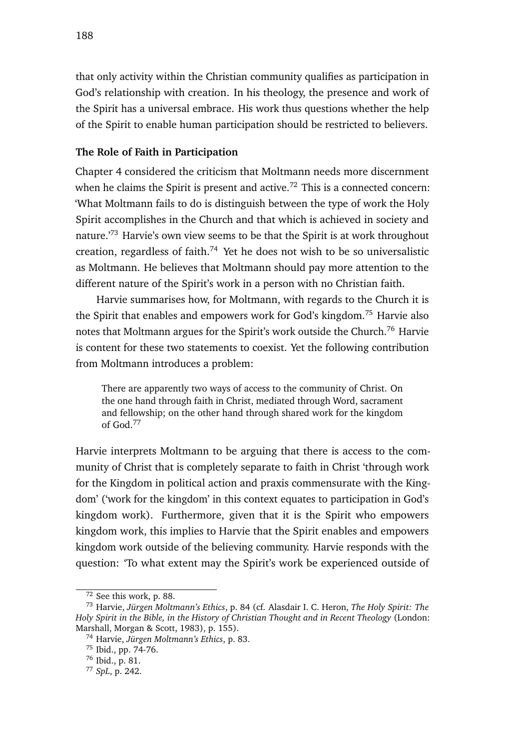that only activity within the Christian community qualifies as participation in God's relationship with creation. In his theology, the presence and work of the Spirit has a universal embrace. His work thus questions whether the help of the Spirit to enable human participation should be restricted to believers.

### The Role of Faith in Participation

Chapter 4 considered the criticism that Moltmann needs more discernment when he claims the Spirit is present and active.[72] This is a connected concern: 'What Moltmann fails to do is distinguish between the type of work the Holy Spirit accomplishes in the Church and that which is achieved in society and nature.'[73] Harvie's own view seems to be that the Spirit is at work throughout creation, regardless of faith.[74] Yet he does not wish to be so universalistic as Moltmann. He believes that Moltmann should pay more attention to the different nature of the Spirit's work in a person with no Christian faith.

Harvie summarises how, for Moltmann, with regards to the Church it is the Spirit that enables and empowers work for God's kingdom.[75] Harvie also notes that Moltmann argues for the Spirit's work outside the Church.[76] Harvie is content for these two statements to coexist. Yet the following contribution from Moltmann introduces a problem:

> There are apparently two ways of access to the community of Christ. On the one hand through faith in Christ, mediated through Word, sacrament and fellowship; on the other hand through shared work for the kingdom of God.[77]

Harvie interprets Moltmann to be arguing that there is access to the community of Christ that is completely separate to faith in Christ 'through work for the Kingdom in political action and praxis commensurate with the Kingdom' ('work for the kingdom' in this context equates to participation in God's kingdom work). Furthermore, given that it is the Spirit who empowers kingdom work, this implies to Harvie that the Spirit enables and empowers kingdom work outside of the believing community. Harvie responds with the question: 'To what extent may the Spirit's work be experienced outside of

---

[72] See this work, p. 88.

[73] Harvie, *Jürgen Moltmann's Ethics*, p. 84 (cf. Alasdair I. C. Heron, *The Holy Spirit: The Holy Spirit in the Bible, in the History of Christian Thought and in Recent Theology* (London: Marshall, Morgan & Scott, 1983), p. 155).

[74] Harvie, *Jürgen Moltmann's Ethics*, p. 83.

[75] Ibid., pp. 74-76.

[76] Ibid., p. 81.

[77] *SpL*, p. 242.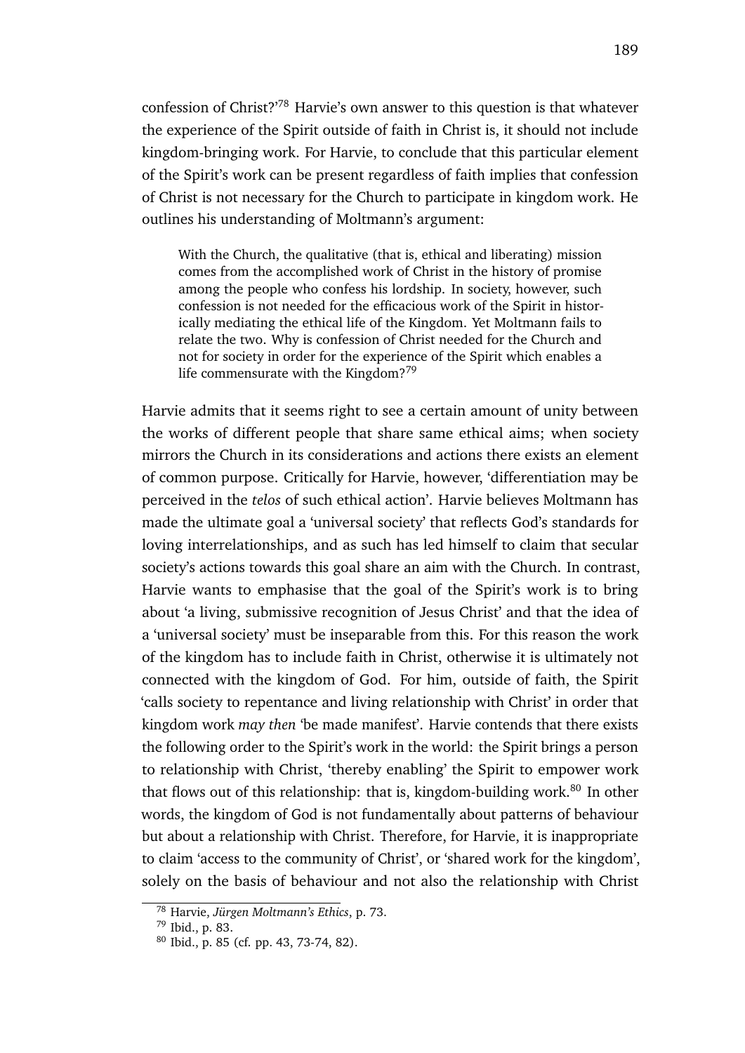confession of Christ?'[78] Harvie's own answer to this question is that whatever the experience of the Spirit outside of faith in Christ is, it should not include kingdom-bringing work. For Harvie, to conclude that this particular element of the Spirit's work can be present regardless of faith implies that confession of Christ is not necessary for the Church to participate in kingdom work. He outlines his understanding of Moltmann's argument:

> With the Church, the qualitative (that is, ethical and liberating) mission comes from the accomplished work of Christ in the history of promise among the people who confess his lordship. In society, however, such confession is not needed for the efficacious work of the Spirit in historically mediating the ethical life of the Kingdom. Yet Moltmann fails to relate the two. Why is confession of Christ needed for the Church and not for society in order for the experience of the Spirit which enables a life commensurate with the Kingdom?[79]

Harvie admits that it seems right to see a certain amount of unity between the works of different people that share same ethical aims; when society mirrors the Church in its considerations and actions there exists an element of common purpose. Critically for Harvie, however, 'differentiation may be perceived in the *telos* of such ethical action'. Harvie believes Moltmann has made the ultimate goal a 'universal society' that reflects God's standards for loving interrelationships, and as such has led himself to claim that secular society's actions towards this goal share an aim with the Church. In contrast, Harvie wants to emphasise that the goal of the Spirit's work is to bring about 'a living, submissive recognition of Jesus Christ' and that the idea of a 'universal society' must be inseparable from this. For this reason the work of the kingdom has to include faith in Christ, otherwise it is ultimately not connected with the kingdom of God. For him, outside of faith, the Spirit 'calls society to repentance and living relationship with Christ' in order that kingdom work *may then* 'be made manifest'. Harvie contends that there exists the following order to the Spirit's work in the world: the Spirit brings a person to relationship with Christ, 'thereby enabling' the Spirit to empower work that flows out of this relationship: that is, kingdom-building work.[80] In other words, the kingdom of God is not fundamentally about patterns of behaviour but about a relationship with Christ. Therefore, for Harvie, it is inappropriate to claim 'access to the community of Christ', or 'shared work for the kingdom', solely on the basis of behaviour and not also the relationship with Christ

---

[78] Harvie, *Jürgen Moltmann's Ethics*, p. 73.

[79] Ibid., p. 83.

[80] Ibid., p. 85 (cf. pp. 43, 73-74, 82).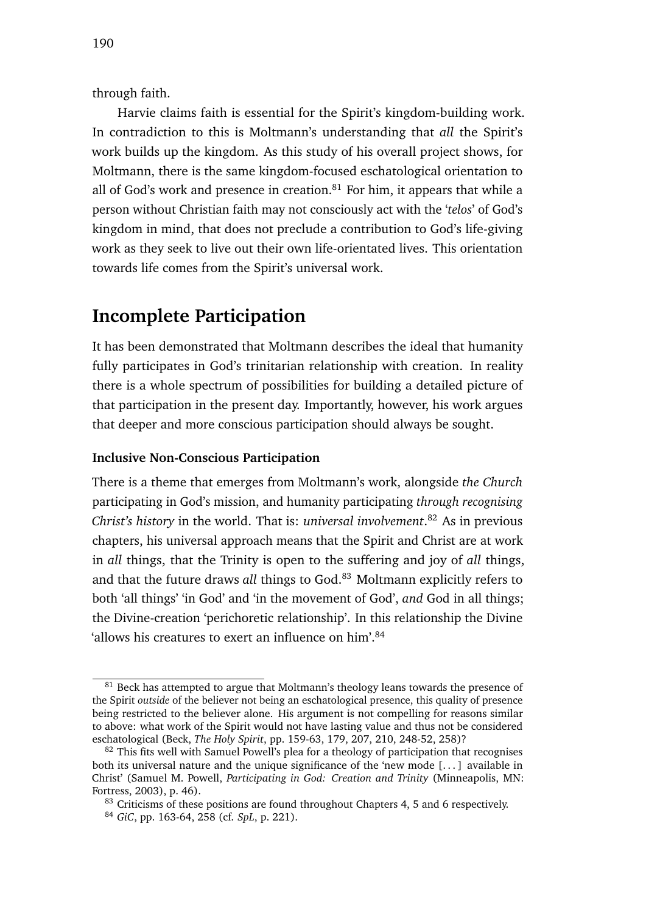through faith.

Harvie claims faith is essential for the Spirit's kingdom-building work. In contradiction to this is Moltmann's understanding that *all* the Spirit's work builds up the kingdom. As this study of his overall project shows, for Moltmann, there is the same kingdom-focused eschatological orientation to all of God's work and presence in creation.[81] For him, it appears that while a person without Christian faith may not consciously act with the '*telos*' of God's kingdom in mind, that does not preclude a contribution to God's life-giving work as they seek to live out their own life-orientated lives. This orientation towards life comes from the Spirit's universal work.

## Incomplete Participation

It has been demonstrated that Moltmann describes the ideal that humanity fully participates in God's trinitarian relationship with creation. In reality there is a whole spectrum of possibilities for building a detailed picture of that participation in the present day. Importantly, however, his work argues that deeper and more conscious participation should always be sought.

### Inclusive Non-Conscious Participation

There is a theme that emerges from Moltmann's work, alongside *the Church* participating in God's mission, and humanity participating *through recognising Christ's history* in the world. That is: *universal involvement*.[82] As in previous chapters, his universal approach means that the Spirit and Christ are at work in *all* things, that the Trinity is open to the suffering and joy of *all* things, and that the future draws *all* things to God.[83] Moltmann explicitly refers to both 'all things' 'in God' and 'in the movement of God', *and* God in all things; the Divine-creation 'perichoretic relationship'. In this relationship the Divine 'allows his creatures to exert an influence on him'.[84]

---

[81] Beck has attempted to argue that Moltmann's theology leans towards the presence of the Spirit *outside* of the believer not being an eschatological presence, this quality of presence being restricted to the believer alone. His argument is not compelling for reasons similar to above: what work of the Spirit would not have lasting value and thus not be considered eschatological (Beck, *The Holy Spirit*, pp. 159-63, 179, 207, 210, 248-52, 258)?

[82] This fits well with Samuel Powell's plea for a theology of participation that recognises both its universal nature and the unique significance of the 'new mode [...] available in Christ' (Samuel M. Powell, *Participating in God: Creation and Trinity* (Minneapolis, MN: Fortress, 2003), p. 46).

[83] Criticisms of these positions are found throughout Chapters 4, 5 and 6 respectively.

[84] *GiC*, pp. 163-64, 258 (cf. *SpL*, p. 221).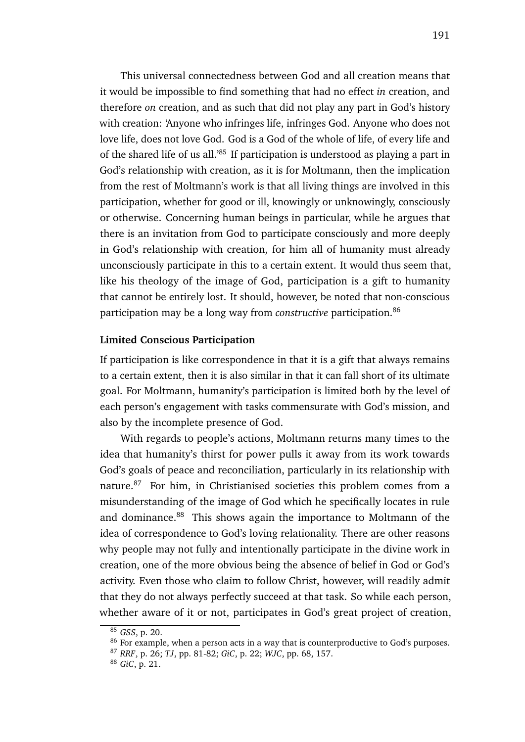This universal connectedness between God and all creation means that it would be impossible to find something that had no effect *in* creation, and therefore *on* creation, and as such that did not play any part in God's history with creation: 'Anyone who infringes life, infringes God. Anyone who does not love life, does not love God. God is a God of the whole of life, of every life and of the shared life of us all.'[85] If participation is understood as playing a part in God's relationship with creation, as it is for Moltmann, then the implication from the rest of Moltmann's work is that all living things are involved in this participation, whether for good or ill, knowingly or unknowingly, consciously or otherwise. Concerning human beings in particular, while he argues that there is an invitation from God to participate consciously and more deeply in God's relationship with creation, for him all of humanity must already unconsciously participate in this to a certain extent. It would thus seem that, like his theology of the image of God, participation is a gift to humanity that cannot be entirely lost. It should, however, be noted that non-conscious participation may be a long way from *constructive* participation.[86]

**Limited Conscious Participation**

If participation is like correspondence in that it is a gift that always remains to a certain extent, then it is also similar in that it can fall short of its ultimate goal. For Moltmann, humanity's participation is limited both by the level of each person's engagement with tasks commensurate with God's mission, and also by the incomplete presence of God.

With regards to people's actions, Moltmann returns many times to the idea that humanity's thirst for power pulls it away from its work towards God's goals of peace and reconciliation, particularly in its relationship with nature.[87] For him, in Christianised societies this problem comes from a misunderstanding of the image of God which he specifically locates in rule and dominance.[88] This shows again the importance to Moltmann of the idea of correspondence to God's loving relationality. There are other reasons why people may not fully and intentionally participate in the divine work in creation, one of the more obvious being the absence of belief in God or God's activity. Even those who claim to follow Christ, however, will readily admit that they do not always perfectly succeed at that task. So while each person, whether aware of it or not, participates in God's great project of creation,

---

[85] *GSS*, p. 20.

[86] For example, when a person acts in a way that is counterproductive to God's purposes.

[87] *RRF*, p. 26; *TJ*, pp. 81-82; *GiC*, p. 22; *WJC*, pp. 68, 157.

[88] *GiC*, p. 21.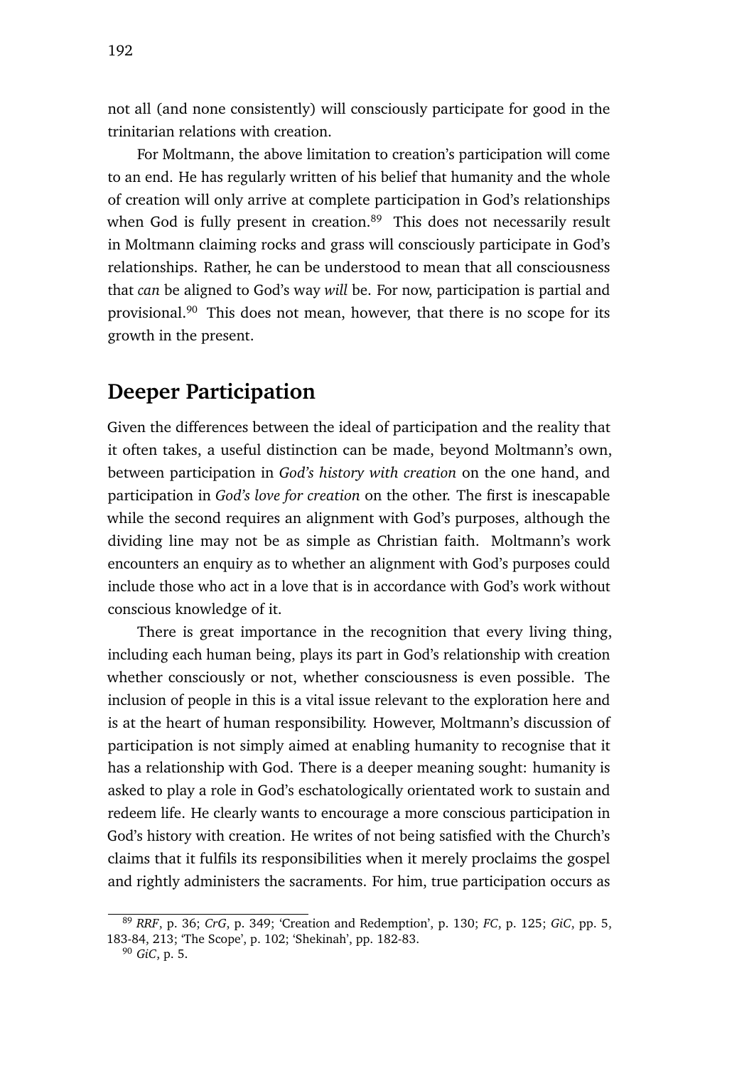not all (and none consistently) will consciously participate for good in the trinitarian relations with creation.

For Moltmann, the above limitation to creation's participation will come to an end. He has regularly written of his belief that humanity and the whole of creation will only arrive at complete participation in God's relationships when God is fully present in creation.[89] This does not necessarily result in Moltmann claiming rocks and grass will consciously participate in God's relationships. Rather, he can be understood to mean that all consciousness that *can* be aligned to God's way *will* be. For now, participation is partial and provisional.[90] This does not mean, however, that there is no scope for its growth in the present.

## Deeper Participation

Given the differences between the ideal of participation and the reality that it often takes, a useful distinction can be made, beyond Moltmann's own, between participation in *God's history with creation* on the one hand, and participation in *God's love for creation* on the other. The first is inescapable while the second requires an alignment with God's purposes, although the dividing line may not be as simple as Christian faith. Moltmann's work encounters an enquiry as to whether an alignment with God's purposes could include those who act in a love that is in accordance with God's work without conscious knowledge of it.

There is great importance in the recognition that every living thing, including each human being, plays its part in God's relationship with creation whether consciously or not, whether consciousness is even possible. The inclusion of people in this is a vital issue relevant to the exploration here and is at the heart of human responsibility. However, Moltmann's discussion of participation is not simply aimed at enabling humanity to recognise that it has a relationship with God. There is a deeper meaning sought: humanity is asked to play a role in God's eschatologically orientated work to sustain and redeem life. He clearly wants to encourage a more conscious participation in God's history with creation. He writes of not being satisfied with the Church's claims that it fulfils its responsibilities when it merely proclaims the gospel and rightly administers the sacraments. For him, true participation occurs as

[89] *RRF*, p. 36; *CrG*, p. 349; 'Creation and Redemption', p. 130; *FC*, p. 125; *GiC*, pp. 5, 183-84, 213; 'The Scope', p. 102; 'Shekinah', pp. 182-83.

[90] *GiC*, p. 5.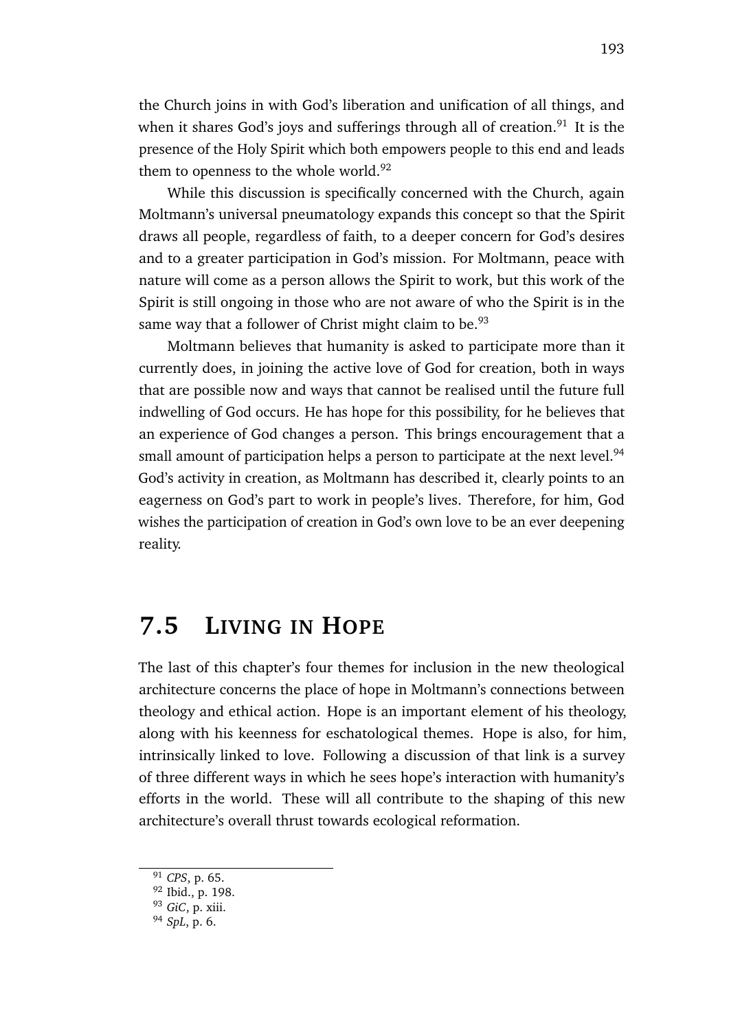the Church joins in with God's liberation and unification of all things, and when it shares God's joys and sufferings through all of creation.[91] It is the presence of the Holy Spirit which both empowers people to this end and leads them to openness to the whole world.[92]

While this discussion is specifically concerned with the Church, again Moltmann's universal pneumatology expands this concept so that the Spirit draws all people, regardless of faith, to a deeper concern for God's desires and to a greater participation in God's mission. For Moltmann, peace with nature will come as a person allows the Spirit to work, but this work of the Spirit is still ongoing in those who are not aware of who the Spirit is in the same way that a follower of Christ might claim to be.[93]

Moltmann believes that humanity is asked to participate more than it currently does, in joining the active love of God for creation, both in ways that are possible now and ways that cannot be realised until the future full indwelling of God occurs. He has hope for this possibility, for he believes that an experience of God changes a person. This brings encouragement that a small amount of participation helps a person to participate at the next level.[94] God's activity in creation, as Moltmann has described it, clearly points to an eagerness on God's part to work in people's lives. Therefore, for him, God wishes the participation of creation in God's own love to be an ever deepening reality.

## 7.5 Living in Hope

The last of this chapter's four themes for inclusion in the new theological architecture concerns the place of hope in Moltmann's connections between theology and ethical action. Hope is an important element of his theology, along with his keenness for eschatological themes. Hope is also, for him, intrinsically linked to love. Following a discussion of that link is a survey of three different ways in which he sees hope's interaction with humanity's efforts in the world. These will all contribute to the shaping of this new architecture's overall thrust towards ecological reformation.

---

[91] *CPS*, p. 65.
[92] Ibid., p. 198.
[93] *GiC*, p. xiii.
[94] *SpL*, p. 6.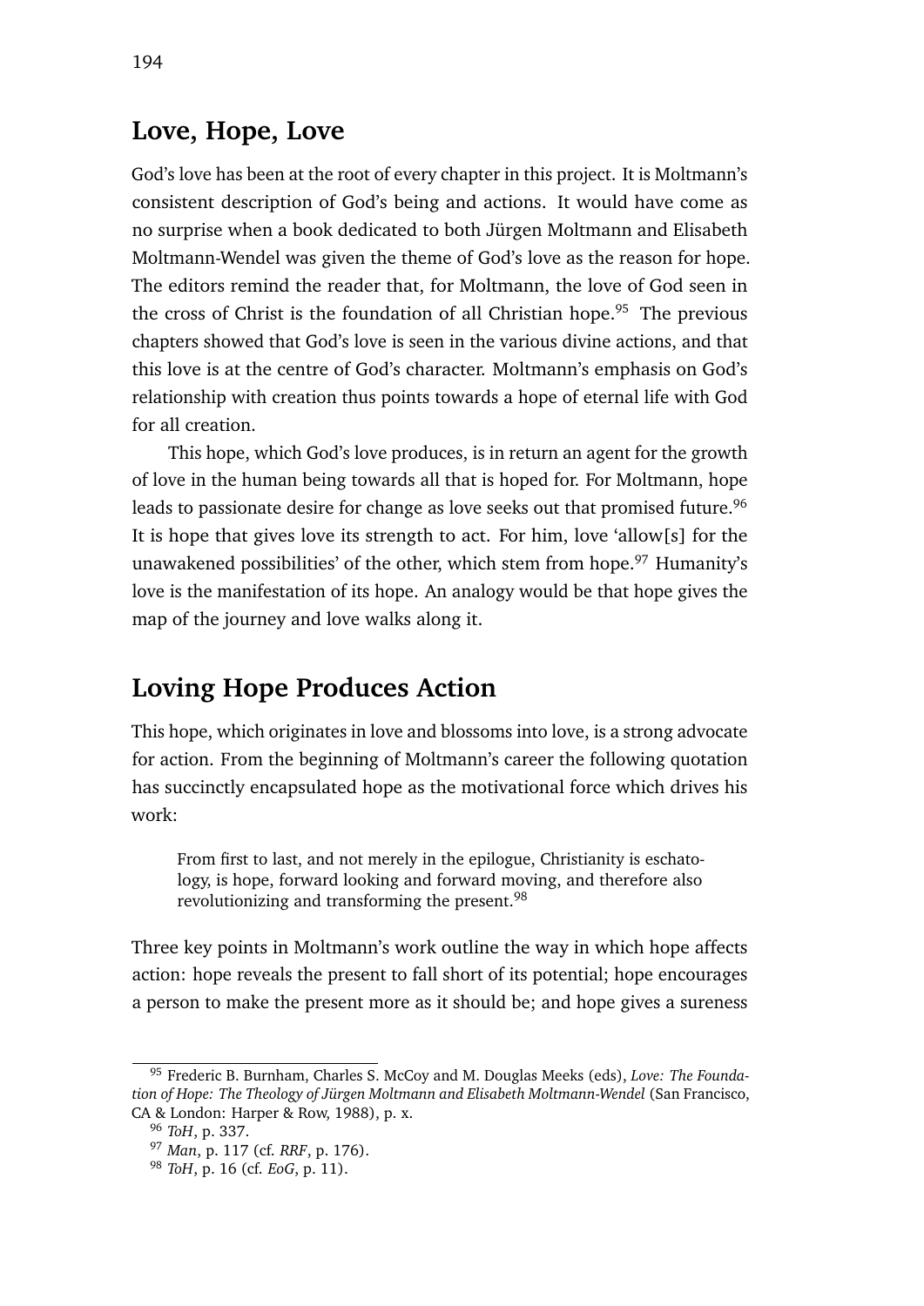## Love, Hope, Love

God's love has been at the root of every chapter in this project. It is Moltmann's consistent description of God's being and actions. It would have come as no surprise when a book dedicated to both Jürgen Moltmann and Elisabeth Moltmann-Wendel was given the theme of God's love as the reason for hope. The editors remind the reader that, for Moltmann, the love of God seen in the cross of Christ is the foundation of all Christian hope.[95] The previous chapters showed that God's love is seen in the various divine actions, and that this love is at the centre of God's character. Moltmann's emphasis on God's relationship with creation thus points towards a hope of eternal life with God for all creation.

This hope, which God's love produces, is in return an agent for the growth of love in the human being towards all that is hoped for. For Moltmann, hope leads to passionate desire for change as love seeks out that promised future.[96] It is hope that gives love its strength to act. For him, love 'allow[s] for the unawakened possibilities' of the other, which stem from hope.[97] Humanity's love is the manifestation of its hope. An analogy would be that hope gives the map of the journey and love walks along it.

## Loving Hope Produces Action

This hope, which originates in love and blossoms into love, is a strong advocate for action. From the beginning of Moltmann's career the following quotation has succinctly encapsulated hope as the motivational force which drives his work:

> From first to last, and not merely in the epilogue, Christianity is eschatology, is hope, forward looking and forward moving, and therefore also revolutionizing and transforming the present.[98]

Three key points in Moltmann's work outline the way in which hope affects action: hope reveals the present to fall short of its potential; hope encourages a person to make the present more as it should be; and hope gives a sureness

---

[95] Frederic B. Burnham, Charles S. McCoy and M. Douglas Meeks (eds), *Love: The Foundation of Hope: The Theology of Jürgen Moltmann and Elisabeth Moltmann-Wendel* (San Francisco, CA & London: Harper & Row, 1988), p. x.

[96] *ToH*, p. 337.

[97] *Man*, p. 117 (cf. *RRF*, p. 176).

[98] *ToH*, p. 16 (cf. *EoG*, p. 11).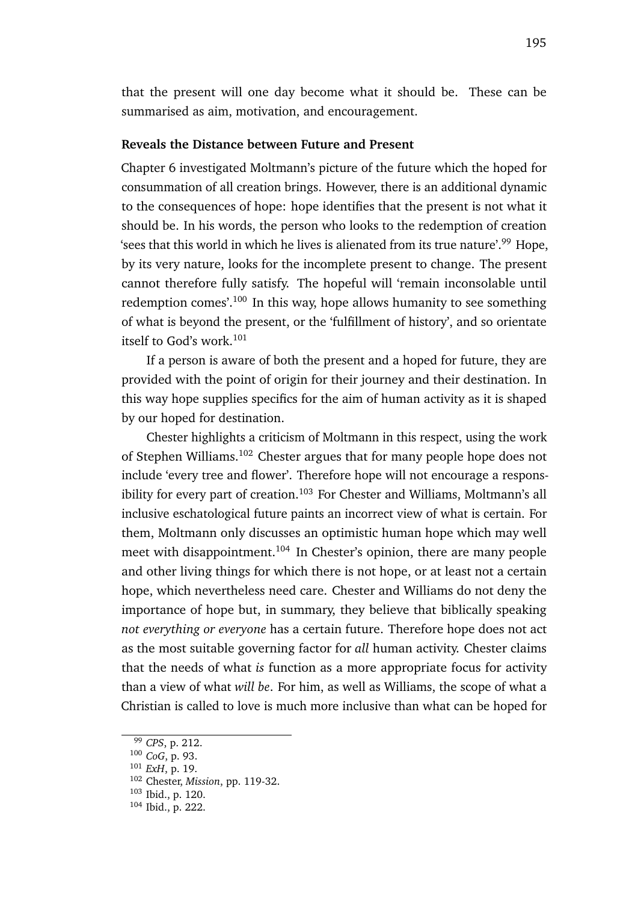that the present will one day become what it should be. These can be summarised as aim, motivation, and encouragement.

**Reveals the Distance between Future and Present**

Chapter 6 investigated Moltmann's picture of the future which the hoped for consummation of all creation brings. However, there is an additional dynamic to the consequences of hope: hope identifies that the present is not what it should be. In his words, the person who looks to the redemption of creation 'sees that this world in which he lives is alienated from its true nature'.[99] Hope, by its very nature, looks for the incomplete present to change. The present cannot therefore fully satisfy. The hopeful will 'remain inconsolable until redemption comes'.[100] In this way, hope allows humanity to see something of what is beyond the present, or the 'fulfillment of history', and so orientate itself to God's work.[101]

If a person is aware of both the present and a hoped for future, they are provided with the point of origin for their journey and their destination. In this way hope supplies specifics for the aim of human activity as it is shaped by our hoped for destination.

Chester highlights a criticism of Moltmann in this respect, using the work of Stephen Williams.[102] Chester argues that for many people hope does not include 'every tree and flower'. Therefore hope will not encourage a responsibility for every part of creation.[103] For Chester and Williams, Moltmann's all inclusive eschatological future paints an incorrect view of what is certain. For them, Moltmann only discusses an optimistic human hope which may well meet with disappointment.[104] In Chester's opinion, there are many people and other living things for which there is not hope, or at least not a certain hope, which nevertheless need care. Chester and Williams do not deny the importance of hope but, in summary, they believe that biblically speaking *not everything or everyone* has a certain future. Therefore hope does not act as the most suitable governing factor for *all* human activity. Chester claims that the needs of what *is* function as a more appropriate focus for activity than a view of what *will be*. For him, as well as Williams, the scope of what a Christian is called to love is much more inclusive than what can be hoped for

---

[99] *CPS*, p. 212.
[100] *CoG*, p. 93.
[101] *ExH*, p. 19.
[102] Chester, *Mission*, pp. 119-32.
[103] Ibid., p. 120.
[104] Ibid., p. 222.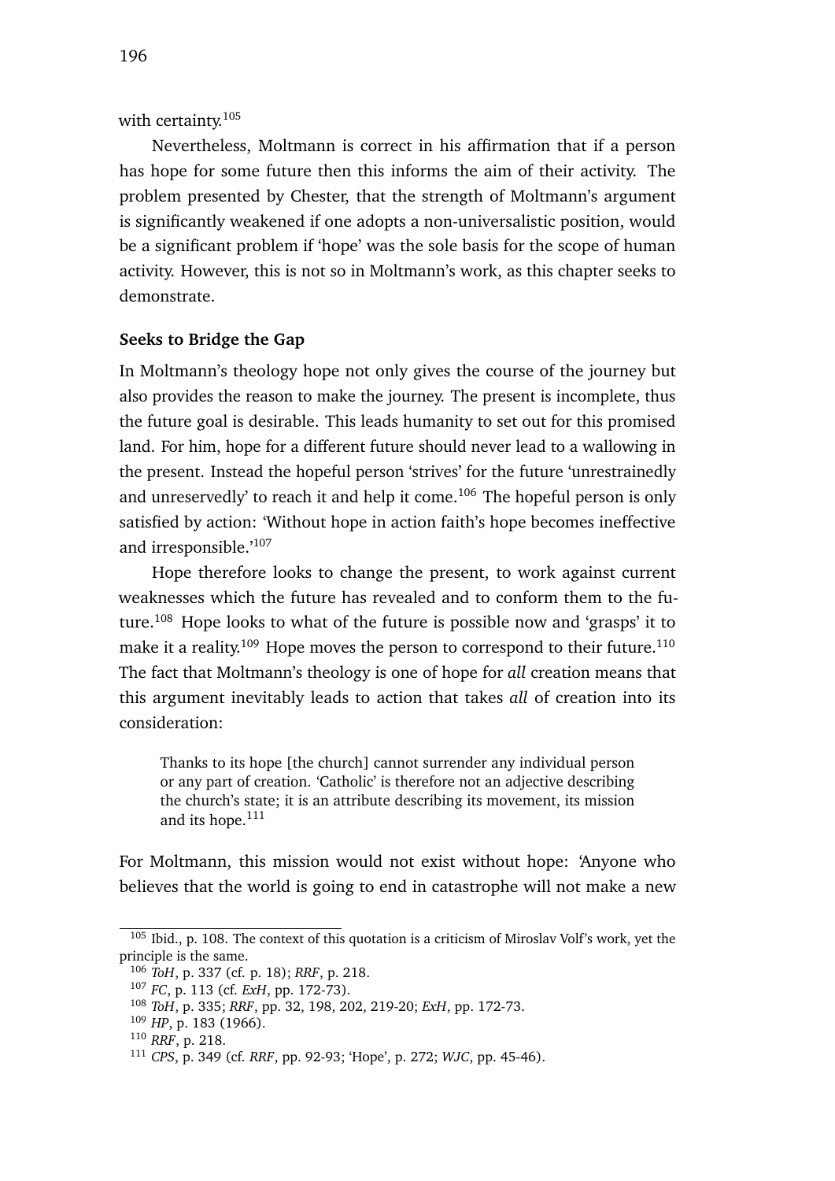with certainty.[105]

Nevertheless, Moltmann is correct in his affirmation that if a person has hope for some future then this informs the aim of their activity. The problem presented by Chester, that the strength of Moltmann's argument is significantly weakened if one adopts a non-universalistic position, would be a significant problem if 'hope' was the sole basis for the scope of human activity. However, this is not so in Moltmann's work, as this chapter seeks to demonstrate.

**Seeks to Bridge the Gap**

In Moltmann's theology hope not only gives the course of the journey but also provides the reason to make the journey. The present is incomplete, thus the future goal is desirable. This leads humanity to set out for this promised land. For him, hope for a different future should never lead to a wallowing in the present. Instead the hopeful person 'strives' for the future 'unrestrainedly and unreservedly' to reach it and help it come.[106] The hopeful person is only satisfied by action: 'Without hope in action faith's hope becomes ineffective and irresponsible.'[107]

Hope therefore looks to change the present, to work against current weaknesses which the future has revealed and to conform them to the future.[108] Hope looks to what of the future is possible now and 'grasps' it to make it a reality.[109] Hope moves the person to correspond to their future.[110] The fact that Moltmann's theology is one of hope for *all* creation means that this argument inevitably leads to action that takes *all* of creation into its consideration:

> Thanks to its hope [the church] cannot surrender any individual person or any part of creation. 'Catholic' is therefore not an adjective describing the church's state; it is an attribute describing its movement, its mission and its hope.[111]

For Moltmann, this mission would not exist without hope: 'Anyone who believes that the world is going to end in catastrophe will not make a new

---

[105] Ibid., p. 108. The context of this quotation is a criticism of Miroslav Volf's work, yet the principle is the same.

[106] *ToH*, p. 337 (cf. p. 18); *RRF*, p. 218.

[107] *FC*, p. 113 (cf. *ExH*, pp. 172-73).

[108] *ToH*, p. 335; *RRF*, pp. 32, 198, 202, 219-20; *ExH*, pp. 172-73.

[109] *HP*, p. 183 (1966).

[110] *RRF*, p. 218.

[111] *CPS*, p. 349 (cf. *RRF*, pp. 92-93; 'Hope', p. 272; *WJC*, pp. 45-46).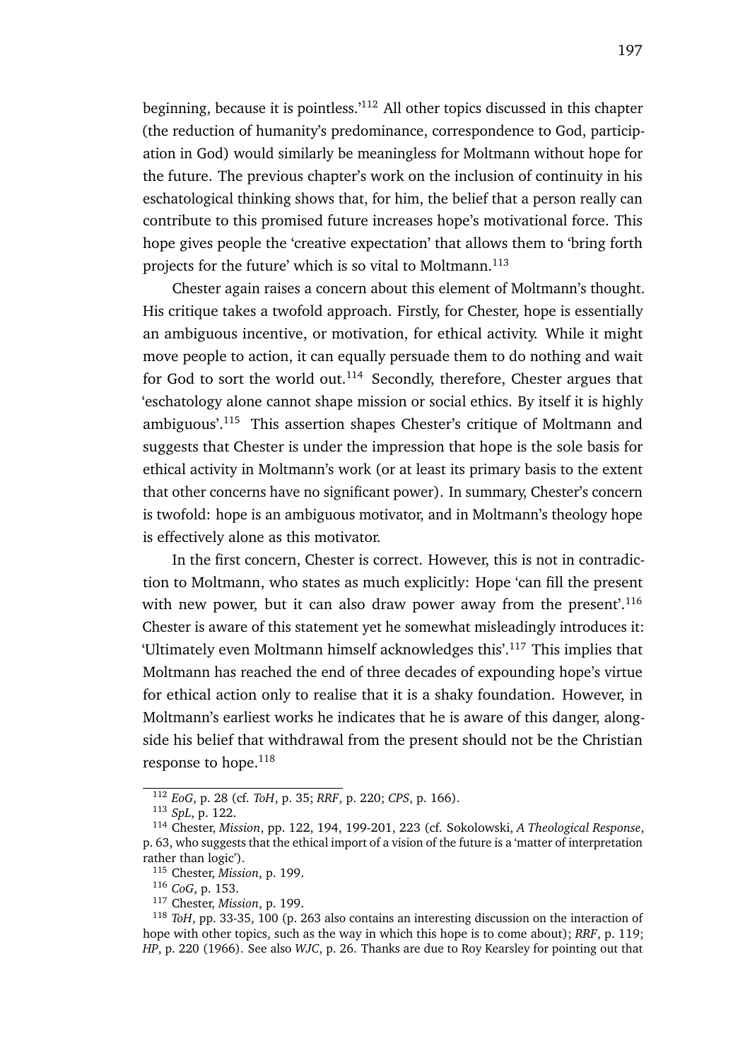beginning, because it is pointless.'[112] All other topics discussed in this chapter (the reduction of humanity's predominance, correspondence to God, participation in God) would similarly be meaningless for Moltmann without hope for the future. The previous chapter's work on the inclusion of continuity in his eschatological thinking shows that, for him, the belief that a person really can contribute to this promised future increases hope's motivational force. This hope gives people the 'creative expectation' that allows them to 'bring forth projects for the future' which is so vital to Moltmann.[113]

Chester again raises a concern about this element of Moltmann's thought. His critique takes a twofold approach. Firstly, for Chester, hope is essentially an ambiguous incentive, or motivation, for ethical activity. While it might move people to action, it can equally persuade them to do nothing and wait for God to sort the world out.[114] Secondly, therefore, Chester argues that 'eschatology alone cannot shape mission or social ethics. By itself it is highly ambiguous'.[115] This assertion shapes Chester's critique of Moltmann and suggests that Chester is under the impression that hope is the sole basis for ethical activity in Moltmann's work (or at least its primary basis to the extent that other concerns have no significant power). In summary, Chester's concern is twofold: hope is an ambiguous motivator, and in Moltmann's theology hope is effectively alone as this motivator.

In the first concern, Chester is correct. However, this is not in contradiction to Moltmann, who states as much explicitly: Hope 'can fill the present with new power, but it can also draw power away from the present'.[116] Chester is aware of this statement yet he somewhat misleadingly introduces it: 'Ultimately even Moltmann himself acknowledges this'.[117] This implies that Moltmann has reached the end of three decades of expounding hope's virtue for ethical action only to realise that it is a shaky foundation. However, in Moltmann's earliest works he indicates that he is aware of this danger, alongside his belief that withdrawal from the present should not be the Christian response to hope.[118]

---

[112] *EoG*, p. 28 (cf. *ToH*, p. 35; *RRF*, p. 220; *CPS*, p. 166).

[113] *SpL*, p. 122.

[114] Chester, *Mission*, pp. 122, 194, 199-201, 223 (cf. Sokolowski, *A Theological Response*, p. 63, who suggests that the ethical import of a vision of the future is a 'matter of interpretation rather than logic').

[115] Chester, *Mission*, p. 199.

[116] *CoG*, p. 153.

[117] Chester, *Mission*, p. 199.

[118] *ToH*, pp. 33-35, 100 (p. 263 also contains an interesting discussion on the interaction of hope with other topics, such as the way in which this hope is to come about); *RRF*, p. 119; *HP*, p. 220 (1966). See also *WJC*, p. 26. Thanks are due to Roy Kearsley for pointing out that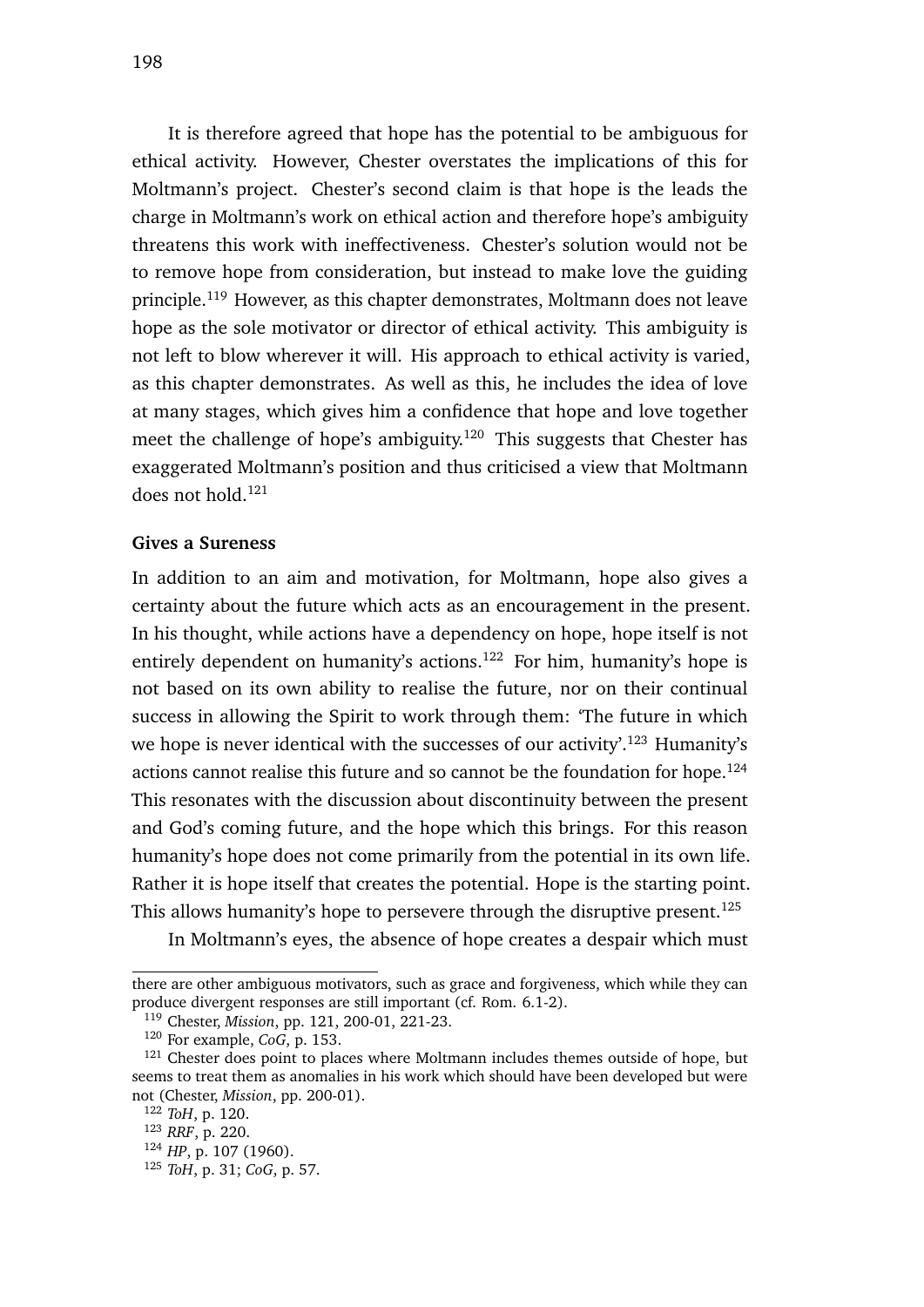It is therefore agreed that hope has the potential to be ambiguous for ethical activity. However, Chester overstates the implications of this for Moltmann's project. Chester's second claim is that hope is the leads the charge in Moltmann's work on ethical action and therefore hope's ambiguity threatens this work with ineffectiveness. Chester's solution would not be to remove hope from consideration, but instead to make love the guiding principle.[119] However, as this chapter demonstrates, Moltmann does not leave hope as the sole motivator or director of ethical activity. This ambiguity is not left to blow wherever it will. His approach to ethical activity is varied, as this chapter demonstrates. As well as this, he includes the idea of love at many stages, which gives him a confidence that hope and love together meet the challenge of hope's ambiguity.[120] This suggests that Chester has exaggerated Moltmann's position and thus criticised a view that Moltmann does not hold.[121]

**Gives a Sureness**

In addition to an aim and motivation, for Moltmann, hope also gives a certainty about the future which acts as an encouragement in the present. In his thought, while actions have a dependency on hope, hope itself is not entirely dependent on humanity's actions.[122] For him, humanity's hope is not based on its own ability to realise the future, nor on their continual success in allowing the Spirit to work through them: 'The future in which we hope is never identical with the successes of our activity'.[123] Humanity's actions cannot realise this future and so cannot be the foundation for hope.[124] This resonates with the discussion about discontinuity between the present and God's coming future, and the hope which this brings. For this reason humanity's hope does not come primarily from the potential in its own life. Rather it is hope itself that creates the potential. Hope is the starting point. This allows humanity's hope to persevere through the disruptive present.[125]

In Moltmann's eyes, the absence of hope creates a despair which must

---

there are other ambiguous motivators, such as grace and forgiveness, which while they can produce divergent responses are still important (cf. Rom. 6.1-2).

[119] Chester, *Mission*, pp. 121, 200-01, 221-23.

[120] For example, *CoG*, p. 153.

[121] Chester does point to places where Moltmann includes themes outside of hope, but seems to treat them as anomalies in his work which should have been developed but were not (Chester, *Mission*, pp. 200-01).

[122] *ToH*, p. 120.

[123] *RRF*, p. 220.

[124] *HP*, p. 107 (1960).

[125] *ToH*, p. 31; *CoG*, p. 57.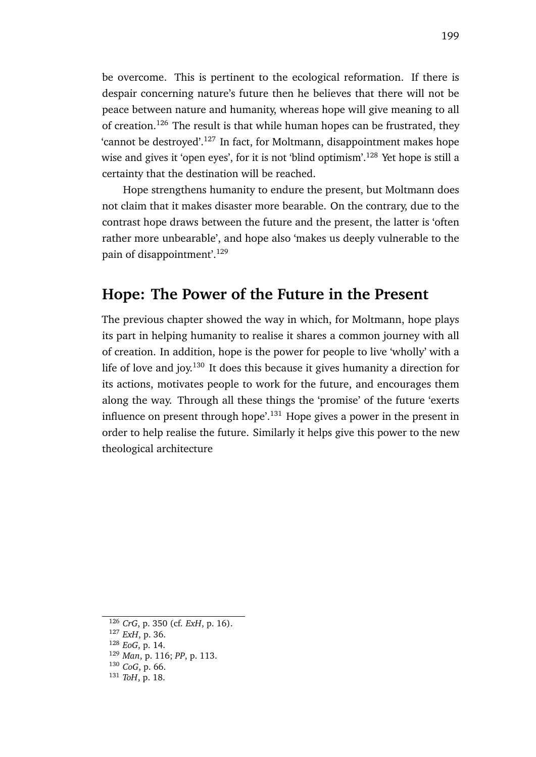be overcome. This is pertinent to the ecological reformation. If there is despair concerning nature's future then he believes that there will not be peace between nature and humanity, whereas hope will give meaning to all of creation.[126] The result is that while human hopes can be frustrated, they 'cannot be destroyed'.[127] In fact, for Moltmann, disappointment makes hope wise and gives it 'open eyes', for it is not 'blind optimism'.[128] Yet hope is still a certainty that the destination will be reached.

Hope strengthens humanity to endure the present, but Moltmann does not claim that it makes disaster more bearable. On the contrary, due to the contrast hope draws between the future and the present, the latter is 'often rather more unbearable', and hope also 'makes us deeply vulnerable to the pain of disappointment'.[129]

## Hope: The Power of the Future in the Present

The previous chapter showed the way in which, for Moltmann, hope plays its part in helping humanity to realise it shares a common journey with all of creation. In addition, hope is the power for people to live 'wholly' with a life of love and joy.[130] It does this because it gives humanity a direction for its actions, motivates people to work for the future, and encourages them along the way. Through all these things the 'promise' of the future 'exerts influence on present through hope'.[131] Hope gives a power in the present in order to help realise the future. Similarly it helps give this power to the new theological architecture

---

[126] *CrG*, p. 350 (cf. *ExH*, p. 16).
[127] *ExH*, p. 36.
[128] *EoG*, p. 14.
[129] *Man*, p. 116; *PP*, p. 113.
[130] *CoG*, p. 66.
[131] *ToH*, p. 18.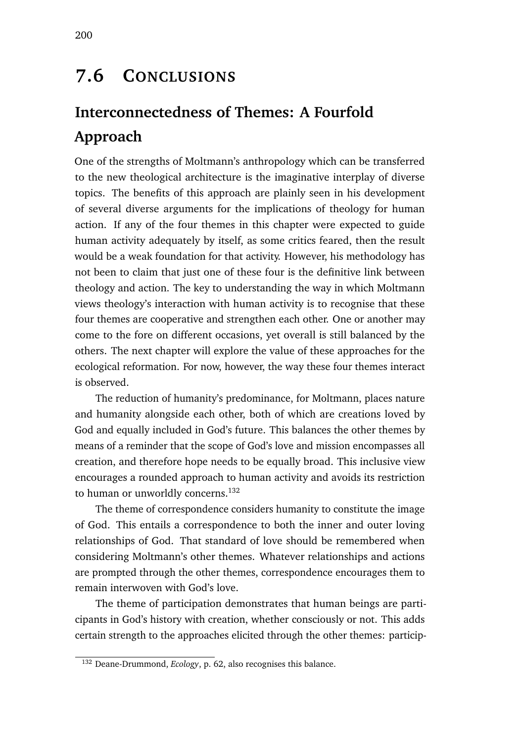## 7.6 Conclusions

### Interconnectedness of Themes: A Fourfold Approach

One of the strengths of Moltmann's anthropology which can be transferred to the new theological architecture is the imaginative interplay of diverse topics. The benefits of this approach are plainly seen in his development of several diverse arguments for the implications of theology for human action. If any of the four themes in this chapter were expected to guide human activity adequately by itself, as some critics feared, then the result would be a weak foundation for that activity. However, his methodology has not been to claim that just one of these four is the definitive link between theology and action. The key to understanding the way in which Moltmann views theology's interaction with human activity is to recognise that these four themes are cooperative and strengthen each other. One or another may come to the fore on different occasions, yet overall is still balanced by the others. The next chapter will explore the value of these approaches for the ecological reformation. For now, however, the way these four themes interact is observed.

The reduction of humanity's predominance, for Moltmann, places nature and humanity alongside each other, both of which are creations loved by God and equally included in God's future. This balances the other themes by means of a reminder that the scope of God's love and mission encompasses all creation, and therefore hope needs to be equally broad. This inclusive view encourages a rounded approach to human activity and avoids its restriction to human or unworldly concerns.[132]

The theme of correspondence considers humanity to constitute the image of God. This entails a correspondence to both the inner and outer loving relationships of God. That standard of love should be remembered when considering Moltmann's other themes. Whatever relationships and actions are prompted through the other themes, correspondence encourages them to remain interwoven with God's love.

The theme of participation demonstrates that human beings are participants in God's history with creation, whether consciously or not. This adds certain strength to the approaches elicited through the other themes: particip-

[132] Deane-Drummond, *Ecology*, p. 62, also recognises this balance.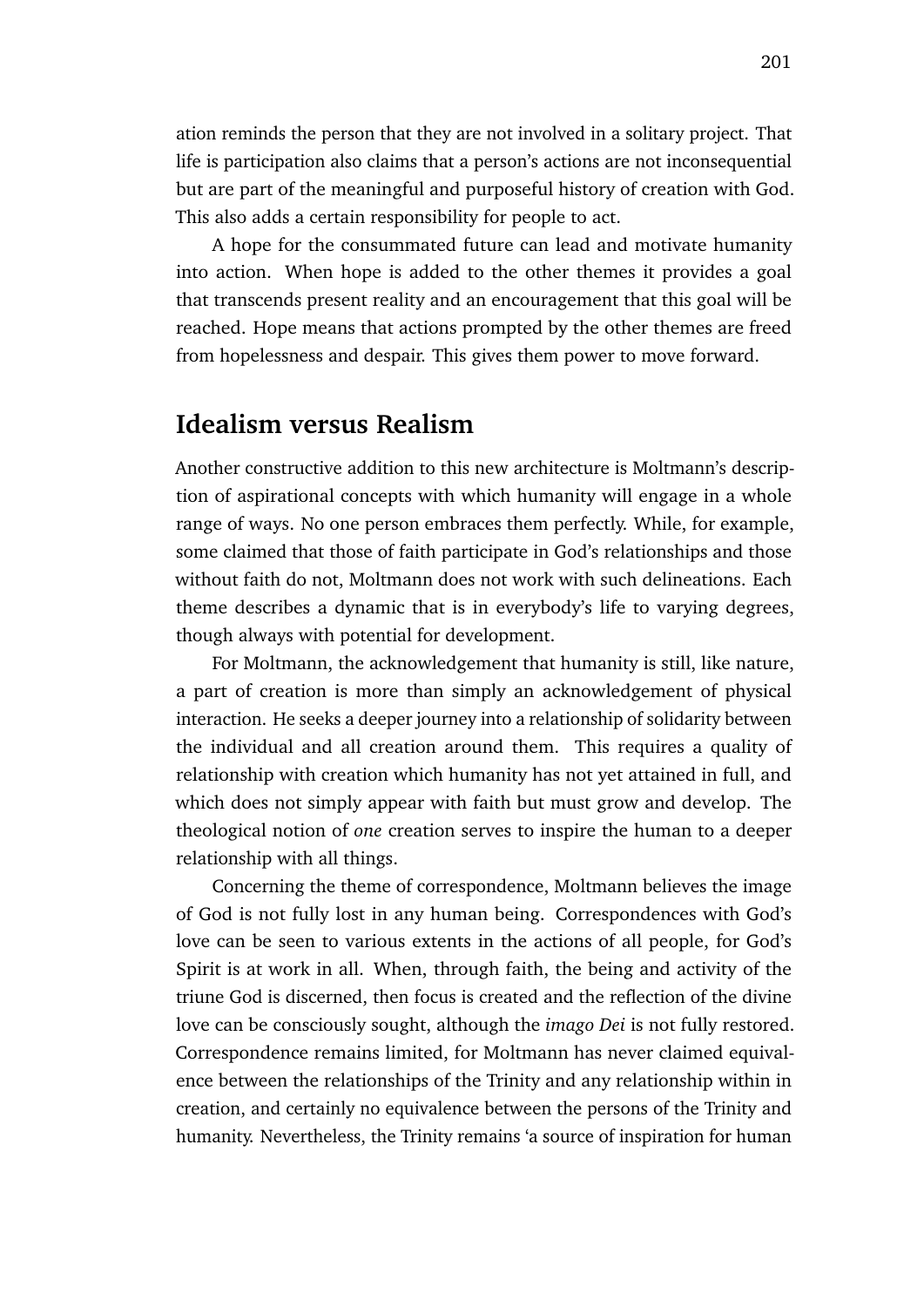ation reminds the person that they are not involved in a solitary project. That life is participation also claims that a person's actions are not inconsequential but are part of the meaningful and purposeful history of creation with God. This also adds a certain responsibility for people to act.

A hope for the consummated future can lead and motivate humanity into action. When hope is added to the other themes it provides a goal that transcends present reality and an encouragement that this goal will be reached. Hope means that actions prompted by the other themes are freed from hopelessness and despair. This gives them power to move forward.

## Idealism versus Realism

Another constructive addition to this new architecture is Moltmann's description of aspirational concepts with which humanity will engage in a whole range of ways. No one person embraces them perfectly. While, for example, some claimed that those of faith participate in God's relationships and those without faith do not, Moltmann does not work with such delineations. Each theme describes a dynamic that is in everybody's life to varying degrees, though always with potential for development.

For Moltmann, the acknowledgement that humanity is still, like nature, a part of creation is more than simply an acknowledgement of physical interaction. He seeks a deeper journey into a relationship of solidarity between the individual and all creation around them. This requires a quality of relationship with creation which humanity has not yet attained in full, and which does not simply appear with faith but must grow and develop. The theological notion of *one* creation serves to inspire the human to a deeper relationship with all things.

Concerning the theme of correspondence, Moltmann believes the image of God is not fully lost in any human being. Correspondences with God's love can be seen to various extents in the actions of all people, for God's Spirit is at work in all. When, through faith, the being and activity of the triune God is discerned, then focus is created and the reflection of the divine love can be consciously sought, although the *imago Dei* is not fully restored. Correspondence remains limited, for Moltmann has never claimed equivalence between the relationships of the Trinity and any relationship within in creation, and certainly no equivalence between the persons of the Trinity and humanity. Nevertheless, the Trinity remains 'a source of inspiration for human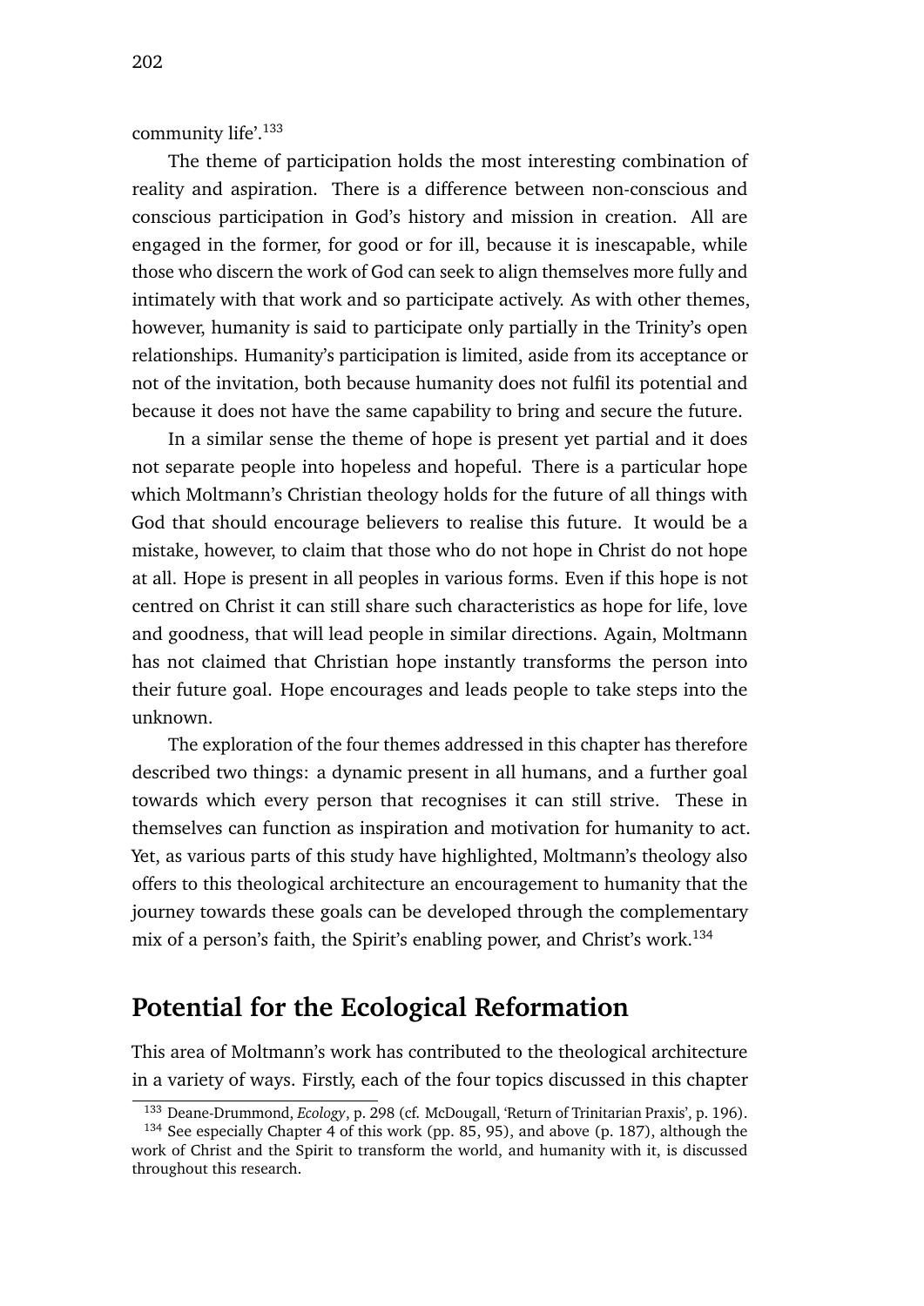community life'.[133]

The theme of participation holds the most interesting combination of reality and aspiration. There is a difference between non-conscious and conscious participation in God's history and mission in creation. All are engaged in the former, for good or for ill, because it is inescapable, while those who discern the work of God can seek to align themselves more fully and intimately with that work and so participate actively. As with other themes, however, humanity is said to participate only partially in the Trinity's open relationships. Humanity's participation is limited, aside from its acceptance or not of the invitation, both because humanity does not fulfil its potential and because it does not have the same capability to bring and secure the future.

In a similar sense the theme of hope is present yet partial and it does not separate people into hopeless and hopeful. There is a particular hope which Moltmann's Christian theology holds for the future of all things with God that should encourage believers to realise this future. It would be a mistake, however, to claim that those who do not hope in Christ do not hope at all. Hope is present in all peoples in various forms. Even if this hope is not centred on Christ it can still share such characteristics as hope for life, love and goodness, that will lead people in similar directions. Again, Moltmann has not claimed that Christian hope instantly transforms the person into their future goal. Hope encourages and leads people to take steps into the unknown.

The exploration of the four themes addressed in this chapter has therefore described two things: a dynamic present in all humans, and a further goal towards which every person that recognises it can still strive. These in themselves can function as inspiration and motivation for humanity to act. Yet, as various parts of this study have highlighted, Moltmann's theology also offers to this theological architecture an encouragement to humanity that the journey towards these goals can be developed through the complementary mix of a person's faith, the Spirit's enabling power, and Christ's work.[134]

## Potential for the Ecological Reformation

This area of Moltmann's work has contributed to the theological architecture in a variety of ways. Firstly, each of the four topics discussed in this chapter

[133] Deane-Drummond, *Ecology*, p. 298 (cf. McDougall, 'Return of Trinitarian Praxis', p. 196).

[134] See especially Chapter 4 of this work (pp. 85, 95), and above (p. 187), although the work of Christ and the Spirit to transform the world, and humanity with it, is discussed throughout this research.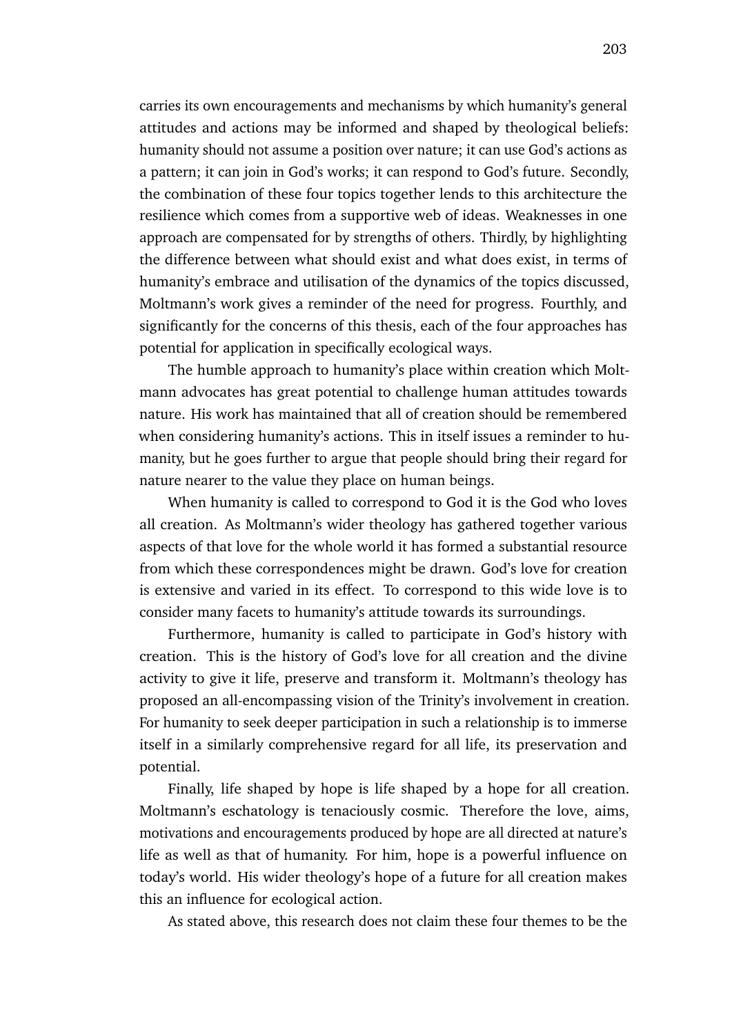carries its own encouragements and mechanisms by which humanity's general attitudes and actions may be informed and shaped by theological beliefs: humanity should not assume a position over nature; it can use God's actions as a pattern; it can join in God's works; it can respond to God's future. Secondly, the combination of these four topics together lends to this architecture the resilience which comes from a supportive web of ideas. Weaknesses in one approach are compensated for by strengths of others. Thirdly, by highlighting the difference between what should exist and what does exist, in terms of humanity's embrace and utilisation of the dynamics of the topics discussed, Moltmann's work gives a reminder of the need for progress. Fourthly, and significantly for the concerns of this thesis, each of the four approaches has potential for application in specifically ecological ways.

The humble approach to humanity's place within creation which Moltmann advocates has great potential to challenge human attitudes towards nature. His work has maintained that all of creation should be remembered when considering humanity's actions. This in itself issues a reminder to humanity, but he goes further to argue that people should bring their regard for nature nearer to the value they place on human beings.

When humanity is called to correspond to God it is the God who loves all creation. As Moltmann's wider theology has gathered together various aspects of that love for the whole world it has formed a substantial resource from which these correspondences might be drawn. God's love for creation is extensive and varied in its effect. To correspond to this wide love is to consider many facets to humanity's attitude towards its surroundings.

Furthermore, humanity is called to participate in God's history with creation. This is the history of God's love for all creation and the divine activity to give it life, preserve and transform it. Moltmann's theology has proposed an all-encompassing vision of the Trinity's involvement in creation. For humanity to seek deeper participation in such a relationship is to immerse itself in a similarly comprehensive regard for all life, its preservation and potential.

Finally, life shaped by hope is life shaped by a hope for all creation. Moltmann's eschatology is tenaciously cosmic. Therefore the love, aims, motivations and encouragements produced by hope are all directed at nature's life as well as that of humanity. For him, hope is a powerful influence on today's world. His wider theology's hope of a future for all creation makes this an influence for ecological action.

As stated above, this research does not claim these four themes to be the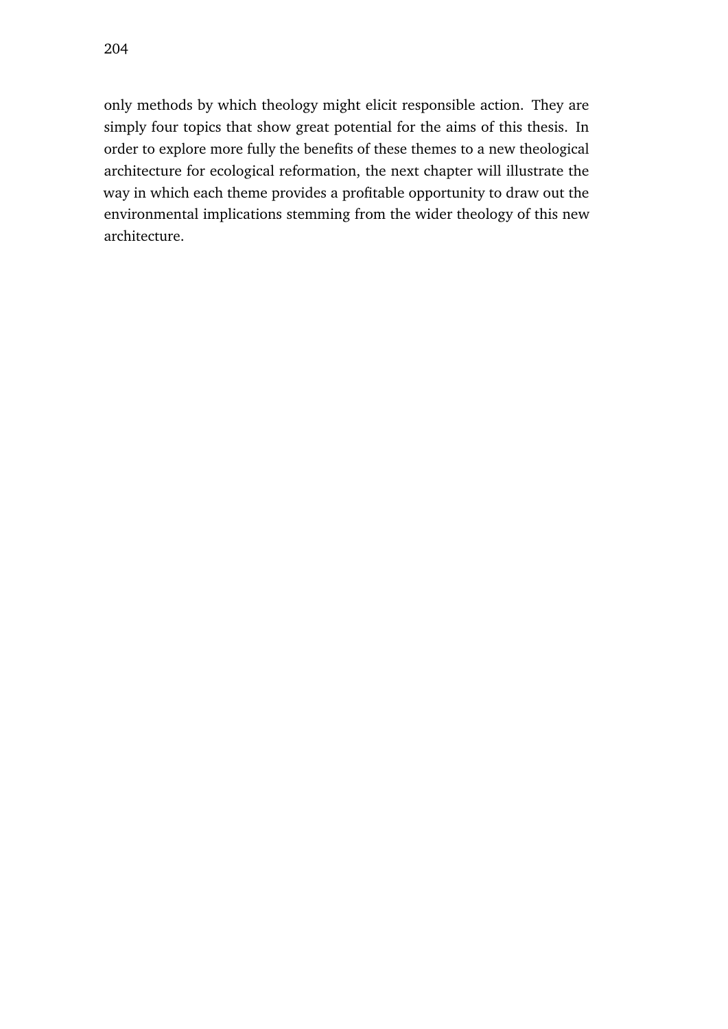only methods by which theology might elicit responsible action. They are simply four topics that show great potential for the aims of this thesis. In order to explore more fully the benefits of these themes to a new theological architecture for ecological reformation, the next chapter will illustrate the way in which each theme provides a profitable opportunity to draw out the environmental implications stemming from the wider theology of this new architecture.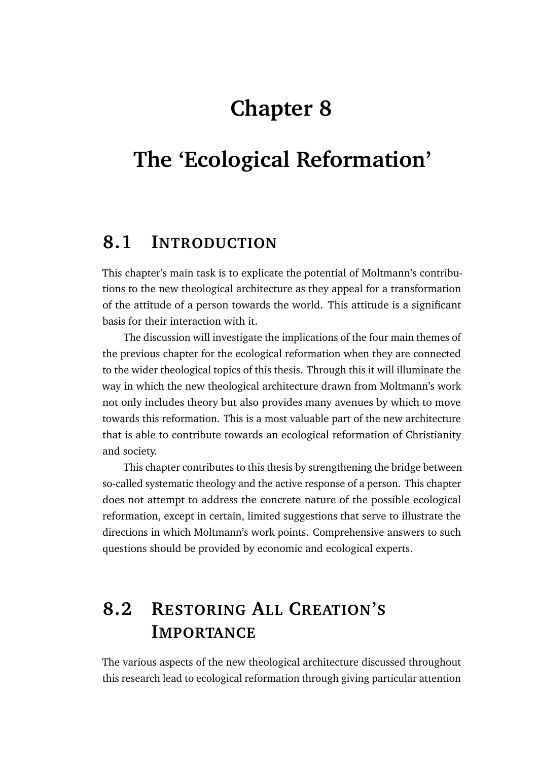# Chapter 8

# The 'Ecological Reformation'

## 8.1 Introduction

This chapter's main task is to explicate the potential of Moltmann's contributions to the new theological architecture as they appeal for a transformation of the attitude of a person towards the world. This attitude is a significant basis for their interaction with it.

The discussion will investigate the implications of the four main themes of the previous chapter for the ecological reformation when they are connected to the wider theological topics of this thesis. Through this it will illuminate the way in which the new theological architecture drawn from Moltmann's work not only includes theory but also provides many avenues by which to move towards this reformation. This is a most valuable part of the new architecture that is able to contribute towards an ecological reformation of Christianity and society.

This chapter contributes to this thesis by strengthening the bridge between so-called systematic theology and the active response of a person. This chapter does not attempt to address the concrete nature of the possible ecological reformation, except in certain, limited suggestions that serve to illustrate the directions in which Moltmann's work points. Comprehensive answers to such questions should be provided by economic and ecological experts.

## 8.2 Restoring All Creation's Importance

The various aspects of the new theological architecture discussed throughout this research lead to ecological reformation through giving particular attention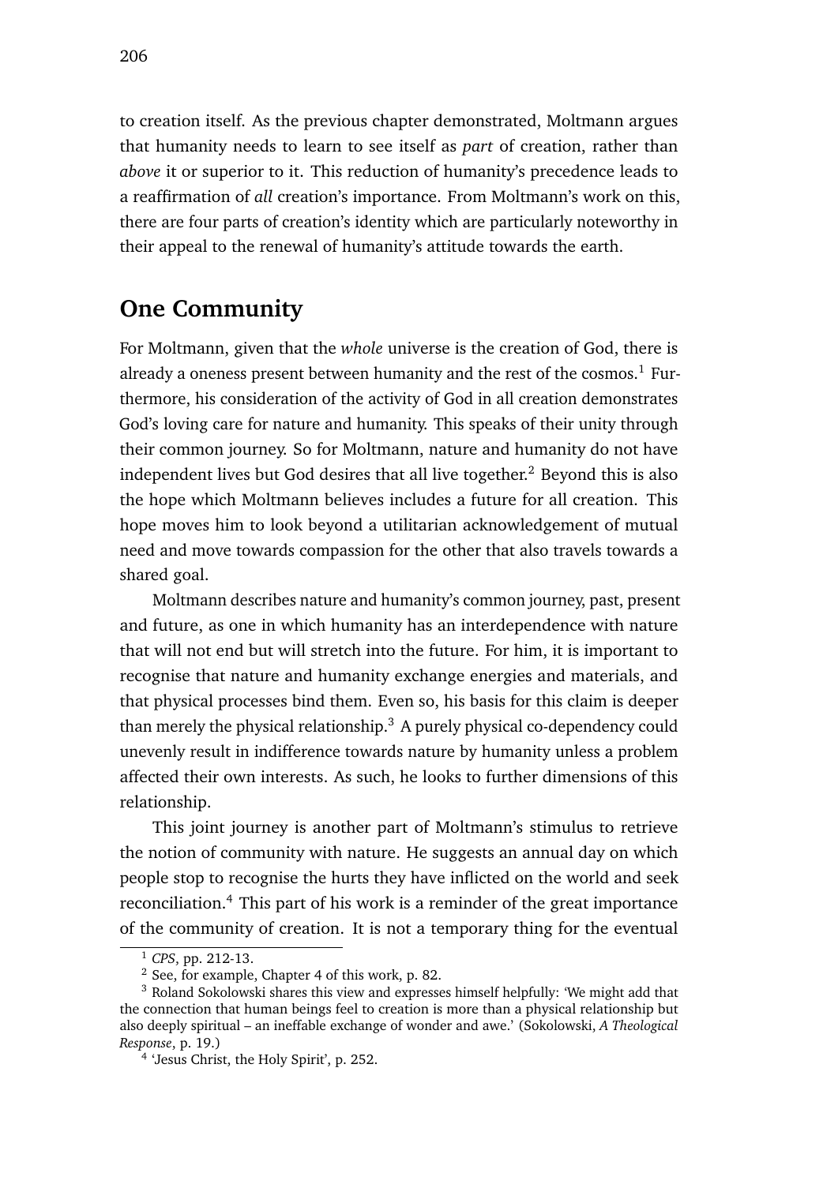to creation itself. As the previous chapter demonstrated, Moltmann argues that humanity needs to learn to see itself as *part* of creation, rather than *above* it or superior to it. This reduction of humanity's precedence leads to a reaffirmation of *all* creation's importance. From Moltmann's work on this, there are four parts of creation's identity which are particularly noteworthy in their appeal to the renewal of humanity's attitude towards the earth.

## One Community

For Moltmann, given that the *whole* universe is the creation of God, there is already a oneness present between humanity and the rest of the cosmos.[1] Furthermore, his consideration of the activity of God in all creation demonstrates God's loving care for nature and humanity. This speaks of their unity through their common journey. So for Moltmann, nature and humanity do not have independent lives but God desires that all live together.[2] Beyond this is also the hope which Moltmann believes includes a future for all creation. This hope moves him to look beyond a utilitarian acknowledgement of mutual need and move towards compassion for the other that also travels towards a shared goal.

Moltmann describes nature and humanity's common journey, past, present and future, as one in which humanity has an interdependence with nature that will not end but will stretch into the future. For him, it is important to recognise that nature and humanity exchange energies and materials, and that physical processes bind them. Even so, his basis for this claim is deeper than merely the physical relationship.[3] A purely physical co-dependency could unevenly result in indifference towards nature by humanity unless a problem affected their own interests. As such, he looks to further dimensions of this relationship.

This joint journey is another part of Moltmann's stimulus to retrieve the notion of community with nature. He suggests an annual day on which people stop to recognise the hurts they have inflicted on the world and seek reconciliation.[4] This part of his work is a reminder of the great importance of the community of creation. It is not a temporary thing for the eventual

---

[1] *CPS*, pp. 212-13.

[2] See, for example, Chapter 4 of this work, p. 82.

[3] Roland Sokolowski shares this view and expresses himself helpfully: 'We might add that the connection that human beings feel to creation is more than a physical relationship but also deeply spiritual – an ineffable exchange of wonder and awe.' (Sokolowski, *A Theological Response*, p. 19.)

[4] 'Jesus Christ, the Holy Spirit', p. 252.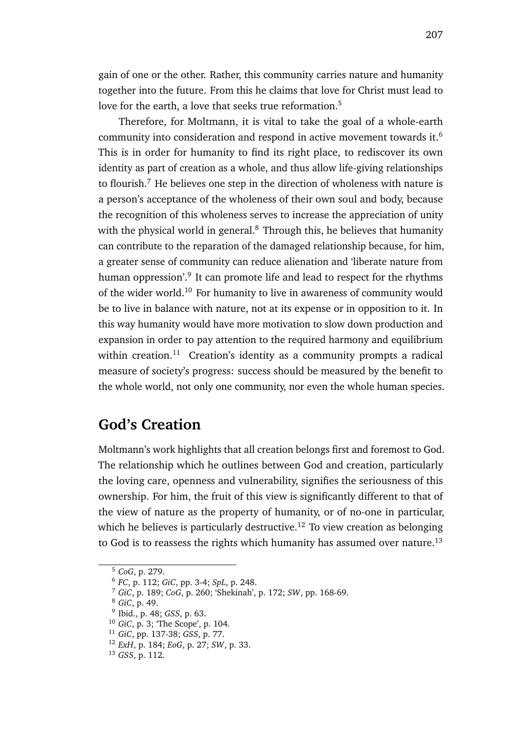gain of one or the other. Rather, this community carries nature and humanity together into the future. From this he claims that love for Christ must lead to love for the earth, a love that seeks true reformation.[5]

Therefore, for Moltmann, it is vital to take the goal of a whole-earth community into consideration and respond in active movement towards it.[6] This is in order for humanity to find its right place, to rediscover its own identity as part of creation as a whole, and thus allow life-giving relationships to flourish.[7] He believes one step in the direction of wholeness with nature is a person's acceptance of the wholeness of their own soul and body, because the recognition of this wholeness serves to increase the appreciation of unity with the physical world in general.[8] Through this, he believes that humanity can contribute to the reparation of the damaged relationship because, for him, a greater sense of community can reduce alienation and 'liberate nature from human oppression'.[9] It can promote life and lead to respect for the rhythms of the wider world.[10] For humanity to live in awareness of community would be to live in balance with nature, not at its expense or in opposition to it. In this way humanity would have more motivation to slow down production and expansion in order to pay attention to the required harmony and equilibrium within creation.[11] Creation's identity as a community prompts a radical measure of society's progress: success should be measured by the benefit to the whole world, not only one community, nor even the whole human species.

## God's Creation

Moltmann's work highlights that all creation belongs first and foremost to God. The relationship which he outlines between God and creation, particularly the loving care, openness and vulnerability, signifies the seriousness of this ownership. For him, the fruit of this view is significantly different to that of the view of nature as the property of humanity, or of no-one in particular, which he believes is particularly destructive.[12] To view creation as belonging to God is to reassess the rights which humanity has assumed over nature.[13]

---

[5] *CoG*, p. 279.

[6] *FC*, p. 112; *GiC*, pp. 3-4; *SpL*, p. 248.

[7] *GiC*, p. 189; *CoG*, p. 260; 'Shekinah', p. 172; *SW*, pp. 168-69.

[8] *GiC*, p. 49.

[9] Ibid., p. 48; *GSS*, p. 63.

[10] *GiC*, p. 3; 'The Scope', p. 104.

[11] *GiC*, pp. 137-38; *GSS*, p. 77.

[12] *ExH*, p. 184; *EoG*, p. 27; *SW*, p. 33.

[13] *GSS*, p. 112.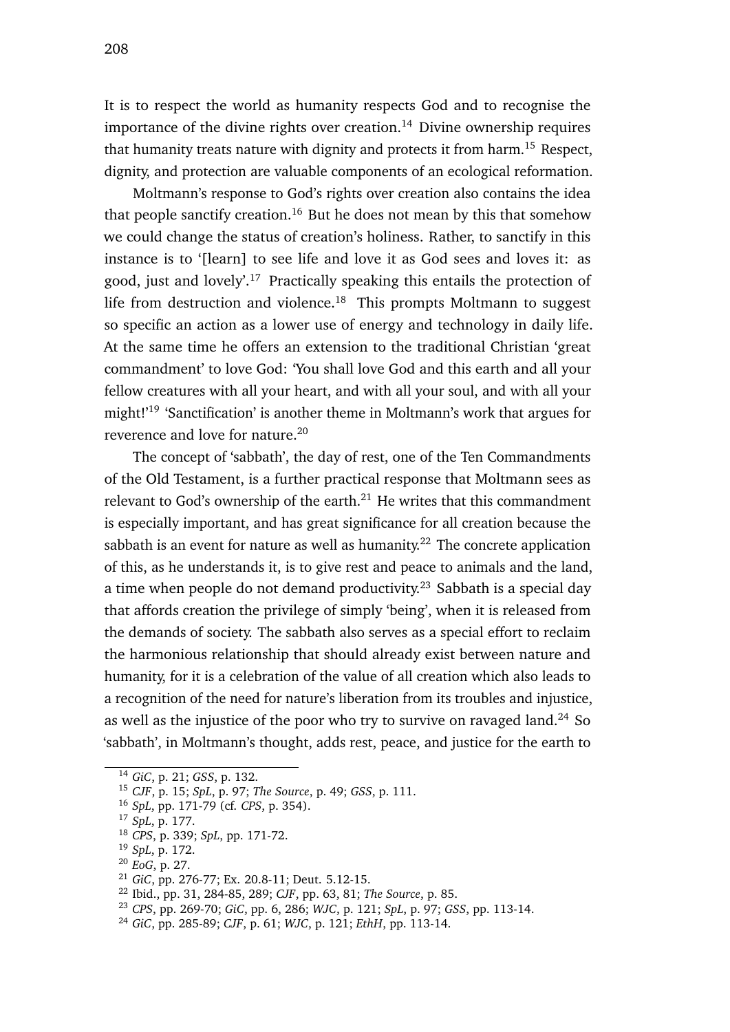It is to respect the world as humanity respects God and to recognise the importance of the divine rights over creation.[14] Divine ownership requires that humanity treats nature with dignity and protects it from harm.[15] Respect, dignity, and protection are valuable components of an ecological reformation.

Moltmann's response to God's rights over creation also contains the idea that people sanctify creation.[16] But he does not mean by this that somehow we could change the status of creation's holiness. Rather, to sanctify in this instance is to '[learn] to see life and love it as God sees and loves it: as good, just and lovely'.[17] Practically speaking this entails the protection of life from destruction and violence.[18] This prompts Moltmann to suggest so specific an action as a lower use of energy and technology in daily life. At the same time he offers an extension to the traditional Christian 'great commandment' to love God: 'You shall love God and this earth and all your fellow creatures with all your heart, and with all your soul, and with all your might!'[19] 'Sanctification' is another theme in Moltmann's work that argues for reverence and love for nature.[20]

The concept of 'sabbath', the day of rest, one of the Ten Commandments of the Old Testament, is a further practical response that Moltmann sees as relevant to God's ownership of the earth.[21] He writes that this commandment is especially important, and has great significance for all creation because the sabbath is an event for nature as well as humanity.[22] The concrete application of this, as he understands it, is to give rest and peace to animals and the land, a time when people do not demand productivity.[23] Sabbath is a special day that affords creation the privilege of simply 'being', when it is released from the demands of society. The sabbath also serves as a special effort to reclaim the harmonious relationship that should already exist between nature and humanity, for it is a celebration of the value of all creation which also leads to a recognition of the need for nature's liberation from its troubles and injustice, as well as the injustice of the poor who try to survive on ravaged land.[24] So 'sabbath', in Moltmann's thought, adds rest, peace, and justice for the earth to

---

[14] *GiC*, p. 21; *GSS*, p. 132.
[15] *CJF*, p. 15; *SpL*, p. 97; *The Source*, p. 49; *GSS*, p. 111.
[16] *SpL*, pp. 171-79 (cf. *CPS*, p. 354).
[17] *SpL*, p. 177.
[18] *CPS*, p. 339; *SpL*, pp. 171-72.
[19] *SpL*, p. 172.
[20] *EoG*, p. 27.
[21] *GiC*, pp. 276-77; Ex. 20.8-11; Deut. 5.12-15.
[22] Ibid., pp. 31, 284-85, 289; *CJF*, pp. 63, 81; *The Source*, p. 85.
[23] *CPS*, pp. 269-70; *GiC*, pp. 6, 286; *WJC*, p. 121; *SpL*, p. 97; *GSS*, pp. 113-14.
[24] *GiC*, pp. 285-89; *CJF*, p. 61; *WJC*, p. 121; *EthH*, pp. 113-14.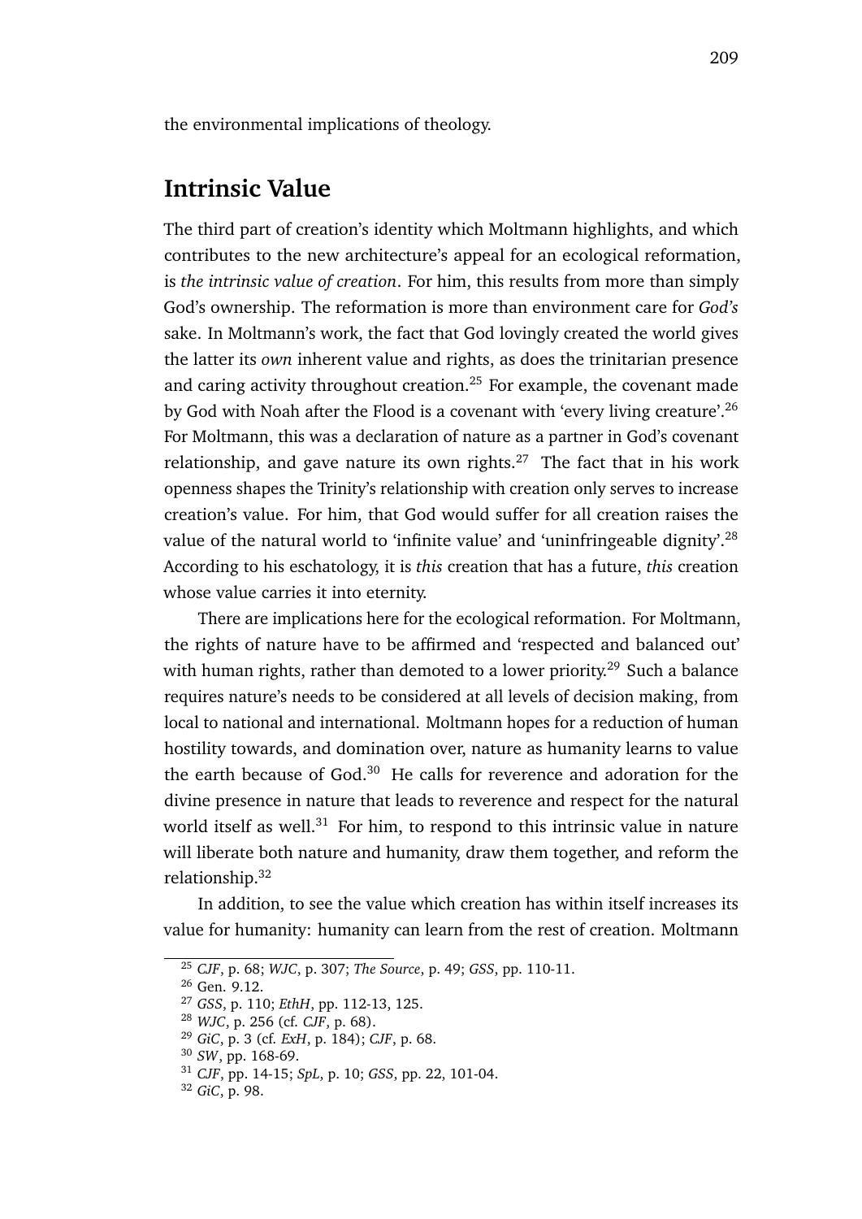the environmental implications of theology.

## Intrinsic Value

The third part of creation's identity which Moltmann highlights, and which contributes to the new architecture's appeal for an ecological reformation, is *the intrinsic value of creation*. For him, this results from more than simply God's ownership. The reformation is more than environment care for *God's* sake. In Moltmann's work, the fact that God lovingly created the world gives the latter its *own* inherent value and rights, as does the trinitarian presence and caring activity throughout creation.[25] For example, the covenant made by God with Noah after the Flood is a covenant with 'every living creature'.[26] For Moltmann, this was a declaration of nature as a partner in God's covenant relationship, and gave nature its own rights.[27] The fact that in his work openness shapes the Trinity's relationship with creation only serves to increase creation's value. For him, that God would suffer for all creation raises the value of the natural world to 'infinite value' and 'uninfringeable dignity'.[28] According to his eschatology, it is *this* creation that has a future, *this* creation whose value carries it into eternity.

There are implications here for the ecological reformation. For Moltmann, the rights of nature have to be affirmed and 'respected and balanced out' with human rights, rather than demoted to a lower priority.[29] Such a balance requires nature's needs to be considered at all levels of decision making, from local to national and international. Moltmann hopes for a reduction of human hostility towards, and domination over, nature as humanity learns to value the earth because of God.[30] He calls for reverence and adoration for the divine presence in nature that leads to reverence and respect for the natural world itself as well.[31] For him, to respond to this intrinsic value in nature will liberate both nature and humanity, draw them together, and reform the relationship.[32]

In addition, to see the value which creation has within itself increases its value for humanity: humanity can learn from the rest of creation. Moltmann

---

[25] *CJF*, p. 68; *WJC*, p. 307; *The Source*, p. 49; *GSS*, pp. 110-11.

[26] Gen. 9.12.

[27] *GSS*, p. 110; *EthH*, pp. 112-13, 125.

[28] *WJC*, p. 256 (cf. *CJF*, p. 68).

[29] *GiC*, p. 3 (cf. *ExH*, p. 184); *CJF*, p. 68.

[30] *SW*, pp. 168-69.

[31] *CJF*, pp. 14-15; *SpL*, p. 10; *GSS*, pp. 22, 101-04.

[32] *GiC*, p. 98.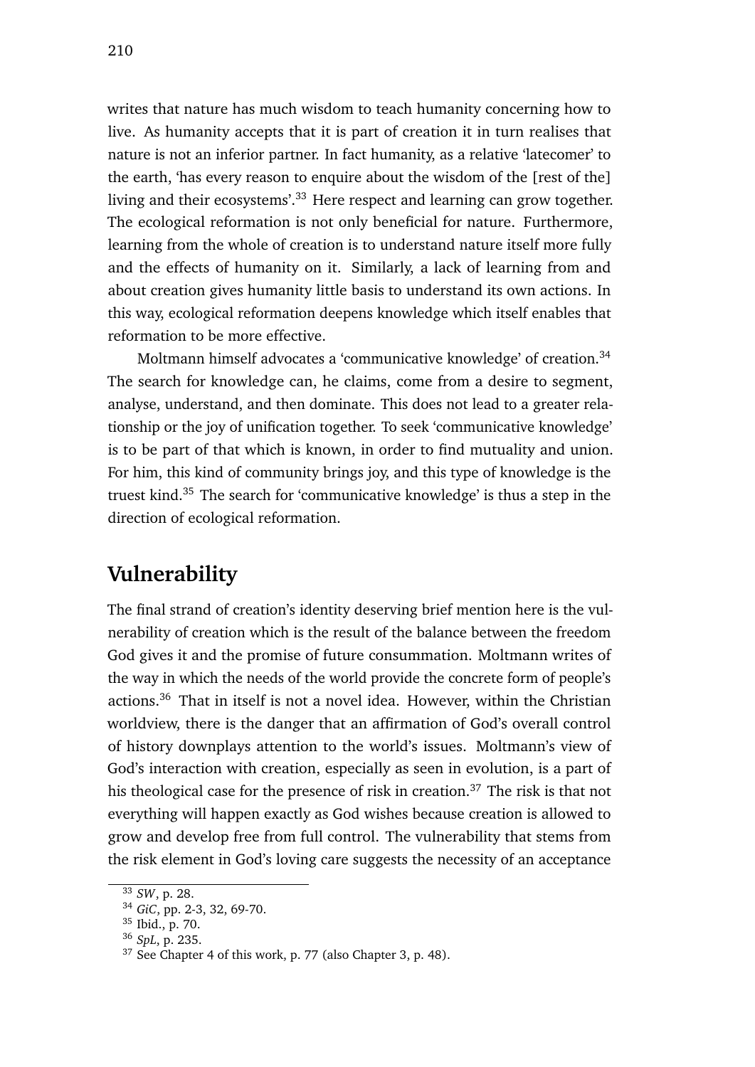writes that nature has much wisdom to teach humanity concerning how to live. As humanity accepts that it is part of creation it in turn realises that nature is not an inferior partner. In fact humanity, as a relative 'latecomer' to the earth, 'has every reason to enquire about the wisdom of the [rest of the] living and their ecosystems'.[33] Here respect and learning can grow together. The ecological reformation is not only beneficial for nature. Furthermore, learning from the whole of creation is to understand nature itself more fully and the effects of humanity on it. Similarly, a lack of learning from and about creation gives humanity little basis to understand its own actions. In this way, ecological reformation deepens knowledge which itself enables that reformation to be more effective.

Moltmann himself advocates a 'communicative knowledge' of creation.[34] The search for knowledge can, he claims, come from a desire to segment, analyse, understand, and then dominate. This does not lead to a greater relationship or the joy of unification together. To seek 'communicative knowledge' is to be part of that which is known, in order to find mutuality and union. For him, this kind of community brings joy, and this type of knowledge is the truest kind.[35] The search for 'communicative knowledge' is thus a step in the direction of ecological reformation.

## Vulnerability

The final strand of creation's identity deserving brief mention here is the vulnerability of creation which is the result of the balance between the freedom God gives it and the promise of future consummation. Moltmann writes of the way in which the needs of the world provide the concrete form of people's actions.[36] That in itself is not a novel idea. However, within the Christian worldview, there is the danger that an affirmation of God's overall control of history downplays attention to the world's issues. Moltmann's view of God's interaction with creation, especially as seen in evolution, is a part of his theological case for the presence of risk in creation.[37] The risk is that not everything will happen exactly as God wishes because creation is allowed to grow and develop free from full control. The vulnerability that stems from the risk element in God's loving care suggests the necessity of an acceptance

[33] *SW*, p. 28.
[34] *GiC*, pp. 2-3, 32, 69-70.
[35] Ibid., p. 70.
[36] *SpL*, p. 235.
[37] See Chapter 4 of this work, p. 77 (also Chapter 3, p. 48).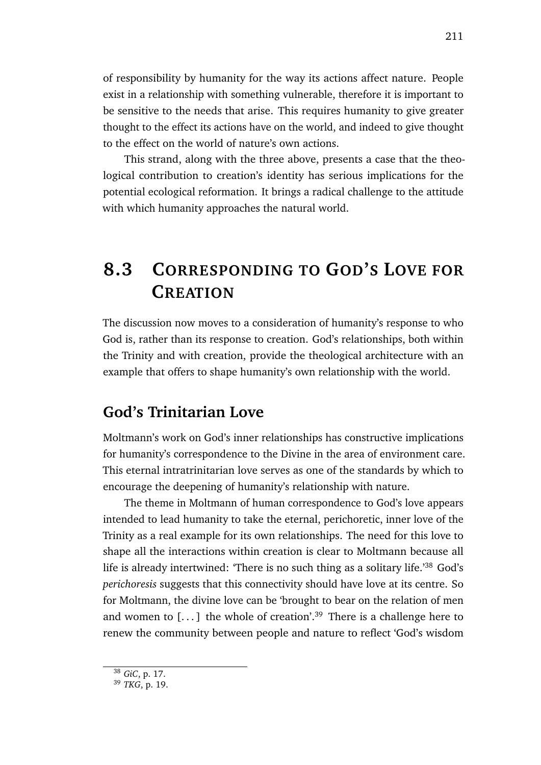of responsibility by humanity for the way its actions affect nature. People exist in a relationship with something vulnerable, therefore it is important to be sensitive to the needs that arise. This requires humanity to give greater thought to the effect its actions have on the world, and indeed to give thought to the effect on the world of nature's own actions.

This strand, along with the three above, presents a case that the theological contribution to creation's identity has serious implications for the potential ecological reformation. It brings a radical challenge to the attitude with which humanity approaches the natural world.

## 8.3 Corresponding to God's Love for Creation

The discussion now moves to a consideration of humanity's response to who God is, rather than its response to creation. God's relationships, both within the Trinity and with creation, provide the theological architecture with an example that offers to shape humanity's own relationship with the world.

### God's Trinitarian Love

Moltmann's work on God's inner relationships has constructive implications for humanity's correspondence to the Divine in the area of environment care. This eternal intratrinitarian love serves as one of the standards by which to encourage the deepening of humanity's relationship with nature.

The theme in Moltmann of human correspondence to God's love appears intended to lead humanity to take the eternal, perichoretic, inner love of the Trinity as a real example for its own relationships. The need for this love to shape all the interactions within creation is clear to Moltmann because all life is already intertwined: 'There is no such thing as a solitary life.'[38] God's *perichoresis* suggests that this connectivity should have love at its centre. So for Moltmann, the divine love can be 'brought to bear on the relation of men and women to [. . . ] the whole of creation'.[39] There is a challenge here to renew the community between people and nature to reflect 'God's wisdom

[38] *GiC*, p. 17.

[39] *TKG*, p. 19.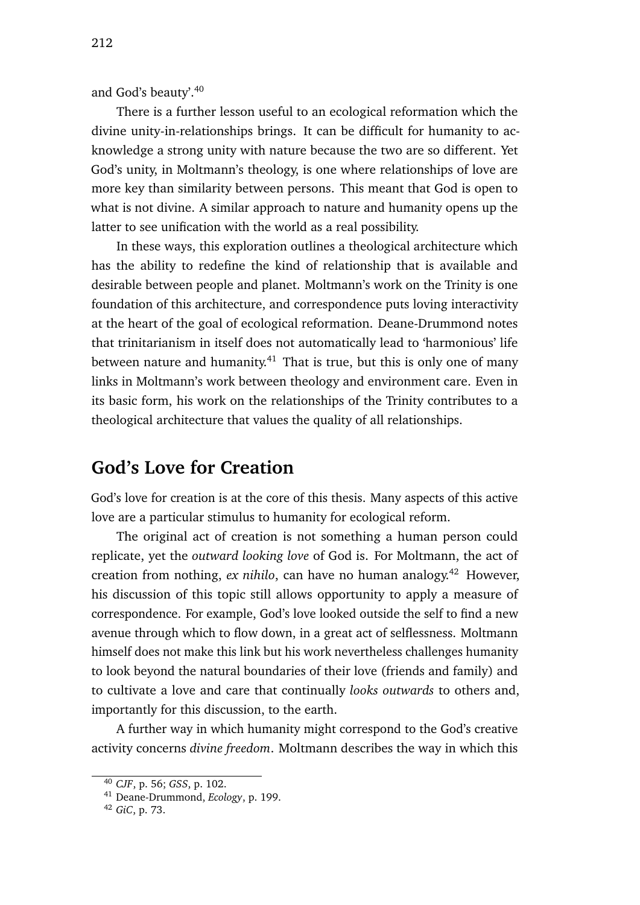and God's beauty'.[40]

There is a further lesson useful to an ecological reformation which the divine unity-in-relationships brings. It can be difficult for humanity to acknowledge a strong unity with nature because the two are so different. Yet God's unity, in Moltmann's theology, is one where relationships of love are more key than similarity between persons. This meant that God is open to what is not divine. A similar approach to nature and humanity opens up the latter to see unification with the world as a real possibility.

In these ways, this exploration outlines a theological architecture which has the ability to redefine the kind of relationship that is available and desirable between people and planet. Moltmann's work on the Trinity is one foundation of this architecture, and correspondence puts loving interactivity at the heart of the goal of ecological reformation. Deane-Drummond notes that trinitarianism in itself does not automatically lead to 'harmonious' life between nature and humanity.[41] That is true, but this is only one of many links in Moltmann's work between theology and environment care. Even in its basic form, his work on the relationships of the Trinity contributes to a theological architecture that values the quality of all relationships.

## God's Love for Creation

God's love for creation is at the core of this thesis. Many aspects of this active love are a particular stimulus to humanity for ecological reform.

The original act of creation is not something a human person could replicate, yet the *outward looking love* of God is. For Moltmann, the act of creation from nothing, *ex nihilo*, can have no human analogy.[42] However, his discussion of this topic still allows opportunity to apply a measure of correspondence. For example, God's love looked outside the self to find a new avenue through which to flow down, in a great act of selflessness. Moltmann himself does not make this link but his work nevertheless challenges humanity to look beyond the natural boundaries of their love (friends and family) and to cultivate a love and care that continually *looks outwards* to others and, importantly for this discussion, to the earth.

A further way in which humanity might correspond to the God's creative activity concerns *divine freedom*. Moltmann describes the way in which this

[40] *CJF*, p. 56; *GSS*, p. 102.

[41] Deane-Drummond, *Ecology*, p. 199.

[42] *GiC*, p. 73.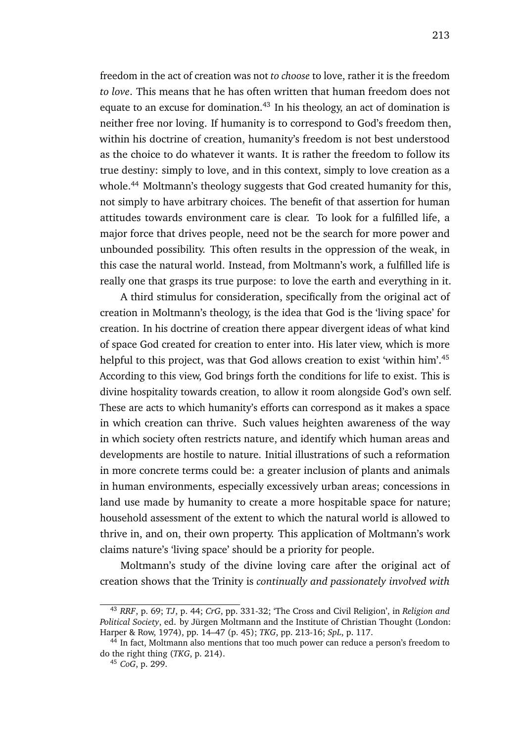freedom in the act of creation was not *to choose* to love, rather it is the freedom *to love*. This means that he has often written that human freedom does not equate to an excuse for domination.[43] In his theology, an act of domination is neither free nor loving. If humanity is to correspond to God's freedom then, within his doctrine of creation, humanity's freedom is not best understood as the choice to do whatever it wants. It is rather the freedom to follow its true destiny: simply to love, and in this context, simply to love creation as a whole.[44] Moltmann's theology suggests that God created humanity for this, not simply to have arbitrary choices. The benefit of that assertion for human attitudes towards environment care is clear. To look for a fulfilled life, a major force that drives people, need not be the search for more power and unbounded possibility. This often results in the oppression of the weak, in this case the natural world. Instead, from Moltmann's work, a fulfilled life is really one that grasps its true purpose: to love the earth and everything in it.

A third stimulus for consideration, specifically from the original act of creation in Moltmann's theology, is the idea that God is the 'living space' for creation. In his doctrine of creation there appear divergent ideas of what kind of space God created for creation to enter into. His later view, which is more helpful to this project, was that God allows creation to exist 'within him'.[45] According to this view, God brings forth the conditions for life to exist. This is divine hospitality towards creation, to allow it room alongside God's own self. These are acts to which humanity's efforts can correspond as it makes a space in which creation can thrive. Such values heighten awareness of the way in which society often restricts nature, and identify which human areas and developments are hostile to nature. Initial illustrations of such a reformation in more concrete terms could be: a greater inclusion of plants and animals in human environments, especially excessively urban areas; concessions in land use made by humanity to create a more hospitable space for nature; household assessment of the extent to which the natural world is allowed to thrive in, and on, their own property. This application of Moltmann's work claims nature's 'living space' should be a priority for people.

Moltmann's study of the divine loving care after the original act of creation shows that the Trinity is *continually and passionately involved with*

---

[43] *RRF*, p. 69; *TJ*, p. 44; *CrG*, pp. 331-32; 'The Cross and Civil Religion', in *Religion and Political Society*, ed. by Jürgen Moltmann and the Institute of Christian Thought (London: Harper & Row, 1974), pp. 14–47 (p. 45); *TKG*, pp. 213-16; *SpL*, p. 117.

[44] In fact, Moltmann also mentions that too much power can reduce a person's freedom to do the right thing (*TKG*, p. 214).

[45] *CoG*, p. 299.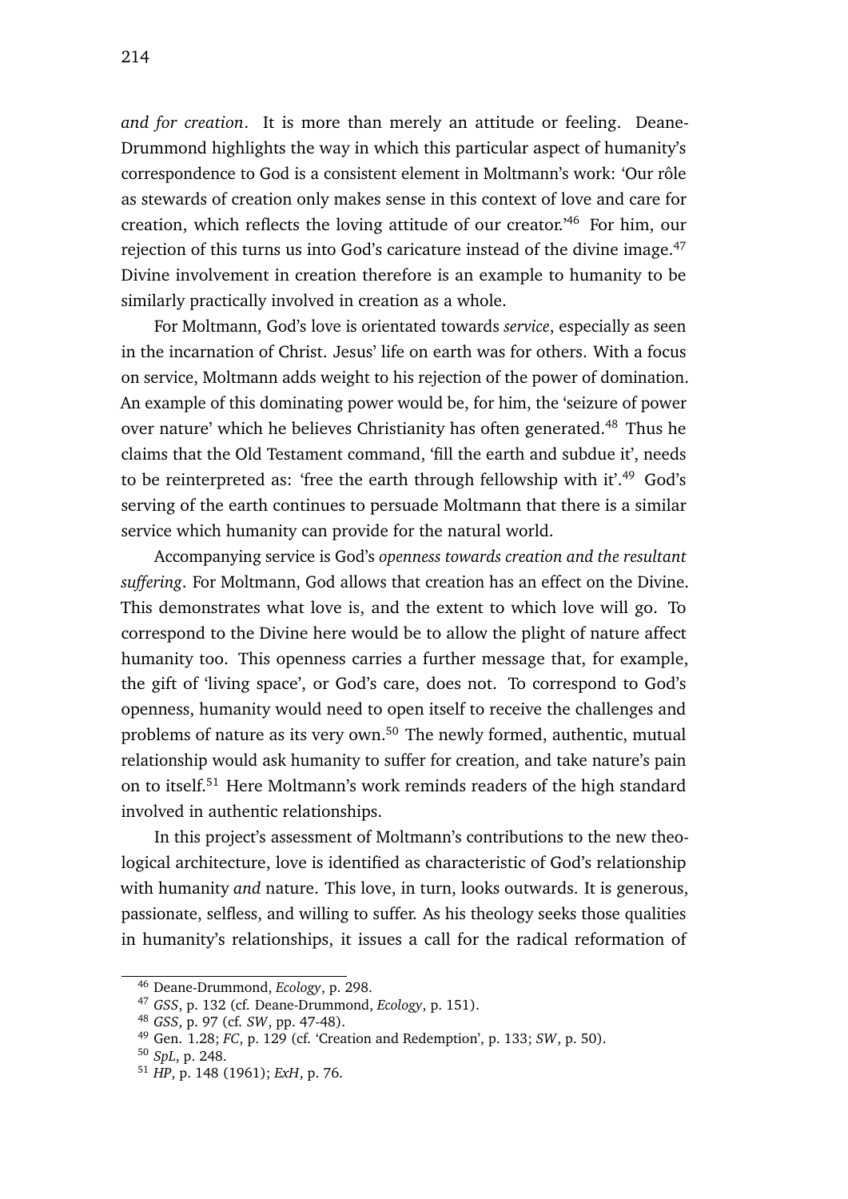*and for creation*. It is more than merely an attitude or feeling. Deane-Drummond highlights the way in which this particular aspect of humanity's correspondence to God is a consistent element in Moltmann's work: 'Our rôle as stewards of creation only makes sense in this context of love and care for creation, which reflects the loving attitude of our creator.'[46] For him, our rejection of this turns us into God's caricature instead of the divine image.[47] Divine involvement in creation therefore is an example to humanity to be similarly practically involved in creation as a whole.

For Moltmann, God's love is orientated towards *service*, especially as seen in the incarnation of Christ. Jesus' life on earth was for others. With a focus on service, Moltmann adds weight to his rejection of the power of domination. An example of this dominating power would be, for him, the 'seizure of power over nature' which he believes Christianity has often generated.[48] Thus he claims that the Old Testament command, 'fill the earth and subdue it', needs to be reinterpreted as: 'free the earth through fellowship with it'.[49] God's serving of the earth continues to persuade Moltmann that there is a similar service which humanity can provide for the natural world.

Accompanying service is God's *openness towards creation and the resultant suffering*. For Moltmann, God allows that creation has an effect on the Divine. This demonstrates what love is, and the extent to which love will go. To correspond to the Divine here would be to allow the plight of nature affect humanity too. This openness carries a further message that, for example, the gift of 'living space', or God's care, does not. To correspond to God's openness, humanity would need to open itself to receive the challenges and problems of nature as its very own.[50] The newly formed, authentic, mutual relationship would ask humanity to suffer for creation, and take nature's pain on to itself.[51] Here Moltmann's work reminds readers of the high standard involved in authentic relationships.

In this project's assessment of Moltmann's contributions to the new theological architecture, love is identified as characteristic of God's relationship with humanity *and* nature. This love, in turn, looks outwards. It is generous, passionate, selfless, and willing to suffer. As his theology seeks those qualities in humanity's relationships, it issues a call for the radical reformation of

---

[46] Deane-Drummond, *Ecology*, p. 298.

[47] *GSS*, p. 132 (cf. Deane-Drummond, *Ecology*, p. 151).

[48] *GSS*, p. 97 (cf. *SW*, pp. 47-48).

[49] Gen. 1.28; *FC*, p. 129 (cf. 'Creation and Redemption', p. 133; *SW*, p. 50).

[50] *SpL*, p. 248.

[51] *HP*, p. 148 (1961); *ExH*, p. 76.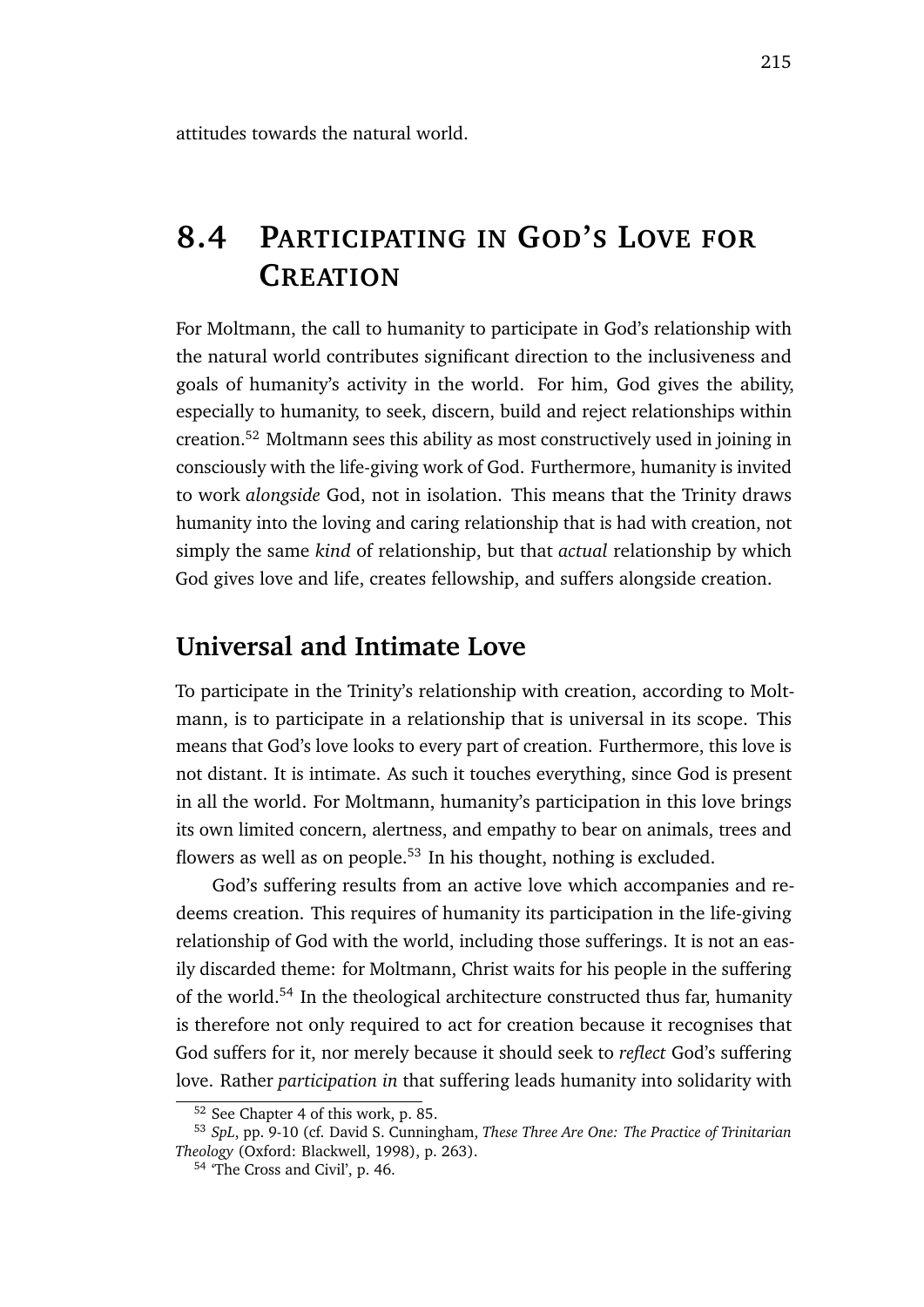attitudes towards the natural world.

## 8.4 PARTICIPATING IN GOD'S LOVE FOR CREATION

For Moltmann, the call to humanity to participate in God's relationship with the natural world contributes significant direction to the inclusiveness and goals of humanity's activity in the world. For him, God gives the ability, especially to humanity, to seek, discern, build and reject relationships within creation.[52] Moltmann sees this ability as most constructively used in joining in consciously with the life-giving work of God. Furthermore, humanity is invited to work *alongside* God, not in isolation. This means that the Trinity draws humanity into the loving and caring relationship that is had with creation, not simply the same *kind* of relationship, but that *actual* relationship by which God gives love and life, creates fellowship, and suffers alongside creation.

### Universal and Intimate Love

To participate in the Trinity's relationship with creation, according to Moltmann, is to participate in a relationship that is universal in its scope. This means that God's love looks to every part of creation. Furthermore, this love is not distant. It is intimate. As such it touches everything, since God is present in all the world. For Moltmann, humanity's participation in this love brings its own limited concern, alertness, and empathy to bear on animals, trees and flowers as well as on people.[53] In his thought, nothing is excluded.

God's suffering results from an active love which accompanies and redeems creation. This requires of humanity its participation in the life-giving relationship of God with the world, including those sufferings. It is not an easily discarded theme: for Moltmann, Christ waits for his people in the suffering of the world.[54] In the theological architecture constructed thus far, humanity is therefore not only required to act for creation because it recognises that God suffers for it, nor merely because it should seek to *reflect* God's suffering love. Rather *participation in* that suffering leads humanity into solidarity with

---

[52] See Chapter 4 of this work, p. 85.

[53] *SpL*, pp. 9-10 (cf. David S. Cunningham, *These Three Are One: The Practice of Trinitarian Theology* (Oxford: Blackwell, 1998), p. 263).

[54] 'The Cross and Civil', p. 46.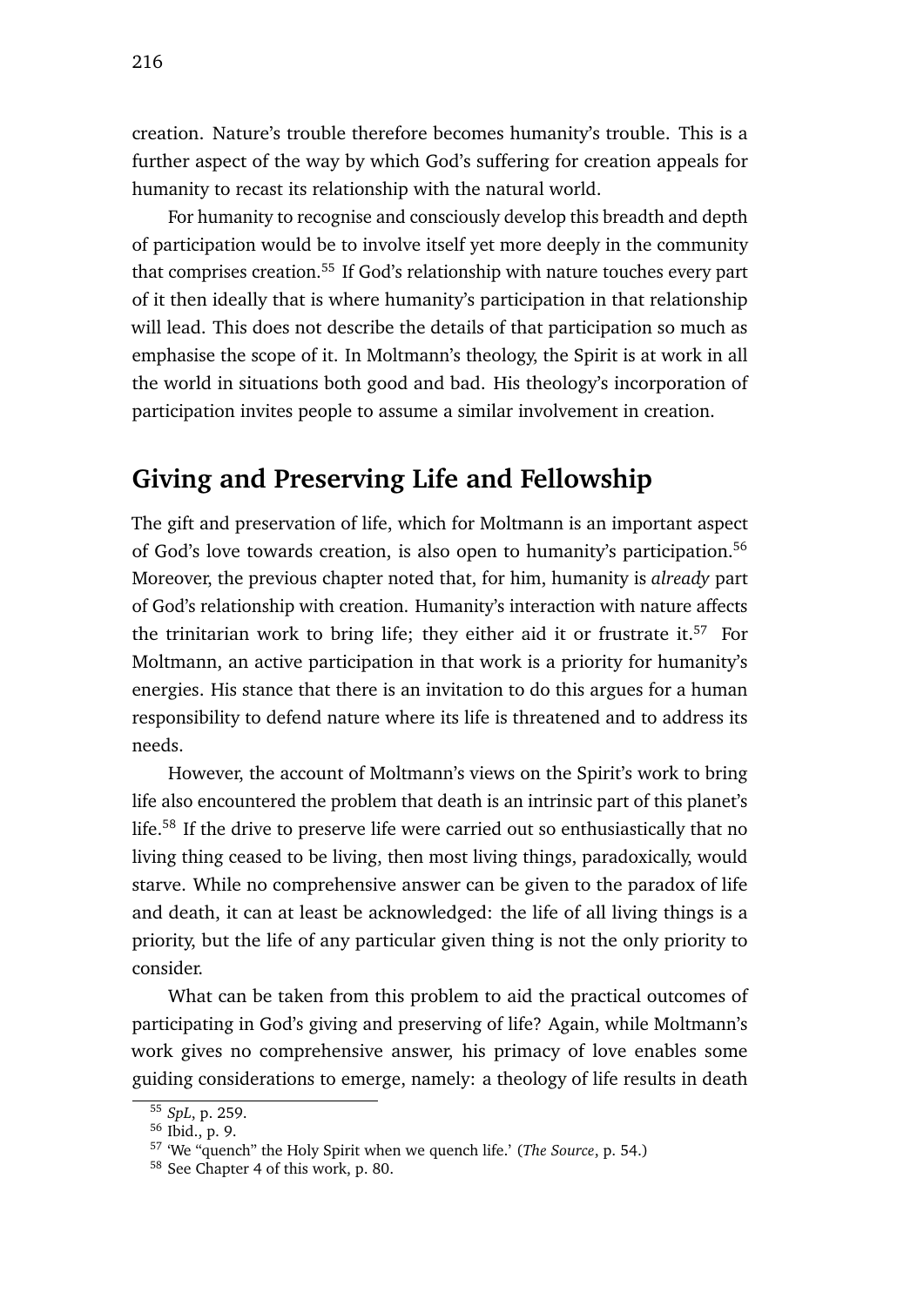creation. Nature's trouble therefore becomes humanity's trouble. This is a further aspect of the way by which God's suffering for creation appeals for humanity to recast its relationship with the natural world.

For humanity to recognise and consciously develop this breadth and depth of participation would be to involve itself yet more deeply in the community that comprises creation.[55] If God's relationship with nature touches every part of it then ideally that is where humanity's participation in that relationship will lead. This does not describe the details of that participation so much as emphasise the scope of it. In Moltmann's theology, the Spirit is at work in all the world in situations both good and bad. His theology's incorporation of participation invites people to assume a similar involvement in creation.

## Giving and Preserving Life and Fellowship

The gift and preservation of life, which for Moltmann is an important aspect of God's love towards creation, is also open to humanity's participation.[56] Moreover, the previous chapter noted that, for him, humanity is *already* part of God's relationship with creation. Humanity's interaction with nature affects the trinitarian work to bring life; they either aid it or frustrate it.[57] For Moltmann, an active participation in that work is a priority for humanity's energies. His stance that there is an invitation to do this argues for a human responsibility to defend nature where its life is threatened and to address its needs.

However, the account of Moltmann's views on the Spirit's work to bring life also encountered the problem that death is an intrinsic part of this planet's life.[58] If the drive to preserve life were carried out so enthusiastically that no living thing ceased to be living, then most living things, paradoxically, would starve. While no comprehensive answer can be given to the paradox of life and death, it can at least be acknowledged: the life of all living things is a priority, but the life of any particular given thing is not the only priority to consider.

What can be taken from this problem to aid the practical outcomes of participating in God's giving and preserving of life? Again, while Moltmann's work gives no comprehensive answer, his primacy of love enables some guiding considerations to emerge, namely: a theology of life results in death

[55] *SpL*, p. 259.

[56] Ibid., p. 9.

[57] 'We "quench" the Holy Spirit when we quench life.' (*The Source*, p. 54.)

[58] See Chapter 4 of this work, p. 80.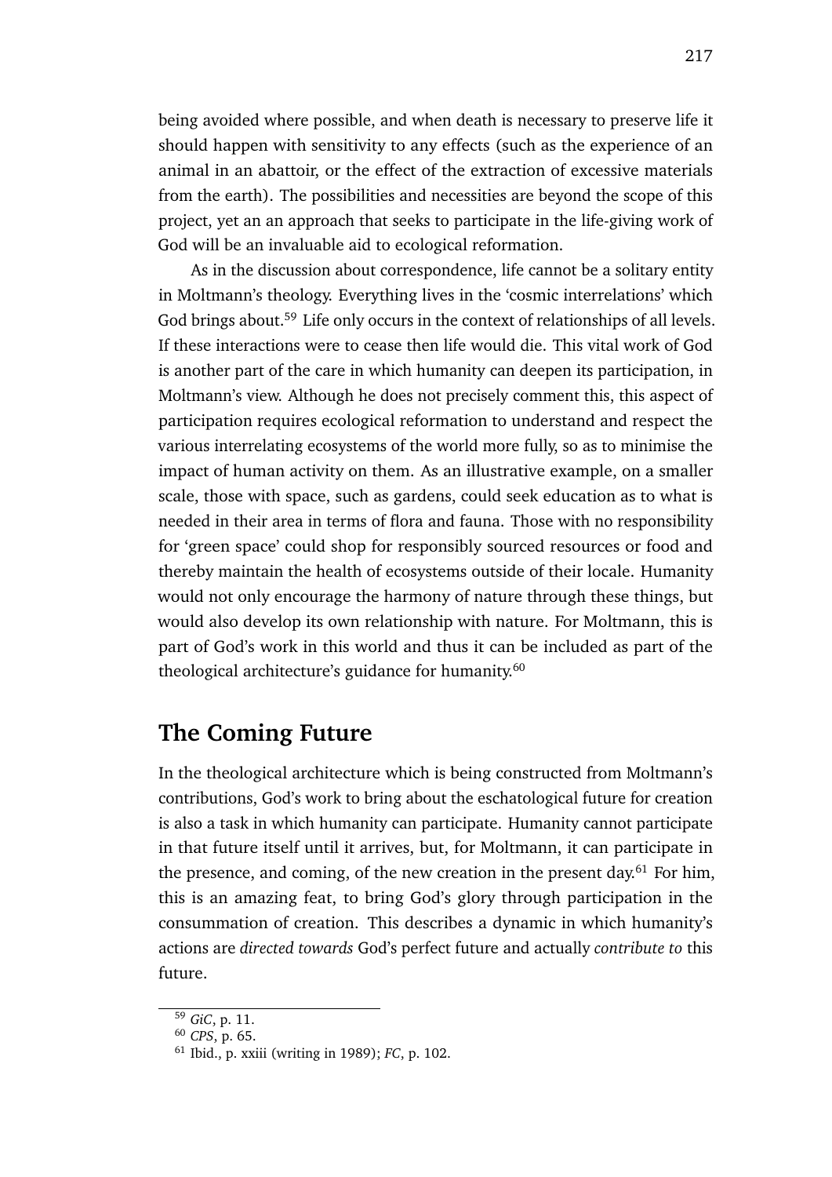being avoided where possible, and when death is necessary to preserve life it should happen with sensitivity to any effects (such as the experience of an animal in an abattoir, or the effect of the extraction of excessive materials from the earth). The possibilities and necessities are beyond the scope of this project, yet an an approach that seeks to participate in the life-giving work of God will be an invaluable aid to ecological reformation.

As in the discussion about correspondence, life cannot be a solitary entity in Moltmann's theology. Everything lives in the 'cosmic interrelations' which God brings about.[59] Life only occurs in the context of relationships of all levels. If these interactions were to cease then life would die. This vital work of God is another part of the care in which humanity can deepen its participation, in Moltmann's view. Although he does not precisely comment this, this aspect of participation requires ecological reformation to understand and respect the various interrelating ecosystems of the world more fully, so as to minimise the impact of human activity on them. As an illustrative example, on a smaller scale, those with space, such as gardens, could seek education as to what is needed in their area in terms of flora and fauna. Those with no responsibility for 'green space' could shop for responsibly sourced resources or food and thereby maintain the health of ecosystems outside of their locale. Humanity would not only encourage the harmony of nature through these things, but would also develop its own relationship with nature. For Moltmann, this is part of God's work in this world and thus it can be included as part of the theological architecture's guidance for humanity.[60]

## The Coming Future

In the theological architecture which is being constructed from Moltmann's contributions, God's work to bring about the eschatological future for creation is also a task in which humanity can participate. Humanity cannot participate in that future itself until it arrives, but, for Moltmann, it can participate in the presence, and coming, of the new creation in the present day.[61] For him, this is an amazing feat, to bring God's glory through participation in the consummation of creation. This describes a dynamic in which humanity's actions are *directed towards* God's perfect future and actually *contribute to* this future.

---

[59] *GiC*, p. 11.

[60] *CPS*, p. 65.

[61] Ibid., p. xxiii (writing in 1989); *FC*, p. 102.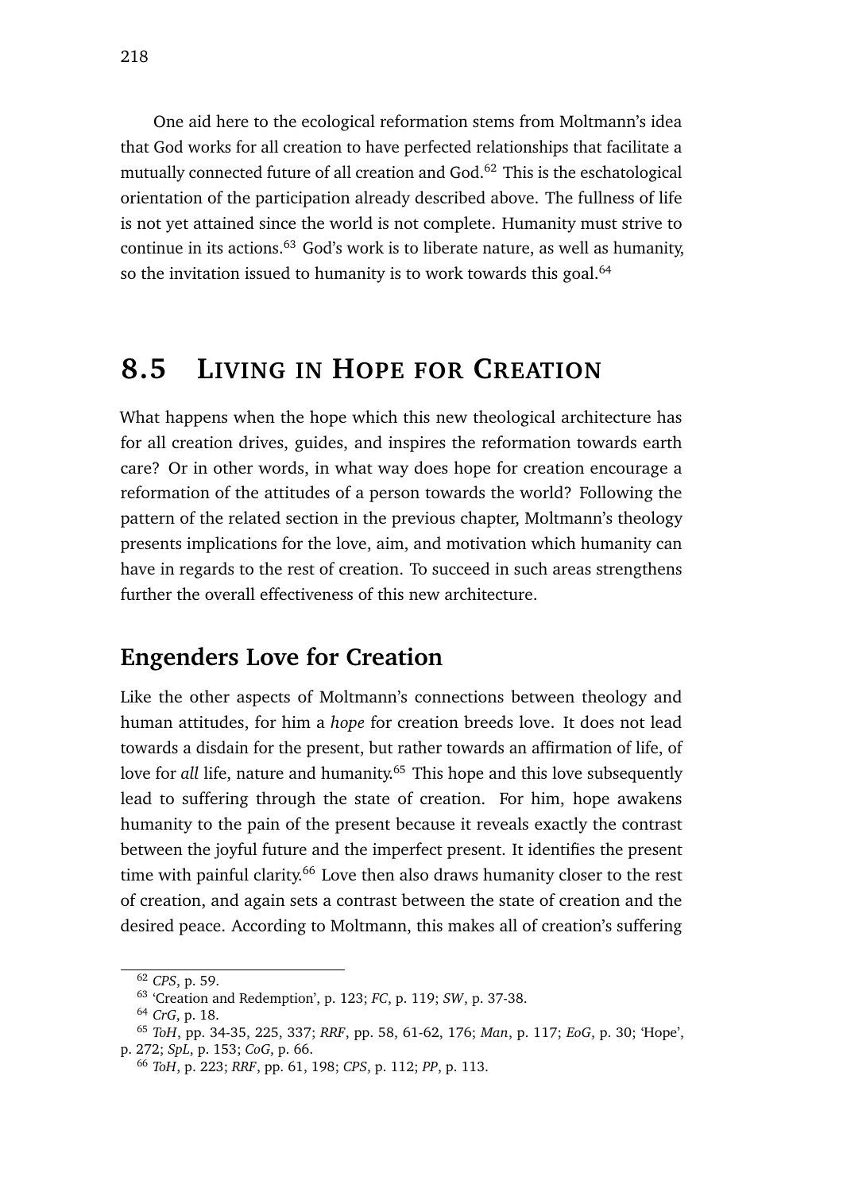One aid here to the ecological reformation stems from Moltmann's idea that God works for all creation to have perfected relationships that facilitate a mutually connected future of all creation and God.[62] This is the eschatological orientation of the participation already described above. The fullness of life is not yet attained since the world is not complete. Humanity must strive to continue in its actions.[63] God's work is to liberate nature, as well as humanity, so the invitation issued to humanity is to work towards this goal.[64]

## 8.5 Living in Hope for Creation

What happens when the hope which this new theological architecture has for all creation drives, guides, and inspires the reformation towards earth care? Or in other words, in what way does hope for creation encourage a reformation of the attitudes of a person towards the world? Following the pattern of the related section in the previous chapter, Moltmann's theology presents implications for the love, aim, and motivation which humanity can have in regards to the rest of creation. To succeed in such areas strengthens further the overall effectiveness of this new architecture.

### Engenders Love for Creation

Like the other aspects of Moltmann's connections between theology and human attitudes, for him a *hope* for creation breeds love. It does not lead towards a disdain for the present, but rather towards an affirmation of life, of love for *all* life, nature and humanity.[65] This hope and this love subsequently lead to suffering through the state of creation. For him, hope awakens humanity to the pain of the present because it reveals exactly the contrast between the joyful future and the imperfect present. It identifies the present time with painful clarity.[66] Love then also draws humanity closer to the rest of creation, and again sets a contrast between the state of creation and the desired peace. According to Moltmann, this makes all of creation's suffering

---

[62] *CPS*, p. 59.

[63] 'Creation and Redemption', p. 123; *FC*, p. 119; *SW*, p. 37-38.

[64] *CrG*, p. 18.

[65] *ToH*, pp. 34-35, 225, 337; *RRF*, pp. 58, 61-62, 176; *Man*, p. 117; *EoG*, p. 30; 'Hope', p. 272; *SpL*, p. 153; *CoG*, p. 66.

[66] *ToH*, p. 223; *RRF*, pp. 61, 198; *CPS*, p. 112; *PP*, p. 113.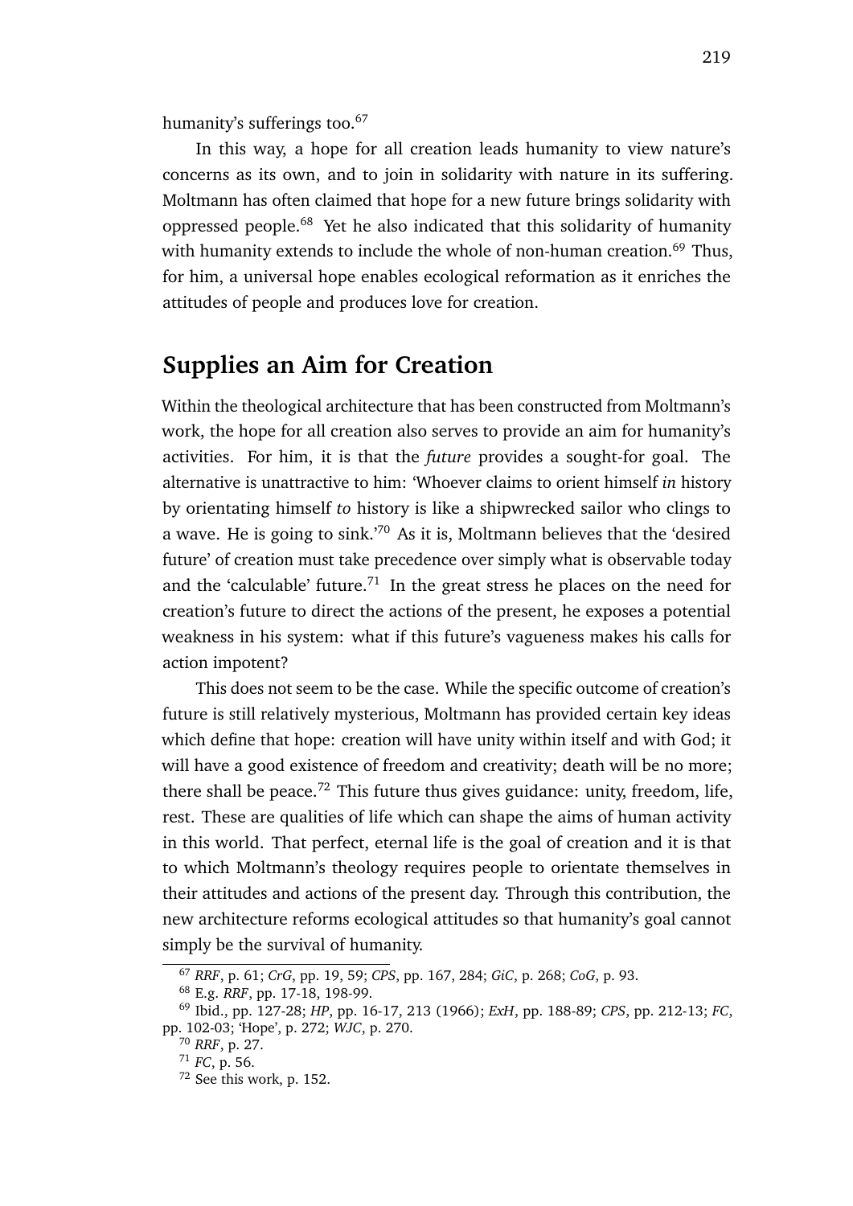humanity's sufferings too.[67]

In this way, a hope for all creation leads humanity to view nature's concerns as its own, and to join in solidarity with nature in its suffering. Moltmann has often claimed that hope for a new future brings solidarity with oppressed people.[68] Yet he also indicated that this solidarity of humanity with humanity extends to include the whole of non-human creation.[69] Thus, for him, a universal hope enables ecological reformation as it enriches the attitudes of people and produces love for creation.

## Supplies an Aim for Creation

Within the theological architecture that has been constructed from Moltmann's work, the hope for all creation also serves to provide an aim for humanity's activities. For him, it is that the *future* provides a sought-for goal. The alternative is unattractive to him: 'Whoever claims to orient himself *in* history by orientating himself *to* history is like a shipwrecked sailor who clings to a wave. He is going to sink.'[70] As it is, Moltmann believes that the 'desired future' of creation must take precedence over simply what is observable today and the 'calculable' future.[71] In the great stress he places on the need for creation's future to direct the actions of the present, he exposes a potential weakness in his system: what if this future's vagueness makes his calls for action impotent?

This does not seem to be the case. While the specific outcome of creation's future is still relatively mysterious, Moltmann has provided certain key ideas which define that hope: creation will have unity within itself and with God; it will have a good existence of freedom and creativity; death will be no more; there shall be peace.[72] This future thus gives guidance: unity, freedom, life, rest. These are qualities of life which can shape the aims of human activity in this world. That perfect, eternal life is the goal of creation and it is that to which Moltmann's theology requires people to orientate themselves in their attitudes and actions of the present day. Through this contribution, the new architecture reforms ecological attitudes so that humanity's goal cannot simply be the survival of humanity.

---

[67] *RRF*, p. 61; *CrG*, pp. 19, 59; *CPS*, pp. 167, 284; *GiC*, p. 268; *CoG*, p. 93.

[68] E.g. *RRF*, pp. 17-18, 198-99.

[69] Ibid., pp. 127-28; *HP*, pp. 16-17, 213 (1966); *ExH*, pp. 188-89; *CPS*, pp. 212-13; *FC*, pp. 102-03; 'Hope', p. 272; *WJC*, p. 270.

[70] *RRF*, p. 27.

[71] *FC*, p. 56.

[72] See this work, p. 152.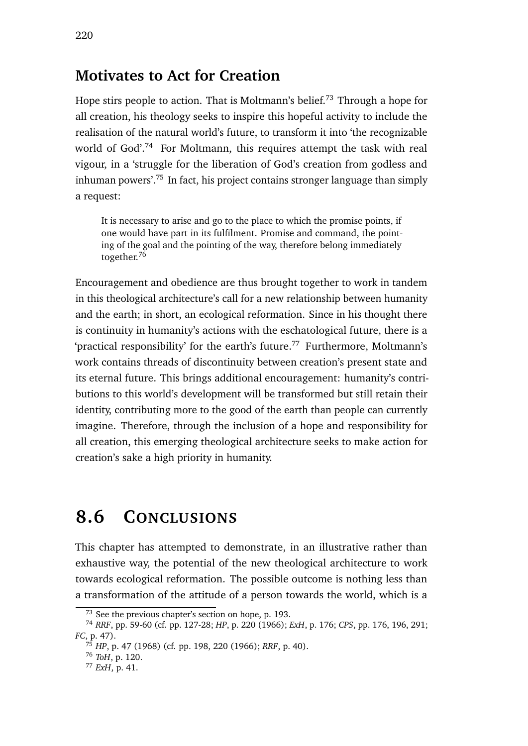### Motivates to Act for Creation

Hope stirs people to action. That is Moltmann's belief.[73] Through a hope for all creation, his theology seeks to inspire this hopeful activity to include the realisation of the natural world's future, to transform it into 'the recognizable world of God'.[74] For Moltmann, this requires attempt the task with real vigour, in a 'struggle for the liberation of God's creation from godless and inhuman powers'.[75] In fact, his project contains stronger language than simply a request:

> It is necessary to arise and go to the place to which the promise points, if one would have part in its fulfilment. Promise and command, the pointing of the goal and the pointing of the way, therefore belong immediately together.[76]

Encouragement and obedience are thus brought together to work in tandem in this theological architecture's call for a new relationship between humanity and the earth; in short, an ecological reformation. Since in his thought there is continuity in humanity's actions with the eschatological future, there is a 'practical responsibility' for the earth's future.[77] Furthermore, Moltmann's work contains threads of discontinuity between creation's present state and its eternal future. This brings additional encouragement: humanity's contributions to this world's development will be transformed but still retain their identity, contributing more to the good of the earth than people can currently imagine. Therefore, through the inclusion of a hope and responsibility for all creation, this emerging theological architecture seeks to make action for creation's sake a high priority in humanity.

## 8.6 Conclusions

This chapter has attempted to demonstrate, in an illustrative rather than exhaustive way, the potential of the new theological architecture to work towards ecological reformation. The possible outcome is nothing less than a transformation of the attitude of a person towards the world, which is a

---

[73] See the previous chapter's section on hope, p. 193.

[74] *RRF*, pp. 59-60 (cf. pp. 127-28; *HP*, p. 220 (1966); *ExH*, p. 176; *CPS*, pp. 176, 196, 291; *FC*, p. 47).

[75] *HP*, p. 47 (1968) (cf. pp. 198, 220 (1966); *RRF*, p. 40).

[76] *ToH*, p. 120.

[77] *ExH*, p. 41.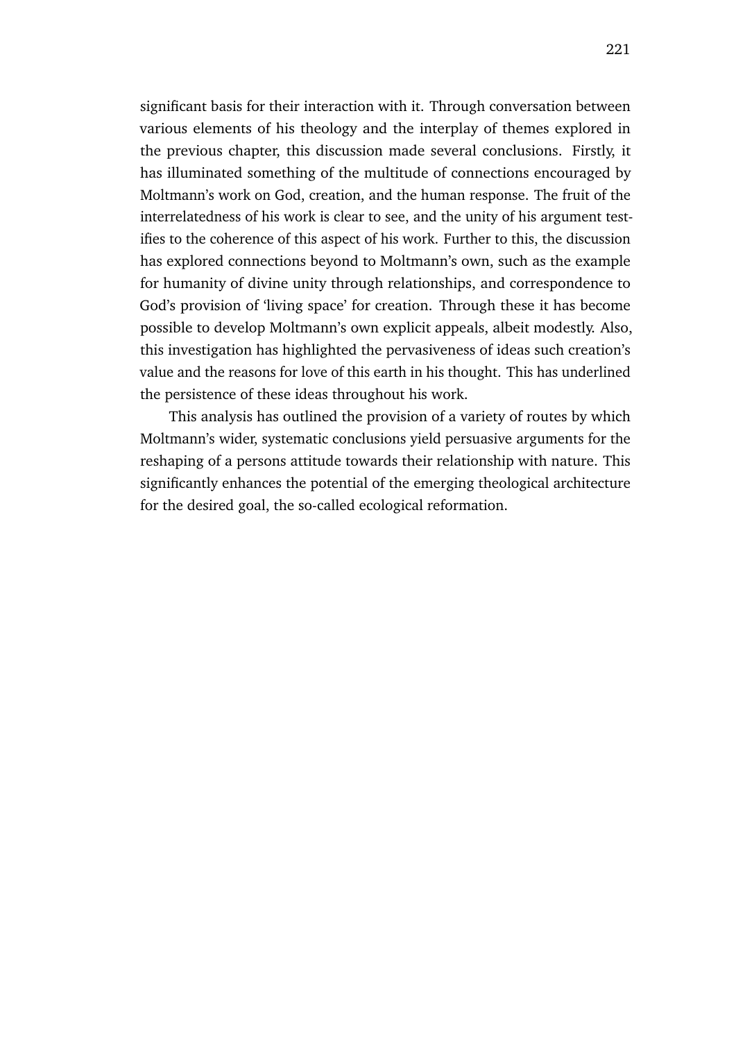significant basis for their interaction with it. Through conversation between various elements of his theology and the interplay of themes explored in the previous chapter, this discussion made several conclusions. Firstly, it has illuminated something of the multitude of connections encouraged by Moltmann's work on God, creation, and the human response. The fruit of the interrelatedness of his work is clear to see, and the unity of his argument testifies to the coherence of this aspect of his work. Further to this, the discussion has explored connections beyond to Moltmann's own, such as the example for humanity of divine unity through relationships, and correspondence to God's provision of 'living space' for creation. Through these it has become possible to develop Moltmann's own explicit appeals, albeit modestly. Also, this investigation has highlighted the pervasiveness of ideas such creation's value and the reasons for love of this earth in his thought. This has underlined the persistence of these ideas throughout his work.

This analysis has outlined the provision of a variety of routes by which Moltmann's wider, systematic conclusions yield persuasive arguments for the reshaping of a persons attitude towards their relationship with nature. This significantly enhances the potential of the emerging theological architecture for the desired goal, the so-called ecological reformation.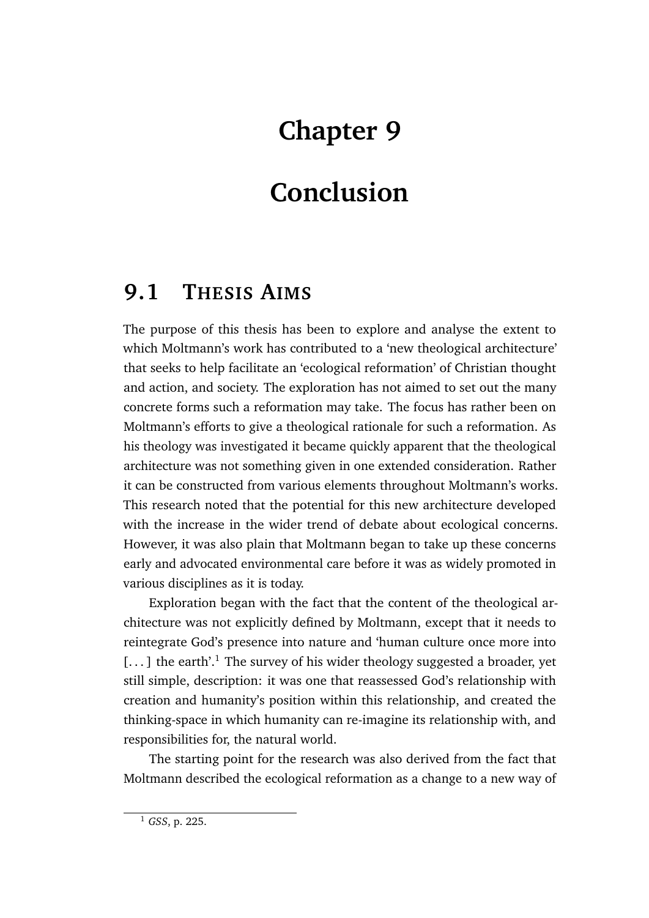# Chapter 9

# Conclusion

## 9.1 Thesis Aims

The purpose of this thesis has been to explore and analyse the extent to which Moltmann's work has contributed to a 'new theological architecture' that seeks to help facilitate an 'ecological reformation' of Christian thought and action, and society. The exploration has not aimed to set out the many concrete forms such a reformation may take. The focus has rather been on Moltmann's efforts to give a theological rationale for such a reformation. As his theology was investigated it became quickly apparent that the theological architecture was not something given in one extended consideration. Rather it can be constructed from various elements throughout Moltmann's works. This research noted that the potential for this new architecture developed with the increase in the wider trend of debate about ecological concerns. However, it was also plain that Moltmann began to take up these concerns early and advocated environmental care before it was as widely promoted in various disciplines as it is today.

Exploration began with the fact that the content of the theological architecture was not explicitly defined by Moltmann, except that it needs to reintegrate God's presence into nature and 'human culture once more into [. . . ] the earth'.[1] The survey of his wider theology suggested a broader, yet still simple, description: it was one that reassessed God's relationship with creation and humanity's position within this relationship, and created the thinking-space in which humanity can re-imagine its relationship with, and responsibilities for, the natural world.

The starting point for the research was also derived from the fact that Moltmann described the ecological reformation as a change to a new way of

[1] *GSS*, p. 225.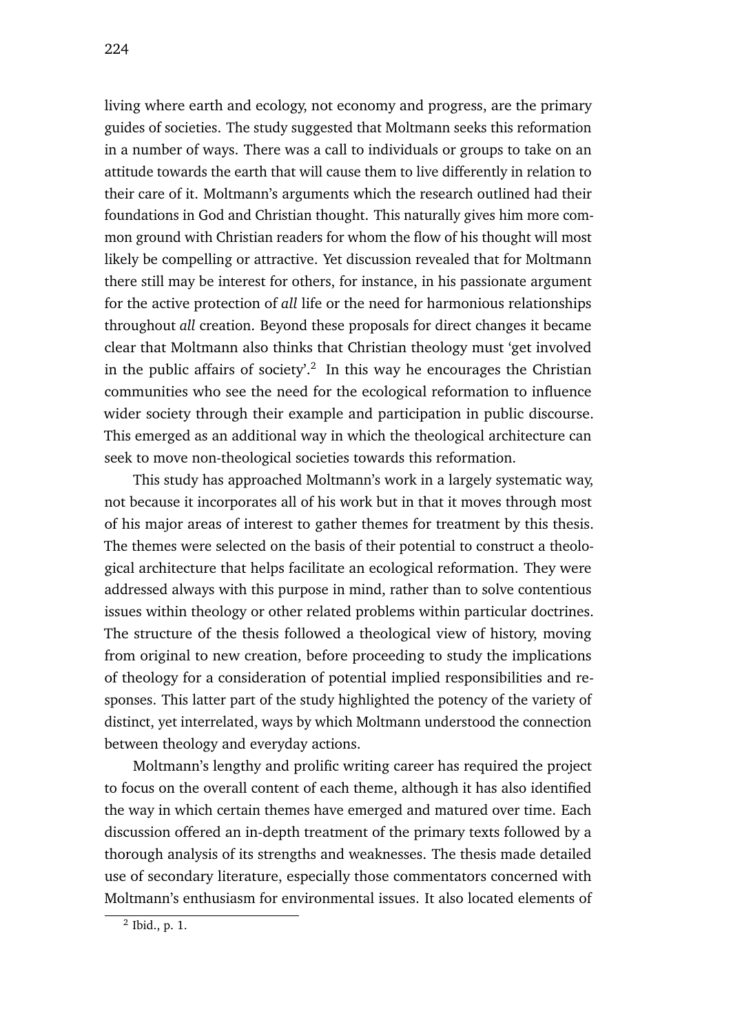living where earth and ecology, not economy and progress, are the primary guides of societies. The study suggested that Moltmann seeks this reformation in a number of ways. There was a call to individuals or groups to take on an attitude towards the earth that will cause them to live differently in relation to their care of it. Moltmann's arguments which the research outlined had their foundations in God and Christian thought. This naturally gives him more common ground with Christian readers for whom the flow of his thought will most likely be compelling or attractive. Yet discussion revealed that for Moltmann there still may be interest for others, for instance, in his passionate argument for the active protection of *all* life or the need for harmonious relationships throughout *all* creation. Beyond these proposals for direct changes it became clear that Moltmann also thinks that Christian theology must 'get involved in the public affairs of society'.[2] In this way he encourages the Christian communities who see the need for the ecological reformation to influence wider society through their example and participation in public discourse. This emerged as an additional way in which the theological architecture can seek to move non-theological societies towards this reformation.

This study has approached Moltmann's work in a largely systematic way, not because it incorporates all of his work but in that it moves through most of his major areas of interest to gather themes for treatment by this thesis. The themes were selected on the basis of their potential to construct a theological architecture that helps facilitate an ecological reformation. They were addressed always with this purpose in mind, rather than to solve contentious issues within theology or other related problems within particular doctrines. The structure of the thesis followed a theological view of history, moving from original to new creation, before proceeding to study the implications of theology for a consideration of potential implied responsibilities and responses. This latter part of the study highlighted the potency of the variety of distinct, yet interrelated, ways by which Moltmann understood the connection between theology and everyday actions.

Moltmann's lengthy and prolific writing career has required the project to focus on the overall content of each theme, although it has also identified the way in which certain themes have emerged and matured over time. Each discussion offered an in-depth treatment of the primary texts followed by a thorough analysis of its strengths and weaknesses. The thesis made detailed use of secondary literature, especially those commentators concerned with Moltmann's enthusiasm for environmental issues. It also located elements of

[2] Ibid., p. 1.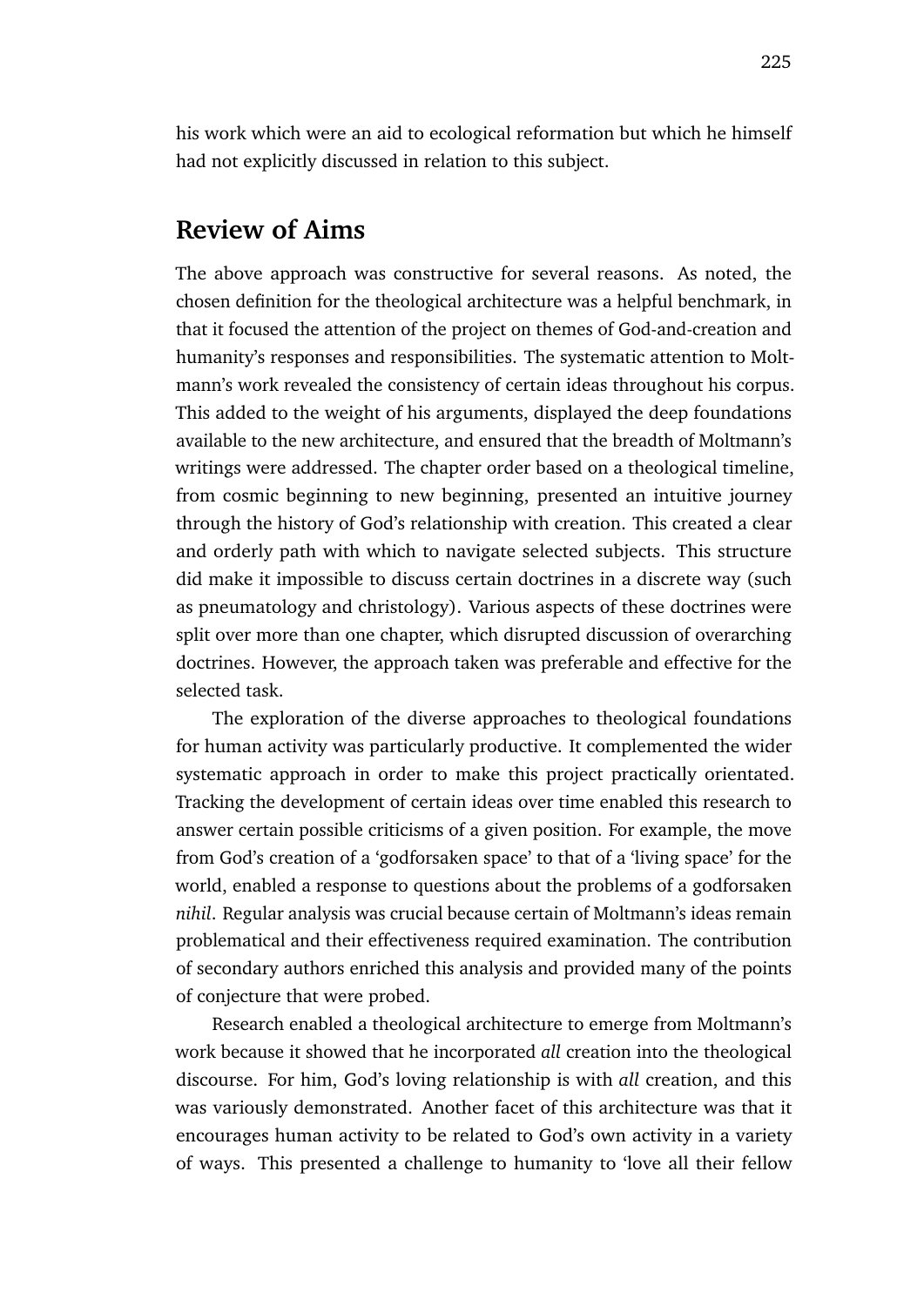his work which were an aid to ecological reformation but which he himself had not explicitly discussed in relation to this subject.

## Review of Aims

The above approach was constructive for several reasons. As noted, the chosen definition for the theological architecture was a helpful benchmark, in that it focused the attention of the project on themes of God-and-creation and humanity's responses and responsibilities. The systematic attention to Moltmann's work revealed the consistency of certain ideas throughout his corpus. This added to the weight of his arguments, displayed the deep foundations available to the new architecture, and ensured that the breadth of Moltmann's writings were addressed. The chapter order based on a theological timeline, from cosmic beginning to new beginning, presented an intuitive journey through the history of God's relationship with creation. This created a clear and orderly path with which to navigate selected subjects. This structure did make it impossible to discuss certain doctrines in a discrete way (such as pneumatology and christology). Various aspects of these doctrines were split over more than one chapter, which disrupted discussion of overarching doctrines. However, the approach taken was preferable and effective for the selected task.

The exploration of the diverse approaches to theological foundations for human activity was particularly productive. It complemented the wider systematic approach in order to make this project practically orientated. Tracking the development of certain ideas over time enabled this research to answer certain possible criticisms of a given position. For example, the move from God's creation of a 'godforsaken space' to that of a 'living space' for the world, enabled a response to questions about the problems of a godforsaken *nihil*. Regular analysis was crucial because certain of Moltmann's ideas remain problematical and their effectiveness required examination. The contribution of secondary authors enriched this analysis and provided many of the points of conjecture that were probed.

Research enabled a theological architecture to emerge from Moltmann's work because it showed that he incorporated *all* creation into the theological discourse. For him, God's loving relationship is with *all* creation, and this was variously demonstrated. Another facet of this architecture was that it encourages human activity to be related to God's own activity in a variety of ways. This presented a challenge to humanity to 'love all their fellow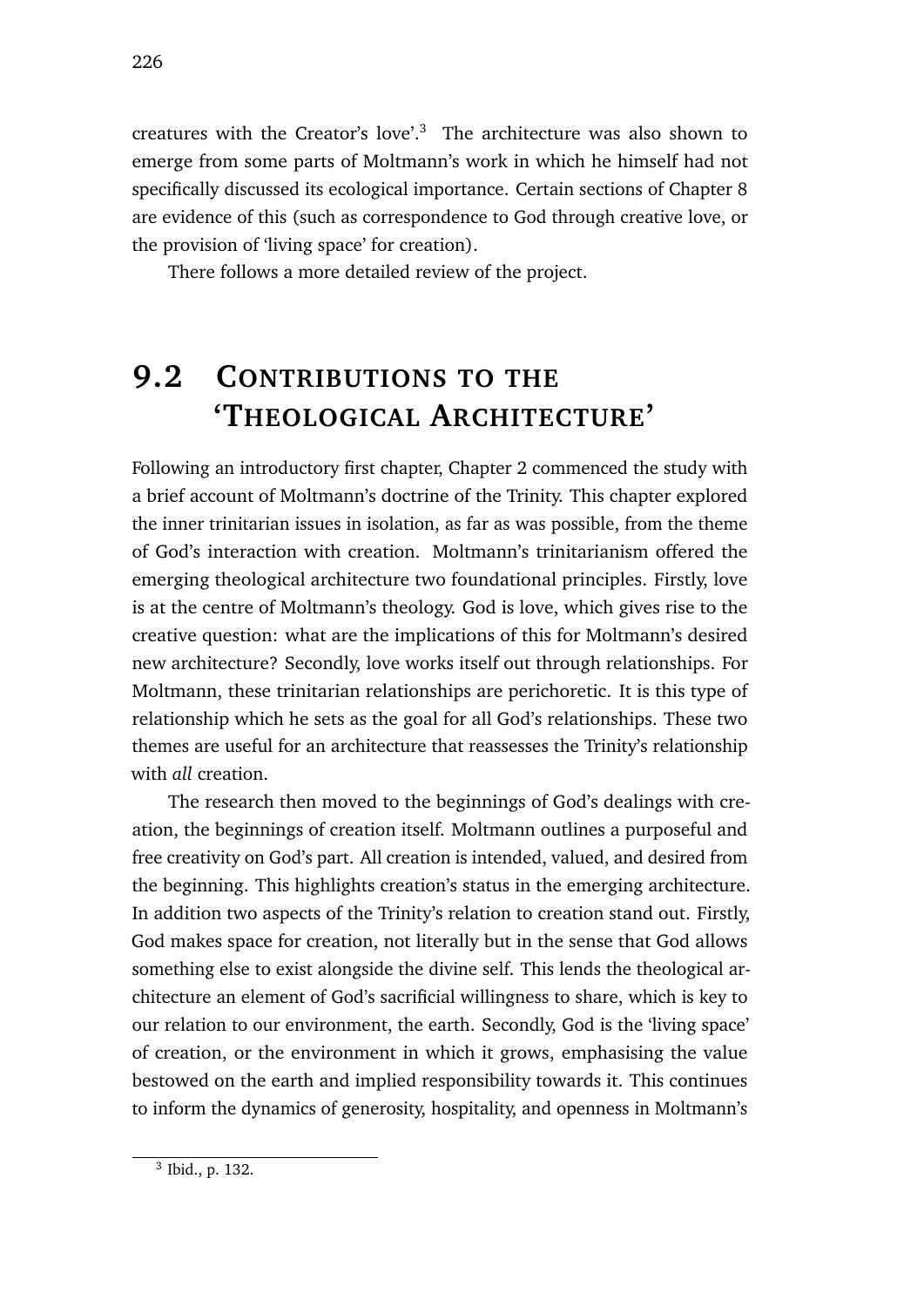creatures with the Creator's love'.[3] The architecture was also shown to emerge from some parts of Moltmann's work in which he himself had not specifically discussed its ecological importance. Certain sections of Chapter 8 are evidence of this (such as correspondence to God through creative love, or the provision of 'living space' for creation).

There follows a more detailed review of the project.

## 9.2 Contributions to the 'Theological Architecture'

Following an introductory first chapter, Chapter 2 commenced the study with a brief account of Moltmann's doctrine of the Trinity. This chapter explored the inner trinitarian issues in isolation, as far as was possible, from the theme of God's interaction with creation. Moltmann's trinitarianism offered the emerging theological architecture two foundational principles. Firstly, love is at the centre of Moltmann's theology. God is love, which gives rise to the creative question: what are the implications of this for Moltmann's desired new architecture? Secondly, love works itself out through relationships. For Moltmann, these trinitarian relationships are perichoretic. It is this type of relationship which he sets as the goal for all God's relationships. These two themes are useful for an architecture that reassesses the Trinity's relationship with *all* creation.

The research then moved to the beginnings of God's dealings with creation, the beginnings of creation itself. Moltmann outlines a purposeful and free creativity on God's part. All creation is intended, valued, and desired from the beginning. This highlights creation's status in the emerging architecture. In addition two aspects of the Trinity's relation to creation stand out. Firstly, God makes space for creation, not literally but in the sense that God allows something else to exist alongside the divine self. This lends the theological architecture an element of God's sacrificial willingness to share, which is key to our relation to our environment, the earth. Secondly, God is the 'living space' of creation, or the environment in which it grows, emphasising the value bestowed on the earth and implied responsibility towards it. This continues to inform the dynamics of generosity, hospitality, and openness in Moltmann's

[3] Ibid., p. 132.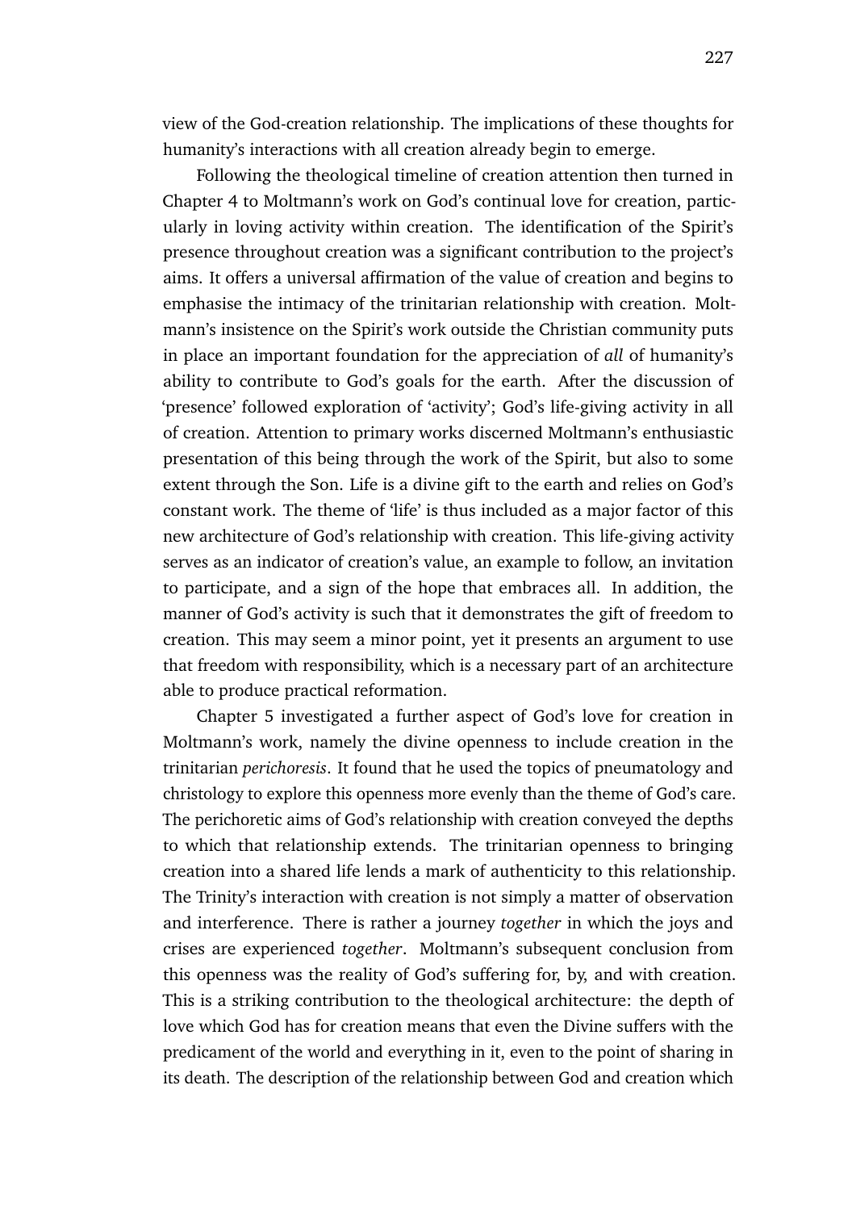view of the God-creation relationship. The implications of these thoughts for humanity's interactions with all creation already begin to emerge.

Following the theological timeline of creation attention then turned in Chapter 4 to Moltmann's work on God's continual love for creation, particularly in loving activity within creation. The identification of the Spirit's presence throughout creation was a significant contribution to the project's aims. It offers a universal affirmation of the value of creation and begins to emphasise the intimacy of the trinitarian relationship with creation. Moltmann's insistence on the Spirit's work outside the Christian community puts in place an important foundation for the appreciation of *all* of humanity's ability to contribute to God's goals for the earth. After the discussion of 'presence' followed exploration of 'activity'; God's life-giving activity in all of creation. Attention to primary works discerned Moltmann's enthusiastic presentation of this being through the work of the Spirit, but also to some extent through the Son. Life is a divine gift to the earth and relies on God's constant work. The theme of 'life' is thus included as a major factor of this new architecture of God's relationship with creation. This life-giving activity serves as an indicator of creation's value, an example to follow, an invitation to participate, and a sign of the hope that embraces all. In addition, the manner of God's activity is such that it demonstrates the gift of freedom to creation. This may seem a minor point, yet it presents an argument to use that freedom with responsibility, which is a necessary part of an architecture able to produce practical reformation.

Chapter 5 investigated a further aspect of God's love for creation in Moltmann's work, namely the divine openness to include creation in the trinitarian *perichoresis*. It found that he used the topics of pneumatology and christology to explore this openness more evenly than the theme of God's care. The perichoretic aims of God's relationship with creation conveyed the depths to which that relationship extends. The trinitarian openness to bringing creation into a shared life lends a mark of authenticity to this relationship. The Trinity's interaction with creation is not simply a matter of observation and interference. There is rather a journey *together* in which the joys and crises are experienced *together*. Moltmann's subsequent conclusion from this openness was the reality of God's suffering for, by, and with creation. This is a striking contribution to the theological architecture: the depth of love which God has for creation means that even the Divine suffers with the predicament of the world and everything in it, even to the point of sharing in its death. The description of the relationship between God and creation which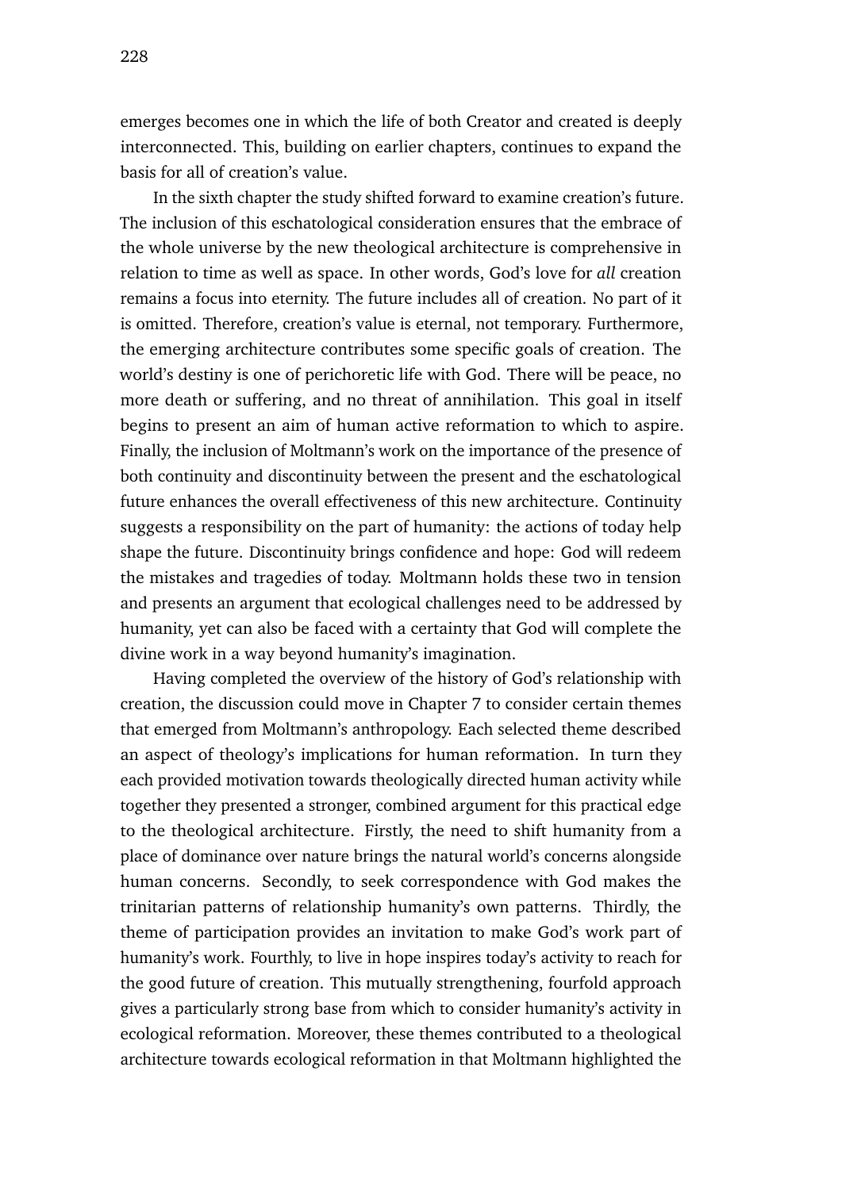emerges becomes one in which the life of both Creator and created is deeply interconnected. This, building on earlier chapters, continues to expand the basis for all of creation's value.

In the sixth chapter the study shifted forward to examine creation's future. The inclusion of this eschatological consideration ensures that the embrace of the whole universe by the new theological architecture is comprehensive in relation to time as well as space. In other words, God's love for *all* creation remains a focus into eternity. The future includes all of creation. No part of it is omitted. Therefore, creation's value is eternal, not temporary. Furthermore, the emerging architecture contributes some specific goals of creation. The world's destiny is one of perichoretic life with God. There will be peace, no more death or suffering, and no threat of annihilation. This goal in itself begins to present an aim of human active reformation to which to aspire. Finally, the inclusion of Moltmann's work on the importance of the presence of both continuity and discontinuity between the present and the eschatological future enhances the overall effectiveness of this new architecture. Continuity suggests a responsibility on the part of humanity: the actions of today help shape the future. Discontinuity brings confidence and hope: God will redeem the mistakes and tragedies of today. Moltmann holds these two in tension and presents an argument that ecological challenges need to be addressed by humanity, yet can also be faced with a certainty that God will complete the divine work in a way beyond humanity's imagination.

Having completed the overview of the history of God's relationship with creation, the discussion could move in Chapter 7 to consider certain themes that emerged from Moltmann's anthropology. Each selected theme described an aspect of theology's implications for human reformation. In turn they each provided motivation towards theologically directed human activity while together they presented a stronger, combined argument for this practical edge to the theological architecture. Firstly, the need to shift humanity from a place of dominance over nature brings the natural world's concerns alongside human concerns. Secondly, to seek correspondence with God makes the trinitarian patterns of relationship humanity's own patterns. Thirdly, the theme of participation provides an invitation to make God's work part of humanity's work. Fourthly, to live in hope inspires today's activity to reach for the good future of creation. This mutually strengthening, fourfold approach gives a particularly strong base from which to consider humanity's activity in ecological reformation. Moreover, these themes contributed to a theological architecture towards ecological reformation in that Moltmann highlighted the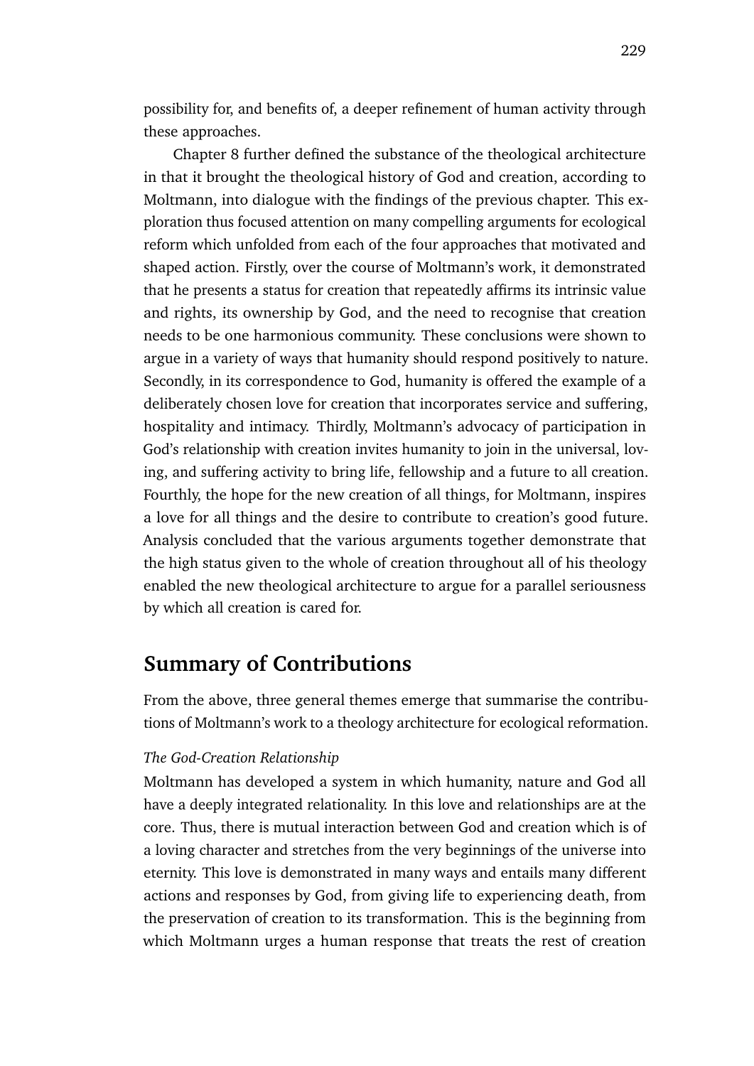possibility for, and benefits of, a deeper refinement of human activity through these approaches.

Chapter 8 further defined the substance of the theological architecture in that it brought the theological history of God and creation, according to Moltmann, into dialogue with the findings of the previous chapter. This exploration thus focused attention on many compelling arguments for ecological reform which unfolded from each of the four approaches that motivated and shaped action. Firstly, over the course of Moltmann's work, it demonstrated that he presents a status for creation that repeatedly affirms its intrinsic value and rights, its ownership by God, and the need to recognise that creation needs to be one harmonious community. These conclusions were shown to argue in a variety of ways that humanity should respond positively to nature. Secondly, in its correspondence to God, humanity is offered the example of a deliberately chosen love for creation that incorporates service and suffering, hospitality and intimacy. Thirdly, Moltmann's advocacy of participation in God's relationship with creation invites humanity to join in the universal, loving, and suffering activity to bring life, fellowship and a future to all creation. Fourthly, the hope for the new creation of all things, for Moltmann, inspires a love for all things and the desire to contribute to creation's good future. Analysis concluded that the various arguments together demonstrate that the high status given to the whole of creation throughout all of his theology enabled the new theological architecture to argue for a parallel seriousness by which all creation is cared for.

## Summary of Contributions

From the above, three general themes emerge that summarise the contributions of Moltmann's work to a theology architecture for ecological reformation.

*The God-Creation Relationship*

Moltmann has developed a system in which humanity, nature and God all have a deeply integrated relationality. In this love and relationships are at the core. Thus, there is mutual interaction between God and creation which is of a loving character and stretches from the very beginnings of the universe into eternity. This love is demonstrated in many ways and entails many different actions and responses by God, from giving life to experiencing death, from the preservation of creation to its transformation. This is the beginning from which Moltmann urges a human response that treats the rest of creation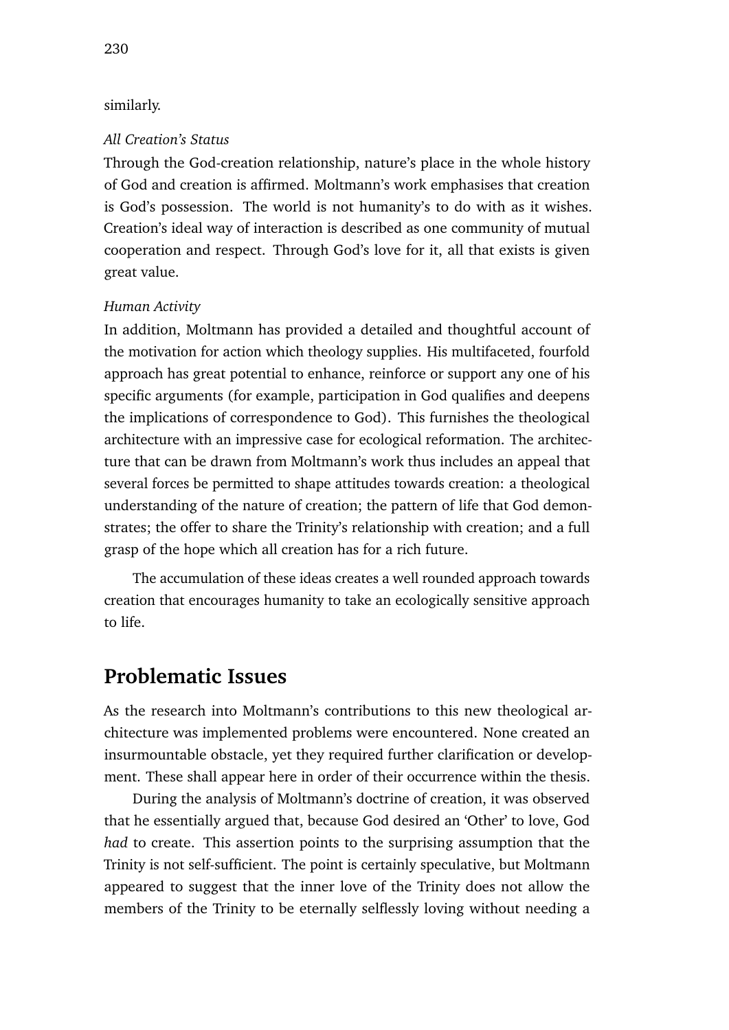similarly.

*All Creation's Status*

Through the God-creation relationship, nature's place in the whole history of God and creation is affirmed. Moltmann's work emphasises that creation is God's possession. The world is not humanity's to do with as it wishes. Creation's ideal way of interaction is described as one community of mutual cooperation and respect. Through God's love for it, all that exists is given great value.

*Human Activity*

In addition, Moltmann has provided a detailed and thoughtful account of the motivation for action which theology supplies. His multifaceted, fourfold approach has great potential to enhance, reinforce or support any one of his specific arguments (for example, participation in God qualifies and deepens the implications of correspondence to God). This furnishes the theological architecture with an impressive case for ecological reformation. The architecture that can be drawn from Moltmann's work thus includes an appeal that several forces be permitted to shape attitudes towards creation: a theological understanding of the nature of creation; the pattern of life that God demonstrates; the offer to share the Trinity's relationship with creation; and a full grasp of the hope which all creation has for a rich future.

The accumulation of these ideas creates a well rounded approach towards creation that encourages humanity to take an ecologically sensitive approach to life.

## Problematic Issues

As the research into Moltmann's contributions to this new theological architecture was implemented problems were encountered. None created an insurmountable obstacle, yet they required further clarification or development. These shall appear here in order of their occurrence within the thesis.

During the analysis of Moltmann's doctrine of creation, it was observed that he essentially argued that, because God desired an 'Other' to love, God *had* to create. This assertion points to the surprising assumption that the Trinity is not self-sufficient. The point is certainly speculative, but Moltmann appeared to suggest that the inner love of the Trinity does not allow the members of the Trinity to be eternally selflessly loving without needing a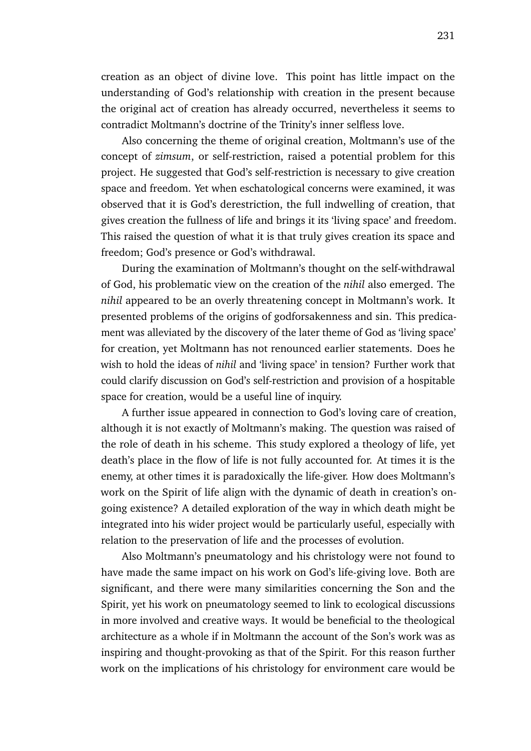creation as an object of divine love. This point has little impact on the understanding of God's relationship with creation in the present because the original act of creation has already occurred, nevertheless it seems to contradict Moltmann's doctrine of the Trinity's inner selfless love.

Also concerning the theme of original creation, Moltmann's use of the concept of *zimsum*, or self-restriction, raised a potential problem for this project. He suggested that God's self-restriction is necessary to give creation space and freedom. Yet when eschatological concerns were examined, it was observed that it is God's derestriction, the full indwelling of creation, that gives creation the fullness of life and brings it its 'living space' and freedom. This raised the question of what it is that truly gives creation its space and freedom; God's presence or God's withdrawal.

During the examination of Moltmann's thought on the self-withdrawal of God, his problematic view on the creation of the *nihil* also emerged. The *nihil* appeared to be an overly threatening concept in Moltmann's work. It presented problems of the origins of godforsakenness and sin. This predicament was alleviated by the discovery of the later theme of God as 'living space' for creation, yet Moltmann has not renounced earlier statements. Does he wish to hold the ideas of *nihil* and 'living space' in tension? Further work that could clarify discussion on God's self-restriction and provision of a hospitable space for creation, would be a useful line of inquiry.

A further issue appeared in connection to God's loving care of creation, although it is not exactly of Moltmann's making. The question was raised of the role of death in his scheme. This study explored a theology of life, yet death's place in the flow of life is not fully accounted for. At times it is the enemy, at other times it is paradoxically the life-giver. How does Moltmann's work on the Spirit of life align with the dynamic of death in creation's ongoing existence? A detailed exploration of the way in which death might be integrated into his wider project would be particularly useful, especially with relation to the preservation of life and the processes of evolution.

Also Moltmann's pneumatology and his christology were not found to have made the same impact on his work on God's life-giving love. Both are significant, and there were many similarities concerning the Son and the Spirit, yet his work on pneumatology seemed to link to ecological discussions in more involved and creative ways. It would be beneficial to the theological architecture as a whole if in Moltmann the account of the Son's work was as inspiring and thought-provoking as that of the Spirit. For this reason further work on the implications of his christology for environment care would be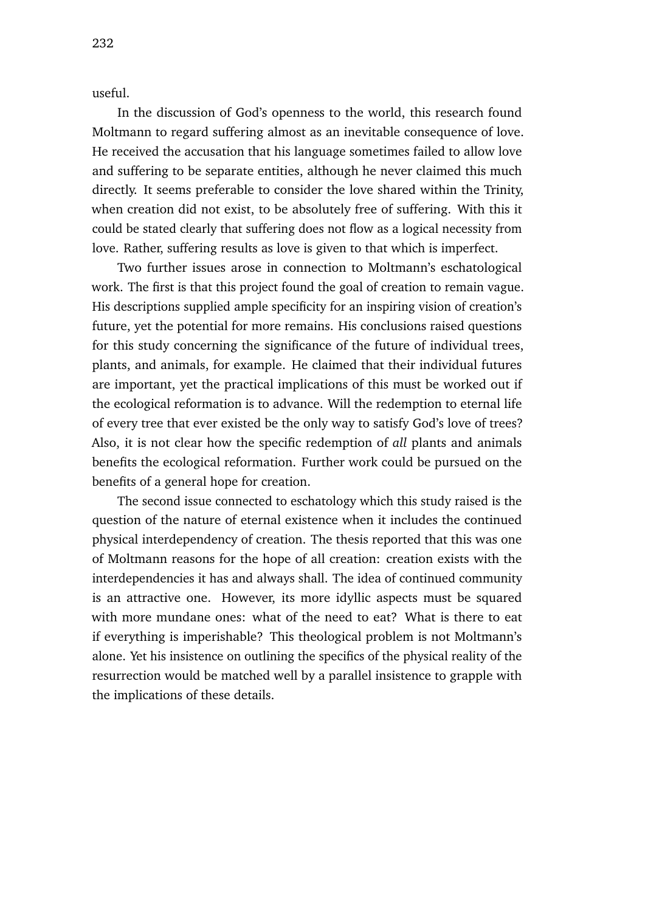useful.

In the discussion of God's openness to the world, this research found Moltmann to regard suffering almost as an inevitable consequence of love. He received the accusation that his language sometimes failed to allow love and suffering to be separate entities, although he never claimed this much directly. It seems preferable to consider the love shared within the Trinity, when creation did not exist, to be absolutely free of suffering. With this it could be stated clearly that suffering does not flow as a logical necessity from love. Rather, suffering results as love is given to that which is imperfect.

Two further issues arose in connection to Moltmann's eschatological work. The first is that this project found the goal of creation to remain vague. His descriptions supplied ample specificity for an inspiring vision of creation's future, yet the potential for more remains. His conclusions raised questions for this study concerning the significance of the future of individual trees, plants, and animals, for example. He claimed that their individual futures are important, yet the practical implications of this must be worked out if the ecological reformation is to advance. Will the redemption to eternal life of every tree that ever existed be the only way to satisfy God's love of trees? Also, it is not clear how the specific redemption of *all* plants and animals benefits the ecological reformation. Further work could be pursued on the benefits of a general hope for creation.

The second issue connected to eschatology which this study raised is the question of the nature of eternal existence when it includes the continued physical interdependency of creation. The thesis reported that this was one of Moltmann reasons for the hope of all creation: creation exists with the interdependencies it has and always shall. The idea of continued community is an attractive one. However, its more idyllic aspects must be squared with more mundane ones: what of the need to eat? What is there to eat if everything is imperishable? This theological problem is not Moltmann's alone. Yet his insistence on outlining the specifics of the physical reality of the resurrection would be matched well by a parallel insistence to grapple with the implications of these details.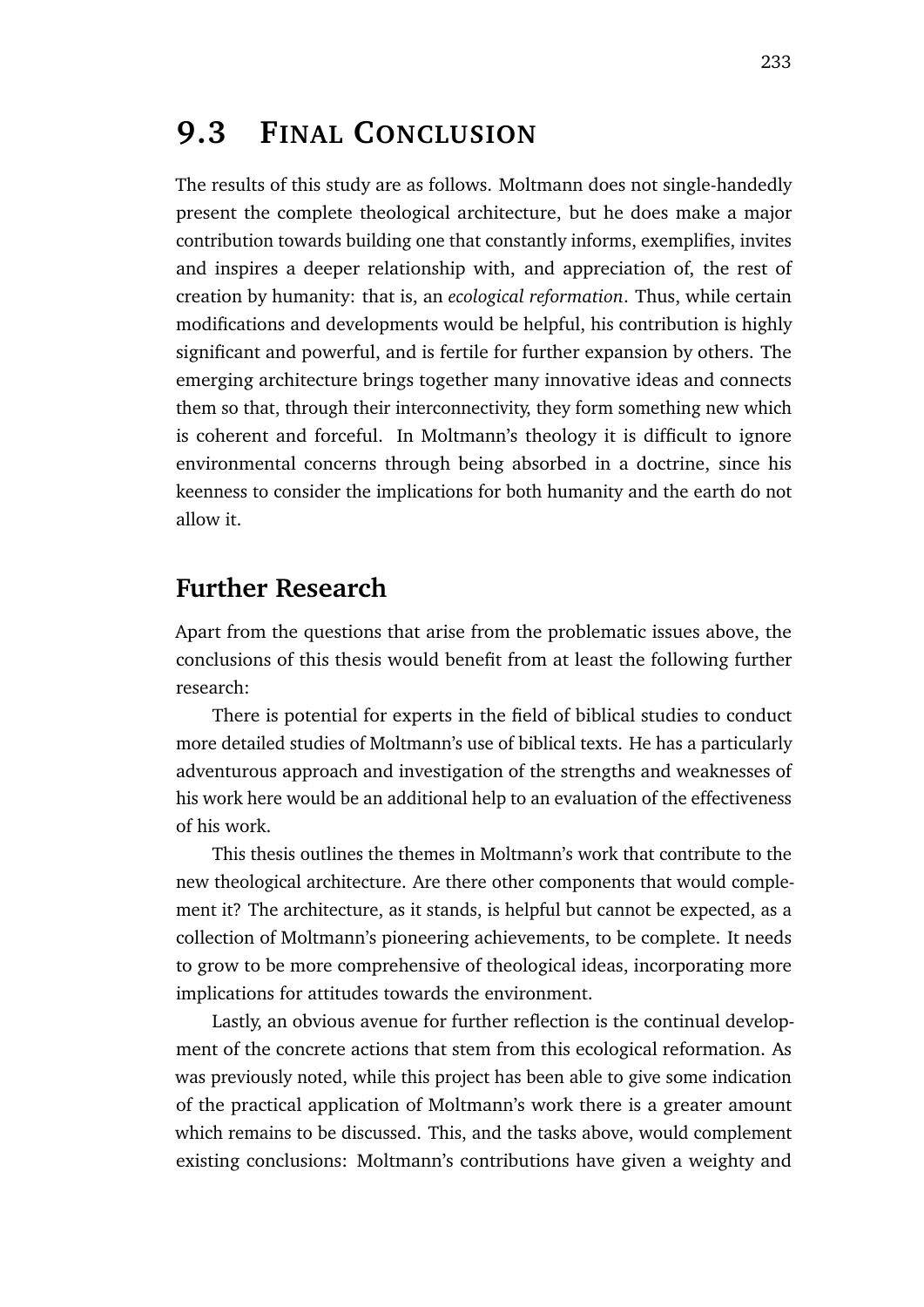## 9.3 FINAL CONCLUSION

The results of this study are as follows. Moltmann does not single-handedly present the complete theological architecture, but he does make a major contribution towards building one that constantly informs, exemplifies, invites and inspires a deeper relationship with, and appreciation of, the rest of creation by humanity: that is, an *ecological reformation*. Thus, while certain modifications and developments would be helpful, his contribution is highly significant and powerful, and is fertile for further expansion by others. The emerging architecture brings together many innovative ideas and connects them so that, through their interconnectivity, they form something new which is coherent and forceful. In Moltmann's theology it is difficult to ignore environmental concerns through being absorbed in a doctrine, since his keenness to consider the implications for both humanity and the earth do not allow it.

### Further Research

Apart from the questions that arise from the problematic issues above, the conclusions of this thesis would benefit from at least the following further research:

There is potential for experts in the field of biblical studies to conduct more detailed studies of Moltmann's use of biblical texts. He has a particularly adventurous approach and investigation of the strengths and weaknesses of his work here would be an additional help to an evaluation of the effectiveness of his work.

This thesis outlines the themes in Moltmann's work that contribute to the new theological architecture. Are there other components that would complement it? The architecture, as it stands, is helpful but cannot be expected, as a collection of Moltmann's pioneering achievements, to be complete. It needs to grow to be more comprehensive of theological ideas, incorporating more implications for attitudes towards the environment.

Lastly, an obvious avenue for further reflection is the continual development of the concrete actions that stem from this ecological reformation. As was previously noted, while this project has been able to give some indication of the practical application of Moltmann's work there is a greater amount which remains to be discussed. This, and the tasks above, would complement existing conclusions: Moltmann's contributions have given a weighty and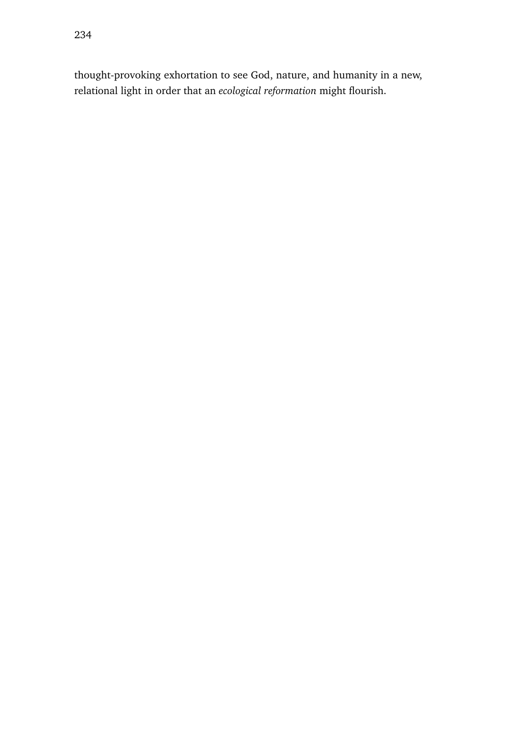thought-provoking exhortation to see God, nature, and humanity in a new, relational light in order that an *ecological reformation* might flourish.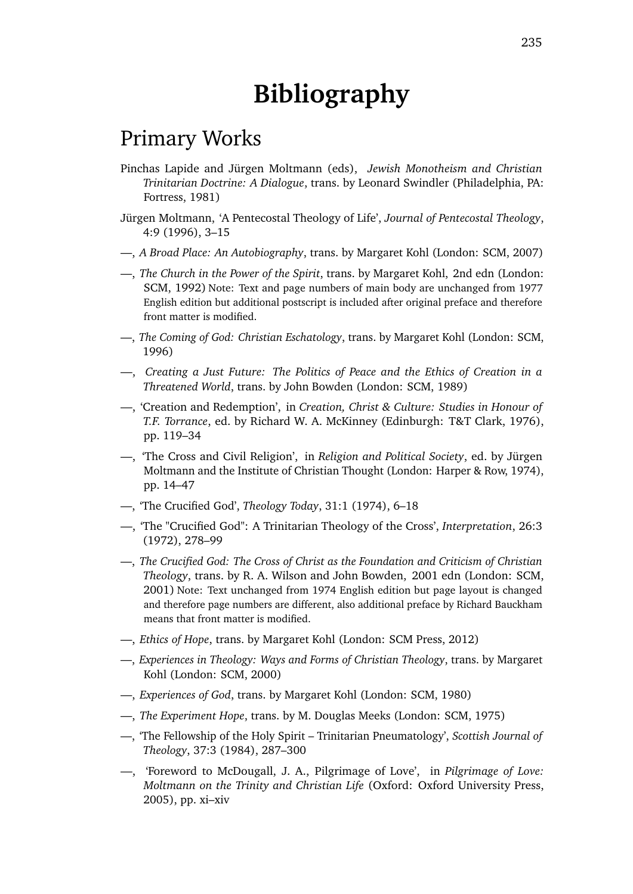# Bibliography

## Primary Works

Pinchas Lapide and Jürgen Moltmann (eds), *Jewish Monotheism and Christian Trinitarian Doctrine: A Dialogue*, trans. by Leonard Swindler (Philadelphia, PA: Fortress, 1981)

Jürgen Moltmann, 'A Pentecostal Theology of Life', *Journal of Pentecostal Theology*, 4:9 (1996), 3–15

—, *A Broad Place: An Autobiography*, trans. by Margaret Kohl (London: SCM, 2007)

—, *The Church in the Power of the Spirit*, trans. by Margaret Kohl, 2nd edn (London: SCM, 1992) Note: Text and page numbers of main body are unchanged from 1977 English edition but additional postscript is included after original preface and therefore front matter is modified.

—, *The Coming of God: Christian Eschatology*, trans. by Margaret Kohl (London: SCM, 1996)

—, *Creating a Just Future: The Politics of Peace and the Ethics of Creation in a Threatened World*, trans. by John Bowden (London: SCM, 1989)

—, 'Creation and Redemption', in *Creation, Christ & Culture: Studies in Honour of T.F. Torrance*, ed. by Richard W. A. McKinney (Edinburgh: T&T Clark, 1976), pp. 119–34

—, 'The Cross and Civil Religion', in *Religion and Political Society*, ed. by Jürgen Moltmann and the Institute of Christian Thought (London: Harper & Row, 1974), pp. 14–47

—, 'The Crucified God', *Theology Today*, 31:1 (1974), 6–18

—, 'The "Crucified God": A Trinitarian Theology of the Cross', *Interpretation*, 26:3 (1972), 278–99

—, *The Crucified God: The Cross of Christ as the Foundation and Criticism of Christian Theology*, trans. by R. A. Wilson and John Bowden, 2001 edn (London: SCM, 2001) Note: Text unchanged from 1974 English edition but page layout is changed and therefore page numbers are different, also additional preface by Richard Bauckham means that front matter is modified.

—, *Ethics of Hope*, trans. by Margaret Kohl (London: SCM Press, 2012)

—, *Experiences in Theology: Ways and Forms of Christian Theology*, trans. by Margaret Kohl (London: SCM, 2000)

—, *Experiences of God*, trans. by Margaret Kohl (London: SCM, 1980)

—, *The Experiment Hope*, trans. by M. Douglas Meeks (London: SCM, 1975)

—, 'The Fellowship of the Holy Spirit – Trinitarian Pneumatology', *Scottish Journal of Theology*, 37:3 (1984), 287–300

—, 'Foreword to McDougall, J. A., Pilgrimage of Love', in *Pilgrimage of Love: Moltmann on the Trinity and Christian Life* (Oxford: Oxford University Press, 2005), pp. xi–xiv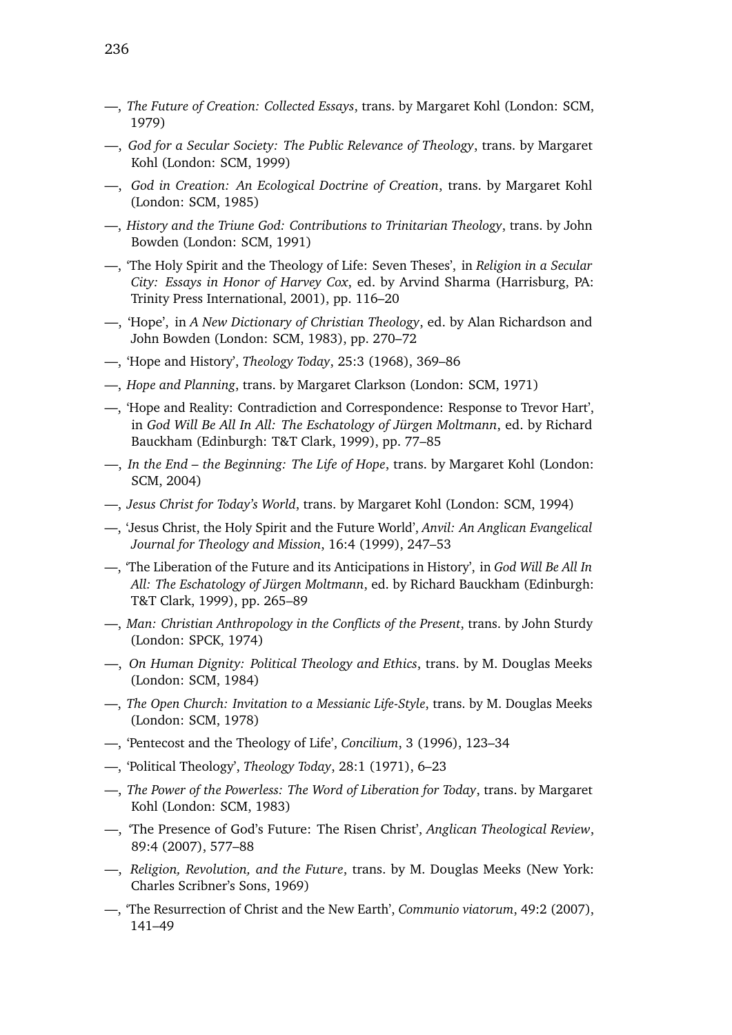—, *The Future of Creation: Collected Essays*, trans. by Margaret Kohl (London: SCM, 1979)

—, *God for a Secular Society: The Public Relevance of Theology*, trans. by Margaret Kohl (London: SCM, 1999)

—, *God in Creation: An Ecological Doctrine of Creation*, trans. by Margaret Kohl (London: SCM, 1985)

—, *History and the Triune God: Contributions to Trinitarian Theology*, trans. by John Bowden (London: SCM, 1991)

—, 'The Holy Spirit and the Theology of Life: Seven Theses', in *Religion in a Secular City: Essays in Honor of Harvey Cox*, ed. by Arvind Sharma (Harrisburg, PA: Trinity Press International, 2001), pp. 116–20

—, 'Hope', in *A New Dictionary of Christian Theology*, ed. by Alan Richardson and John Bowden (London: SCM, 1983), pp. 270–72

—, 'Hope and History', *Theology Today*, 25:3 (1968), 369–86

—, *Hope and Planning*, trans. by Margaret Clarkson (London: SCM, 1971)

—, 'Hope and Reality: Contradiction and Correspondence: Response to Trevor Hart', in *God Will Be All In All: The Eschatology of Jürgen Moltmann*, ed. by Richard Bauckham (Edinburgh: T&T Clark, 1999), pp. 77–85

—, *In the End – the Beginning: The Life of Hope*, trans. by Margaret Kohl (London: SCM, 2004)

—, *Jesus Christ for Today's World*, trans. by Margaret Kohl (London: SCM, 1994)

—, 'Jesus Christ, the Holy Spirit and the Future World', *Anvil: An Anglican Evangelical Journal for Theology and Mission*, 16:4 (1999), 247–53

—, 'The Liberation of the Future and its Anticipations in History', in *God Will Be All In All: The Eschatology of Jürgen Moltmann*, ed. by Richard Bauckham (Edinburgh: T&T Clark, 1999), pp. 265–89

—, *Man: Christian Anthropology in the Conflicts of the Present*, trans. by John Sturdy (London: SPCK, 1974)

—, *On Human Dignity: Political Theology and Ethics*, trans. by M. Douglas Meeks (London: SCM, 1984)

—, *The Open Church: Invitation to a Messianic Life-Style*, trans. by M. Douglas Meeks (London: SCM, 1978)

—, 'Pentecost and the Theology of Life', *Concilium*, 3 (1996), 123–34

—, 'Political Theology', *Theology Today*, 28:1 (1971), 6–23

—, *The Power of the Powerless: The Word of Liberation for Today*, trans. by Margaret Kohl (London: SCM, 1983)

—, 'The Presence of God's Future: The Risen Christ', *Anglican Theological Review*, 89:4 (2007), 577–88

—, *Religion, Revolution, and the Future*, trans. by M. Douglas Meeks (New York: Charles Scribner's Sons, 1969)

—, 'The Resurrection of Christ and the New Earth', *Communio viatorum*, 49:2 (2007), 141–49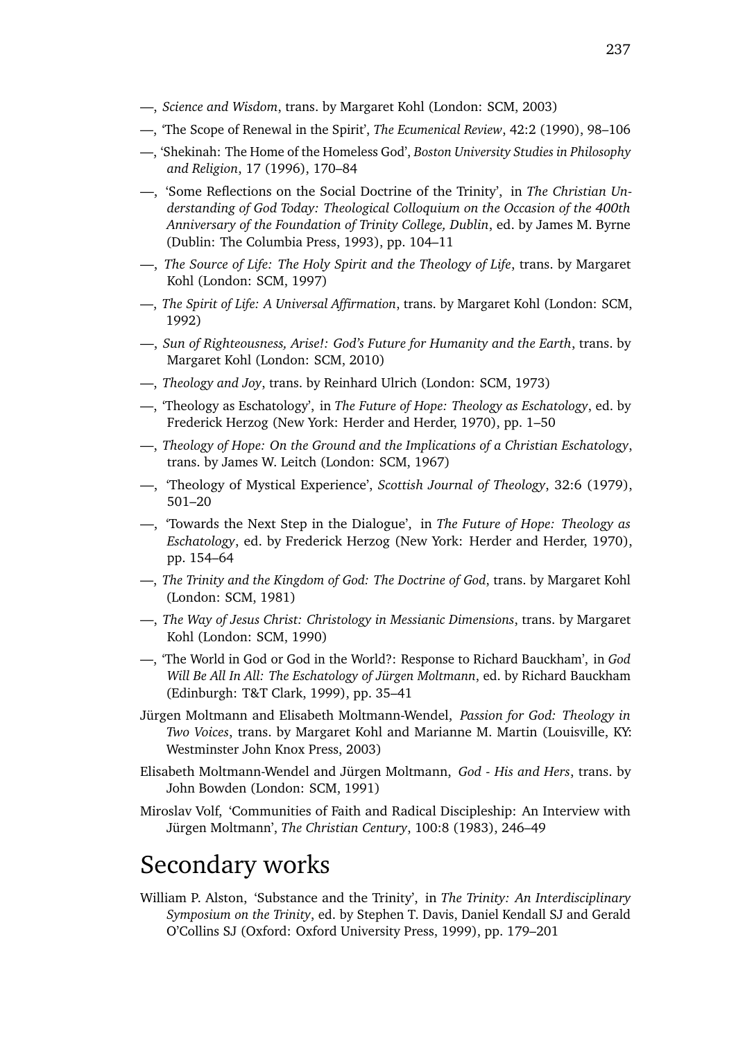—, *Science and Wisdom*, trans. by Margaret Kohl (London: SCM, 2003)

—, 'The Scope of Renewal in the Spirit', *The Ecumenical Review*, 42:2 (1990), 98–106

—, 'Shekinah: The Home of the Homeless God', *Boston University Studies in Philosophy and Religion*, 17 (1996), 170–84

—, 'Some Reflections on the Social Doctrine of the Trinity', in *The Christian Understanding of God Today: Theological Colloquium on the Occasion of the 400th Anniversary of the Foundation of Trinity College, Dublin*, ed. by James M. Byrne (Dublin: The Columbia Press, 1993), pp. 104–11

—, *The Source of Life: The Holy Spirit and the Theology of Life*, trans. by Margaret Kohl (London: SCM, 1997)

—, *The Spirit of Life: A Universal Affirmation*, trans. by Margaret Kohl (London: SCM, 1992)

—, *Sun of Righteousness, Arise!: God's Future for Humanity and the Earth*, trans. by Margaret Kohl (London: SCM, 2010)

—, *Theology and Joy*, trans. by Reinhard Ulrich (London: SCM, 1973)

—, 'Theology as Eschatology', in *The Future of Hope: Theology as Eschatology*, ed. by Frederick Herzog (New York: Herder and Herder, 1970), pp. 1–50

—, *Theology of Hope: On the Ground and the Implications of a Christian Eschatology*, trans. by James W. Leitch (London: SCM, 1967)

—, 'Theology of Mystical Experience', *Scottish Journal of Theology*, 32:6 (1979), 501–20

—, 'Towards the Next Step in the Dialogue', in *The Future of Hope: Theology as Eschatology*, ed. by Frederick Herzog (New York: Herder and Herder, 1970), pp. 154–64

—, *The Trinity and the Kingdom of God: The Doctrine of God*, trans. by Margaret Kohl (London: SCM, 1981)

—, *The Way of Jesus Christ: Christology in Messianic Dimensions*, trans. by Margaret Kohl (London: SCM, 1990)

—, 'The World in God or God in the World?: Response to Richard Bauckham', in *God Will Be All In All: The Eschatology of Jürgen Moltmann*, ed. by Richard Bauckham (Edinburgh: T&T Clark, 1999), pp. 35–41

Jürgen Moltmann and Elisabeth Moltmann-Wendel, *Passion for God: Theology in Two Voices*, trans. by Margaret Kohl and Marianne M. Martin (Louisville, KY: Westminster John Knox Press, 2003)

Elisabeth Moltmann-Wendel and Jürgen Moltmann, *God - His and Hers*, trans. by John Bowden (London: SCM, 1991)

Miroslav Volf, 'Communities of Faith and Radical Discipleship: An Interview with Jürgen Moltmann', *The Christian Century*, 100:8 (1983), 246–49

# Secondary works

William P. Alston, 'Substance and the Trinity', in *The Trinity: An Interdisciplinary Symposium on the Trinity*, ed. by Stephen T. Davis, Daniel Kendall SJ and Gerald O'Collins SJ (Oxford: Oxford University Press, 1999), pp. 179–201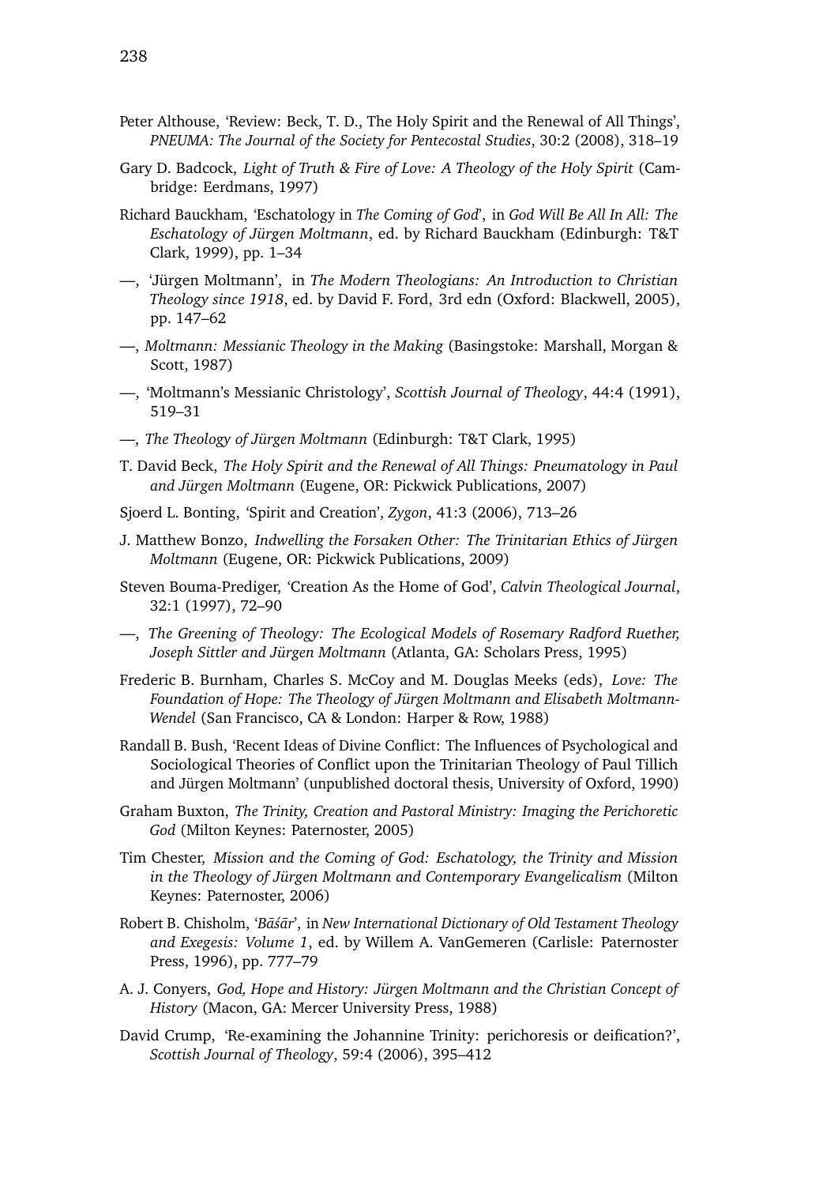Peter Althouse, 'Review: Beck, T. D., The Holy Spirit and the Renewal of All Things', *PNEUMA: The Journal of the Society for Pentecostal Studies*, 30:2 (2008), 318–19

Gary D. Badcock, *Light of Truth & Fire of Love: A Theology of the Holy Spirit* (Cambridge: Eerdmans, 1997)

Richard Bauckham, 'Eschatology in *The Coming of God*', in *God Will Be All In All: The Eschatology of Jürgen Moltmann*, ed. by Richard Bauckham (Edinburgh: T&T Clark, 1999), pp. 1–34

—, 'Jürgen Moltmann', in *The Modern Theologians: An Introduction to Christian Theology since 1918*, ed. by David F. Ford, 3rd edn (Oxford: Blackwell, 2005), pp. 147–62

—, *Moltmann: Messianic Theology in the Making* (Basingstoke: Marshall, Morgan & Scott, 1987)

—, 'Moltmann's Messianic Christology', *Scottish Journal of Theology*, 44:4 (1991), 519–31

—, *The Theology of Jürgen Moltmann* (Edinburgh: T&T Clark, 1995)

T. David Beck, *The Holy Spirit and the Renewal of All Things: Pneumatology in Paul and Jürgen Moltmann* (Eugene, OR: Pickwick Publications, 2007)

Sjoerd L. Bonting, 'Spirit and Creation', *Zygon*, 41:3 (2006), 713–26

J. Matthew Bonzo, *Indwelling the Forsaken Other: The Trinitarian Ethics of Jürgen Moltmann* (Eugene, OR: Pickwick Publications, 2009)

Steven Bouma-Prediger, 'Creation As the Home of God', *Calvin Theological Journal*, 32:1 (1997), 72–90

—, *The Greening of Theology: The Ecological Models of Rosemary Radford Ruether, Joseph Sittler and Jürgen Moltmann* (Atlanta, GA: Scholars Press, 1995)

Frederic B. Burnham, Charles S. McCoy and M. Douglas Meeks (eds), *Love: The Foundation of Hope: The Theology of Jürgen Moltmann and Elisabeth Moltmann-Wendel* (San Francisco, CA & London: Harper & Row, 1988)

Randall B. Bush, 'Recent Ideas of Divine Conflict: The Influences of Psychological and Sociological Theories of Conflict upon the Trinitarian Theology of Paul Tillich and Jürgen Moltmann' (unpublished doctoral thesis, University of Oxford, 1990)

Graham Buxton, *The Trinity, Creation and Pastoral Ministry: Imaging the Perichoretic God* (Milton Keynes: Paternoster, 2005)

Tim Chester, *Mission and the Coming of God: Eschatology, the Trinity and Mission in the Theology of Jürgen Moltmann and Contemporary Evangelicalism* (Milton Keynes: Paternoster, 2006)

Robert B. Chisholm, '*Bāśār*', in *New International Dictionary of Old Testament Theology and Exegesis: Volume 1*, ed. by Willem A. VanGemeren (Carlisle: Paternoster Press, 1996), pp. 777–79

A. J. Conyers, *God, Hope and History: Jürgen Moltmann and the Christian Concept of History* (Macon, GA: Mercer University Press, 1988)

David Crump, 'Re-examining the Johannine Trinity: perichoresis or deification?', *Scottish Journal of Theology*, 59:4 (2006), 395–412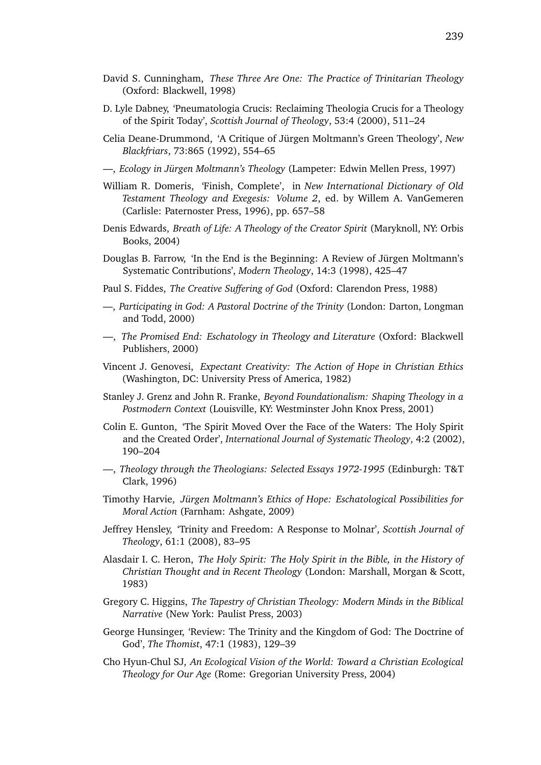David S. Cunningham, *These Three Are One: The Practice of Trinitarian Theology* (Oxford: Blackwell, 1998)

D. Lyle Dabney, 'Pneumatologia Crucis: Reclaiming Theologia Crucis for a Theology of the Spirit Today', *Scottish Journal of Theology*, 53:4 (2000), 511–24

Celia Deane-Drummond, 'A Critique of Jürgen Moltmann's Green Theology', *New Blackfriars*, 73:865 (1992), 554–65

—, *Ecology in Jürgen Moltmann's Theology* (Lampeter: Edwin Mellen Press, 1997)

William R. Domeris, 'Finish, Complete', in *New International Dictionary of Old Testament Theology and Exegesis: Volume 2*, ed. by Willem A. VanGemeren (Carlisle: Paternoster Press, 1996), pp. 657–58

Denis Edwards, *Breath of Life: A Theology of the Creator Spirit* (Maryknoll, NY: Orbis Books, 2004)

Douglas B. Farrow, 'In the End is the Beginning: A Review of Jürgen Moltmann's Systematic Contributions', *Modern Theology*, 14:3 (1998), 425–47

Paul S. Fiddes, *The Creative Suffering of God* (Oxford: Clarendon Press, 1988)

—, *Participating in God: A Pastoral Doctrine of the Trinity* (London: Darton, Longman and Todd, 2000)

—, *The Promised End: Eschatology in Theology and Literature* (Oxford: Blackwell Publishers, 2000)

Vincent J. Genovesi, *Expectant Creativity: The Action of Hope in Christian Ethics* (Washington, DC: University Press of America, 1982)

Stanley J. Grenz and John R. Franke, *Beyond Foundationalism: Shaping Theology in a Postmodern Context* (Louisville, KY: Westminster John Knox Press, 2001)

Colin E. Gunton, 'The Spirit Moved Over the Face of the Waters: The Holy Spirit and the Created Order', *International Journal of Systematic Theology*, 4:2 (2002), 190–204

—, *Theology through the Theologians: Selected Essays 1972-1995* (Edinburgh: T&T Clark, 1996)

Timothy Harvie, *Jürgen Moltmann's Ethics of Hope: Eschatological Possibilities for Moral Action* (Farnham: Ashgate, 2009)

Jeffrey Hensley, 'Trinity and Freedom: A Response to Molnar', *Scottish Journal of Theology*, 61:1 (2008), 83–95

Alasdair I. C. Heron, *The Holy Spirit: The Holy Spirit in the Bible, in the History of Christian Thought and in Recent Theology* (London: Marshall, Morgan & Scott, 1983)

Gregory C. Higgins, *The Tapestry of Christian Theology: Modern Minds in the Biblical Narrative* (New York: Paulist Press, 2003)

George Hunsinger, 'Review: The Trinity and the Kingdom of God: The Doctrine of God', *The Thomist*, 47:1 (1983), 129–39

Cho Hyun-Chul SJ, *An Ecological Vision of the World: Toward a Christian Ecological Theology for Our Age* (Rome: Gregorian University Press, 2004)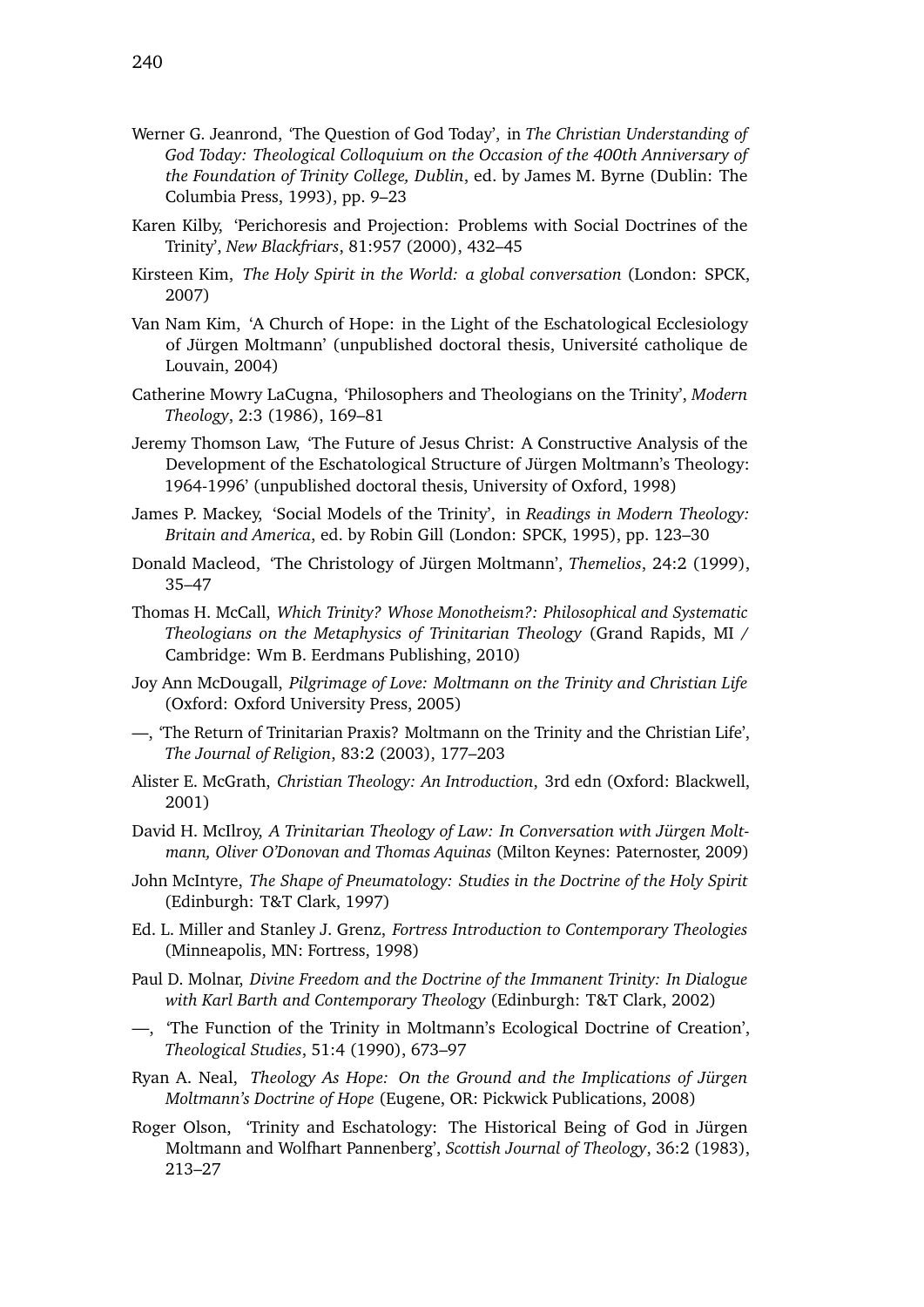Werner G. Jeanrond, 'The Question of God Today', in *The Christian Understanding of God Today: Theological Colloquium on the Occasion of the 400th Anniversary of the Foundation of Trinity College, Dublin*, ed. by James M. Byrne (Dublin: The Columbia Press, 1993), pp. 9–23

Karen Kilby, 'Perichoresis and Projection: Problems with Social Doctrines of the Trinity', *New Blackfriars*, 81:957 (2000), 432–45

Kirsteen Kim, *The Holy Spirit in the World: a global conversation* (London: SPCK, 2007)

Van Nam Kim, 'A Church of Hope: in the Light of the Eschatological Ecclesiology of Jürgen Moltmann' (unpublished doctoral thesis, Université catholique de Louvain, 2004)

Catherine Mowry LaCugna, 'Philosophers and Theologians on the Trinity', *Modern Theology*, 2:3 (1986), 169–81

Jeremy Thomson Law, 'The Future of Jesus Christ: A Constructive Analysis of the Development of the Eschatological Structure of Jürgen Moltmann's Theology: 1964-1996' (unpublished doctoral thesis, University of Oxford, 1998)

James P. Mackey, 'Social Models of the Trinity', in *Readings in Modern Theology: Britain and America*, ed. by Robin Gill (London: SPCK, 1995), pp. 123–30

Donald Macleod, 'The Christology of Jürgen Moltmann', *Themelios*, 24:2 (1999), 35–47

Thomas H. McCall, *Which Trinity? Whose Monotheism?: Philosophical and Systematic Theologians on the Metaphysics of Trinitarian Theology* (Grand Rapids, MI / Cambridge: Wm B. Eerdmans Publishing, 2010)

Joy Ann McDougall, *Pilgrimage of Love: Moltmann on the Trinity and Christian Life* (Oxford: Oxford University Press, 2005)

—, 'The Return of Trinitarian Praxis? Moltmann on the Trinity and the Christian Life', *The Journal of Religion*, 83:2 (2003), 177–203

Alister E. McGrath, *Christian Theology: An Introduction*, 3rd edn (Oxford: Blackwell, 2001)

David H. McIlroy, *A Trinitarian Theology of Law: In Conversation with Jürgen Moltmann, Oliver O'Donovan and Thomas Aquinas* (Milton Keynes: Paternoster, 2009)

John McIntyre, *The Shape of Pneumatology: Studies in the Doctrine of the Holy Spirit* (Edinburgh: T&T Clark, 1997)

Ed. L. Miller and Stanley J. Grenz, *Fortress Introduction to Contemporary Theologies* (Minneapolis, MN: Fortress, 1998)

Paul D. Molnar, *Divine Freedom and the Doctrine of the Immanent Trinity: In Dialogue with Karl Barth and Contemporary Theology* (Edinburgh: T&T Clark, 2002)

—, 'The Function of the Trinity in Moltmann's Ecological Doctrine of Creation', *Theological Studies*, 51:4 (1990), 673–97

Ryan A. Neal, *Theology As Hope: On the Ground and the Implications of Jürgen Moltmann's Doctrine of Hope* (Eugene, OR: Pickwick Publications, 2008)

Roger Olson, 'Trinity and Eschatology: The Historical Being of God in Jürgen Moltmann and Wolfhart Pannenberg', *Scottish Journal of Theology*, 36:2 (1983), 213–27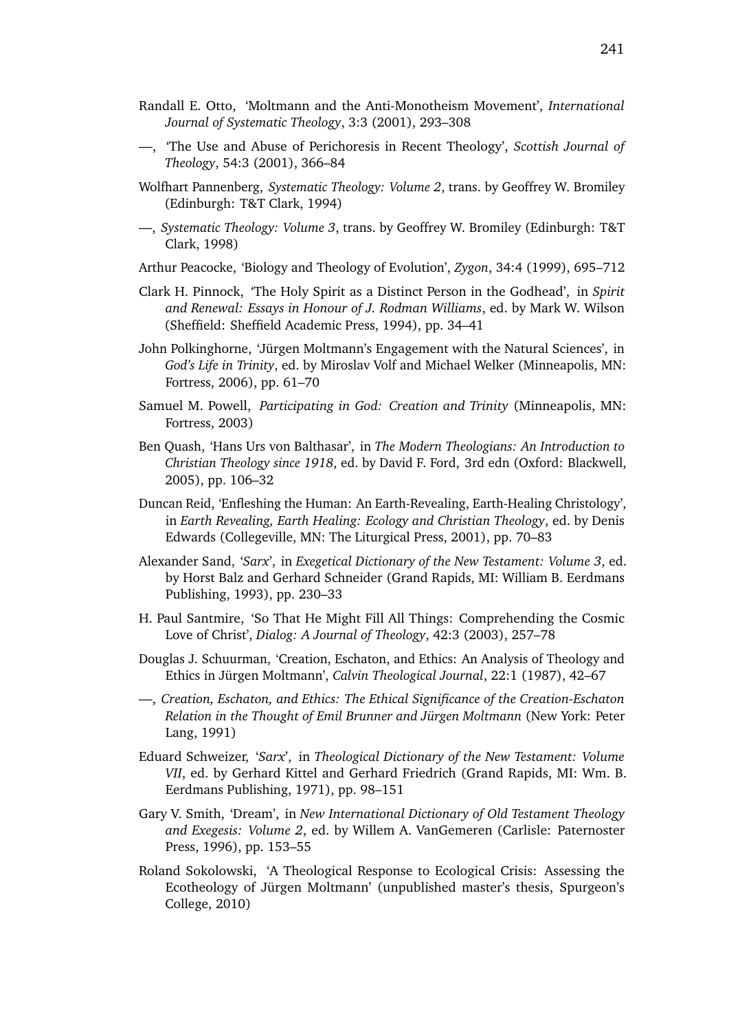Randall E. Otto, 'Moltmann and the Anti-Monotheism Movement', *International Journal of Systematic Theology*, 3:3 (2001), 293–308

—, 'The Use and Abuse of Perichoresis in Recent Theology', *Scottish Journal of Theology*, 54:3 (2001), 366–84

Wolfhart Pannenberg, *Systematic Theology: Volume 2*, trans. by Geoffrey W. Bromiley (Edinburgh: T&T Clark, 1994)

—, *Systematic Theology: Volume 3*, trans. by Geoffrey W. Bromiley (Edinburgh: T&T Clark, 1998)

Arthur Peacocke, 'Biology and Theology of Evolution', *Zygon*, 34:4 (1999), 695–712

Clark H. Pinnock, 'The Holy Spirit as a Distinct Person in the Godhead', in *Spirit and Renewal: Essays in Honour of J. Rodman Williams*, ed. by Mark W. Wilson (Sheffield: Sheffield Academic Press, 1994), pp. 34–41

John Polkinghorne, 'Jürgen Moltmann's Engagement with the Natural Sciences', in *God's Life in Trinity*, ed. by Miroslav Volf and Michael Welker (Minneapolis, MN: Fortress, 2006), pp. 61–70

Samuel M. Powell, *Participating in God: Creation and Trinity* (Minneapolis, MN: Fortress, 2003)

Ben Quash, 'Hans Urs von Balthasar', in *The Modern Theologians: An Introduction to Christian Theology since 1918*, ed. by David F. Ford, 3rd edn (Oxford: Blackwell, 2005), pp. 106–32

Duncan Reid, 'Enfleshing the Human: An Earth-Revealing, Earth-Healing Christology', in *Earth Revealing, Earth Healing: Ecology and Christian Theology*, ed. by Denis Edwards (Collegeville, MN: The Liturgical Press, 2001), pp. 70–83

Alexander Sand, '*Sarx*', in *Exegetical Dictionary of the New Testament: Volume 3*, ed. by Horst Balz and Gerhard Schneider (Grand Rapids, MI: William B. Eerdmans Publishing, 1993), pp. 230–33

H. Paul Santmire, 'So That He Might Fill All Things: Comprehending the Cosmic Love of Christ', *Dialog: A Journal of Theology*, 42:3 (2003), 257–78

Douglas J. Schuurman, 'Creation, Eschaton, and Ethics: An Analysis of Theology and Ethics in Jürgen Moltmann', *Calvin Theological Journal*, 22:1 (1987), 42–67

—, *Creation, Eschaton, and Ethics: The Ethical Significance of the Creation-Eschaton Relation in the Thought of Emil Brunner and Jürgen Moltmann* (New York: Peter Lang, 1991)

Eduard Schweizer, '*Sarx*', in *Theological Dictionary of the New Testament: Volume VII*, ed. by Gerhard Kittel and Gerhard Friedrich (Grand Rapids, MI: Wm. B. Eerdmans Publishing, 1971), pp. 98–151

Gary V. Smith, 'Dream', in *New International Dictionary of Old Testament Theology and Exegesis: Volume 2*, ed. by Willem A. VanGemeren (Carlisle: Paternoster Press, 1996), pp. 153–55

Roland Sokolowski, 'A Theological Response to Ecological Crisis: Assessing the Ecotheology of Jürgen Moltmann' (unpublished master's thesis, Spurgeon's College, 2010)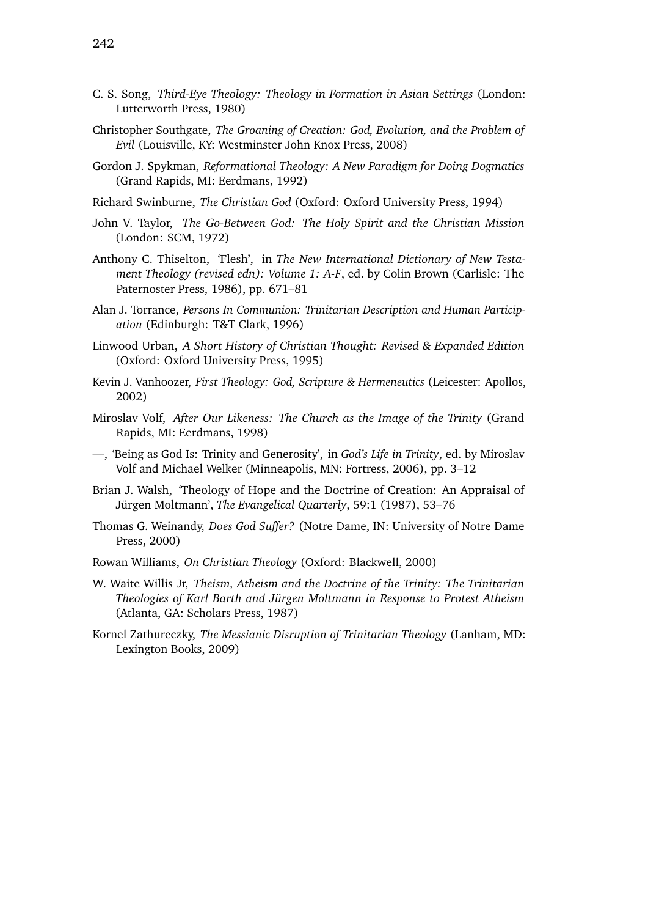C. S. Song, *Third-Eye Theology: Theology in Formation in Asian Settings* (London: Lutterworth Press, 1980)

Christopher Southgate, *The Groaning of Creation: God, Evolution, and the Problem of Evil* (Louisville, KY: Westminster John Knox Press, 2008)

Gordon J. Spykman, *Reformational Theology: A New Paradigm for Doing Dogmatics* (Grand Rapids, MI: Eerdmans, 1992)

Richard Swinburne, *The Christian God* (Oxford: Oxford University Press, 1994)

John V. Taylor, *The Go-Between God: The Holy Spirit and the Christian Mission* (London: SCM, 1972)

Anthony C. Thiselton, 'Flesh', in *The New International Dictionary of New Testament Theology (revised edn): Volume 1: A-F*, ed. by Colin Brown (Carlisle: The Paternoster Press, 1986), pp. 671–81

Alan J. Torrance, *Persons In Communion: Trinitarian Description and Human Participation* (Edinburgh: T&T Clark, 1996)

Linwood Urban, *A Short History of Christian Thought: Revised & Expanded Edition* (Oxford: Oxford University Press, 1995)

Kevin J. Vanhoozer, *First Theology: God, Scripture & Hermeneutics* (Leicester: Apollos, 2002)

Miroslav Volf, *After Our Likeness: The Church as the Image of the Trinity* (Grand Rapids, MI: Eerdmans, 1998)

—, 'Being as God Is: Trinity and Generosity', in *God's Life in Trinity*, ed. by Miroslav Volf and Michael Welker (Minneapolis, MN: Fortress, 2006), pp. 3–12

Brian J. Walsh, 'Theology of Hope and the Doctrine of Creation: An Appraisal of Jürgen Moltmann', *The Evangelical Quarterly*, 59:1 (1987), 53–76

Thomas G. Weinandy, *Does God Suffer?* (Notre Dame, IN: University of Notre Dame Press, 2000)

Rowan Williams, *On Christian Theology* (Oxford: Blackwell, 2000)

W. Waite Willis Jr, *Theism, Atheism and the Doctrine of the Trinity: The Trinitarian Theologies of Karl Barth and Jürgen Moltmann in Response to Protest Atheism* (Atlanta, GA: Scholars Press, 1987)

Kornel Zathureczky, *The Messianic Disruption of Trinitarian Theology* (Lanham, MD: Lexington Books, 2009)